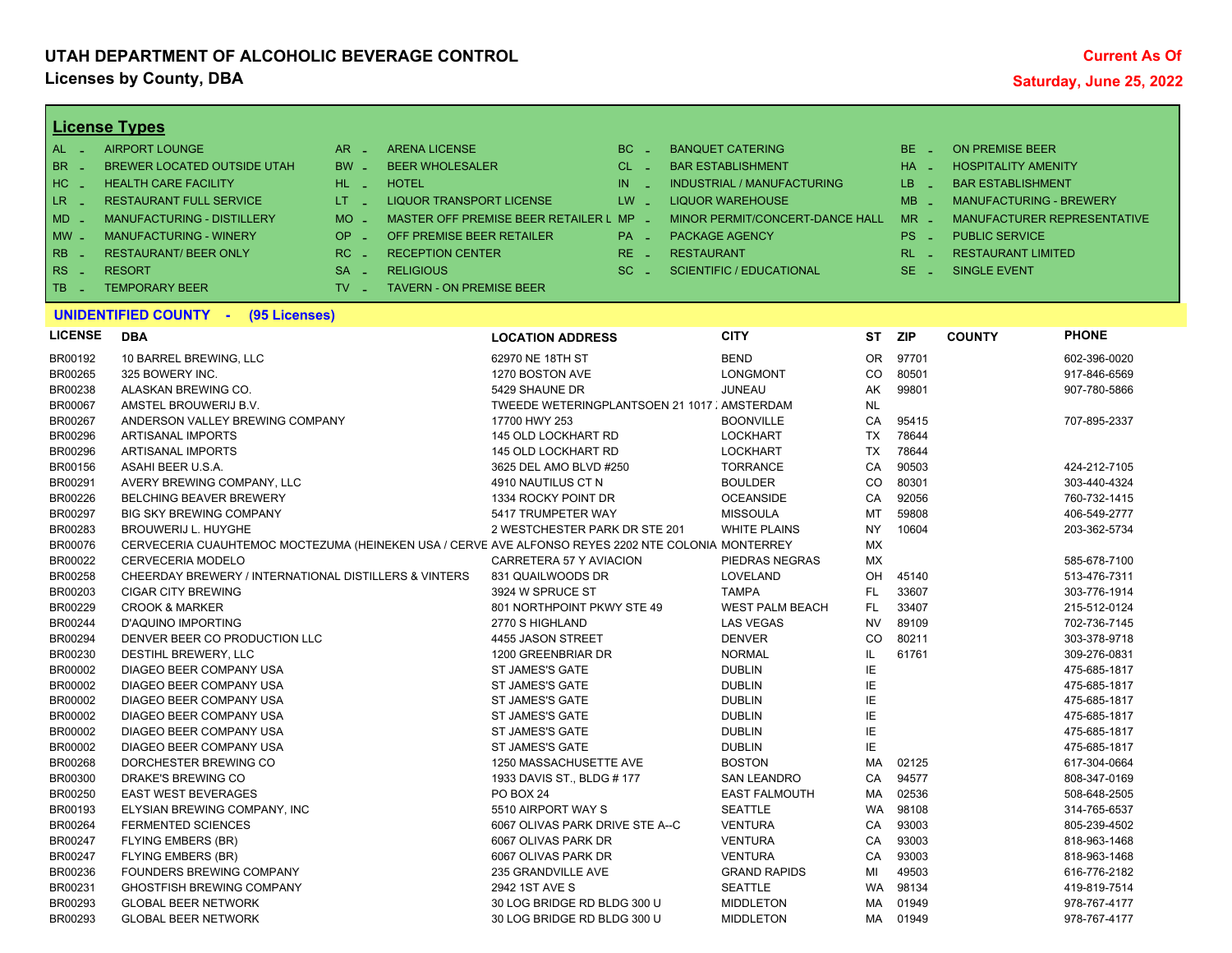# UTAH DEPARTMENT OF ALCOHOLIC BEVERAGE CONTROL

## Licenses by County, DBA

**Current As Of**
**Saturday, June 25, 2022**

### License Types

| | | | | | | | |
|---|---|---|---|---|---|---|---|
| AL - | AIRPORT LOUNGE | AR - | ARENA LICENSE | BC - | BANQUET CATERING | BE - | ON PREMISE BEER |
| BR - | BREWER LOCATED OUTSIDE UTAH | BW - | BEER WHOLESALER | CL - | BAR ESTABLISHMENT | HA - | HOSPITALITY AMENITY |
| HC - | HEALTH CARE FACILITY | HL - | HOTEL | IN - | INDUSTRIAL / MANUFACTURING | LB - | BAR ESTABLISHMENT |
| LR - | RESTAURANT FULL SERVICE | LT - | LIQUOR TRANSPORT LICENSE | LW - | LIQUOR WAREHOUSE | MB - | MANUFACTURING - BREWERY |
| MD - | MANUFACTURING - DISTILLERY | MO - | MASTER OFF PREMISE BEER RETAILER L | MP - | MINOR PERMIT/CONCERT-DANCE HALL | MR - | MANUFACTURER REPRESENTATIVE |
| MW - | MANUFACTURING - WINERY | OP - | OFF PREMISE BEER RETAILER | PA - | PACKAGE AGENCY | PS - | PUBLIC SERVICE |
| RB - | RESTAURANT/ BEER ONLY | RC - | RECEPTION CENTER | RE - | RESTAURANT | RL - | RESTAURANT LIMITED |
| RS - | RESORT | SA - | RELIGIOUS | SC - | SCIENTIFIC / EDUCATIONAL | SE - | SINGLE EVENT |
| TB - | TEMPORARY BEER | TV - | TAVERN - ON PREMISE BEER | | | | |

### UNIDENTIFIED COUNTY - (95 Licenses)

| LICENSE | DBA | LOCATION ADDRESS | CITY | ST | ZIP | COUNTY | PHONE |
|---|---|---|---|---|---|---|---|
| BR00192 | 10 BARREL BREWING, LLC | 62970 NE 18TH ST | BEND | OR | 97701 | | 602-396-0020 |
| BR00265 | 325 BOWERY INC. | 1270 BOSTON AVE | LONGMONT | CO | 80501 | | 917-846-6569 |
| BR00238 | ALASKAN BREWING CO. | 5429 SHAUNE DR | JUNEAU | AK | 99801 | | 907-780-5866 |
| BR00067 | AMSTEL BROUWERIJ B.V. | TWEEDE WETERINGPLANTSOEN 21 1017 | AMSTERDAM | NL | | | |
| BR00267 | ANDERSON VALLEY BREWING COMPANY | 17700 HWY 253 | BOONVILLE | CA | 95415 | | 707-895-2337 |
| BR00296 | ARTISANAL IMPORTS | 145 OLD LOCKHART RD | LOCKHART | TX | 78644 | | |
| BR00296 | ARTISANAL IMPORTS | 145 OLD LOCKHART RD | LOCKHART | TX | 78644 | | |
| BR00156 | ASAHI BEER U.S.A. | 3625 DEL AMO BLVD #250 | TORRANCE | CA | 90503 | | 424-212-7105 |
| BR00291 | AVERY BREWING COMPANY, LLC | 4910 NAUTILUS CT N | BOULDER | CO | 80301 | | 303-440-4324 |
| BR00226 | BELCHING BEAVER BREWERY | 1334 ROCKY POINT DR | OCEANSIDE | CA | 92056 | | 760-732-1415 |
| BR00297 | BIG SKY BREWING COMPANY | 5417 TRUMPETER WAY | MISSOULA | MT | 59808 | | 406-549-2777 |
| BR00283 | BROUWERIJ L. HUYGHE | 2 WESTCHESTER PARK DR STE 201 | WHITE PLAINS | NY | 10604 | | 203-362-5734 |
| BR00076 | CERVECERIA CUAUHTEMOC MOCTEZUMA (HEINEKEN USA / CERVE | AVE ALFONSO REYES 2202 NTE COLONIA | MONTERREY | MX | | | |
| BR00022 | CERVECERIA MODELO | CARRETERA 57 Y AVIACION | PIEDRAS NEGRAS | MX | | | 585-678-7100 |
| BR00258 | CHEERDAY BREWERY / INTERNATIONAL DISTILLERS & VINTERS | 831 QUAILWOODS DR | LOVELAND | OH | 45140 | | 513-476-7311 |
| BR00203 | CIGAR CITY BREWING | 3924 W SPRUCE ST | TAMPA | FL | 33607 | | 303-776-1914 |
| BR00229 | CROOK & MARKER | 801 NORTHPOINT PKWY STE 49 | WEST PALM BEACH | FL | 33407 | | 215-512-0124 |
| BR00244 | D'AQUINO IMPORTING | 2770 S HIGHLAND | LAS VEGAS | NV | 89109 | | 702-736-7145 |
| BR00294 | DENVER BEER CO PRODUCTION LLC | 4455 JASON STREET | DENVER | CO | 80211 | | 303-378-9718 |
| BR00230 | DESTIHL BREWERY, LLC | 1200 GREENBRIAR DR | NORMAL | IL | 61761 | | 309-276-0831 |
| BR00002 | DIAGEO BEER COMPANY USA | ST JAMES'S GATE | DUBLIN | IE | | | 475-685-1817 |
| BR00002 | DIAGEO BEER COMPANY USA | ST JAMES'S GATE | DUBLIN | IE | | | 475-685-1817 |
| BR00002 | DIAGEO BEER COMPANY USA | ST JAMES'S GATE | DUBLIN | IE | | | 475-685-1817 |
| BR00002 | DIAGEO BEER COMPANY USA | ST JAMES'S GATE | DUBLIN | IE | | | 475-685-1817 |
| BR00002 | DIAGEO BEER COMPANY USA | ST JAMES'S GATE | DUBLIN | IE | | | 475-685-1817 |
| BR00002 | DIAGEO BEER COMPANY USA | ST JAMES'S GATE | DUBLIN | IE | | | 475-685-1817 |
| BR00268 | DORCHESTER BREWING CO | 1250 MASSACHUSETTE AVE | BOSTON | MA | 02125 | | 617-304-0664 |
| BR00300 | DRAKE'S BREWING CO | 1933 DAVIS ST., BLDG # 177 | SAN LEANDRO | CA | 94577 | | 808-347-0169 |
| BR00250 | EAST WEST BEVERAGES | PO BOX 24 | EAST FALMOUTH | MA | 02536 | | 508-648-2505 |
| BR00193 | ELYSIAN BREWING COMPANY, INC | 5510 AIRPORT WAY S | SEATTLE | WA | 98108 | | 314-765-6537 |
| BR00264 | FERMENTED SCIENCES | 6067 OLIVAS PARK DRIVE STE A--C | VENTURA | CA | 93003 | | 805-239-4502 |
| BR00247 | FLYING EMBERS (BR) | 6067 OLIVAS PARK DR | VENTURA | CA | 93003 | | 818-963-1468 |
| BR00247 | FLYING EMBERS (BR) | 6067 OLIVAS PARK DR | VENTURA | CA | 93003 | | 818-963-1468 |
| BR00236 | FOUNDERS BREWING COMPANY | 235 GRANDVILLE AVE | GRAND RAPIDS | MI | 49503 | | 616-776-2182 |
| BR00231 | GHOSTFISH BREWING COMPANY | 2942 1ST AVE S | SEATTLE | WA | 98134 | | 419-819-7514 |
| BR00293 | GLOBAL BEER NETWORK | 30 LOG BRIDGE RD BLDG 300 U | MIDDLETON | MA | 01949 | | 978-767-4177 |
| BR00293 | GLOBAL BEER NETWORK | 30 LOG BRIDGE RD BLDG 300 U | MIDDLETON | MA | 01949 | | 978-767-4177 |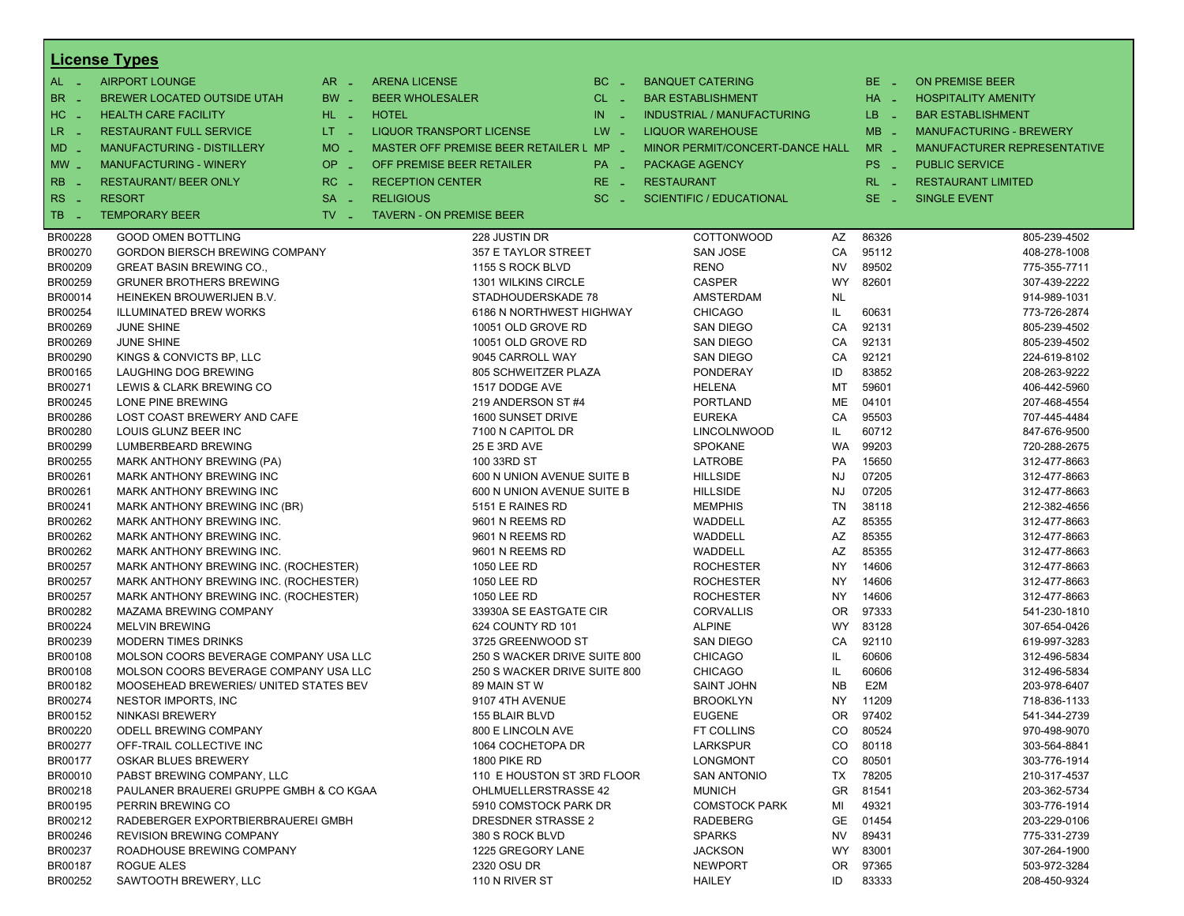## License Types

| Code | Type | Code | Type | Code | Type | Code | Type |
|---|---|---|---|---|---|---|---|
| AL - | AIRPORT LOUNGE | AR - | ARENA LICENSE | BC - | BANQUET CATERING | BE - | ON PREMISE BEER |
| BR - | BREWER LOCATED OUTSIDE UTAH | BW - | BEER WHOLESALER | CL - | BAR ESTABLISHMENT | HA - | HOSPITALITY AMENITY |
| HC - | HEALTH CARE FACILITY | HL - | HOTEL | IN - | INDUSTRIAL / MANUFACTURING | LB - | BAR ESTABLISHMENT |
| LR - | RESTAURANT FULL SERVICE | LT - | LIQUOR TRANSPORT LICENSE | LW - | LIQUOR WAREHOUSE | MB - | MANUFACTURING - BREWERY |
| MD - | MANUFACTURING - DISTILLERY | MO - | MASTER OFF PREMISE BEER RETAILER L | MP - | MINOR PERMIT/CONCERT-DANCE HALL | MR - | MANUFACTURER REPRESENTATIVE |
| MW - | MANUFACTURING - WINERY | OP - | OFF PREMISE BEER RETAILER | PA - | PACKAGE AGENCY | PS - | PUBLIC SERVICE |
| RB - | RESTAURANT/ BEER ONLY | RC - | RECEPTION CENTER | RE - | RESTAURANT | RL - | RESTAURANT LIMITED |
| RS - | RESORT | SA - | RELIGIOUS | SC - | SCIENTIFIC / EDUCATIONAL | SE - | SINGLE EVENT |
| TB - | TEMPORARY BEER | TV - | TAVERN - ON PREMISE BEER | | | | |

| License | Name | Address | City | State | Zip | Phone |
|---|---|---|---|---|---|---|
| BR00228 | GOOD OMEN BOTTLING | 228 JUSTIN DR | COTTONWOOD | AZ | 86326 | 805-239-4502 |
| BR00270 | GORDON BIERSCH BREWING COMPANY | 357 E TAYLOR STREET | SAN JOSE | CA | 95112 | 408-278-1008 |
| BR00209 | GREAT BASIN BREWING CO., | 1155 S ROCK BLVD | RENO | NV | 89502 | 775-355-7711 |
| BR00259 | GRUNER BROTHERS BREWING | 1301 WILKINS CIRCLE | CASPER | WY | 82601 | 307-439-2222 |
| BR00014 | HEINEKEN BROUWERIJEN B.V. | STADHOUDERSKADE 78 | AMSTERDAM | NL | | 914-989-1031 |
| BR00254 | ILLUMINATED BREW WORKS | 6186 N NORTHWEST HIGHWAY | CHICAGO | IL | 60631 | 773-726-2874 |
| BR00269 | JUNE SHINE | 10051 OLD GROVE RD | SAN DIEGO | CA | 92131 | 805-239-4502 |
| BR00269 | JUNE SHINE | 10051 OLD GROVE RD | SAN DIEGO | CA | 92131 | 805-239-4502 |
| BR00290 | KINGS & CONVICTS BP, LLC | 9045 CARROLL WAY | SAN DIEGO | CA | 92121 | 224-619-8102 |
| BR00165 | LAUGHING DOG BREWING | 805 SCHWEITZER PLAZA | PONDERAY | ID | 83852 | 208-263-9222 |
| BR00271 | LEWIS & CLARK BREWING CO | 1517 DODGE AVE | HELENA | MT | 59601 | 406-442-5960 |
| BR00245 | LONE PINE BREWING | 219 ANDERSON ST #4 | PORTLAND | ME | 04101 | 207-468-4554 |
| BR00286 | LOST COAST BREWERY AND CAFE | 1600 SUNSET DRIVE | EUREKA | CA | 95503 | 707-445-4484 |
| BR00280 | LOUIS GLUNZ BEER INC | 7100 N CAPITOL DR | LINCOLNWOOD | IL | 60712 | 847-676-9500 |
| BR00299 | LUMBERBEARD BREWING | 25 E 3RD AVE | SPOKANE | WA | 99203 | 720-288-2675 |
| BR00255 | MARK ANTHONY BREWING (PA) | 100 33RD ST | LATROBE | PA | 15650 | 312-477-8663 |
| BR00261 | MARK ANTHONY BREWING INC | 600 N UNION AVENUE SUITE B | HILLSIDE | NJ | 07205 | 312-477-8663 |
| BR00261 | MARK ANTHONY BREWING INC | 600 N UNION AVENUE SUITE B | HILLSIDE | NJ | 07205 | 312-477-8663 |
| BR00241 | MARK ANTHONY BREWING INC (BR) | 5151 E RAINES RD | MEMPHIS | TN | 38118 | 212-382-4656 |
| BR00262 | MARK ANTHONY BREWING INC. | 9601 N REEMS RD | WADDELL | AZ | 85355 | 312-477-8663 |
| BR00262 | MARK ANTHONY BREWING INC. | 9601 N REEMS RD | WADDELL | AZ | 85355 | 312-477-8663 |
| BR00262 | MARK ANTHONY BREWING INC. | 9601 N REEMS RD | WADDELL | AZ | 85355 | 312-477-8663 |
| BR00257 | MARK ANTHONY BREWING INC. (ROCHESTER) | 1050 LEE RD | ROCHESTER | NY | 14606 | 312-477-8663 |
| BR00257 | MARK ANTHONY BREWING INC. (ROCHESTER) | 1050 LEE RD | ROCHESTER | NY | 14606 | 312-477-8663 |
| BR00257 | MARK ANTHONY BREWING INC. (ROCHESTER) | 1050 LEE RD | ROCHESTER | NY | 14606 | 312-477-8663 |
| BR00282 | MAZAMA BREWING COMPANY | 33930A SE EASTGATE CIR | CORVALLIS | OR | 97333 | 541-230-1810 |
| BR00224 | MELVIN BREWING | 624 COUNTY RD 101 | ALPINE | WY | 83128 | 307-654-0426 |
| BR00239 | MODERN TIMES DRINKS | 3725 GREENWOOD ST | SAN DIEGO | CA | 92110 | 619-997-3283 |
| BR00108 | MOLSON COORS BEVERAGE COMPANY USA LLC | 250 S WACKER DRIVE SUITE 800 | CHICAGO | IL | 60606 | 312-496-5834 |
| BR00108 | MOLSON COORS BEVERAGE COMPANY USA LLC | 250 S WACKER DRIVE SUITE 800 | CHICAGO | IL | 60606 | 312-496-5834 |
| BR00182 | MOOSEHEAD BREWERIES/ UNITED STATES BEV | 89 MAIN ST W | SAINT JOHN | NB | E2M | 203-978-6407 |
| BR00274 | NESTOR IMPORTS, INC | 9107 4TH AVENUE | BROOKLYN | NY | 11209 | 718-836-1133 |
| BR00152 | NINKASI BREWERY | 155 BLAIR BLVD | EUGENE | OR | 97402 | 541-344-2739 |
| BR00220 | ODELL BREWING COMPANY | 800 E LINCOLN AVE | FT COLLINS | CO | 80524 | 970-498-9070 |
| BR00277 | OFF-TRAIL COLLECTIVE INC | 1064 COCHETOPA DR | LARKSPUR | CO | 80118 | 303-564-8841 |
| BR00177 | OSKAR BLUES BREWERY | 1800 PIKE RD | LONGMONT | CO | 80501 | 303-776-1914 |
| BR00010 | PABST BREWING COMPANY, LLC | 110 E HOUSTON ST 3RD FLOOR | SAN ANTONIO | TX | 78205 | 210-317-4537 |
| BR00218 | PAULANER BRAUEREI GRUPPE GMBH & CO KGAA | OHLMUELLERSTRASSE 42 | MUNICH | GR | 81541 | 203-362-5734 |
| BR00195 | PERRIN BREWING CO | 5910 COMSTOCK PARK DR | COMSTOCK PARK | MI | 49321 | 303-776-1914 |
| BR00212 | RADEBERGER EXPORTBIERBRAUEREI GMBH | DRESDNER STRASSE 2 | RADEBERG | GE | 01454 | 203-229-0106 |
| BR00246 | REVISION BREWING COMPANY | 380 S ROCK BLVD | SPARKS | NV | 89431 | 775-331-2739 |
| BR00237 | ROADHOUSE BREWING COMPANY | 1225 GREGORY LANE | JACKSON | WY | 83001 | 307-264-1900 |
| BR00187 | ROGUE ALES | 2320 OSU DR | NEWPORT | OR | 97365 | 503-972-3284 |
| BR00252 | SAWTOOTH BREWERY, LLC | 110 N RIVER ST | HAILEY | ID | 83333 | 208-450-9324 |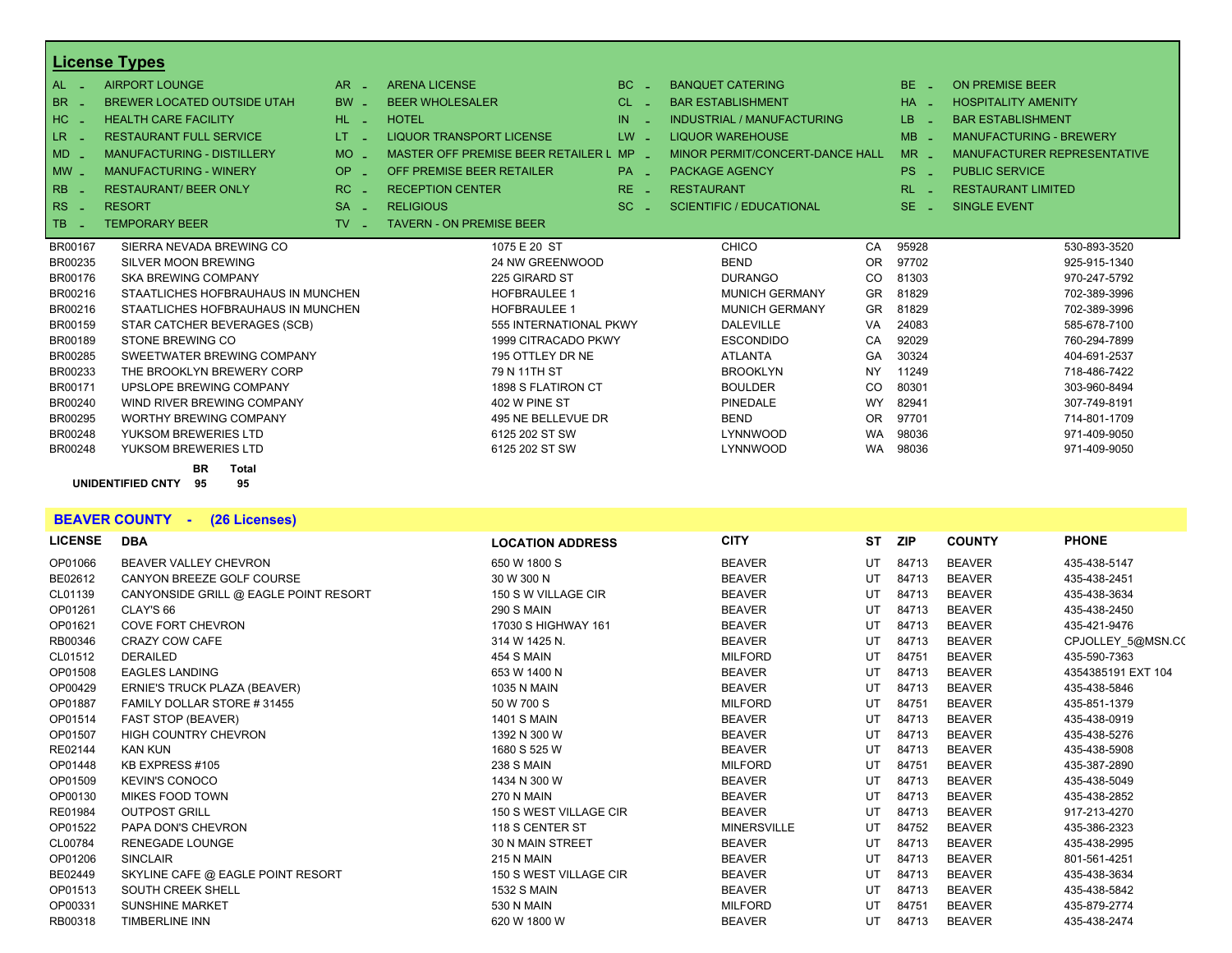## License Types

| | | | | | | | |
|---|---|---|---|---|---|---|---|
| AL - | AIRPORT LOUNGE | AR - | ARENA LICENSE | BC - | BANQUET CATERING | BE - | ON PREMISE BEER |
| BR - | BREWER LOCATED OUTSIDE UTAH | BW - | BEER WHOLESALER | CL - | BAR ESTABLISHMENT | HA - | HOSPITALITY AMENITY |
| HC - | HEALTH CARE FACILITY | HL - | HOTEL | IN - | INDUSTRIAL / MANUFACTURING | LB - | BAR ESTABLISHMENT |
| LR - | RESTAURANT FULL SERVICE | LT - | LIQUOR TRANSPORT LICENSE | LW - | LIQUOR WAREHOUSE | MB - | MANUFACTURING - BREWERY |
| MD - | MANUFACTURING - DISTILLERY | MO - | MASTER OFF PREMISE BEER RETAILER L | MP - | MINOR PERMIT/CONCERT-DANCE HALL | MR - | MANUFACTURER REPRESENTATIVE |
| MW - | MANUFACTURING - WINERY | OP - | OFF PREMISE BEER RETAILER | PA - | PACKAGE AGENCY | PS - | PUBLIC SERVICE |
| RB - | RESTAURANT/ BEER ONLY | RC - | RECEPTION CENTER | RE - | RESTAURANT | RL - | RESTAURANT LIMITED |
| RS - | RESORT | SA - | RELIGIOUS | SC - | SCIENTIFIC / EDUCATIONAL | SE - | SINGLE EVENT |
| TB - | TEMPORARY BEER | TV - | TAVERN - ON PREMISE BEER | | | | |

| LICENSE | DBA | LOCATION ADDRESS | CITY | ST | ZIP | COUNTY | PHONE |
|---|---|---|---|---|---|---|---|
| BR00167 | SIERRA NEVADA BREWING CO | 1075 E 20 ST | CHICO | CA | 95928 | | 530-893-3520 |
| BR00235 | SILVER MOON BREWING | 24 NW GREENWOOD | BEND | OR | 97702 | | 925-915-1340 |
| BR00176 | SKA BREWING COMPANY | 225 GIRARD ST | DURANGO | CO | 81303 | | 970-247-5792 |
| BR00216 | STAATLICHES HOFBRAUHAUS IN MUNCHEN | HOFBRAULEE 1 | MUNICH GERMANY | GR | 81829 | | 702-389-3996 |
| BR00216 | STAATLICHES HOFBRAUHAUS IN MUNCHEN | HOFBRAULEE 1 | MUNICH GERMANY | GR | 81829 | | 702-389-3996 |
| BR00159 | STAR CATCHER BEVERAGES (SCB) | 555 INTERNATIONAL PKWY | DALEVILLE | VA | 24083 | | 585-678-7100 |
| BR00189 | STONE BREWING CO | 1999 CITRACADO PKWY | ESCONDIDO | CA | 92029 | | 760-294-7899 |
| BR00285 | SWEETWATER BREWING COMPANY | 195 OTTLEY DR NE | ATLANTA | GA | 30324 | | 404-691-2537 |
| BR00233 | THE BROOKLYN BREWERY CORP | 79 N 11TH ST | BROOKLYN | NY | 11249 | | 718-486-7422 |
| BR00171 | UPSLOPE BREWING COMPANY | 1898 S FLATIRON CT | BOULDER | CO | 80301 | | 303-960-8494 |
| BR00240 | WIND RIVER BREWING COMPANY | 402 W PINE ST | PINEDALE | WY | 82941 | | 307-749-8191 |
| BR00295 | WORTHY BREWING COMPANY | 495 NE BELLEVUE DR | BEND | OR | 97701 | | 714-801-1709 |
| BR00248 | YUKSOM BREWERIES LTD | 6125 202 ST SW | LYNNWOOD | WA | 98036 | | 971-409-9050 |
| BR00248 | YUKSOM BREWERIES LTD | 6125 202 ST SW | LYNNWOOD | WA | 98036 | | 971-409-9050 |

| | BR | Total |
|---|---|---|
| **UNIDENTIFIED CNTY** | **95** | **95** |

## BEAVER COUNTY - (26 Licenses)

| LICENSE | DBA | LOCATION ADDRESS | CITY | ST | ZIP | COUNTY | PHONE |
|---|---|---|---|---|---|---|---|
| OP01066 | BEAVER VALLEY CHEVRON | 650 W 1800 S | BEAVER | UT | 84713 | BEAVER | 435-438-5147 |
| BE02612 | CANYON BREEZE GOLF COURSE | 30 W 300 N | BEAVER | UT | 84713 | BEAVER | 435-438-2451 |
| CL01139 | CANYONSIDE GRILL @ EAGLE POINT RESORT | 150 S W VILLAGE CIR | BEAVER | UT | 84713 | BEAVER | 435-438-3634 |
| OP01261 | CLAY'S 66 | 290 S MAIN | BEAVER | UT | 84713 | BEAVER | 435-438-2450 |
| OP01621 | COVE FORT CHEVRON | 17030 S HIGHWAY 161 | BEAVER | UT | 84713 | BEAVER | 435-421-9476 |
| RB00346 | CRAZY COW CAFE | 314 W 1425 N. | BEAVER | UT | 84713 | BEAVER | CPJOLLEY_5@MSN.C( |
| CL01512 | DERAILED | 454 S MAIN | MILFORD | UT | 84751 | BEAVER | 435-590-7363 |
| OP01508 | EAGLES LANDING | 653 W 1400 N | BEAVER | UT | 84713 | BEAVER | 4354385191 EXT 104 |
| OP00429 | ERNIE'S TRUCK PLAZA (BEAVER) | 1035 N MAIN | BEAVER | UT | 84713 | BEAVER | 435-438-5846 |
| OP01887 | FAMILY DOLLAR STORE # 31455 | 50 W 700 S | MILFORD | UT | 84751 | BEAVER | 435-851-1379 |
| OP01514 | FAST STOP (BEAVER) | 1401 S MAIN | BEAVER | UT | 84713 | BEAVER | 435-438-0919 |
| OP01507 | HIGH COUNTRY CHEVRON | 1392 N 300 W | BEAVER | UT | 84713 | BEAVER | 435-438-5276 |
| RE02144 | KAN KUN | 1680 S 525 W | BEAVER | UT | 84713 | BEAVER | 435-438-5908 |
| OP01448 | KB EXPRESS #105 | 238 S MAIN | MILFORD | UT | 84751 | BEAVER | 435-387-2890 |
| OP01509 | KEVIN'S CONOCO | 1434 N 300 W | BEAVER | UT | 84713 | BEAVER | 435-438-5049 |
| OP00130 | MIKES FOOD TOWN | 270 N MAIN | BEAVER | UT | 84713 | BEAVER | 435-438-2852 |
| RE01984 | OUTPOST GRILL | 150 S WEST VILLAGE CIR | BEAVER | UT | 84713 | BEAVER | 917-213-4270 |
| OP01522 | PAPA DON'S CHEVRON | 118 S CENTER ST | MINERSVILLE | UT | 84752 | BEAVER | 435-386-2323 |
| CL00784 | RENEGADE LOUNGE | 30 N MAIN STREET | BEAVER | UT | 84713 | BEAVER | 435-438-2995 |
| OP01206 | SINCLAIR | 215 N MAIN | BEAVER | UT | 84713 | BEAVER | 801-561-4251 |
| BE02449 | SKYLINE CAFE @ EAGLE POINT RESORT | 150 S WEST VILLAGE CIR | BEAVER | UT | 84713 | BEAVER | 435-438-3634 |
| OP01513 | SOUTH CREEK SHELL | 1532 S MAIN | BEAVER | UT | 84713 | BEAVER | 435-438-5842 |
| OP00331 | SUNSHINE MARKET | 530 N MAIN | MILFORD | UT | 84751 | BEAVER | 435-879-2774 |
| RB00318 | TIMBERLINE INN | 620 W 1800 W | BEAVER | UT | 84713 | BEAVER | 435-438-2474 |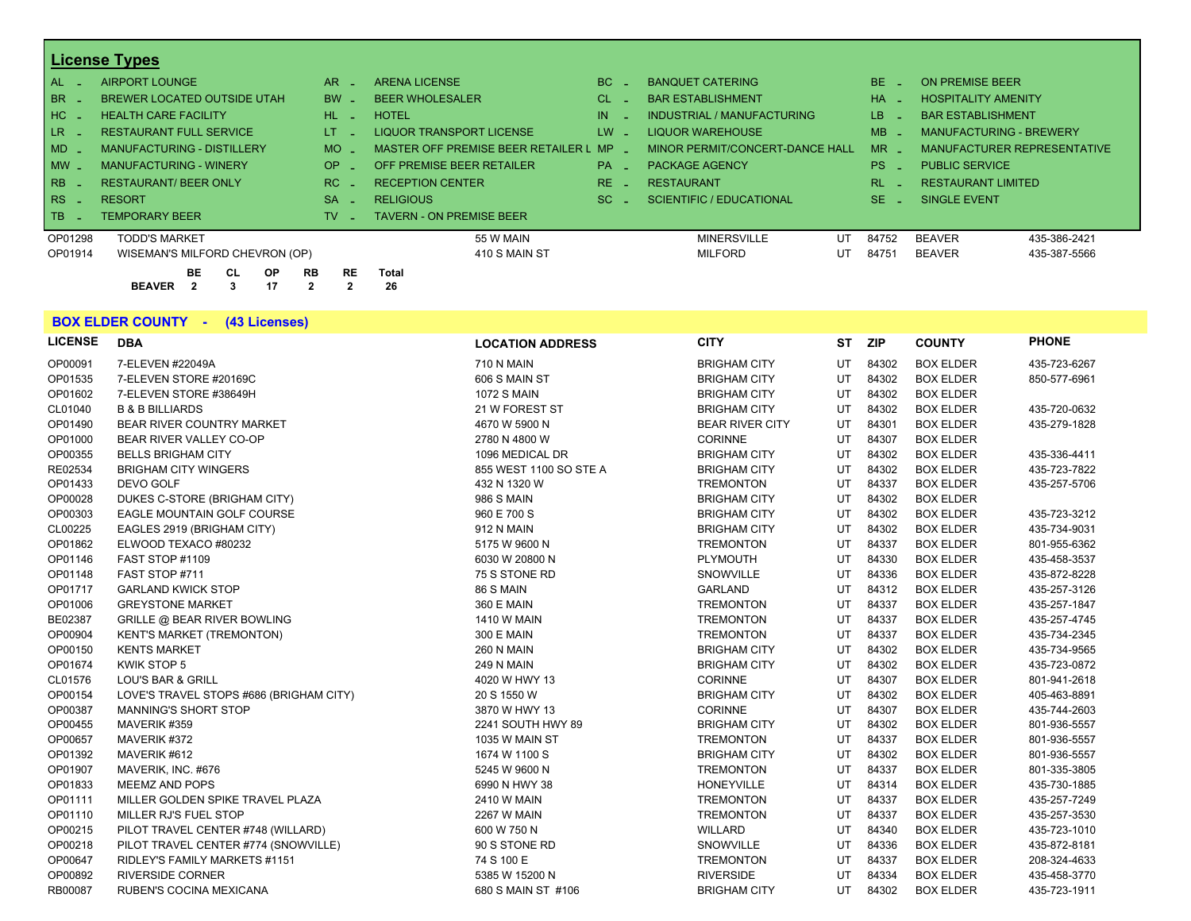## License Types

| Code | Type | Code | Type | Code | Type | Code | Type |
|---|---|---|---|---|---|---|---|
| AL - | AIRPORT LOUNGE | AR - | ARENA LICENSE | BC - | BANQUET CATERING | BE - | ON PREMISE BEER |
| BR - | BREWER LOCATED OUTSIDE UTAH | BW - | BEER WHOLESALER | CL - | BAR ESTABLISHMENT | HA - | HOSPITALITY AMENITY |
| HC - | HEALTH CARE FACILITY | HL - | HOTEL | IN - | INDUSTRIAL / MANUFACTURING | LB - | BAR ESTABLISHMENT |
| LR - | RESTAURANT FULL SERVICE | LT - | LIQUOR TRANSPORT LICENSE | LW - | LIQUOR WAREHOUSE | MB - | MANUFACTURING - BREWERY |
| MD - | MANUFACTURING - DISTILLERY | MO - | MASTER OFF PREMISE BEER RETAILER L | MP - | MINOR PERMIT/CONCERT-DANCE HALL | MR - | MANUFACTURER REPRESENTATIVE |
| MW - | MANUFACTURING - WINERY | OP - | OFF PREMISE BEER RETAILER | PA - | PACKAGE AGENCY | PS - | PUBLIC SERVICE |
| RB - | RESTAURANT/ BEER ONLY | RC - | RECEPTION CENTER | RE - | RESTAURANT | RL - | RESTAURANT LIMITED |
| RS - | RESORT | SA - | RELIGIOUS | SC - | SCIENTIFIC / EDUCATIONAL | SE - | SINGLE EVENT |
| TB - | TEMPORARY BEER | TV - | TAVERN - ON PREMISE BEER | | | | |

| LICENSE | DBA | LOCATION ADDRESS | CITY | ST | ZIP | COUNTY | PHONE |
|---|---|---|---|---|---|---|---|
| OP01298 | TODD'S MARKET | 55 W MAIN | MINERSVILLE | UT | 84752 | BEAVER | 435-386-2421 |
| OP01914 | WISEMAN'S MILFORD CHEVRON (OP) | 410 S MAIN ST | MILFORD | UT | 84751 | BEAVER | 435-387-5566 |

| | BE | CL | OP | RB | RE | Total |
|---|---|---|---|---|---|---|
| BEAVER | 2 | 3 | 17 | 2 | 2 | 26 |

## BOX ELDER COUNTY - (43 Licenses)

| LICENSE | DBA | LOCATION ADDRESS | CITY | ST | ZIP | COUNTY | PHONE |
|---|---|---|---|---|---|---|---|
| OP00091 | 7-ELEVEN #22049A | 710 N MAIN | BRIGHAM CITY | UT | 84302 | BOX ELDER | 435-723-6267 |
| OP01535 | 7-ELEVEN STORE #20169C | 606 S MAIN ST | BRIGHAM CITY | UT | 84302 | BOX ELDER | 850-577-6961 |
| OP01602 | 7-ELEVEN STORE #38649H | 1072 S MAIN | BRIGHAM CITY | UT | 84302 | BOX ELDER | |
| CL01040 | B & B BILLIARDS | 21 W FOREST ST | BRIGHAM CITY | UT | 84302 | BOX ELDER | 435-720-0632 |
| OP01490 | BEAR RIVER COUNTRY MARKET | 4670 W 5900 N | BEAR RIVER CITY | UT | 84301 | BOX ELDER | 435-279-1828 |
| OP01000 | BEAR RIVER VALLEY CO-OP | 2780 N 4800 W | CORINNE | UT | 84307 | BOX ELDER | |
| OP00355 | BELLS BRIGHAM CITY | 1096 MEDICAL DR | BRIGHAM CITY | UT | 84302 | BOX ELDER | 435-336-4411 |
| RE02534 | BRIGHAM CITY WINGERS | 855 WEST 1100 SO STE A | BRIGHAM CITY | UT | 84302 | BOX ELDER | 435-723-7822 |
| OP01433 | DEVO GOLF | 432 N 1320 W | TREMONTON | UT | 84337 | BOX ELDER | 435-257-5706 |
| OP00028 | DUKES C-STORE (BRIGHAM CITY) | 986 S MAIN | BRIGHAM CITY | UT | 84302 | BOX ELDER | |
| OP00303 | EAGLE MOUNTAIN GOLF COURSE | 960 E 700 S | BRIGHAM CITY | UT | 84302 | BOX ELDER | 435-723-3212 |
| CL00225 | EAGLES 2919 (BRIGHAM CITY) | 912 N MAIN | BRIGHAM CITY | UT | 84302 | BOX ELDER | 435-734-9031 |
| OP01862 | ELWOOD TEXACO #80232 | 5175 W 9600 N | TREMONTON | UT | 84337 | BOX ELDER | 801-955-6362 |
| OP01146 | FAST STOP #1109 | 6030 W 20800 N | PLYMOUTH | UT | 84330 | BOX ELDER | 435-458-3537 |
| OP01148 | FAST STOP #711 | 75 S STONE RD | SNOWVILLE | UT | 84336 | BOX ELDER | 435-872-8228 |
| OP01717 | GARLAND KWICK STOP | 86 S MAIN | GARLAND | UT | 84312 | BOX ELDER | 435-257-3126 |
| OP01006 | GREYSTONE MARKET | 360 E MAIN | TREMONTON | UT | 84337 | BOX ELDER | 435-257-1847 |
| BE02387 | GRILLE @ BEAR RIVER BOWLING | 1410 W MAIN | TREMONTON | UT | 84337 | BOX ELDER | 435-257-4745 |
| OP00904 | KENT'S MARKET (TREMONTON) | 300 E MAIN | TREMONTON | UT | 84337 | BOX ELDER | 435-734-2345 |
| OP00150 | KENTS MARKET | 260 N MAIN | BRIGHAM CITY | UT | 84302 | BOX ELDER | 435-734-9565 |
| OP01674 | KWIK STOP 5 | 249 N MAIN | BRIGHAM CITY | UT | 84302 | BOX ELDER | 435-723-0872 |
| CL01576 | LOU'S BAR & GRILL | 4020 W HWY 13 | CORINNE | UT | 84307 | BOX ELDER | 801-941-2618 |
| OP00154 | LOVE'S TRAVEL STOPS #686 (BRIGHAM CITY) | 20 S 1550 W | BRIGHAM CITY | UT | 84302 | BOX ELDER | 405-463-8891 |
| OP00387 | MANNING'S SHORT STOP | 3870 W HWY 13 | CORINNE | UT | 84307 | BOX ELDER | 435-744-2603 |
| OP00455 | MAVERIK #359 | 2241 SOUTH HWY 89 | BRIGHAM CITY | UT | 84302 | BOX ELDER | 801-936-5557 |
| OP00657 | MAVERIK #372 | 1035 W MAIN ST | TREMONTON | UT | 84337 | BOX ELDER | 801-936-5557 |
| OP01392 | MAVERIK #612 | 1674 W 1100 S | BRIGHAM CITY | UT | 84302 | BOX ELDER | 801-936-5557 |
| OP01907 | MAVERIK, INC. #676 | 5245 W 9600 N | TREMONTON | UT | 84337 | BOX ELDER | 801-335-3805 |
| OP01833 | MEEMZ AND POPS | 6990 N HWY 38 | HONEYVILLE | UT | 84314 | BOX ELDER | 435-730-1885 |
| OP01111 | MILLER GOLDEN SPIKE TRAVEL PLAZA | 2410 W MAIN | TREMONTON | UT | 84337 | BOX ELDER | 435-257-7249 |
| OP01110 | MILLER RJ'S FUEL STOP | 2267 W MAIN | TREMONTON | UT | 84337 | BOX ELDER | 435-257-3530 |
| OP00215 | PILOT TRAVEL CENTER #748 (WILLARD) | 600 W 750 N | WILLARD | UT | 84340 | BOX ELDER | 435-723-1010 |
| OP00218 | PILOT TRAVEL CENTER #774 (SNOWVILLE) | 90 S STONE RD | SNOWVILLE | UT | 84336 | BOX ELDER | 435-872-8181 |
| OP00647 | RIDLEY'S FAMILY MARKETS #1151 | 74 S 100 E | TREMONTON | UT | 84337 | BOX ELDER | 208-324-4633 |
| OP00892 | RIVERSIDE CORNER | 5385 W 15200 N | RIVERSIDE | UT | 84334 | BOX ELDER | 435-458-3770 |
| RB00087 | RUBEN'S COCINA MEXICANA | 680 S MAIN ST #106 | BRIGHAM CITY | UT | 84302 | BOX ELDER | 435-723-1911 |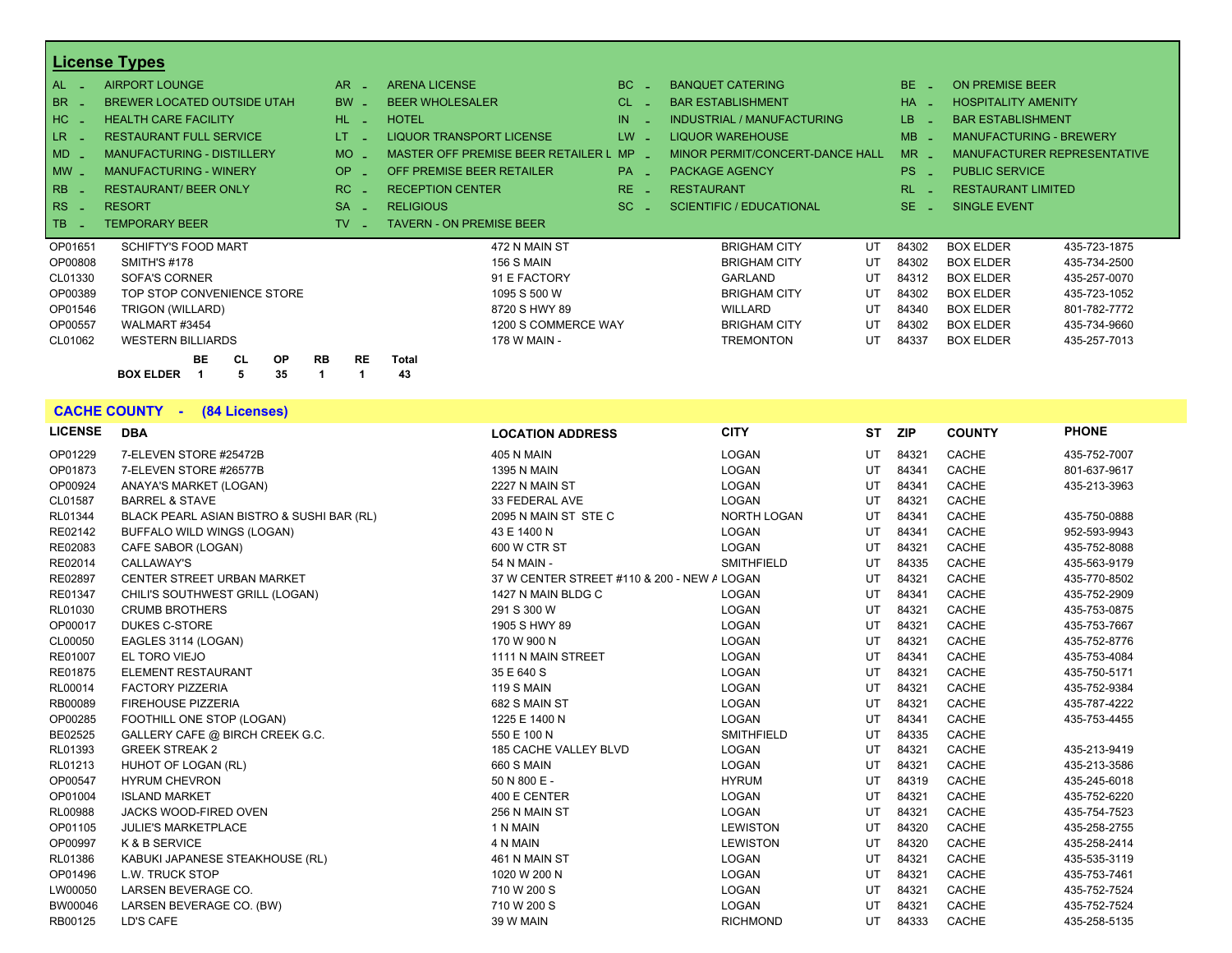## License Types

| Code | Type | Code | Type | Code | Type | Code | Type |
|---|---|---|---|---|---|---|---|
| AL - | AIRPORT LOUNGE | AR - | ARENA LICENSE | BC - | BANQUET CATERING | BE - | ON PREMISE BEER |
| BR - | BREWER LOCATED OUTSIDE UTAH | BW - | BEER WHOLESALER | CL - | BAR ESTABLISHMENT | HA - | HOSPITALITY AMENITY |
| HC - | HEALTH CARE FACILITY | HL - | HOTEL | IN - | INDUSTRIAL / MANUFACTURING | LB - | BAR ESTABLISHMENT |
| LR - | RESTAURANT FULL SERVICE | LT - | LIQUOR TRANSPORT LICENSE | LW - | LIQUOR WAREHOUSE | MB - | MANUFACTURING - BREWERY |
| MD - | MANUFACTURING - DISTILLERY | MO - | MASTER OFF PREMISE BEER RETAILER L | MP - | MINOR PERMIT/CONCERT-DANCE HALL | MR - | MANUFACTURER REPRESENTATIVE |
| MW - | MANUFACTURING - WINERY | OP - | OFF PREMISE BEER RETAILER | PA - | PACKAGE AGENCY | PS - | PUBLIC SERVICE |
| RB - | RESTAURANT/ BEER ONLY | RC - | RECEPTION CENTER | RE - | RESTAURANT | RL - | RESTAURANT LIMITED |
| RS - | RESORT | SA - | RELIGIOUS | SC - | SCIENTIFIC / EDUCATIONAL | SE - | SINGLE EVENT |
| TB - | TEMPORARY BEER | TV - | TAVERN - ON PREMISE BEER | | | | |

| LICENSE | DBA | LOCATION ADDRESS | CITY | ST | ZIP | COUNTY | PHONE |
|---|---|---|---|---|---|---|---|
| OP01651 | SCHIFTY'S FOOD MART | 472 N MAIN ST | BRIGHAM CITY | UT | 84302 | BOX ELDER | 435-723-1875 |
| OP00808 | SMITH'S #178 | 156 S MAIN | BRIGHAM CITY | UT | 84302 | BOX ELDER | 435-734-2500 |
| CL01330 | SOFA'S CORNER | 91 E FACTORY | GARLAND | UT | 84312 | BOX ELDER | 435-257-0070 |
| OP00389 | TOP STOP CONVENIENCE STORE | 1095 S 500 W | BRIGHAM CITY | UT | 84302 | BOX ELDER | 435-723-1052 |
| OP01546 | TRIGON (WILLARD) | 8720 S HWY 89 | WILLARD | UT | 84340 | BOX ELDER | 801-782-7772 |
| OP00557 | WALMART #3454 | 1200 S COMMERCE WAY | BRIGHAM CITY | UT | 84302 | BOX ELDER | 435-734-9660 |
| CL01062 | WESTERN BILLIARDS | 178 W MAIN - | TREMONTON | UT | 84337 | BOX ELDER | 435-257-7013 |

| | BE | CL | OP | RB | RE | Total |
|---|---|---|---|---|---|---|
| BOX ELDER | 1 | 5 | 35 | 1 | 1 | 43 |

## CACHE COUNTY - (84 Licenses)

| LICENSE | DBA | LOCATION ADDRESS | CITY | ST | ZIP | COUNTY | PHONE |
|---|---|---|---|---|---|---|---|
| OP01229 | 7-ELEVEN STORE #25472B | 405 N MAIN | LOGAN | UT | 84321 | CACHE | 435-752-7007 |
| OP01873 | 7-ELEVEN STORE #26577B | 1395 N MAIN | LOGAN | UT | 84341 | CACHE | 801-637-9617 |
| OP00924 | ANAYA'S MARKET (LOGAN) | 2227 N MAIN ST | LOGAN | UT | 84341 | CACHE | 435-213-3963 |
| CL01587 | BARREL & STAVE | 33 FEDERAL AVE | LOGAN | UT | 84321 | CACHE | |
| RL01344 | BLACK PEARL ASIAN BISTRO & SUSHI BAR (RL) | 2095 N MAIN ST STE C | NORTH LOGAN | UT | 84341 | CACHE | 435-750-0888 |
| RE02142 | BUFFALO WILD WINGS (LOGAN) | 43 E 1400 N | LOGAN | UT | 84341 | CACHE | 952-593-9943 |
| RE02083 | CAFE SABOR (LOGAN) | 600 W CTR ST | LOGAN | UT | 84321 | CACHE | 435-752-8088 |
| RE02014 | CALLAWAY'S | 54 N MAIN - | SMITHFIELD | UT | 84335 | CACHE | 435-563-9179 |
| RE02897 | CENTER STREET URBAN MARKET | 37 W CENTER STREET #110 & 200 - NEW A | LOGAN | UT | 84321 | CACHE | 435-770-8502 |
| RE01347 | CHILI'S SOUTHWEST GRILL (LOGAN) | 1427 N MAIN BLDG C | LOGAN | UT | 84341 | CACHE | 435-752-2909 |
| RL01030 | CRUMB BROTHERS | 291 S 300 W | LOGAN | UT | 84321 | CACHE | 435-753-0875 |
| OP00017 | DUKES C-STORE | 1905 S HWY 89 | LOGAN | UT | 84321 | CACHE | 435-753-7667 |
| CL00050 | EAGLES 3114 (LOGAN) | 170 W 900 N | LOGAN | UT | 84321 | CACHE | 435-752-8776 |
| RE01007 | EL TORO VIEJO | 1111 N MAIN STREET | LOGAN | UT | 84341 | CACHE | 435-753-4084 |
| RE01875 | ELEMENT RESTAURANT | 35 E 640 S | LOGAN | UT | 84321 | CACHE | 435-750-5171 |
| RL00014 | FACTORY PIZZERIA | 119 S MAIN | LOGAN | UT | 84321 | CACHE | 435-752-9384 |
| RB00089 | FIREHOUSE PIZZERIA | 682 S MAIN ST | LOGAN | UT | 84321 | CACHE | 435-787-4222 |
| OP00285 | FOOTHILL ONE STOP (LOGAN) | 1225 E 1400 N | LOGAN | UT | 84341 | CACHE | 435-753-4455 |
| BE02525 | GALLERY CAFE @ BIRCH CREEK G.C. | 550 E 100 N | SMITHFIELD | UT | 84335 | CACHE | |
| RL01393 | GREEK STREAK 2 | 185 CACHE VALLEY BLVD | LOGAN | UT | 84321 | CACHE | 435-213-9419 |
| RL01213 | HUHOT OF LOGAN (RL) | 660 S MAIN | LOGAN | UT | 84321 | CACHE | 435-213-3586 |
| OP00547 | HYRUM CHEVRON | 50 N 800 E - | HYRUM | UT | 84319 | CACHE | 435-245-6018 |
| OP01004 | ISLAND MARKET | 400 E CENTER | LOGAN | UT | 84321 | CACHE | 435-752-6220 |
| RL00988 | JACKS WOOD-FIRED OVEN | 256 N MAIN ST | LOGAN | UT | 84321 | CACHE | 435-754-7523 |
| OP01105 | JULIE'S MARKETPLACE | 1 N MAIN | LEWISTON | UT | 84320 | CACHE | 435-258-2755 |
| OP00997 | K & B SERVICE | 4 N MAIN | LEWISTON | UT | 84320 | CACHE | 435-258-2414 |
| RL01386 | KABUKI JAPANESE STEAKHOUSE (RL) | 461 N MAIN ST | LOGAN | UT | 84321 | CACHE | 435-535-3119 |
| OP01496 | L.W. TRUCK STOP | 1020 W 200 N | LOGAN | UT | 84321 | CACHE | 435-753-7461 |
| LW00050 | LARSEN BEVERAGE CO. | 710 W 200 S | LOGAN | UT | 84321 | CACHE | 435-752-7524 |
| BW00046 | LARSEN BEVERAGE CO. (BW) | 710 W 200 S | LOGAN | UT | 84321 | CACHE | 435-752-7524 |
| RB00125 | LD'S CAFE | 39 W MAIN | RICHMOND | UT | 84333 | CACHE | 435-258-5135 |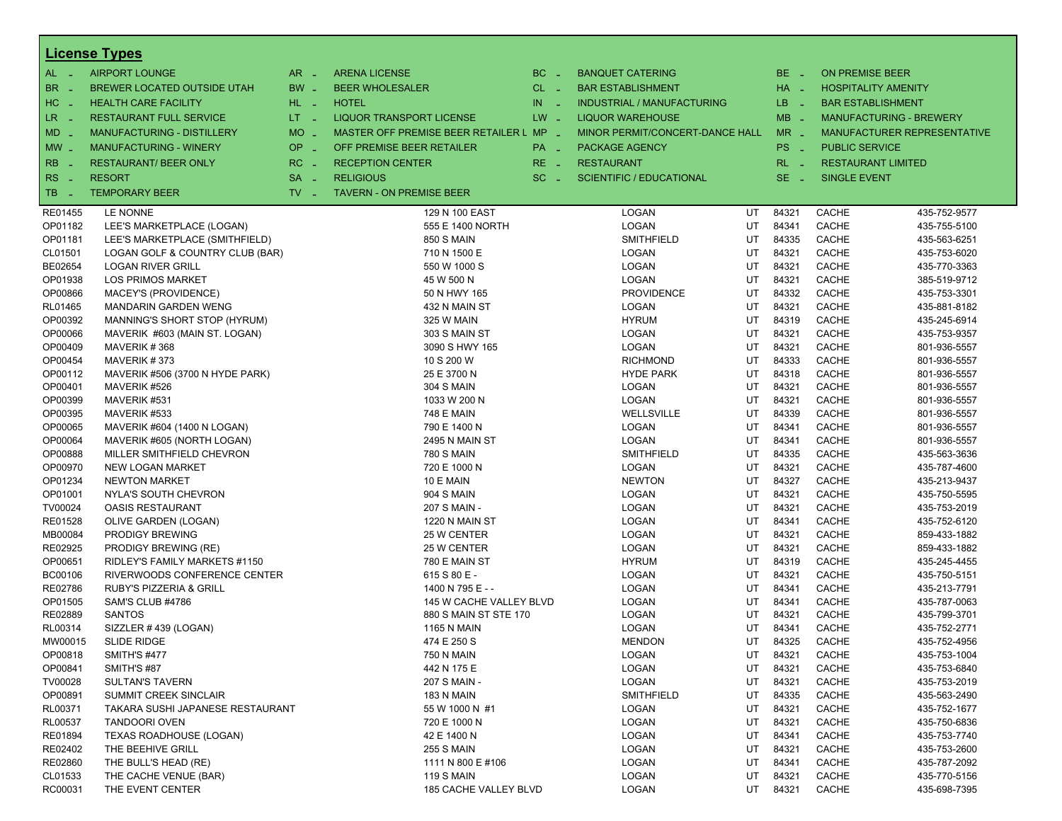## License Types

| Code | Type | Code | Type | Code | Type | Code | Type |
|---|---|---|---|---|---|---|---|
| AL - | AIRPORT LOUNGE | AR - | ARENA LICENSE | BC - | BANQUET CATERING | BE - | ON PREMISE BEER |
| BR - | BREWER LOCATED OUTSIDE UTAH | BW - | BEER WHOLESALER | CL - | BAR ESTABLISHMENT | HA - | HOSPITALITY AMENITY |
| HC - | HEALTH CARE FACILITY | HL - | HOTEL | IN - | INDUSTRIAL / MANUFACTURING | LB - | BAR ESTABLISHMENT |
| LR - | RESTAURANT FULL SERVICE | LT - | LIQUOR TRANSPORT LICENSE | LW - | LIQUOR WAREHOUSE | MB - | MANUFACTURING - BREWERY |
| MD - | MANUFACTURING - DISTILLERY | MO - | MASTER OFF PREMISE BEER RETAILER L | MP - | MINOR PERMIT/CONCERT-DANCE HALL | MR - | MANUFACTURER REPRESENTATIVE |
| MW - | MANUFACTURING - WINERY | OP - | OFF PREMISE BEER RETAILER | PA - | PACKAGE AGENCY | PS - | PUBLIC SERVICE |
| RB - | RESTAURANT/ BEER ONLY | RC - | RECEPTION CENTER | RE - | RESTAURANT | RL - | RESTAURANT LIMITED |
| RS - | RESORT | SA - | RELIGIOUS | SC - | SCIENTIFIC / EDUCATIONAL | SE - | SINGLE EVENT |
| TB - | TEMPORARY BEER | TV - | TAVERN - ON PREMISE BEER | | | | |

| License | Name | Address | City | State | Zip | County | Phone |
|---|---|---|---|---|---|---|---|
| RE01455 | LE NONNE | 129 N 100 EAST | LOGAN | UT | 84321 | CACHE | 435-752-9577 |
| OP01182 | LEE'S MARKETPLACE (LOGAN) | 555 E 1400 NORTH | LOGAN | UT | 84341 | CACHE | 435-755-5100 |
| OP01181 | LEE'S MARKETPLACE (SMITHFIELD) | 850 S MAIN | SMITHFIELD | UT | 84335 | CACHE | 435-563-6251 |
| CL01501 | LOGAN GOLF & COUNTRY CLUB (BAR) | 710 N 1500 E | LOGAN | UT | 84321 | CACHE | 435-753-6020 |
| BE02654 | LOGAN RIVER GRILL | 550 W 1000 S | LOGAN | UT | 84321 | CACHE | 435-770-3363 |
| OP01938 | LOS PRIMOS MARKET | 45 W 500 N | LOGAN | UT | 84321 | CACHE | 385-519-9712 |
| OP00866 | MACEY'S (PROVIDENCE) | 50 N HWY 165 | PROVIDENCE | UT | 84332 | CACHE | 435-753-3301 |
| RL01465 | MANDARIN GARDEN WENG | 432 N MAIN ST | LOGAN | UT | 84321 | CACHE | 435-881-8182 |
| OP00392 | MANNING'S SHORT STOP (HYRUM) | 325 W MAIN | HYRUM | UT | 84319 | CACHE | 435-245-6914 |
| OP00066 | MAVERIK #603 (MAIN ST. LOGAN) | 303 S MAIN ST | LOGAN | UT | 84321 | CACHE | 435-753-9357 |
| OP00409 | MAVERIK # 368 | 3090 S HWY 165 | LOGAN | UT | 84321 | CACHE | 801-936-5557 |
| OP00454 | MAVERIK # 373 | 10 S 200 W | RICHMOND | UT | 84333 | CACHE | 801-936-5557 |
| OP00112 | MAVERIK #506 (3700 N HYDE PARK) | 25 E 3700 N | HYDE PARK | UT | 84318 | CACHE | 801-936-5557 |
| OP00401 | MAVERIK #526 | 304 S MAIN | LOGAN | UT | 84321 | CACHE | 801-936-5557 |
| OP00399 | MAVERIK #531 | 1033 W 200 N | LOGAN | UT | 84321 | CACHE | 801-936-5557 |
| OP00395 | MAVERIK #533 | 748 E MAIN | WELLSVILLE | UT | 84339 | CACHE | 801-936-5557 |
| OP00065 | MAVERIK #604 (1400 N LOGAN) | 790 E 1400 N | LOGAN | UT | 84341 | CACHE | 801-936-5557 |
| OP00064 | MAVERIK #605 (NORTH LOGAN) | 2495 N MAIN ST | LOGAN | UT | 84341 | CACHE | 801-936-5557 |
| OP00888 | MILLER SMITHFIELD CHEVRON | 780 S MAIN | SMITHFIELD | UT | 84335 | CACHE | 435-563-3636 |
| OP00970 | NEW LOGAN MARKET | 720 E 1000 N | LOGAN | UT | 84321 | CACHE | 435-787-4600 |
| OP01234 | NEWTON MARKET | 10 E MAIN | NEWTON | UT | 84327 | CACHE | 435-213-9437 |
| OP01001 | NYLA'S SOUTH CHEVRON | 904 S MAIN | LOGAN | UT | 84321 | CACHE | 435-750-5595 |
| TV00024 | OASIS RESTAURANT | 207 S MAIN - | LOGAN | UT | 84321 | CACHE | 435-753-2019 |
| RE01528 | OLIVE GARDEN (LOGAN) | 1220 N MAIN ST | LOGAN | UT | 84341 | CACHE | 435-752-6120 |
| MB00084 | PRODIGY BREWING | 25 W CENTER | LOGAN | UT | 84321 | CACHE | 859-433-1882 |
| RE02925 | PRODIGY BREWING (RE) | 25 W CENTER | LOGAN | UT | 84321 | CACHE | 859-433-1882 |
| OP00651 | RIDLEY'S FAMILY MARKETS #1150 | 780 E MAIN ST | HYRUM | UT | 84319 | CACHE | 435-245-4455 |
| BC00106 | RIVERWOODS CONFERENCE CENTER | 615 S 80 E - | LOGAN | UT | 84321 | CACHE | 435-750-5151 |
| RE02786 | RUBY'S PIZZERIA & GRILL | 1400 N 795 E - - | LOGAN | UT | 84341 | CACHE | 435-213-7791 |
| OP01505 | SAM'S CLUB #4786 | 145 W CACHE VALLEY BLVD | LOGAN | UT | 84341 | CACHE | 435-787-0063 |
| RE02889 | SANTOS | 880 S MAIN ST STE 170 | LOGAN | UT | 84321 | CACHE | 435-799-3701 |
| RL00314 | SIZZLER # 439 (LOGAN) | 1165 N MAIN | LOGAN | UT | 84341 | CACHE | 435-752-2771 |
| MW00015 | SLIDE RIDGE | 474 E 250 S | MENDON | UT | 84325 | CACHE | 435-752-4956 |
| OP00818 | SMITH'S #477 | 750 N MAIN | LOGAN | UT | 84321 | CACHE | 435-753-1004 |
| OP00841 | SMITH'S #87 | 442 N 175 E | LOGAN | UT | 84321 | CACHE | 435-753-6840 |
| TV00028 | SULTAN'S TAVERN | 207 S MAIN - | LOGAN | UT | 84321 | CACHE | 435-753-2019 |
| OP00891 | SUMMIT CREEK SINCLAIR | 183 N MAIN | SMITHFIELD | UT | 84335 | CACHE | 435-563-2490 |
| RL00371 | TAKARA SUSHI JAPANESE RESTAURANT | 55 W 1000 N #1 | LOGAN | UT | 84321 | CACHE | 435-752-1677 |
| RL00537 | TANDOORI OVEN | 720 E 1000 N | LOGAN | UT | 84321 | CACHE | 435-750-6836 |
| RE01894 | TEXAS ROADHOUSE (LOGAN) | 42 E 1400 N | LOGAN | UT | 84341 | CACHE | 435-753-7740 |
| RE02402 | THE BEEHIVE GRILL | 255 S MAIN | LOGAN | UT | 84321 | CACHE | 435-753-2600 |
| RE02860 | THE BULL'S HEAD (RE) | 1111 N 800 E #106 | LOGAN | UT | 84341 | CACHE | 435-787-2092 |
| CL01533 | THE CACHE VENUE (BAR) | 119 S MAIN | LOGAN | UT | 84321 | CACHE | 435-770-5156 |
| RC00031 | THE EVENT CENTER | 185 CACHE VALLEY BLVD | LOGAN | UT | 84321 | CACHE | 435-698-7395 |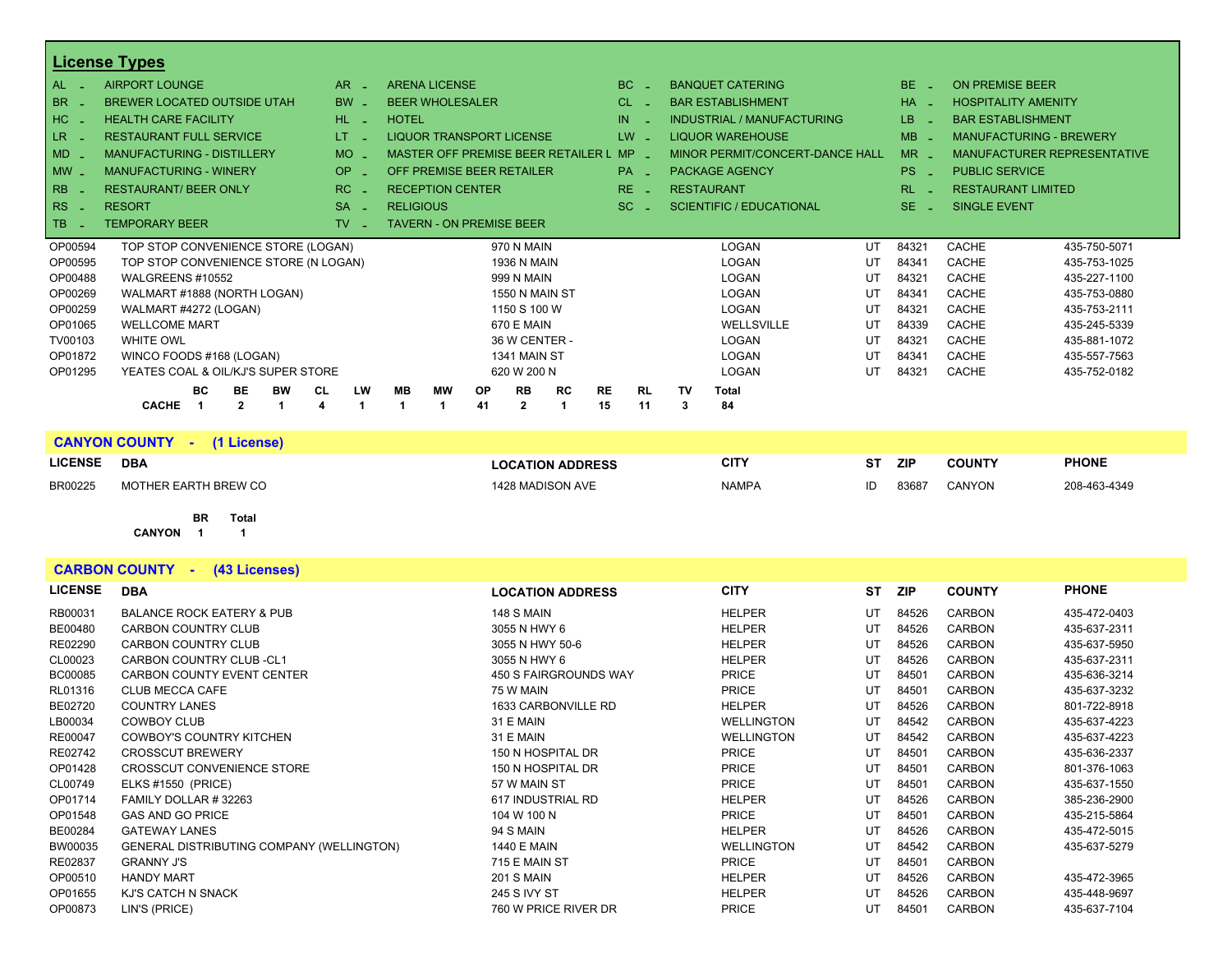## License Types

| Code | Type | Code | Type | Code | Type | Code | Type |
|---|---|---|---|---|---|---|---|
| AL - | AIRPORT LOUNGE | AR - | ARENA LICENSE | BC - | BANQUET CATERING | BE - | ON PREMISE BEER |
| BR - | BREWER LOCATED OUTSIDE UTAH | BW - | BEER WHOLESALER | CL - | BAR ESTABLISHMENT | HA - | HOSPITALITY AMENITY |
| HC - | HEALTH CARE FACILITY | HL - | HOTEL | IN - | INDUSTRIAL / MANUFACTURING | LB - | BAR ESTABLISHMENT |
| LR - | RESTAURANT FULL SERVICE | LT - | LIQUOR TRANSPORT LICENSE | LW - | LIQUOR WAREHOUSE | MB - | MANUFACTURING - BREWERY |
| MD - | MANUFACTURING - DISTILLERY | MO - | MASTER OFF PREMISE BEER RETAILER L | MP - | MINOR PERMIT/CONCERT-DANCE HALL | MR - | MANUFACTURER REPRESENTATIVE |
| MW - | MANUFACTURING - WINERY | OP - | OFF PREMISE BEER RETAILER | PA - | PACKAGE AGENCY | PS - | PUBLIC SERVICE |
| RB - | RESTAURANT/ BEER ONLY | RC - | RECEPTION CENTER | RE - | RESTAURANT | RL - | RESTAURANT LIMITED |
| RS - | RESORT | SA - | RELIGIOUS | SC - | SCIENTIFIC / EDUCATIONAL | SE - | SINGLE EVENT |
| TB - | TEMPORARY BEER | TV - | TAVERN - ON PREMISE BEER | | | | |

| LICENSE | DBA | LOCATION ADDRESS | CITY | ST | ZIP | COUNTY | PHONE |
|---|---|---|---|---|---|---|---|
| OP00594 | TOP STOP CONVENIENCE STORE (LOGAN) | 970 N MAIN | LOGAN | UT | 84321 | CACHE | 435-750-5071 |
| OP00595 | TOP STOP CONVENIENCE STORE (N LOGAN) | 1936 N MAIN | LOGAN | UT | 84341 | CACHE | 435-753-1025 |
| OP00488 | WALGREENS #10552 | 999 N MAIN | LOGAN | UT | 84321 | CACHE | 435-227-1100 |
| OP00269 | WALMART #1888 (NORTH LOGAN) | 1550 N MAIN ST | LOGAN | UT | 84341 | CACHE | 435-753-0880 |
| OP00259 | WALMART #4272 (LOGAN) | 1150 S 100 W | LOGAN | UT | 84321 | CACHE | 435-753-2111 |
| OP01065 | WELLCOME MART | 670 E MAIN | WELLSVILLE | UT | 84339 | CACHE | 435-245-5339 |
| TV00103 | WHITE OWL | 36 W CENTER - | LOGAN | UT | 84321 | CACHE | 435-881-1072 |
| OP01872 | WINCO FOODS #168 (LOGAN) | 1341 MAIN ST | LOGAN | UT | 84341 | CACHE | 435-557-7563 |
| OP01295 | YEATES COAL & OIL/KJ'S SUPER STORE | 620 W 200 N | LOGAN | UT | 84321 | CACHE | 435-752-0182 |

| | BC | BE | BW | CL | LW | MB | MW | OP | RB | RC | RE | RL | TV | Total |
|---|---|---|---|---|---|---|---|---|---|---|---|---|---|---|
| CACHE | 1 | 2 | 1 | 4 | 1 | 1 | 1 | 41 | 2 | 1 | 15 | 11 | 3 | 84 |

## CANYON COUNTY - (1 License)

| LICENSE | DBA | LOCATION ADDRESS | CITY | ST | ZIP | COUNTY | PHONE |
|---|---|---|---|---|---|---|---|
| BR00225 | MOTHER EARTH BREW CO | 1428 MADISON AVE | NAMPA | ID | 83687 | CANYON | 208-463-4349 |

| | BR | Total |
|---|---|---|
| CANYON | 1 | 1 |

## CARBON COUNTY - (43 Licenses)

| LICENSE | DBA | LOCATION ADDRESS | CITY | ST | ZIP | COUNTY | PHONE |
|---|---|---|---|---|---|---|---|
| RB00031 | BALANCE ROCK EATERY & PUB | 148 S MAIN | HELPER | UT | 84526 | CARBON | 435-472-0403 |
| BE00480 | CARBON COUNTRY CLUB | 3055 N HWY 6 | HELPER | UT | 84526 | CARBON | 435-637-2311 |
| RE02290 | CARBON COUNTRY CLUB | 3055 N HWY 50-6 | HELPER | UT | 84526 | CARBON | 435-637-5950 |
| CL00023 | CARBON COUNTRY CLUB -CL1 | 3055 N HWY 6 | HELPER | UT | 84526 | CARBON | 435-637-2311 |
| BC00085 | CARBON COUNTY EVENT CENTER | 450 S FAIRGROUNDS WAY | PRICE | UT | 84501 | CARBON | 435-636-3214 |
| RL01316 | CLUB MECCA CAFE | 75 W MAIN | PRICE | UT | 84501 | CARBON | 435-637-3232 |
| BE02720 | COUNTRY LANES | 1633 CARBONVILLE RD | HELPER | UT | 84526 | CARBON | 801-722-8918 |
| LB00034 | COWBOY CLUB | 31 E MAIN | WELLINGTON | UT | 84542 | CARBON | 435-637-4223 |
| RE00047 | COWBOY'S COUNTRY KITCHEN | 31 E MAIN | WELLINGTON | UT | 84542 | CARBON | 435-637-4223 |
| RE02742 | CROSSCUT BREWERY | 150 N HOSPITAL DR | PRICE | UT | 84501 | CARBON | 435-636-2337 |
| OP01428 | CROSSCUT CONVENIENCE STORE | 150 N HOSPITAL DR | PRICE | UT | 84501 | CARBON | 801-376-1063 |
| CL00749 | ELKS #1550 (PRICE) | 57 W MAIN ST | PRICE | UT | 84501 | CARBON | 435-637-1550 |
| OP01714 | FAMILY DOLLAR # 32263 | 617 INDUSTRIAL RD | HELPER | UT | 84526 | CARBON | 385-236-2900 |
| OP01548 | GAS AND GO PRICE | 104 W 100 N | PRICE | UT | 84501 | CARBON | 435-215-5864 |
| BE00284 | GATEWAY LANES | 94 S MAIN | HELPER | UT | 84526 | CARBON | 435-472-5015 |
| BW00035 | GENERAL DISTRIBUTING COMPANY (WELLINGTON) | 1440 E MAIN | WELLINGTON | UT | 84542 | CARBON | 435-637-5279 |
| RE02837 | GRANNY J'S | 715 E MAIN ST | PRICE | UT | 84501 | CARBON | |
| OP00510 | HANDY MART | 201 S MAIN | HELPER | UT | 84526 | CARBON | 435-472-3965 |
| OP01655 | KJ'S CATCH N SNACK | 245 S IVY ST | HELPER | UT | 84526 | CARBON | 435-448-9697 |
| OP00873 | LIN'S (PRICE) | 760 W PRICE RIVER DR | PRICE | UT | 84501 | CARBON | 435-637-7104 |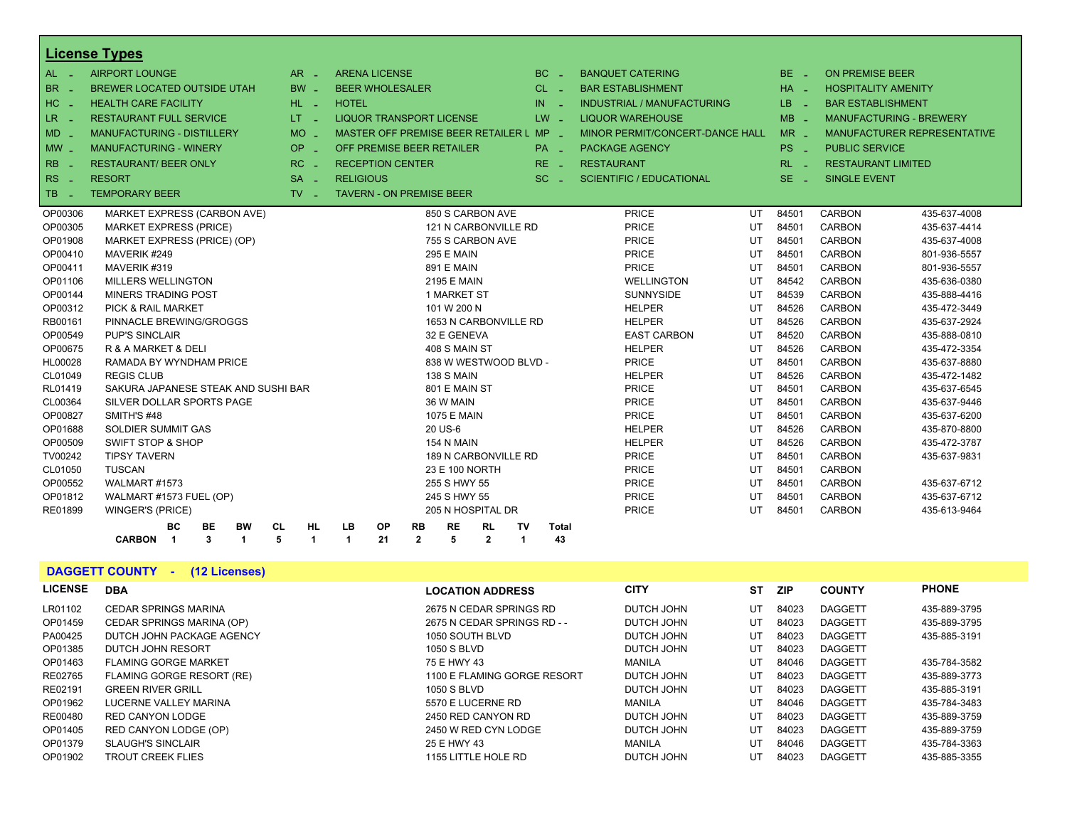## License Types

| Code | Type | Code | Type | Code | Type | Code | Type |
|---|---|---|---|---|---|---|---|
| AL - | AIRPORT LOUNGE | AR - | ARENA LICENSE | BC - | BANQUET CATERING | BE - | ON PREMISE BEER |
| BR - | BREWER LOCATED OUTSIDE UTAH | BW - | BEER WHOLESALER | CL - | BAR ESTABLISHMENT | HA - | HOSPITALITY AMENITY |
| HC - | HEALTH CARE FACILITY | HL - | HOTEL | IN - | INDUSTRIAL / MANUFACTURING | LB - | BAR ESTABLISHMENT |
| LR - | RESTAURANT FULL SERVICE | LT - | LIQUOR TRANSPORT LICENSE | LW - | LIQUOR WAREHOUSE | MB - | MANUFACTURING - BREWERY |
| MD - | MANUFACTURING - DISTILLERY | MO - | MASTER OFF PREMISE BEER RETAILER L | MP - | MINOR PERMIT/CONCERT-DANCE HALL | MR - | MANUFACTURER REPRESENTATIVE |
| MW - | MANUFACTURING - WINERY | OP - | OFF PREMISE BEER RETAILER | PA - | PACKAGE AGENCY | PS - | PUBLIC SERVICE |
| RB - | RESTAURANT/ BEER ONLY | RC - | RECEPTION CENTER | RE - | RESTAURANT | RL - | RESTAURANT LIMITED |
| RS - | RESORT | SA - | RELIGIOUS | SC - | SCIENTIFIC / EDUCATIONAL | SE - | SINGLE EVENT |
| TB - | TEMPORARY BEER | TV - | TAVERN - ON PREMISE BEER | | | | |

| LICENSE | DBA | LOCATION ADDRESS | CITY | ST | ZIP | COUNTY | PHONE |
|---|---|---|---|---|---|---|---|
| OP00306 | MARKET EXPRESS (CARBON AVE) | 850 S CARBON AVE | PRICE | UT | 84501 | CARBON | 435-637-4008 |
| OP00305 | MARKET EXPRESS (PRICE) | 121 N CARBONVILLE RD | PRICE | UT | 84501 | CARBON | 435-637-4414 |
| OP01908 | MARKET EXPRESS (PRICE) (OP) | 755 S CARBON AVE | PRICE | UT | 84501 | CARBON | 435-637-4008 |
| OP00410 | MAVERIK #249 | 295 E MAIN | PRICE | UT | 84501 | CARBON | 801-936-5557 |
| OP00411 | MAVERIK #319 | 891 E MAIN | PRICE | UT | 84501 | CARBON | 801-936-5557 |
| OP01106 | MILLERS WELLINGTON | 2195 E MAIN | WELLINGTON | UT | 84542 | CARBON | 435-636-0380 |
| OP00144 | MINERS TRADING POST | 1 MARKET ST | SUNNYSIDE | UT | 84539 | CARBON | 435-888-4416 |
| OP00312 | PICK & RAIL MARKET | 101 W 200 N | HELPER | UT | 84526 | CARBON | 435-472-3449 |
| RB00161 | PINNACLE BREWING/GROGGS | 1653 N CARBONVILLE RD | HELPER | UT | 84526 | CARBON | 435-637-2924 |
| OP00549 | PUP'S SINCLAIR | 32 E GENEVA | EAST CARBON | UT | 84520 | CARBON | 435-888-0810 |
| OP00675 | R & A MARKET & DELI | 408 S MAIN ST | HELPER | UT | 84526 | CARBON | 435-472-3354 |
| HL00028 | RAMADA BY WYNDHAM PRICE | 838 W WESTWOOD BLVD - | PRICE | UT | 84501 | CARBON | 435-637-8880 |
| CL01049 | REGIS CLUB | 138 S MAIN | HELPER | UT | 84526 | CARBON | 435-472-1482 |
| RL01419 | SAKURA JAPANESE STEAK AND SUSHI BAR | 801 E MAIN ST | PRICE | UT | 84501 | CARBON | 435-637-6545 |
| CL00364 | SILVER DOLLAR SPORTS PAGE | 36 W MAIN | PRICE | UT | 84501 | CARBON | 435-637-9446 |
| OP00827 | SMITH'S #48 | 1075 E MAIN | PRICE | UT | 84501 | CARBON | 435-637-6200 |
| OP01688 | SOLDIER SUMMIT GAS | 20 US-6 | HELPER | UT | 84526 | CARBON | 435-870-8800 |
| OP00509 | SWIFT STOP & SHOP | 154 N MAIN | HELPER | UT | 84526 | CARBON | 435-472-3787 |
| TV00242 | TIPSY TAVERN | 189 N CARBONVILLE RD | PRICE | UT | 84501 | CARBON | 435-637-9831 |
| CL01050 | TUSCAN | 23 E 100 NORTH | PRICE | UT | 84501 | CARBON | |
| OP00552 | WALMART #1573 | 255 S HWY 55 | PRICE | UT | 84501 | CARBON | 435-637-6712 |
| OP01812 | WALMART #1573 FUEL (OP) | 245 S HWY 55 | PRICE | UT | 84501 | CARBON | 435-637-6712 |
| RE01899 | WINGER'S (PRICE) | 205 N HOSPITAL DR | PRICE | UT | 84501 | CARBON | 435-613-9464 |

| | BC | BE | BW | CL | HL | LB | OP | RB | RE | RL | TV | Total |
|---|---|---|---|---|---|---|---|---|---|---|---|---|
| **CARBON** | **1** | **3** | **1** | **5** | **1** | **1** | **21** | **2** | **5** | **2** | **1** | **43** |

## DAGGETT COUNTY - (12 Licenses)

| LICENSE | DBA | LOCATION ADDRESS | CITY | ST | ZIP | COUNTY | PHONE |
|---|---|---|---|---|---|---|---|
| LR01102 | CEDAR SPRINGS MARINA | 2675 N CEDAR SPRINGS RD | DUTCH JOHN | UT | 84023 | DAGGETT | 435-889-3795 |
| OP01459 | CEDAR SPRINGS MARINA (OP) | 2675 N CEDAR SPRINGS RD - - | DUTCH JOHN | UT | 84023 | DAGGETT | 435-889-3795 |
| PA00425 | DUTCH JOHN PACKAGE AGENCY | 1050 SOUTH BLVD | DUTCH JOHN | UT | 84023 | DAGGETT | 435-885-3191 |
| OP01385 | DUTCH JOHN RESORT | 1050 S BLVD | DUTCH JOHN | UT | 84023 | DAGGETT | |
| OP01463 | FLAMING GORGE MARKET | 75 E HWY 43 | MANILA | UT | 84046 | DAGGETT | 435-784-3582 |
| RE02765 | FLAMING GORGE RESORT (RE) | 1100 E FLAMING GORGE RESORT | DUTCH JOHN | UT | 84023 | DAGGETT | 435-889-3773 |
| RE02191 | GREEN RIVER GRILL | 1050 S BLVD | DUTCH JOHN | UT | 84023 | DAGGETT | 435-885-3191 |
| OP01962 | LUCERNE VALLEY MARINA | 5570 E LUCERNE RD | MANILA | UT | 84046 | DAGGETT | 435-784-3483 |
| RE00480 | RED CANYON LODGE | 2450 RED CANYON RD | DUTCH JOHN | UT | 84023 | DAGGETT | 435-889-3759 |
| OP01405 | RED CANYON LODGE (OP) | 2450 W RED CYN LODGE | DUTCH JOHN | UT | 84023 | DAGGETT | 435-889-3759 |
| OP01379 | SLAUGH'S SINCLAIR | 25 E HWY 43 | MANILA | UT | 84046 | DAGGETT | 435-784-3363 |
| OP01902 | TROUT CREEK FLIES | 1155 LITTLE HOLE RD | DUTCH JOHN | UT | 84023 | DAGGETT | 435-885-3355 |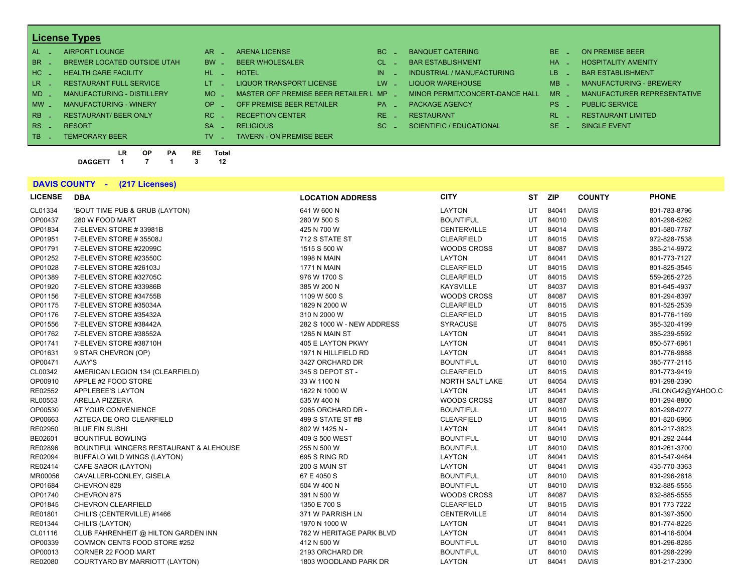## License Types

| Code | Description | Code | Description | Code | Description | Code | Description |
|---|---|---|---|---|---|---|---|
| AL - | AIRPORT LOUNGE | AR - | ARENA LICENSE | BC - | BANQUET CATERING | BE - | ON PREMISE BEER |
| BR - | BREWER LOCATED OUTSIDE UTAH | BW - | BEER WHOLESALER | CL - | BAR ESTABLISHMENT | HA - | HOSPITALITY AMENITY |
| HC - | HEALTH CARE FACILITY | HL - | HOTEL | IN - | INDUSTRIAL / MANUFACTURING | LB - | BAR ESTABLISHMENT |
| LR - | RESTAURANT FULL SERVICE | LT - | LIQUOR TRANSPORT LICENSE | LW - | LIQUOR WAREHOUSE | MB - | MANUFACTURING - BREWERY |
| MD - | MANUFACTURING - DISTILLERY | MO - | MASTER OFF PREMISE BEER RETAILER L | MP - | MINOR PERMIT/CONCERT-DANCE HALL | MR - | MANUFACTURER REPRESENTATIVE |
| MW - | MANUFACTURING - WINERY | OP - | OFF PREMISE BEER RETAILER | PA - | PACKAGE AGENCY | PS - | PUBLIC SERVICE |
| RB - | RESTAURANT/ BEER ONLY | RC - | RECEPTION CENTER | RE - | RESTAURANT | RL - | RESTAURANT LIMITED |
| RS - | RESORT | SA - | RELIGIOUS | SC - | SCIENTIFIC / EDUCATIONAL | SE - | SINGLE EVENT |
| TB - | TEMPORARY BEER | TV - | TAVERN - ON PREMISE BEER | | | | |

| | LR | OP | PA | RE | Total |
|---|---|---|---|---|---|
| DAGGETT | 1 | 7 | 1 | 3 | 12 |

## DAVIS COUNTY - (217 Licenses)

| LICENSE | DBA | LOCATION ADDRESS | CITY | ST | ZIP | COUNTY | PHONE |
|---|---|---|---|---|---|---|---|
| CL01334 | 'BOUT TIME PUB & GRUB (LAYTON) | 641 W 600 N | LAYTON | UT | 84041 | DAVIS | 801-783-8796 |
| OP00437 | 280 W FOOD MART | 280 W 500 S | BOUNTIFUL | UT | 84010 | DAVIS | 801-298-5262 |
| OP01834 | 7-ELEVEN STORE # 33981B | 425 N 700 W | CENTERVILLE | UT | 84014 | DAVIS | 801-580-7787 |
| OP01951 | 7-ELEVEN STORE # 35508J | 712 S STATE ST | CLEARFIELD | UT | 84015 | DAVIS | 972-828-7538 |
| OP01791 | 7-ELEVEN STORE #22099C | 1515 S 500 W | WOODS CROSS | UT | 84087 | DAVIS | 385-214-9972 |
| OP01252 | 7-ELEVEN STORE #23550C | 1998 N MAIN | LAYTON | UT | 84041 | DAVIS | 801-773-7127 |
| OP01028 | 7-ELEVEN STORE #26103J | 1771 N MAIN | CLEARFIELD | UT | 84015 | DAVIS | 801-825-3545 |
| OP01389 | 7-ELEVEN STORE #32705C | 976 W 1700 S | CLEARFIELD | UT | 84015 | DAVIS | 559-265-2725 |
| OP01920 | 7-ELEVEN STORE #33986B | 385 W 200 N | KAYSVILLE | UT | 84037 | DAVIS | 801-645-4937 |
| OP01156 | 7-ELEVEN STORE #34755B | 1109 W 500 S | WOODS CROSS | UT | 84087 | DAVIS | 801-294-8397 |
| OP01175 | 7-ELEVEN STORE #35034A | 1829 N 2000 W | CLEARFIELD | UT | 84015 | DAVIS | 801-525-2539 |
| OP01176 | 7-ELEVEN STORE #35432A | 310 N 2000 W | CLEARFIELD | UT | 84015 | DAVIS | 801-776-1169 |
| OP01556 | 7-ELEVEN STORE #38442A | 282 S 1000 W - NEW ADDRESS | SYRACUSE | UT | 84075 | DAVIS | 385-320-4199 |
| OP01762 | 7-ELEVEN STORE #38552A | 1285 N MAIN ST | LAYTON | UT | 84041 | DAVIS | 385-239-5592 |
| OP01741 | 7-ELEVEN STORE #38710H | 405 E LAYTON PKWY | LAYTON | UT | 84041 | DAVIS | 850-577-6961 |
| OP01631 | 9 STAR CHEVRON (OP) | 1971 N HILLFIELD RD | LAYTON | UT | 84041 | DAVIS | 801-776-9888 |
| OP00471 | AJAY'S | 3427 ORCHARD DR | BOUNTIFUL | UT | 84010 | DAVIS | 385-777-2115 |
| CL00342 | AMERICAN LEGION 134 (CLEARFIELD) | 345 S DEPOT ST - | CLEARFIELD | UT | 84015 | DAVIS | 801-773-9419 |
| OP00910 | APPLE #2 FOOD STORE | 33 W 1100 N | NORTH SALT LAKE | UT | 84054 | DAVIS | 801-298-2390 |
| RE02552 | APPLEBEE'S LAYTON | 1622 N 1000 W | LAYTON | UT | 84041 | DAVIS | JRLONG42@YAHOO.C |
| RL00553 | ARELLA PIZZERIA | 535 W 400 N | WOODS CROSS | UT | 84087 | DAVIS | 801-294-8800 |
| OP00530 | AT YOUR CONVENIENCE | 2065 ORCHARD DR - | BOUNTIFUL | UT | 84010 | DAVIS | 801-298-0277 |
| OP00663 | AZTECA DE ORO CLEARFIELD | 499 S STATE ST #B | CLEARFIELD | UT | 84015 | DAVIS | 801-820-6966 |
| RE02950 | BLUE FIN SUSHI | 802 W 1425 N - | LAYTON | UT | 84041 | DAVIS | 801-217-3823 |
| BE02601 | BOUNTIFUL BOWLING | 409 S 500 WEST | BOUNTIFUL | UT | 84010 | DAVIS | 801-292-2444 |
| RE02896 | BOUNTIFUL WINGERS RESTAURANT & ALEHOUSE | 255 N 500 W | BOUNTIFUL | UT | 84010 | DAVIS | 801-261-3700 |
| RE02094 | BUFFALO WILD WINGS (LAYTON) | 695 S RING RD | LAYTON | UT | 84041 | DAVIS | 801-547-9464 |
| RE02414 | CAFE SABOR (LAYTON) | 200 S MAIN ST | LAYTON | UT | 84041 | DAVIS | 435-770-3363 |
| MR00056 | CAVALLERI-CONLEY, GISELA | 67 E 4050 S | BOUNTIFUL | UT | 84010 | DAVIS | 801-296-2818 |
| OP01684 | CHEVRON 828 | 504 W 400 N | BOUNTIFUL | UT | 84010 | DAVIS | 832-885-5555 |
| OP01740 | CHEVRON 875 | 391 N 500 W | WOODS CROSS | UT | 84087 | DAVIS | 832-885-5555 |
| OP01845 | CHEVRON CLEARFIELD | 1350 E 700 S | CLEARFIELD | UT | 84015 | DAVIS | 801 773 7222 |
| RE01801 | CHILI'S (CENTERVILLE) #1466 | 371 W PARRISH LN | CENTERVILLE | UT | 84014 | DAVIS | 801-397-3500 |
| RE01344 | CHILI'S (LAYTON) | 1970 N 1000 W | LAYTON | UT | 84041 | DAVIS | 801-774-8225 |
| CL01116 | CLUB FAHRENHEIT @ HILTON GARDEN INN | 762 W HERITAGE PARK BLVD | LAYTON | UT | 84041 | DAVIS | 801-416-5004 |
| OP00339 | COMMON CENTS FOOD STORE #252 | 412 N 500 W | BOUNTIFUL | UT | 84010 | DAVIS | 801-296-8285 |
| OP00013 | CORNER 22 FOOD MART | 2193 ORCHARD DR | BOUNTIFUL | UT | 84010 | DAVIS | 801-298-2299 |
| RE02080 | COURTYARD BY MARRIOTT (LAYTON) | 1803 WOODLAND PARK DR | LAYTON | UT | 84041 | DAVIS | 801-217-2300 |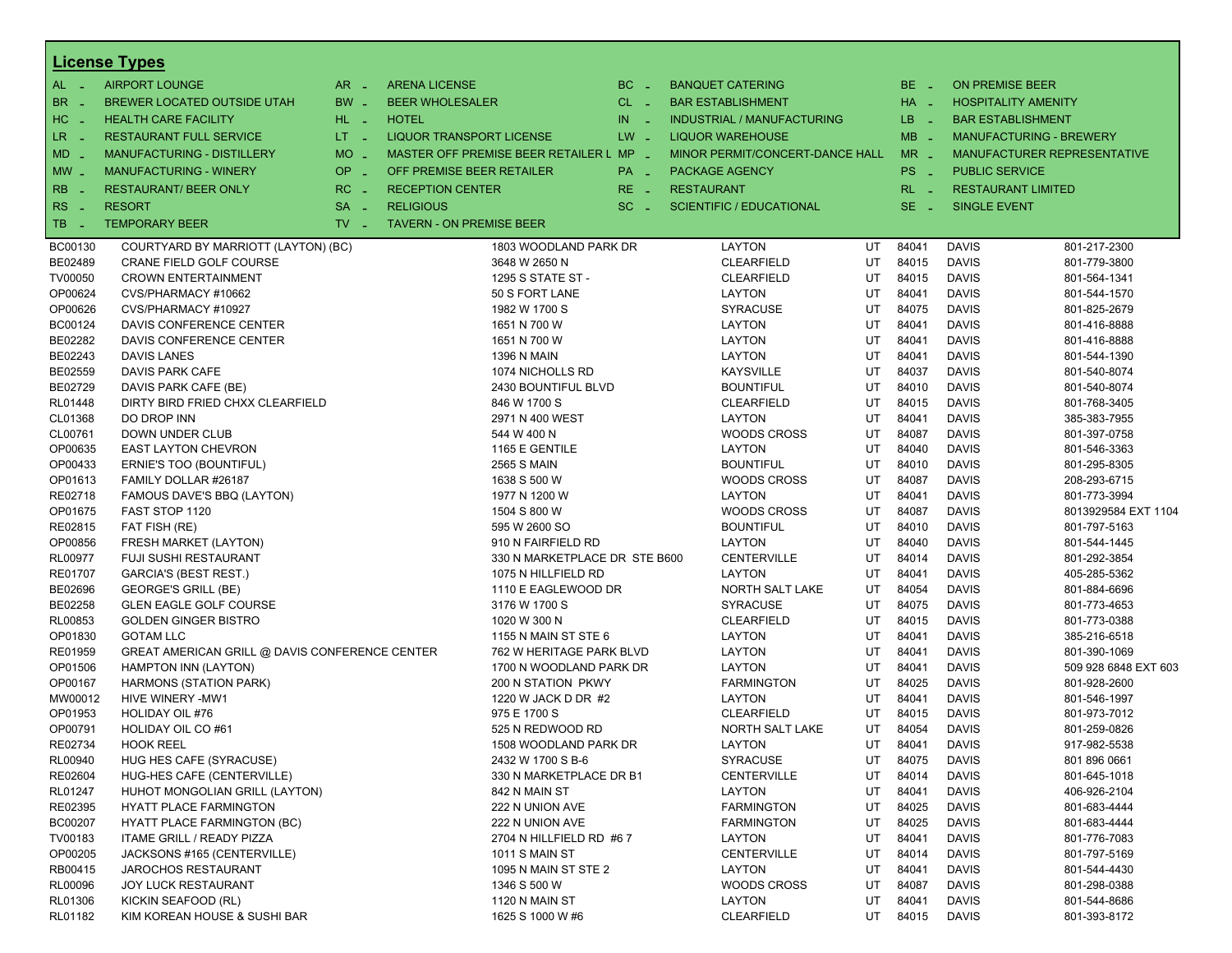## License Types

| Code | Type | Code | Type | Code | Type | Code | Type |
|---|---|---|---|---|---|---|---|
| AL - | AIRPORT LOUNGE | AR - | ARENA LICENSE | BC - | BANQUET CATERING | BE - | ON PREMISE BEER |
| BR - | BREWER LOCATED OUTSIDE UTAH | BW - | BEER WHOLESALER | CL - | BAR ESTABLISHMENT | HA - | HOSPITALITY AMENITY |
| HC - | HEALTH CARE FACILITY | HL - | HOTEL | IN - | INDUSTRIAL / MANUFACTURING | LB - | BAR ESTABLISHMENT |
| LR - | RESTAURANT FULL SERVICE | LT - | LIQUOR TRANSPORT LICENSE | LW - | LIQUOR WAREHOUSE | MB - | MANUFACTURING - BREWERY |
| MD - | MANUFACTURING - DISTILLERY | MO - | MASTER OFF PREMISE BEER RETAILER L | MP - | MINOR PERMIT/CONCERT-DANCE HALL | MR - | MANUFACTURER REPRESENTATIVE |
| MW - | MANUFACTURING - WINERY | OP - | OFF PREMISE BEER RETAILER | PA - | PACKAGE AGENCY | PS - | PUBLIC SERVICE |
| RB - | RESTAURANT/ BEER ONLY | RC - | RECEPTION CENTER | RE - | RESTAURANT | RL - | RESTAURANT LIMITED |
| RS - | RESORT | SA - | RELIGIOUS | SC - | SCIENTIFIC / EDUCATIONAL | SE - | SINGLE EVENT |
| TB - | TEMPORARY BEER | TV - | TAVERN - ON PREMISE BEER | | | | |

| License | Name | Address | City | State | Zip | County | Phone |
|---|---|---|---|---|---|---|---|
| BC00130 | COURTYARD BY MARRIOTT (LAYTON) (BC) | 1803 WOODLAND PARK DR | LAYTON | UT | 84041 | DAVIS | 801-217-2300 |
| BE02489 | CRANE FIELD GOLF COURSE | 3648 W 2650 N | CLEARFIELD | UT | 84015 | DAVIS | 801-779-3800 |
| TV00050 | CROWN ENTERTAINMENT | 1295 S STATE ST - | CLEARFIELD | UT | 84015 | DAVIS | 801-564-1341 |
| OP00624 | CVS/PHARMACY #10662 | 50 S FORT LANE | LAYTON | UT | 84041 | DAVIS | 801-544-1570 |
| OP00626 | CVS/PHARMACY #10927 | 1982 W 1700 S | SYRACUSE | UT | 84075 | DAVIS | 801-825-2679 |
| BC00124 | DAVIS CONFERENCE CENTER | 1651 N 700 W | LAYTON | UT | 84041 | DAVIS | 801-416-8888 |
| BE02282 | DAVIS CONFERENCE CENTER | 1651 N 700 W | LAYTON | UT | 84041 | DAVIS | 801-416-8888 |
| BE02243 | DAVIS LANES | 1396 N MAIN | LAYTON | UT | 84041 | DAVIS | 801-544-1390 |
| BE02559 | DAVIS PARK CAFE | 1074 NICHOLLS RD | KAYSVILLE | UT | 84037 | DAVIS | 801-540-8074 |
| BE02729 | DAVIS PARK CAFE (BE) | 2430 BOUNTIFUL BLVD | BOUNTIFUL | UT | 84010 | DAVIS | 801-540-8074 |
| RL01448 | DIRTY BIRD FRIED CHXX CLEARFIELD | 846 W 1700 S | CLEARFIELD | UT | 84015 | DAVIS | 801-768-3405 |
| CL01368 | DO DROP INN | 2971 N 400 WEST | LAYTON | UT | 84041 | DAVIS | 385-383-7955 |
| CL00761 | DOWN UNDER CLUB | 544 W 400 N | WOODS CROSS | UT | 84087 | DAVIS | 801-397-0758 |
| OP00635 | EAST LAYTON CHEVRON | 1165 E GENTILE | LAYTON | UT | 84040 | DAVIS | 801-546-3363 |
| OP00433 | ERNIE'S TOO (BOUNTIFUL) | 2565 S MAIN | BOUNTIFUL | UT | 84010 | DAVIS | 801-295-8305 |
| OP01613 | FAMILY DOLLAR #26187 | 1638 S 500 W | WOODS CROSS | UT | 84087 | DAVIS | 208-293-6715 |
| RE02718 | FAMOUS DAVE'S BBQ (LAYTON) | 1977 N 1200 W | LAYTON | UT | 84041 | DAVIS | 801-773-3994 |
| OP01675 | FAST STOP 1120 | 1504 S 800 W | WOODS CROSS | UT | 84087 | DAVIS | 8013929584 EXT 1104 |
| RE02815 | FAT FISH (RE) | 595 W 2600 SO | BOUNTIFUL | UT | 84010 | DAVIS | 801-797-5163 |
| OP00856 | FRESH MARKET (LAYTON) | 910 N FAIRFIELD RD | LAYTON | UT | 84040 | DAVIS | 801-544-1445 |
| RL00977 | FUJI SUSHI RESTAURANT | 330 N MARKETPLACE DR STE B600 | CENTERVILLE | UT | 84014 | DAVIS | 801-292-3854 |
| RE01707 | GARCIA'S (BEST REST.) | 1075 N HILLFIELD RD | LAYTON | UT | 84041 | DAVIS | 405-285-5362 |
| BE02696 | GEORGE'S GRILL (BE) | 1110 E EAGLEWOOD DR | NORTH SALT LAKE | UT | 84054 | DAVIS | 801-884-6696 |
| BE02258 | GLEN EAGLE GOLF COURSE | 3176 W 1700 S | SYRACUSE | UT | 84075 | DAVIS | 801-773-4653 |
| RL00853 | GOLDEN GINGER BISTRO | 1020 W 300 N | CLEARFIELD | UT | 84015 | DAVIS | 801-773-0388 |
| OP01830 | GOTAM LLC | 1155 N MAIN ST STE 6 | LAYTON | UT | 84041 | DAVIS | 385-216-6518 |
| RE01959 | GREAT AMERICAN GRILL @ DAVIS CONFERENCE CENTER | 762 W HERITAGE PARK BLVD | LAYTON | UT | 84041 | DAVIS | 801-390-1069 |
| OP01506 | HAMPTON INN (LAYTON) | 1700 N WOODLAND PARK DR | LAYTON | UT | 84041 | DAVIS | 509 928 6848 EXT 603 |
| OP00167 | HARMONS (STATION PARK) | 200 N STATION PKWY | FARMINGTON | UT | 84025 | DAVIS | 801-928-2600 |
| MW00012 | HIVE WINERY -MW1 | 1220 W JACK D DR #2 | LAYTON | UT | 84041 | DAVIS | 801-546-1997 |
| OP01953 | HOLIDAY OIL #76 | 975 E 1700 S | CLEARFIELD | UT | 84015 | DAVIS | 801-973-7012 |
| OP00791 | HOLIDAY OIL CO #61 | 525 N REDWOOD RD | NORTH SALT LAKE | UT | 84054 | DAVIS | 801-259-0826 |
| RE02734 | HOOK REEL | 1508 WOODLAND PARK DR | LAYTON | UT | 84041 | DAVIS | 917-982-5538 |
| RL00940 | HUG HES CAFE (SYRACUSE) | 2432 W 1700 S B-6 | SYRACUSE | UT | 84075 | DAVIS | 801 896 0661 |
| RE02604 | HUG-HES CAFE (CENTERVILLE) | 330 N MARKETPLACE DR B1 | CENTERVILLE | UT | 84014 | DAVIS | 801-645-1018 |
| RL01247 | HUHOT MONGOLIAN GRILL (LAYTON) | 842 N MAIN ST | LAYTON | UT | 84041 | DAVIS | 406-926-2104 |
| RE02395 | HYATT PLACE FARMINGTON | 222 N UNION AVE | FARMINGTON | UT | 84025 | DAVIS | 801-683-4444 |
| BC00207 | HYATT PLACE FARMINGTON (BC) | 222 N UNION AVE | FARMINGTON | UT | 84025 | DAVIS | 801-683-4444 |
| TV00183 | ITAME GRILL / READY PIZZA | 2704 N HILLFIELD RD #6 7 | LAYTON | UT | 84041 | DAVIS | 801-776-7083 |
| OP00205 | JACKSONS #165 (CENTERVILLE) | 1011 S MAIN ST | CENTERVILLE | UT | 84014 | DAVIS | 801-797-5169 |
| RB00415 | JAROCHOS RESTAURANT | 1095 N MAIN ST STE 2 | LAYTON | UT | 84041 | DAVIS | 801-544-4430 |
| RL00096 | JOY LUCK RESTAURANT | 1346 S 500 W | WOODS CROSS | UT | 84087 | DAVIS | 801-298-0388 |
| RL01306 | KICKIN SEAFOOD (RL) | 1120 N MAIN ST | LAYTON | UT | 84041 | DAVIS | 801-544-8686 |
| RL01182 | KIM KOREAN HOUSE & SUSHI BAR | 1625 S 1000 W #6 | CLEARFIELD | UT | 84015 | DAVIS | 801-393-8172 |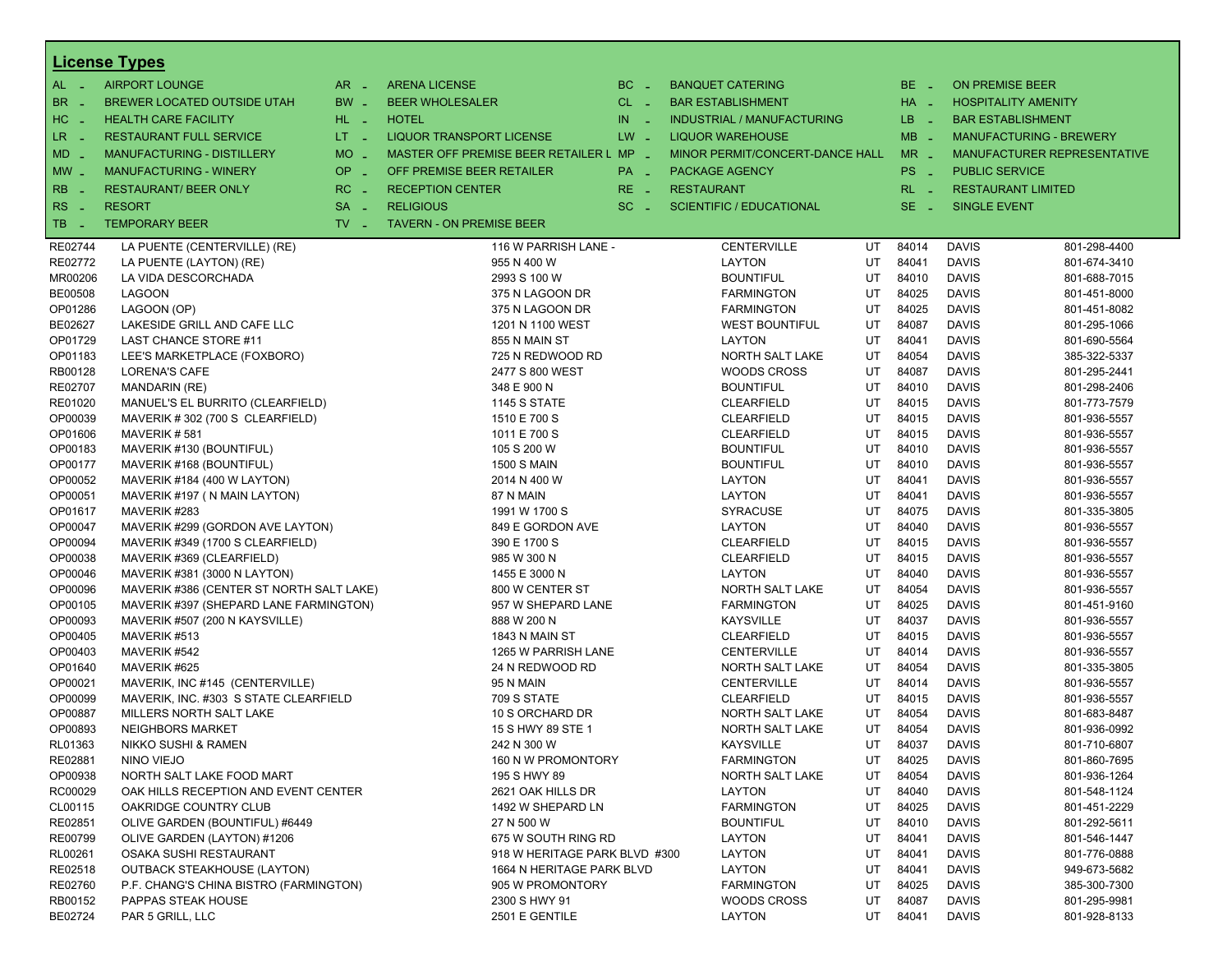## License Types

| | | | | | | | |
|---|---|---|---|---|---|---|---|
| AL - | AIRPORT LOUNGE | AR - | ARENA LICENSE | BC - | BANQUET CATERING | BE - | ON PREMISE BEER |
| BR - | BREWER LOCATED OUTSIDE UTAH | BW - | BEER WHOLESALER | CL - | BAR ESTABLISHMENT | HA - | HOSPITALITY AMENITY |
| HC - | HEALTH CARE FACILITY | HL - | HOTEL | IN - | INDUSTRIAL / MANUFACTURING | LB - | BAR ESTABLISHMENT |
| LR - | RESTAURANT FULL SERVICE | LT - | LIQUOR TRANSPORT LICENSE | LW - | LIQUOR WAREHOUSE | MB - | MANUFACTURING - BREWERY |
| MD - | MANUFACTURING - DISTILLERY | MO - | MASTER OFF PREMISE BEER RETAILER L | MP - | MINOR PERMIT/CONCERT-DANCE HALL | MR - | MANUFACTURER REPRESENTATIVE |
| MW - | MANUFACTURING - WINERY | OP - | OFF PREMISE BEER RETAILER | PA - | PACKAGE AGENCY | PS - | PUBLIC SERVICE |
| RB - | RESTAURANT/ BEER ONLY | RC - | RECEPTION CENTER | RE - | RESTAURANT | RL - | RESTAURANT LIMITED |
| RS - | RESORT | SA - | RELIGIOUS | SC - | SCIENTIFIC / EDUCATIONAL | SE - | SINGLE EVENT |
| TB - | TEMPORARY BEER | TV - | TAVERN - ON PREMISE BEER | | | | |

| License | Name | Address | City | State | Zip | County | Phone |
|---|---|---|---|---|---|---|---|
| RE02744 | LA PUENTE (CENTERVILLE) (RE) | 116 W PARRISH LANE - | CENTERVILLE | UT | 84014 | DAVIS | 801-298-4400 |
| RE02772 | LA PUENTE (LAYTON) (RE) | 955 N 400 W | LAYTON | UT | 84041 | DAVIS | 801-674-3410 |
| MR00206 | LA VIDA DESCORCHADA | 2993 S 100 W | BOUNTIFUL | UT | 84010 | DAVIS | 801-688-7015 |
| BE00508 | LAGOON | 375 N LAGOON DR | FARMINGTON | UT | 84025 | DAVIS | 801-451-8000 |
| OP01286 | LAGOON (OP) | 375 N LAGOON DR | FARMINGTON | UT | 84025 | DAVIS | 801-451-8082 |
| BE02627 | LAKESIDE GRILL AND CAFE LLC | 1201 N 1100 WEST | WEST BOUNTIFUL | UT | 84087 | DAVIS | 801-295-1066 |
| OP01729 | LAST CHANCE STORE #11 | 855 N MAIN ST | LAYTON | UT | 84041 | DAVIS | 801-690-5564 |
| OP01183 | LEE'S MARKETPLACE (FOXBORO) | 725 N REDWOOD RD | NORTH SALT LAKE | UT | 84054 | DAVIS | 385-322-5337 |
| RB00128 | LORENA'S CAFE | 2477 S 800 WEST | WOODS CROSS | UT | 84087 | DAVIS | 801-295-2441 |
| RE02707 | MANDARIN (RE) | 348 E 900 N | BOUNTIFUL | UT | 84010 | DAVIS | 801-298-2406 |
| RE01020 | MANUEL'S EL BURRITO (CLEARFIELD) | 1145 S STATE | CLEARFIELD | UT | 84015 | DAVIS | 801-773-7579 |
| OP00039 | MAVERIK # 302 (700 S CLEARFIELD) | 1510 E 700 S | CLEARFIELD | UT | 84015 | DAVIS | 801-936-5557 |
| OP01606 | MAVERIK # 581 | 1011 E 700 S | CLEARFIELD | UT | 84015 | DAVIS | 801-936-5557 |
| OP00183 | MAVERIK #130 (BOUNTIFUL) | 105 S 200 W | BOUNTIFUL | UT | 84010 | DAVIS | 801-936-5557 |
| OP00177 | MAVERIK #168 (BOUNTIFUL) | 1500 S MAIN | BOUNTIFUL | UT | 84010 | DAVIS | 801-936-5557 |
| OP00052 | MAVERIK #184 (400 W LAYTON) | 2014 N 400 W | LAYTON | UT | 84041 | DAVIS | 801-936-5557 |
| OP00051 | MAVERIK #197 ( N MAIN LAYTON) | 87 N MAIN | LAYTON | UT | 84041 | DAVIS | 801-936-5557 |
| OP01617 | MAVERIK #283 | 1991 W 1700 S | SYRACUSE | UT | 84075 | DAVIS | 801-335-3805 |
| OP00047 | MAVERIK #299 (GORDON AVE LAYTON) | 849 E GORDON AVE | LAYTON | UT | 84040 | DAVIS | 801-936-5557 |
| OP00094 | MAVERIK #349 (1700 S CLEARFIELD) | 390 E 1700 S | CLEARFIELD | UT | 84015 | DAVIS | 801-936-5557 |
| OP00038 | MAVERIK #369 (CLEARFIELD) | 985 W 300 N | CLEARFIELD | UT | 84015 | DAVIS | 801-936-5557 |
| OP00046 | MAVERIK #381 (3000 N LAYTON) | 1455 E 3000 N | LAYTON | UT | 84040 | DAVIS | 801-936-5557 |
| OP00096 | MAVERIK #386 (CENTER ST NORTH SALT LAKE) | 800 W CENTER ST | NORTH SALT LAKE | UT | 84054 | DAVIS | 801-936-5557 |
| OP00105 | MAVERIK #397 (SHEPARD LANE FARMINGTON) | 957 W SHEPARD LANE | FARMINGTON | UT | 84025 | DAVIS | 801-451-9160 |
| OP00093 | MAVERIK #507 (200 N KAYSVILLE) | 888 W 200 N | KAYSVILLE | UT | 84037 | DAVIS | 801-936-5557 |
| OP00405 | MAVERIK #513 | 1843 N MAIN ST | CLEARFIELD | UT | 84015 | DAVIS | 801-936-5557 |
| OP00403 | MAVERIK #542 | 1265 W PARRISH LANE | CENTERVILLE | UT | 84014 | DAVIS | 801-936-5557 |
| OP01640 | MAVERIK #625 | 24 N REDWOOD RD | NORTH SALT LAKE | UT | 84054 | DAVIS | 801-335-3805 |
| OP00021 | MAVERIK, INC #145 (CENTERVILLE) | 95 N MAIN | CENTERVILLE | UT | 84014 | DAVIS | 801-936-5557 |
| OP00099 | MAVERIK, INC. #303 S STATE CLEARFIELD | 709 S STATE | CLEARFIELD | UT | 84015 | DAVIS | 801-936-5557 |
| OP00887 | MILLERS NORTH SALT LAKE | 10 S ORCHARD DR | NORTH SALT LAKE | UT | 84054 | DAVIS | 801-683-8487 |
| OP00893 | NEIGHBORS MARKET | 15 S HWY 89 STE 1 | NORTH SALT LAKE | UT | 84054 | DAVIS | 801-936-0992 |
| RL01363 | NIKKO SUSHI & RAMEN | 242 N 300 W | KAYSVILLE | UT | 84037 | DAVIS | 801-710-6807 |
| RE02881 | NINO VIEJO | 160 N W PROMONTORY | FARMINGTON | UT | 84025 | DAVIS | 801-860-7695 |
| OP00938 | NORTH SALT LAKE FOOD MART | 195 S HWY 89 | NORTH SALT LAKE | UT | 84054 | DAVIS | 801-936-1264 |
| RC00029 | OAK HILLS RECEPTION AND EVENT CENTER | 2621 OAK HILLS DR | LAYTON | UT | 84040 | DAVIS | 801-548-1124 |
| CL00115 | OAKRIDGE COUNTRY CLUB | 1492 W SHEPARD LN | FARMINGTON | UT | 84025 | DAVIS | 801-451-2229 |
| RE02851 | OLIVE GARDEN (BOUNTIFUL) #6449 | 27 N 500 W | BOUNTIFUL | UT | 84010 | DAVIS | 801-292-5611 |
| RE00799 | OLIVE GARDEN (LAYTON) #1206 | 675 W SOUTH RING RD | LAYTON | UT | 84041 | DAVIS | 801-546-1447 |
| RL00261 | OSAKA SUSHI RESTAURANT | 918 W HERITAGE PARK BLVD #300 | LAYTON | UT | 84041 | DAVIS | 801-776-0888 |
| RE02518 | OUTBACK STEAKHOUSE (LAYTON) | 1664 N HERITAGE PARK BLVD | LAYTON | UT | 84041 | DAVIS | 949-673-5682 |
| RE02760 | P.F. CHANG'S CHINA BISTRO (FARMINGTON) | 905 W PROMONTORY | FARMINGTON | UT | 84025 | DAVIS | 385-300-7300 |
| RB00152 | PAPPAS STEAK HOUSE | 2300 S HWY 91 | WOODS CROSS | UT | 84087 | DAVIS | 801-295-9981 |
| BE02724 | PAR 5 GRILL, LLC | 2501 E GENTILE | LAYTON | UT | 84041 | DAVIS | 801-928-8133 |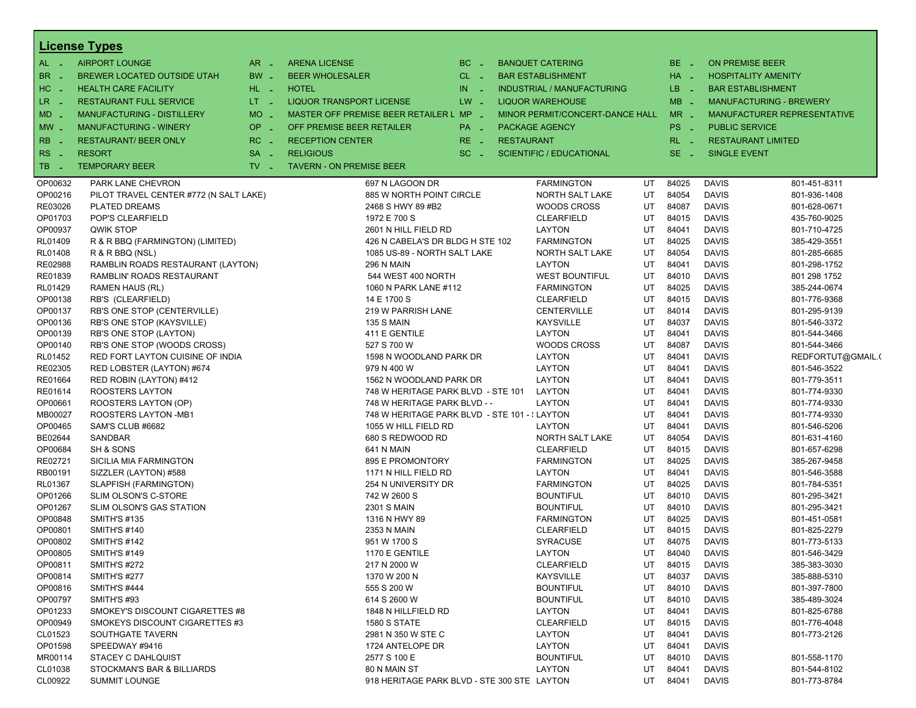## License Types

| Code | Type | Code | Type | Code | Type | Code | Type |
|---|---|---|---|---|---|---|---|
| AL - | AIRPORT LOUNGE | AR - | ARENA LICENSE | BC - | BANQUET CATERING | BE - | ON PREMISE BEER |
| BR - | BREWER LOCATED OUTSIDE UTAH | BW - | BEER WHOLESALER | CL - | BAR ESTABLISHMENT | HA - | HOSPITALITY AMENITY |
| HC - | HEALTH CARE FACILITY | HL - | HOTEL | IN - | INDUSTRIAL / MANUFACTURING | LB - | BAR ESTABLISHMENT |
| LR - | RESTAURANT FULL SERVICE | LT - | LIQUOR TRANSPORT LICENSE | LW - | LIQUOR WAREHOUSE | MB - | MANUFACTURING - BREWERY |
| MD - | MANUFACTURING - DISTILLERY | MO - | MASTER OFF PREMISE BEER RETAILER L | MP - | MINOR PERMIT/CONCERT-DANCE HALL | MR - | MANUFACTURER REPRESENTATIVE |
| MW - | MANUFACTURING - WINERY | OP - | OFF PREMISE BEER RETAILER | PA - | PACKAGE AGENCY | PS - | PUBLIC SERVICE |
| RB - | RESTAURANT/ BEER ONLY | RC - | RECEPTION CENTER | RE - | RESTAURANT | RL - | RESTAURANT LIMITED |
| RS - | RESORT | SA - | RELIGIOUS | SC - | SCIENTIFIC / EDUCATIONAL | SE - | SINGLE EVENT |
| TB - | TEMPORARY BEER | TV - | TAVERN - ON PREMISE BEER | | | | |

| License | Name | Address | City | State | Zip | County | Phone |
|---|---|---|---|---|---|---|---|
| OP00632 | PARK LANE CHEVRON | 697 N LAGOON DR | FARMINGTON | UT | 84025 | DAVIS | 801-451-8311 |
| OP00216 | PILOT TRAVEL CENTER #772 (N SALT LAKE) | 885 W NORTH POINT CIRCLE | NORTH SALT LAKE | UT | 84054 | DAVIS | 801-936-1408 |
| RE03026 | PLATED DREAMS | 2468 S HWY 89 #B2 | WOODS CROSS | UT | 84087 | DAVIS | 801-628-0671 |
| OP01703 | POP'S CLEARFIELD | 1972 E 700 S | CLEARFIELD | UT | 84015 | DAVIS | 435-760-9025 |
| OP00937 | QWIK STOP | 2601 N HILL FIELD RD | LAYTON | UT | 84041 | DAVIS | 801-710-4725 |
| RL01409 | R & R BBQ (FARMINGTON) (LIMITED) | 426 N CABELA'S DR BLDG H STE 102 | FARMINGTON | UT | 84025 | DAVIS | 385-429-3551 |
| RL01408 | R & R BBQ (NSL) | 1085 US-89 - NORTH SALT LAKE | NORTH SALT LAKE | UT | 84054 | DAVIS | 801-285-6685 |
| RE02988 | RAMBLIN ROADS RESTAURANT (LAYTON) | 296 N MAIN | LAYTON | UT | 84041 | DAVIS | 801-298-1752 |
| RE01839 | RAMBLIN' ROADS RESTAURANT | 544 WEST 400 NORTH | WEST BOUNTIFUL | UT | 84010 | DAVIS | 801 298 1752 |
| RL01429 | RAMEN HAUS (RL) | 1060 N PARK LANE #112 | FARMINGTON | UT | 84025 | DAVIS | 385-244-0674 |
| OP00138 | RB'S (CLEARFIELD) | 14 E 1700 S | CLEARFIELD | UT | 84015 | DAVIS | 801-776-9368 |
| OP00137 | RB'S ONE STOP (CENTERVILLE) | 219 W PARRISH LANE | CENTERVILLE | UT | 84014 | DAVIS | 801-295-9139 |
| OP00136 | RB'S ONE STOP (KAYSVILLE) | 135 S MAIN | KAYSVILLE | UT | 84037 | DAVIS | 801-546-3372 |
| OP00139 | RB'S ONE STOP (LAYTON) | 411 E GENTILE | LAYTON | UT | 84041 | DAVIS | 801-544-3466 |
| OP00140 | RB'S ONE STOP (WOODS CROSS) | 527 S 700 W | WOODS CROSS | UT | 84087 | DAVIS | 801-544-3466 |
| RL01452 | RED FORT LAYTON CUISINE OF INDIA | 1598 N WOODLAND PARK DR | LAYTON | UT | 84041 | DAVIS | REDFORTUT@GMAIL.( |
| RE02305 | RED LOBSTER (LAYTON) #674 | 979 N 400 W | LAYTON | UT | 84041 | DAVIS | 801-546-3522 |
| RE01664 | RED ROBIN (LAYTON) #412 | 1562 N WOODLAND PARK DR | LAYTON | UT | 84041 | DAVIS | 801-779-3511 |
| RE01614 | ROOSTERS LAYTON | 748 W HERITAGE PARK BLVD - STE 101 | LAYTON | UT | 84041 | DAVIS | 801-774-9330 |
| OP00661 | ROOSTERS LAYTON (OP) | 748 W HERITAGE PARK BLVD - - | LAYTON | UT | 84041 | DAVIS | 801-774-9330 |
| MB00027 | ROOSTERS LAYTON -MB1 | 748 W HERITAGE PARK BLVD - STE 101 - ! | LAYTON | UT | 84041 | DAVIS | 801-774-9330 |
| OP00465 | SAM'S CLUB #6682 | 1055 W HILL FIELD RD | LAYTON | UT | 84041 | DAVIS | 801-546-5206 |
| BE02644 | SANDBAR | 680 S REDWOOD RD | NORTH SALT LAKE | UT | 84054 | DAVIS | 801-631-4160 |
| OP00684 | SH & SONS | 641 N MAIN | CLEARFIELD | UT | 84015 | DAVIS | 801-657-6298 |
| RE02721 | SICILIA MIA FARMINGTON | 895 E PROMONTORY | FARMINGTON | UT | 84025 | DAVIS | 385-267-9458 |
| RB00191 | SIZZLER (LAYTON) #588 | 1171 N HILL FIELD RD | LAYTON | UT | 84041 | DAVIS | 801-546-3588 |
| RL01367 | SLAPFISH (FARMINGTON) | 254 N UNIVERSITY DR | FARMINGTON | UT | 84025 | DAVIS | 801-784-5351 |
| OP01266 | SLIM OLSON'S C-STORE | 742 W 2600 S | BOUNTIFUL | UT | 84010 | DAVIS | 801-295-3421 |
| OP01267 | SLIM OLSON'S GAS STATION | 2301 S MAIN | BOUNTIFUL | UT | 84010 | DAVIS | 801-295-3421 |
| OP00848 | SMITH'S #135 | 1316 N HWY 89 | FARMINGTON | UT | 84025 | DAVIS | 801-451-0581 |
| OP00801 | SMITH'S #140 | 2353 N MAIN | CLEARFIELD | UT | 84015 | DAVIS | 801-825-2279 |
| OP00802 | SMITH'S #142 | 951 W 1700 S | SYRACUSE | UT | 84075 | DAVIS | 801-773-5133 |
| OP00805 | SMITH'S #149 | 1170 E GENTILE | LAYTON | UT | 84040 | DAVIS | 801-546-3429 |
| OP00811 | SMITH'S #272 | 217 N 2000 W | CLEARFIELD | UT | 84015 | DAVIS | 385-383-3030 |
| OP00814 | SMITH'S #277 | 1370 W 200 N | KAYSVILLE | UT | 84037 | DAVIS | 385-888-5310 |
| OP00816 | SMITH'S #444 | 555 S 200 W | BOUNTIFUL | UT | 84010 | DAVIS | 801-397-7800 |
| OP00797 | SMITH'S #93 | 614 S 2600 W | BOUNTIFUL | UT | 84010 | DAVIS | 385-489-3024 |
| OP01233 | SMOKEY'S DISCOUNT CIGARETTES #8 | 1848 N HILLFIELD RD | LAYTON | UT | 84041 | DAVIS | 801-825-6788 |
| OP00949 | SMOKEYS DISCOUNT CIGARETTES #3 | 1580 S STATE | CLEARFIELD | UT | 84015 | DAVIS | 801-776-4048 |
| CL01523 | SOUTHGATE TAVERN | 2981 N 350 W STE C | LAYTON | UT | 84041 | DAVIS | 801-773-2126 |
| OP01598 | SPEEDWAY #9416 | 1724 ANTELOPE DR | LAYTON | UT | 84041 | DAVIS | |
| MR00114 | STACEY C DAHLQUIST | 2577 S 100 E | BOUNTIFUL | UT | 84010 | DAVIS | 801-558-1170 |
| CL01038 | STOCKMAN'S BAR & BILLIARDS | 80 N MAIN ST | LAYTON | UT | 84041 | DAVIS | 801-544-8102 |
| CL00922 | SUMMIT LOUNGE | 918 HERITAGE PARK BLVD - STE 300 STE | LAYTON | UT | 84041 | DAVIS | 801-773-8784 |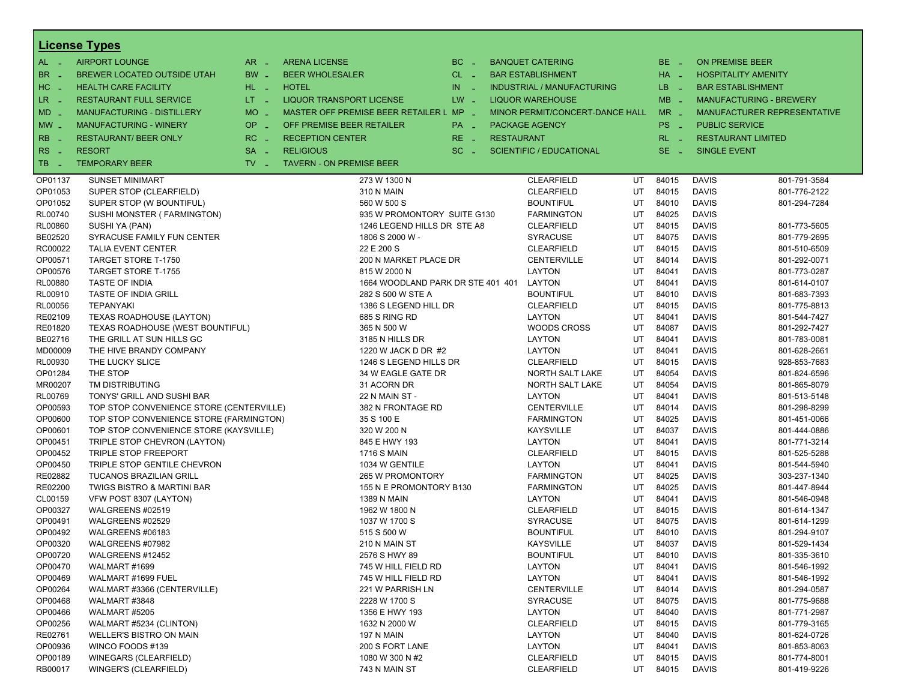## License Types

| | | | | | | | | | | |
|---|---|---|---|---|---|---|---|---|---|---|
| AL - | AIRPORT LOUNGE | AR - | ARENA LICENSE | BC - | BANQUET CATERING | BE - | ON PREMISE BEER |
| BR - | BREWER LOCATED OUTSIDE UTAH | BW - | BEER WHOLESALER | CL - | BAR ESTABLISHMENT | HA - | HOSPITALITY AMENITY |
| HC - | HEALTH CARE FACILITY | HL - | HOTEL | IN - | INDUSTRIAL / MANUFACTURING | LB - | BAR ESTABLISHMENT |
| LR - | RESTAURANT FULL SERVICE | LT - | LIQUOR TRANSPORT LICENSE | LW - | LIQUOR WAREHOUSE | MB - | MANUFACTURING - BREWERY |
| MD - | MANUFACTURING - DISTILLERY | MO - | MASTER OFF PREMISE BEER RETAILER L | MP - | MINOR PERMIT/CONCERT-DANCE HALL | MR - | MANUFACTURER REPRESENTATIVE |
| MW - | MANUFACTURING - WINERY | OP - | OFF PREMISE BEER RETAILER | PA - | PACKAGE AGENCY | PS - | PUBLIC SERVICE |
| RB - | RESTAURANT/ BEER ONLY | RC - | RECEPTION CENTER | RE - | RESTAURANT | RL - | RESTAURANT LIMITED |
| RS - | RESORT | SA - | RELIGIOUS | SC - | SCIENTIFIC / EDUCATIONAL | SE - | SINGLE EVENT |
| TB - | TEMPORARY BEER | TV - | TAVERN - ON PREMISE BEER | | | | |

| | | | | | | | |
|---|---|---|---|---|---|---|---|
| OP01137 | SUNSET MINIMART | 273 W 1300 N | CLEARFIELD | UT | 84015 | DAVIS | 801-791-3584 |
| OP01053 | SUPER STOP (CLEARFIELD) | 310 N MAIN | CLEARFIELD | UT | 84015 | DAVIS | 801-776-2122 |
| OP01052 | SUPER STOP (W BOUNTIFUL) | 560 W 500 S | BOUNTIFUL | UT | 84010 | DAVIS | 801-294-7284 |
| RL00740 | SUSHI MONSTER ( FARMINGTON) | 935 W PROMONTORY SUITE G130 | FARMINGTON | UT | 84025 | DAVIS | |
| RL00860 | SUSHI YA (PAN) | 1246 LEGEND HILLS DR STE A8 | CLEARFIELD | UT | 84015 | DAVIS | 801-773-5605 |
| BE02520 | SYRACUSE FAMILY FUN CENTER | 1806 S 2000 W - | SYRACUSE | UT | 84075 | DAVIS | 801-779-2695 |
| RC00022 | TALIA EVENT CENTER | 22 E 200 S | CLEARFIELD | UT | 84015 | DAVIS | 801-510-6509 |
| OP00571 | TARGET STORE T-1750 | 200 N MARKET PLACE DR | CENTERVILLE | UT | 84014 | DAVIS | 801-292-0071 |
| OP00576 | TARGET STORE T-1755 | 815 W 2000 N | LAYTON | UT | 84041 | DAVIS | 801-773-0287 |
| RL00880 | TASTE OF INDIA | 1664 WOODLAND PARK DR STE 401 401 | LAYTON | UT | 84041 | DAVIS | 801-614-0107 |
| RL00910 | TASTE OF INDIA GRILL | 282 S 500 W STE A | BOUNTIFUL | UT | 84010 | DAVIS | 801-683-7393 |
| RL00056 | TEPANYAKI | 1386 S LEGEND HILL DR | CLEARFIELD | UT | 84015 | DAVIS | 801-775-8813 |
| RE02109 | TEXAS ROADHOUSE (LAYTON) | 685 S RING RD | LAYTON | UT | 84041 | DAVIS | 801-544-7427 |
| RE01820 | TEXAS ROADHOUSE (WEST BOUNTIFUL) | 365 N 500 W | WOODS CROSS | UT | 84087 | DAVIS | 801-292-7427 |
| BE02716 | THE GRILL AT SUN HILLS GC | 3185 N HILLS DR | LAYTON | UT | 84041 | DAVIS | 801-783-0081 |
| MD00009 | THE HIVE BRANDY COMPANY | 1220 W JACK D DR #2 | LAYTON | UT | 84041 | DAVIS | 801-628-2661 |
| RL00930 | THE LUCKY SLICE | 1246 S LEGEND HILLS DR | CLEARFIELD | UT | 84015 | DAVIS | 928-853-7683 |
| OP01284 | THE STOP | 34 W EAGLE GATE DR | NORTH SALT LAKE | UT | 84054 | DAVIS | 801-824-6596 |
| MR00207 | TM DISTRIBUTING | 31 ACORN DR | NORTH SALT LAKE | UT | 84054 | DAVIS | 801-865-8079 |
| RL00769 | TONYS' GRILL AND SUSHI BAR | 22 N MAIN ST - | LAYTON | UT | 84041 | DAVIS | 801-513-5148 |
| OP00593 | TOP STOP CONVENIENCE STORE (CENTERVILLE) | 382 N FRONTAGE RD | CENTERVILLE | UT | 84014 | DAVIS | 801-298-8299 |
| OP00600 | TOP STOP CONVENIENCE STORE (FARMINGTON) | 35 S 100 E | FARMINGTON | UT | 84025 | DAVIS | 801-451-0066 |
| OP00601 | TOP STOP CONVENIENCE STORE (KAYSVILLE) | 320 W 200 N | KAYSVILLE | UT | 84037 | DAVIS | 801-444-0886 |
| OP00451 | TRIPLE STOP CHEVRON (LAYTON) | 845 E HWY 193 | LAYTON | UT | 84041 | DAVIS | 801-771-3214 |
| OP00452 | TRIPLE STOP FREEPORT | 1716 S MAIN | CLEARFIELD | UT | 84015 | DAVIS | 801-525-5288 |
| OP00450 | TRIPLE STOP GENTILE CHEVRON | 1034 W GENTILE | LAYTON | UT | 84041 | DAVIS | 801-544-5940 |
| RE02882 | TUCANOS BRAZILIAN GRILL | 265 W PROMONTORY | FARMINGTON | UT | 84025 | DAVIS | 303-237-1340 |
| RE02200 | TWIGS BISTRO & MARTINI BAR | 155 N E PROMONTORY B130 | FARMINGTON | UT | 84025 | DAVIS | 801-447-8944 |
| CL00159 | VFW POST 8307 (LAYTON) | 1389 N MAIN | LAYTON | UT | 84041 | DAVIS | 801-546-0948 |
| OP00327 | WALGREENS #02519 | 1962 W 1800 N | CLEARFIELD | UT | 84015 | DAVIS | 801-614-1347 |
| OP00491 | WALGREENS #02529 | 1037 W 1700 S | SYRACUSE | UT | 84075 | DAVIS | 801-614-1299 |
| OP00492 | WALGREENS #06183 | 515 S 500 W | BOUNTIFUL | UT | 84010 | DAVIS | 801-294-9107 |
| OP00320 | WALGREENS #07982 | 210 N MAIN ST | KAYSVILLE | UT | 84037 | DAVIS | 801-529-1434 |
| OP00720 | WALGREENS #12452 | 2576 S HWY 89 | BOUNTIFUL | UT | 84010 | DAVIS | 801-335-3610 |
| OP00470 | WALMART #1699 | 745 W HILL FIELD RD | LAYTON | UT | 84041 | DAVIS | 801-546-1992 |
| OP00469 | WALMART #1699 FUEL | 745 W HILL FIELD RD | LAYTON | UT | 84041 | DAVIS | 801-546-1992 |
| OP00264 | WALMART #3366 (CENTERVILLE) | 221 W PARRISH LN | CENTERVILLE | UT | 84014 | DAVIS | 801-294-0587 |
| OP00468 | WALMART #3848 | 2228 W 1700 S | SYRACUSE | UT | 84075 | DAVIS | 801-775-9688 |
| OP00466 | WALMART #5205 | 1356 E HWY 193 | LAYTON | UT | 84040 | DAVIS | 801-771-2987 |
| OP00256 | WALMART #5234 (CLINTON) | 1632 N 2000 W | CLEARFIELD | UT | 84015 | DAVIS | 801-779-3165 |
| RE02761 | WELLER'S BISTRO ON MAIN | 197 N MAIN | LAYTON | UT | 84040 | DAVIS | 801-624-0726 |
| OP00936 | WINCO FOODS #139 | 200 S FORT LANE | LAYTON | UT | 84041 | DAVIS | 801-853-8063 |
| OP00189 | WINEGARS (CLEARFIELD) | 1080 W 300 N #2 | CLEARFIELD | UT | 84015 | DAVIS | 801-774-8001 |
| RB00017 | WINGER'S (CLEARFIELD) | 743 N MAIN ST | CLEARFIELD | UT | 84015 | DAVIS | 801-419-9226 |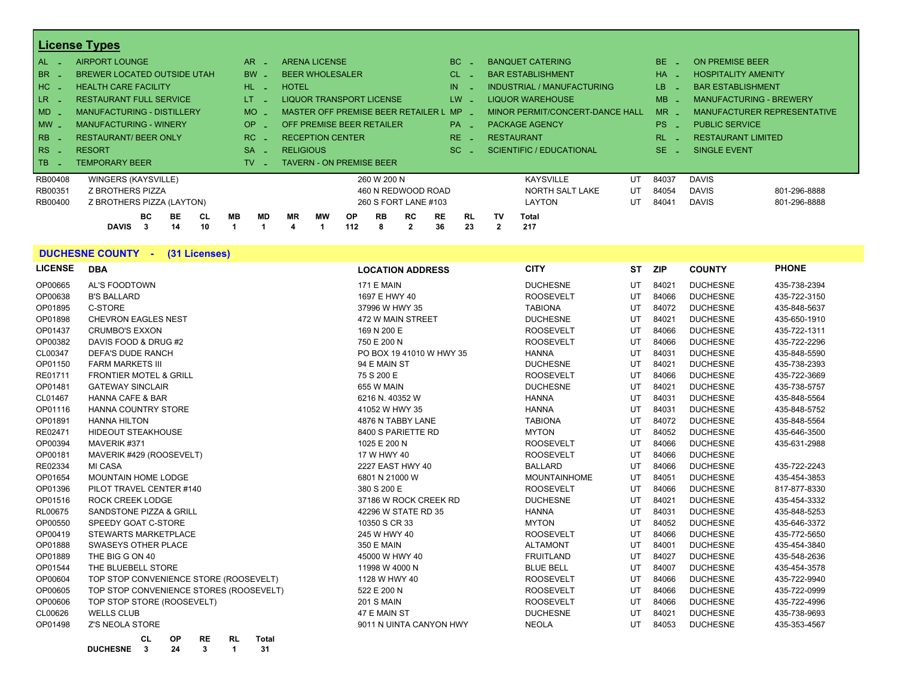## License Types

| | | | | | | | | | | |
|---|---|---|---|---|---|---|---|---|---|---|
| AL - | AIRPORT LOUNGE | AR - | ARENA LICENSE | BC - | BANQUET CATERING | BE - | ON PREMISE BEER |
| BR - | BREWER LOCATED OUTSIDE UTAH | BW - | BEER WHOLESALER | CL - | BAR ESTABLISHMENT | HA - | HOSPITALITY AMENITY |
| HC - | HEALTH CARE FACILITY | HL - | HOTEL | IN - | INDUSTRIAL / MANUFACTURING | LB - | BAR ESTABLISHMENT |
| LR - | RESTAURANT FULL SERVICE | LT - | LIQUOR TRANSPORT LICENSE | LW - | LIQUOR WAREHOUSE | MB - | MANUFACTURING - BREWERY |
| MD - | MANUFACTURING - DISTILLERY | MO - | MASTER OFF PREMISE BEER RETAILER L | MP - | MINOR PERMIT/CONCERT-DANCE HALL | MR - | MANUFACTURER REPRESENTATIVE |
| MW - | MANUFACTURING - WINERY | OP - | OFF PREMISE BEER RETAILER | PA - | PACKAGE AGENCY | PS - | PUBLIC SERVICE |
| RB - | RESTAURANT/ BEER ONLY | RC - | RECEPTION CENTER | RE - | RESTAURANT | RL - | RESTAURANT LIMITED |
| RS - | RESORT | SA - | RELIGIOUS | SC - | SCIENTIFIC / EDUCATIONAL | SE - | SINGLE EVENT |
| TB - | TEMPORARY BEER | TV - | TAVERN - ON PREMISE BEER | | | | |

| LICENSE | DBA | LOCATION ADDRESS | CITY | ST | ZIP | COUNTY | PHONE |
|---|---|---|---|---|---|---|---|
| RB00408 | WINGERS (KAYSVILLE) | 260 W 200 N | KAYSVILLE | UT | 84037 | DAVIS | |
| RB00351 | Z BROTHERS PIZZA | 460 N REDWOOD ROAD | NORTH SALT LAKE | UT | 84054 | DAVIS | 801-296-8888 |
| RB00400 | Z BROTHERS PIZZA (LAYTON) | 260 S FORT LANE #103 | LAYTON | UT | 84041 | DAVIS | 801-296-8888 |

| | BC | BE | CL | MB | MD | MR | MW | OP | RB | RC | RE | RL | TV | Total |
|---|---|---|---|---|---|---|---|---|---|---|---|---|---|---|
| DAVIS | 3 | 14 | 10 | 1 | 1 | 4 | 1 | 112 | 8 | 2 | 36 | 23 | 2 | 217 |

## DUCHESNE COUNTY - (31 Licenses)

| LICENSE | DBA | LOCATION ADDRESS | CITY | ST | ZIP | COUNTY | PHONE |
|---|---|---|---|---|---|---|---|
| OP00665 | AL'S FOODTOWN | 171 E MAIN | DUCHESNE | UT | 84021 | DUCHESNE | 435-738-2394 |
| OP00638 | B'S BALLARD | 1697 E HWY 40 | ROOSEVELT | UT | 84066 | DUCHESNE | 435-722-3150 |
| OP01895 | C-STORE | 37996 W HWY 35 | TABIONA | UT | 84072 | DUCHESNE | 435-848-5637 |
| OP01898 | CHEVRON EAGLES NEST | 472 W MAIN STREET | DUCHESNE | UT | 84021 | DUCHESNE | 435-650-1910 |
| OP01437 | CRUMBO'S EXXON | 169 N 200 E | ROOSEVELT | UT | 84066 | DUCHESNE | 435-722-1311 |
| OP00382 | DAVIS FOOD & DRUG #2 | 750 E 200 N | ROOSEVELT | UT | 84066 | DUCHESNE | 435-722-2296 |
| CL00347 | DEFA'S DUDE RANCH | PO BOX 19 41010 W HWY 35 | HANNA | UT | 84031 | DUCHESNE | 435-848-5590 |
| OP01150 | FARM MARKETS III | 94 E MAIN ST | DUCHESNE | UT | 84021 | DUCHESNE | 435-738-2393 |
| RE01711 | FRONTIER MOTEL & GRILL | 75 S 200 E | ROOSEVELT | UT | 84066 | DUCHESNE | 435-722-3669 |
| OP01481 | GATEWAY SINCLAIR | 655 W MAIN | DUCHESNE | UT | 84021 | DUCHESNE | 435-738-5757 |
| CL01467 | HANNA CAFE & BAR | 6216 N. 40352 W | HANNA | UT | 84031 | DUCHESNE | 435-848-5564 |
| OP01116 | HANNA COUNTRY STORE | 41052 W HWY 35 | HANNA | UT | 84031 | DUCHESNE | 435-848-5752 |
| OP01891 | HANNA HILTON | 4876 N TABBY LANE | TABIONA | UT | 84072 | DUCHESNE | 435-848-5564 |
| RE02471 | HIDEOUT STEAKHOUSE | 8400 S PARIETTE RD | MYTON | UT | 84052 | DUCHESNE | 435-646-3500 |
| OP00394 | MAVERIK #371 | 1025 E 200 N | ROOSEVELT | UT | 84066 | DUCHESNE | 435-631-2988 |
| OP00181 | MAVERIK #429 (ROOSEVELT) | 17 W HWY 40 | ROOSEVELT | UT | 84066 | DUCHESNE | |
| RE02334 | MI CASA | 2227 EAST HWY 40 | BALLARD | UT | 84066 | DUCHESNE | 435-722-2243 |
| OP01654 | MOUNTAIN HOME LODGE | 6801 N 21000 W | MOUNTAINHOME | UT | 84051 | DUCHESNE | 435-454-3853 |
| OP01396 | PILOT TRAVEL CENTER #140 | 380 S 200 E | ROOSEVELT | UT | 84066 | DUCHESNE | 817-877-8330 |
| OP01516 | ROCK CREEK LODGE | 37186 W ROCK CREEK RD | DUCHESNE | UT | 84021 | DUCHESNE | 435-454-3332 |
| RL00675 | SANDSTONE PIZZA & GRILL | 42296 W STATE RD 35 | HANNA | UT | 84031 | DUCHESNE | 435-848-5253 |
| OP00550 | SPEEDY GOAT C-STORE | 10350 S CR 33 | MYTON | UT | 84052 | DUCHESNE | 435-646-3372 |
| OP00419 | STEWARTS MARKETPLACE | 245 W HWY 40 | ROOSEVELT | UT | 84066 | DUCHESNE | 435-772-5650 |
| OP01888 | SWASEYS OTHER PLACE | 350 E MAIN | ALTAMONT | UT | 84001 | DUCHESNE | 435-454-3840 |
| OP01889 | THE BIG G ON 40 | 45000 W HWY 40 | FRUITLAND | UT | 84027 | DUCHESNE | 435-548-2636 |
| OP01544 | THE BLUEBELL STORE | 11998 W 4000 N | BLUE BELL | UT | 84007 | DUCHESNE | 435-454-3578 |
| OP00604 | TOP STOP CONVENIENCE STORE (ROOSEVELT) | 1128 W HWY 40 | ROOSEVELT | UT | 84066 | DUCHESNE | 435-722-9940 |
| OP00605 | TOP STOP CONVENIENCE STORES (ROOSEVELT) | 522 E 200 N | ROOSEVELT | UT | 84066 | DUCHESNE | 435-722-0999 |
| OP00606 | TOP STOP STORE (ROOSEVELT) | 201 S MAIN | ROOSEVELT | UT | 84066 | DUCHESNE | 435-722-4996 |
| CL00626 | WELLS CLUB | 47 E MAIN ST | DUCHESNE | UT | 84021 | DUCHESNE | 435-738-9693 |
| OP01498 | Z'S NEOLA STORE | 9011 N UINTA CANYON HWY | NEOLA | UT | 84053 | DUCHESNE | 435-353-4567 |

| | CL | OP | RE | RL | Total |
|---|---|---|---|---|---|
| DUCHESNE | 3 | 24 | 3 | 1 | 31 |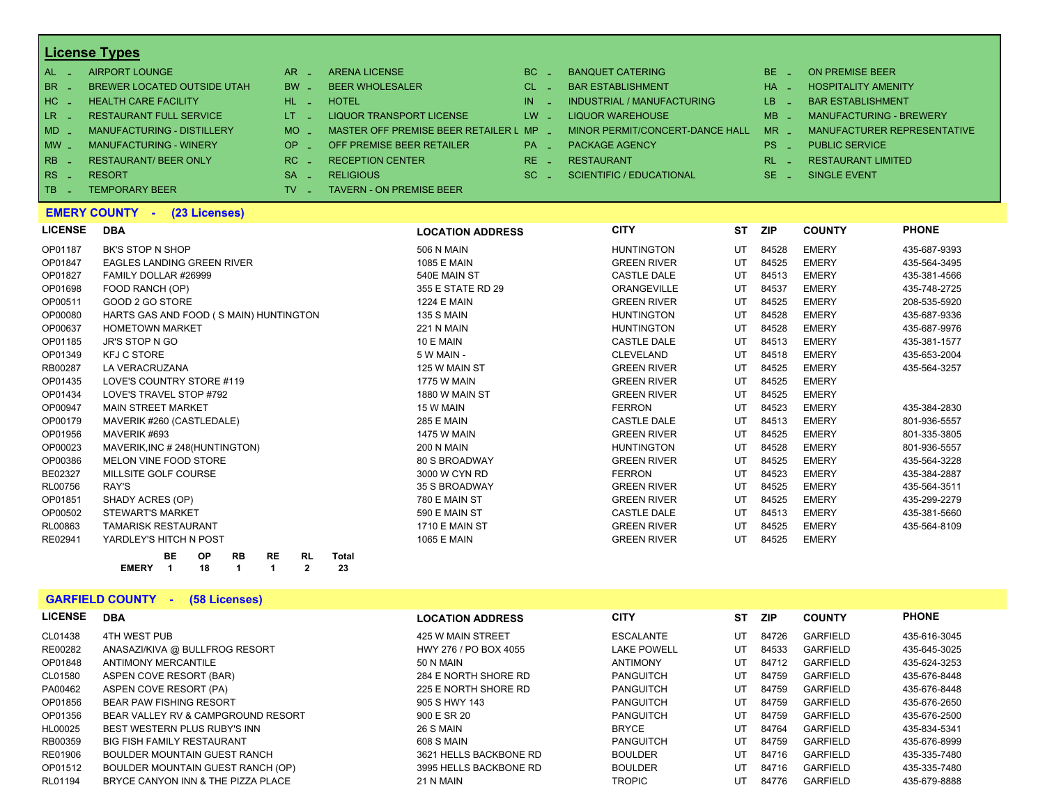## License Types

| Code | Type | Code | Type | Code | Type | Code | Type |
|---|---|---|---|---|---|---|---|
| AL - | AIRPORT LOUNGE | AR - | ARENA LICENSE | BC - | BANQUET CATERING | BE - | ON PREMISE BEER |
| BR - | BREWER LOCATED OUTSIDE UTAH | BW - | BEER WHOLESALER | CL - | BAR ESTABLISHMENT | HA - | HOSPITALITY AMENITY |
| HC - | HEALTH CARE FACILITY | HL - | HOTEL | IN - | INDUSTRIAL / MANUFACTURING | LB - | BAR ESTABLISHMENT |
| LR - | RESTAURANT FULL SERVICE | LT - | LIQUOR TRANSPORT LICENSE | LW - | LIQUOR WAREHOUSE | MB - | MANUFACTURING - BREWERY |
| MD - | MANUFACTURING - DISTILLERY | MO - | MASTER OFF PREMISE BEER RETAILER L | MP - | MINOR PERMIT/CONCERT-DANCE HALL | MR - | MANUFACTURER REPRESENTATIVE |
| MW - | MANUFACTURING - WINERY | OP - | OFF PREMISE BEER RETAILER | PA - | PACKAGE AGENCY | PS - | PUBLIC SERVICE |
| RB - | RESTAURANT/ BEER ONLY | RC - | RECEPTION CENTER | RE - | RESTAURANT | RL - | RESTAURANT LIMITED |
| RS - | RESORT | SA - | RELIGIOUS | SC - | SCIENTIFIC / EDUCATIONAL | SE - | SINGLE EVENT |
| TB - | TEMPORARY BEER | TV - | TAVERN - ON PREMISE BEER | | | | |

## EMERY COUNTY - (23 Licenses)

| LICENSE | DBA | LOCATION ADDRESS | CITY | ST | ZIP | COUNTY | PHONE |
|---|---|---|---|---|---|---|---|
| OP01187 | BK'S STOP N SHOP | 506 N MAIN | HUNTINGTON | UT | 84528 | EMERY | 435-687-9393 |
| OP01847 | EAGLES LANDING GREEN RIVER | 1085 E MAIN | GREEN RIVER | UT | 84525 | EMERY | 435-564-3495 |
| OP01827 | FAMILY DOLLAR #26999 | 540E MAIN ST | CASTLE DALE | UT | 84513 | EMERY | 435-381-4566 |
| OP01698 | FOOD RANCH (OP) | 355 E STATE RD 29 | ORANGEVILLE | UT | 84537 | EMERY | 435-748-2725 |
| OP00511 | GOOD 2 GO STORE | 1224 E MAIN | GREEN RIVER | UT | 84525 | EMERY | 208-535-5920 |
| OP00080 | HARTS GAS AND FOOD ( S MAIN) HUNTINGTON | 135 S MAIN | HUNTINGTON | UT | 84528 | EMERY | 435-687-9336 |
| OP00637 | HOMETOWN MARKET | 221 N MAIN | HUNTINGTON | UT | 84528 | EMERY | 435-687-9976 |
| OP01185 | JR'S STOP N GO | 10 E MAIN | CASTLE DALE | UT | 84513 | EMERY | 435-381-1577 |
| OP01349 | KFJ C STORE | 5 W MAIN - | CLEVELAND | UT | 84518 | EMERY | 435-653-2004 |
| RB00287 | LA VERACRUZANA | 125 W MAIN ST | GREEN RIVER | UT | 84525 | EMERY | 435-564-3257 |
| OP01435 | LOVE'S COUNTRY STORE #119 | 1775 W MAIN | GREEN RIVER | UT | 84525 | EMERY | |
| OP01434 | LOVE'S TRAVEL STOP #792 | 1880 W MAIN ST | GREEN RIVER | UT | 84525 | EMERY | |
| OP00947 | MAIN STREET MARKET | 15 W MAIN | FERRON | UT | 84523 | EMERY | 435-384-2830 |
| OP00179 | MAVERIK #260 (CASTLEDALE) | 285 E MAIN | CASTLE DALE | UT | 84513 | EMERY | 801-936-5557 |
| OP01956 | MAVERIK #693 | 1475 W MAIN | GREEN RIVER | UT | 84525 | EMERY | 801-335-3805 |
| OP00023 | MAVERIK,INC # 248(HUNTINGTON) | 200 N MAIN | HUNTINGTON | UT | 84528 | EMERY | 801-936-5557 |
| OP00386 | MELON VINE FOOD STORE | 80 S BROADWAY | GREEN RIVER | UT | 84525 | EMERY | 435-564-3228 |
| BE02327 | MILLSITE GOLF COURSE | 3000 W CYN RD | FERRON | UT | 84523 | EMERY | 435-384-2887 |
| RL00756 | RAY'S | 35 S BROADWAY | GREEN RIVER | UT | 84525 | EMERY | 435-564-3511 |
| OP01851 | SHADY ACRES (OP) | 780 E MAIN ST | GREEN RIVER | UT | 84525 | EMERY | 435-299-2279 |
| OP00502 | STEWART'S MARKET | 590 E MAIN ST | CASTLE DALE | UT | 84513 | EMERY | 435-381-5660 |
| RL00863 | TAMARISK RESTAURANT | 1710 E MAIN ST | GREEN RIVER | UT | 84525 | EMERY | 435-564-8109 |
| RE02941 | YARDLEY'S HITCH N POST | 1065 E MAIN | GREEN RIVER | UT | 84525 | EMERY | |

| | BE | OP | RB | RE | RL | Total |
|---|---|---|---|---|---|---|
| **EMERY** | **1** | **18** | **1** | **1** | **2** | **23** |

## GARFIELD COUNTY - (58 Licenses)

| LICENSE | DBA | LOCATION ADDRESS | CITY | ST | ZIP | COUNTY | PHONE |
|---|---|---|---|---|---|---|---|
| CL01438 | 4TH WEST PUB | 425 W MAIN STREET | ESCALANTE | UT | 84726 | GARFIELD | 435-616-3045 |
| RE00282 | ANASAZI/KIVA @ BULLFROG RESORT | HWY 276 / PO BOX 4055 | LAKE POWELL | UT | 84533 | GARFIELD | 435-645-3025 |
| OP01848 | ANTIMONY MERCANTILE | 50 N MAIN | ANTIMONY | UT | 84712 | GARFIELD | 435-624-3253 |
| CL01580 | ASPEN COVE RESORT (BAR) | 284 E NORTH SHORE RD | PANGUITCH | UT | 84759 | GARFIELD | 435-676-8448 |
| PA00462 | ASPEN COVE RESORT (PA) | 225 E NORTH SHORE RD | PANGUITCH | UT | 84759 | GARFIELD | 435-676-8448 |
| OP01856 | BEAR PAW FISHING RESORT | 905 S HWY 143 | PANGUITCH | UT | 84759 | GARFIELD | 435-676-2650 |
| OP01356 | BEAR VALLEY RV & CAMPGROUND RESORT | 900 E SR 20 | PANGUITCH | UT | 84759 | GARFIELD | 435-676-2500 |
| HL00025 | BEST WESTERN PLUS RUBY'S INN | 26 S MAIN | BRYCE | UT | 84764 | GARFIELD | 435-834-5341 |
| RB00359 | BIG FISH FAMILY RESTAURANT | 608 S MAIN | PANGUITCH | UT | 84759 | GARFIELD | 435-676-8999 |
| RE01906 | BOULDER MOUNTAIN GUEST RANCH | 3621 HELLS BACKBONE RD | BOULDER | UT | 84716 | GARFIELD | 435-335-7480 |
| OP01512 | BOULDER MOUNTAIN GUEST RANCH (OP) | 3995 HELLS BACKBONE RD | BOULDER | UT | 84716 | GARFIELD | 435-335-7480 |
| RL01194 | BRYCE CANYON INN & THE PIZZA PLACE | 21 N MAIN | TROPIC | UT | 84776 | GARFIELD | 435-679-8888 |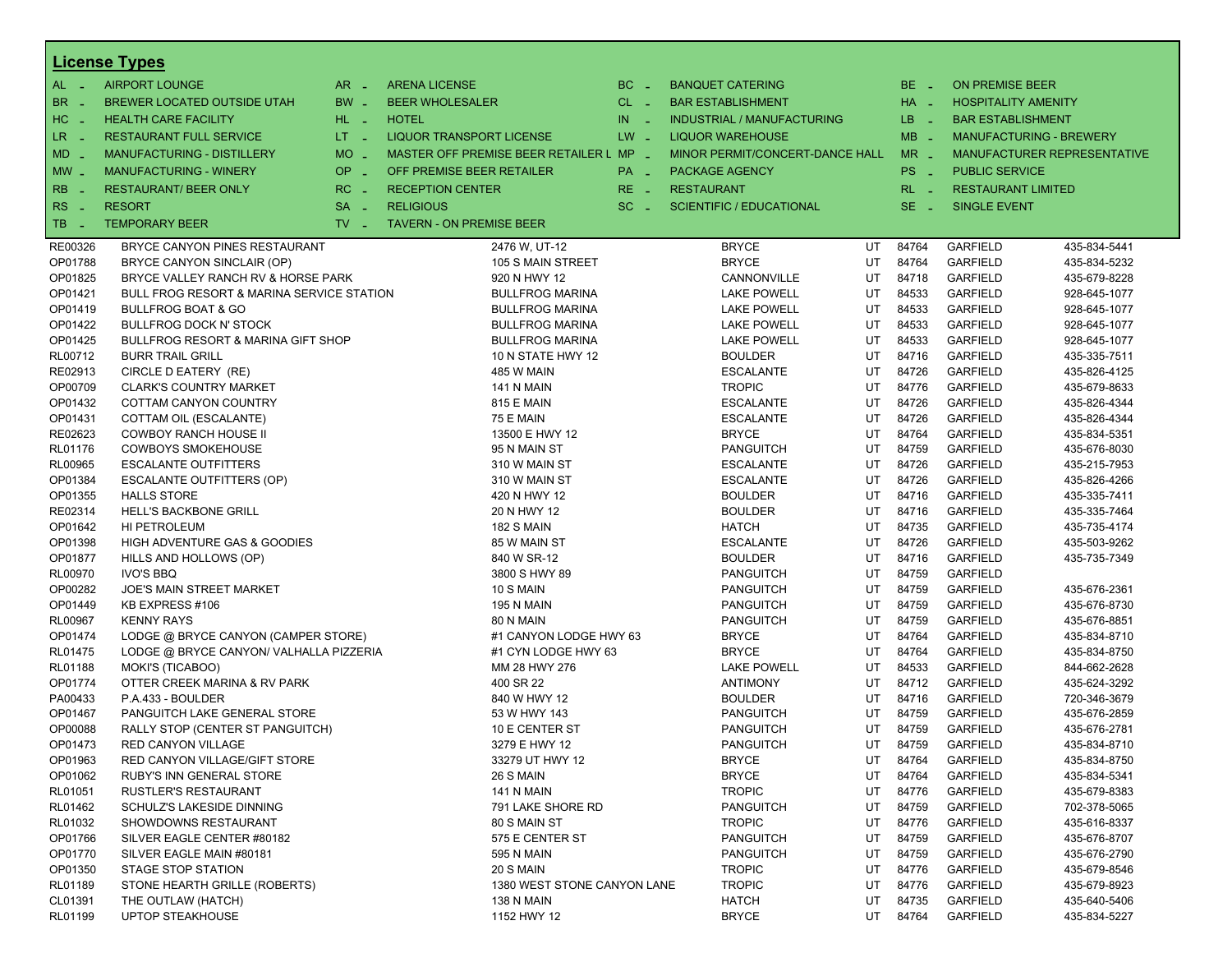## License Types

| Code | Type | Code | Type | Code | Type | Code | Type |
|---|---|---|---|---|---|---|---|
| AL - | AIRPORT LOUNGE | AR - | ARENA LICENSE | BC - | BANQUET CATERING | BE - | ON PREMISE BEER |
| BR - | BREWER LOCATED OUTSIDE UTAH | BW - | BEER WHOLESALER | CL - | BAR ESTABLISHMENT | HA - | HOSPITALITY AMENITY |
| HC - | HEALTH CARE FACILITY | HL - | HOTEL | IN - | INDUSTRIAL / MANUFACTURING | LB - | BAR ESTABLISHMENT |
| LR - | RESTAURANT FULL SERVICE | LT - | LIQUOR TRANSPORT LICENSE | LW - | LIQUOR WAREHOUSE | MB - | MANUFACTURING - BREWERY |
| MD - | MANUFACTURING - DISTILLERY | MO - | MASTER OFF PREMISE BEER RETAILER L | MP - | MINOR PERMIT/CONCERT-DANCE HALL | MR - | MANUFACTURER REPRESENTATIVE |
| MW - | MANUFACTURING - WINERY | OP - | OFF PREMISE BEER RETAILER | PA - | PACKAGE AGENCY | PS - | PUBLIC SERVICE |
| RB - | RESTAURANT/ BEER ONLY | RC - | RECEPTION CENTER | RE - | RESTAURANT | RL - | RESTAURANT LIMITED |
| RS - | RESORT | SA - | RELIGIOUS | SC - | SCIENTIFIC / EDUCATIONAL | SE - | SINGLE EVENT |
| TB - | TEMPORARY BEER | TV - | TAVERN - ON PREMISE BEER | | | | |

| License | Name | Address | City | State | Zip | County | Phone |
|---|---|---|---|---|---|---|---|
| RE00326 | BRYCE CANYON PINES RESTAURANT | 2476 W, UT-12 | BRYCE | UT | 84764 | GARFIELD | 435-834-5441 |
| OP01788 | BRYCE CANYON SINCLAIR (OP) | 105 S MAIN STREET | BRYCE | UT | 84764 | GARFIELD | 435-834-5232 |
| OP01825 | BRYCE VALLEY RANCH RV & HORSE PARK | 920 N HWY 12 | CANNONVILLE | UT | 84718 | GARFIELD | 435-679-8228 |
| OP01421 | BULL FROG RESORT & MARINA SERVICE STATION | BULLFROG MARINA | LAKE POWELL | UT | 84533 | GARFIELD | 928-645-1077 |
| OP01419 | BULLFROG BOAT & GO | BULLFROG MARINA | LAKE POWELL | UT | 84533 | GARFIELD | 928-645-1077 |
| OP01422 | BULLFROG DOCK N' STOCK | BULLFROG MARINA | LAKE POWELL | UT | 84533 | GARFIELD | 928-645-1077 |
| OP01425 | BULLFROG RESORT & MARINA GIFT SHOP | BULLFROG MARINA | LAKE POWELL | UT | 84533 | GARFIELD | 928-645-1077 |
| RL00712 | BURR TRAIL GRILL | 10 N STATE HWY 12 | BOULDER | UT | 84716 | GARFIELD | 435-335-7511 |
| RE02913 | CIRCLE D EATERY (RE) | 485 W MAIN | ESCALANTE | UT | 84726 | GARFIELD | 435-826-4125 |
| OP00709 | CLARK'S COUNTRY MARKET | 141 N MAIN | TROPIC | UT | 84776 | GARFIELD | 435-679-8633 |
| OP01432 | COTTAM CANYON COUNTRY | 815 E MAIN | ESCALANTE | UT | 84726 | GARFIELD | 435-826-4344 |
| OP01431 | COTTAM OIL (ESCALANTE) | 75 E MAIN | ESCALANTE | UT | 84726 | GARFIELD | 435-826-4344 |
| RE02623 | COWBOY RANCH HOUSE II | 13500 E HWY 12 | BRYCE | UT | 84764 | GARFIELD | 435-834-5351 |
| RL01176 | COWBOYS SMOKEHOUSE | 95 N MAIN ST | PANGUITCH | UT | 84759 | GARFIELD | 435-676-8030 |
| RL00965 | ESCALANTE OUTFITTERS | 310 W MAIN ST | ESCALANTE | UT | 84726 | GARFIELD | 435-215-7953 |
| OP01384 | ESCALANTE OUTFITTERS (OP) | 310 W MAIN ST | ESCALANTE | UT | 84726 | GARFIELD | 435-826-4266 |
| OP01355 | HALLS STORE | 420 N HWY 12 | BOULDER | UT | 84716 | GARFIELD | 435-335-7411 |
| RE02314 | HELL'S BACKBONE GRILL | 20 N HWY 12 | BOULDER | UT | 84716 | GARFIELD | 435-335-7464 |
| OP01642 | HI PETROLEUM | 182 S MAIN | HATCH | UT | 84735 | GARFIELD | 435-735-4174 |
| OP01398 | HIGH ADVENTURE GAS & GOODIES | 85 W MAIN ST | ESCALANTE | UT | 84726 | GARFIELD | 435-503-9262 |
| OP01877 | HILLS AND HOLLOWS (OP) | 840 W SR-12 | BOULDER | UT | 84716 | GARFIELD | 435-735-7349 |
| RL00970 | IVO'S BBQ | 3800 S HWY 89 | PANGUITCH | UT | 84759 | GARFIELD | |
| OP00282 | JOE'S MAIN STREET MARKET | 10 S MAIN | PANGUITCH | UT | 84759 | GARFIELD | 435-676-2361 |
| OP01449 | KB EXPRESS #106 | 195 N MAIN | PANGUITCH | UT | 84759 | GARFIELD | 435-676-8730 |
| RL00967 | KENNY RAYS | 80 N MAIN | PANGUITCH | UT | 84759 | GARFIELD | 435-676-8851 |
| OP01474 | LODGE @ BRYCE CANYON (CAMPER STORE) | #1 CANYON LODGE HWY 63 | BRYCE | UT | 84764 | GARFIELD | 435-834-8710 |
| RL01475 | LODGE @ BRYCE CANYON/ VALHALLA PIZZERIA | #1 CYN LODGE HWY 63 | BRYCE | UT | 84764 | GARFIELD | 435-834-8750 |
| RL01188 | MOKI'S (TICABOO) | MM 28 HWY 276 | LAKE POWELL | UT | 84533 | GARFIELD | 844-662-2628 |
| OP01774 | OTTER CREEK MARINA & RV PARK | 400 SR 22 | ANTIMONY | UT | 84712 | GARFIELD | 435-624-3292 |
| PA00433 | P.A.433 - BOULDER | 840 W HWY 12 | BOULDER | UT | 84716 | GARFIELD | 720-346-3679 |
| OP01467 | PANGUITCH LAKE GENERAL STORE | 53 W HWY 143 | PANGUITCH | UT | 84759 | GARFIELD | 435-676-2859 |
| OP00088 | RALLY STOP (CENTER ST PANGUITCH) | 10 E CENTER ST | PANGUITCH | UT | 84759 | GARFIELD | 435-676-2781 |
| OP01473 | RED CANYON VILLAGE | 3279 E HWY 12 | PANGUITCH | UT | 84759 | GARFIELD | 435-834-8710 |
| OP01963 | RED CANYON VILLAGE/GIFT STORE | 33279 UT HWY 12 | BRYCE | UT | 84764 | GARFIELD | 435-834-8750 |
| OP01062 | RUBY'S INN GENERAL STORE | 26 S MAIN | BRYCE | UT | 84764 | GARFIELD | 435-834-5341 |
| RL01051 | RUSTLER'S RESTAURANT | 141 N MAIN | TROPIC | UT | 84776 | GARFIELD | 435-679-8383 |
| RL01462 | SCHULZ'S LAKESIDE DINNING | 791 LAKE SHORE RD | PANGUITCH | UT | 84759 | GARFIELD | 702-378-5065 |
| RL01032 | SHOWDOWNS RESTAURANT | 80 S MAIN ST | TROPIC | UT | 84776 | GARFIELD | 435-616-8337 |
| OP01766 | SILVER EAGLE CENTER #80182 | 575 E CENTER ST | PANGUITCH | UT | 84759 | GARFIELD | 435-676-8707 |
| OP01770 | SILVER EAGLE MAIN #80181 | 595 N MAIN | PANGUITCH | UT | 84759 | GARFIELD | 435-676-2790 |
| OP01350 | STAGE STOP STATION | 20 S MAIN | TROPIC | UT | 84776 | GARFIELD | 435-679-8546 |
| RL01189 | STONE HEARTH GRILLE (ROBERTS) | 1380 WEST STONE CANYON LANE | TROPIC | UT | 84776 | GARFIELD | 435-679-8923 |
| CL01391 | THE OUTLAW (HATCH) | 138 N MAIN | HATCH | UT | 84735 | GARFIELD | 435-640-5406 |
| RL01199 | UPTOP STEAKHOUSE | 1152 HWY 12 | BRYCE | UT | 84764 | GARFIELD | 435-834-5227 |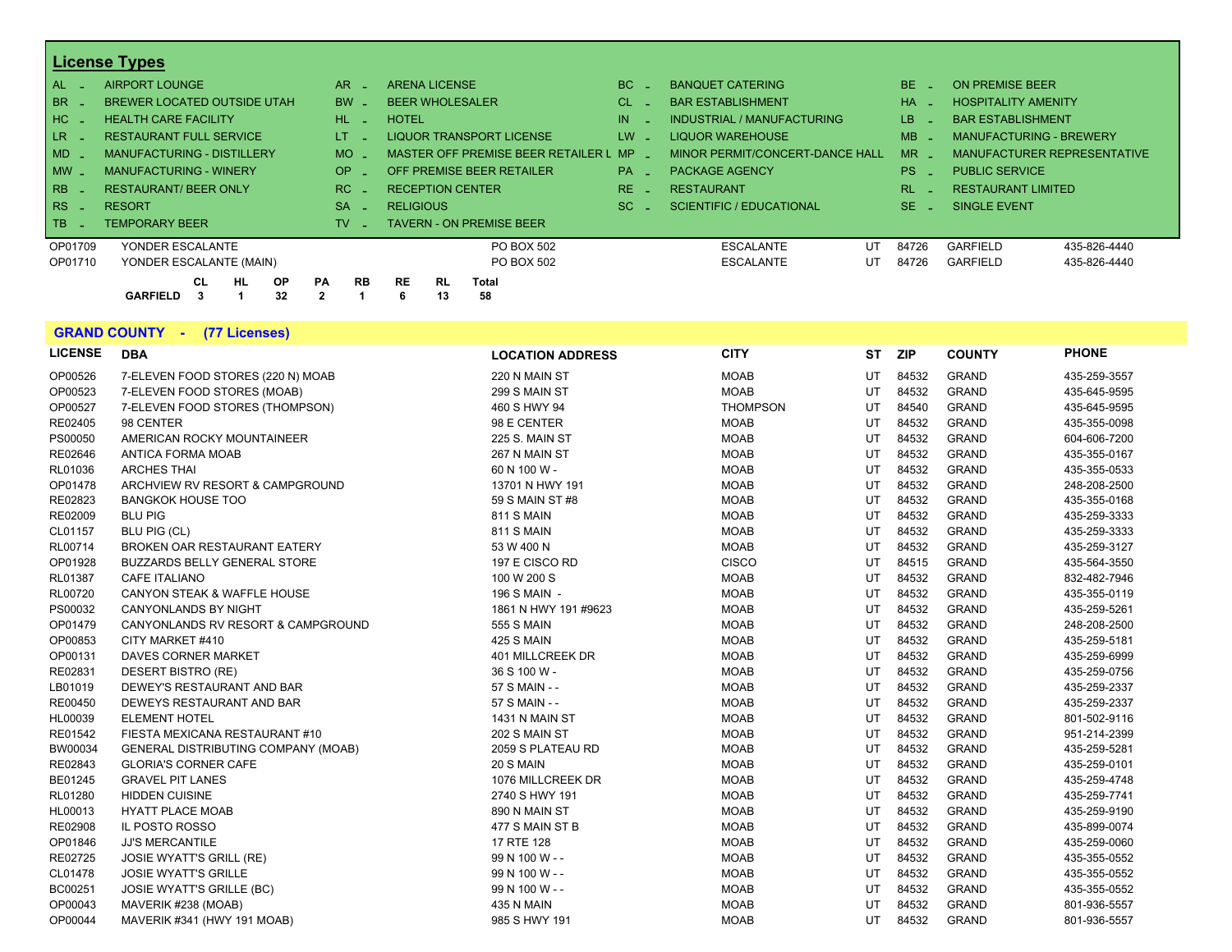## License Types

| | | | | | | | |
|---|---|---|---|---|---|---|---|
| AL - | AIRPORT LOUNGE | AR - | ARENA LICENSE | BC - | BANQUET CATERING | BE - | ON PREMISE BEER |
| BR - | BREWER LOCATED OUTSIDE UTAH | BW - | BEER WHOLESALER | CL - | BAR ESTABLISHMENT | HA - | HOSPITALITY AMENITY |
| HC - | HEALTH CARE FACILITY | HL - | HOTEL | IN - | INDUSTRIAL / MANUFACTURING | LB - | BAR ESTABLISHMENT |
| LR - | RESTAURANT FULL SERVICE | LT - | LIQUOR TRANSPORT LICENSE | LW - | LIQUOR WAREHOUSE | MB - | MANUFACTURING - BREWERY |
| MD - | MANUFACTURING - DISTILLERY | MO - | MASTER OFF PREMISE BEER RETAILER L | MP - | MINOR PERMIT/CONCERT-DANCE HALL | MR - | MANUFACTURER REPRESENTATIVE |
| MW - | MANUFACTURING - WINERY | OP - | OFF PREMISE BEER RETAILER | PA - | PACKAGE AGENCY | PS - | PUBLIC SERVICE |
| RB - | RESTAURANT/ BEER ONLY | RC - | RECEPTION CENTER | RE - | RESTAURANT | RL - | RESTAURANT LIMITED |
| RS - | RESORT | SA - | RELIGIOUS | SC - | SCIENTIFIC / EDUCATIONAL | SE - | SINGLE EVENT |
| TB - | TEMPORARY BEER | TV - | TAVERN - ON PREMISE BEER | | | | |

| LICENSE | DBA | LOCATION ADDRESS | CITY | ST | ZIP | COUNTY | PHONE |
|---|---|---|---|---|---|---|---|
| OP01709 | YONDER ESCALANTE | PO BOX 502 | ESCALANTE | UT | 84726 | GARFIELD | 435-826-4440 |
| OP01710 | YONDER ESCALANTE (MAIN) | PO BOX 502 | ESCALANTE | UT | 84726 | GARFIELD | 435-826-4440 |

| | CL | HL | OP | PA | RB | RE | RL | Total |
|---|---|---|---|---|---|---|---|---|
| GARFIELD | 3 | 1 | 32 | 2 | 1 | 6 | 13 | 58 |

## GRAND COUNTY - (77 Licenses)

| LICENSE | DBA | LOCATION ADDRESS | CITY | ST | ZIP | COUNTY | PHONE |
|---|---|---|---|---|---|---|---|
| OP00526 | 7-ELEVEN FOOD STORES (220 N) MOAB | 220 N MAIN ST | MOAB | UT | 84532 | GRAND | 435-259-3557 |
| OP00523 | 7-ELEVEN FOOD STORES (MOAB) | 299 S MAIN ST | MOAB | UT | 84532 | GRAND | 435-645-9595 |
| OP00527 | 7-ELEVEN FOOD STORES (THOMPSON) | 460 S HWY 94 | THOMPSON | UT | 84540 | GRAND | 435-645-9595 |
| RE02405 | 98 CENTER | 98 E CENTER | MOAB | UT | 84532 | GRAND | 435-355-0098 |
| PS00050 | AMERICAN ROCKY MOUNTAINEER | 225 S. MAIN ST | MOAB | UT | 84532 | GRAND | 604-606-7200 |
| RE02646 | ANTICA FORMA MOAB | 267 N MAIN ST | MOAB | UT | 84532 | GRAND | 435-355-0167 |
| RL01036 | ARCHES THAI | 60 N 100 W - | MOAB | UT | 84532 | GRAND | 435-355-0533 |
| OP01478 | ARCHVIEW RV RESORT & CAMPGROUND | 13701 N HWY 191 | MOAB | UT | 84532 | GRAND | 248-208-2500 |
| RE02823 | BANGKOK HOUSE TOO | 59 S MAIN ST #8 | MOAB | UT | 84532 | GRAND | 435-355-0168 |
| RE02009 | BLU PIG | 811 S MAIN | MOAB | UT | 84532 | GRAND | 435-259-3333 |
| CL01157 | BLU PIG (CL) | 811 S MAIN | MOAB | UT | 84532 | GRAND | 435-259-3333 |
| RL00714 | BROKEN OAR RESTAURANT EATERY | 53 W 400 N | MOAB | UT | 84532 | GRAND | 435-259-3127 |
| OP01928 | BUZZARDS BELLY GENERAL STORE | 197 E CISCO RD | CISCO | UT | 84515 | GRAND | 435-564-3550 |
| RL01387 | CAFE ITALIANO | 100 W 200 S | MOAB | UT | 84532 | GRAND | 832-482-7946 |
| RL00720 | CANYON STEAK & WAFFLE HOUSE | 196 S MAIN - | MOAB | UT | 84532 | GRAND | 435-355-0119 |
| PS00032 | CANYONLANDS BY NIGHT | 1861 N HWY 191 #9623 | MOAB | UT | 84532 | GRAND | 435-259-5261 |
| OP01479 | CANYONLANDS RV RESORT & CAMPGROUND | 555 S MAIN | MOAB | UT | 84532 | GRAND | 248-208-2500 |
| OP00853 | CITY MARKET #410 | 425 S MAIN | MOAB | UT | 84532 | GRAND | 435-259-5181 |
| OP00131 | DAVES CORNER MARKET | 401 MILLCREEK DR | MOAB | UT | 84532 | GRAND | 435-259-6999 |
| RE02831 | DESERT BISTRO (RE) | 36 S 100 W - | MOAB | UT | 84532 | GRAND | 435-259-0756 |
| LB01019 | DEWEY'S RESTAURANT AND BAR | 57 S MAIN - - | MOAB | UT | 84532 | GRAND | 435-259-2337 |
| RE00450 | DEWEYS RESTAURANT AND BAR | 57 S MAIN - - | MOAB | UT | 84532 | GRAND | 435-259-2337 |
| HL00039 | ELEMENT HOTEL | 1431 N MAIN ST | MOAB | UT | 84532 | GRAND | 801-502-9116 |
| RE01542 | FIESTA MEXICANA RESTAURANT #10 | 202 S MAIN ST | MOAB | UT | 84532 | GRAND | 951-214-2399 |
| BW00034 | GENERAL DISTRIBUTING COMPANY (MOAB) | 2059 S PLATEAU RD | MOAB | UT | 84532 | GRAND | 435-259-5281 |
| RE02843 | GLORIA'S CORNER CAFE | 20 S MAIN | MOAB | UT | 84532 | GRAND | 435-259-0101 |
| BE01245 | GRAVEL PIT LANES | 1076 MILLCREEK DR | MOAB | UT | 84532 | GRAND | 435-259-4748 |
| RL01280 | HIDDEN CUISINE | 2740 S HWY 191 | MOAB | UT | 84532 | GRAND | 435-259-7741 |
| HL00013 | HYATT PLACE MOAB | 890 N MAIN ST | MOAB | UT | 84532 | GRAND | 435-259-9190 |
| RE02908 | IL POSTO ROSSO | 477 S MAIN ST B | MOAB | UT | 84532 | GRAND | 435-899-0074 |
| OP01846 | JJ'S MERCANTILE | 17 RTE 128 | MOAB | UT | 84532 | GRAND | 435-259-0060 |
| RE02725 | JOSIE WYATT'S GRILL (RE) | 99 N 100 W - - | MOAB | UT | 84532 | GRAND | 435-355-0552 |
| CL01478 | JOSIE WYATT'S GRILLE | 99 N 100 W - - | MOAB | UT | 84532 | GRAND | 435-355-0552 |
| BC00251 | JOSIE WYATT'S GRILLE (BC) | 99 N 100 W - - | MOAB | UT | 84532 | GRAND | 435-355-0552 |
| OP00043 | MAVERIK #238 (MOAB) | 435 N MAIN | MOAB | UT | 84532 | GRAND | 801-936-5557 |
| OP00044 | MAVERIK #341 (HWY 191 MOAB) | 985 S HWY 191 | MOAB | UT | 84532 | GRAND | 801-936-5557 |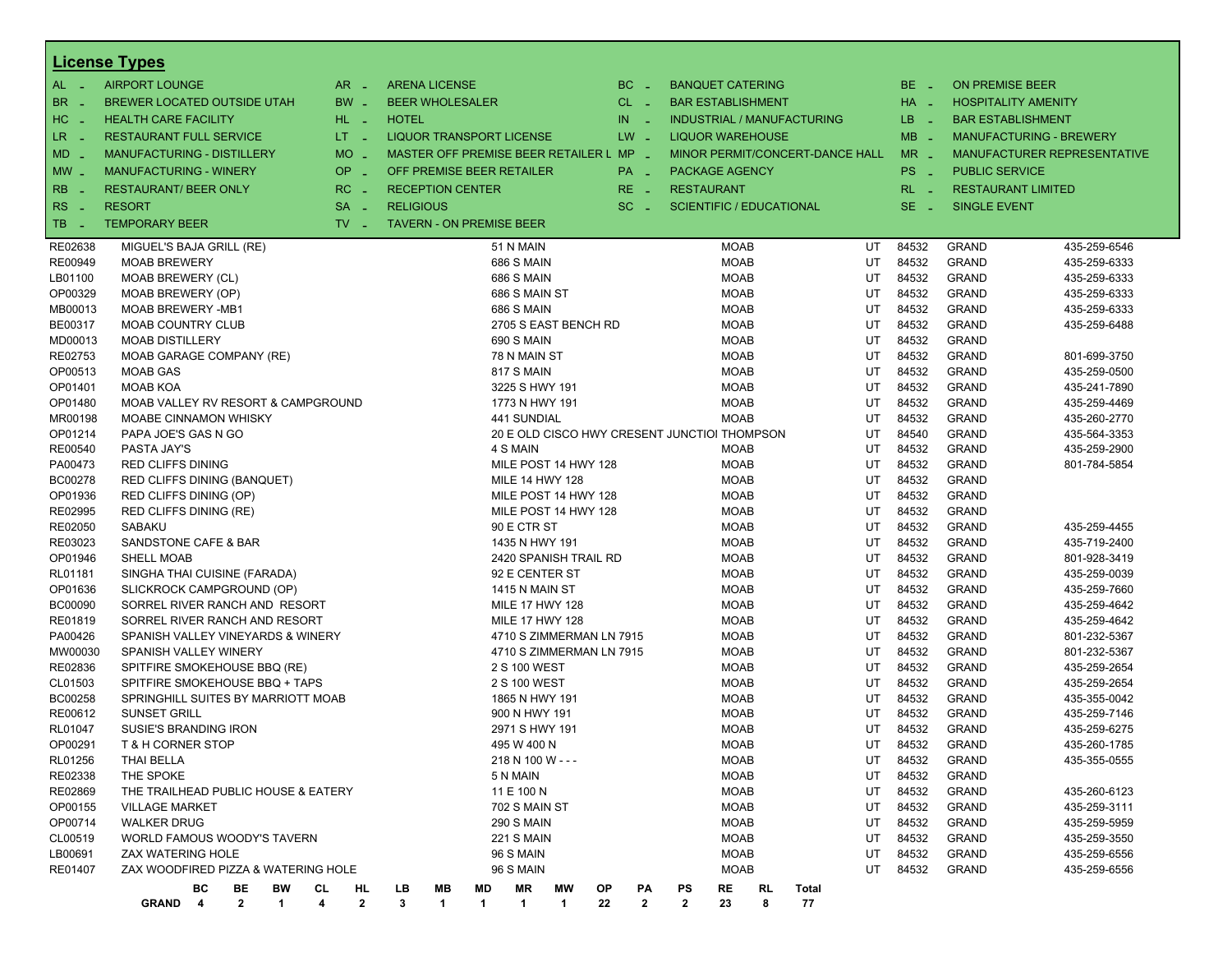## License Types

| Code | Type | Code | Type | Code | Type | Code | Type |
|---|---|---|---|---|---|---|---|
| AL | AIRPORT LOUNGE | AR | ARENA LICENSE | BC | BANQUET CATERING | BE | ON PREMISE BEER |
| BR | BREWER LOCATED OUTSIDE UTAH | BW | BEER WHOLESALER | CL | BAR ESTABLISHMENT | HA | HOSPITALITY AMENITY |
| HC | HEALTH CARE FACILITY | HL | HOTEL | IN | INDUSTRIAL / MANUFACTURING | LB | BAR ESTABLISHMENT |
| LR | RESTAURANT FULL SERVICE | LT | LIQUOR TRANSPORT LICENSE | LW | LIQUOR WAREHOUSE | MB | MANUFACTURING - BREWERY |
| MD | MANUFACTURING - DISTILLERY | MO | MASTER OFF PREMISE BEER RETAILER L | MP | MINOR PERMIT/CONCERT-DANCE HALL | MR | MANUFACTURER REPRESENTATIVE |
| MW | MANUFACTURING - WINERY | OP | OFF PREMISE BEER RETAILER | PA | PACKAGE AGENCY | PS | PUBLIC SERVICE |
| RB | RESTAURANT/ BEER ONLY | RC | RECEPTION CENTER | RE | RESTAURANT | RL | RESTAURANT LIMITED |
| RS | RESORT | SA | RELIGIOUS | SC | SCIENTIFIC / EDUCATIONAL | SE | SINGLE EVENT |
| TB | TEMPORARY BEER | TV | TAVERN - ON PREMISE BEER | | | | |

| License | Name | Address | City | State | Zip | County | Phone |
|---|---|---|---|---|---|---|---|
| RE02638 | MIGUEL'S BAJA GRILL (RE) | 51 N MAIN | MOAB | UT | 84532 | GRAND | 435-259-6546 |
| RE00949 | MOAB BREWERY | 686 S MAIN | MOAB | UT | 84532 | GRAND | 435-259-6333 |
| LB01100 | MOAB BREWERY (CL) | 686 S MAIN | MOAB | UT | 84532 | GRAND | 435-259-6333 |
| OP00329 | MOAB BREWERY (OP) | 686 S MAIN ST | MOAB | UT | 84532 | GRAND | 435-259-6333 |
| MB00013 | MOAB BREWERY -MB1 | 686 S MAIN | MOAB | UT | 84532 | GRAND | 435-259-6333 |
| BE00317 | MOAB COUNTRY CLUB | 2705 S EAST BENCH RD | MOAB | UT | 84532 | GRAND | 435-259-6488 |
| MD00013 | MOAB DISTILLERY | 690 S MAIN | MOAB | UT | 84532 | GRAND | |
| RE02753 | MOAB GARAGE COMPANY (RE) | 78 N MAIN ST | MOAB | UT | 84532 | GRAND | 801-699-3750 |
| OP00513 | MOAB GAS | 817 S MAIN | MOAB | UT | 84532 | GRAND | 435-259-0500 |
| OP01401 | MOAB KOA | 3225 S HWY 191 | MOAB | UT | 84532 | GRAND | 435-241-7890 |
| OP01480 | MOAB VALLEY RV RESORT & CAMPGROUND | 1773 N HWY 191 | MOAB | UT | 84532 | GRAND | 435-259-4469 |
| MR00198 | MOABE CINNAMON WHISKY | 441 SUNDIAL | MOAB | UT | 84532 | GRAND | 435-260-2770 |
| OP01214 | PAPA JOE'S GAS N GO | 20 E OLD CISCO HWY CRESENT JUNCTIOI | THOMPSON | UT | 84540 | GRAND | 435-564-3353 |
| RE00540 | PASTA JAY'S | 4 S MAIN | MOAB | UT | 84532 | GRAND | 435-259-2900 |
| PA00473 | RED CLIFFS DINING | MILE POST 14 HWY 128 | MOAB | UT | 84532 | GRAND | 801-784-5854 |
| BC00278 | RED CLIFFS DINING (BANQUET) | MILE 14 HWY 128 | MOAB | UT | 84532 | GRAND | |
| OP01936 | RED CLIFFS DINING (OP) | MILE POST 14 HWY 128 | MOAB | UT | 84532 | GRAND | |
| RE02995 | RED CLIFFS DINING (RE) | MILE POST 14 HWY 128 | MOAB | UT | 84532 | GRAND | |
| RE02050 | SABAKU | 90 E CTR ST | MOAB | UT | 84532 | GRAND | 435-259-4455 |
| RE03023 | SANDSTONE CAFE & BAR | 1435 N HWY 191 | MOAB | UT | 84532 | GRAND | 435-719-2400 |
| OP01946 | SHELL MOAB | 2420 SPANISH TRAIL RD | MOAB | UT | 84532 | GRAND | 801-928-3419 |
| RL01181 | SINGHA THAI CUISINE (FARADA) | 92 E CENTER ST | MOAB | UT | 84532 | GRAND | 435-259-0039 |
| OP01636 | SLICKROCK CAMPGROUND (OP) | 1415 N MAIN ST | MOAB | UT | 84532 | GRAND | 435-259-7660 |
| BC00090 | SORREL RIVER RANCH AND RESORT | MILE 17 HWY 128 | MOAB | UT | 84532 | GRAND | 435-259-4642 |
| RE01819 | SORREL RIVER RANCH AND RESORT | MILE 17 HWY 128 | MOAB | UT | 84532 | GRAND | 435-259-4642 |
| PA00426 | SPANISH VALLEY VINEYARDS & WINERY | 4710 S ZIMMERMAN LN 7915 | MOAB | UT | 84532 | GRAND | 801-232-5367 |
| MW00030 | SPANISH VALLEY WINERY | 4710 S ZIMMERMAN LN 7915 | MOAB | UT | 84532 | GRAND | 801-232-5367 |
| RE02836 | SPITFIRE SMOKEHOUSE BBQ (RE) | 2 S 100 WEST | MOAB | UT | 84532 | GRAND | 435-259-2654 |
| CL01503 | SPITFIRE SMOKEHOUSE BBQ + TAPS | 2 S 100 WEST | MOAB | UT | 84532 | GRAND | 435-259-2654 |
| BC00258 | SPRINGHILL SUITES BY MARRIOTT MOAB | 1865 N HWY 191 | MOAB | UT | 84532 | GRAND | 435-355-0042 |
| RE00612 | SUNSET GRILL | 900 N HWY 191 | MOAB | UT | 84532 | GRAND | 435-259-7146 |
| RL01047 | SUSIE'S BRANDING IRON | 2971 S HWY 191 | MOAB | UT | 84532 | GRAND | 435-259-6275 |
| OP00291 | T & H CORNER STOP | 495 W 400 N | MOAB | UT | 84532 | GRAND | 435-260-1785 |
| RL01256 | THAI BELLA | 218 N 100 W - - - | MOAB | UT | 84532 | GRAND | 435-355-0555 |
| RE02338 | THE SPOKE | 5 N MAIN | MOAB | UT | 84532 | GRAND | |
| RE02869 | THE TRAILHEAD PUBLIC HOUSE & EATERY | 11 E 100 N | MOAB | UT | 84532 | GRAND | 435-260-6123 |
| OP00155 | VILLAGE MARKET | 702 S MAIN ST | MOAB | UT | 84532 | GRAND | 435-259-3111 |
| OP00714 | WALKER DRUG | 290 S MAIN | MOAB | UT | 84532 | GRAND | 435-259-5959 |
| CL00519 | WORLD FAMOUS WOODY'S TAVERN | 221 S MAIN | MOAB | UT | 84532 | GRAND | 435-259-3550 |
| LB00691 | ZAX WATERING HOLE | 96 S MAIN | MOAB | UT | 84532 | GRAND | 435-259-6556 |
| RE01407 | ZAX WOODFIRED PIZZA & WATERING HOLE | 96 S MAIN | MOAB | UT | 84532 | GRAND | 435-259-6556 |

| | BC | BE | BW | CL | HL | LB | MB | MD | MR | MW | OP | PA | PS | RE | RL | Total |
|---|---|---|---|---|---|---|---|---|---|---|---|---|---|---|---|---|
| **GRAND** | 4 | 2 | 1 | 4 | 2 | 3 | 1 | 1 | 1 | 1 | 22 | 2 | 2 | 23 | 8 | 77 |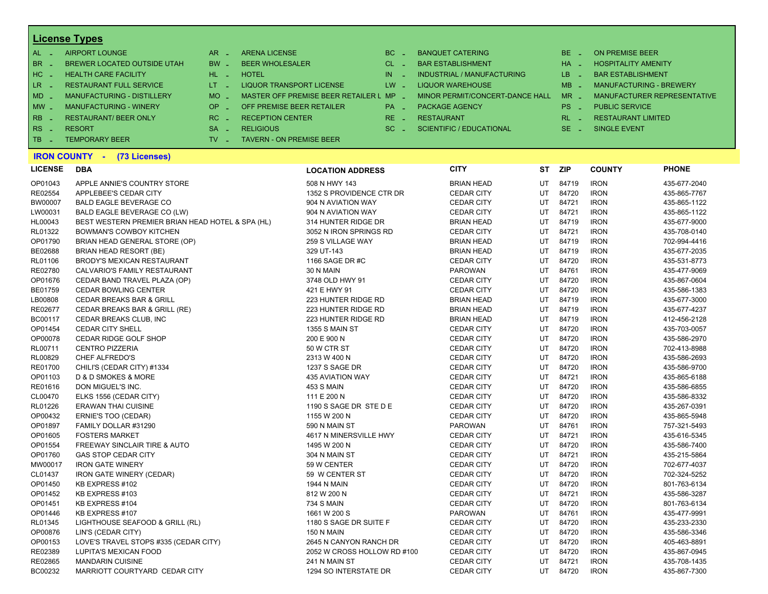## License Types

| Code | Type | Code | Type | Code | Type | Code | Type |
|---|---|---|---|---|---|---|---|
| AL | AIRPORT LOUNGE | AR | ARENA LICENSE | BC | BANQUET CATERING | BE | ON PREMISE BEER |
| BR | BREWER LOCATED OUTSIDE UTAH | BW | BEER WHOLESALER | CL | BAR ESTABLISHMENT | HA | HOSPITALITY AMENITY |
| HC | HEALTH CARE FACILITY | HL | HOTEL | IN | INDUSTRIAL / MANUFACTURING | LB | BAR ESTABLISHMENT |
| LR | RESTAURANT FULL SERVICE | LT | LIQUOR TRANSPORT LICENSE | LW | LIQUOR WAREHOUSE | MB | MANUFACTURING - BREWERY |
| MD | MANUFACTURING - DISTILLERY | MO | MASTER OFF PREMISE BEER RETAILER L | MP | MINOR PERMIT/CONCERT-DANCE HALL | MR | MANUFACTURER REPRESENTATIVE |
| MW | MANUFACTURING - WINERY | OP | OFF PREMISE BEER RETAILER | PA | PACKAGE AGENCY | PS | PUBLIC SERVICE |
| RB | RESTAURANT/ BEER ONLY | RC | RECEPTION CENTER | RE | RESTAURANT | RL | RESTAURANT LIMITED |
| RS | RESORT | SA | RELIGIOUS | SC | SCIENTIFIC / EDUCATIONAL | SE | SINGLE EVENT |
| TB | TEMPORARY BEER | TV | TAVERN - ON PREMISE BEER | | | | |

## IRON COUNTY - (73 Licenses)

| LICENSE | DBA | LOCATION ADDRESS | CITY | ST | ZIP | COUNTY | PHONE |
|---|---|---|---|---|---|---|---|
| OP01043 | APPLE ANNIE'S COUNTRY STORE | 508 N HWY 143 | BRIAN HEAD | UT | 84719 | IRON | 435-677-2040 |
| RE02554 | APPLEBEE'S CEDAR CITY | 1352 S PROVIDENCE CTR DR | CEDAR CITY | UT | 84720 | IRON | 435-865-7767 |
| BW00007 | BALD EAGLE BEVERAGE CO | 904 N AVIATION WAY | CEDAR CITY | UT | 84721 | IRON | 435-865-1122 |
| LW00031 | BALD EAGLE BEVERAGE CO (LW) | 904 N AVIATION WAY | CEDAR CITY | UT | 84721 | IRON | 435-865-1122 |
| HL00043 | BEST WESTERN PREMIER BRIAN HEAD HOTEL & SPA (HL) | 314 HUNTER RIDGE DR | BRIAN HEAD | UT | 84719 | IRON | 435-677-9000 |
| RL01322 | BOWMAN'S COWBOY KITCHEN | 3052 N IRON SPRINGS RD | CEDAR CITY | UT | 84721 | IRON | 435-708-0140 |
| OP01790 | BRIAN HEAD GENERAL STORE (OP) | 259 S VILLAGE WAY | BRIAN HEAD | UT | 84719 | IRON | 702-994-4416 |
| BE02688 | BRIAN HEAD RESORT (BE) | 329 UT-143 | BRIAN HEAD | UT | 84719 | IRON | 435-677-2035 |
| RL01106 | BRODY'S MEXICAN RESTAURANT | 1166 SAGE DR #C | CEDAR CITY | UT | 84720 | IRON | 435-531-8773 |
| RE02780 | CALVARIO'S FAMILY RESTAURANT | 30 N MAIN | PAROWAN | UT | 84761 | IRON | 435-477-9069 |
| OP01676 | CEDAR BAND TRAVEL PLAZA (OP) | 3748 OLD HWY 91 | CEDAR CITY | UT | 84720 | IRON | 435-867-0604 |
| BE01759 | CEDAR BOWLING CENTER | 421 E HWY 91 | CEDAR CITY | UT | 84720 | IRON | 435-586-1383 |
| LB00808 | CEDAR BREAKS BAR & GRILL | 223 HUNTER RIDGE RD | BRIAN HEAD | UT | 84719 | IRON | 435-677-3000 |
| RE02677 | CEDAR BREAKS BAR & GRILL (RE) | 223 HUNTER RIDGE RD | BRIAN HEAD | UT | 84719 | IRON | 435-677-4237 |
| BC00117 | CEDAR BREAKS CLUB, INC | 223 HUNTER RIDGE RD | BRIAN HEAD | UT | 84719 | IRON | 412-456-2128 |
| OP01454 | CEDAR CITY SHELL | 1355 S MAIN ST | CEDAR CITY | UT | 84720 | IRON | 435-703-0057 |
| OP00078 | CEDAR RIDGE GOLF SHOP | 200 E 900 N | CEDAR CITY | UT | 84720 | IRON | 435-586-2970 |
| RL00711 | CENTRO PIZZERIA | 50 W CTR ST | CEDAR CITY | UT | 84720 | IRON | 702-413-8988 |
| RL00829 | CHEF ALFREDO'S | 2313 W 400 N | CEDAR CITY | UT | 84720 | IRON | 435-586-2693 |
| RE01700 | CHILI'S (CEDAR CITY) #1334 | 1237 S SAGE DR | CEDAR CITY | UT | 84720 | IRON | 435-586-9700 |
| OP01103 | D & D SMOKES & MORE | 435 AVIATION WAY | CEDAR CITY | UT | 84721 | IRON | 435-865-6188 |
| RE01616 | DON MIGUEL'S INC. | 453 S MAIN | CEDAR CITY | UT | 84720 | IRON | 435-586-6855 |
| CL00470 | ELKS 1556 (CEDAR CITY) | 111 E 200 N | CEDAR CITY | UT | 84720 | IRON | 435-586-8332 |
| RL01226 | ERAWAN THAI CUISINE | 1190 S SAGE DR STE D E | CEDAR CITY | UT | 84720 | IRON | 435-267-0391 |
| OP00432 | ERNIE'S TOO (CEDAR) | 1155 W 200 N | CEDAR CITY | UT | 84720 | IRON | 435-865-5948 |
| OP01897 | FAMILY DOLLAR #31290 | 590 N MAIN ST | PAROWAN | UT | 84761 | IRON | 757-321-5493 |
| OP01605 | FOSTERS MARKET | 4617 N MINERSVILLE HWY | CEDAR CITY | UT | 84721 | IRON | 435-616-5345 |
| OP01554 | FREEWAY SINCLAIR TIRE & AUTO | 1495 W 200 N | CEDAR CITY | UT | 84720 | IRON | 435-586-7400 |
| OP01760 | GAS STOP CEDAR CITY | 304 N MAIN ST | CEDAR CITY | UT | 84721 | IRON | 435-215-5864 |
| MW00017 | IRON GATE WINERY | 59 W CENTER | CEDAR CITY | UT | 84720 | IRON | 702-677-4037 |
| CL01437 | IRON GATE WINERY (CEDAR) | 59 W CENTER ST | CEDAR CITY | UT | 84720 | IRON | 702-324-5252 |
| OP01450 | KB EXPRESS #102 | 1944 N MAIN | CEDAR CITY | UT | 84720 | IRON | 801-763-6134 |
| OP01452 | KB EXPRESS #103 | 812 W 200 N | CEDAR CITY | UT | 84721 | IRON | 435-586-3287 |
| OP01451 | KB EXPRESS #104 | 734 S MAIN | CEDAR CITY | UT | 84720 | IRON | 801-763-6134 |
| OP01446 | KB EXPRESS #107 | 1661 W 200 S | PAROWAN | UT | 84761 | IRON | 435-477-9991 |
| RL01345 | LIGHTHOUSE SEAFOOD & GRILL (RL) | 1180 S SAGE DR SUITE F | CEDAR CITY | UT | 84720 | IRON | 435-233-2330 |
| OP00876 | LIN'S (CEDAR CITY) | 150 N MAIN | CEDAR CITY | UT | 84720 | IRON | 435-586-3346 |
| OP00153 | LOVE'S TRAVEL STOPS #335 (CEDAR CITY) | 2645 N CANYON RANCH DR | CEDAR CITY | UT | 84720 | IRON | 405-463-8891 |
| RE02389 | LUPITA'S MEXICAN FOOD | 2052 W CROSS HOLLOW RD #100 | CEDAR CITY | UT | 84720 | IRON | 435-867-0945 |
| RE02865 | MANDARIN CUISINE | 241 N MAIN ST | CEDAR CITY | UT | 84721 | IRON | 435-708-1435 |
| BC00232 | MARRIOTT COURTYARD CEDAR CITY | 1294 SO INTERSTATE DR | CEDAR CITY | UT | 84720 | IRON | 435-867-7300 |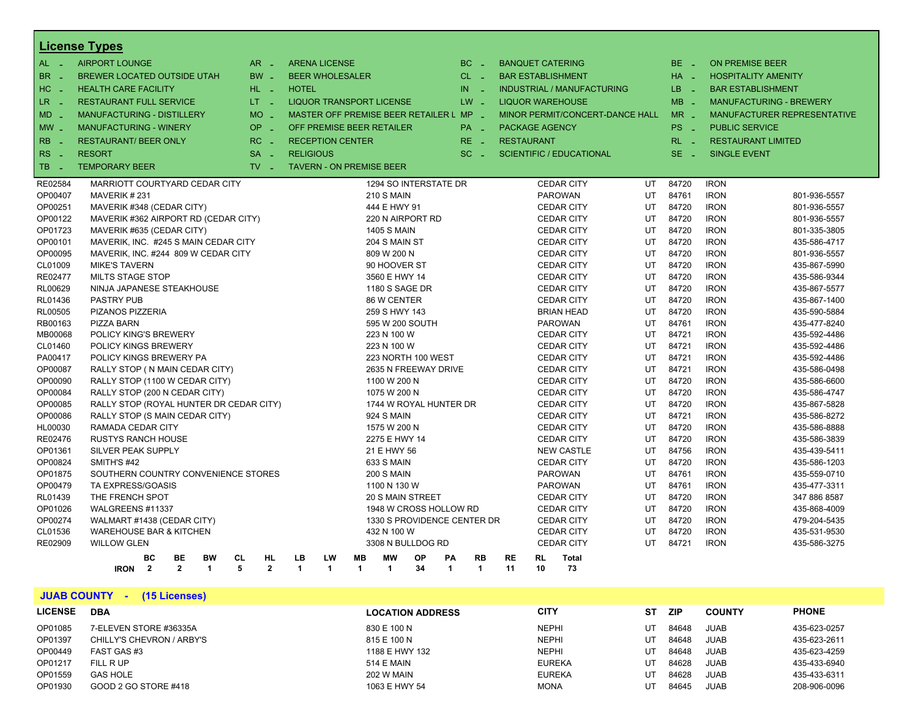## License Types

| Code | Type | Code | Type | Code | Type | Code | Type |
|---|---|---|---|---|---|---|---|
| AL | AIRPORT LOUNGE | AR | ARENA LICENSE | BC | BANQUET CATERING | BE | ON PREMISE BEER |
| BR | BREWER LOCATED OUTSIDE UTAH | BW | BEER WHOLESALER | CL | BAR ESTABLISHMENT | HA | HOSPITALITY AMENITY |
| HC | HEALTH CARE FACILITY | HL | HOTEL | IN | INDUSTRIAL / MANUFACTURING | LB | BAR ESTABLISHMENT |
| LR | RESTAURANT FULL SERVICE | LT | LIQUOR TRANSPORT LICENSE | LW | LIQUOR WAREHOUSE | MB | MANUFACTURING - BREWERY |
| MD | MANUFACTURING - DISTILLERY | MO | MASTER OFF PREMISE BEER RETAILER L | MP | MINOR PERMIT/CONCERT-DANCE HALL | MR | MANUFACTURER REPRESENTATIVE |
| MW | MANUFACTURING - WINERY | OP | OFF PREMISE BEER RETAILER | PA | PACKAGE AGENCY | PS | PUBLIC SERVICE |
| RB | RESTAURANT/ BEER ONLY | RC | RECEPTION CENTER | RE | RESTAURANT | RL | RESTAURANT LIMITED |
| RS | RESORT | SA | RELIGIOUS | SC | SCIENTIFIC / EDUCATIONAL | SE | SINGLE EVENT |
| TB | TEMPORARY BEER | TV | TAVERN - ON PREMISE BEER | | | | |

| LICENSE | DBA | LOCATION ADDRESS | CITY | ST | ZIP | COUNTY | PHONE |
|---|---|---|---|---|---|---|---|
| RE02584 | MARRIOTT COURTYARD CEDAR CITY | 1294 SO INTERSTATE DR | CEDAR CITY | UT | 84720 | IRON | |
| OP00407 | MAVERIK # 231 | 210 S MAIN | PAROWAN | UT | 84761 | IRON | 801-936-5557 |
| OP00251 | MAVERIK #348 (CEDAR CITY) | 444 E HWY 91 | CEDAR CITY | UT | 84720 | IRON | 801-936-5557 |
| OP00122 | MAVERIK #362 AIRPORT RD (CEDAR CITY) | 220 N AIRPORT RD | CEDAR CITY | UT | 84720 | IRON | 801-936-5557 |
| OP01723 | MAVERIK #635 (CEDAR CITY) | 1405 S MAIN | CEDAR CITY | UT | 84720 | IRON | 801-335-3805 |
| OP00101 | MAVERIK, INC. #245 S MAIN CEDAR CITY | 204 S MAIN ST | CEDAR CITY | UT | 84720 | IRON | 435-586-4717 |
| OP00095 | MAVERIK, INC. #244 809 W CEDAR CITY | 809 W 200 N | CEDAR CITY | UT | 84720 | IRON | 801-936-5557 |
| CL01009 | MIKE'S TAVERN | 90 HOOVER ST | CEDAR CITY | UT | 84720 | IRON | 435-867-5990 |
| RE02477 | MILTS STAGE STOP | 3560 E HWY 14 | CEDAR CITY | UT | 84720 | IRON | 435-586-9344 |
| RL00629 | NINJA JAPANESE STEAKHOUSE | 1180 S SAGE DR | CEDAR CITY | UT | 84720 | IRON | 435-867-5577 |
| RL01436 | PASTRY PUB | 86 W CENTER | CEDAR CITY | UT | 84720 | IRON | 435-867-1400 |
| RL00505 | PIZANOS PIZZERIA | 259 S HWY 143 | BRIAN HEAD | UT | 84720 | IRON | 435-590-5884 |
| RB00163 | PIZZA BARN | 595 W 200 SOUTH | PAROWAN | UT | 84761 | IRON | 435-477-8240 |
| MB00068 | POLICY KING'S BREWERY | 223 N 100 W | CEDAR CITY | UT | 84721 | IRON | 435-592-4486 |
| CL01460 | POLICY KINGS BREWERY | 223 N 100 W | CEDAR CITY | UT | 84721 | IRON | 435-592-4486 |
| PA00417 | POLICY KINGS BREWERY PA | 223 NORTH 100 WEST | CEDAR CITY | UT | 84721 | IRON | 435-592-4486 |
| OP00087 | RALLY STOP ( N MAIN CEDAR CITY) | 2635 N FREEWAY DRIVE | CEDAR CITY | UT | 84721 | IRON | 435-586-0498 |
| OP00090 | RALLY STOP (1100 W CEDAR CITY) | 1100 W 200 N | CEDAR CITY | UT | 84720 | IRON | 435-586-6600 |
| OP00084 | RALLY STOP (200 N CEDAR CITY) | 1075 W 200 N | CEDAR CITY | UT | 84720 | IRON | 435-586-4747 |
| OP00085 | RALLY STOP (ROYAL HUNTER DR CEDAR CITY) | 1744 W ROYAL HUNTER DR | CEDAR CITY | UT | 84720 | IRON | 435-867-5828 |
| OP00086 | RALLY STOP (S MAIN CEDAR CITY) | 924 S MAIN | CEDAR CITY | UT | 84721 | IRON | 435-586-8272 |
| HL00030 | RAMADA CEDAR CITY | 1575 W 200 N | CEDAR CITY | UT | 84720 | IRON | 435-586-8888 |
| RE02476 | RUSTYS RANCH HOUSE | 2275 E HWY 14 | CEDAR CITY | UT | 84720 | IRON | 435-586-3839 |
| OP01361 | SILVER PEAK SUPPLY | 21 E HWY 56 | NEW CASTLE | UT | 84756 | IRON | 435-439-5411 |
| OP00824 | SMITH'S #42 | 633 S MAIN | CEDAR CITY | UT | 84720 | IRON | 435-586-1203 |
| OP01875 | SOUTHERN COUNTRY CONVENIENCE STORES | 200 S MAIN | PAROWAN | UT | 84761 | IRON | 435-559-0710 |
| OP00479 | TA EXPRESS/GOASIS | 1100 N 130 W | PAROWAN | UT | 84761 | IRON | 435-477-3311 |
| RL01439 | THE FRENCH SPOT | 20 S MAIN STREET | CEDAR CITY | UT | 84720 | IRON | 347 886 8587 |
| OP01026 | WALGREENS #11337 | 1948 W CROSS HOLLOW RD | CEDAR CITY | UT | 84720 | IRON | 435-868-4009 |
| OP00274 | WALMART #1438 (CEDAR CITY) | 1330 S PROVIDENCE CENTER DR | CEDAR CITY | UT | 84720 | IRON | 479-204-5435 |
| CL01536 | WAREHOUSE BAR & KITCHEN | 432 N 100 W | CEDAR CITY | UT | 84720 | IRON | 435-531-9530 |
| RE02909 | WILLOW GLEN | 3308 N BULLDOG RD | CEDAR CITY | UT | 84721 | IRON | 435-586-3275 |

| | BC | BE | BW | CL | HL | LB | LW | MB | MW | OP | PA | RB | RE | RL | Total |
|---|---|---|---|---|---|---|---|---|---|---|---|---|---|---|---|
| **IRON** | 2 | 2 | 1 | 5 | 2 | 1 | 1 | 1 | 1 | 34 | 1 | 1 | 11 | 10 | 73 |

## JUAB COUNTY - (15 Licenses)

| LICENSE | DBA | LOCATION ADDRESS | CITY | ST | ZIP | COUNTY | PHONE |
|---|---|---|---|---|---|---|---|
| OP01085 | 7-ELEVEN STORE #36335A | 830 E 100 N | NEPHI | UT | 84648 | JUAB | 435-623-0257 |
| OP01397 | CHILLY'S CHEVRON / ARBY'S | 815 E 100 N | NEPHI | UT | 84648 | JUAB | 435-623-2611 |
| OP00449 | FAST GAS #3 | 1188 E HWY 132 | NEPHI | UT | 84648 | JUAB | 435-623-4259 |
| OP01217 | FILL R UP | 514 E MAIN | EUREKA | UT | 84628 | JUAB | 435-433-6940 |
| OP01559 | GAS HOLE | 202 W MAIN | EUREKA | UT | 84628 | JUAB | 435-433-6311 |
| OP01930 | GOOD 2 GO STORE #418 | 1063 E HWY 54 | MONA | UT | 84645 | JUAB | 208-906-0096 |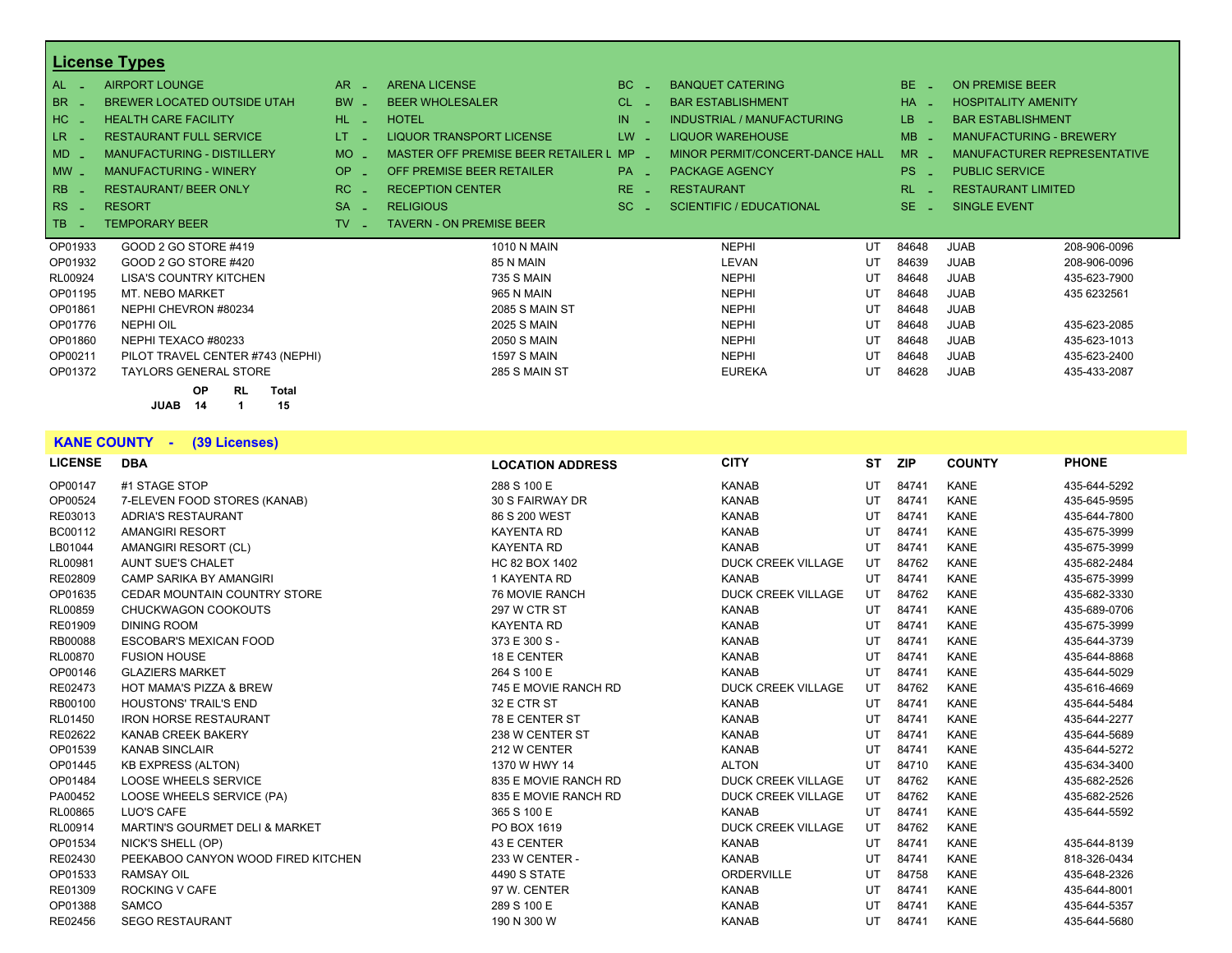## License Types

| | | | | | | | |
|---|---|---|---|---|---|---|---|
| AL - | AIRPORT LOUNGE | AR - | ARENA LICENSE | BC - | BANQUET CATERING | BE - | ON PREMISE BEER |
| BR - | BREWER LOCATED OUTSIDE UTAH | BW - | BEER WHOLESALER | CL - | BAR ESTABLISHMENT | HA - | HOSPITALITY AMENITY |
| HC - | HEALTH CARE FACILITY | HL - | HOTEL | IN - | INDUSTRIAL / MANUFACTURING | LB - | BAR ESTABLISHMENT |
| LR - | RESTAURANT FULL SERVICE | LT - | LIQUOR TRANSPORT LICENSE | LW - | LIQUOR WAREHOUSE | MB - | MANUFACTURING - BREWERY |
| MD - | MANUFACTURING - DISTILLERY | MO - | MASTER OFF PREMISE BEER RETAILER L | MP - | MINOR PERMIT/CONCERT-DANCE HALL | MR - | MANUFACTURER REPRESENTATIVE |
| MW - | MANUFACTURING - WINERY | OP - | OFF PREMISE BEER RETAILER | PA - | PACKAGE AGENCY | PS - | PUBLIC SERVICE |
| RB - | RESTAURANT/ BEER ONLY | RC - | RECEPTION CENTER | RE - | RESTAURANT | RL - | RESTAURANT LIMITED |
| RS - | RESORT | SA - | RELIGIOUS | SC - | SCIENTIFIC / EDUCATIONAL | SE - | SINGLE EVENT |
| TB - | TEMPORARY BEER | TV - | TAVERN - ON PREMISE BEER | | | | |

| | | | | | | | |
|---|---|---|---|---|---|---|---|
| OP01933 | GOOD 2 GO STORE #419 | 1010 N MAIN | NEPHI | UT | 84648 | JUAB | 208-906-0096 |
| OP01932 | GOOD 2 GO STORE #420 | 85 N MAIN | LEVAN | UT | 84639 | JUAB | 208-906-0096 |
| RL00924 | LISA'S COUNTRY KITCHEN | 735 S MAIN | NEPHI | UT | 84648 | JUAB | 435-623-7900 |
| OP01195 | MT. NEBO MARKET | 965 N MAIN | NEPHI | UT | 84648 | JUAB | 435 6232561 |
| OP01861 | NEPHI CHEVRON #80234 | 2085 S MAIN ST | NEPHI | UT | 84648 | JUAB | |
| OP01776 | NEPHI OIL | 2025 S MAIN | NEPHI | UT | 84648 | JUAB | 435-623-2085 |
| OP01860 | NEPHI TEXACO #80233 | 2050 S MAIN | NEPHI | UT | 84648 | JUAB | 435-623-1013 |
| OP00211 | PILOT TRAVEL CENTER #743 (NEPHI) | 1597 S MAIN | NEPHI | UT | 84648 | JUAB | 435-623-2400 |
| OP01372 | TAYLORS GENERAL STORE | 285 S MAIN ST | EUREKA | UT | 84628 | JUAB | 435-433-2087 |

| | OP | RL | Total |
|---|---|---|---|
| JUAB | 14 | 1 | 15 |

## KANE COUNTY - (39 Licenses)

| LICENSE | DBA | LOCATION ADDRESS | CITY | ST | ZIP | COUNTY | PHONE |
|---|---|---|---|---|---|---|---|
| OP00147 | #1 STAGE STOP | 288 S 100 E | KANAB | UT | 84741 | KANE | 435-644-5292 |
| OP00524 | 7-ELEVEN FOOD STORES (KANAB) | 30 S FAIRWAY DR | KANAB | UT | 84741 | KANE | 435-645-9595 |
| RE03013 | ADRIA'S RESTAURANT | 86 S 200 WEST | KANAB | UT | 84741 | KANE | 435-644-7800 |
| BC00112 | AMANGIRI RESORT | KAYENTA RD | KANAB | UT | 84741 | KANE | 435-675-3999 |
| LB01044 | AMANGIRI RESORT (CL) | KAYENTA RD | KANAB | UT | 84741 | KANE | 435-675-3999 |
| RL00981 | AUNT SUE'S CHALET | HC 82 BOX 1402 | DUCK CREEK VILLAGE | UT | 84762 | KANE | 435-682-2484 |
| RE02809 | CAMP SARIKA BY AMANGIRI | 1 KAYENTA RD | KANAB | UT | 84741 | KANE | 435-675-3999 |
| OP01635 | CEDAR MOUNTAIN COUNTRY STORE | 76 MOVIE RANCH | DUCK CREEK VILLAGE | UT | 84762 | KANE | 435-682-3330 |
| RL00859 | CHUCKWAGON COOKOUTS | 297 W CTR ST | KANAB | UT | 84741 | KANE | 435-689-0706 |
| RE01909 | DINING ROOM | KAYENTA RD | KANAB | UT | 84741 | KANE | 435-675-3999 |
| RB00088 | ESCOBAR'S MEXICAN FOOD | 373 E 300 S - | KANAB | UT | 84741 | KANE | 435-644-3739 |
| RL00870 | FUSION HOUSE | 18 E CENTER | KANAB | UT | 84741 | KANE | 435-644-8868 |
| OP00146 | GLAZIERS MARKET | 264 S 100 E | KANAB | UT | 84741 | KANE | 435-644-5029 |
| RE02473 | HOT MAMA'S PIZZA & BREW | 745 E MOVIE RANCH RD | DUCK CREEK VILLAGE | UT | 84762 | KANE | 435-616-4669 |
| RB00100 | HOUSTONS' TRAIL'S END | 32 E CTR ST | KANAB | UT | 84741 | KANE | 435-644-5484 |
| RL01450 | IRON HORSE RESTAURANT | 78 E CENTER ST | KANAB | UT | 84741 | KANE | 435-644-2277 |
| RE02622 | KANAB CREEK BAKERY | 238 W CENTER ST | KANAB | UT | 84741 | KANE | 435-644-5689 |
| OP01539 | KANAB SINCLAIR | 212 W CENTER | KANAB | UT | 84741 | KANE | 435-644-5272 |
| OP01445 | KB EXPRESS (ALTON) | 1370 W HWY 14 | ALTON | UT | 84710 | KANE | 435-634-3400 |
| OP01484 | LOOSE WHEELS SERVICE | 835 E MOVIE RANCH RD | DUCK CREEK VILLAGE | UT | 84762 | KANE | 435-682-2526 |
| PA00452 | LOOSE WHEELS SERVICE (PA) | 835 E MOVIE RANCH RD | DUCK CREEK VILLAGE | UT | 84762 | KANE | 435-682-2526 |
| RL00865 | LUO'S CAFE | 365 S 100 E | KANAB | UT | 84741 | KANE | 435-644-5592 |
| RL00914 | MARTIN'S GOURMET DELI & MARKET | PO BOX 1619 | DUCK CREEK VILLAGE | UT | 84762 | KANE | |
| OP01534 | NICK'S SHELL (OP) | 43 E CENTER | KANAB | UT | 84741 | KANE | 435-644-8139 |
| RE02430 | PEEKABOO CANYON WOOD FIRED KITCHEN | 233 W CENTER - | KANAB | UT | 84741 | KANE | 818-326-0434 |
| OP01533 | RAMSAY OIL | 4490 S STATE | ORDERVILLE | UT | 84758 | KANE | 435-648-2326 |
| RE01309 | ROCKING V CAFE | 97 W. CENTER | KANAB | UT | 84741 | KANE | 435-644-8001 |
| OP01388 | SAMCO | 289 S 100 E | KANAB | UT | 84741 | KANE | 435-644-5357 |
| RE02456 | SEGO RESTAURANT | 190 N 300 W | KANAB | UT | 84741 | KANE | 435-644-5680 |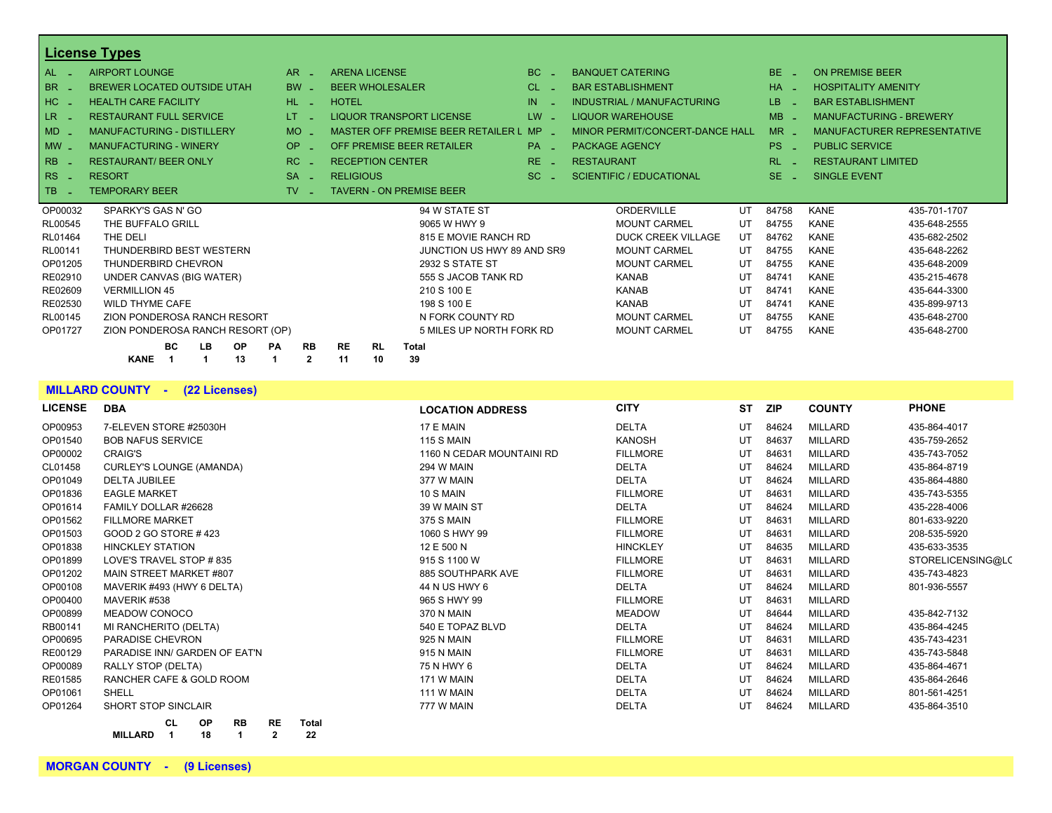## License Types

| Code | Type | Code | Type | Code | Type | Code | Type |
|---|---|---|---|---|---|---|---|
| AL - | AIRPORT LOUNGE | AR - | ARENA LICENSE | BC - | BANQUET CATERING | BE - | ON PREMISE BEER |
| BR - | BREWER LOCATED OUTSIDE UTAH | BW - | BEER WHOLESALER | CL - | BAR ESTABLISHMENT | HA - | HOSPITALITY AMENITY |
| HC - | HEALTH CARE FACILITY | HL - | HOTEL | IN - | INDUSTRIAL / MANUFACTURING | LB - | BAR ESTABLISHMENT |
| LR - | RESTAURANT FULL SERVICE | LT - | LIQUOR TRANSPORT LICENSE | LW - | LIQUOR WAREHOUSE | MB - | MANUFACTURING - BREWERY |
| MD - | MANUFACTURING - DISTILLERY | MO - | MASTER OFF PREMISE BEER RETAILER L | MP - | MINOR PERMIT/CONCERT-DANCE HALL | MR - | MANUFACTURER REPRESENTATIVE |
| MW - | MANUFACTURING - WINERY | OP - | OFF PREMISE BEER RETAILER | PA - | PACKAGE AGENCY | PS - | PUBLIC SERVICE |
| RB - | RESTAURANT/ BEER ONLY | RC - | RECEPTION CENTER | RE - | RESTAURANT | RL - | RESTAURANT LIMITED |
| RS - | RESORT | SA - | RELIGIOUS | SC - | SCIENTIFIC / EDUCATIONAL | SE - | SINGLE EVENT |
| TB - | TEMPORARY BEER | TV - | TAVERN - ON PREMISE BEER | | | | |

| LICENSE | DBA | LOCATION ADDRESS | CITY | ST | ZIP | COUNTY | PHONE |
|---|---|---|---|---|---|---|---|
| OP00032 | SPARKY'S GAS N' GO | 94 W STATE ST | ORDERVILLE | UT | 84758 | KANE | 435-701-1707 |
| RL00545 | THE BUFFALO GRILL | 9065 W HWY 9 | MOUNT CARMEL | UT | 84755 | KANE | 435-648-2555 |
| RL01464 | THE DELI | 815 E MOVIE RANCH RD | DUCK CREEK VILLAGE | UT | 84762 | KANE | 435-682-2502 |
| RL00141 | THUNDERBIRD BEST WESTERN | JUNCTION US HWY 89 AND SR9 | MOUNT CARMEL | UT | 84755 | KANE | 435-648-2262 |
| OP01205 | THUNDERBIRD CHEVRON | 2932 S STATE ST | MOUNT CARMEL | UT | 84755 | KANE | 435-648-2009 |
| RE02910 | UNDER CANVAS (BIG WATER) | 555 S JACOB TANK RD | KANAB | UT | 84741 | KANE | 435-215-4678 |
| RE02609 | VERMILLION 45 | 210 S 100 E | KANAB | UT | 84741 | KANE | 435-644-3300 |
| RE02530 | WILD THYME CAFE | 198 S 100 E | KANAB | UT | 84741 | KANE | 435-899-9713 |
| RL00145 | ZION PONDEROSA RANCH RESORT | N FORK COUNTY RD | MOUNT CARMEL | UT | 84755 | KANE | 435-648-2700 |
| OP01727 | ZION PONDEROSA RANCH RESORT (OP) | 5 MILES UP NORTH FORK RD | MOUNT CARMEL | UT | 84755 | KANE | 435-648-2700 |

| | BC | LB | OP | PA | RB | RE | RL | Total |
|---|---|---|---|---|---|---|---|---|
| KANE | 1 | 1 | 13 | 1 | 2 | 11 | 10 | 39 |

## MILLARD COUNTY - (22 Licenses)

| LICENSE | DBA | LOCATION ADDRESS | CITY | ST | ZIP | COUNTY | PHONE |
|---|---|---|---|---|---|---|---|
| OP00953 | 7-ELEVEN STORE #25030H | 17 E MAIN | DELTA | UT | 84624 | MILLARD | 435-864-4017 |
| OP01540 | BOB NAFUS SERVICE | 115 S MAIN | KANOSH | UT | 84637 | MILLARD | 435-759-2652 |
| OP00002 | CRAIG'S | 1160 N CEDAR MOUNTAINI RD | FILLMORE | UT | 84631 | MILLARD | 435-743-7052 |
| CL01458 | CURLEY'S LOUNGE (AMANDA) | 294 W MAIN | DELTA | UT | 84624 | MILLARD | 435-864-8719 |
| OP01049 | DELTA JUBILEE | 377 W MAIN | DELTA | UT | 84624 | MILLARD | 435-864-4880 |
| OP01836 | EAGLE MARKET | 10 S MAIN | FILLMORE | UT | 84631 | MILLARD | 435-743-5355 |
| OP01614 | FAMILY DOLLAR #26628 | 39 W MAIN ST | DELTA | UT | 84624 | MILLARD | 435-228-4006 |
| OP01562 | FILLMORE MARKET | 375 S MAIN | FILLMORE | UT | 84631 | MILLARD | 801-633-9220 |
| OP01503 | GOOD 2 GO STORE # 423 | 1060 S HWY 99 | FILLMORE | UT | 84631 | MILLARD | 208-535-5920 |
| OP01838 | HINCKLEY STATION | 12 E 500 N | HINCKLEY | UT | 84635 | MILLARD | 435-633-3535 |
| OP01899 | LOVE'S TRAVEL STOP # 835 | 915 S 1100 W | FILLMORE | UT | 84631 | MILLARD | STORELICENSING@LC |
| OP01202 | MAIN STREET MARKET #807 | 885 SOUTHPARK AVE | FILLMORE | UT | 84631 | MILLARD | 435-743-4823 |
| OP00108 | MAVERIK #493 (HWY 6 DELTA) | 44 N US HWY 6 | DELTA | UT | 84624 | MILLARD | 801-936-5557 |
| OP00400 | MAVERIK #538 | 965 S HWY 99 | FILLMORE | UT | 84631 | MILLARD | |
| OP00899 | MEADOW CONOCO | 370 N MAIN | MEADOW | UT | 84644 | MILLARD | 435-842-7132 |
| RB00141 | MI RANCHERITO (DELTA) | 540 E TOPAZ BLVD | DELTA | UT | 84624 | MILLARD | 435-864-4245 |
| OP00695 | PARADISE CHEVRON | 925 N MAIN | FILLMORE | UT | 84631 | MILLARD | 435-743-4231 |
| RE00129 | PARADISE INN/ GARDEN OF EAT'N | 915 N MAIN | FILLMORE | UT | 84631 | MILLARD | 435-743-5848 |
| OP00089 | RALLY STOP (DELTA) | 75 N HWY 6 | DELTA | UT | 84624 | MILLARD | 435-864-4671 |
| RE01585 | RANCHER CAFE & GOLD ROOM | 171 W MAIN | DELTA | UT | 84624 | MILLARD | 435-864-2646 |
| OP01061 | SHELL | 111 W MAIN | DELTA | UT | 84624 | MILLARD | 801-561-4251 |
| OP01264 | SHORT STOP SINCLAIR | 777 W MAIN | DELTA | UT | 84624 | MILLARD | 435-864-3510 |

| | CL | OP | RB | RE | Total |
|---|---|---|---|---|---|
| MILLARD | 1 | 18 | 1 | 2 | 22 |

## MORGAN COUNTY - (9 Licenses)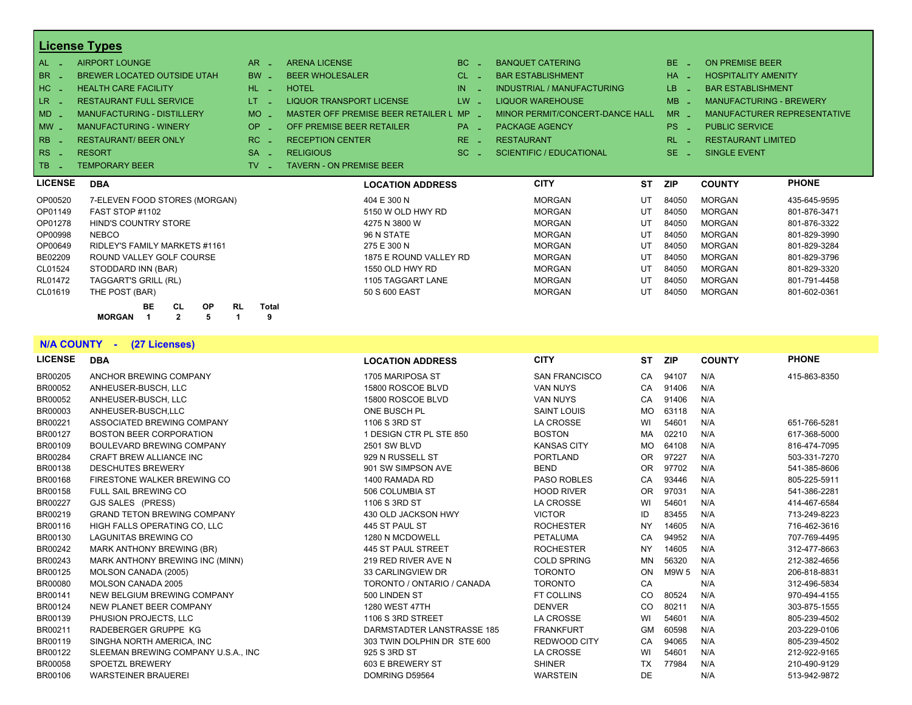## License Types

| Code | Type | Code | Type | Code | Type | Code | Type |
|---|---|---|---|---|---|---|---|
| AL - | AIRPORT LOUNGE | AR - | ARENA LICENSE | BC - | BANQUET CATERING | BE - | ON PREMISE BEER |
| BR - | BREWER LOCATED OUTSIDE UTAH | BW - | BEER WHOLESALER | CL - | BAR ESTABLISHMENT | HA - | HOSPITALITY AMENITY |
| HC - | HEALTH CARE FACILITY | HL - | HOTEL | IN - | INDUSTRIAL / MANUFACTURING | LB - | BAR ESTABLISHMENT |
| LR - | RESTAURANT FULL SERVICE | LT - | LIQUOR TRANSPORT LICENSE | LW - | LIQUOR WAREHOUSE | MB - | MANUFACTURING - BREWERY |
| MD - | MANUFACTURING - DISTILLERY | MO - | MASTER OFF PREMISE BEER RETAILER L | MP - | MINOR PERMIT/CONCERT-DANCE HALL | MR - | MANUFACTURER REPRESENTATIVE |
| MW - | MANUFACTURING - WINERY | OP - | OFF PREMISE BEER RETAILER | PA - | PACKAGE AGENCY | PS - | PUBLIC SERVICE |
| RB - | RESTAURANT/ BEER ONLY | RC - | RECEPTION CENTER | RE - | RESTAURANT | RL - | RESTAURANT LIMITED |
| RS - | RESORT | SA - | RELIGIOUS | SC - | SCIENTIFIC / EDUCATIONAL | SE - | SINGLE EVENT |
| TB - | TEMPORARY BEER | TV - | TAVERN - ON PREMISE BEER | | | | |

| LICENSE | DBA | LOCATION ADDRESS | CITY | ST | ZIP | COUNTY | PHONE |
|---|---|---|---|---|---|---|---|
| OP00520 | 7-ELEVEN FOOD STORES (MORGAN) | 404 E 300 N | MORGAN | UT | 84050 | MORGAN | 435-645-9595 |
| OP01149 | FAST STOP #1102 | 5150 W OLD HWY RD | MORGAN | UT | 84050 | MORGAN | 801-876-3471 |
| OP01278 | HIND'S COUNTRY STORE | 4275 N 3800 W | MORGAN | UT | 84050 | MORGAN | 801-876-3322 |
| OP00998 | NEBCO | 96 N STATE | MORGAN | UT | 84050 | MORGAN | 801-829-3990 |
| OP00649 | RIDLEY'S FAMILY MARKETS #1161 | 275 E 300 N | MORGAN | UT | 84050 | MORGAN | 801-829-3284 |
| BE02209 | ROUND VALLEY GOLF COURSE | 1875 E ROUND VALLEY RD | MORGAN | UT | 84050 | MORGAN | 801-829-3796 |
| CL01524 | STODDARD INN (BAR) | 1550 OLD HWY RD | MORGAN | UT | 84050 | MORGAN | 801-829-3320 |
| RL01472 | TAGGART'S GRILL (RL) | 1105 TAGGART LANE | MORGAN | UT | 84050 | MORGAN | 801-791-4458 |
| CL01619 | THE POST (BAR) | 50 S 600 EAST | MORGAN | UT | 84050 | MORGAN | 801-602-0361 |

| | BE | CL | OP | RL | Total |
|---|---|---|---|---|---|
| MORGAN | 1 | 2 | 5 | 1 | 9 |

## N/A COUNTY - (27 Licenses)

| LICENSE | DBA | LOCATION ADDRESS | CITY | ST | ZIP | COUNTY | PHONE |
|---|---|---|---|---|---|---|---|
| BR00205 | ANCHOR BREWING COMPANY | 1705 MARIPOSA ST | SAN FRANCISCO | CA | 94107 | N/A | 415-863-8350 |
| BR00052 | ANHEUSER-BUSCH, LLC | 15800 ROSCOE BLVD | VAN NUYS | CA | 91406 | N/A | |
| BR00052 | ANHEUSER-BUSCH, LLC | 15800 ROSCOE BLVD | VAN NUYS | CA | 91406 | N/A | |
| BR00003 | ANHEUSER-BUSCH,LLC | ONE BUSCH PL | SAINT LOUIS | MO | 63118 | N/A | |
| BR00221 | ASSOCIATED BREWING COMPANY | 1106 S 3RD ST | LA CROSSE | WI | 54601 | N/A | 651-766-5281 |
| BR00127 | BOSTON BEER CORPORATION | 1 DESIGN CTR PL STE 850 | BOSTON | MA | 02210 | N/A | 617-368-5000 |
| BR00109 | BOULEVARD BREWING COMPANY | 2501 SW BLVD | KANSAS CITY | MO | 64108 | N/A | 816-474-7095 |
| BR00284 | CRAFT BREW ALLIANCE INC | 929 N RUSSELL ST | PORTLAND | OR | 97227 | N/A | 503-331-7270 |
| BR00138 | DESCHUTES BREWERY | 901 SW SIMPSON AVE | BEND | OR | 97702 | N/A | 541-385-8606 |
| BR00168 | FIRESTONE WALKER BREWING CO | 1400 RAMADA RD | PASO ROBLES | CA | 93446 | N/A | 805-225-5911 |
| BR00158 | FULL SAIL BREWING CO | 506 COLUMBIA ST | HOOD RIVER | OR | 97031 | N/A | 541-386-2281 |
| BR00227 | GJS SALES (PRESS) | 1106 S 3RD ST | LA CROSSE | WI | 54601 | N/A | 414-467-6584 |
| BR00219 | GRAND TETON BREWING COMPANY | 430 OLD JACKSON HWY | VICTOR | ID | 83455 | N/A | 713-249-8223 |
| BR00116 | HIGH FALLS OPERATING CO, LLC | 445 ST PAUL ST | ROCHESTER | NY | 14605 | N/A | 716-462-3616 |
| BR00130 | LAGUNITAS BREWING CO | 1280 N MCDOWELL | PETALUMA | CA | 94952 | N/A | 707-769-4495 |
| BR00242 | MARK ANTHONY BREWING (BR) | 445 ST PAUL STREET | ROCHESTER | NY | 14605 | N/A | 312-477-8663 |
| BR00243 | MARK ANTHONY BREWING INC (MINN) | 219 RED RIVER AVE N | COLD SPRING | MN | 56320 | N/A | 212-382-4656 |
| BR00125 | MOLSON CANADA (2005) | 33 CARLINGVIEW DR | TORONTO | ON | M9W 5 | N/A | 206-818-8831 |
| BR00080 | MOLSON CANADA 2005 | TORONTO / ONTARIO / CANADA | TORONTO | CA | | N/A | 312-496-5834 |
| BR00141 | NEW BELGIUM BREWING COMPANY | 500 LINDEN ST | FT COLLINS | CO | 80524 | N/A | 970-494-4155 |
| BR00124 | NEW PLANET BEER COMPANY | 1280 WEST 47TH | DENVER | CO | 80211 | N/A | 303-875-1555 |
| BR00139 | PHUSION PROJECTS, LLC | 1106 S 3RD STREET | LA CROSSE | WI | 54601 | N/A | 805-239-4502 |
| BR00211 | RADEBERGER GRUPPE KG | DARMSTADTER LANSTRASSE 185 | FRANKFURT | GM | 60598 | N/A | 203-229-0106 |
| BR00119 | SINGHA NORTH AMERICA, INC | 303 TWIN DOLPHIN DR STE 600 | REDWOOD CITY | CA | 94065 | N/A | 805-239-4502 |
| BR00122 | SLEEMAN BREWING COMPANY U.S.A., INC | 925 S 3RD ST | LA CROSSE | WI | 54601 | N/A | 212-922-9165 |
| BR00058 | SPOETZL BREWERY | 603 E BREWERY ST | SHINER | TX | 77984 | N/A | 210-490-9129 |
| BR00106 | WARSTEINER BRAUEREI | DOMRING D59564 | WARSTEIN | DE | | N/A | 513-942-9872 |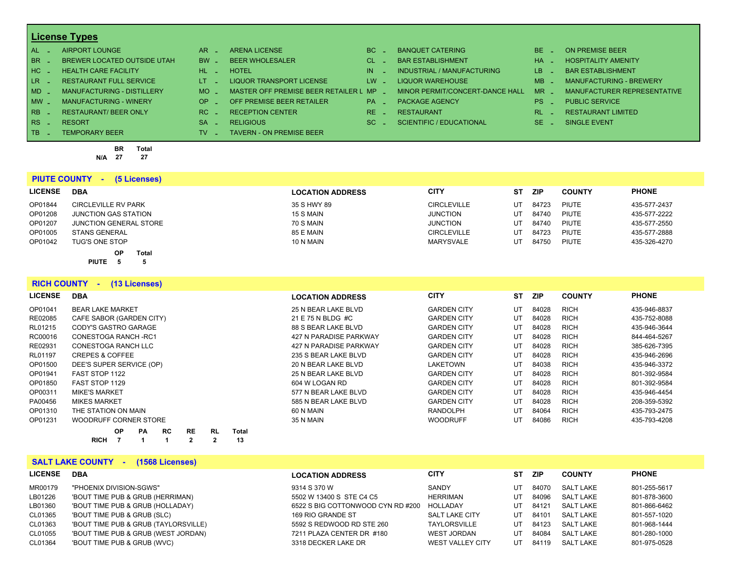## License Types

| | | | | | | | |
|---|---|---|---|---|---|---|---|
| AL - | AIRPORT LOUNGE | AR - | ARENA LICENSE | BC - | BANQUET CATERING | BE - | ON PREMISE BEER |
| BR - | BREWER LOCATED OUTSIDE UTAH | BW - | BEER WHOLESALER | CL - | BAR ESTABLISHMENT | HA - | HOSPITALITY AMENITY |
| HC - | HEALTH CARE FACILITY | HL - | HOTEL | IN - | INDUSTRIAL / MANUFACTURING | LB - | BAR ESTABLISHMENT |
| LR - | RESTAURANT FULL SERVICE | LT - | LIQUOR TRANSPORT LICENSE | LW - | LIQUOR WAREHOUSE | MB - | MANUFACTURING - BREWERY |
| MD - | MANUFACTURING - DISTILLERY | MO - | MASTER OFF PREMISE BEER RETAILER L | MP - | MINOR PERMIT/CONCERT-DANCE HALL | MR - | MANUFACTURER REPRESENTATIVE |
| MW - | MANUFACTURING - WINERY | OP - | OFF PREMISE BEER RETAILER | PA - | PACKAGE AGENCY | PS - | PUBLIC SERVICE |
| RB - | RESTAURANT/ BEER ONLY | RC - | RECEPTION CENTER | RE - | RESTAURANT | RL - | RESTAURANT LIMITED |
| RS - | RESORT | SA - | RELIGIOUS | SC - | SCIENTIFIC / EDUCATIONAL | SE - | SINGLE EVENT |
| TB - | TEMPORARY BEER | TV - | TAVERN - ON PREMISE BEER | | | | |

| | BR | Total |
|---|---|---|
| N/A | 27 | 27 |

### PIUTE COUNTY - (5 Licenses)

| LICENSE | DBA | LOCATION ADDRESS | CITY | ST | ZIP | COUNTY | PHONE |
|---|---|---|---|---|---|---|---|
| OP01844 | CIRCLEVILLE RV PARK | 35 S HWY 89 | CIRCLEVILLE | UT | 84723 | PIUTE | 435-577-2437 |
| OP01208 | JUNCTION GAS STATION | 15 S MAIN | JUNCTION | UT | 84740 | PIUTE | 435-577-2222 |
| OP01207 | JUNCTION GENERAL STORE | 70 S MAIN | JUNCTION | UT | 84740 | PIUTE | 435-577-2550 |
| OP01005 | STANS GENERAL | 85 E MAIN | CIRCLEVILLE | UT | 84723 | PIUTE | 435-577-2888 |
| OP01042 | TUG'S ONE STOP | 10 N MAIN | MARYSVALE | UT | 84750 | PIUTE | 435-326-4270 |

| | OP | Total |
|---|---|---|
| PIUTE | 5 | 5 |

### RICH COUNTY - (13 Licenses)

| LICENSE | DBA | LOCATION ADDRESS | CITY | ST | ZIP | COUNTY | PHONE |
|---|---|---|---|---|---|---|---|
| OP01041 | BEAR LAKE MARKET | 25 N BEAR LAKE BLVD | GARDEN CITY | UT | 84028 | RICH | 435-946-8837 |
| RE02085 | CAFE SABOR (GARDEN CITY) | 21 E 75 N BLDG #C | GARDEN CITY | UT | 84028 | RICH | 435-752-8088 |
| RL01215 | CODY'S GASTRO GARAGE | 88 S BEAR LAKE BLVD | GARDEN CITY | UT | 84028 | RICH | 435-946-3644 |
| RC00016 | CONESTOGA RANCH -RC1 | 427 N PARADISE PARKWAY | GARDEN CITY | UT | 84028 | RICH | 844-464-5267 |
| RE02931 | CONESTOGA RANCH LLC | 427 N PARADISE PARKWAY | GARDEN CITY | UT | 84028 | RICH | 385-626-7395 |
| RL01197 | CREPES & COFFEE | 235 S BEAR LAKE BLVD | GARDEN CITY | UT | 84028 | RICH | 435-946-2696 |
| OP01500 | DEE'S SUPER SERVICE (OP) | 20 N BEAR LAKE BLVD | LAKETOWN | UT | 84038 | RICH | 435-946-3372 |
| OP01941 | FAST STOP 1122 | 25 N BEAR LAKE BLVD | GARDEN CITY | UT | 84028 | RICH | 801-392-9584 |
| OP01850 | FAST STOP 1129 | 604 W LOGAN RD | GARDEN CITY | UT | 84028 | RICH | 801-392-9584 |
| OP00311 | MIKE'S MARKET | 577 N BEAR LAKE BLVD | GARDEN CITY | UT | 84028 | RICH | 435-946-4454 |
| PA00456 | MIKES MARKET | 585 N BEAR LAKE BLVD | GARDEN CITY | UT | 84028 | RICH | 208-359-5392 |
| OP01310 | THE STATION ON MAIN | 60 N MAIN | RANDOLPH | UT | 84064 | RICH | 435-793-2475 |
| OP01231 | WOODRUFF CORNER STORE | 35 N MAIN | WOODRUFF | UT | 84086 | RICH | 435-793-4208 |

| | OP | PA | RC | RE | RL | Total |
|---|---|---|---|---|---|---|
| RICH | 7 | 1 | 1 | 2 | 2 | 13 |

### SALT LAKE COUNTY - (1568 Licenses)

| LICENSE | DBA | LOCATION ADDRESS | CITY | ST | ZIP | COUNTY | PHONE |
|---|---|---|---|---|---|---|---|
| MR00179 | "PHOENIX DIVISION-SGWS" | 9314 S 370 W | SANDY | UT | 84070 | SALT LAKE | 801-255-5617 |
| LB01226 | 'BOUT TIME PUB & GRUB (HERRIMAN) | 5502 W 13400 S STE C4 C5 | HERRIMAN | UT | 84096 | SALT LAKE | 801-878-3600 |
| LB01360 | 'BOUT TIME PUB & GRUB (HOLLADAY) | 6522 S BIG COTTONWOOD CYN RD #200 | HOLLADAY | UT | 84121 | SALT LAKE | 801-866-6462 |
| CL01365 | 'BOUT TIME PUB & GRUB (SLC) | 169 RIO GRANDE ST | SALT LAKE CITY | UT | 84101 | SALT LAKE | 801-557-1020 |
| CL01363 | 'BOUT TIME PUB & GRUB (TAYLORSVILLE) | 5592 S REDWOOD RD STE 260 | TAYLORSVILLE | UT | 84123 | SALT LAKE | 801-968-1444 |
| CL01055 | 'BOUT TIME PUB & GRUB (WEST JORDAN) | 7211 PLAZA CENTER DR #180 | WEST JORDAN | UT | 84084 | SALT LAKE | 801-280-1000 |
| CL01364 | 'BOUT TIME PUB & GRUB (WVC) | 3318 DECKER LAKE DR | WEST VALLEY CITY | UT | 84119 | SALT LAKE | 801-975-0528 |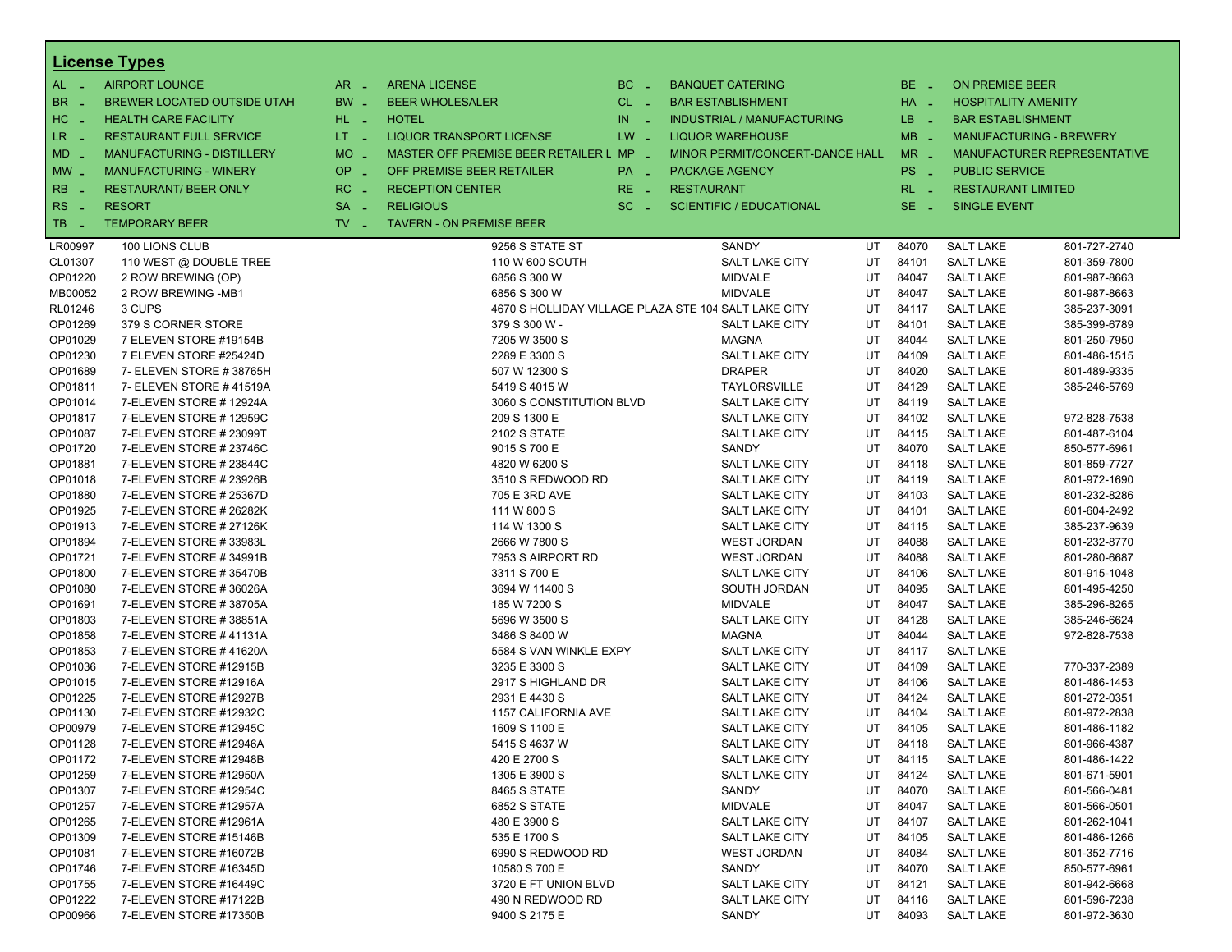## License Types

| | | | | | | | |
|---|---|---|---|---|---|---|---|
| AL - | AIRPORT LOUNGE | AR - | ARENA LICENSE | BC - | BANQUET CATERING | BE - | ON PREMISE BEER |
| BR - | BREWER LOCATED OUTSIDE UTAH | BW - | BEER WHOLESALER | CL - | BAR ESTABLISHMENT | HA - | HOSPITALITY AMENITY |
| HC - | HEALTH CARE FACILITY | HL - | HOTEL | IN - | INDUSTRIAL / MANUFACTURING | LB - | BAR ESTABLISHMENT |
| LR - | RESTAURANT FULL SERVICE | LT - | LIQUOR TRANSPORT LICENSE | LW - | LIQUOR WAREHOUSE | MB - | MANUFACTURING - BREWERY |
| MD - | MANUFACTURING - DISTILLERY | MO - | MASTER OFF PREMISE BEER RETAILER L | MP - | MINOR PERMIT/CONCERT-DANCE HALL | MR - | MANUFACTURER REPRESENTATIVE |
| MW - | MANUFACTURING - WINERY | OP - | OFF PREMISE BEER RETAILER | PA - | PACKAGE AGENCY | PS - | PUBLIC SERVICE |
| RB - | RESTAURANT/ BEER ONLY | RC - | RECEPTION CENTER | RE - | RESTAURANT | RL - | RESTAURANT LIMITED |
| RS - | RESORT | SA - | RELIGIOUS | SC - | SCIENTIFIC / EDUCATIONAL | SE - | SINGLE EVENT |
| TB - | TEMPORARY BEER | TV - | TAVERN - ON PREMISE BEER | | | | |

| | | | | | | | |
|---|---|---|---|---|---|---|---|
| LR00997 | 100 LIONS CLUB | 9256 S STATE ST | SANDY | UT | 84070 | SALT LAKE | 801-727-2740 |
| CL01307 | 110 WEST @ DOUBLE TREE | 110 W 600 SOUTH | SALT LAKE CITY | UT | 84101 | SALT LAKE | 801-359-7800 |
| OP01220 | 2 ROW BREWING (OP) | 6856 S 300 W | MIDVALE | UT | 84047 | SALT LAKE | 801-987-8663 |
| MB00052 | 2 ROW BREWING -MB1 | 6856 S 300 W | MIDVALE | UT | 84047 | SALT LAKE | 801-987-8663 |
| RL01246 | 3 CUPS | 4670 S HOLLIDAY VILLAGE PLAZA STE 104 | SALT LAKE CITY | UT | 84117 | SALT LAKE | 385-237-3091 |
| OP01269 | 379 S CORNER STORE | 379 S 300 W - | SALT LAKE CITY | UT | 84101 | SALT LAKE | 385-399-6789 |
| OP01029 | 7 ELEVEN STORE #19154B | 7205 W 3500 S | MAGNA | UT | 84044 | SALT LAKE | 801-250-7950 |
| OP01230 | 7 ELEVEN STORE #25424D | 2289 E 3300 S | SALT LAKE CITY | UT | 84109 | SALT LAKE | 801-486-1515 |
| OP01689 | 7- ELEVEN STORE # 38765H | 507 W 12300 S | DRAPER | UT | 84020 | SALT LAKE | 801-489-9335 |
| OP01811 | 7- ELEVEN STORE # 41519A | 5419 S 4015 W | TAYLORSVILLE | UT | 84129 | SALT LAKE | 385-246-5769 |
| OP01014 | 7-ELEVEN STORE # 12924A | 3060 S CONSTITUTION BLVD | SALT LAKE CITY | UT | 84119 | SALT LAKE | |
| OP01817 | 7-ELEVEN STORE # 12959C | 209 S 1300 E | SALT LAKE CITY | UT | 84102 | SALT LAKE | 972-828-7538 |
| OP01087 | 7-ELEVEN STORE # 23099T | 2102 S STATE | SALT LAKE CITY | UT | 84115 | SALT LAKE | 801-487-6104 |
| OP01720 | 7-ELEVEN STORE # 23746C | 9015 S 700 E | SANDY | UT | 84070 | SALT LAKE | 850-577-6961 |
| OP01881 | 7-ELEVEN STORE # 23844C | 4820 W 6200 S | SALT LAKE CITY | UT | 84118 | SALT LAKE | 801-859-7727 |
| OP01018 | 7-ELEVEN STORE # 23926B | 3510 S REDWOOD RD | SALT LAKE CITY | UT | 84119 | SALT LAKE | 801-972-1690 |
| OP01880 | 7-ELEVEN STORE # 25367D | 705 E 3RD AVE | SALT LAKE CITY | UT | 84103 | SALT LAKE | 801-232-8286 |
| OP01925 | 7-ELEVEN STORE # 26282K | 111 W 800 S | SALT LAKE CITY | UT | 84101 | SALT LAKE | 801-604-2492 |
| OP01913 | 7-ELEVEN STORE # 27126K | 114 W 1300 S | SALT LAKE CITY | UT | 84115 | SALT LAKE | 385-237-9639 |
| OP01894 | 7-ELEVEN STORE # 33983L | 2666 W 7800 S | WEST JORDAN | UT | 84088 | SALT LAKE | 801-232-8770 |
| OP01721 | 7-ELEVEN STORE # 34991B | 7953 S AIRPORT RD | WEST JORDAN | UT | 84088 | SALT LAKE | 801-280-6687 |
| OP01800 | 7-ELEVEN STORE # 35470B | 3311 S 700 E | SALT LAKE CITY | UT | 84106 | SALT LAKE | 801-915-1048 |
| OP01080 | 7-ELEVEN STORE # 36026A | 3694 W 11400 S | SOUTH JORDAN | UT | 84095 | SALT LAKE | 801-495-4250 |
| OP01691 | 7-ELEVEN STORE # 38705A | 185 W 7200 S | MIDVALE | UT | 84047 | SALT LAKE | 385-296-8265 |
| OP01803 | 7-ELEVEN STORE # 38851A | 5696 W 3500 S | SALT LAKE CITY | UT | 84128 | SALT LAKE | 385-246-6624 |
| OP01858 | 7-ELEVEN STORE # 41131A | 3486 S 8400 W | MAGNA | UT | 84044 | SALT LAKE | 972-828-7538 |
| OP01853 | 7-ELEVEN STORE # 41620A | 5584 S VAN WINKLE EXPY | SALT LAKE CITY | UT | 84117 | SALT LAKE | |
| OP01036 | 7-ELEVEN STORE #12915B | 3235 E 3300 S | SALT LAKE CITY | UT | 84109 | SALT LAKE | 770-337-2389 |
| OP01015 | 7-ELEVEN STORE #12916A | 2917 S HIGHLAND DR | SALT LAKE CITY | UT | 84106 | SALT LAKE | 801-486-1453 |
| OP01225 | 7-ELEVEN STORE #12927B | 2931 E 4430 S | SALT LAKE CITY | UT | 84124 | SALT LAKE | 801-272-0351 |
| OP01130 | 7-ELEVEN STORE #12932C | 1157 CALIFORNIA AVE | SALT LAKE CITY | UT | 84104 | SALT LAKE | 801-972-2838 |
| OP00979 | 7-ELEVEN STORE #12945C | 1609 S 1100 E | SALT LAKE CITY | UT | 84105 | SALT LAKE | 801-486-1182 |
| OP01128 | 7-ELEVEN STORE #12946A | 5415 S 4637 W | SALT LAKE CITY | UT | 84118 | SALT LAKE | 801-966-4387 |
| OP01172 | 7-ELEVEN STORE #12948B | 420 E 2700 S | SALT LAKE CITY | UT | 84115 | SALT LAKE | 801-486-1422 |
| OP01259 | 7-ELEVEN STORE #12950A | 1305 E 3900 S | SALT LAKE CITY | UT | 84124 | SALT LAKE | 801-671-5901 |
| OP01307 | 7-ELEVEN STORE #12954C | 8465 S STATE | SANDY | UT | 84070 | SALT LAKE | 801-566-0481 |
| OP01257 | 7-ELEVEN STORE #12957A | 6852 S STATE | MIDVALE | UT | 84047 | SALT LAKE | 801-566-0501 |
| OP01265 | 7-ELEVEN STORE #12961A | 480 E 3900 S | SALT LAKE CITY | UT | 84107 | SALT LAKE | 801-262-1041 |
| OP01309 | 7-ELEVEN STORE #15146B | 535 E 1700 S | SALT LAKE CITY | UT | 84105 | SALT LAKE | 801-486-1266 |
| OP01081 | 7-ELEVEN STORE #16072B | 6990 S REDWOOD RD | WEST JORDAN | UT | 84084 | SALT LAKE | 801-352-7716 |
| OP01746 | 7-ELEVEN STORE #16345D | 10580 S 700 E | SANDY | UT | 84070 | SALT LAKE | 850-577-6961 |
| OP01755 | 7-ELEVEN STORE #16449C | 3720 E FT UNION BLVD | SALT LAKE CITY | UT | 84121 | SALT LAKE | 801-942-6668 |
| OP01222 | 7-ELEVEN STORE #17122B | 490 N REDWOOD RD | SALT LAKE CITY | UT | 84116 | SALT LAKE | 801-596-7238 |
| OP00966 | 7-ELEVEN STORE #17350B | 9400 S 2175 E | SANDY | UT | 84093 | SALT LAKE | 801-972-3630 |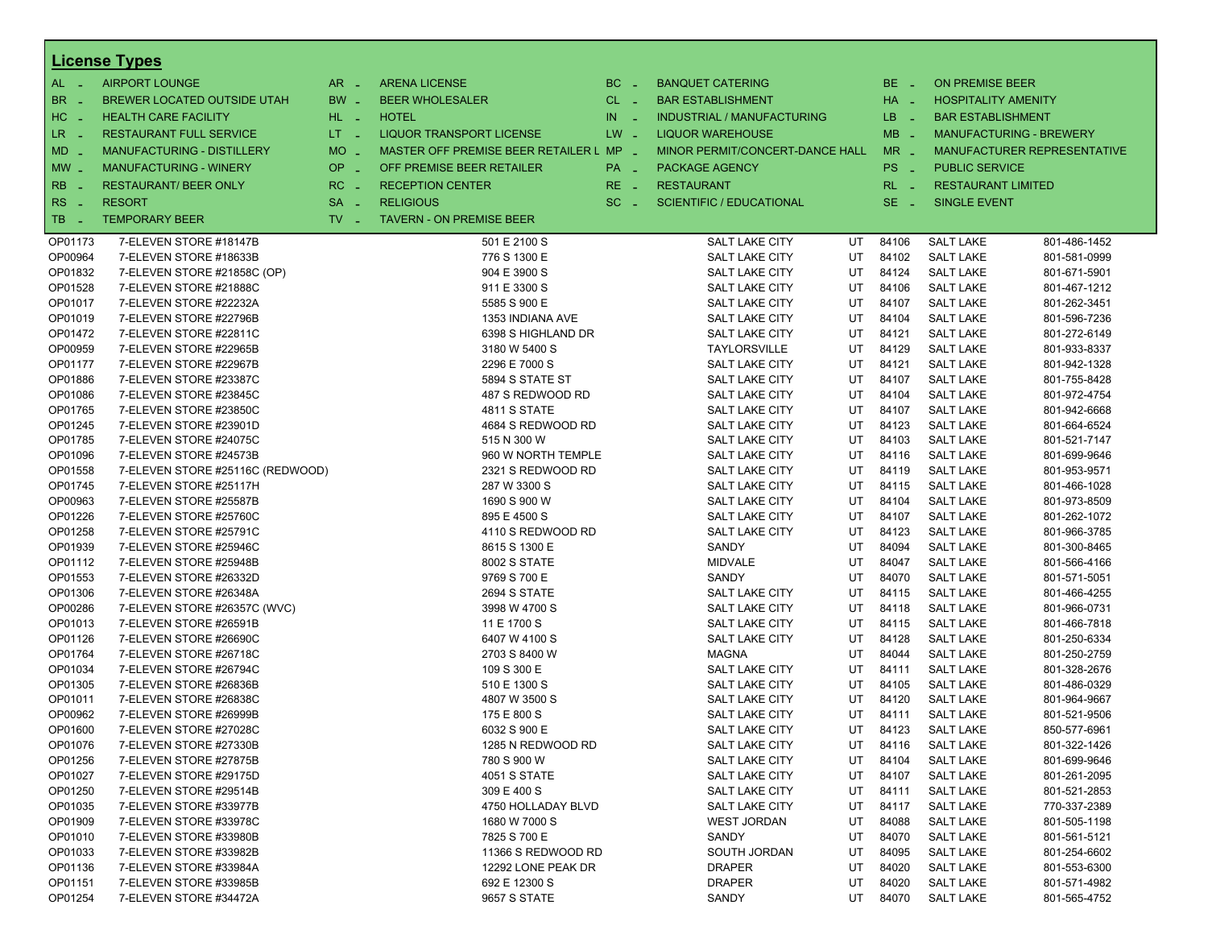## License Types

| | | | | | | | |
|---|---|---|---|---|---|---|---|
| AL - | AIRPORT LOUNGE | AR - | ARENA LICENSE | BC - | BANQUET CATERING | BE - | ON PREMISE BEER |
| BR - | BREWER LOCATED OUTSIDE UTAH | BW - | BEER WHOLESALER | CL - | BAR ESTABLISHMENT | HA - | HOSPITALITY AMENITY |
| HC - | HEALTH CARE FACILITY | HL - | HOTEL | IN - | INDUSTRIAL / MANUFACTURING | LB - | BAR ESTABLISHMENT |
| LR - | RESTAURANT FULL SERVICE | LT - | LIQUOR TRANSPORT LICENSE | LW - | LIQUOR WAREHOUSE | MB - | MANUFACTURING - BREWERY |
| MD - | MANUFACTURING - DISTILLERY | MO - | MASTER OFF PREMISE BEER RETAILER L | MP - | MINOR PERMIT/CONCERT-DANCE HALL | MR - | MANUFACTURER REPRESENTATIVE |
| MW - | MANUFACTURING - WINERY | OP - | OFF PREMISE BEER RETAILER | PA - | PACKAGE AGENCY | PS - | PUBLIC SERVICE |
| RB - | RESTAURANT/ BEER ONLY | RC - | RECEPTION CENTER | RE - | RESTAURANT | RL - | RESTAURANT LIMITED |
| RS - | RESORT | SA - | RELIGIOUS | SC - | SCIENTIFIC / EDUCATIONAL | SE - | SINGLE EVENT |
| TB - | TEMPORARY BEER | TV - | TAVERN - ON PREMISE BEER | | | | |

| License | Name | Address | City | State | Zip | County | Phone |
|---|---|---|---|---|---|---|---|
| OP01173 | 7-ELEVEN STORE #18147B | 501 E 2100 S | SALT LAKE CITY | UT | 84106 | SALT LAKE | 801-486-1452 |
| OP00964 | 7-ELEVEN STORE #18633B | 776 S 1300 E | SALT LAKE CITY | UT | 84102 | SALT LAKE | 801-581-0999 |
| OP01832 | 7-ELEVEN STORE #21858C (OP) | 904 E 3900 S | SALT LAKE CITY | UT | 84124 | SALT LAKE | 801-671-5901 |
| OP01528 | 7-ELEVEN STORE #21888C | 911 E 3300 S | SALT LAKE CITY | UT | 84106 | SALT LAKE | 801-467-1212 |
| OP01017 | 7-ELEVEN STORE #22232A | 5585 S 900 E | SALT LAKE CITY | UT | 84107 | SALT LAKE | 801-262-3451 |
| OP01019 | 7-ELEVEN STORE #22796B | 1353 INDIANA AVE | SALT LAKE CITY | UT | 84104 | SALT LAKE | 801-596-7236 |
| OP01472 | 7-ELEVEN STORE #22811C | 6398 S HIGHLAND DR | SALT LAKE CITY | UT | 84121 | SALT LAKE | 801-272-6149 |
| OP00959 | 7-ELEVEN STORE #22965B | 3180 W 5400 S | TAYLORSVILLE | UT | 84129 | SALT LAKE | 801-933-8337 |
| OP01177 | 7-ELEVEN STORE #22967B | 2296 E 7000 S | SALT LAKE CITY | UT | 84121 | SALT LAKE | 801-942-1328 |
| OP01886 | 7-ELEVEN STORE #23387C | 5894 S STATE ST | SALT LAKE CITY | UT | 84107 | SALT LAKE | 801-755-8428 |
| OP01086 | 7-ELEVEN STORE #23845C | 487 S REDWOOD RD | SALT LAKE CITY | UT | 84104 | SALT LAKE | 801-972-4754 |
| OP01765 | 7-ELEVEN STORE #23850C | 4811 S STATE | SALT LAKE CITY | UT | 84107 | SALT LAKE | 801-942-6668 |
| OP01245 | 7-ELEVEN STORE #23901D | 4684 S REDWOOD RD | SALT LAKE CITY | UT | 84123 | SALT LAKE | 801-664-6524 |
| OP01785 | 7-ELEVEN STORE #24075C | 515 N 300 W | SALT LAKE CITY | UT | 84103 | SALT LAKE | 801-521-7147 |
| OP01096 | 7-ELEVEN STORE #24573B | 960 W NORTH TEMPLE | SALT LAKE CITY | UT | 84116 | SALT LAKE | 801-699-9646 |
| OP01558 | 7-ELEVEN STORE #25116C (REDWOOD) | 2321 S REDWOOD RD | SALT LAKE CITY | UT | 84119 | SALT LAKE | 801-953-9571 |
| OP01745 | 7-ELEVEN STORE #25117H | 287 W 3300 S | SALT LAKE CITY | UT | 84115 | SALT LAKE | 801-466-1028 |
| OP00963 | 7-ELEVEN STORE #25587B | 1690 S 900 W | SALT LAKE CITY | UT | 84104 | SALT LAKE | 801-973-8509 |
| OP01226 | 7-ELEVEN STORE #25760C | 895 E 4500 S | SALT LAKE CITY | UT | 84107 | SALT LAKE | 801-262-1072 |
| OP01258 | 7-ELEVEN STORE #25791C | 4110 S REDWOOD RD | SALT LAKE CITY | UT | 84123 | SALT LAKE | 801-966-3785 |
| OP01939 | 7-ELEVEN STORE #25946C | 8615 S 1300 E | SANDY | UT | 84094 | SALT LAKE | 801-300-8465 |
| OP01112 | 7-ELEVEN STORE #25948B | 8002 S STATE | MIDVALE | UT | 84047 | SALT LAKE | 801-566-4166 |
| OP01553 | 7-ELEVEN STORE #26332D | 9769 S 700 E | SANDY | UT | 84070 | SALT LAKE | 801-571-5051 |
| OP01306 | 7-ELEVEN STORE #26348A | 2694 S STATE | SALT LAKE CITY | UT | 84115 | SALT LAKE | 801-466-4255 |
| OP00286 | 7-ELEVEN STORE #26357C (WVC) | 3998 W 4700 S | SALT LAKE CITY | UT | 84118 | SALT LAKE | 801-966-0731 |
| OP01013 | 7-ELEVEN STORE #26591B | 11 E 1700 S | SALT LAKE CITY | UT | 84115 | SALT LAKE | 801-466-7818 |
| OP01126 | 7-ELEVEN STORE #26690C | 6407 W 4100 S | SALT LAKE CITY | UT | 84128 | SALT LAKE | 801-250-6334 |
| OP01764 | 7-ELEVEN STORE #26718C | 2703 S 8400 W | MAGNA | UT | 84044 | SALT LAKE | 801-250-2759 |
| OP01034 | 7-ELEVEN STORE #26794C | 109 S 300 E | SALT LAKE CITY | UT | 84111 | SALT LAKE | 801-328-2676 |
| OP01305 | 7-ELEVEN STORE #26836B | 510 E 1300 S | SALT LAKE CITY | UT | 84105 | SALT LAKE | 801-486-0329 |
| OP01011 | 7-ELEVEN STORE #26838C | 4807 W 3500 S | SALT LAKE CITY | UT | 84120 | SALT LAKE | 801-964-9667 |
| OP00962 | 7-ELEVEN STORE #26999B | 175 E 800 S | SALT LAKE CITY | UT | 84111 | SALT LAKE | 801-521-9506 |
| OP01600 | 7-ELEVEN STORE #27028C | 6032 S 900 E | SALT LAKE CITY | UT | 84123 | SALT LAKE | 850-577-6961 |
| OP01076 | 7-ELEVEN STORE #27330B | 1285 N REDWOOD RD | SALT LAKE CITY | UT | 84116 | SALT LAKE | 801-322-1426 |
| OP01256 | 7-ELEVEN STORE #27875B | 780 S 900 W | SALT LAKE CITY | UT | 84104 | SALT LAKE | 801-699-9646 |
| OP01027 | 7-ELEVEN STORE #29175D | 4051 S STATE | SALT LAKE CITY | UT | 84107 | SALT LAKE | 801-261-2095 |
| OP01250 | 7-ELEVEN STORE #29514B | 309 E 400 S | SALT LAKE CITY | UT | 84111 | SALT LAKE | 801-521-2853 |
| OP01035 | 7-ELEVEN STORE #33977B | 4750 HOLLADAY BLVD | SALT LAKE CITY | UT | 84117 | SALT LAKE | 770-337-2389 |
| OP01909 | 7-ELEVEN STORE #33978C | 1680 W 7000 S | WEST JORDAN | UT | 84088 | SALT LAKE | 801-505-1198 |
| OP01010 | 7-ELEVEN STORE #33980B | 7825 S 700 E | SANDY | UT | 84070 | SALT LAKE | 801-561-5121 |
| OP01033 | 7-ELEVEN STORE #33982B | 11366 S REDWOOD RD | SOUTH JORDAN | UT | 84095 | SALT LAKE | 801-254-6602 |
| OP01136 | 7-ELEVEN STORE #33984A | 12292 LONE PEAK DR | DRAPER | UT | 84020 | SALT LAKE | 801-553-6300 |
| OP01151 | 7-ELEVEN STORE #33985B | 692 E 12300 S | DRAPER | UT | 84020 | SALT LAKE | 801-571-4982 |
| OP01254 | 7-ELEVEN STORE #34472A | 9657 S STATE | SANDY | UT | 84070 | SALT LAKE | 801-565-4752 |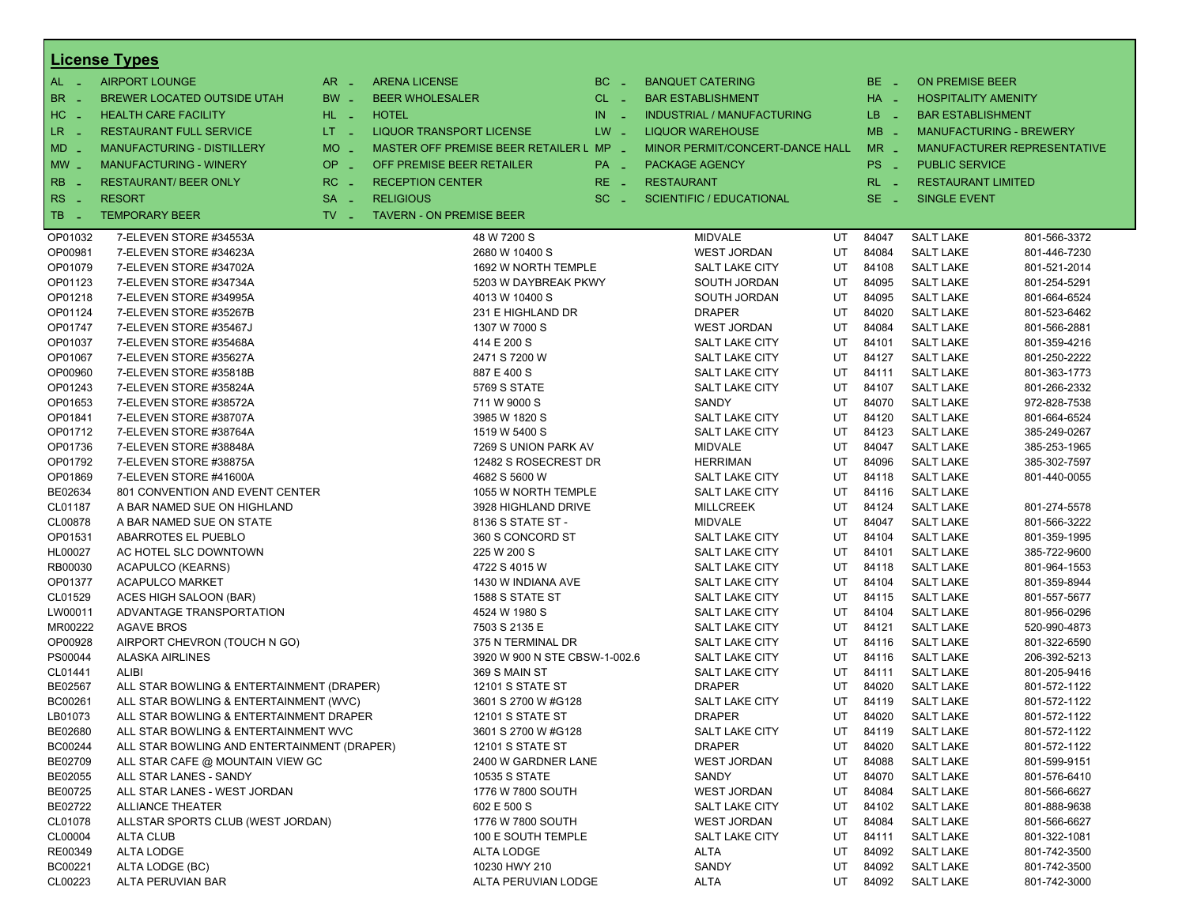## License Types

| Code | Type | Code | Type | Code | Type | Code | Type |
|---|---|---|---|---|---|---|---|
| AL - | AIRPORT LOUNGE | AR - | ARENA LICENSE | BC - | BANQUET CATERING | BE - | ON PREMISE BEER |
| BR - | BREWER LOCATED OUTSIDE UTAH | BW - | BEER WHOLESALER | CL - | BAR ESTABLISHMENT | HA - | HOSPITALITY AMENITY |
| HC - | HEALTH CARE FACILITY | HL - | HOTEL | IN - | INDUSTRIAL / MANUFACTURING | LB - | BAR ESTABLISHMENT |
| LR - | RESTAURANT FULL SERVICE | LT - | LIQUOR TRANSPORT LICENSE | LW - | LIQUOR WAREHOUSE | MB - | MANUFACTURING - BREWERY |
| MD - | MANUFACTURING - DISTILLERY | MO - | MASTER OFF PREMISE BEER RETAILER L | MP - | MINOR PERMIT/CONCERT-DANCE HALL | MR - | MANUFACTURER REPRESENTATIVE |
| MW - | MANUFACTURING - WINERY | OP - | OFF PREMISE BEER RETAILER | PA - | PACKAGE AGENCY | PS - | PUBLIC SERVICE |
| RB - | RESTAURANT/ BEER ONLY | RC - | RECEPTION CENTER | RE - | RESTAURANT | RL - | RESTAURANT LIMITED |
| RS - | RESORT | SA - | RELIGIOUS | SC - | SCIENTIFIC / EDUCATIONAL | SE - | SINGLE EVENT |
| TB - | TEMPORARY BEER | TV - | TAVERN - ON PREMISE BEER | | | | |

| License | Name | Address | City | State | Zip | County | Phone |
|---|---|---|---|---|---|---|---|
| OP01032 | 7-ELEVEN STORE #34553A | 48 W 7200 S | MIDVALE | UT | 84047 | SALT LAKE | 801-566-3372 |
| OP00981 | 7-ELEVEN STORE #34623A | 2680 W 10400 S | WEST JORDAN | UT | 84084 | SALT LAKE | 801-446-7230 |
| OP01079 | 7-ELEVEN STORE #34702A | 1692 W NORTH TEMPLE | SALT LAKE CITY | UT | 84108 | SALT LAKE | 801-521-2014 |
| OP01123 | 7-ELEVEN STORE #34734A | 5203 W DAYBREAK PKWY | SOUTH JORDAN | UT | 84095 | SALT LAKE | 801-254-5291 |
| OP01218 | 7-ELEVEN STORE #34995A | 4013 W 10400 S | SOUTH JORDAN | UT | 84095 | SALT LAKE | 801-664-6524 |
| OP01124 | 7-ELEVEN STORE #35267B | 231 E HIGHLAND DR | DRAPER | UT | 84020 | SALT LAKE | 801-523-6462 |
| OP01747 | 7-ELEVEN STORE #35467J | 1307 W 7000 S | WEST JORDAN | UT | 84084 | SALT LAKE | 801-566-2881 |
| OP01037 | 7-ELEVEN STORE #35468A | 414 E 200 S | SALT LAKE CITY | UT | 84101 | SALT LAKE | 801-359-4216 |
| OP01067 | 7-ELEVEN STORE #35627A | 2471 S 7200 W | SALT LAKE CITY | UT | 84127 | SALT LAKE | 801-250-2222 |
| OP00960 | 7-ELEVEN STORE #35818B | 887 E 400 S | SALT LAKE CITY | UT | 84111 | SALT LAKE | 801-363-1773 |
| OP01243 | 7-ELEVEN STORE #35824A | 5769 S STATE | SALT LAKE CITY | UT | 84107 | SALT LAKE | 801-266-2332 |
| OP01653 | 7-ELEVEN STORE #38572A | 711 W 9000 S | SANDY | UT | 84070 | SALT LAKE | 972-828-7538 |
| OP01841 | 7-ELEVEN STORE #38707A | 3985 W 1820 S | SALT LAKE CITY | UT | 84120 | SALT LAKE | 801-664-6524 |
| OP01712 | 7-ELEVEN STORE #38764A | 1519 W 5400 S | SALT LAKE CITY | UT | 84123 | SALT LAKE | 385-249-0267 |
| OP01736 | 7-ELEVEN STORE #38848A | 7269 S UNION PARK AV | MIDVALE | UT | 84047 | SALT LAKE | 385-253-1965 |
| OP01792 | 7-ELEVEN STORE #38875A | 12482 S ROSECREST DR | HERRIMAN | UT | 84096 | SALT LAKE | 385-302-7597 |
| OP01869 | 7-ELEVEN STORE #41600A | 4682 S 5600 W | SALT LAKE CITY | UT | 84118 | SALT LAKE | 801-440-0055 |
| BE02634 | 801 CONVENTION AND EVENT CENTER | 1055 W NORTH TEMPLE | SALT LAKE CITY | UT | 84116 | SALT LAKE | |
| CL01187 | A BAR NAMED SUE ON HIGHLAND | 3928 HIGHLAND DRIVE | MILLCREEK | UT | 84124 | SALT LAKE | 801-274-5578 |
| CL00878 | A BAR NAMED SUE ON STATE | 8136 S STATE ST - | MIDVALE | UT | 84047 | SALT LAKE | 801-566-3222 |
| OP01531 | ABARROTES EL PUEBLO | 360 S CONCORD ST | SALT LAKE CITY | UT | 84104 | SALT LAKE | 801-359-1995 |
| HL00027 | AC HOTEL SLC DOWNTOWN | 225 W 200 S | SALT LAKE CITY | UT | 84101 | SALT LAKE | 385-722-9600 |
| RB00030 | ACAPULCO (KEARNS) | 4722 S 4015 W | SALT LAKE CITY | UT | 84118 | SALT LAKE | 801-964-1553 |
| OP01377 | ACAPULCO MARKET | 1430 W INDIANA AVE | SALT LAKE CITY | UT | 84104 | SALT LAKE | 801-359-8944 |
| CL01529 | ACES HIGH SALOON (BAR) | 1588 S STATE ST | SALT LAKE CITY | UT | 84115 | SALT LAKE | 801-557-5677 |
| LW00011 | ADVANTAGE TRANSPORTATION | 4524 W 1980 S | SALT LAKE CITY | UT | 84104 | SALT LAKE | 801-956-0296 |
| MR00222 | AGAVE BROS | 7503 S 2135 E | SALT LAKE CITY | UT | 84121 | SALT LAKE | 520-990-4873 |
| OP00928 | AIRPORT CHEVRON (TOUCH N GO) | 375 N TERMINAL DR | SALT LAKE CITY | UT | 84116 | SALT LAKE | 801-322-6590 |
| PS00044 | ALASKA AIRLINES | 3920 W 900 N STE CBSW-1-002.6 | SALT LAKE CITY | UT | 84116 | SALT LAKE | 206-392-5213 |
| CL01441 | ALIBI | 369 S MAIN ST | SALT LAKE CITY | UT | 84111 | SALT LAKE | 801-205-9416 |
| BE02567 | ALL STAR BOWLING & ENTERTAINMENT (DRAPER) | 12101 S STATE ST | DRAPER | UT | 84020 | SALT LAKE | 801-572-1122 |
| BC00261 | ALL STAR BOWLING & ENTERTAINMENT (WVC) | 3601 S 2700 W #G128 | SALT LAKE CITY | UT | 84119 | SALT LAKE | 801-572-1122 |
| LB01073 | ALL STAR BOWLING & ENTERTAINMENT DRAPER | 12101 S STATE ST | DRAPER | UT | 84020 | SALT LAKE | 801-572-1122 |
| BE02680 | ALL STAR BOWLING & ENTERTAINMENT WVC | 3601 S 2700 W #G128 | SALT LAKE CITY | UT | 84119 | SALT LAKE | 801-572-1122 |
| BC00244 | ALL STAR BOWLING AND ENTERTAINMENT (DRAPER) | 12101 S STATE ST | DRAPER | UT | 84020 | SALT LAKE | 801-572-1122 |
| BE02709 | ALL STAR CAFE @ MOUNTAIN VIEW GC | 2400 W GARDNER LANE | WEST JORDAN | UT | 84088 | SALT LAKE | 801-599-9151 |
| BE02055 | ALL STAR LANES - SANDY | 10535 S STATE | SANDY | UT | 84070 | SALT LAKE | 801-576-6410 |
| BE00725 | ALL STAR LANES - WEST JORDAN | 1776 W 7800 SOUTH | WEST JORDAN | UT | 84084 | SALT LAKE | 801-566-6627 |
| BE02722 | ALLIANCE THEATER | 602 E 500 S | SALT LAKE CITY | UT | 84102 | SALT LAKE | 801-888-9638 |
| CL01078 | ALLSTAR SPORTS CLUB (WEST JORDAN) | 1776 W 7800 SOUTH | WEST JORDAN | UT | 84084 | SALT LAKE | 801-566-6627 |
| CL00004 | ALTA CLUB | 100 E SOUTH TEMPLE | SALT LAKE CITY | UT | 84111 | SALT LAKE | 801-322-1081 |
| RE00349 | ALTA LODGE | ALTA LODGE | ALTA | UT | 84092 | SALT LAKE | 801-742-3500 |
| BC00221 | ALTA LODGE (BC) | 10230 HWY 210 | SANDY | UT | 84092 | SALT LAKE | 801-742-3500 |
| CL00223 | ALTA PERUVIAN BAR | ALTA PERUVIAN LODGE | ALTA | UT | 84092 | SALT LAKE | 801-742-3000 |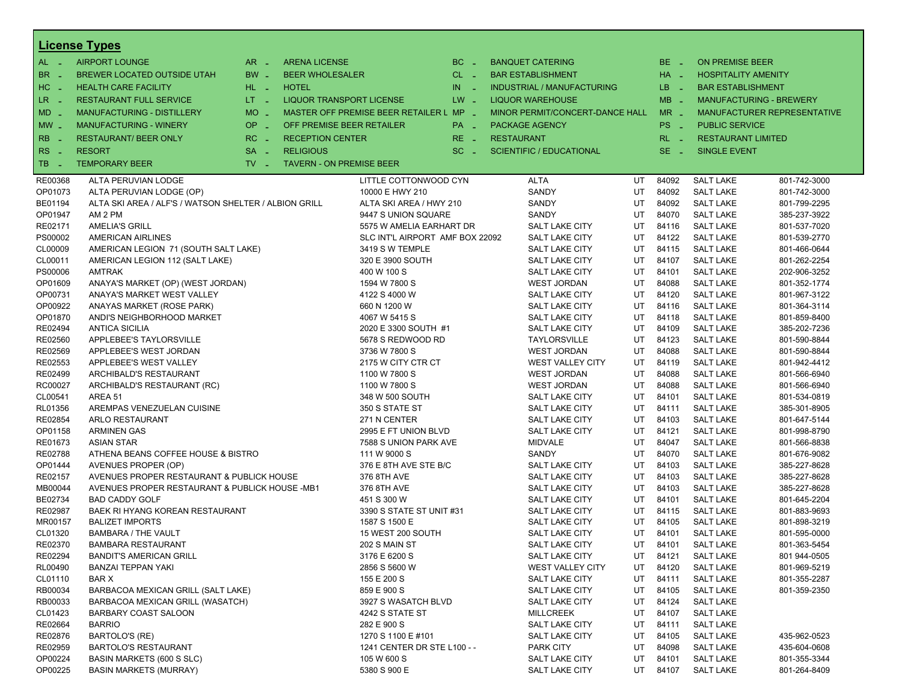## License Types

| | | | | | | | | | |
|---|---|---|---|---|---|---|---|---|---|
| AL - | AIRPORT LOUNGE | AR - | ARENA LICENSE | BC - | BANQUET CATERING | BE - | ON PREMISE BEER | | |
| BR - | BREWER LOCATED OUTSIDE UTAH | BW - | BEER WHOLESALER | CL - | BAR ESTABLISHMENT | HA - | HOSPITALITY AMENITY | | |
| HC - | HEALTH CARE FACILITY | HL - | HOTEL | IN - | INDUSTRIAL / MANUFACTURING | LB - | BAR ESTABLISHMENT | | |
| LR - | RESTAURANT FULL SERVICE | LT - | LIQUOR TRANSPORT LICENSE | LW - | LIQUOR WAREHOUSE | MB - | MANUFACTURING - BREWERY | | |
| MD - | MANUFACTURING - DISTILLERY | MO - | MASTER OFF PREMISE BEER RETAILER L | MP - | MINOR PERMIT/CONCERT-DANCE HALL | MR - | MANUFACTURER REPRESENTATIVE | | |
| MW - | MANUFACTURING - WINERY | OP - | OFF PREMISE BEER RETAILER | PA - | PACKAGE AGENCY | PS - | PUBLIC SERVICE | | |
| RB - | RESTAURANT/ BEER ONLY | RC - | RECEPTION CENTER | RE - | RESTAURANT | RL - | RESTAURANT LIMITED | | |
| RS - | RESORT | SA - | RELIGIOUS | SC - | SCIENTIFIC / EDUCATIONAL | SE - | SINGLE EVENT | | |
| TB - | TEMPORARY BEER | TV - | TAVERN - ON PREMISE BEER | | | | | | |

| License | Name | Address | City | State | Zip | County | Phone |
|---|---|---|---|---|---|---|---|
| RE00368 | ALTA PERUVIAN LODGE | LITTLE COTTONWOOD CYN | ALTA | UT | 84092 | SALT LAKE | 801-742-3000 |
| OP01073 | ALTA PERUVIAN LODGE (OP) | 10000 E HWY 210 | SANDY | UT | 84092 | SALT LAKE | 801-742-3000 |
| BE01194 | ALTA SKI AREA / ALF'S / WATSON SHELTER / ALBION GRILL | ALTA SKI AREA / HWY 210 | SANDY | UT | 84092 | SALT LAKE | 801-799-2295 |
| OP01947 | AM 2 PM | 9447 S UNION SQUARE | SANDY | UT | 84070 | SALT LAKE | 385-237-3922 |
| RE02171 | AMELIA'S GRILL | 5575 W AMELIA EARHART DR | SALT LAKE CITY | UT | 84116 | SALT LAKE | 801-537-7020 |
| PS00002 | AMERICAN AIRLINES | SLC INT'L AIRPORT AMF BOX 22092 | SALT LAKE CITY | UT | 84122 | SALT LAKE | 801-539-2770 |
| CL00009 | AMERICAN LEGION 71 (SOUTH SALT LAKE) | 3419 S W TEMPLE | SALT LAKE CITY | UT | 84115 | SALT LAKE | 801-466-0644 |
| CL00011 | AMERICAN LEGION 112 (SALT LAKE) | 320 E 3900 SOUTH | SALT LAKE CITY | UT | 84107 | SALT LAKE | 801-262-2254 |
| PS00006 | AMTRAK | 400 W 100 S | SALT LAKE CITY | UT | 84101 | SALT LAKE | 202-906-3252 |
| OP01609 | ANAYA'S MARKET (OP) (WEST JORDAN) | 1594 W 7800 S | WEST JORDAN | UT | 84088 | SALT LAKE | 801-352-1774 |
| OP00731 | ANAYA'S MARKET WEST VALLEY | 4122 S 4000 W | SALT LAKE CITY | UT | 84120 | SALT LAKE | 801-967-3122 |
| OP00922 | ANAYAS MARKET (ROSE PARK) | 660 N 1200 W | SALT LAKE CITY | UT | 84116 | SALT LAKE | 801-364-3114 |
| OP01870 | ANDI'S NEIGHBORHOOD MARKET | 4067 W 5415 S | SALT LAKE CITY | UT | 84118 | SALT LAKE | 801-859-8400 |
| RE02494 | ANTICA SICILIA | 2020 E 3300 SOUTH #1 | SALT LAKE CITY | UT | 84109 | SALT LAKE | 385-202-7236 |
| RE02560 | APPLEBEE'S TAYLORSVILLE | 5678 S REDWOOD RD | TAYLORSVILLE | UT | 84123 | SALT LAKE | 801-590-8844 |
| RE02569 | APPLEBEE'S WEST JORDAN | 3736 W 7800 S | WEST JORDAN | UT | 84088 | SALT LAKE | 801-590-8844 |
| RE02553 | APPLEBEE'S WEST VALLEY | 2175 W CITY CTR CT | WEST VALLEY CITY | UT | 84119 | SALT LAKE | 801-942-4412 |
| RE02499 | ARCHIBALD'S RESTAURANT | 1100 W 7800 S | WEST JORDAN | UT | 84088 | SALT LAKE | 801-566-6940 |
| RC00027 | ARCHIBALD'S RESTAURANT (RC) | 1100 W 7800 S | WEST JORDAN | UT | 84088 | SALT LAKE | 801-566-6940 |
| CL00541 | AREA 51 | 348 W 500 SOUTH | SALT LAKE CITY | UT | 84101 | SALT LAKE | 801-534-0819 |
| RL01356 | AREMPAS VENEZUELAN CUISINE | 350 S STATE ST | SALT LAKE CITY | UT | 84111 | SALT LAKE | 385-301-8905 |
| RE02854 | ARLO RESTAURANT | 271 N CENTER | SALT LAKE CITY | UT | 84103 | SALT LAKE | 801-647-5144 |
| OP01158 | ARMINEN GAS | 2995 E FT UNION BLVD | SALT LAKE CITY | UT | 84121 | SALT LAKE | 801-998-8790 |
| RE01673 | ASIAN STAR | 7588 S UNION PARK AVE | MIDVALE | UT | 84047 | SALT LAKE | 801-566-8838 |
| RE02788 | ATHENA BEANS COFFEE HOUSE & BISTRO | 111 W 9000 S | SANDY | UT | 84070 | SALT LAKE | 801-676-9082 |
| OP01444 | AVENUES PROPER (OP) | 376 E 8TH AVE STE B/C | SALT LAKE CITY | UT | 84103 | SALT LAKE | 385-227-8628 |
| RE02157 | AVENUES PROPER RESTAURANT & PUBLICK HOUSE | 376 8TH AVE | SALT LAKE CITY | UT | 84103 | SALT LAKE | 385-227-8628 |
| MB00044 | AVENUES PROPER RESTAURANT & PUBLICK HOUSE -MB1 | 376 8TH AVE | SALT LAKE CITY | UT | 84103 | SALT LAKE | 385-227-8628 |
| BE02734 | BAD CADDY GOLF | 451 S 300 W | SALT LAKE CITY | UT | 84101 | SALT LAKE | 801-645-2204 |
| RE02987 | BAEK RI HYANG KOREAN RESTAURANT | 3390 S STATE ST UNIT #31 | SALT LAKE CITY | UT | 84115 | SALT LAKE | 801-883-9693 |
| MR00157 | BALIZET IMPORTS | 1587 S 1500 E | SALT LAKE CITY | UT | 84105 | SALT LAKE | 801-898-3219 |
| CL01320 | BAMBARA / THE VAULT | 15 WEST 200 SOUTH | SALT LAKE CITY | UT | 84101 | SALT LAKE | 801-595-0000 |
| RE02370 | BAMBARA RESTAURANT | 202 S MAIN ST | SALT LAKE CITY | UT | 84101 | SALT LAKE | 801-363-5454 |
| RE02294 | BANDIT'S AMERICAN GRILL | 3176 E 6200 S | SALT LAKE CITY | UT | 84121 | SALT LAKE | 801 944-0505 |
| RL00490 | BANZAI TEPPAN YAKI | 2856 S 5600 W | WEST VALLEY CITY | UT | 84120 | SALT LAKE | 801-969-5219 |
| CL01110 | BAR X | 155 E 200 S | SALT LAKE CITY | UT | 84111 | SALT LAKE | 801-355-2287 |
| RB00034 | BARBACOA MEXICAN GRILL (SALT LAKE) | 859 E 900 S | SALT LAKE CITY | UT | 84105 | SALT LAKE | 801-359-2350 |
| RB00033 | BARBACOA MEXICAN GRILL (WASATCH) | 3927 S WASATCH BLVD | SALT LAKE CITY | UT | 84124 | SALT LAKE | |
| CL01423 | BARBARY COAST SALOON | 4242 S STATE ST | MILLCREEK | UT | 84107 | SALT LAKE | |
| RE02664 | BARRIO | 282 E 900 S | SALT LAKE CITY | UT | 84111 | SALT LAKE | |
| RE02876 | BARTOLO'S (RE) | 1270 S 1100 E #101 | SALT LAKE CITY | UT | 84105 | SALT LAKE | 435-962-0523 |
| RE02959 | BARTOLO'S RESTAURANT | 1241 CENTER DR STE L100 - - | PARK CITY | UT | 84098 | SALT LAKE | 435-604-0608 |
| OP00224 | BASIN MARKETS (600 S SLC) | 105 W 600 S | SALT LAKE CITY | UT | 84101 | SALT LAKE | 801-355-3344 |
| OP00225 | BASIN MARKETS (MURRAY) | 5380 S 900 E | SALT LAKE CITY | UT | 84107 | SALT LAKE | 801-264-8409 |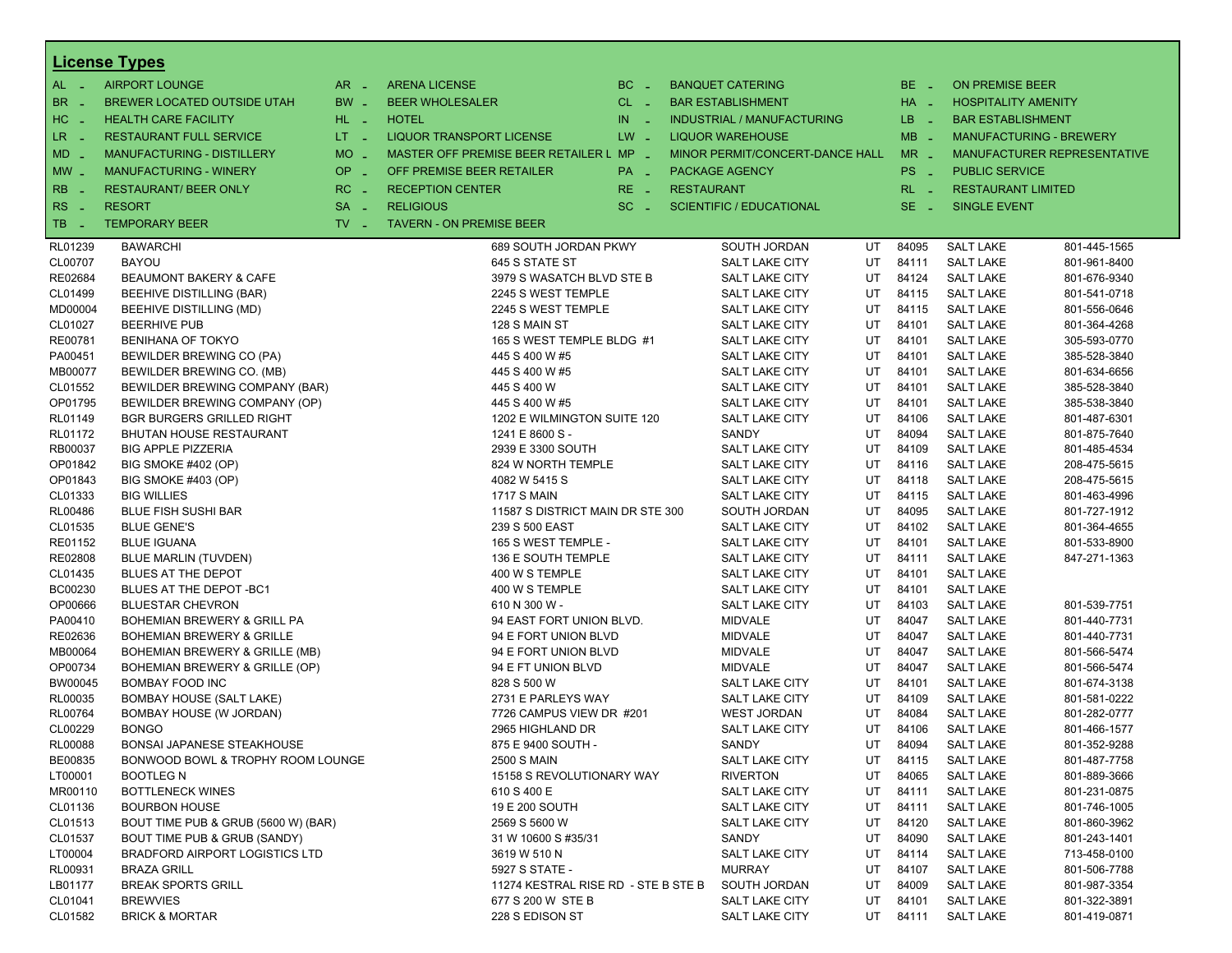## License Types

| Code | Type | Code | Type | Code | Type | Code | Type |
|---|---|---|---|---|---|---|---|
| AL - | AIRPORT LOUNGE | AR - | ARENA LICENSE | BC - | BANQUET CATERING | BE - | ON PREMISE BEER |
| BR - | BREWER LOCATED OUTSIDE UTAH | BW - | BEER WHOLESALER | CL - | BAR ESTABLISHMENT | HA - | HOSPITALITY AMENITY |
| HC - | HEALTH CARE FACILITY | HL - | HOTEL | IN - | INDUSTRIAL / MANUFACTURING | LB - | BAR ESTABLISHMENT |
| LR - | RESTAURANT FULL SERVICE | LT - | LIQUOR TRANSPORT LICENSE | LW - | LIQUOR WAREHOUSE | MB - | MANUFACTURING - BREWERY |
| MD - | MANUFACTURING - DISTILLERY | MO - | MASTER OFF PREMISE BEER RETAILER L | MP - | MINOR PERMIT/CONCERT-DANCE HALL | MR - | MANUFACTURER REPRESENTATIVE |
| MW - | MANUFACTURING - WINERY | OP - | OFF PREMISE BEER RETAILER | PA - | PACKAGE AGENCY | PS - | PUBLIC SERVICE |
| RB - | RESTAURANT/ BEER ONLY | RC - | RECEPTION CENTER | RE - | RESTAURANT | RL - | RESTAURANT LIMITED |
| RS - | RESORT | SA - | RELIGIOUS | SC - | SCIENTIFIC / EDUCATIONAL | SE - | SINGLE EVENT |
| TB - | TEMPORARY BEER | TV - | TAVERN - ON PREMISE BEER | | | | |

| License | Name | Address | City | State | Zip | County | Phone |
|---|---|---|---|---|---|---|---|
| RL01239 | BAWARCHI | 689 SOUTH JORDAN PKWY | SOUTH JORDAN | UT | 84095 | SALT LAKE | 801-445-1565 |
| CL00707 | BAYOU | 645 S STATE ST | SALT LAKE CITY | UT | 84111 | SALT LAKE | 801-961-8400 |
| RE02684 | BEAUMONT BAKERY & CAFE | 3979 S WASATCH BLVD STE B | SALT LAKE CITY | UT | 84124 | SALT LAKE | 801-676-9340 |
| CL01499 | BEEHIVE DISTILLING (BAR) | 2245 S WEST TEMPLE | SALT LAKE CITY | UT | 84115 | SALT LAKE | 801-541-0718 |
| MD00004 | BEEHIVE DISTILLING (MD) | 2245 S WEST TEMPLE | SALT LAKE CITY | UT | 84115 | SALT LAKE | 801-556-0646 |
| CL01027 | BEERHIVE PUB | 128 S MAIN ST | SALT LAKE CITY | UT | 84101 | SALT LAKE | 801-364-4268 |
| RE00781 | BENIHANA OF TOKYO | 165 S WEST TEMPLE BLDG #1 | SALT LAKE CITY | UT | 84101 | SALT LAKE | 305-593-0770 |
| PA00451 | BEWILDER BREWING CO (PA) | 445 S 400 W #5 | SALT LAKE CITY | UT | 84101 | SALT LAKE | 385-528-3840 |
| MB00077 | BEWILDER BREWING CO. (MB) | 445 S 400 W #5 | SALT LAKE CITY | UT | 84101 | SALT LAKE | 801-634-6656 |
| CL01552 | BEWILDER BREWING COMPANY (BAR) | 445 S 400 W | SALT LAKE CITY | UT | 84101 | SALT LAKE | 385-528-3840 |
| OP01795 | BEWILDER BREWING COMPANY (OP) | 445 S 400 W #5 | SALT LAKE CITY | UT | 84101 | SALT LAKE | 385-538-3840 |
| RL01149 | BGR BURGERS GRILLED RIGHT | 1202 E WILMINGTON SUITE 120 | SALT LAKE CITY | UT | 84106 | SALT LAKE | 801-487-6301 |
| RL01172 | BHUTAN HOUSE RESTAURANT | 1241 E 8600 S - | SANDY | UT | 84094 | SALT LAKE | 801-875-7640 |
| RB00037 | BIG APPLE PIZZERIA | 2939 E 3300 SOUTH | SALT LAKE CITY | UT | 84109 | SALT LAKE | 801-485-4534 |
| OP01842 | BIG SMOKE #402 (OP) | 824 W NORTH TEMPLE | SALT LAKE CITY | UT | 84116 | SALT LAKE | 208-475-5615 |
| OP01843 | BIG SMOKE #403 (OP) | 4082 W 5415 S | SALT LAKE CITY | UT | 84118 | SALT LAKE | 208-475-5615 |
| CL01333 | BIG WILLIES | 1717 S MAIN | SALT LAKE CITY | UT | 84115 | SALT LAKE | 801-463-4996 |
| RL00486 | BLUE FISH SUSHI BAR | 11587 S DISTRICT MAIN DR STE 300 | SOUTH JORDAN | UT | 84095 | SALT LAKE | 801-727-1912 |
| CL01535 | BLUE GENE'S | 239 S 500 EAST | SALT LAKE CITY | UT | 84102 | SALT LAKE | 801-364-4655 |
| RE01152 | BLUE IGUANA | 165 S WEST TEMPLE - | SALT LAKE CITY | UT | 84101 | SALT LAKE | 801-533-8900 |
| RE02808 | BLUE MARLIN (TUVDEN) | 136 E SOUTH TEMPLE | SALT LAKE CITY | UT | 84111 | SALT LAKE | 847-271-1363 |
| CL01435 | BLUES AT THE DEPOT | 400 W S TEMPLE | SALT LAKE CITY | UT | 84101 | SALT LAKE | |
| BC00230 | BLUES AT THE DEPOT -BC1 | 400 W S TEMPLE | SALT LAKE CITY | UT | 84101 | SALT LAKE | |
| OP00666 | BLUESTAR CHEVRON | 610 N 300 W - | SALT LAKE CITY | UT | 84103 | SALT LAKE | 801-539-7751 |
| PA00410 | BOHEMIAN BREWERY & GRILL PA | 94 EAST FORT UNION BLVD. | MIDVALE | UT | 84047 | SALT LAKE | 801-440-7731 |
| RE02636 | BOHEMIAN BREWERY & GRILLE | 94 E FORT UNION BLVD | MIDVALE | UT | 84047 | SALT LAKE | 801-440-7731 |
| MB00064 | BOHEMIAN BREWERY & GRILLE (MB) | 94 E FORT UNION BLVD | MIDVALE | UT | 84047 | SALT LAKE | 801-566-5474 |
| OP00734 | BOHEMIAN BREWERY & GRILLE (OP) | 94 E FT UNION BLVD | MIDVALE | UT | 84047 | SALT LAKE | 801-566-5474 |
| BW00045 | BOMBAY FOOD INC | 828 S 500 W | SALT LAKE CITY | UT | 84101 | SALT LAKE | 801-674-3138 |
| RL00035 | BOMBAY HOUSE (SALT LAKE) | 2731 E PARLEYS WAY | SALT LAKE CITY | UT | 84109 | SALT LAKE | 801-581-0222 |
| RL00764 | BOMBAY HOUSE (W JORDAN) | 7726 CAMPUS VIEW DR #201 | WEST JORDAN | UT | 84084 | SALT LAKE | 801-282-0777 |
| CL00229 | BONGO | 2965 HIGHLAND DR | SALT LAKE CITY | UT | 84106 | SALT LAKE | 801-466-1577 |
| RL00088 | BONSAI JAPANESE STEAKHOUSE | 875 E 9400 SOUTH - | SANDY | UT | 84094 | SALT LAKE | 801-352-9288 |
| BE00835 | BONWOOD BOWL & TROPHY ROOM LOUNGE | 2500 S MAIN | SALT LAKE CITY | UT | 84115 | SALT LAKE | 801-487-7758 |
| LT00001 | BOOTLEG N | 15158 S REVOLUTIONARY WAY | RIVERTON | UT | 84065 | SALT LAKE | 801-889-3666 |
| MR00110 | BOTTLENECK WINES | 610 S 400 E | SALT LAKE CITY | UT | 84111 | SALT LAKE | 801-231-0875 |
| CL01136 | BOURBON HOUSE | 19 E 200 SOUTH | SALT LAKE CITY | UT | 84111 | SALT LAKE | 801-746-1005 |
| CL01513 | BOUT TIME PUB & GRUB (5600 W) (BAR) | 2569 S 5600 W | SALT LAKE CITY | UT | 84120 | SALT LAKE | 801-860-3962 |
| CL01537 | BOUT TIME PUB & GRUB (SANDY) | 31 W 10600 S #35/31 | SANDY | UT | 84090 | SALT LAKE | 801-243-1401 |
| LT00004 | BRADFORD AIRPORT LOGISTICS LTD | 3619 W 510 N | SALT LAKE CITY | UT | 84114 | SALT LAKE | 713-458-0100 |
| RL00931 | BRAZA GRILL | 5927 S STATE - | MURRAY | UT | 84107 | SALT LAKE | 801-506-7788 |
| LB01177 | BREAK SPORTS GRILL | 11274 KESTRAL RISE RD - STE B STE B | SOUTH JORDAN | UT | 84009 | SALT LAKE | 801-987-3354 |
| CL01041 | BREWVIES | 677 S 200 W STE B | SALT LAKE CITY | UT | 84101 | SALT LAKE | 801-322-3891 |
| CL01582 | BRICK & MORTAR | 228 S EDISON ST | SALT LAKE CITY | UT | 84111 | SALT LAKE | 801-419-0871 |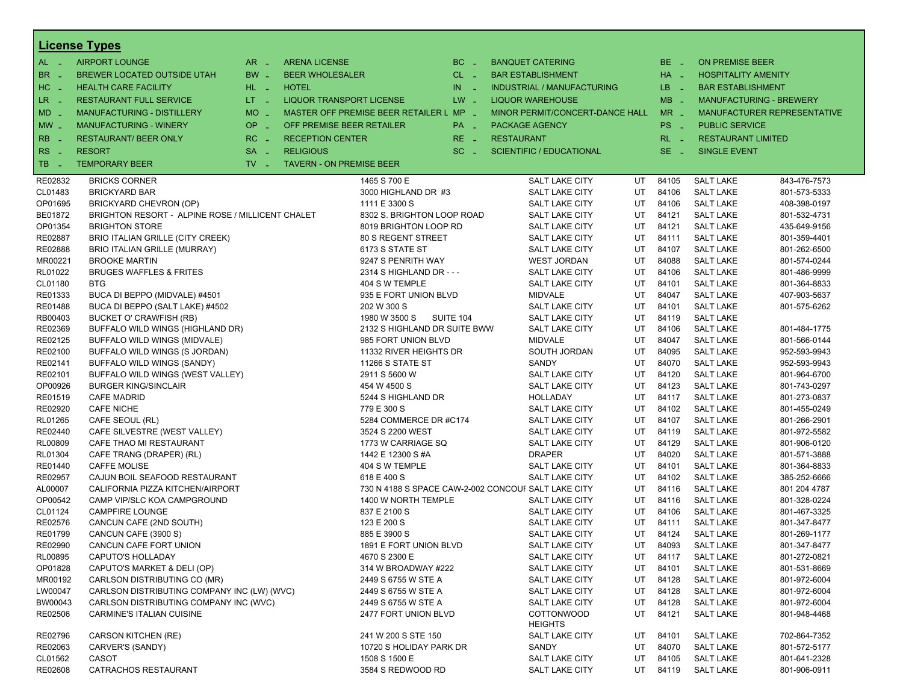## License Types

| Code | Type | Code | Type | Code | Type | Code | Type |
|---|---|---|---|---|---|---|---|
| AL - | AIRPORT LOUNGE | AR - | ARENA LICENSE | BC - | BANQUET CATERING | BE - | ON PREMISE BEER |
| BR - | BREWER LOCATED OUTSIDE UTAH | BW - | BEER WHOLESALER | CL - | BAR ESTABLISHMENT | HA - | HOSPITALITY AMENITY |
| HC - | HEALTH CARE FACILITY | HL - | HOTEL | IN - | INDUSTRIAL / MANUFACTURING | LB - | BAR ESTABLISHMENT |
| LR - | RESTAURANT FULL SERVICE | LT - | LIQUOR TRANSPORT LICENSE | LW - | LIQUOR WAREHOUSE | MB - | MANUFACTURING - BREWERY |
| MD - | MANUFACTURING - DISTILLERY | MO - | MASTER OFF PREMISE BEER RETAILER L | MP - | MINOR PERMIT/CONCERT-DANCE HALL | MR - | MANUFACTURER REPRESENTATIVE |
| MW - | MANUFACTURING - WINERY | OP - | OFF PREMISE BEER RETAILER | PA - | PACKAGE AGENCY | PS - | PUBLIC SERVICE |
| RB - | RESTAURANT/ BEER ONLY | RC - | RECEPTION CENTER | RE - | RESTAURANT | RL - | RESTAURANT LIMITED |
| RS - | RESORT | SA - | RELIGIOUS | SC - | SCIENTIFIC / EDUCATIONAL | SE - | SINGLE EVENT |
| TB - | TEMPORARY BEER | TV - | TAVERN - ON PREMISE BEER | | | | |

| License | Name | Address | City | State | Zip | County | Phone |
|---|---|---|---|---|---|---|---|
| RE02832 | BRICKS CORNER | 1465 S 700 E | SALT LAKE CITY | UT | 84105 | SALT LAKE | 843-476-7573 |
| CL01483 | BRICKYARD BAR | 3000 HIGHLAND DR #3 | SALT LAKE CITY | UT | 84106 | SALT LAKE | 801-573-5333 |
| OP01695 | BRICKYARD CHEVRON (OP) | 1111 E 3300 S | SALT LAKE CITY | UT | 84106 | SALT LAKE | 408-398-0197 |
| BE01872 | BRIGHTON RESORT - ALPINE ROSE / MILLICENT CHALET | 8302 S. BRIGHTON LOOP ROAD | SALT LAKE CITY | UT | 84121 | SALT LAKE | 801-532-4731 |
| OP01354 | BRIGHTON STORE | 8019 BRIGHTON LOOP RD | SALT LAKE CITY | UT | 84121 | SALT LAKE | 435-649-9156 |
| RE02887 | BRIO ITALIAN GRILLE (CITY CREEK) | 80 S REGENT STREET | SALT LAKE CITY | UT | 84111 | SALT LAKE | 801-359-4401 |
| RE02888 | BRIO ITALIAN GRILLE (MURRAY) | 6173 S STATE ST | SALT LAKE CITY | UT | 84107 | SALT LAKE | 801-262-6500 |
| MR00221 | BROOKE MARTIN | 9247 S PENRITH WAY | WEST JORDAN | UT | 84088 | SALT LAKE | 801-574-0244 |
| RL01022 | BRUGES WAFFLES & FRITES | 2314 S HIGHLAND DR - - - | SALT LAKE CITY | UT | 84106 | SALT LAKE | 801-486-9999 |
| CL01180 | BTG | 404 S W TEMPLE | SALT LAKE CITY | UT | 84101 | SALT LAKE | 801-364-8833 |
| RE01333 | BUCA DI BEPPO (MIDVALE) #4501 | 935 E FORT UNION BLVD | MIDVALE | UT | 84047 | SALT LAKE | 407-903-5637 |
| RE01488 | BUCA DI BEPPO (SALT LAKE) #4502 | 202 W 300 S | SALT LAKE CITY | UT | 84101 | SALT LAKE | 801-575-6262 |
| RB00403 | BUCKET O' CRAWFISH (RB) | 1980 W 3500 S SUITE 104 | SALT LAKE CITY | UT | 84119 | SALT LAKE | |
| RE02369 | BUFFALO WILD WINGS (HIGHLAND DR) | 2132 S HIGHLAND DR SUITE BWW | SALT LAKE CITY | UT | 84106 | SALT LAKE | 801-484-1775 |
| RE02125 | BUFFALO WILD WINGS (MIDVALE) | 985 FORT UNION BLVD | MIDVALE | UT | 84047 | SALT LAKE | 801-566-0144 |
| RE02100 | BUFFALO WILD WINGS (S JORDAN) | 11332 RIVER HEIGHTS DR | SOUTH JORDAN | UT | 84095 | SALT LAKE | 952-593-9943 |
| RE02141 | BUFFALO WILD WINGS (SANDY) | 11266 S STATE ST | SANDY | UT | 84070 | SALT LAKE | 952-593-9943 |
| RE02101 | BUFFALO WILD WINGS (WEST VALLEY) | 2911 S 5600 W | SALT LAKE CITY | UT | 84120 | SALT LAKE | 801-964-6700 |
| OP00926 | BURGER KING/SINCLAIR | 454 W 4500 S | SALT LAKE CITY | UT | 84123 | SALT LAKE | 801-743-0297 |
| RE01519 | CAFE MADRID | 5244 S HIGHLAND DR | HOLLADAY | UT | 84117 | SALT LAKE | 801-273-0837 |
| RE02920 | CAFE NICHE | 779 E 300 S | SALT LAKE CITY | UT | 84102 | SALT LAKE | 801-455-0249 |
| RL01265 | CAFE SEOUL (RL) | 5284 COMMERCE DR #C174 | SALT LAKE CITY | UT | 84107 | SALT LAKE | 801-266-2901 |
| RE02440 | CAFE SILVESTRE (WEST VALLEY) | 3524 S 2200 WEST | SALT LAKE CITY | UT | 84119 | SALT LAKE | 801-972-5582 |
| RL00809 | CAFE THAO MI RESTAURANT | 1773 W CARRIAGE SQ | SALT LAKE CITY | UT | 84129 | SALT LAKE | 801-906-0120 |
| RL01304 | CAFE TRANG (DRAPER) (RL) | 1442 E 12300 S #A | DRAPER | UT | 84020 | SALT LAKE | 801-571-3888 |
| RE01440 | CAFFE MOLISE | 404 S W TEMPLE | SALT LAKE CITY | UT | 84101 | SALT LAKE | 801-364-8833 |
| RE02957 | CAJUN BOIL SEAFOOD RESTAURANT | 618 E 400 S | SALT LAKE CITY | UT | 84102 | SALT LAKE | 385-252-6666 |
| AL00007 | CALIFORNIA PIZZA KITCHEN/AIRPORT | 730 N 4188 S SPACE CAW-2-002 CONCOUI | SALT LAKE CITY | UT | 84116 | SALT LAKE | 801 204 4787 |
| OP00542 | CAMP VIP/SLC KOA CAMPGROUND | 1400 W NORTH TEMPLE | SALT LAKE CITY | UT | 84116 | SALT LAKE | 801-328-0224 |
| CL01124 | CAMPFIRE LOUNGE | 837 E 2100 S | SALT LAKE CITY | UT | 84106 | SALT LAKE | 801-467-3325 |
| RE02576 | CANCUN CAFE (2ND SOUTH) | 123 E 200 S | SALT LAKE CITY | UT | 84111 | SALT LAKE | 801-347-8477 |
| RE01799 | CANCUN CAFE (3900 S) | 885 E 3900 S | SALT LAKE CITY | UT | 84124 | SALT LAKE | 801-269-1177 |
| RE02990 | CANCUN CAFE FORT UNION | 1891 E FORT UNION BLVD | SALT LAKE CITY | UT | 84093 | SALT LAKE | 801-347-8477 |
| RL00895 | CAPUTO'S HOLLADAY | 4670 S 2300 E | SALT LAKE CITY | UT | 84117 | SALT LAKE | 801-272-0821 |
| OP01828 | CAPUTO'S MARKET & DELI (OP) | 314 W BROADWAY #222 | SALT LAKE CITY | UT | 84101 | SALT LAKE | 801-531-8669 |
| MR00192 | CARLSON DISTRIBUTING CO (MR) | 2449 S 6755 W STE A | SALT LAKE CITY | UT | 84128 | SALT LAKE | 801-972-6004 |
| LW00047 | CARLSON DISTRIBUTING COMPANY INC (LW) (WVC) | 2449 S 6755 W STE A | SALT LAKE CITY | UT | 84128 | SALT LAKE | 801-972-6004 |
| BW00043 | CARLSON DISTRIBUTING COMPANY INC (WVC) | 2449 S 6755 W STE A | SALT LAKE CITY | UT | 84128 | SALT LAKE | 801-972-6004 |
| RE02506 | CARMINE'S ITALIAN CUISINE | 2477 FORT UNION BLVD | COTTONWOOD HEIGHTS | UT | 84121 | SALT LAKE | 801-948-4468 |
| RE02796 | CARSON KITCHEN (RE) | 241 W 200 S STE 150 | SALT LAKE CITY | UT | 84101 | SALT LAKE | 702-864-7352 |
| RE02063 | CARVER'S (SANDY) | 10720 S HOLIDAY PARK DR | SANDY | UT | 84070 | SALT LAKE | 801-572-5177 |
| CL01562 | CASOT | 1508 S 1500 E | SALT LAKE CITY | UT | 84105 | SALT LAKE | 801-641-2328 |
| RE02608 | CATRACHOS RESTAURANT | 3584 S REDWOOD RD | SALT LAKE CITY | UT | 84119 | SALT LAKE | 801-906-0911 |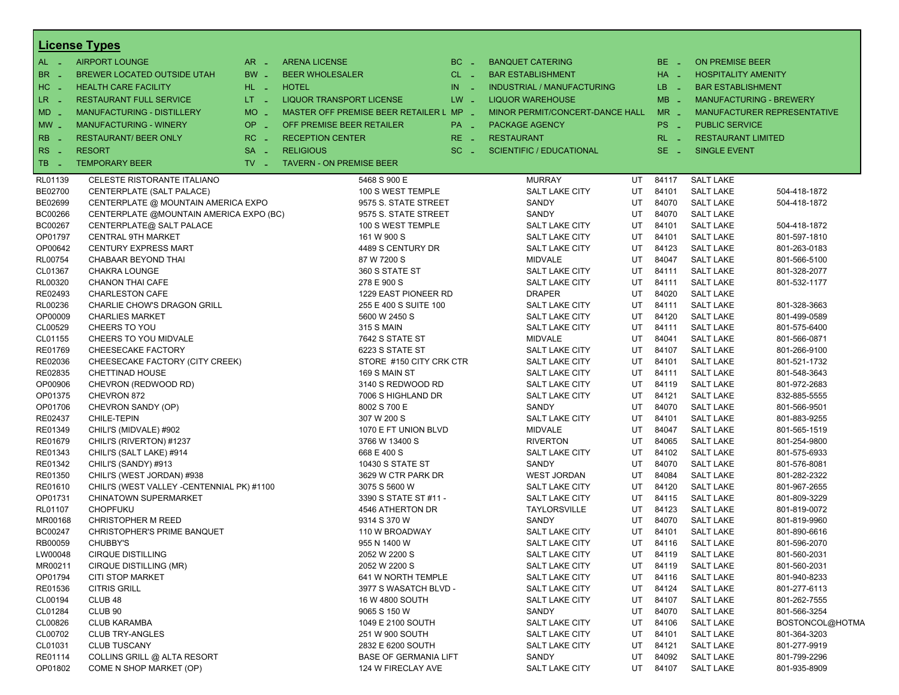## License Types

| Code | Type | Code | Type | Code | Type | Code | Type |
|---|---|---|---|---|---|---|---|
| AL - | AIRPORT LOUNGE | AR - | ARENA LICENSE | BC - | BANQUET CATERING | BE - | ON PREMISE BEER |
| BR - | BREWER LOCATED OUTSIDE UTAH | BW - | BEER WHOLESALER | CL - | BAR ESTABLISHMENT | HA - | HOSPITALITY AMENITY |
| HC - | HEALTH CARE FACILITY | HL - | HOTEL | IN - | INDUSTRIAL / MANUFACTURING | LB - | BAR ESTABLISHMENT |
| LR - | RESTAURANT FULL SERVICE | LT - | LIQUOR TRANSPORT LICENSE | LW - | LIQUOR WAREHOUSE | MB - | MANUFACTURING - BREWERY |
| MD - | MANUFACTURING - DISTILLERY | MO - | MASTER OFF PREMISE BEER RETAILER L | MP - | MINOR PERMIT/CONCERT-DANCE HALL | MR - | MANUFACTURER REPRESENTATIVE |
| MW - | MANUFACTURING - WINERY | OP - | OFF PREMISE BEER RETAILER | PA - | PACKAGE AGENCY | PS - | PUBLIC SERVICE |
| RB - | RESTAURANT/ BEER ONLY | RC - | RECEPTION CENTER | RE - | RESTAURANT | RL - | RESTAURANT LIMITED |
| RS - | RESORT | SA - | RELIGIOUS | SC - | SCIENTIFIC / EDUCATIONAL | SE - | SINGLE EVENT |
| TB - | TEMPORARY BEER | TV - | TAVERN - ON PREMISE BEER | | | | |

| License | Name | Address | City | State | Zip | County | Phone |
|---|---|---|---|---|---|---|---|
| RL01139 | CELESTE RISTORANTE ITALIANO | 5468 S 900 E | MURRAY | UT | 84117 | SALT LAKE | |
| BE02700 | CENTERPLATE (SALT PALACE) | 100 S WEST TEMPLE | SALT LAKE CITY | UT | 84101 | SALT LAKE | 504-418-1872 |
| BE02699 | CENTERPLATE @ MOUNTAIN AMERICA EXPO | 9575 S. STATE STREET | SANDY | UT | 84070 | SALT LAKE | 504-418-1872 |
| BC00266 | CENTERPLATE @MOUNTAIN AMERICA EXPO (BC) | 9575 S. STATE STREET | SANDY | UT | 84070 | SALT LAKE | |
| BC00267 | CENTERPLATE@ SALT PALACE | 100 S WEST TEMPLE | SALT LAKE CITY | UT | 84101 | SALT LAKE | 504-418-1872 |
| OP01797 | CENTRAL 9TH MARKET | 161 W 900 S | SALT LAKE CITY | UT | 84101 | SALT LAKE | 801-597-1810 |
| OP00642 | CENTURY EXPRESS MART | 4489 S CENTURY DR | SALT LAKE CITY | UT | 84123 | SALT LAKE | 801-263-0183 |
| RL00754 | CHABAAR BEYOND THAI | 87 W 7200 S | MIDVALE | UT | 84047 | SALT LAKE | 801-566-5100 |
| CL01367 | CHAKRA LOUNGE | 360 S STATE ST | SALT LAKE CITY | UT | 84111 | SALT LAKE | 801-328-2077 |
| RL00320 | CHANON THAI CAFE | 278 E 900 S | SALT LAKE CITY | UT | 84111 | SALT LAKE | 801-532-1177 |
| RE02493 | CHARLESTON CAFE | 1229 EAST PIONEER RD | DRAPER | UT | 84020 | SALT LAKE | |
| RL00236 | CHARLIE CHOW'S DRAGON GRILL | 255 E 400 S SUITE 100 | SALT LAKE CITY | UT | 84111 | SALT LAKE | 801-328-3663 |
| OP00009 | CHARLIES MARKET | 5600 W 2450 S | SALT LAKE CITY | UT | 84120 | SALT LAKE | 801-499-0589 |
| CL00529 | CHEERS TO YOU | 315 S MAIN | SALT LAKE CITY | UT | 84111 | SALT LAKE | 801-575-6400 |
| CL01155 | CHEERS TO YOU MIDVALE | 7642 S STATE ST | MIDVALE | UT | 84041 | SALT LAKE | 801-566-0871 |
| RE01769 | CHEESECAKE FACTORY | 6223 S STATE ST | SALT LAKE CITY | UT | 84107 | SALT LAKE | 801-266-9100 |
| RE02036 | CHEESECAKE FACTORY (CITY CREEK) | STORE #150 CITY CRK CTR | SALT LAKE CITY | UT | 84101 | SALT LAKE | 801-521-1732 |
| RE02835 | CHETTINAD HOUSE | 169 S MAIN ST | SALT LAKE CITY | UT | 84111 | SALT LAKE | 801-548-3643 |
| OP00906 | CHEVRON (REDWOOD RD) | 3140 S REDWOOD RD | SALT LAKE CITY | UT | 84119 | SALT LAKE | 801-972-2683 |
| OP01375 | CHEVRON 872 | 7006 S HIGHLAND DR | SALT LAKE CITY | UT | 84121 | SALT LAKE | 832-885-5555 |
| OP01706 | CHEVRON SANDY (OP) | 8002 S 700 E | SANDY | UT | 84070 | SALT LAKE | 801-566-9501 |
| RE02437 | CHILE-TEPIN | 307 W 200 S | SALT LAKE CITY | UT | 84101 | SALT LAKE | 801-883-9255 |
| RE01349 | CHILI'S (MIDVALE) #902 | 1070 E FT UNION BLVD | MIDVALE | UT | 84047 | SALT LAKE | 801-565-1519 |
| RE01679 | CHILI'S (RIVERTON) #1237 | 3766 W 13400 S | RIVERTON | UT | 84065 | SALT LAKE | 801-254-9800 |
| RE01343 | CHILI'S (SALT LAKE) #914 | 668 E 400 S | SALT LAKE CITY | UT | 84102 | SALT LAKE | 801-575-6933 |
| RE01342 | CHILI'S (SANDY) #913 | 10430 S STATE ST | SANDY | UT | 84070 | SALT LAKE | 801-576-8081 |
| RE01350 | CHILI'S (WEST JORDAN) #938 | 3629 W CTR PARK DR | WEST JORDAN | UT | 84084 | SALT LAKE | 801-282-2322 |
| RE01610 | CHILI'S (WEST VALLEY -CENTENNIAL PK) #1100 | 3075 S 5600 W | SALT LAKE CITY | UT | 84120 | SALT LAKE | 801-967-2655 |
| OP01731 | CHINATOWN SUPERMARKET | 3390 S STATE ST #11 - | SALT LAKE CITY | UT | 84115 | SALT LAKE | 801-809-3229 |
| RL01107 | CHOPFUKU | 4546 ATHERTON DR | TAYLORSVILLE | UT | 84123 | SALT LAKE | 801-819-0072 |
| MR00168 | CHRISTOPHER M REED | 9314 S 370 W | SANDY | UT | 84070 | SALT LAKE | 801-819-9960 |
| BC00247 | CHRISTOPHER'S PRIME BANQUET | 110 W BROADWAY | SALT LAKE CITY | UT | 84101 | SALT LAKE | 801-890-6616 |
| RB00059 | CHUBBY'S | 955 N 1400 W | SALT LAKE CITY | UT | 84116 | SALT LAKE | 801-596-2070 |
| LW00048 | CIRQUE DISTILLING | 2052 W 2200 S | SALT LAKE CITY | UT | 84119 | SALT LAKE | 801-560-2031 |
| MR00211 | CIRQUE DISTILLING (MR) | 2052 W 2200 S | SALT LAKE CITY | UT | 84119 | SALT LAKE | 801-560-2031 |
| OP01794 | CITI STOP MARKET | 641 W NORTH TEMPLE | SALT LAKE CITY | UT | 84116 | SALT LAKE | 801-940-8233 |
| RE01536 | CITRIS GRILL | 3977 S WASATCH BLVD - | SALT LAKE CITY | UT | 84124 | SALT LAKE | 801-277-6113 |
| CL00194 | CLUB 48 | 16 W 4800 SOUTH | SALT LAKE CITY | UT | 84107 | SALT LAKE | 801-262-7555 |
| CL01284 | CLUB 90 | 9065 S 150 W | SANDY | UT | 84070 | SALT LAKE | 801-566-3254 |
| CL00826 | CLUB KARAMBA | 1049 E 2100 SOUTH | SALT LAKE CITY | UT | 84106 | SALT LAKE | BOSTONCOL@HOTMA |
| CL00702 | CLUB TRY-ANGLES | 251 W 900 SOUTH | SALT LAKE CITY | UT | 84101 | SALT LAKE | 801-364-3203 |
| CL01031 | CLUB TUSCANY | 2832 E 6200 SOUTH | SALT LAKE CITY | UT | 84121 | SALT LAKE | 801-277-9919 |
| RE01114 | COLLINS GRILL @ ALTA RESORT | BASE OF GERMANIA LIFT | SANDY | UT | 84092 | SALT LAKE | 801-799-2296 |
| OP01802 | COME N SHOP MARKET (OP) | 124 W FIRECLAY AVE | SALT LAKE CITY | UT | 84107 | SALT LAKE | 801-935-8909 |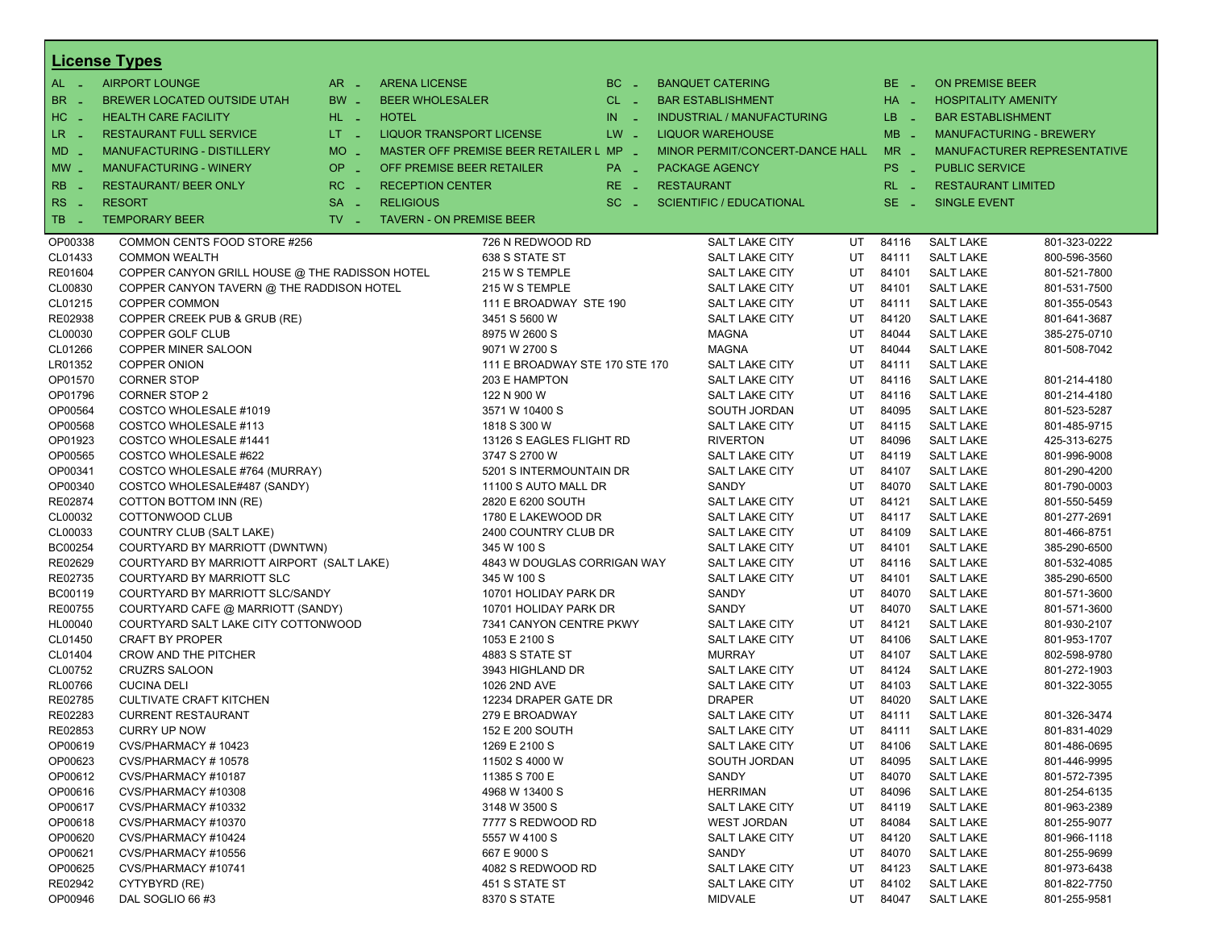## License Types

| | | | | | | | | | |
|---|---|---|---|---|---|---|---|---|---|
| AL - | AIRPORT LOUNGE | AR - | ARENA LICENSE | BC - | BANQUET CATERING | BE - | ON PREMISE BEER | | |
| BR - | BREWER LOCATED OUTSIDE UTAH | BW - | BEER WHOLESALER | CL - | BAR ESTABLISHMENT | HA - | HOSPITALITY AMENITY | | |
| HC - | HEALTH CARE FACILITY | HL - | HOTEL | IN - | INDUSTRIAL / MANUFACTURING | LB - | BAR ESTABLISHMENT | | |
| LR - | RESTAURANT FULL SERVICE | LT - | LIQUOR TRANSPORT LICENSE | LW - | LIQUOR WAREHOUSE | MB - | MANUFACTURING - BREWERY | | |
| MD - | MANUFACTURING - DISTILLERY | MO - | MASTER OFF PREMISE BEER RETAILER L | MP - | MINOR PERMIT/CONCERT-DANCE HALL | MR - | MANUFACTURER REPRESENTATIVE | | |
| MW - | MANUFACTURING - WINERY | OP - | OFF PREMISE BEER RETAILER | PA - | PACKAGE AGENCY | PS - | PUBLIC SERVICE | | |
| RB - | RESTAURANT/ BEER ONLY | RC - | RECEPTION CENTER | RE - | RESTAURANT | RL - | RESTAURANT LIMITED | | |
| RS - | RESORT | SA - | RELIGIOUS | SC - | SCIENTIFIC / EDUCATIONAL | SE - | SINGLE EVENT | | |
| TB - | TEMPORARY BEER | TV - | TAVERN - ON PREMISE BEER | | | | | | |

| License | Name | Address | City | State | Zip | County | Phone |
|---|---|---|---|---|---|---|---|
| OP00338 | COMMON CENTS FOOD STORE #256 | 726 N REDWOOD RD | SALT LAKE CITY | UT | 84116 | SALT LAKE | 801-323-0222 |
| CL01433 | COMMON WEALTH | 638 S STATE ST | SALT LAKE CITY | UT | 84111 | SALT LAKE | 800-596-3560 |
| RE01604 | COPPER CANYON GRILL HOUSE @ THE RADISSON HOTEL | 215 W S TEMPLE | SALT LAKE CITY | UT | 84101 | SALT LAKE | 801-521-7800 |
| CL00830 | COPPER CANYON TAVERN @ THE RADDISON HOTEL | 215 W S TEMPLE | SALT LAKE CITY | UT | 84101 | SALT LAKE | 801-531-7500 |
| CL01215 | COPPER COMMON | 111 E BROADWAY STE 190 | SALT LAKE CITY | UT | 84111 | SALT LAKE | 801-355-0543 |
| RE02938 | COPPER CREEK PUB & GRUB (RE) | 3451 S 5600 W | SALT LAKE CITY | UT | 84120 | SALT LAKE | 801-641-3687 |
| CL00030 | COPPER GOLF CLUB | 8975 W 2600 S | MAGNA | UT | 84044 | SALT LAKE | 385-275-0710 |
| CL01266 | COPPER MINER SALOON | 9071 W 2700 S | MAGNA | UT | 84044 | SALT LAKE | 801-508-7042 |
| LR01352 | COPPER ONION | 111 E BROADWAY STE 170 STE 170 | SALT LAKE CITY | UT | 84111 | SALT LAKE | |
| OP01570 | CORNER STOP | 203 E HAMPTON | SALT LAKE CITY | UT | 84116 | SALT LAKE | 801-214-4180 |
| OP01796 | CORNER STOP 2 | 122 N 900 W | SALT LAKE CITY | UT | 84116 | SALT LAKE | 801-214-4180 |
| OP00564 | COSTCO WHOLESALE #1019 | 3571 W 10400 S | SOUTH JORDAN | UT | 84095 | SALT LAKE | 801-523-5287 |
| OP00568 | COSTCO WHOLESALE #113 | 1818 S 300 W | SALT LAKE CITY | UT | 84115 | SALT LAKE | 801-485-9715 |
| OP01923 | COSTCO WHOLESALE #1441 | 13126 S EAGLES FLIGHT RD | RIVERTON | UT | 84096 | SALT LAKE | 425-313-6275 |
| OP00565 | COSTCO WHOLESALE #622 | 4347 S 2700 W | SALT LAKE CITY | UT | 84119 | SALT LAKE | 801-996-9008 |
| OP00341 | COSTCO WHOLESALE #764 (MURRAY) | 5201 S INTERMOUNTAIN DR | SALT LAKE CITY | UT | 84107 | SALT LAKE | 801-290-4200 |
| OP00340 | COSTCO WHOLESALE#487 (SANDY) | 11100 S AUTO MALL DR | SANDY | UT | 84070 | SALT LAKE | 801-790-0003 |
| RE02874 | COTTON BOTTOM INN (RE) | 2820 E 6200 SOUTH | SALT LAKE CITY | UT | 84121 | SALT LAKE | 801-550-5459 |
| CL00032 | COTTONWOOD CLUB | 1780 E LAKEWOOD DR | SALT LAKE CITY | UT | 84117 | SALT LAKE | 801-277-2691 |
| CL00033 | COUNTRY CLUB (SALT LAKE) | 2400 COUNTRY CLUB DR | SALT LAKE CITY | UT | 84109 | SALT LAKE | 801-466-8751 |
| BC00254 | COURTYARD BY MARRIOTT (DWNTWN) | 345 W 100 S | SALT LAKE CITY | UT | 84101 | SALT LAKE | 385-290-6500 |
| RE02629 | COURTYARD BY MARRIOTT AIRPORT (SALT LAKE) | 4843 W DOUGLAS CORRIGAN WAY | SALT LAKE CITY | UT | 84116 | SALT LAKE | 801-532-4085 |
| RE02735 | COURTYARD BY MARRIOTT SLC | 345 W 100 S | SALT LAKE CITY | UT | 84101 | SALT LAKE | 385-290-6500 |
| BC00119 | COURTYARD BY MARRIOTT SLC/SANDY | 10701 HOLIDAY PARK DR | SANDY | UT | 84070 | SALT LAKE | 801-571-3600 |
| RE00755 | COURTYARD CAFE @ MARRIOTT (SANDY) | 10701 HOLIDAY PARK DR | SANDY | UT | 84070 | SALT LAKE | 801-571-3600 |
| HL00040 | COURTYARD SALT LAKE CITY COTTONWOOD | 7341 CANYON CENTRE PKWY | SALT LAKE CITY | UT | 84121 | SALT LAKE | 801-930-2107 |
| CL01450 | CRAFT BY PROPER | 1053 E 2100 S | SALT LAKE CITY | UT | 84106 | SALT LAKE | 801-953-1707 |
| CL01404 | CROW AND THE PITCHER | 4883 S STATE ST | MURRAY | UT | 84107 | SALT LAKE | 802-598-9780 |
| CL00752 | CRUZRS SALOON | 3943 HIGHLAND DR | SALT LAKE CITY | UT | 84124 | SALT LAKE | 801-272-1903 |
| RL00766 | CUCINA DELI | 1026 2ND AVE | SALT LAKE CITY | UT | 84103 | SALT LAKE | 801-322-3055 |
| RE02785 | CULTIVATE CRAFT KITCHEN | 12234 DRAPER GATE DR | DRAPER | UT | 84020 | SALT LAKE | |
| RE02283 | CURRENT RESTAURANT | 279 E BROADWAY | SALT LAKE CITY | UT | 84111 | SALT LAKE | 801-326-3474 |
| RE02853 | CURRY UP NOW | 152 E 200 SOUTH | SALT LAKE CITY | UT | 84111 | SALT LAKE | 801-831-4029 |
| OP00619 | CVS/PHARMACY # 10423 | 1269 E 2100 S | SALT LAKE CITY | UT | 84106 | SALT LAKE | 801-486-0695 |
| OP00623 | CVS/PHARMACY # 10578 | 11502 S 4000 W | SOUTH JORDAN | UT | 84095 | SALT LAKE | 801-446-9995 |
| OP00612 | CVS/PHARMACY #10187 | 11385 S 700 E | SANDY | UT | 84070 | SALT LAKE | 801-572-7395 |
| OP00616 | CVS/PHARMACY #10308 | 4968 W 13400 S | HERRIMAN | UT | 84096 | SALT LAKE | 801-254-6135 |
| OP00617 | CVS/PHARMACY #10332 | 3148 W 3500 S | SALT LAKE CITY | UT | 84119 | SALT LAKE | 801-963-2389 |
| OP00618 | CVS/PHARMACY #10370 | 7777 S REDWOOD RD | WEST JORDAN | UT | 84084 | SALT LAKE | 801-255-9077 |
| OP00620 | CVS/PHARMACY #10424 | 5557 W 4100 S | SALT LAKE CITY | UT | 84120 | SALT LAKE | 801-966-1118 |
| OP00621 | CVS/PHARMACY #10556 | 667 E 9000 S | SANDY | UT | 84070 | SALT LAKE | 801-255-9699 |
| OP00625 | CVS/PHARMACY #10741 | 4082 S REDWOOD RD | SALT LAKE CITY | UT | 84123 | SALT LAKE | 801-973-6438 |
| RE02942 | CYTYBYRD (RE) | 451 S STATE ST | SALT LAKE CITY | UT | 84102 | SALT LAKE | 801-822-7750 |
| OP00946 | DAL SOGLIO 66 #3 | 8370 S STATE | MIDVALE | UT | 84047 | SALT LAKE | 801-255-9581 |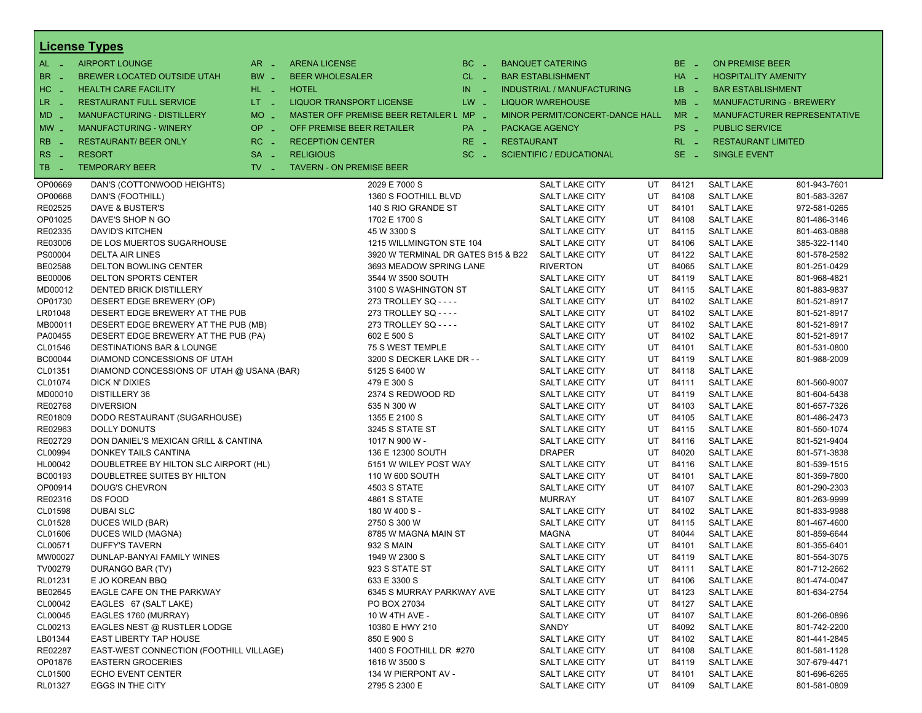## License Types

| Code | Type | Code | Type | Code | Type | Code | Type |
|---|---|---|---|---|---|---|---|
| AL - | AIRPORT LOUNGE | AR - | ARENA LICENSE | BC - | BANQUET CATERING | BE - | ON PREMISE BEER |
| BR - | BREWER LOCATED OUTSIDE UTAH | BW - | BEER WHOLESALER | CL - | BAR ESTABLISHMENT | HA - | HOSPITALITY AMENITY |
| HC - | HEALTH CARE FACILITY | HL - | HOTEL | IN - | INDUSTRIAL / MANUFACTURING | LB - | BAR ESTABLISHMENT |
| LR - | RESTAURANT FULL SERVICE | LT - | LIQUOR TRANSPORT LICENSE | LW - | LIQUOR WAREHOUSE | MB - | MANUFACTURING - BREWERY |
| MD - | MANUFACTURING - DISTILLERY | MO - | MASTER OFF PREMISE BEER RETAILER L | MP - | MINOR PERMIT/CONCERT-DANCE HALL | MR - | MANUFACTURER REPRESENTATIVE |
| MW - | MANUFACTURING - WINERY | OP - | OFF PREMISE BEER RETAILER | PA - | PACKAGE AGENCY | PS - | PUBLIC SERVICE |
| RB - | RESTAURANT/ BEER ONLY | RC - | RECEPTION CENTER | RE - | RESTAURANT | RL - | RESTAURANT LIMITED |
| RS - | RESORT | SA - | RELIGIOUS | SC - | SCIENTIFIC / EDUCATIONAL | SE - | SINGLE EVENT |
| TB - | TEMPORARY BEER | TV - | TAVERN - ON PREMISE BEER | | | | |

| License | Name | Address | City | State | Zip | County | Phone |
|---|---|---|---|---|---|---|---|
| OP00669 | DAN'S (COTTONWOOD HEIGHTS) | 2029 E 7000 S | SALT LAKE CITY | UT | 84121 | SALT LAKE | 801-943-7601 |
| OP00668 | DAN'S (FOOTHILL) | 1360 S FOOTHILL BLVD | SALT LAKE CITY | UT | 84108 | SALT LAKE | 801-583-3267 |
| RE02525 | DAVE & BUSTER'S | 140 S RIO GRANDE ST | SALT LAKE CITY | UT | 84101 | SALT LAKE | 972-581-0265 |
| OP01025 | DAVE'S SHOP N GO | 1702 E 1700 S | SALT LAKE CITY | UT | 84108 | SALT LAKE | 801-486-3146 |
| RE02335 | DAVID'S KITCHEN | 45 W 3300 S | SALT LAKE CITY | UT | 84115 | SALT LAKE | 801-463-0888 |
| RE03006 | DE LOS MUERTOS SUGARHOUSE | 1215 WILLMINGTON STE 104 | SALT LAKE CITY | UT | 84106 | SALT LAKE | 385-322-1140 |
| PS00004 | DELTA AIR LINES | 3920 W TERMINAL DR GATES B15 & B22 | SALT LAKE CITY | UT | 84122 | SALT LAKE | 801-578-2582 |
| BE02588 | DELTON BOWLING CENTER | 3693 MEADOW SPRING LANE | RIVERTON | UT | 84065 | SALT LAKE | 801-251-0429 |
| BE00006 | DELTON SPORTS CENTER | 3544 W 3500 SOUTH | SALT LAKE CITY | UT | 84119 | SALT LAKE | 801-968-4821 |
| MD00012 | DENTED BRICK DISTILLERY | 3100 S WASHINGTON ST | SALT LAKE CITY | UT | 84115 | SALT LAKE | 801-883-9837 |
| OP01730 | DESERT EDGE BREWERY (OP) | 273 TROLLEY SQ - - - - | SALT LAKE CITY | UT | 84102 | SALT LAKE | 801-521-8917 |
| LR01048 | DESERT EDGE BREWERY AT THE PUB | 273 TROLLEY SQ - - - - | SALT LAKE CITY | UT | 84102 | SALT LAKE | 801-521-8917 |
| MB00011 | DESERT EDGE BREWERY AT THE PUB (MB) | 273 TROLLEY SQ - - - - | SALT LAKE CITY | UT | 84102 | SALT LAKE | 801-521-8917 |
| PA00455 | DESERT EDGE BREWERY AT THE PUB (PA) | 602 E 500 S | SALT LAKE CITY | UT | 84102 | SALT LAKE | 801-521-8917 |
| CL01546 | DESTINATIONS BAR & LOUNGE | 75 S WEST TEMPLE | SALT LAKE CITY | UT | 84101 | SALT LAKE | 801-531-0800 |
| BC00044 | DIAMOND CONCESSIONS OF UTAH | 3200 S DECKER LAKE DR - - | SALT LAKE CITY | UT | 84119 | SALT LAKE | 801-988-2009 |
| CL01351 | DIAMOND CONCESSIONS OF UTAH @ USANA (BAR) | 5125 S 6400 W | SALT LAKE CITY | UT | 84118 | SALT LAKE | |
| CL01074 | DICK N' DIXIES | 479 E 300 S | SALT LAKE CITY | UT | 84111 | SALT LAKE | 801-560-9007 |
| MD00010 | DISTILLERY 36 | 2374 S REDWOOD RD | SALT LAKE CITY | UT | 84119 | SALT LAKE | 801-604-5438 |
| RE02768 | DIVERSION | 535 N 300 W | SALT LAKE CITY | UT | 84103 | SALT LAKE | 801-657-7326 |
| RE01809 | DODO RESTAURANT (SUGARHOUSE) | 1355 E 2100 S | SALT LAKE CITY | UT | 84105 | SALT LAKE | 801-486-2473 |
| RE02963 | DOLLY DONUTS | 3245 S STATE ST | SALT LAKE CITY | UT | 84115 | SALT LAKE | 801-550-1074 |
| RE02729 | DON DANIEL'S MEXICAN GRILL & CANTINA | 1017 N 900 W - | SALT LAKE CITY | UT | 84116 | SALT LAKE | 801-521-9404 |
| CL00994 | DONKEY TAILS CANTINA | 136 E 12300 SOUTH | DRAPER | UT | 84020 | SALT LAKE | 801-571-3838 |
| HL00042 | DOUBLETREE BY HILTON SLC AIRPORT (HL) | 5151 W WILEY POST WAY | SALT LAKE CITY | UT | 84116 | SALT LAKE | 801-539-1515 |
| BC00193 | DOUBLETREE SUITES BY HILTON | 110 W 600 SOUTH | SALT LAKE CITY | UT | 84101 | SALT LAKE | 801-359-7800 |
| OP00914 | DOUG'S CHEVRON | 4503 S STATE | SALT LAKE CITY | UT | 84107 | SALT LAKE | 801-290-2303 |
| RE02316 | DS FOOD | 4861 S STATE | MURRAY | UT | 84107 | SALT LAKE | 801-263-9999 |
| CL01598 | DUBAI SLC | 180 W 400 S - | SALT LAKE CITY | UT | 84102 | SALT LAKE | 801-833-9988 |
| CL01528 | DUCES WILD (BAR) | 2750 S 300 W | SALT LAKE CITY | UT | 84115 | SALT LAKE | 801-467-4600 |
| CL01606 | DUCES WILD (MAGNA) | 8785 W MAGNA MAIN ST | MAGNA | UT | 84044 | SALT LAKE | 801-859-6644 |
| CL00571 | DUFFY'S TAVERN | 932 S MAIN | SALT LAKE CITY | UT | 84101 | SALT LAKE | 801-355-6401 |
| MW00027 | DUNLAP-BANYAI FAMILY WINES | 1949 W 2300 S | SALT LAKE CITY | UT | 84119 | SALT LAKE | 801-554-3075 |
| TV00279 | DURANGO BAR (TV) | 923 S STATE ST | SALT LAKE CITY | UT | 84111 | SALT LAKE | 801-712-2662 |
| RL01231 | E JO KOREAN BBQ | 633 E 3300 S | SALT LAKE CITY | UT | 84106 | SALT LAKE | 801-474-0047 |
| BE02645 | EAGLE CAFE ON THE PARKWAY | 6345 S MURRAY PARKWAY AVE | SALT LAKE CITY | UT | 84123 | SALT LAKE | 801-634-2754 |
| CL00042 | EAGLES 67 (SALT LAKE) | PO BOX 27034 | SALT LAKE CITY | UT | 84127 | SALT LAKE | |
| CL00045 | EAGLES 1760 (MURRAY) | 10 W 4TH AVE - | SALT LAKE CITY | UT | 84107 | SALT LAKE | 801-266-0896 |
| CL00213 | EAGLES NEST @ RUSTLER LODGE | 10380 E HWY 210 | SANDY | UT | 84092 | SALT LAKE | 801-742-2200 |
| LB01344 | EAST LIBERTY TAP HOUSE | 850 E 900 S | SALT LAKE CITY | UT | 84102 | SALT LAKE | 801-441-2845 |
| RE02287 | EAST-WEST CONNECTION (FOOTHILL VILLAGE) | 1400 S FOOTHILL DR #270 | SALT LAKE CITY | UT | 84108 | SALT LAKE | 801-581-1128 |
| OP01876 | EASTERN GROCERIES | 1616 W 3500 S | SALT LAKE CITY | UT | 84119 | SALT LAKE | 307-679-4471 |
| CL01500 | ECHO EVENT CENTER | 134 W PIERPONT AV - | SALT LAKE CITY | UT | 84101 | SALT LAKE | 801-696-6265 |
| RL01327 | EGGS IN THE CITY | 2795 S 2300 E | SALT LAKE CITY | UT | 84109 | SALT LAKE | 801-581-0809 |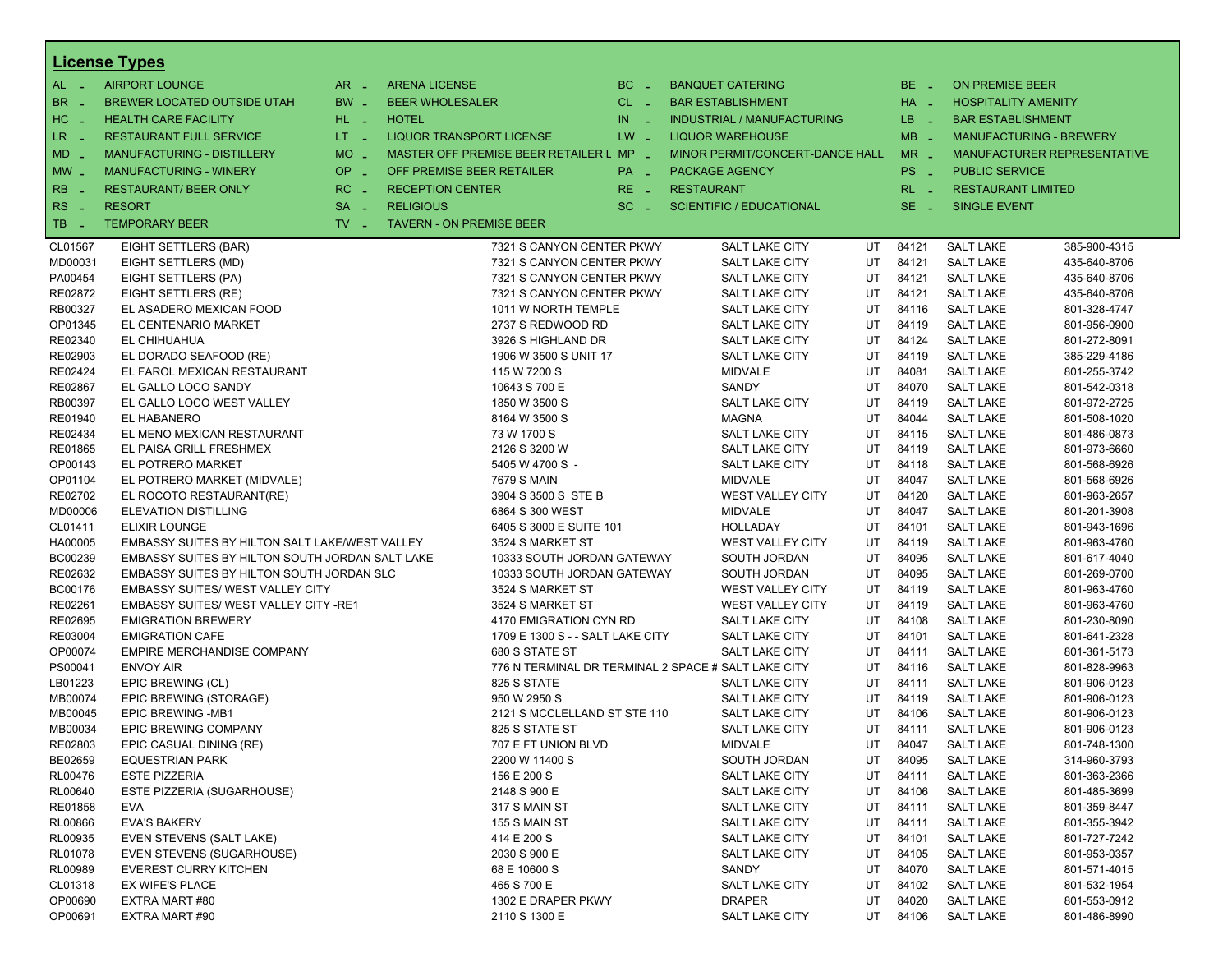## License Types

| | | | | | | | | | |
|---|---|---|---|---|---|---|---|---|---|
| AL - | AIRPORT LOUNGE | AR - | ARENA LICENSE | BC - | BANQUET CATERING | BE - | ON PREMISE BEER | | |
| BR - | BREWER LOCATED OUTSIDE UTAH | BW - | BEER WHOLESALER | CL - | BAR ESTABLISHMENT | HA - | HOSPITALITY AMENITY | | |
| HC - | HEALTH CARE FACILITY | HL - | HOTEL | IN - | INDUSTRIAL / MANUFACTURING | LB - | BAR ESTABLISHMENT | | |
| LR - | RESTAURANT FULL SERVICE | LT - | LIQUOR TRANSPORT LICENSE | LW - | LIQUOR WAREHOUSE | MB - | MANUFACTURING - BREWERY | | |
| MD - | MANUFACTURING - DISTILLERY | MO - | MASTER OFF PREMISE BEER RETAILER L | MP - | MINOR PERMIT/CONCERT-DANCE HALL | MR - | MANUFACTURER REPRESENTATIVE | | |
| MW - | MANUFACTURING - WINERY | OP - | OFF PREMISE BEER RETAILER | PA - | PACKAGE AGENCY | PS - | PUBLIC SERVICE | | |
| RB - | RESTAURANT/ BEER ONLY | RC - | RECEPTION CENTER | RE - | RESTAURANT | RL - | RESTAURANT LIMITED | | |
| RS - | RESORT | SA - | RELIGIOUS | SC - | SCIENTIFIC / EDUCATIONAL | SE - | SINGLE EVENT | | |
| TB - | TEMPORARY BEER | TV - | TAVERN - ON PREMISE BEER | | | | | | |

| | | | | | | | |
|---|---|---|---|---|---|---|---|
| CL01567 | EIGHT SETTLERS (BAR) | 7321 S CANYON CENTER PKWY | SALT LAKE CITY | UT | 84121 | SALT LAKE | 385-900-4315 |
| MD00031 | EIGHT SETTLERS (MD) | 7321 S CANYON CENTER PKWY | SALT LAKE CITY | UT | 84121 | SALT LAKE | 435-640-8706 |
| PA00454 | EIGHT SETTLERS (PA) | 7321 S CANYON CENTER PKWY | SALT LAKE CITY | UT | 84121 | SALT LAKE | 435-640-8706 |
| RE02872 | EIGHT SETTLERS (RE) | 7321 S CANYON CENTER PKWY | SALT LAKE CITY | UT | 84121 | SALT LAKE | 435-640-8706 |
| RB00327 | EL ASADERO MEXICAN FOOD | 1011 W NORTH TEMPLE | SALT LAKE CITY | UT | 84116 | SALT LAKE | 801-328-4747 |
| OP01345 | EL CENTENARIO MARKET | 2737 S REDWOOD RD | SALT LAKE CITY | UT | 84119 | SALT LAKE | 801-956-0900 |
| RE02340 | EL CHIHUAHUA | 3926 S HIGHLAND DR | SALT LAKE CITY | UT | 84124 | SALT LAKE | 801-272-8091 |
| RE02903 | EL DORADO SEAFOOD (RE) | 1906 W 3500 S UNIT 17 | SALT LAKE CITY | UT | 84119 | SALT LAKE | 385-229-4186 |
| RE02424 | EL FAROL MEXICAN RESTAURANT | 115 W 7200 S | MIDVALE | UT | 84081 | SALT LAKE | 801-255-3742 |
| RE02867 | EL GALLO LOCO SANDY | 10643 S 700 E | SANDY | UT | 84070 | SALT LAKE | 801-542-0318 |
| RB00397 | EL GALLO LOCO WEST VALLEY | 1850 W 3500 S | SALT LAKE CITY | UT | 84119 | SALT LAKE | 801-972-2725 |
| RE01940 | EL HABANERO | 8164 W 3500 S | MAGNA | UT | 84044 | SALT LAKE | 801-508-1020 |
| RE02434 | EL MENO MEXICAN RESTAURANT | 73 W 1700 S | SALT LAKE CITY | UT | 84115 | SALT LAKE | 801-486-0873 |
| RE01865 | EL PAISA GRILL FRESHMEX | 2126 S 3200 W | SALT LAKE CITY | UT | 84119 | SALT LAKE | 801-973-6660 |
| OP00143 | EL POTRERO MARKET | 5405 W 4700 S - | SALT LAKE CITY | UT | 84118 | SALT LAKE | 801-568-6926 |
| OP01104 | EL POTRERO MARKET (MIDVALE) | 7679 S MAIN | MIDVALE | UT | 84047 | SALT LAKE | 801-568-6926 |
| RE02702 | EL ROCOTO RESTAURANT(RE) | 3904 S 3500 S STE B | WEST VALLEY CITY | UT | 84120 | SALT LAKE | 801-963-2657 |
| MD00006 | ELEVATION DISTILLING | 6864 S 300 WEST | MIDVALE | UT | 84047 | SALT LAKE | 801-201-3908 |
| CL01411 | ELIXIR LOUNGE | 6405 S 3000 E SUITE 101 | HOLLADAY | UT | 84101 | SALT LAKE | 801-943-1696 |
| HA00005 | EMBASSY SUITES BY HILTON SALT LAKE/WEST VALLEY | 3524 S MARKET ST | WEST VALLEY CITY | UT | 84119 | SALT LAKE | 801-963-4760 |
| BC00239 | EMBASSY SUITES BY HILTON SOUTH JORDAN SALT LAKE | 10333 SOUTH JORDAN GATEWAY | SOUTH JORDAN | UT | 84095 | SALT LAKE | 801-617-4040 |
| RE02632 | EMBASSY SUITES BY HILTON SOUTH JORDAN SLC | 10333 SOUTH JORDAN GATEWAY | SOUTH JORDAN | UT | 84095 | SALT LAKE | 801-269-0700 |
| BC00176 | EMBASSY SUITES/ WEST VALLEY CITY | 3524 S MARKET ST | WEST VALLEY CITY | UT | 84119 | SALT LAKE | 801-963-4760 |
| RE02261 | EMBASSY SUITES/ WEST VALLEY CITY -RE1 | 3524 S MARKET ST | WEST VALLEY CITY | UT | 84119 | SALT LAKE | 801-963-4760 |
| RE02695 | EMIGRATION BREWERY | 4170 EMIGRATION CYN RD | SALT LAKE CITY | UT | 84108 | SALT LAKE | 801-230-8090 |
| RE03004 | EMIGRATION CAFE | 1709 E 1300 S - - SALT LAKE CITY | SALT LAKE CITY | UT | 84101 | SALT LAKE | 801-641-2328 |
| OP00074 | EMPIRE MERCHANDISE COMPANY | 680 S STATE ST | SALT LAKE CITY | UT | 84111 | SALT LAKE | 801-361-5173 |
| PS00041 | ENVOY AIR | 776 N TERMINAL DR TERMINAL 2 SPACE # | SALT LAKE CITY | UT | 84116 | SALT LAKE | 801-828-9963 |
| LB01223 | EPIC BREWING (CL) | 825 S STATE | SALT LAKE CITY | UT | 84111 | SALT LAKE | 801-906-0123 |
| MB00074 | EPIC BREWING (STORAGE) | 950 W 2950 S | SALT LAKE CITY | UT | 84119 | SALT LAKE | 801-906-0123 |
| MB00045 | EPIC BREWING -MB1 | 2121 S MCCLELLAND ST STE 110 | SALT LAKE CITY | UT | 84106 | SALT LAKE | 801-906-0123 |
| MB00034 | EPIC BREWING COMPANY | 825 S STATE ST | SALT LAKE CITY | UT | 84111 | SALT LAKE | 801-906-0123 |
| RE02803 | EPIC CASUAL DINING (RE) | 707 E FT UNION BLVD | MIDVALE | UT | 84047 | SALT LAKE | 801-748-1300 |
| BE02659 | EQUESTRIAN PARK | 2200 W 11400 S | SOUTH JORDAN | UT | 84095 | SALT LAKE | 314-960-3793 |
| RL00476 | ESTE PIZZERIA | 156 E 200 S | SALT LAKE CITY | UT | 84111 | SALT LAKE | 801-363-2366 |
| RL00640 | ESTE PIZZERIA (SUGARHOUSE) | 2148 S 900 E | SALT LAKE CITY | UT | 84106 | SALT LAKE | 801-485-3699 |
| RE01858 | EVA | 317 S MAIN ST | SALT LAKE CITY | UT | 84111 | SALT LAKE | 801-359-8447 |
| RL00866 | EVA'S BAKERY | 155 S MAIN ST | SALT LAKE CITY | UT | 84111 | SALT LAKE | 801-355-3942 |
| RL00935 | EVEN STEVENS (SALT LAKE) | 414 E 200 S | SALT LAKE CITY | UT | 84101 | SALT LAKE | 801-727-7242 |
| RL01078 | EVEN STEVENS (SUGARHOUSE) | 2030 S 900 E | SALT LAKE CITY | UT | 84105 | SALT LAKE | 801-953-0357 |
| RL00989 | EVEREST CURRY KITCHEN | 68 E 10600 S | SANDY | UT | 84070 | SALT LAKE | 801-571-4015 |
| CL01318 | EX WIFE'S PLACE | 465 S 700 E | SALT LAKE CITY | UT | 84102 | SALT LAKE | 801-532-1954 |
| OP00690 | EXTRA MART #80 | 1302 E DRAPER PKWY | DRAPER | UT | 84020 | SALT LAKE | 801-553-0912 |
| OP00691 | EXTRA MART #90 | 2110 S 1300 E | SALT LAKE CITY | UT | 84106 | SALT LAKE | 801-486-8990 |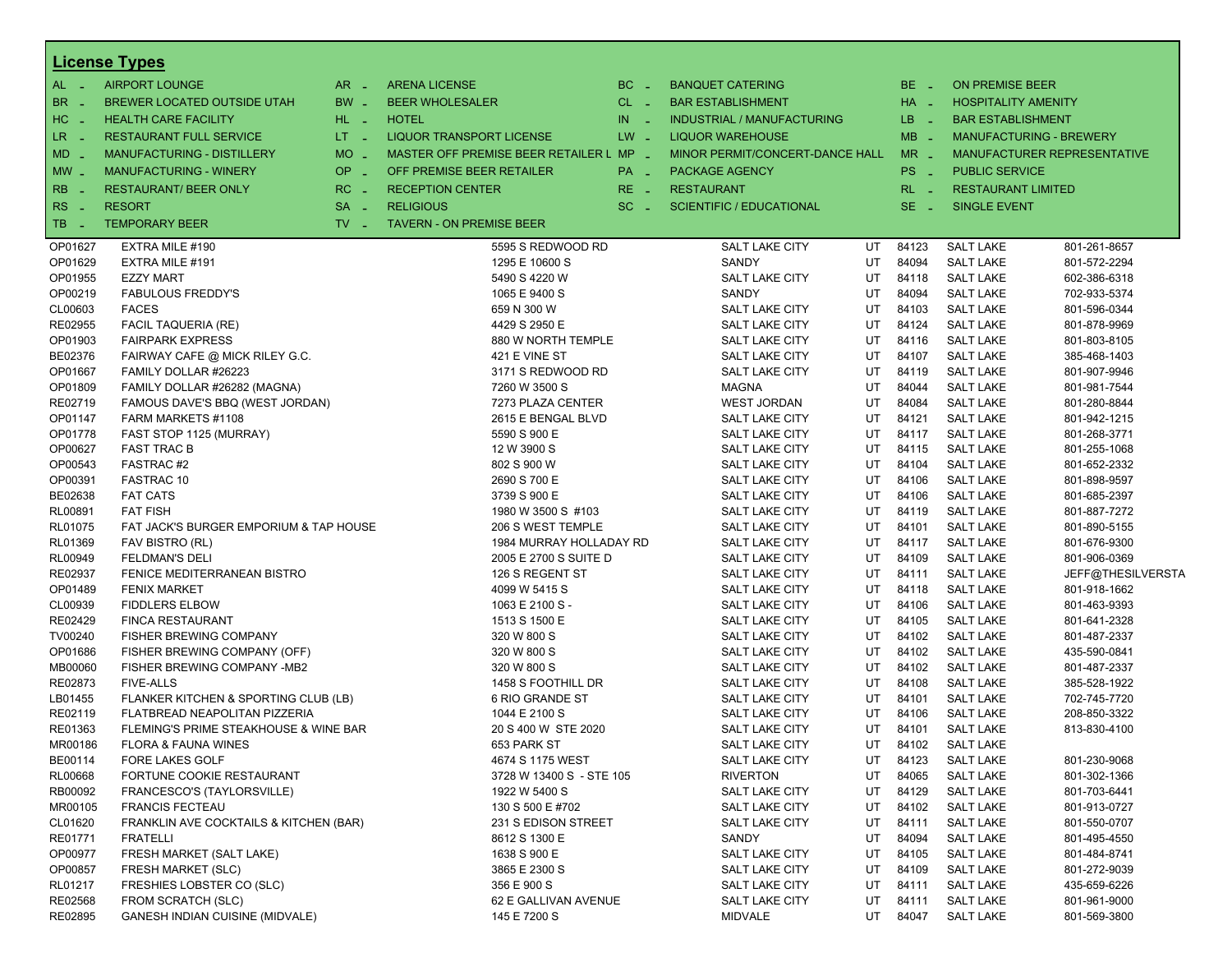## License Types

| | | | | | | | |
|---|---|---|---|---|---|---|---|
| AL - | AIRPORT LOUNGE | AR - | ARENA LICENSE | BC - | BANQUET CATERING | BE - | ON PREMISE BEER |
| BR - | BREWER LOCATED OUTSIDE UTAH | BW - | BEER WHOLESALER | CL - | BAR ESTABLISHMENT | HA - | HOSPITALITY AMENITY |
| HC - | HEALTH CARE FACILITY | HL - | HOTEL | IN - | INDUSTRIAL / MANUFACTURING | LB - | BAR ESTABLISHMENT |
| LR - | RESTAURANT FULL SERVICE | LT - | LIQUOR TRANSPORT LICENSE | LW - | LIQUOR WAREHOUSE | MB - | MANUFACTURING - BREWERY |
| MD - | MANUFACTURING - DISTILLERY | MO - | MASTER OFF PREMISE BEER RETAILER L | MP - | MINOR PERMIT/CONCERT-DANCE HALL | MR - | MANUFACTURER REPRESENTATIVE |
| MW - | MANUFACTURING - WINERY | OP - | OFF PREMISE BEER RETAILER | PA - | PACKAGE AGENCY | PS - | PUBLIC SERVICE |
| RB - | RESTAURANT/ BEER ONLY | RC - | RECEPTION CENTER | RE - | RESTAURANT | RL - | RESTAURANT LIMITED |
| RS - | RESORT | SA - | RELIGIOUS | SC - | SCIENTIFIC / EDUCATIONAL | SE - | SINGLE EVENT |
| TB - | TEMPORARY BEER | TV - | TAVERN - ON PREMISE BEER | | | | |

| | | | | | | | |
|---|---|---|---|---|---|---|---|
| OP01627 | EXTRA MILE #190 | 5595 S REDWOOD RD | SALT LAKE CITY | UT | 84123 | SALT LAKE | 801-261-8657 |
| OP01629 | EXTRA MILE #191 | 1295 E 10600 S | SANDY | UT | 84094 | SALT LAKE | 801-572-2294 |
| OP01955 | EZZY MART | 5490 S 4220 W | SALT LAKE CITY | UT | 84118 | SALT LAKE | 602-386-6318 |
| OP00219 | FABULOUS FREDDY'S | 1065 E 9400 S | SANDY | UT | 84094 | SALT LAKE | 702-933-5374 |
| CL00603 | FACES | 659 N 300 W | SALT LAKE CITY | UT | 84103 | SALT LAKE | 801-596-0344 |
| RE02955 | FACIL TAQUERIA (RE) | 4429 S 2950 E | SALT LAKE CITY | UT | 84124 | SALT LAKE | 801-878-9969 |
| OP01903 | FAIRPARK EXPRESS | 880 W NORTH TEMPLE | SALT LAKE CITY | UT | 84116 | SALT LAKE | 801-803-8105 |
| BE02376 | FAIRWAY CAFE @ MICK RILEY G.C. | 421 E VINE ST | SALT LAKE CITY | UT | 84107 | SALT LAKE | 385-468-1403 |
| OP01667 | FAMILY DOLLAR #26223 | 3171 S REDWOOD RD | SALT LAKE CITY | UT | 84119 | SALT LAKE | 801-907-9946 |
| OP01809 | FAMILY DOLLAR #26282 (MAGNA) | 7260 W 3500 S | MAGNA | UT | 84044 | SALT LAKE | 801-981-7544 |
| RE02719 | FAMOUS DAVE'S BBQ (WEST JORDAN) | 7273 PLAZA CENTER | WEST JORDAN | UT | 84084 | SALT LAKE | 801-280-8844 |
| OP01147 | FARM MARKETS #1108 | 2615 E BENGAL BLVD | SALT LAKE CITY | UT | 84121 | SALT LAKE | 801-942-1215 |
| OP01778 | FAST STOP 1125 (MURRAY) | 5590 S 900 E | SALT LAKE CITY | UT | 84117 | SALT LAKE | 801-268-3771 |
| OP00627 | FAST TRAC B | 12 W 3900 S | SALT LAKE CITY | UT | 84115 | SALT LAKE | 801-255-1068 |
| OP00543 | FASTRAC #2 | 802 S 900 W | SALT LAKE CITY | UT | 84104 | SALT LAKE | 801-652-2332 |
| OP00391 | FASTRAC 10 | 2690 S 700 E | SALT LAKE CITY | UT | 84106 | SALT LAKE | 801-898-9597 |
| BE02638 | FAT CATS | 3739 S 900 E | SALT LAKE CITY | UT | 84106 | SALT LAKE | 801-685-2397 |
| RL00891 | FAT FISH | 1980 W 3500 S #103 | SALT LAKE CITY | UT | 84119 | SALT LAKE | 801-887-7272 |
| RL01075 | FAT JACK'S BURGER EMPORIUM & TAP HOUSE | 206 S WEST TEMPLE | SALT LAKE CITY | UT | 84101 | SALT LAKE | 801-890-5155 |
| RL01369 | FAV BISTRO (RL) | 1984 MURRAY HOLLADAY RD | SALT LAKE CITY | UT | 84117 | SALT LAKE | 801-676-9300 |
| RL00949 | FELDMAN'S DELI | 2005 E 2700 S SUITE D | SALT LAKE CITY | UT | 84109 | SALT LAKE | 801-906-0369 |
| RE02937 | FENICE MEDITERRANEAN BISTRO | 126 S REGENT ST | SALT LAKE CITY | UT | 84111 | SALT LAKE | JEFF@THESILVERSTA |
| OP01489 | FENIX MARKET | 4099 W 5415 S | SALT LAKE CITY | UT | 84118 | SALT LAKE | 801-918-1662 |
| CL00939 | FIDDLERS ELBOW | 1063 E 2100 S - | SALT LAKE CITY | UT | 84106 | SALT LAKE | 801-463-9393 |
| RE02429 | FINCA RESTAURANT | 1513 S 1500 E | SALT LAKE CITY | UT | 84105 | SALT LAKE | 801-641-2328 |
| TV00240 | FISHER BREWING COMPANY | 320 W 800 S | SALT LAKE CITY | UT | 84102 | SALT LAKE | 801-487-2337 |
| OP01686 | FISHER BREWING COMPANY (OFF) | 320 W 800 S | SALT LAKE CITY | UT | 84102 | SALT LAKE | 435-590-0841 |
| MB00060 | FISHER BREWING COMPANY -MB2 | 320 W 800 S | SALT LAKE CITY | UT | 84102 | SALT LAKE | 801-487-2337 |
| RE02873 | FIVE-ALLS | 1458 S FOOTHILL DR | SALT LAKE CITY | UT | 84108 | SALT LAKE | 385-528-1922 |
| LB01455 | FLANKER KITCHEN & SPORTING CLUB (LB) | 6 RIO GRANDE ST | SALT LAKE CITY | UT | 84101 | SALT LAKE | 702-745-7720 |
| RE02119 | FLATBREAD NEAPOLITAN PIZZERIA | 1044 E 2100 S | SALT LAKE CITY | UT | 84106 | SALT LAKE | 208-850-3322 |
| RE01363 | FLEMING'S PRIME STEAKHOUSE & WINE BAR | 20 S 400 W STE 2020 | SALT LAKE CITY | UT | 84101 | SALT LAKE | 813-830-4100 |
| MR00186 | FLORA & FAUNA WINES | 653 PARK ST | SALT LAKE CITY | UT | 84102 | SALT LAKE | |
| BE00114 | FORE LAKES GOLF | 4674 S 1175 WEST | SALT LAKE CITY | UT | 84123 | SALT LAKE | 801-230-9068 |
| RL00668 | FORTUNE COOKIE RESTAURANT | 3728 W 13400 S - STE 105 | RIVERTON | UT | 84065 | SALT LAKE | 801-302-1366 |
| RB00092 | FRANCESCO'S (TAYLORSVILLE) | 1922 W 5400 S | SALT LAKE CITY | UT | 84129 | SALT LAKE | 801-703-6441 |
| MR00105 | FRANCIS FECTEAU | 130 S 500 E #702 | SALT LAKE CITY | UT | 84102 | SALT LAKE | 801-913-0727 |
| CL01620 | FRANKLIN AVE COCKTAILS & KITCHEN (BAR) | 231 S EDISON STREET | SALT LAKE CITY | UT | 84111 | SALT LAKE | 801-550-0707 |
| RE01771 | FRATELLI | 8612 S 1300 E | SANDY | UT | 84094 | SALT LAKE | 801-495-4550 |
| OP00977 | FRESH MARKET (SALT LAKE) | 1638 S 900 E | SALT LAKE CITY | UT | 84105 | SALT LAKE | 801-484-8741 |
| OP00857 | FRESH MARKET (SLC) | 3865 E 2300 S | SALT LAKE CITY | UT | 84109 | SALT LAKE | 801-272-9039 |
| RL01217 | FRESHIES LOBSTER CO (SLC) | 356 E 900 S | SALT LAKE CITY | UT | 84111 | SALT LAKE | 435-659-6226 |
| RE02568 | FROM SCRATCH (SLC) | 62 E GALLIVAN AVENUE | SALT LAKE CITY | UT | 84111 | SALT LAKE | 801-961-9000 |
| RE02895 | GANESH INDIAN CUISINE (MIDVALE) | 145 E 7200 S | MIDVALE | UT | 84047 | SALT LAKE | 801-569-3800 |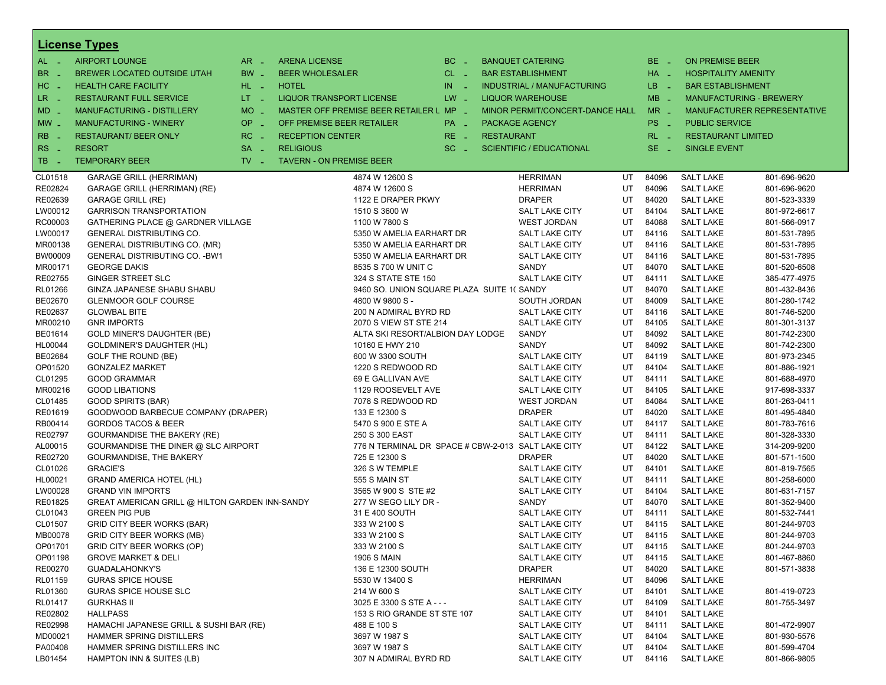## License Types

| Code | Type | Code | Type | Code | Type | Code | Type |
|---|---|---|---|---|---|---|---|
| AL - | AIRPORT LOUNGE | AR - | ARENA LICENSE | BC - | BANQUET CATERING | BE - | ON PREMISE BEER |
| BR - | BREWER LOCATED OUTSIDE UTAH | BW - | BEER WHOLESALER | CL - | BAR ESTABLISHMENT | HA - | HOSPITALITY AMENITY |
| HC - | HEALTH CARE FACILITY | HL - | HOTEL | IN - | INDUSTRIAL / MANUFACTURING | LB - | BAR ESTABLISHMENT |
| LR - | RESTAURANT FULL SERVICE | LT - | LIQUOR TRANSPORT LICENSE | LW - | LIQUOR WAREHOUSE | MB - | MANUFACTURING - BREWERY |
| MD - | MANUFACTURING - DISTILLERY | MO - | MASTER OFF PREMISE BEER RETAILER L | MP - | MINOR PERMIT/CONCERT-DANCE HALL | MR - | MANUFACTURER REPRESENTATIVE |
| MW - | MANUFACTURING - WINERY | OP - | OFF PREMISE BEER RETAILER | PA - | PACKAGE AGENCY | PS - | PUBLIC SERVICE |
| RB - | RESTAURANT/ BEER ONLY | RC - | RECEPTION CENTER | RE - | RESTAURANT | RL - | RESTAURANT LIMITED |
| RS - | RESORT | SA - | RELIGIOUS | SC - | SCIENTIFIC / EDUCATIONAL | SE - | SINGLE EVENT |
| TB - | TEMPORARY BEER | TV - | TAVERN - ON PREMISE BEER | | | | |

| License | Name | Address | City | State | Zip | County | Phone |
|---|---|---|---|---|---|---|---|
| CL01518 | GARAGE GRILL (HERRIMAN) | 4874 W 12600 S | HERRIMAN | UT | 84096 | SALT LAKE | 801-696-9620 |
| RE02824 | GARAGE GRILL (HERRIMAN) (RE) | 4874 W 12600 S | HERRIMAN | UT | 84096 | SALT LAKE | 801-696-9620 |
| RE02639 | GARAGE GRILL (RE) | 1122 E DRAPER PKWY | DRAPER | UT | 84020 | SALT LAKE | 801-523-3339 |
| LW00012 | GARRISON TRANSPORTATION | 1510 S 3600 W | SALT LAKE CITY | UT | 84104 | SALT LAKE | 801-972-6617 |
| RC00003 | GATHERING PLACE @ GARDNER VILLAGE | 1100 W 7800 S | WEST JORDAN | UT | 84088 | SALT LAKE | 801-566-0917 |
| LW00017 | GENERAL DISTRIBUTING CO. | 5350 W AMELIA EARHART DR | SALT LAKE CITY | UT | 84116 | SALT LAKE | 801-531-7895 |
| MR00138 | GENERAL DISTRIBUTING CO. (MR) | 5350 W AMELIA EARHART DR | SALT LAKE CITY | UT | 84116 | SALT LAKE | 801-531-7895 |
| BW00009 | GENERAL DISTRIBUTING CO. -BW1 | 5350 W AMELIA EARHART DR | SALT LAKE CITY | UT | 84116 | SALT LAKE | 801-531-7895 |
| MR00171 | GEORGE DAKIS | 8535 S 700 W UNIT C | SANDY | UT | 84070 | SALT LAKE | 801-520-6508 |
| RE02755 | GINGER STREET SLC | 324 S STATE STE 150 | SALT LAKE CITY | UT | 84111 | SALT LAKE | 385-477-4975 |
| RL01266 | GINZA JAPANESE SHABU SHABU | 9460 SO. UNION SQUARE PLAZA SUITE 1( | SANDY | UT | 84070 | SALT LAKE | 801-432-8436 |
| BE02670 | GLENMOOR GOLF COURSE | 4800 W 9800 S - | SOUTH JORDAN | UT | 84009 | SALT LAKE | 801-280-1742 |
| RE02637 | GLOWBAL BITE | 200 N ADMIRAL BYRD RD | SALT LAKE CITY | UT | 84116 | SALT LAKE | 801-746-5200 |
| MR00210 | GNR IMPORTS | 2070 S VIEW ST STE 214 | SALT LAKE CITY | UT | 84105 | SALT LAKE | 801-301-3137 |
| BE01614 | GOLD MINER'S DAUGHTER (BE) | ALTA SKI RESORT/ALBION DAY LODGE | SANDY | UT | 84092 | SALT LAKE | 801-742-2300 |
| HL00044 | GOLDMINER'S DAUGHTER (HL) | 10160 E HWY 210 | SANDY | UT | 84092 | SALT LAKE | 801-742-2300 |
| BE02684 | GOLF THE ROUND (BE) | 600 W 3300 SOUTH | SALT LAKE CITY | UT | 84119 | SALT LAKE | 801-973-2345 |
| OP01520 | GONZALEZ MARKET | 1220 S REDWOOD RD | SALT LAKE CITY | UT | 84104 | SALT LAKE | 801-886-1921 |
| CL01295 | GOOD GRAMMAR | 69 E GALLIVAN AVE | SALT LAKE CITY | UT | 84111 | SALT LAKE | 801-688-4970 |
| MR00216 | GOOD LIBATIONS | 1129 ROOSEVELT AVE | SALT LAKE CITY | UT | 84105 | SALT LAKE | 917-698-3337 |
| CL01485 | GOOD SPIRITS (BAR) | 7078 S REDWOOD RD | WEST JORDAN | UT | 84084 | SALT LAKE | 801-263-0411 |
| RE01619 | GOODWOOD BARBECUE COMPANY (DRAPER) | 133 E 12300 S | DRAPER | UT | 84020 | SALT LAKE | 801-495-4840 |
| RB00414 | GORDOS TACOS & BEER | 5470 S 900 E STE A | SALT LAKE CITY | UT | 84117 | SALT LAKE | 801-783-7616 |
| RE02797 | GOURMANDISE THE BAKERY (RE) | 250 S 300 EAST | SALT LAKE CITY | UT | 84111 | SALT LAKE | 801-328-3330 |
| AL00015 | GOURMANDISE THE DINER @ SLC AIRPORT | 776 N TERMINAL DR SPACE # CBW-2-013 | SALT LAKE CITY | UT | 84122 | SALT LAKE | 314-209-9200 |
| RE02720 | GOURMANDISE, THE BAKERY | 725 E 12300 S | DRAPER | UT | 84020 | SALT LAKE | 801-571-1500 |
| CL01026 | GRACIE'S | 326 S W TEMPLE | SALT LAKE CITY | UT | 84101 | SALT LAKE | 801-819-7565 |
| HL00021 | GRAND AMERICA HOTEL (HL) | 555 S MAIN ST | SALT LAKE CITY | UT | 84111 | SALT LAKE | 801-258-6000 |
| LW00028 | GRAND VIN IMPORTS | 3565 W 900 S STE #2 | SALT LAKE CITY | UT | 84104 | SALT LAKE | 801-631-7157 |
| RE01825 | GREAT AMERICAN GRILL @ HILTON GARDEN INN-SANDY | 277 W SEGO LILY DR - | SANDY | UT | 84070 | SALT LAKE | 801-352-9400 |
| CL01043 | GREEN PIG PUB | 31 E 400 SOUTH | SALT LAKE CITY | UT | 84111 | SALT LAKE | 801-532-7441 |
| CL01507 | GRID CITY BEER WORKS (BAR) | 333 W 2100 S | SALT LAKE CITY | UT | 84115 | SALT LAKE | 801-244-9703 |
| MB00078 | GRID CITY BEER WORKS (MB) | 333 W 2100 S | SALT LAKE CITY | UT | 84115 | SALT LAKE | 801-244-9703 |
| OP01701 | GRID CITY BEER WORKS (OP) | 333 W 2100 S | SALT LAKE CITY | UT | 84115 | SALT LAKE | 801-244-9703 |
| OP01198 | GROVE MARKET & DELI | 1906 S MAIN | SALT LAKE CITY | UT | 84115 | SALT LAKE | 801-467-8860 |
| RE00270 | GUADALAHONKY'S | 136 E 12300 SOUTH | DRAPER | UT | 84020 | SALT LAKE | 801-571-3838 |
| RL01159 | GURAS SPICE HOUSE | 5530 W 13400 S | HERRIMAN | UT | 84096 | SALT LAKE | |
| RL01360 | GURAS SPICE HOUSE SLC | 214 W 600 S | SALT LAKE CITY | UT | 84101 | SALT LAKE | 801-419-0723 |
| RL01417 | GURKHAS II | 3025 E 3300 S STE A - - - | SALT LAKE CITY | UT | 84109 | SALT LAKE | 801-755-3497 |
| RE02802 | HALLPASS | 153 S RIO GRANDE ST STE 107 | SALT LAKE CITY | UT | 84101 | SALT LAKE | |
| RE02998 | HAMACHI JAPANESE GRILL & SUSHI BAR (RE) | 488 E 100 S | SALT LAKE CITY | UT | 84111 | SALT LAKE | 801-472-9907 |
| MD00021 | HAMMER SPRING DISTILLERS | 3697 W 1987 S | SALT LAKE CITY | UT | 84104 | SALT LAKE | 801-930-5576 |
| PA00408 | HAMMER SPRING DISTILLERS INC | 3697 W 1987 S | SALT LAKE CITY | UT | 84104 | SALT LAKE | 801-599-4704 |
| LB01454 | HAMPTON INN & SUITES (LB) | 307 N ADMIRAL BYRD RD | SALT LAKE CITY | UT | 84116 | SALT LAKE | 801-866-9805 |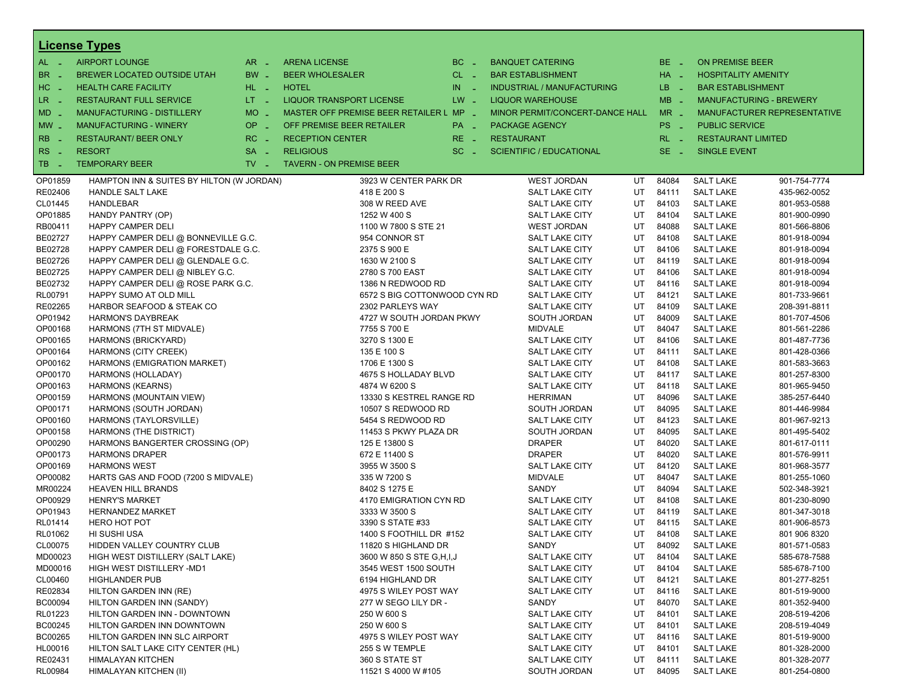## License Types

| Code | Type | Code | Type | Code | Type | Code | Type |
|---|---|---|---|---|---|---|---|
| AL | AIRPORT LOUNGE | AR | ARENA LICENSE | BC | BANQUET CATERING | BE | ON PREMISE BEER |
| BR | BREWER LOCATED OUTSIDE UTAH | BW | BEER WHOLESALER | CL | BAR ESTABLISHMENT | HA | HOSPITALITY AMENITY |
| HC | HEALTH CARE FACILITY | HL | HOTEL | IN | INDUSTRIAL / MANUFACTURING | LB | BAR ESTABLISHMENT |
| LR | RESTAURANT FULL SERVICE | LT | LIQUOR TRANSPORT LICENSE | LW | LIQUOR WAREHOUSE | MB | MANUFACTURING - BREWERY |
| MD | MANUFACTURING - DISTILLERY | MO | MASTER OFF PREMISE BEER RETAILER L | MP | MINOR PERMIT/CONCERT-DANCE HALL | MR | MANUFACTURER REPRESENTATIVE |
| MW | MANUFACTURING - WINERY | OP | OFF PREMISE BEER RETAILER | PA | PACKAGE AGENCY | PS | PUBLIC SERVICE |
| RB | RESTAURANT/ BEER ONLY | RC | RECEPTION CENTER | RE | RESTAURANT | RL | RESTAURANT LIMITED |
| RS | RESORT | SA | RELIGIOUS | SC | SCIENTIFIC / EDUCATIONAL | SE | SINGLE EVENT |
| TB | TEMPORARY BEER | TV | TAVERN - ON PREMISE BEER | | | | |

| License | Name | Address | City | State | Zip | County | Phone |
|---|---|---|---|---|---|---|---|
| OP01859 | HAMPTON INN & SUITES BY HILTON (W JORDAN) | 3923 W CENTER PARK DR | WEST JORDAN | UT | 84084 | SALT LAKE | 801-754-7774 |
| RE02406 | HANDLE SALT LAKE | 418 E 200 S | SALT LAKE CITY | UT | 84111 | SALT LAKE | 435-962-0052 |
| CL01445 | HANDLEBAR | 308 W REED AVE | SALT LAKE CITY | UT | 84103 | SALT LAKE | 801-953-0588 |
| OP01885 | HANDY PANTRY (OP) | 1252 W 400 S | SALT LAKE CITY | UT | 84104 | SALT LAKE | 801-900-0990 |
| RB00411 | HAPPY CAMPER DELI | 1100 W 7800 S STE 21 | WEST JORDAN | UT | 84088 | SALT LAKE | 801-566-8806 |
| BE02727 | HAPPY CAMPER DELI @ BONNEVILLE G.C. | 954 CONNOR ST | SALT LAKE CITY | UT | 84108 | SALT LAKE | 801-918-0094 |
| BE02728 | HAPPY CAMPER DELI @ FORESTDALE G.C. | 2375 S 900 E | SALT LAKE CITY | UT | 84106 | SALT LAKE | 801-918-0094 |
| BE02726 | HAPPY CAMPER DELI @ GLENDALE G.C. | 1630 W 2100 S | SALT LAKE CITY | UT | 84119 | SALT LAKE | 801-918-0094 |
| BE02725 | HAPPY CAMPER DELI @ NIBLEY G.C. | 2780 S 700 EAST | SALT LAKE CITY | UT | 84106 | SALT LAKE | 801-918-0094 |
| BE02732 | HAPPY CAMPER DELI @ ROSE PARK G.C. | 1386 N REDWOOD RD | SALT LAKE CITY | UT | 84116 | SALT LAKE | 801-918-0094 |
| RL00791 | HAPPY SUMO AT OLD MILL | 6572 S BIG COTTONWOOD CYN RD | SALT LAKE CITY | UT | 84121 | SALT LAKE | 801-733-9661 |
| RE02265 | HARBOR SEAFOOD & STEAK CO | 2302 PARLEYS WAY | SALT LAKE CITY | UT | 84109 | SALT LAKE | 208-391-8811 |
| OP01942 | HARMON'S DAYBREAK | 4727 W SOUTH JORDAN PKWY | SOUTH JORDAN | UT | 84009 | SALT LAKE | 801-707-4506 |
| OP00168 | HARMONS (7TH ST MIDVALE) | 7755 S 700 E | MIDVALE | UT | 84047 | SALT LAKE | 801-561-2286 |
| OP00165 | HARMONS (BRICKYARD) | 3270 S 1300 E | SALT LAKE CITY | UT | 84106 | SALT LAKE | 801-487-7736 |
| OP00164 | HARMONS (CITY CREEK) | 135 E 100 S | SALT LAKE CITY | UT | 84111 | SALT LAKE | 801-428-0366 |
| OP00162 | HARMONS (EMIGRATION MARKET) | 1706 E 1300 S | SALT LAKE CITY | UT | 84108 | SALT LAKE | 801-583-3663 |
| OP00170 | HARMONS (HOLLADAY) | 4675 S HOLLADAY BLVD | SALT LAKE CITY | UT | 84117 | SALT LAKE | 801-257-8300 |
| OP00163 | HARMONS (KEARNS) | 4874 W 6200 S | SALT LAKE CITY | UT | 84118 | SALT LAKE | 801-965-9450 |
| OP00159 | HARMONS (MOUNTAIN VIEW) | 13330 S KESTREL RANGE RD | HERRIMAN | UT | 84096 | SALT LAKE | 385-257-6440 |
| OP00171 | HARMONS (SOUTH JORDAN) | 10507 S REDWOOD RD | SOUTH JORDAN | UT | 84095 | SALT LAKE | 801-446-9984 |
| OP00160 | HARMONS (TAYLORSVILLE) | 5454 S REDWOOD RD | SALT LAKE CITY | UT | 84123 | SALT LAKE | 801-967-9213 |
| OP00158 | HARMONS (THE DISTRICT) | 11453 S PKWY PLAZA DR | SOUTH JORDAN | UT | 84095 | SALT LAKE | 801-495-5402 |
| OP00290 | HARMONS BANGERTER CROSSING (OP) | 125 E 13800 S | DRAPER | UT | 84020 | SALT LAKE | 801-617-0111 |
| OP00173 | HARMONS DRAPER | 672 E 11400 S | DRAPER | UT | 84020 | SALT LAKE | 801-576-9911 |
| OP00169 | HARMONS WEST | 3955 W 3500 S | SALT LAKE CITY | UT | 84120 | SALT LAKE | 801-968-3577 |
| OP00082 | HARTS GAS AND FOOD (7200 S MIDVALE) | 335 W 7200 S | MIDVALE | UT | 84047 | SALT LAKE | 801-255-1060 |
| MR00224 | HEAVEN HILL BRANDS | 8402 S 1275 E | SANDY | UT | 84094 | SALT LAKE | 502-348-3921 |
| OP00929 | HENRY'S MARKET | 4170 EMIGRATION CYN RD | SALT LAKE CITY | UT | 84108 | SALT LAKE | 801-230-8090 |
| OP01943 | HERNANDEZ MARKET | 3333 W 3500 S | SALT LAKE CITY | UT | 84119 | SALT LAKE | 801-347-3018 |
| RL01414 | HERO HOT POT | 3390 S STATE #33 | SALT LAKE CITY | UT | 84115 | SALT LAKE | 801-906-8573 |
| RL01062 | HI SUSHI USA | 1400 S FOOTHILL DR #152 | SALT LAKE CITY | UT | 84108 | SALT LAKE | 801 906 8320 |
| CL00075 | HIDDEN VALLEY COUNTRY CLUB | 11820 S HIGHLAND DR | SANDY | UT | 84092 | SALT LAKE | 801-571-0583 |
| MD00023 | HIGH WEST DISTILLERY (SALT LAKE) | 3600 W 850 S STE G,H,I,J | SALT LAKE CITY | UT | 84104 | SALT LAKE | 585-678-7588 |
| MD00016 | HIGH WEST DISTILLERY -MD1 | 3545 WEST 1500 SOUTH | SALT LAKE CITY | UT | 84104 | SALT LAKE | 585-678-7100 |
| CL00460 | HIGHLANDER PUB | 6194 HIGHLAND DR | SALT LAKE CITY | UT | 84121 | SALT LAKE | 801-277-8251 |
| RE02834 | HILTON GARDEN INN (RE) | 4975 S WILEY POST WAY | SALT LAKE CITY | UT | 84116 | SALT LAKE | 801-519-9000 |
| BC00094 | HILTON GARDEN INN (SANDY) | 277 W SEGO LILY DR - | SANDY | UT | 84070 | SALT LAKE | 801-352-9400 |
| RL01223 | HILTON GARDEN INN - DOWNTOWN | 250 W 600 S | SALT LAKE CITY | UT | 84101 | SALT LAKE | 208-519-4206 |
| BC00245 | HILTON GARDEN INN DOWNTOWN | 250 W 600 S | SALT LAKE CITY | UT | 84101 | SALT LAKE | 208-519-4049 |
| BC00265 | HILTON GARDEN INN SLC AIRPORT | 4975 S WILEY POST WAY | SALT LAKE CITY | UT | 84116 | SALT LAKE | 801-519-9000 |
| HL00016 | HILTON SALT LAKE CITY CENTER (HL) | 255 S W TEMPLE | SALT LAKE CITY | UT | 84101 | SALT LAKE | 801-328-2000 |
| RE02431 | HIMALAYAN KITCHEN | 360 S STATE ST | SALT LAKE CITY | UT | 84111 | SALT LAKE | 801-328-2077 |
| RL00984 | HIMALAYAN KITCHEN (II) | 11521 S 4000 W #105 | SOUTH JORDAN | UT | 84095 | SALT LAKE | 801-254-0800 |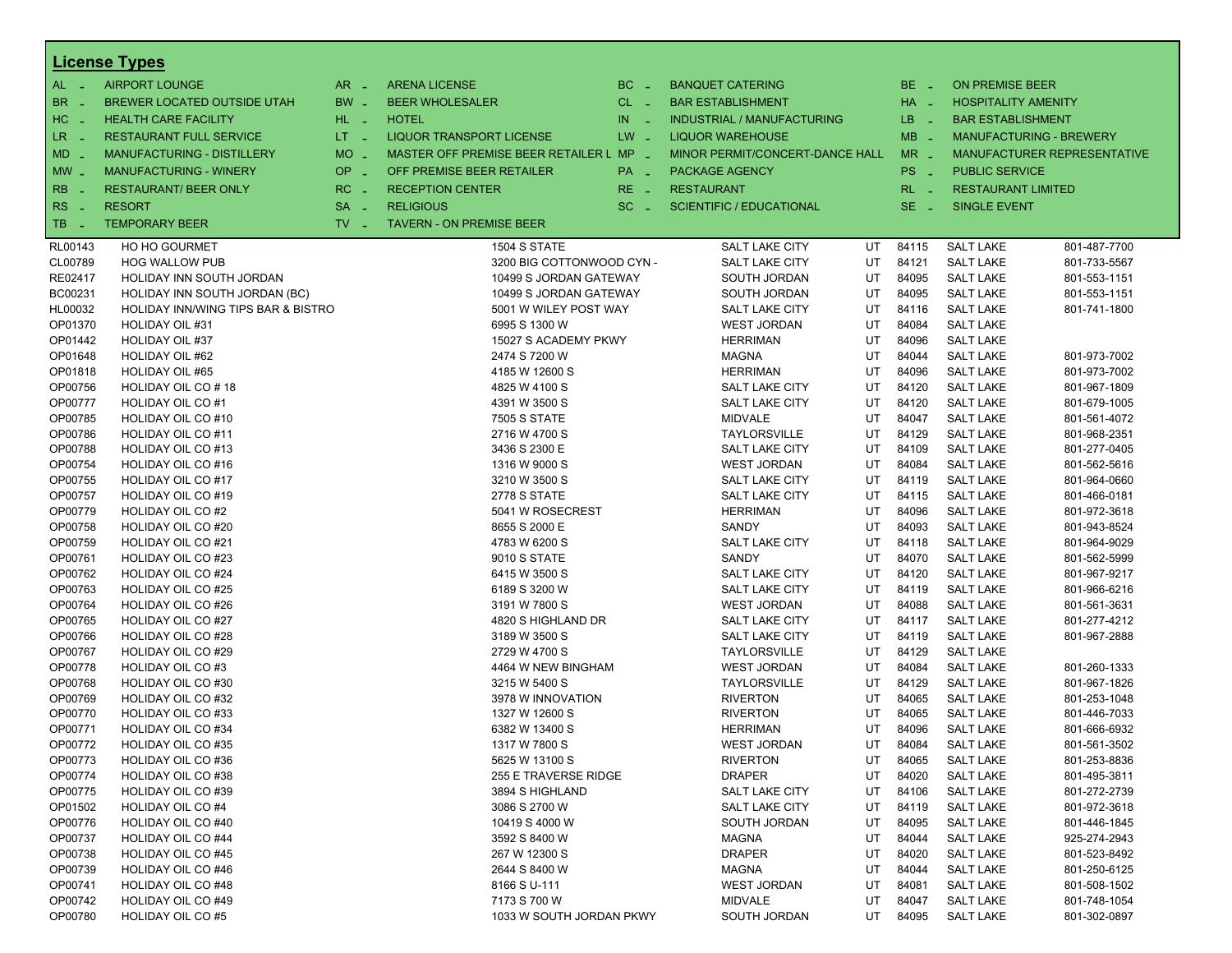## License Types

| Code | Type | Code | Type | Code | Type | Code | Type |
|---|---|---|---|---|---|---|---|
| AL | AIRPORT LOUNGE | AR | ARENA LICENSE | BC | BANQUET CATERING | BE | ON PREMISE BEER |
| BR | BREWER LOCATED OUTSIDE UTAH | BW | BEER WHOLESALER | CL | BAR ESTABLISHMENT | HA | HOSPITALITY AMENITY |
| HC | HEALTH CARE FACILITY | HL | HOTEL | IN | INDUSTRIAL / MANUFACTURING | LB | BAR ESTABLISHMENT |
| LR | RESTAURANT FULL SERVICE | LT | LIQUOR TRANSPORT LICENSE | LW | LIQUOR WAREHOUSE | MB | MANUFACTURING - BREWERY |
| MD | MANUFACTURING - DISTILLERY | MO | MASTER OFF PREMISE BEER RETAILER L | MP | MINOR PERMIT/CONCERT-DANCE HALL | MR | MANUFACTURER REPRESENTATIVE |
| MW | MANUFACTURING - WINERY | OP | OFF PREMISE BEER RETAILER | PA | PACKAGE AGENCY | PS | PUBLIC SERVICE |
| RB | RESTAURANT/ BEER ONLY | RC | RECEPTION CENTER | RE | RESTAURANT | RL | RESTAURANT LIMITED |
| RS | RESORT | SA | RELIGIOUS | SC | SCIENTIFIC / EDUCATIONAL | SE | SINGLE EVENT |
| TB | TEMPORARY BEER | TV | TAVERN - ON PREMISE BEER | | | | |

| License | Name | Address | City | State | Zip | County | Phone |
|---|---|---|---|---|---|---|---|
| RL00143 | HO HO GOURMET | 1504 S STATE | SALT LAKE CITY | UT | 84115 | SALT LAKE | 801-487-7700 |
| CL00789 | HOG WALLOW PUB | 3200 BIG COTTONWOOD CYN - | SALT LAKE CITY | UT | 84121 | SALT LAKE | 801-733-5567 |
| RE02417 | HOLIDAY INN SOUTH JORDAN | 10499 S JORDAN GATEWAY | SOUTH JORDAN | UT | 84095 | SALT LAKE | 801-553-1151 |
| BC00231 | HOLIDAY INN SOUTH JORDAN (BC) | 10499 S JORDAN GATEWAY | SOUTH JORDAN | UT | 84095 | SALT LAKE | 801-553-1151 |
| HL00032 | HOLIDAY INN/WING TIPS BAR & BISTRO | 5001 W WILEY POST WAY | SALT LAKE CITY | UT | 84116 | SALT LAKE | 801-741-1800 |
| OP01370 | HOLIDAY OIL #31 | 6995 S 1300 W | WEST JORDAN | UT | 84084 | SALT LAKE | |
| OP01442 | HOLIDAY OIL #37 | 15027 S ACADEMY PKWY | HERRIMAN | UT | 84096 | SALT LAKE | |
| OP01648 | HOLIDAY OIL #62 | 2474 S 7200 W | MAGNA | UT | 84044 | SALT LAKE | 801-973-7002 |
| OP01818 | HOLIDAY OIL #65 | 4185 W 12600 S | HERRIMAN | UT | 84096 | SALT LAKE | 801-973-7002 |
| OP00756 | HOLIDAY OIL CO # 18 | 4825 W 4100 S | SALT LAKE CITY | UT | 84120 | SALT LAKE | 801-967-1809 |
| OP00777 | HOLIDAY OIL CO #1 | 4391 W 3500 S | SALT LAKE CITY | UT | 84120 | SALT LAKE | 801-679-1005 |
| OP00785 | HOLIDAY OIL CO #10 | 7505 S STATE | MIDVALE | UT | 84047 | SALT LAKE | 801-561-4072 |
| OP00786 | HOLIDAY OIL CO #11 | 2716 W 4700 S | TAYLORSVILLE | UT | 84129 | SALT LAKE | 801-968-2351 |
| OP00788 | HOLIDAY OIL CO #13 | 3436 S 2300 E | SALT LAKE CITY | UT | 84109 | SALT LAKE | 801-277-0405 |
| OP00754 | HOLIDAY OIL CO #16 | 1316 W 9000 S | WEST JORDAN | UT | 84084 | SALT LAKE | 801-562-5616 |
| OP00755 | HOLIDAY OIL CO #17 | 3210 W 3500 S | SALT LAKE CITY | UT | 84119 | SALT LAKE | 801-964-0660 |
| OP00757 | HOLIDAY OIL CO #19 | 2778 S STATE | SALT LAKE CITY | UT | 84115 | SALT LAKE | 801-466-0181 |
| OP00779 | HOLIDAY OIL CO #2 | 5041 W ROSECREST | HERRIMAN | UT | 84096 | SALT LAKE | 801-972-3618 |
| OP00758 | HOLIDAY OIL CO #20 | 8655 S 2000 E | SANDY | UT | 84093 | SALT LAKE | 801-943-8524 |
| OP00759 | HOLIDAY OIL CO #21 | 4783 W 6200 S | SALT LAKE CITY | UT | 84118 | SALT LAKE | 801-964-9029 |
| OP00761 | HOLIDAY OIL CO #23 | 9010 S STATE | SANDY | UT | 84070 | SALT LAKE | 801-562-5999 |
| OP00762 | HOLIDAY OIL CO #24 | 6415 W 3500 S | SALT LAKE CITY | UT | 84120 | SALT LAKE | 801-967-9217 |
| OP00763 | HOLIDAY OIL CO #25 | 6189 S 3200 W | SALT LAKE CITY | UT | 84119 | SALT LAKE | 801-966-6216 |
| OP00764 | HOLIDAY OIL CO #26 | 3191 W 7800 S | WEST JORDAN | UT | 84088 | SALT LAKE | 801-561-3631 |
| OP00765 | HOLIDAY OIL CO #27 | 4820 S HIGHLAND DR | SALT LAKE CITY | UT | 84117 | SALT LAKE | 801-277-4212 |
| OP00766 | HOLIDAY OIL CO #28 | 3189 W 3500 S | SALT LAKE CITY | UT | 84119 | SALT LAKE | 801-967-2888 |
| OP00767 | HOLIDAY OIL CO #29 | 2729 W 4700 S | TAYLORSVILLE | UT | 84129 | SALT LAKE | |
| OP00778 | HOLIDAY OIL CO #3 | 4464 W NEW BINGHAM | WEST JORDAN | UT | 84084 | SALT LAKE | 801-260-1333 |
| OP00768 | HOLIDAY OIL CO #30 | 3215 W 5400 S | TAYLORSVILLE | UT | 84129 | SALT LAKE | 801-967-1826 |
| OP00769 | HOLIDAY OIL CO #32 | 3978 W INNOVATION | RIVERTON | UT | 84065 | SALT LAKE | 801-253-1048 |
| OP00770 | HOLIDAY OIL CO #33 | 1327 W 12600 S | RIVERTON | UT | 84065 | SALT LAKE | 801-446-7033 |
| OP00771 | HOLIDAY OIL CO #34 | 6382 W 13400 S | HERRIMAN | UT | 84096 | SALT LAKE | 801-666-6932 |
| OP00772 | HOLIDAY OIL CO #35 | 1317 W 7800 S | WEST JORDAN | UT | 84084 | SALT LAKE | 801-561-3502 |
| OP00773 | HOLIDAY OIL CO #36 | 5625 W 13100 S | RIVERTON | UT | 84065 | SALT LAKE | 801-253-8836 |
| OP00774 | HOLIDAY OIL CO #38 | 255 E TRAVERSE RIDGE | DRAPER | UT | 84020 | SALT LAKE | 801-495-3811 |
| OP00775 | HOLIDAY OIL CO #39 | 3894 S HIGHLAND | SALT LAKE CITY | UT | 84106 | SALT LAKE | 801-272-2739 |
| OP01502 | HOLIDAY OIL CO #4 | 3086 S 2700 W | SALT LAKE CITY | UT | 84119 | SALT LAKE | 801-972-3618 |
| OP00776 | HOLIDAY OIL CO #40 | 10419 S 4000 W | SOUTH JORDAN | UT | 84095 | SALT LAKE | 801-446-1845 |
| OP00737 | HOLIDAY OIL CO #44 | 3592 S 8400 W | MAGNA | UT | 84044 | SALT LAKE | 925-274-2943 |
| OP00738 | HOLIDAY OIL CO #45 | 267 W 12300 S | DRAPER | UT | 84020 | SALT LAKE | 801-523-8492 |
| OP00739 | HOLIDAY OIL CO #46 | 2644 S 8400 W | MAGNA | UT | 84044 | SALT LAKE | 801-250-6125 |
| OP00741 | HOLIDAY OIL CO #48 | 8166 S U-111 | WEST JORDAN | UT | 84081 | SALT LAKE | 801-508-1502 |
| OP00742 | HOLIDAY OIL CO #49 | 7173 S 700 W | MIDVALE | UT | 84047 | SALT LAKE | 801-748-1054 |
| OP00780 | HOLIDAY OIL CO #5 | 1033 W SOUTH JORDAN PKWY | SOUTH JORDAN | UT | 84095 | SALT LAKE | 801-302-0897 |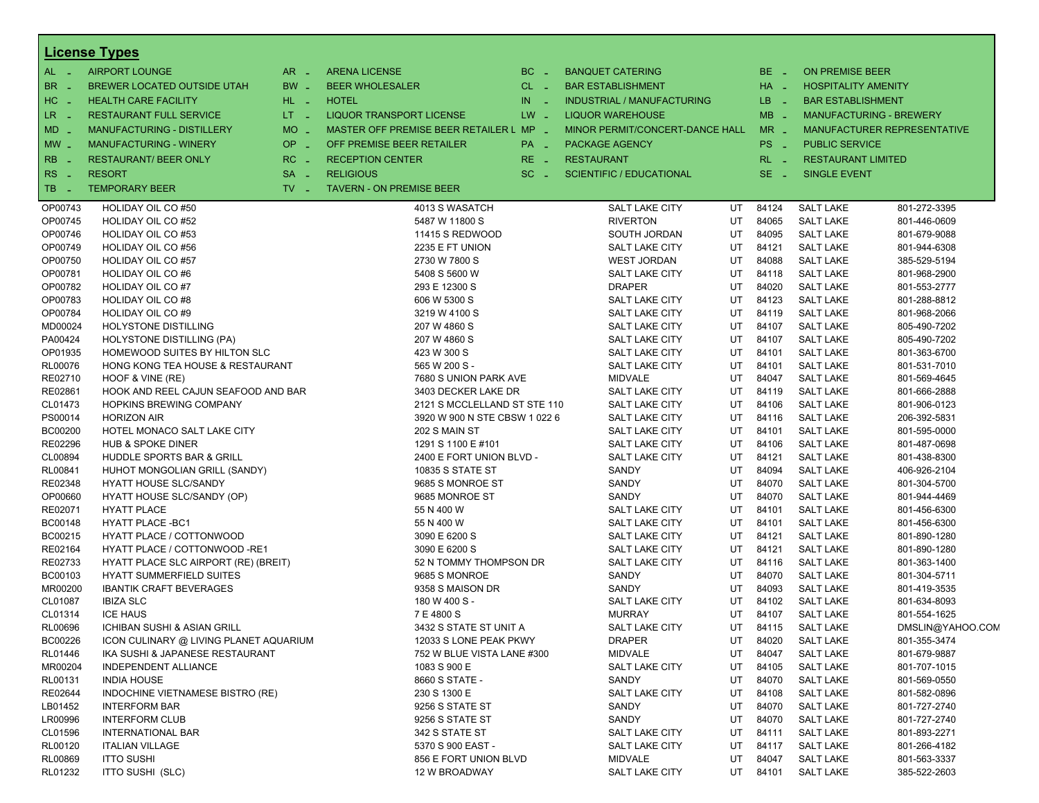## License Types

| | | | | | | | |
|---|---|---|---|---|---|---|---|
| AL - | AIRPORT LOUNGE | AR - | ARENA LICENSE | BC - | BANQUET CATERING | BE - | ON PREMISE BEER |
| BR - | BREWER LOCATED OUTSIDE UTAH | BW - | BEER WHOLESALER | CL - | BAR ESTABLISHMENT | HA - | HOSPITALITY AMENITY |
| HC - | HEALTH CARE FACILITY | HL - | HOTEL | IN - | INDUSTRIAL / MANUFACTURING | LB - | BAR ESTABLISHMENT |
| LR - | RESTAURANT FULL SERVICE | LT - | LIQUOR TRANSPORT LICENSE | LW - | LIQUOR WAREHOUSE | MB - | MANUFACTURING - BREWERY |
| MD - | MANUFACTURING - DISTILLERY | MO - | MASTER OFF PREMISE BEER RETAILER L | MP - | MINOR PERMIT/CONCERT-DANCE HALL | MR - | MANUFACTURER REPRESENTATIVE |
| MW - | MANUFACTURING - WINERY | OP - | OFF PREMISE BEER RETAILER | PA - | PACKAGE AGENCY | PS - | PUBLIC SERVICE |
| RB - | RESTAURANT/ BEER ONLY | RC - | RECEPTION CENTER | RE - | RESTAURANT | RL - | RESTAURANT LIMITED |
| RS - | RESORT | SA - | RELIGIOUS | SC - | SCIENTIFIC / EDUCATIONAL | SE - | SINGLE EVENT |
| TB - | TEMPORARY BEER | TV - | TAVERN - ON PREMISE BEER | | | | |

| | | | | | | | |
|---|---|---|---|---|---|---|---|
| OP00743 | HOLIDAY OIL CO #50 | 4013 S WASATCH | SALT LAKE CITY | UT | 84124 | SALT LAKE | 801-272-3395 |
| OP00745 | HOLIDAY OIL CO #52 | 5487 W 11800 S | RIVERTON | UT | 84065 | SALT LAKE | 801-446-0609 |
| OP00746 | HOLIDAY OIL CO #53 | 11415 S REDWOOD | SOUTH JORDAN | UT | 84095 | SALT LAKE | 801-679-9088 |
| OP00749 | HOLIDAY OIL CO #56 | 2235 E FT UNION | SALT LAKE CITY | UT | 84121 | SALT LAKE | 801-944-6308 |
| OP00750 | HOLIDAY OIL CO #57 | 2730 W 7800 S | WEST JORDAN | UT | 84088 | SALT LAKE | 385-529-5194 |
| OP00781 | HOLIDAY OIL CO #6 | 5408 S 5600 W | SALT LAKE CITY | UT | 84118 | SALT LAKE | 801-968-2900 |
| OP00782 | HOLIDAY OIL CO #7 | 293 E 12300 S | DRAPER | UT | 84020 | SALT LAKE | 801-553-2777 |
| OP00783 | HOLIDAY OIL CO #8 | 606 W 5300 S | SALT LAKE CITY | UT | 84123 | SALT LAKE | 801-288-8812 |
| OP00784 | HOLIDAY OIL CO #9 | 3219 W 4100 S | SALT LAKE CITY | UT | 84119 | SALT LAKE | 801-968-2066 |
| MD00024 | HOLYSTONE DISTILLING | 207 W 4860 S | SALT LAKE CITY | UT | 84107 | SALT LAKE | 805-490-7202 |
| PA00424 | HOLYSTONE DISTILLING (PA) | 207 W 4860 S | SALT LAKE CITY | UT | 84107 | SALT LAKE | 805-490-7202 |
| OP01935 | HOMEWOOD SUITES BY HILTON SLC | 423 W 300 S | SALT LAKE CITY | UT | 84101 | SALT LAKE | 801-363-6700 |
| RL00076 | HONG KONG TEA HOUSE & RESTAURANT | 565 W 200 S - | SALT LAKE CITY | UT | 84101 | SALT LAKE | 801-531-7010 |
| RE02710 | HOOF & VINE (RE) | 7680 S UNION PARK AVE | MIDVALE | UT | 84047 | SALT LAKE | 801-569-4645 |
| RE02861 | HOOK AND REEL CAJUN SEAFOOD AND BAR | 3403 DECKER LAKE DR | SALT LAKE CITY | UT | 84119 | SALT LAKE | 801-666-2888 |
| CL01473 | HOPKINS BREWING COMPANY | 2121 S MCCLELLAND ST STE 110 | SALT LAKE CITY | UT | 84106 | SALT LAKE | 801-906-0123 |
| PS00014 | HORIZON AIR | 3920 W 900 N STE CBSW 1 022 6 | SALT LAKE CITY | UT | 84116 | SALT LAKE | 206-392-5831 |
| BC00200 | HOTEL MONACO SALT LAKE CITY | 202 S MAIN ST | SALT LAKE CITY | UT | 84101 | SALT LAKE | 801-595-0000 |
| RE02296 | HUB & SPOKE DINER | 1291 S 1100 E #101 | SALT LAKE CITY | UT | 84106 | SALT LAKE | 801-487-0698 |
| CL00894 | HUDDLE SPORTS BAR & GRILL | 2400 E FORT UNION BLVD - | SALT LAKE CITY | UT | 84121 | SALT LAKE | 801-438-8300 |
| RL00841 | HUHOT MONGOLIAN GRILL (SANDY) | 10835 S STATE ST | SANDY | UT | 84094 | SALT LAKE | 406-926-2104 |
| RE02348 | HYATT HOUSE SLC/SANDY | 9685 S MONROE ST | SANDY | UT | 84070 | SALT LAKE | 801-304-5700 |
| OP00660 | HYATT HOUSE SLC/SANDY (OP) | 9685 MONROE ST | SANDY | UT | 84070 | SALT LAKE | 801-944-4469 |
| RE02071 | HYATT PLACE | 55 N 400 W | SALT LAKE CITY | UT | 84101 | SALT LAKE | 801-456-6300 |
| BC00148 | HYATT PLACE -BC1 | 55 N 400 W | SALT LAKE CITY | UT | 84101 | SALT LAKE | 801-456-6300 |
| BC00215 | HYATT PLACE / COTTONWOOD | 3090 E 6200 S | SALT LAKE CITY | UT | 84121 | SALT LAKE | 801-890-1280 |
| RE02164 | HYATT PLACE / COTTONWOOD -RE1 | 3090 E 6200 S | SALT LAKE CITY | UT | 84121 | SALT LAKE | 801-890-1280 |
| RE02733 | HYATT PLACE SLC AIRPORT (RE) (BREIT) | 52 N TOMMY THOMPSON DR | SALT LAKE CITY | UT | 84116 | SALT LAKE | 801-363-1400 |
| BC00103 | HYATT SUMMERFIELD SUITES | 9685 S MONROE | SANDY | UT | 84070 | SALT LAKE | 801-304-5711 |
| MR00200 | IBANTIK CRAFT BEVERAGES | 9358 S MAISON DR | SANDY | UT | 84093 | SALT LAKE | 801-419-3535 |
| CL01087 | IBIZA SLC | 180 W 400 S - | SALT LAKE CITY | UT | 84102 | SALT LAKE | 801-634-8093 |
| CL01314 | ICE HAUS | 7 E 4800 S | MURRAY | UT | 84107 | SALT LAKE | 801-554-1625 |
| RL00696 | ICHIBAN SUSHI & ASIAN GRILL | 3432 S STATE ST UNIT A | SALT LAKE CITY | UT | 84115 | SALT LAKE | DMSLIN@YAHOO.COM |
| BC00226 | ICON CULINARY @ LIVING PLANET AQUARIUM | 12033 S LONE PEAK PKWY | DRAPER | UT | 84020 | SALT LAKE | 801-355-3474 |
| RL01446 | IKA SUSHI & JAPANESE RESTAURANT | 752 W BLUE VISTA LANE #300 | MIDVALE | UT | 84047 | SALT LAKE | 801-679-9887 |
| MR00204 | INDEPENDENT ALLIANCE | 1083 S 900 E | SALT LAKE CITY | UT | 84105 | SALT LAKE | 801-707-1015 |
| RL00131 | INDIA HOUSE | 8660 S STATE - | SANDY | UT | 84070 | SALT LAKE | 801-569-0550 |
| RE02644 | INDOCHINE VIETNAMESE BISTRO (RE) | 230 S 1300 E | SALT LAKE CITY | UT | 84108 | SALT LAKE | 801-582-0896 |
| LB01452 | INTERFORM BAR | 9256 S STATE ST | SANDY | UT | 84070 | SALT LAKE | 801-727-2740 |
| LR00996 | INTERFORM CLUB | 9256 S STATE ST | SANDY | UT | 84070 | SALT LAKE | 801-727-2740 |
| CL01596 | INTERNATIONAL BAR | 342 S STATE ST | SALT LAKE CITY | UT | 84111 | SALT LAKE | 801-893-2271 |
| RL00120 | ITALIAN VILLAGE | 5370 S 900 EAST - | SALT LAKE CITY | UT | 84117 | SALT LAKE | 801-266-4182 |
| RL00869 | ITTO SUSHI | 856 E FORT UNION BLVD | MIDVALE | UT | 84047 | SALT LAKE | 801-563-3337 |
| RL01232 | ITTO SUSHI (SLC) | 12 W BROADWAY | SALT LAKE CITY | UT | 84101 | SALT LAKE | 385-522-2603 |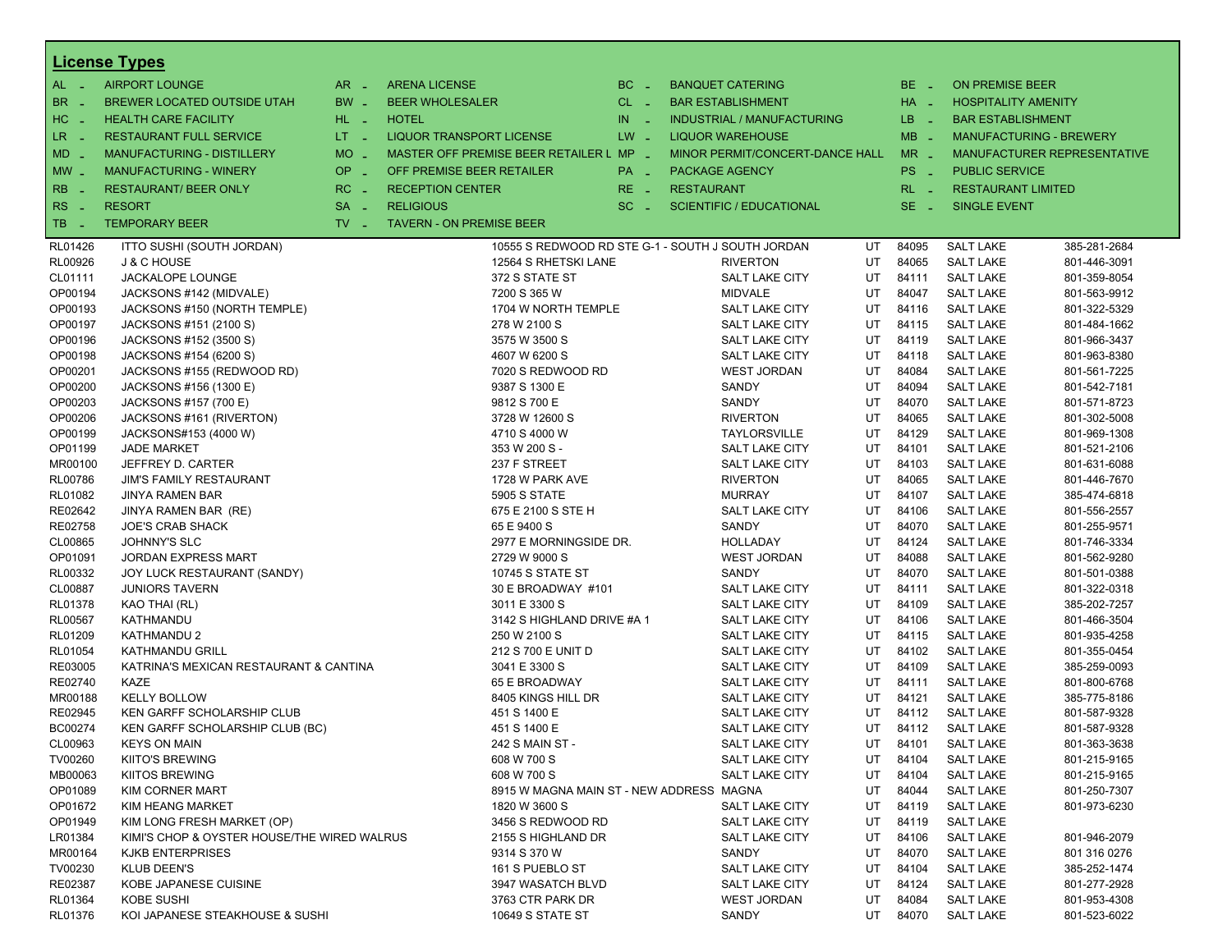## License Types

| Code | Type | Code | Type | Code | Type | Code | Type |
|---|---|---|---|---|---|---|---|
| AL - | AIRPORT LOUNGE | AR - | ARENA LICENSE | BC - | BANQUET CATERING | BE - | ON PREMISE BEER |
| BR - | BREWER LOCATED OUTSIDE UTAH | BW - | BEER WHOLESALER | CL - | BAR ESTABLISHMENT | HA - | HOSPITALITY AMENITY |
| HC - | HEALTH CARE FACILITY | HL - | HOTEL | IN - | INDUSTRIAL / MANUFACTURING | LB - | BAR ESTABLISHMENT |
| LR - | RESTAURANT FULL SERVICE | LT - | LIQUOR TRANSPORT LICENSE | LW - | LIQUOR WAREHOUSE | MB - | MANUFACTURING - BREWERY |
| MD - | MANUFACTURING - DISTILLERY | MO - | MASTER OFF PREMISE BEER RETAILER L | MP - | MINOR PERMIT/CONCERT-DANCE HALL | MR - | MANUFACTURER REPRESENTATIVE |
| MW - | MANUFACTURING - WINERY | OP - | OFF PREMISE BEER RETAILER | PA - | PACKAGE AGENCY | PS - | PUBLIC SERVICE |
| RB - | RESTAURANT/ BEER ONLY | RC - | RECEPTION CENTER | RE - | RESTAURANT | RL - | RESTAURANT LIMITED |
| RS - | RESORT | SA - | RELIGIOUS | SC - | SCIENTIFIC / EDUCATIONAL | SE - | SINGLE EVENT |
| TB - | TEMPORARY BEER | TV - | TAVERN - ON PREMISE BEER | | | | |

| License | Name | Address | City | State | Zip | County | Phone |
|---|---|---|---|---|---|---|---|
| RL01426 | ITTO SUSHI (SOUTH JORDAN) | 10555 S REDWOOD RD STE G-1 - SOUTH J | SOUTH JORDAN | UT | 84095 | SALT LAKE | 385-281-2684 |
| RL00926 | J & C HOUSE | 12564 S RHETSKI LANE | RIVERTON | UT | 84065 | SALT LAKE | 801-446-3091 |
| CL01111 | JACKALOPE LOUNGE | 372 S STATE ST | SALT LAKE CITY | UT | 84111 | SALT LAKE | 801-359-8054 |
| OP00194 | JACKSONS #142 (MIDVALE) | 7200 S 365 W | MIDVALE | UT | 84047 | SALT LAKE | 801-563-9912 |
| OP00193 | JACKSONS #150 (NORTH TEMPLE) | 1704 W NORTH TEMPLE | SALT LAKE CITY | UT | 84116 | SALT LAKE | 801-322-5329 |
| OP00197 | JACKSONS #151 (2100 S) | 278 W 2100 S | SALT LAKE CITY | UT | 84115 | SALT LAKE | 801-484-1662 |
| OP00196 | JACKSONS #152 (3500 S) | 3575 W 3500 S | SALT LAKE CITY | UT | 84119 | SALT LAKE | 801-966-3437 |
| OP00198 | JACKSONS #154 (6200 S) | 4607 W 6200 S | SALT LAKE CITY | UT | 84118 | SALT LAKE | 801-963-8380 |
| OP00201 | JACKSONS #155 (REDWOOD RD) | 7020 S REDWOOD RD | WEST JORDAN | UT | 84084 | SALT LAKE | 801-561-7225 |
| OP00200 | JACKSONS #156 (1300 E) | 9387 S 1300 E | SANDY | UT | 84094 | SALT LAKE | 801-542-7181 |
| OP00203 | JACKSONS #157 (700 E) | 9812 S 700 E | SANDY | UT | 84070 | SALT LAKE | 801-571-8723 |
| OP00206 | JACKSONS #161 (RIVERTON) | 3728 W 12600 S | RIVERTON | UT | 84065 | SALT LAKE | 801-302-5008 |
| OP00199 | JACKSONS#153 (4000 W) | 4710 S 4000 W | TAYLORSVILLE | UT | 84129 | SALT LAKE | 801-969-1308 |
| OP01199 | JADE MARKET | 353 W 200 S - | SALT LAKE CITY | UT | 84101 | SALT LAKE | 801-521-2106 |
| MR00100 | JEFFREY D. CARTER | 237 F STREET | SALT LAKE CITY | UT | 84103 | SALT LAKE | 801-631-6088 |
| RL00786 | JIM'S FAMILY RESTAURANT | 1728 W PARK AVE | RIVERTON | UT | 84065 | SALT LAKE | 801-446-7670 |
| RL01082 | JINYA RAMEN BAR | 5905 S STATE | MURRAY | UT | 84107 | SALT LAKE | 385-474-6818 |
| RE02642 | JINYA RAMEN BAR (RE) | 675 E 2100 S STE H | SALT LAKE CITY | UT | 84106 | SALT LAKE | 801-556-2557 |
| RE02758 | JOE'S CRAB SHACK | 65 E 9400 S | SANDY | UT | 84070 | SALT LAKE | 801-255-9571 |
| CL00865 | JOHNNY'S SLC | 2977 E MORNINGSIDE DR. | HOLLADAY | UT | 84124 | SALT LAKE | 801-746-3334 |
| OP01091 | JORDAN EXPRESS MART | 2729 W 9000 S | WEST JORDAN | UT | 84088 | SALT LAKE | 801-562-9280 |
| RL00332 | JOY LUCK RESTAURANT (SANDY) | 10745 S STATE ST | SANDY | UT | 84070 | SALT LAKE | 801-501-0388 |
| CL00887 | JUNIORS TAVERN | 30 E BROADWAY #101 | SALT LAKE CITY | UT | 84111 | SALT LAKE | 801-322-0318 |
| RL01378 | KAO THAI (RL) | 3011 E 3300 S | SALT LAKE CITY | UT | 84109 | SALT LAKE | 385-202-7257 |
| RL00567 | KATHMANDU | 3142 S HIGHLAND DRIVE #A 1 | SALT LAKE CITY | UT | 84106 | SALT LAKE | 801-466-3504 |
| RL01209 | KATHMANDU 2 | 250 W 2100 S | SALT LAKE CITY | UT | 84115 | SALT LAKE | 801-935-4258 |
| RL01054 | KATHMANDU GRILL | 212 S 700 E UNIT D | SALT LAKE CITY | UT | 84102 | SALT LAKE | 801-355-0454 |
| RE03005 | KATRINA'S MEXICAN RESTAURANT & CANTINA | 3041 E 3300 S | SALT LAKE CITY | UT | 84109 | SALT LAKE | 385-259-0093 |
| RE02740 | KAZE | 65 E BROADWAY | SALT LAKE CITY | UT | 84111 | SALT LAKE | 801-800-6768 |
| MR00188 | KELLY BOLLOW | 8405 KINGS HILL DR | SALT LAKE CITY | UT | 84121 | SALT LAKE | 385-775-8186 |
| RE02945 | KEN GARFF SCHOLARSHIP CLUB | 451 S 1400 E | SALT LAKE CITY | UT | 84112 | SALT LAKE | 801-587-9328 |
| BC00274 | KEN GARFF SCHOLARSHIP CLUB (BC) | 451 S 1400 E | SALT LAKE CITY | UT | 84112 | SALT LAKE | 801-587-9328 |
| CL00963 | KEYS ON MAIN | 242 S MAIN ST - | SALT LAKE CITY | UT | 84101 | SALT LAKE | 801-363-3638 |
| TV00260 | KIITO'S BREWING | 608 W 700 S | SALT LAKE CITY | UT | 84104 | SALT LAKE | 801-215-9165 |
| MB00063 | KIITOS BREWING | 608 W 700 S | SALT LAKE CITY | UT | 84104 | SALT LAKE | 801-215-9165 |
| OP01089 | KIM CORNER MART | 8915 W MAGNA MAIN ST - NEW ADDRESS | MAGNA | UT | 84044 | SALT LAKE | 801-250-7307 |
| OP01672 | KIM HEANG MARKET | 1820 W 3600 S | SALT LAKE CITY | UT | 84119 | SALT LAKE | 801-973-6230 |
| OP01949 | KIM LONG FRESH MARKET (OP) | 3456 S REDWOOD RD | SALT LAKE CITY | UT | 84119 | SALT LAKE | |
| LR01384 | KIMI'S CHOP & OYSTER HOUSE/THE WIRED WALRUS | 2155 S HIGHLAND DR | SALT LAKE CITY | UT | 84106 | SALT LAKE | 801-946-2079 |
| MR00164 | KJKB ENTERPRISES | 9314 S 370 W | SANDY | UT | 84070 | SALT LAKE | 801 316 0276 |
| TV00230 | KLUB DEEN'S | 161 S PUEBLO ST | SALT LAKE CITY | UT | 84104 | SALT LAKE | 385-252-1474 |
| RE02387 | KOBE JAPANESE CUISINE | 3947 WASATCH BLVD | SALT LAKE CITY | UT | 84124 | SALT LAKE | 801-277-2928 |
| RL01364 | KOBE SUSHI | 3763 CTR PARK DR | WEST JORDAN | UT | 84084 | SALT LAKE | 801-953-4308 |
| RL01376 | KOI JAPANESE STEAKHOUSE & SUSHI | 10649 S STATE ST | SANDY | UT | 84070 | SALT LAKE | 801-523-6022 |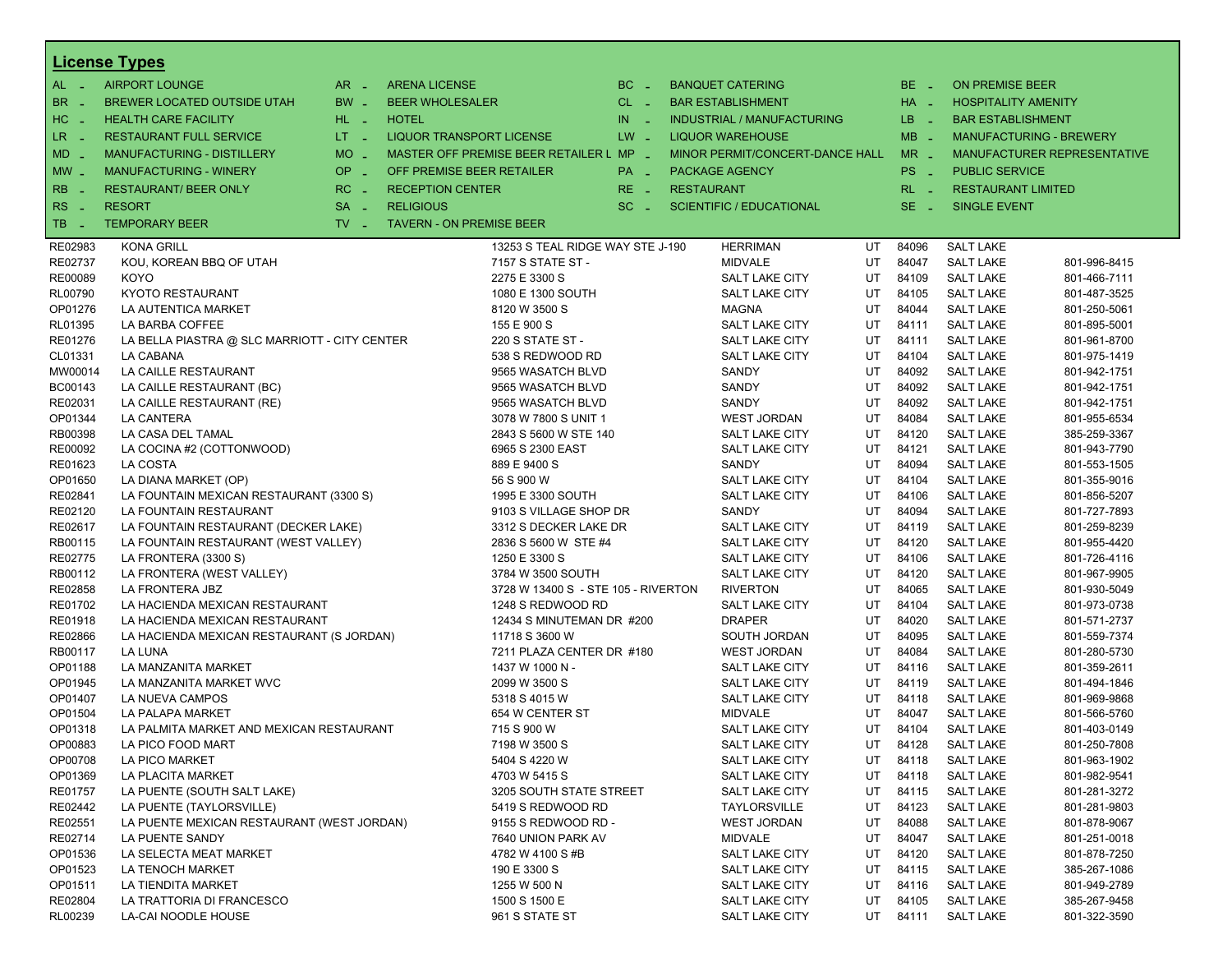## License Types

| Code | Type | Code | Type | Code | Type | Code | Type |
|---|---|---|---|---|---|---|---|
| AL - | AIRPORT LOUNGE | AR - | ARENA LICENSE | BC - | BANQUET CATERING | BE - | ON PREMISE BEER |
| BR - | BREWER LOCATED OUTSIDE UTAH | BW - | BEER WHOLESALER | CL - | BAR ESTABLISHMENT | HA - | HOSPITALITY AMENITY |
| HC - | HEALTH CARE FACILITY | HL - | HOTEL | IN - | INDUSTRIAL / MANUFACTURING | LB - | BAR ESTABLISHMENT |
| LR - | RESTAURANT FULL SERVICE | LT - | LIQUOR TRANSPORT LICENSE | LW - | LIQUOR WAREHOUSE | MB - | MANUFACTURING - BREWERY |
| MD - | MANUFACTURING - DISTILLERY | MO - | MASTER OFF PREMISE BEER RETAILER L | MP - | MINOR PERMIT/CONCERT-DANCE HALL | MR - | MANUFACTURER REPRESENTATIVE |
| MW - | MANUFACTURING - WINERY | OP - | OFF PREMISE BEER RETAILER | PA - | PACKAGE AGENCY | PS - | PUBLIC SERVICE |
| RB - | RESTAURANT/ BEER ONLY | RC - | RECEPTION CENTER | RE - | RESTAURANT | RL - | RESTAURANT LIMITED |
| RS - | RESORT | SA - | RELIGIOUS | SC - | SCIENTIFIC / EDUCATIONAL | SE - | SINGLE EVENT |
| TB - | TEMPORARY BEER | TV - | TAVERN - ON PREMISE BEER | | | | |

| License | Name | Address | City | State | Zip | County | Phone |
|---|---|---|---|---|---|---|---|
| RE02983 | KONA GRILL | 13253 S TEAL RIDGE WAY STE J-190 | HERRIMAN | UT | 84096 | SALT LAKE | |
| RE02737 | KOU, KOREAN BBQ OF UTAH | 7157 S STATE ST - | MIDVALE | UT | 84047 | SALT LAKE | 801-996-8415 |
| RE00089 | KOYO | 2275 E 3300 S | SALT LAKE CITY | UT | 84109 | SALT LAKE | 801-466-7111 |
| RL00790 | KYOTO RESTAURANT | 1080 E 1300 SOUTH | SALT LAKE CITY | UT | 84105 | SALT LAKE | 801-487-3525 |
| OP01276 | LA AUTENTICA MARKET | 8120 W 3500 S | MAGNA | UT | 84044 | SALT LAKE | 801-250-5061 |
| RL01395 | LA BARBA COFFEE | 155 E 900 S | SALT LAKE CITY | UT | 84111 | SALT LAKE | 801-895-5001 |
| RE01276 | LA BELLA PIASTRA @ SLC MARRIOTT - CITY CENTER | 220 S STATE ST - | SALT LAKE CITY | UT | 84111 | SALT LAKE | 801-961-8700 |
| CL01331 | LA CABANA | 538 S REDWOOD RD | SALT LAKE CITY | UT | 84104 | SALT LAKE | 801-975-1419 |
| MW00014 | LA CAILLE RESTAURANT | 9565 WASATCH BLVD | SANDY | UT | 84092 | SALT LAKE | 801-942-1751 |
| BC00143 | LA CAILLE RESTAURANT (BC) | 9565 WASATCH BLVD | SANDY | UT | 84092 | SALT LAKE | 801-942-1751 |
| RE02031 | LA CAILLE RESTAURANT (RE) | 9565 WASATCH BLVD | SANDY | UT | 84092 | SALT LAKE | 801-942-1751 |
| OP01344 | LA CANTERA | 3078 W 7800 S UNIT 1 | WEST JORDAN | UT | 84084 | SALT LAKE | 801-955-6534 |
| RB00398 | LA CASA DEL TAMAL | 2843 S 5600 W STE 140 | SALT LAKE CITY | UT | 84120 | SALT LAKE | 385-259-3367 |
| RE00092 | LA COCINA #2 (COTTONWOOD) | 6965 S 2300 EAST | SALT LAKE CITY | UT | 84121 | SALT LAKE | 801-943-7790 |
| RE01623 | LA COSTA | 889 E 9400 S | SANDY | UT | 84094 | SALT LAKE | 801-553-1505 |
| OP01650 | LA DIANA MARKET (OP) | 56 S 900 W | SALT LAKE CITY | UT | 84104 | SALT LAKE | 801-355-9016 |
| RE02841 | LA FOUNTAIN MEXICAN RESTAURANT (3300 S) | 1995 E 3300 SOUTH | SALT LAKE CITY | UT | 84106 | SALT LAKE | 801-856-5207 |
| RE02120 | LA FOUNTAIN RESTAURANT | 9103 S VILLAGE SHOP DR | SANDY | UT | 84094 | SALT LAKE | 801-727-7893 |
| RE02617 | LA FOUNTAIN RESTAURANT (DECKER LAKE) | 3312 S DECKER LAKE DR | SALT LAKE CITY | UT | 84119 | SALT LAKE | 801-259-8239 |
| RB00115 | LA FOUNTAIN RESTAURANT (WEST VALLEY) | 2836 S 5600 W STE #4 | SALT LAKE CITY | UT | 84120 | SALT LAKE | 801-955-4420 |
| RE02775 | LA FRONTERA (3300 S) | 1250 E 3300 S | SALT LAKE CITY | UT | 84106 | SALT LAKE | 801-726-4116 |
| RB00112 | LA FRONTERA (WEST VALLEY) | 3784 W 3500 SOUTH | SALT LAKE CITY | UT | 84120 | SALT LAKE | 801-967-9905 |
| RE02858 | LA FRONTERA JBZ | 3728 W 13400 S - STE 105 - RIVERTON | RIVERTON | UT | 84065 | SALT LAKE | 801-930-5049 |
| RE01702 | LA HACIENDA MEXICAN RESTAURANT | 1248 S REDWOOD RD | SALT LAKE CITY | UT | 84104 | SALT LAKE | 801-973-0738 |
| RE01918 | LA HACIENDA MEXICAN RESTAURANT | 12434 S MINUTEMAN DR #200 | DRAPER | UT | 84020 | SALT LAKE | 801-571-2737 |
| RE02866 | LA HACIENDA MEXICAN RESTAURANT (S JORDAN) | 11718 S 3600 W | SOUTH JORDAN | UT | 84095 | SALT LAKE | 801-559-7374 |
| RB00117 | LA LUNA | 7211 PLAZA CENTER DR #180 | WEST JORDAN | UT | 84084 | SALT LAKE | 801-280-5730 |
| OP01188 | LA MANZANITA MARKET | 1437 W 1000 N - | SALT LAKE CITY | UT | 84116 | SALT LAKE | 801-359-2611 |
| OP01945 | LA MANZANITA MARKET WVC | 2099 W 3500 S | SALT LAKE CITY | UT | 84119 | SALT LAKE | 801-494-1846 |
| OP01407 | LA NUEVA CAMPOS | 5318 S 4015 W | SALT LAKE CITY | UT | 84118 | SALT LAKE | 801-969-9868 |
| OP01504 | LA PALAPA MARKET | 654 W CENTER ST | MIDVALE | UT | 84047 | SALT LAKE | 801-566-5760 |
| OP01318 | LA PALMITA MARKET AND MEXICAN RESTAURANT | 715 S 900 W | SALT LAKE CITY | UT | 84104 | SALT LAKE | 801-403-0149 |
| OP00883 | LA PICO FOOD MART | 7198 W 3500 S | SALT LAKE CITY | UT | 84128 | SALT LAKE | 801-250-7808 |
| OP00708 | LA PICO MARKET | 5404 S 4220 W | SALT LAKE CITY | UT | 84118 | SALT LAKE | 801-963-1902 |
| OP01369 | LA PLACITA MARKET | 4703 W 5415 S | SALT LAKE CITY | UT | 84118 | SALT LAKE | 801-982-9541 |
| RE01757 | LA PUENTE (SOUTH SALT LAKE) | 3205 SOUTH STATE STREET | SALT LAKE CITY | UT | 84115 | SALT LAKE | 801-281-3272 |
| RE02442 | LA PUENTE (TAYLORSVILLE) | 5419 S REDWOOD RD | TAYLORSVILLE | UT | 84123 | SALT LAKE | 801-281-9803 |
| RE02551 | LA PUENTE MEXICAN RESTAURANT (WEST JORDAN) | 9155 S REDWOOD RD - | WEST JORDAN | UT | 84088 | SALT LAKE | 801-878-9067 |
| RE02714 | LA PUENTE SANDY | 7640 UNION PARK AV | MIDVALE | UT | 84047 | SALT LAKE | 801-251-0018 |
| OP01536 | LA SELECTA MEAT MARKET | 4782 W 4100 S #B | SALT LAKE CITY | UT | 84120 | SALT LAKE | 801-878-7250 |
| OP01523 | LA TENOCH MARKET | 190 E 3300 S | SALT LAKE CITY | UT | 84115 | SALT LAKE | 385-267-1086 |
| OP01511 | LA TIENDITA MARKET | 1255 W 500 N | SALT LAKE CITY | UT | 84116 | SALT LAKE | 801-949-2789 |
| RE02804 | LA TRATTORIA DI FRANCESCO | 1500 S 1500 E | SALT LAKE CITY | UT | 84105 | SALT LAKE | 385-267-9458 |
| RL00239 | LA-CAI NOODLE HOUSE | 961 S STATE ST | SALT LAKE CITY | UT | 84111 | SALT LAKE | 801-322-3590 |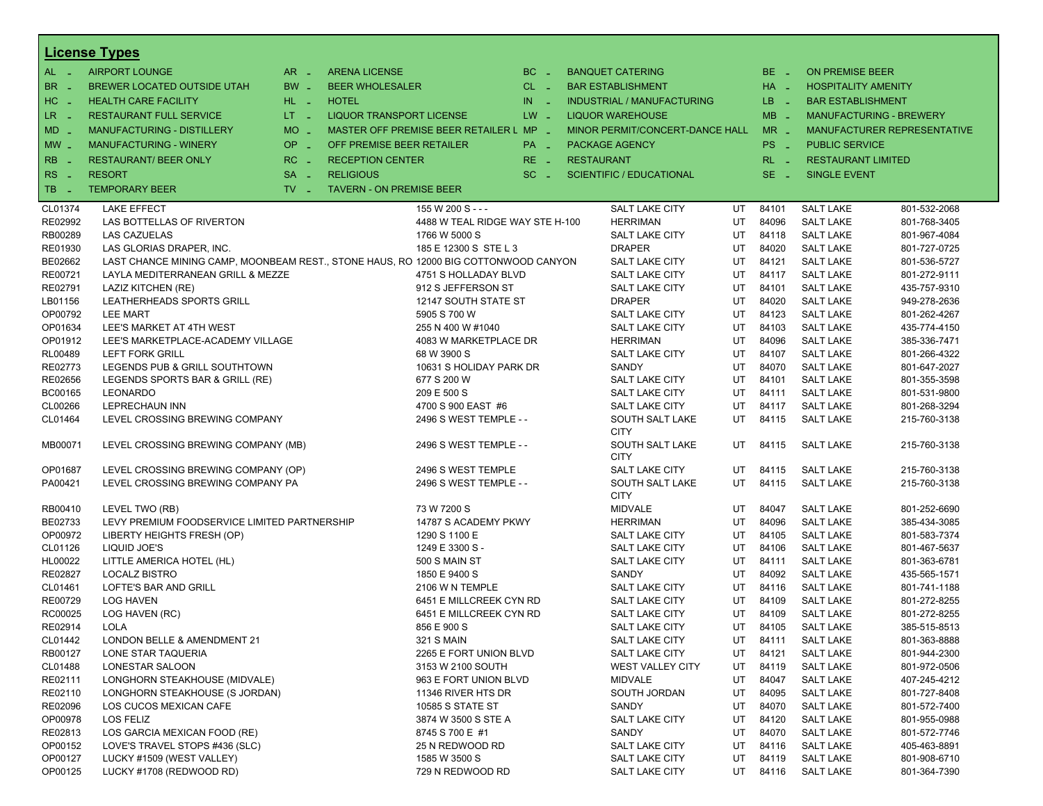## License Types

| Code | Type | Code | Type | Code | Type | Code | Type |
|---|---|---|---|---|---|---|---|
| AL | AIRPORT LOUNGE | AR | ARENA LICENSE | BC | BANQUET CATERING | BE | ON PREMISE BEER |
| BR | BREWER LOCATED OUTSIDE UTAH | BW | BEER WHOLESALER | CL | BAR ESTABLISHMENT | HA | HOSPITALITY AMENITY |
| HC | HEALTH CARE FACILITY | HL | HOTEL | IN | INDUSTRIAL / MANUFACTURING | LB | BAR ESTABLISHMENT |
| LR | RESTAURANT FULL SERVICE | LT | LIQUOR TRANSPORT LICENSE | LW | LIQUOR WAREHOUSE | MB | MANUFACTURING - BREWERY |
| MD | MANUFACTURING - DISTILLERY | MO | MASTER OFF PREMISE BEER RETAILER L | MP | MINOR PERMIT/CONCERT-DANCE HALL | MR | MANUFACTURER REPRESENTATIVE |
| MW | MANUFACTURING - WINERY | OP | OFF PREMISE BEER RETAILER | PA | PACKAGE AGENCY | PS | PUBLIC SERVICE |
| RB | RESTAURANT/ BEER ONLY | RC | RECEPTION CENTER | RE | RESTAURANT | RL | RESTAURANT LIMITED |
| RS | RESORT | SA | RELIGIOUS | SC | SCIENTIFIC / EDUCATIONAL | SE | SINGLE EVENT |
| TB | TEMPORARY BEER | TV | TAVERN - ON PREMISE BEER | | | | |

| License | Name | Address | City | State | Zip | County | Phone |
|---|---|---|---|---|---|---|---|
| CL01374 | LAKE EFFECT | 155 W 200 S - - - | SALT LAKE CITY | UT | 84101 | SALT LAKE | 801-532-2068 |
| RE02992 | LAS BOTTELLAS OF RIVERTON | 4488 W TEAL RIDGE WAY STE H-100 | HERRIMAN | UT | 84096 | SALT LAKE | 801-768-3405 |
| RB00289 | LAS CAZUELAS | 1766 W 5000 S | SALT LAKE CITY | UT | 84118 | SALT LAKE | 801-967-4084 |
| RE01930 | LAS GLORIAS DRAPER, INC. | 185 E 12300 S STE L 3 | DRAPER | UT | 84020 | SALT LAKE | 801-727-0725 |
| BE02662 | LAST CHANCE MINING CAMP, MOONBEAM REST., STONE HAUS, RO | 12000 BIG COTTONWOOD CANYON | SALT LAKE CITY | UT | 84121 | SALT LAKE | 801-536-5727 |
| RE00721 | LAYLA MEDITERRANEAN GRILL & MEZZE | 4751 S HOLLADAY BLVD | SALT LAKE CITY | UT | 84117 | SALT LAKE | 801-272-9111 |
| RE02791 | LAZIZ KITCHEN (RE) | 912 S JEFFERSON ST | SALT LAKE CITY | UT | 84101 | SALT LAKE | 435-757-9310 |
| LB01156 | LEATHERHEADS SPORTS GRILL | 12147 SOUTH STATE ST | DRAPER | UT | 84020 | SALT LAKE | 949-278-2636 |
| OP00792 | LEE MART | 5905 S 700 W | SALT LAKE CITY | UT | 84123 | SALT LAKE | 801-262-4267 |
| OP01634 | LEE'S MARKET AT 4TH WEST | 255 N 400 W #1040 | SALT LAKE CITY | UT | 84103 | SALT LAKE | 435-774-4150 |
| OP01912 | LEE'S MARKETPLACE-ACADEMY VILLAGE | 4083 W MARKETPLACE DR | HERRIMAN | UT | 84096 | SALT LAKE | 385-336-7471 |
| RL00489 | LEFT FORK GRILL | 68 W 3900 S | SALT LAKE CITY | UT | 84107 | SALT LAKE | 801-266-4322 |
| RE02773 | LEGENDS PUB & GRILL SOUTHTOWN | 10631 S HOLIDAY PARK DR | SANDY | UT | 84070 | SALT LAKE | 801-647-2027 |
| RE02656 | LEGENDS SPORTS BAR & GRILL (RE) | 677 S 200 W | SALT LAKE CITY | UT | 84101 | SALT LAKE | 801-355-3598 |
| BC00165 | LEONARDO | 209 E 500 S | SALT LAKE CITY | UT | 84111 | SALT LAKE | 801-531-9800 |
| CL00266 | LEPRECHAUN INN | 4700 S 900 EAST #6 | SALT LAKE CITY | UT | 84117 | SALT LAKE | 801-268-3294 |
| CL01464 | LEVEL CROSSING BREWING COMPANY | 2496 S WEST TEMPLE - - | SOUTH SALT LAKE CITY | UT | 84115 | SALT LAKE | 215-760-3138 |
| MB00071 | LEVEL CROSSING BREWING COMPANY (MB) | 2496 S WEST TEMPLE - - | SOUTH SALT LAKE CITY | UT | 84115 | SALT LAKE | 215-760-3138 |
| OP01687 | LEVEL CROSSING BREWING COMPANY (OP) | 2496 S WEST TEMPLE | SALT LAKE CITY | UT | 84115 | SALT LAKE | 215-760-3138 |
| PA00421 | LEVEL CROSSING BREWING COMPANY PA | 2496 S WEST TEMPLE - - | SOUTH SALT LAKE CITY | UT | 84115 | SALT LAKE | 215-760-3138 |
| RB00410 | LEVEL TWO (RB) | 73 W 7200 S | MIDVALE | UT | 84047 | SALT LAKE | 801-252-6690 |
| BE02733 | LEVY PREMIUM FOODSERVICE LIMITED PARTNERSHIP | 14787 S ACADEMY PKWY | HERRIMAN | UT | 84096 | SALT LAKE | 385-434-3085 |
| OP00972 | LIBERTY HEIGHTS FRESH (OP) | 1290 S 1100 E | SALT LAKE CITY | UT | 84105 | SALT LAKE | 801-583-7374 |
| CL01126 | LIQUID JOE'S | 1249 E 3300 S - | SALT LAKE CITY | UT | 84106 | SALT LAKE | 801-467-5637 |
| HL00022 | LITTLE AMERICA HOTEL (HL) | 500 S MAIN ST | SALT LAKE CITY | UT | 84111 | SALT LAKE | 801-363-6781 |
| RE02827 | LOCALZ BISTRO | 1850 E 9400 S | SANDY | UT | 84092 | SALT LAKE | 435-565-1571 |
| CL01461 | LOFTE'S BAR AND GRILL | 2106 W N TEMPLE | SALT LAKE CITY | UT | 84116 | SALT LAKE | 801-741-1188 |
| RE00729 | LOG HAVEN | 6451 E MILLCREEK CYN RD | SALT LAKE CITY | UT | 84109 | SALT LAKE | 801-272-8255 |
| RC00025 | LOG HAVEN (RC) | 6451 E MILLCREEK CYN RD | SALT LAKE CITY | UT | 84109 | SALT LAKE | 801-272-8255 |
| RE02914 | LOLA | 856 E 900 S | SALT LAKE CITY | UT | 84105 | SALT LAKE | 385-515-8513 |
| CL01442 | LONDON BELLE & AMENDMENT 21 | 321 S MAIN | SALT LAKE CITY | UT | 84111 | SALT LAKE | 801-363-8888 |
| RB00127 | LONE STAR TAQUERIA | 2265 E FORT UNION BLVD | SALT LAKE CITY | UT | 84121 | SALT LAKE | 801-944-2300 |
| CL01488 | LONESTAR SALOON | 3153 W 2100 SOUTH | WEST VALLEY CITY | UT | 84119 | SALT LAKE | 801-972-0506 |
| RE02111 | LONGHORN STEAKHOUSE (MIDVALE) | 963 E FORT UNION BLVD | MIDVALE | UT | 84047 | SALT LAKE | 407-245-4212 |
| RE02110 | LONGHORN STEAKHOUSE (S JORDAN) | 11346 RIVER HTS DR | SOUTH JORDAN | UT | 84095 | SALT LAKE | 801-727-8408 |
| RE02096 | LOS CUCOS MEXICAN CAFE | 10585 S STATE ST | SANDY | UT | 84070 | SALT LAKE | 801-572-7400 |
| OP00978 | LOS FELIZ | 3874 W 3500 S STE A | SALT LAKE CITY | UT | 84120 | SALT LAKE | 801-955-0988 |
| RE02813 | LOS GARCIA MEXICAN FOOD (RE) | 8745 S 700 E #1 | SANDY | UT | 84070 | SALT LAKE | 801-572-7746 |
| OP00152 | LOVE'S TRAVEL STOPS #436 (SLC) | 25 N REDWOOD RD | SALT LAKE CITY | UT | 84116 | SALT LAKE | 405-463-8891 |
| OP00127 | LUCKY #1509 (WEST VALLEY) | 1585 W 3500 S | SALT LAKE CITY | UT | 84119 | SALT LAKE | 801-908-6710 |
| OP00125 | LUCKY #1708 (REDWOOD RD) | 729 N REDWOOD RD | SALT LAKE CITY | UT | 84116 | SALT LAKE | 801-364-7390 |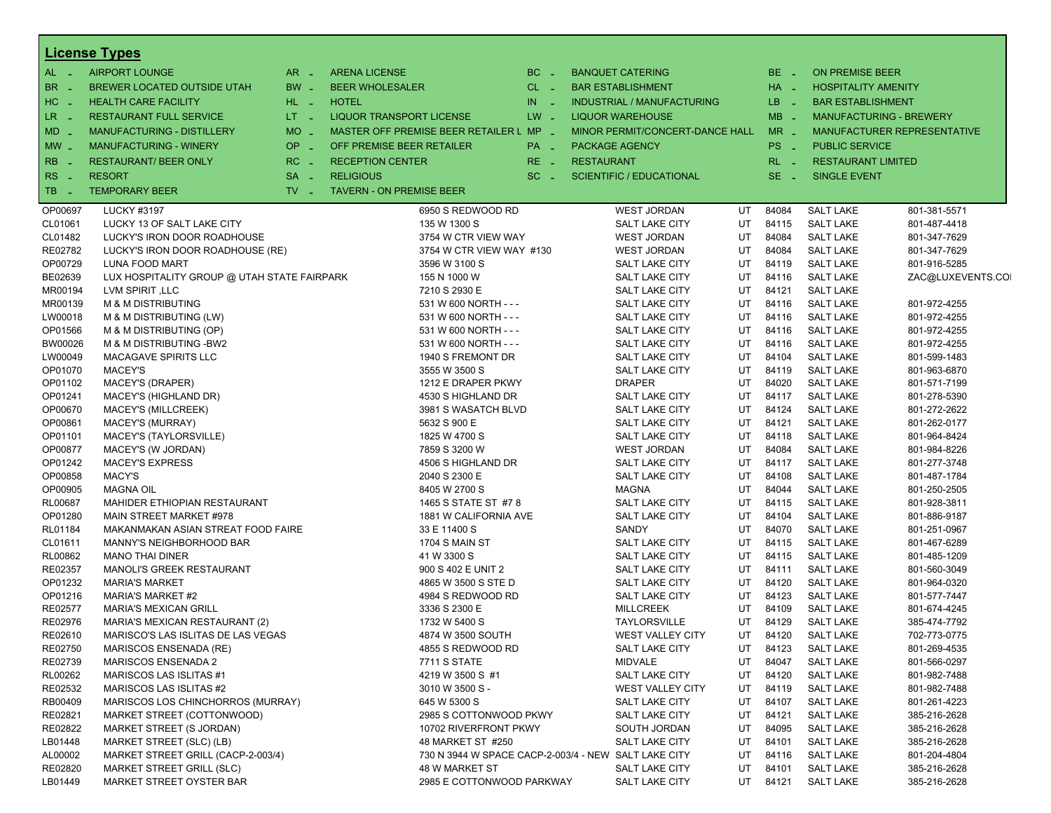## License Types

| | | | | | | | | | |
|---|---|---|---|---|---|---|---|---|---|
| AL - | AIRPORT LOUNGE | AR - | ARENA LICENSE | BC - | BANQUET CATERING | BE - | ON PREMISE BEER | | |
| BR - | BREWER LOCATED OUTSIDE UTAH | BW - | BEER WHOLESALER | CL - | BAR ESTABLISHMENT | HA - | HOSPITALITY AMENITY | | |
| HC - | HEALTH CARE FACILITY | HL - | HOTEL | IN - | INDUSTRIAL / MANUFACTURING | LB - | BAR ESTABLISHMENT | | |
| LR - | RESTAURANT FULL SERVICE | LT - | LIQUOR TRANSPORT LICENSE | LW - | LIQUOR WAREHOUSE | MB - | MANUFACTURING - BREWERY | | |
| MD - | MANUFACTURING - DISTILLERY | MO - | MASTER OFF PREMISE BEER RETAILER L | MP - | MINOR PERMIT/CONCERT-DANCE HALL | MR - | MANUFACTURER REPRESENTATIVE | | |
| MW - | MANUFACTURING - WINERY | OP - | OFF PREMISE BEER RETAILER | PA - | PACKAGE AGENCY | PS - | PUBLIC SERVICE | | |
| RB - | RESTAURANT/ BEER ONLY | RC - | RECEPTION CENTER | RE - | RESTAURANT | RL - | RESTAURANT LIMITED | | |
| RS - | RESORT | SA - | RELIGIOUS | SC - | SCIENTIFIC / EDUCATIONAL | SE - | SINGLE EVENT | | |
| TB - | TEMPORARY BEER | TV - | TAVERN - ON PREMISE BEER | | | | | | |

| | | | | | | | |
|---|---|---|---|---|---|---|---|
| OP00697 | LUCKY #3197 | 6950 S REDWOOD RD | WEST JORDAN | UT | 84084 | SALT LAKE | 801-381-5571 |
| CL01061 | LUCKY 13 OF SALT LAKE CITY | 135 W 1300 S | SALT LAKE CITY | UT | 84115 | SALT LAKE | 801-487-4418 |
| CL01482 | LUCKY'S IRON DOOR ROADHOUSE | 3754 W CTR VIEW WAY | WEST JORDAN | UT | 84084 | SALT LAKE | 801-347-7629 |
| RE02782 | LUCKY'S IRON DOOR ROADHOUSE (RE) | 3754 W CTR VIEW WAY #130 | WEST JORDAN | UT | 84084 | SALT LAKE | 801-347-7629 |
| OP00729 | LUNA FOOD MART | 3596 W 3100 S | SALT LAKE CITY | UT | 84119 | SALT LAKE | 801-916-5285 |
| BE02639 | LUX HOSPITALITY GROUP @ UTAH STATE FAIRPARK | 155 N 1000 W | SALT LAKE CITY | UT | 84116 | SALT LAKE | ZAC@LUXEVENTS.COI |
| MR00194 | LVM SPIRIT ,LLC | 7210 S 2930 E | SALT LAKE CITY | UT | 84121 | SALT LAKE | |
| MR00139 | M & M DISTRIBUTING | 531 W 600 NORTH - - - | SALT LAKE CITY | UT | 84116 | SALT LAKE | 801-972-4255 |
| LW00018 | M & M DISTRIBUTING (LW) | 531 W 600 NORTH - - - | SALT LAKE CITY | UT | 84116 | SALT LAKE | 801-972-4255 |
| OP01566 | M & M DISTRIBUTING (OP) | 531 W 600 NORTH - - - | SALT LAKE CITY | UT | 84116 | SALT LAKE | 801-972-4255 |
| BW00026 | M & M DISTRIBUTING -BW2 | 531 W 600 NORTH - - - | SALT LAKE CITY | UT | 84116 | SALT LAKE | 801-972-4255 |
| LW00049 | MACAGAVE SPIRITS LLC | 1940 S FREMONT DR | SALT LAKE CITY | UT | 84104 | SALT LAKE | 801-599-1483 |
| OP01070 | MACEY'S | 3555 W 3500 S | SALT LAKE CITY | UT | 84119 | SALT LAKE | 801-963-6870 |
| OP01102 | MACEY'S (DRAPER) | 1212 E DRAPER PKWY | DRAPER | UT | 84020 | SALT LAKE | 801-571-7199 |
| OP01241 | MACEY'S (HIGHLAND DR) | 4530 S HIGHLAND DR | SALT LAKE CITY | UT | 84117 | SALT LAKE | 801-278-5390 |
| OP00670 | MACEY'S (MILLCREEK) | 3981 S WASATCH BLVD | SALT LAKE CITY | UT | 84124 | SALT LAKE | 801-272-2622 |
| OP00861 | MACEY'S (MURRAY) | 5632 S 900 E | SALT LAKE CITY | UT | 84121 | SALT LAKE | 801-262-0177 |
| OP01101 | MACEY'S (TAYLORSVILLE) | 1825 W 4700 S | SALT LAKE CITY | UT | 84118 | SALT LAKE | 801-964-8424 |
| OP00877 | MACEY'S (W JORDAN) | 7859 S 3200 W | WEST JORDAN | UT | 84084 | SALT LAKE | 801-984-8226 |
| OP01242 | MACEY'S EXPRESS | 4506 S HIGHLAND DR | SALT LAKE CITY | UT | 84117 | SALT LAKE | 801-277-3748 |
| OP00858 | MACY'S | 2040 S 2300 E | SALT LAKE CITY | UT | 84108 | SALT LAKE | 801-487-1784 |
| OP00905 | MAGNA OIL | 8405 W 2700 S | MAGNA | UT | 84044 | SALT LAKE | 801-250-2505 |
| RL00687 | MAHIDER ETHIOPIAN RESTAURANT | 1465 S STATE ST #7 8 | SALT LAKE CITY | UT | 84115 | SALT LAKE | 801-928-3811 |
| OP01280 | MAIN STREET MARKET #978 | 1881 W CALIFORNIA AVE | SALT LAKE CITY | UT | 84104 | SALT LAKE | 801-886-9187 |
| RL01184 | MAKANMAKAN ASIAN STREAT FOOD FAIRE | 33 E 11400 S | SANDY | UT | 84070 | SALT LAKE | 801-251-0967 |
| CL01611 | MANNY'S NEIGHBORHOOD BAR | 1704 S MAIN ST | SALT LAKE CITY | UT | 84115 | SALT LAKE | 801-467-6289 |
| RL00862 | MANO THAI DINER | 41 W 3300 S | SALT LAKE CITY | UT | 84115 | SALT LAKE | 801-485-1209 |
| RE02357 | MANOLI'S GREEK RESTAURANT | 900 S 402 E UNIT 2 | SALT LAKE CITY | UT | 84111 | SALT LAKE | 801-560-3049 |
| OP01232 | MARIA'S MARKET | 4865 W 3500 S STE D | SALT LAKE CITY | UT | 84120 | SALT LAKE | 801-964-0320 |
| OP01216 | MARIA'S MARKET #2 | 4984 S REDWOOD RD | SALT LAKE CITY | UT | 84123 | SALT LAKE | 801-577-7447 |
| RE02577 | MARIA'S MEXICAN GRILL | 3336 S 2300 E | MILLCREEK | UT | 84109 | SALT LAKE | 801-674-4245 |
| RE02976 | MARIA'S MEXICAN RESTAURANT (2) | 1732 W 5400 S | TAYLORSVILLE | UT | 84129 | SALT LAKE | 385-474-7792 |
| RE02610 | MARISCO'S LAS ISLITAS DE LAS VEGAS | 4874 W 3500 SOUTH | WEST VALLEY CITY | UT | 84120 | SALT LAKE | 702-773-0775 |
| RE02750 | MARISCOS ENSENADA (RE) | 4855 S REDWOOD RD | SALT LAKE CITY | UT | 84123 | SALT LAKE | 801-269-4535 |
| RE02739 | MARISCOS ENSENADA 2 | 7711 S STATE | MIDVALE | UT | 84047 | SALT LAKE | 801-566-0297 |
| RL00262 | MARISCOS LAS ISLITAS #1 | 4219 W 3500 S #1 | SALT LAKE CITY | UT | 84120 | SALT LAKE | 801-982-7488 |
| RE02532 | MARISCOS LAS ISLITAS #2 | 3010 W 3500 S - | WEST VALLEY CITY | UT | 84119 | SALT LAKE | 801-982-7488 |
| RB00409 | MARISCOS LOS CHINCHORROS (MURRAY) | 645 W 5300 S | SALT LAKE CITY | UT | 84107 | SALT LAKE | 801-261-4223 |
| RE02821 | MARKET STREET (COTTONWOOD) | 2985 S COTTONWOOD PKWY | SALT LAKE CITY | UT | 84121 | SALT LAKE | 385-216-2628 |
| RE02822 | MARKET STREET (S JORDAN) | 10702 RIVERFRONT PKWY | SOUTH JORDAN | UT | 84095 | SALT LAKE | 385-216-2628 |
| LB01448 | MARKET STREET (SLC) (LB) | 48 MARKET ST #250 | SALT LAKE CITY | UT | 84101 | SALT LAKE | 385-216-2628 |
| AL00002 | MARKET STREET GRILL (CACP-2-003/4) | 730 N 3944 W SPACE CACP-2-003/4 - NEW | SALT LAKE CITY | UT | 84116 | SALT LAKE | 801-204-4804 |
| RE02820 | MARKET STREET GRILL (SLC) | 48 W MARKET ST | SALT LAKE CITY | UT | 84101 | SALT LAKE | 385-216-2628 |
| LB01449 | MARKET STREET OYSTER BAR | 2985 E COTTONWOOD PARKWAY | SALT LAKE CITY | UT | 84121 | SALT LAKE | 385-216-2628 |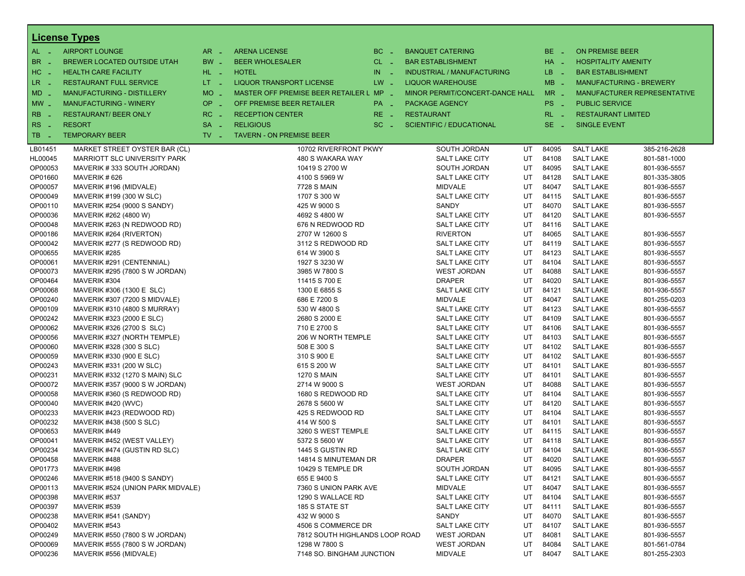## License Types

| Code | Type | Code | Type | Code | Type | Code | Type |
|---|---|---|---|---|---|---|---|
| AL - | AIRPORT LOUNGE | AR - | ARENA LICENSE | BC - | BANQUET CATERING | BE - | ON PREMISE BEER |
| BR - | BREWER LOCATED OUTSIDE UTAH | BW - | BEER WHOLESALER | CL - | BAR ESTABLISHMENT | HA - | HOSPITALITY AMENITY |
| HC - | HEALTH CARE FACILITY | HL - | HOTEL | IN - | INDUSTRIAL / MANUFACTURING | LB - | BAR ESTABLISHMENT |
| LR - | RESTAURANT FULL SERVICE | LT - | LIQUOR TRANSPORT LICENSE | LW - | LIQUOR WAREHOUSE | MB - | MANUFACTURING - BREWERY |
| MD - | MANUFACTURING - DISTILLERY | MO - | MASTER OFF PREMISE BEER RETAILER L | MP - | MINOR PERMIT/CONCERT-DANCE HALL | MR - | MANUFACTURER REPRESENTATIVE |
| MW - | MANUFACTURING - WINERY | OP - | OFF PREMISE BEER RETAILER | PA - | PACKAGE AGENCY | PS - | PUBLIC SERVICE |
| RB - | RESTAURANT/ BEER ONLY | RC - | RECEPTION CENTER | RE - | RESTAURANT | RL - | RESTAURANT LIMITED |
| RS - | RESORT | SA - | RELIGIOUS | SC - | SCIENTIFIC / EDUCATIONAL | SE - | SINGLE EVENT |
| TB - | TEMPORARY BEER | TV - | TAVERN - ON PREMISE BEER | | | | |

| License | Name | Address | City | State | Zip | County | Phone |
|---|---|---|---|---|---|---|---|
| LB01451 | MARKET STREET OYSTER BAR (CL) | 10702 RIVERFRONT PKWY | SOUTH JORDAN | UT | 84095 | SALT LAKE | 385-216-2628 |
| HL00045 | MARRIOTT SLC UNIVERSITY PARK | 480 S WAKARA WAY | SALT LAKE CITY | UT | 84108 | SALT LAKE | 801-581-1000 |
| OP00053 | MAVERIK # 333 SOUTH JORDAN) | 10419 S 2700 W | SOUTH JORDAN | UT | 84095 | SALT LAKE | 801-936-5557 |
| OP01660 | MAVERIK # 626 | 4100 S 5969 W | SALT LAKE CITY | UT | 84128 | SALT LAKE | 801-335-3805 |
| OP00057 | MAVERIK #196 (MIDVALE) | 7728 S MAIN | MIDVALE | UT | 84047 | SALT LAKE | 801-936-5557 |
| OP00049 | MAVERIK #199 (300 W SLC) | 1707 S 300 W | SALT LAKE CITY | UT | 84115 | SALT LAKE | 801-936-5557 |
| OP00110 | MAVERIK #254 (9000 S SANDY) | 425 W 9000 S | SANDY | UT | 84070 | SALT LAKE | 801-936-5557 |
| OP00036 | MAVERIK #262 (4800 W) | 4692 S 4800 W | SALT LAKE CITY | UT | 84120 | SALT LAKE | 801-936-5557 |
| OP00048 | MAVERIK #263 (N REDWOOD RD) | 676 N REDWOOD RD | SALT LAKE CITY | UT | 84116 | SALT LAKE | |
| OP00186 | MAVERIK #264 (RIVERTON) | 2707 W 12600 S | RIVERTON | UT | 84065 | SALT LAKE | 801-936-5557 |
| OP00042 | MAVERIK #277 (S REDWOOD RD) | 3112 S REDWOOD RD | SALT LAKE CITY | UT | 84119 | SALT LAKE | 801-936-5557 |
| OP00655 | MAVERIK #285 | 614 W 3900 S | SALT LAKE CITY | UT | 84123 | SALT LAKE | 801-936-5557 |
| OP00061 | MAVERIK #291 (CENTENNIAL) | 1927 S 3230 W | SALT LAKE CITY | UT | 84104 | SALT LAKE | 801-936-5557 |
| OP00073 | MAVERIK #295 (7800 S W JORDAN) | 3985 W 7800 S | WEST JORDAN | UT | 84088 | SALT LAKE | 801-936-5557 |
| OP00464 | MAVERIK #304 | 11415 S 700 E | DRAPER | UT | 84020 | SALT LAKE | 801-936-5557 |
| OP00068 | MAVERIK #306 (1300 E SLC) | 1300 E 6855 S | SALT LAKE CITY | UT | 84121 | SALT LAKE | 801-936-5557 |
| OP00240 | MAVERIK #307 (7200 S MIDVALE) | 686 E 7200 S | MIDVALE | UT | 84047 | SALT LAKE | 801-255-0203 |
| OP00109 | MAVERIK #310 (4800 S MURRAY) | 530 W 4800 S | SALT LAKE CITY | UT | 84123 | SALT LAKE | 801-936-5557 |
| OP00242 | MAVERIK #323 (2000 E SLC) | 2680 S 2000 E | SALT LAKE CITY | UT | 84109 | SALT LAKE | 801-936-5557 |
| OP00062 | MAVERIK #326 (2700 S SLC) | 710 E 2700 S | SALT LAKE CITY | UT | 84106 | SALT LAKE | 801-936-5557 |
| OP00056 | MAVERIK #327 (NORTH TEMPLE) | 206 W NORTH TEMPLE | SALT LAKE CITY | UT | 84103 | SALT LAKE | 801-936-5557 |
| OP00060 | MAVERIK #328 (300 S SLC) | 508 E 300 S | SALT LAKE CITY | UT | 84102 | SALT LAKE | 801-936-5557 |
| OP00059 | MAVERIK #330 (900 E SLC) | 310 S 900 E | SALT LAKE CITY | UT | 84102 | SALT LAKE | 801-936-5557 |
| OP00243 | MAVERIK #331 (200 W SLC) | 615 S 200 W | SALT LAKE CITY | UT | 84101 | SALT LAKE | 801-936-5557 |
| OP00231 | MAVERIK #332 (1270 S MAIN) SLC | 1270 S MAIN | SALT LAKE CITY | UT | 84101 | SALT LAKE | 801-936-5557 |
| OP00072 | MAVERIK #357 (9000 S W JORDAN) | 2714 W 9000 S | WEST JORDAN | UT | 84088 | SALT LAKE | 801-936-5557 |
| OP00058 | MAVERIK #360 (S REDWOOD RD) | 1680 S REDWOOD RD | SALT LAKE CITY | UT | 84104 | SALT LAKE | 801-936-5557 |
| OP00040 | MAVERIK #420 (WVC) | 2678 S 5600 W | SALT LAKE CITY | UT | 84120 | SALT LAKE | 801-936-5557 |
| OP00233 | MAVERIK #423 (REDWOOD RD) | 425 S REDWOOD RD | SALT LAKE CITY | UT | 84104 | SALT LAKE | 801-936-5557 |
| OP00232 | MAVERIK #438 (500 S SLC) | 414 W 500 S | SALT LAKE CITY | UT | 84101 | SALT LAKE | 801-936-5557 |
| OP00653 | MAVERIK #449 | 3260 S WEST TEMPLE | SALT LAKE CITY | UT | 84115 | SALT LAKE | 801-936-5557 |
| OP00041 | MAVERIK #452 (WEST VALLEY) | 5372 S 5600 W | SALT LAKE CITY | UT | 84118 | SALT LAKE | 801-936-5557 |
| OP00234 | MAVERIK #474 (GUSTIN RD SLC) | 1445 S GUSTIN RD | SALT LAKE CITY | UT | 84104 | SALT LAKE | 801-936-5557 |
| OP00458 | MAVERIK #488 | 14814 S MINUTEMAN DR | DRAPER | UT | 84020 | SALT LAKE | 801-936-5557 |
| OP01773 | MAVERIK #498 | 10429 S TEMPLE DR | SOUTH JORDAN | UT | 84095 | SALT LAKE | 801-936-5557 |
| OP00246 | MAVERIK #518 (9400 S SANDY) | 655 E 9400 S | SALT LAKE CITY | UT | 84121 | SALT LAKE | 801-936-5557 |
| OP00113 | MAVERIK #524 (UNION PARK MIDVALE) | 7360 S UNION PARK AVE | MIDVALE | UT | 84047 | SALT LAKE | 801-936-5557 |
| OP00398 | MAVERIK #537 | 1290 S WALLACE RD | SALT LAKE CITY | UT | 84104 | SALT LAKE | 801-936-5557 |
| OP00397 | MAVERIK #539 | 185 S STATE ST | SALT LAKE CITY | UT | 84111 | SALT LAKE | 801-936-5557 |
| OP00238 | MAVERIK #541 (SANDY) | 432 W 9000 S | SANDY | UT | 84070 | SALT LAKE | 801-936-5557 |
| OP00402 | MAVERIK #543 | 4506 S COMMERCE DR | SALT LAKE CITY | UT | 84107 | SALT LAKE | 801-936-5557 |
| OP00249 | MAVERIK #550 (7800 S W JORDAN) | 7812 SOUTH HIGHLANDS LOOP ROAD | WEST JORDAN | UT | 84081 | SALT LAKE | 801-936-5557 |
| OP00069 | MAVERIK #555 (7800 S W JORDAN) | 1298 W 7800 S | WEST JORDAN | UT | 84084 | SALT LAKE | 801-561-0784 |
| OP00236 | MAVERIK #556 (MIDVALE) | 7148 SO. BINGHAM JUNCTION | MIDVALE | UT | 84047 | SALT LAKE | 801-255-2303 |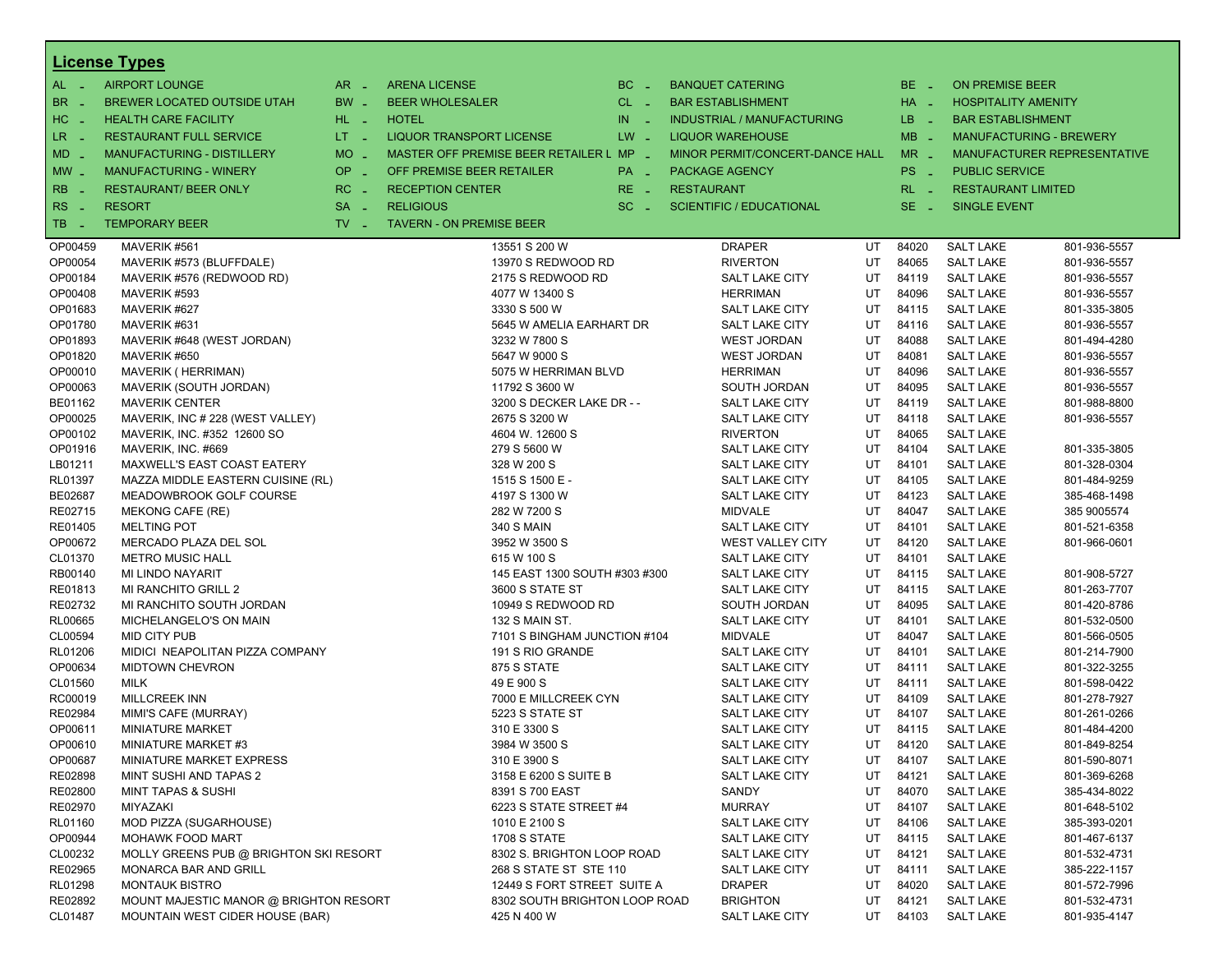## License Types

| | | | | | | | | | |
|---|---|---|---|---|---|---|---|---|---|
| AL - | AIRPORT LOUNGE | AR - | ARENA LICENSE | BC - | BANQUET CATERING | BE - | ON PREMISE BEER | | |
| BR - | BREWER LOCATED OUTSIDE UTAH | BW - | BEER WHOLESALER | CL - | BAR ESTABLISHMENT | HA - | HOSPITALITY AMENITY | | |
| HC - | HEALTH CARE FACILITY | HL - | HOTEL | IN - | INDUSTRIAL / MANUFACTURING | LB - | BAR ESTABLISHMENT | | |
| LR - | RESTAURANT FULL SERVICE | LT - | LIQUOR TRANSPORT LICENSE | LW - | LIQUOR WAREHOUSE | MB - | MANUFACTURING - BREWERY | | |
| MD - | MANUFACTURING - DISTILLERY | MO - | MASTER OFF PREMISE BEER RETAILER L | MP - | MINOR PERMIT/CONCERT-DANCE HALL | MR - | MANUFACTURER REPRESENTATIVE | | |
| MW - | MANUFACTURING - WINERY | OP - | OFF PREMISE BEER RETAILER | PA - | PACKAGE AGENCY | PS - | PUBLIC SERVICE | | |
| RB - | RESTAURANT/ BEER ONLY | RC - | RECEPTION CENTER | RE - | RESTAURANT | RL - | RESTAURANT LIMITED | | |
| RS - | RESORT | SA - | RELIGIOUS | SC - | SCIENTIFIC / EDUCATIONAL | SE - | SINGLE EVENT | | |
| TB - | TEMPORARY BEER | TV - | TAVERN - ON PREMISE BEER | | | | | | |

| License | Name | Address | City | State | Zip | County | Phone |
|---|---|---|---|---|---|---|---|
| OP00459 | MAVERIK #561 | 13551 S 200 W | DRAPER | UT | 84020 | SALT LAKE | 801-936-5557 |
| OP00054 | MAVERIK #573 (BLUFFDALE) | 13970 S REDWOOD RD | RIVERTON | UT | 84065 | SALT LAKE | 801-936-5557 |
| OP00184 | MAVERIK #576 (REDWOOD RD) | 2175 S REDWOOD RD | SALT LAKE CITY | UT | 84119 | SALT LAKE | 801-936-5557 |
| OP00408 | MAVERIK #593 | 4077 W 13400 S | HERRIMAN | UT | 84096 | SALT LAKE | 801-936-5557 |
| OP01683 | MAVERIK #627 | 3330 S 500 W | SALT LAKE CITY | UT | 84115 | SALT LAKE | 801-335-3805 |
| OP01780 | MAVERIK #631 | 5645 W AMELIA EARHART DR | SALT LAKE CITY | UT | 84116 | SALT LAKE | 801-936-5557 |
| OP01893 | MAVERIK #648 (WEST JORDAN) | 3232 W 7800 S | WEST JORDAN | UT | 84088 | SALT LAKE | 801-494-4280 |
| OP01820 | MAVERIK #650 | 5647 W 9000 S | WEST JORDAN | UT | 84081 | SALT LAKE | 801-936-5557 |
| OP00010 | MAVERIK ( HERRIMAN) | 5075 W HERRIMAN BLVD | HERRIMAN | UT | 84096 | SALT LAKE | 801-936-5557 |
| OP00063 | MAVERIK (SOUTH JORDAN) | 11792 S 3600 W | SOUTH JORDAN | UT | 84095 | SALT LAKE | 801-936-5557 |
| BE01162 | MAVERIK CENTER | 3200 S DECKER LAKE DR - - | SALT LAKE CITY | UT | 84119 | SALT LAKE | 801-988-8800 |
| OP00025 | MAVERIK, INC # 228 (WEST VALLEY) | 2675 S 3200 W | SALT LAKE CITY | UT | 84118 | SALT LAKE | 801-936-5557 |
| OP00102 | MAVERIK, INC. #352 12600 SO | 4604 W. 12600 S | RIVERTON | UT | 84065 | SALT LAKE | |
| OP01916 | MAVERIK, INC. #669 | 279 S 5600 W | SALT LAKE CITY | UT | 84104 | SALT LAKE | 801-335-3805 |
| LB01211 | MAXWELL'S EAST COAST EATERY | 328 W 200 S | SALT LAKE CITY | UT | 84101 | SALT LAKE | 801-328-0304 |
| RL01397 | MAZZA MIDDLE EASTERN CUISINE (RL) | 1515 S 1500 E - | SALT LAKE CITY | UT | 84105 | SALT LAKE | 801-484-9259 |
| BE02687 | MEADOWBROOK GOLF COURSE | 4197 S 1300 W | SALT LAKE CITY | UT | 84123 | SALT LAKE | 385-468-1498 |
| RE02715 | MEKONG CAFE (RE) | 282 W 7200 S | MIDVALE | UT | 84047 | SALT LAKE | 385 9005574 |
| RE01405 | MELTING POT | 340 S MAIN | SALT LAKE CITY | UT | 84101 | SALT LAKE | 801-521-6358 |
| OP00672 | MERCADO PLAZA DEL SOL | 3952 W 3500 S | WEST VALLEY CITY | UT | 84120 | SALT LAKE | 801-966-0601 |
| CL01370 | METRO MUSIC HALL | 615 W 100 S | SALT LAKE CITY | UT | 84101 | SALT LAKE | |
| RB00140 | MI LINDO NAYARIT | 145 EAST 1300 SOUTH #303 #300 | SALT LAKE CITY | UT | 84115 | SALT LAKE | 801-908-5727 |
| RE01813 | MI RANCHITO GRILL 2 | 3600 S STATE ST | SALT LAKE CITY | UT | 84115 | SALT LAKE | 801-263-7707 |
| RE02732 | MI RANCHITO SOUTH JORDAN | 10949 S REDWOOD RD | SOUTH JORDAN | UT | 84095 | SALT LAKE | 801-420-8786 |
| RL00665 | MICHELANGELO'S ON MAIN | 132 S MAIN ST. | SALT LAKE CITY | UT | 84101 | SALT LAKE | 801-532-0500 |
| CL00594 | MID CITY PUB | 7101 S BINGHAM JUNCTION #104 | MIDVALE | UT | 84047 | SALT LAKE | 801-566-0505 |
| RL01206 | MIDICI NEAPOLITAN PIZZA COMPANY | 191 S RIO GRANDE | SALT LAKE CITY | UT | 84101 | SALT LAKE | 801-214-7900 |
| OP00634 | MIDTOWN CHEVRON | 875 S STATE | SALT LAKE CITY | UT | 84111 | SALT LAKE | 801-322-3255 |
| CL01560 | MILK | 49 E 900 S | SALT LAKE CITY | UT | 84111 | SALT LAKE | 801-598-0422 |
| RC00019 | MILLCREEK INN | 7000 E MILLCREEK CYN | SALT LAKE CITY | UT | 84109 | SALT LAKE | 801-278-7927 |
| RE02984 | MIMI'S CAFE (MURRAY) | 5223 S STATE ST | SALT LAKE CITY | UT | 84107 | SALT LAKE | 801-261-0266 |
| OP00611 | MINIATURE MARKET | 310 E 3300 S | SALT LAKE CITY | UT | 84115 | SALT LAKE | 801-484-4200 |
| OP00610 | MINIATURE MARKET #3 | 3984 W 3500 S | SALT LAKE CITY | UT | 84120 | SALT LAKE | 801-849-8254 |
| OP00687 | MINIATURE MARKET EXPRESS | 310 E 3900 S | SALT LAKE CITY | UT | 84107 | SALT LAKE | 801-590-8071 |
| RE02898 | MINT SUSHI AND TAPAS 2 | 3158 E 6200 S SUITE B | SALT LAKE CITY | UT | 84121 | SALT LAKE | 801-369-6268 |
| RE02800 | MINT TAPAS & SUSHI | 8391 S 700 EAST | SANDY | UT | 84070 | SALT LAKE | 385-434-8022 |
| RE02970 | MIYAZAKI | 6223 S STATE STREET #4 | MURRAY | UT | 84107 | SALT LAKE | 801-648-5102 |
| RL01160 | MOD PIZZA (SUGARHOUSE) | 1010 E 2100 S | SALT LAKE CITY | UT | 84106 | SALT LAKE | 385-393-0201 |
| OP00944 | MOHAWK FOOD MART | 1708 S STATE | SALT LAKE CITY | UT | 84115 | SALT LAKE | 801-467-6137 |
| CL00232 | MOLLY GREENS PUB @ BRIGHTON SKI RESORT | 8302 S. BRIGHTON LOOP ROAD | SALT LAKE CITY | UT | 84121 | SALT LAKE | 801-532-4731 |
| RE02965 | MONARCA BAR AND GRILL | 268 S STATE ST STE 110 | SALT LAKE CITY | UT | 84111 | SALT LAKE | 385-222-1157 |
| RL01298 | MONTAUK BISTRO | 12449 S FORT STREET SUITE A | DRAPER | UT | 84020 | SALT LAKE | 801-572-7996 |
| RE02892 | MOUNT MAJESTIC MANOR @ BRIGHTON RESORT | 8302 SOUTH BRIGHTON LOOP ROAD | BRIGHTON | UT | 84121 | SALT LAKE | 801-532-4731 |
| CL01487 | MOUNTAIN WEST CIDER HOUSE (BAR) | 425 N 400 W | SALT LAKE CITY | UT | 84103 | SALT LAKE | 801-935-4147 |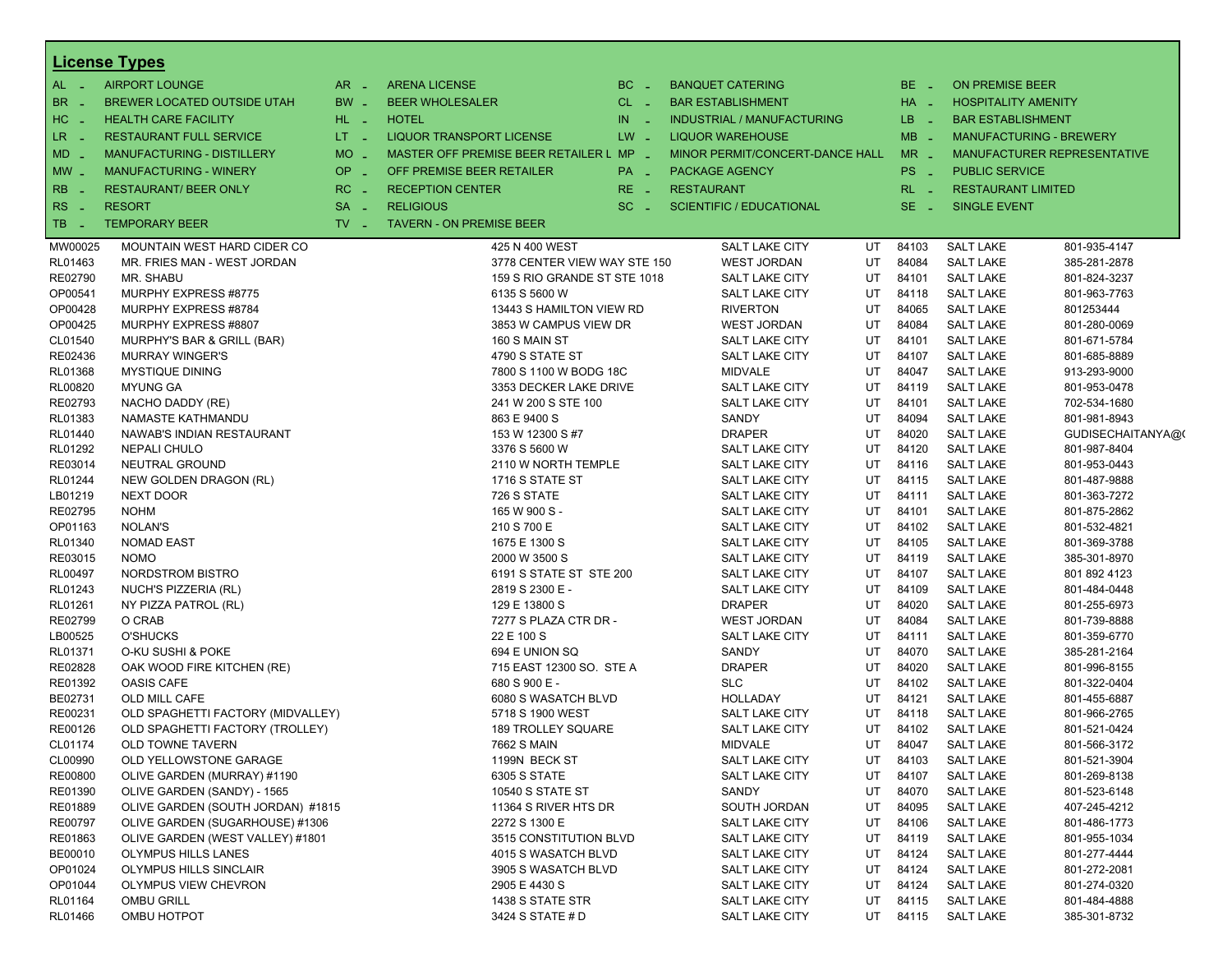## License Types

| Code | Type | Code | Type | Code | Type | Code | Type |
|---|---|---|---|---|---|---|---|
| AL - | AIRPORT LOUNGE | AR - | ARENA LICENSE | BC - | BANQUET CATERING | BE - | ON PREMISE BEER |
| BR - | BREWER LOCATED OUTSIDE UTAH | BW - | BEER WHOLESALER | CL - | BAR ESTABLISHMENT | HA - | HOSPITALITY AMENITY |
| HC - | HEALTH CARE FACILITY | HL - | HOTEL | IN - | INDUSTRIAL / MANUFACTURING | LB - | BAR ESTABLISHMENT |
| LR - | RESTAURANT FULL SERVICE | LT - | LIQUOR TRANSPORT LICENSE | LW - | LIQUOR WAREHOUSE | MB - | MANUFACTURING - BREWERY |
| MD - | MANUFACTURING - DISTILLERY | MO - | MASTER OFF PREMISE BEER RETAILER L | MP - | MINOR PERMIT/CONCERT-DANCE HALL | MR - | MANUFACTURER REPRESENTATIVE |
| MW - | MANUFACTURING - WINERY | OP - | OFF PREMISE BEER RETAILER | PA - | PACKAGE AGENCY | PS - | PUBLIC SERVICE |
| RB - | RESTAURANT/ BEER ONLY | RC - | RECEPTION CENTER | RE - | RESTAURANT | RL - | RESTAURANT LIMITED |
| RS - | RESORT | SA - | RELIGIOUS | SC - | SCIENTIFIC / EDUCATIONAL | SE - | SINGLE EVENT |
| TB - | TEMPORARY BEER | TV - | TAVERN - ON PREMISE BEER | | | | |

| License | Name | Address | City | State | Zip | County | Phone |
|---|---|---|---|---|---|---|---|
| MW00025 | MOUNTAIN WEST HARD CIDER CO | 425 N 400 WEST | SALT LAKE CITY | UT | 84103 | SALT LAKE | 801-935-4147 |
| RL01463 | MR. FRIES MAN - WEST JORDAN | 3778 CENTER VIEW WAY STE 150 | WEST JORDAN | UT | 84084 | SALT LAKE | 385-281-2878 |
| RE02790 | MR. SHABU | 159 S RIO GRANDE ST STE 1018 | SALT LAKE CITY | UT | 84101 | SALT LAKE | 801-824-3237 |
| OP00541 | MURPHY EXPRESS #8775 | 6135 S 5600 W | SALT LAKE CITY | UT | 84118 | SALT LAKE | 801-963-7763 |
| OP00428 | MURPHY EXPRESS #8784 | 13443 S HAMILTON VIEW RD | RIVERTON | UT | 84065 | SALT LAKE | 801253444 |
| OP00425 | MURPHY EXPRESS #8807 | 3853 W CAMPUS VIEW DR | WEST JORDAN | UT | 84084 | SALT LAKE | 801-280-0069 |
| CL01540 | MURPHY'S BAR & GRILL (BAR) | 160 S MAIN ST | SALT LAKE CITY | UT | 84101 | SALT LAKE | 801-671-5784 |
| RE02436 | MURRAY WINGER'S | 4790 S STATE ST | SALT LAKE CITY | UT | 84107 | SALT LAKE | 801-685-8889 |
| RL01368 | MYSTIQUE DINING | 7800 S 1100 W BODG 18C | MIDVALE | UT | 84047 | SALT LAKE | 913-293-9000 |
| RL00820 | MYUNG GA | 3353 DECKER LAKE DRIVE | SALT LAKE CITY | UT | 84119 | SALT LAKE | 801-953-0478 |
| RE02793 | NACHO DADDY (RE) | 241 W 200 S STE 100 | SALT LAKE CITY | UT | 84101 | SALT LAKE | 702-534-1680 |
| RL01383 | NAMASTE KATHMANDU | 863 E 9400 S | SANDY | UT | 84094 | SALT LAKE | 801-981-8943 |
| RL01440 | NAWAB'S INDIAN RESTAURANT | 153 W 12300 S #7 | DRAPER | UT | 84020 | SALT LAKE | GUDISECHAITANYA@( |
| RL01292 | NEPALI CHULO | 3376 S 5600 W | SALT LAKE CITY | UT | 84120 | SALT LAKE | 801-987-8404 |
| RE03014 | NEUTRAL GROUND | 2110 W NORTH TEMPLE | SALT LAKE CITY | UT | 84116 | SALT LAKE | 801-953-0443 |
| RL01244 | NEW GOLDEN DRAGON (RL) | 1716 S STATE ST | SALT LAKE CITY | UT | 84115 | SALT LAKE | 801-487-9888 |
| LB01219 | NEXT DOOR | 726 S STATE | SALT LAKE CITY | UT | 84111 | SALT LAKE | 801-363-7272 |
| RE02795 | NOHM | 165 W 900 S - | SALT LAKE CITY | UT | 84101 | SALT LAKE | 801-875-2862 |
| OP01163 | NOLAN'S | 210 S 700 E | SALT LAKE CITY | UT | 84102 | SALT LAKE | 801-532-4821 |
| RL01340 | NOMAD EAST | 1675 E 1300 S | SALT LAKE CITY | UT | 84105 | SALT LAKE | 801-369-3788 |
| RE03015 | NOMO | 2000 W 3500 S | SALT LAKE CITY | UT | 84119 | SALT LAKE | 385-301-8970 |
| RL00497 | NORDSTROM BISTRO | 6191 S STATE ST STE 200 | SALT LAKE CITY | UT | 84107 | SALT LAKE | 801 892 4123 |
| RL01243 | NUCH'S PIZZERIA (RL) | 2819 S 2300 E - | SALT LAKE CITY | UT | 84109 | SALT LAKE | 801-484-0448 |
| RL01261 | NY PIZZA PATROL (RL) | 129 E 13800 S | DRAPER | UT | 84020 | SALT LAKE | 801-255-6973 |
| RE02799 | O CRAB | 7277 S PLAZA CTR DR - | WEST JORDAN | UT | 84084 | SALT LAKE | 801-739-8888 |
| LB00525 | O'SHUCKS | 22 E 100 S | SALT LAKE CITY | UT | 84111 | SALT LAKE | 801-359-6770 |
| RL01371 | O-KU SUSHI & POKE | 694 E UNION SQ | SANDY | UT | 84070 | SALT LAKE | 385-281-2164 |
| RE02828 | OAK WOOD FIRE KITCHEN (RE) | 715 EAST 12300 SO. STE A | DRAPER | UT | 84020 | SALT LAKE | 801-996-8155 |
| RE01392 | OASIS CAFE | 680 S 900 E - | SLC | UT | 84102 | SALT LAKE | 801-322-0404 |
| BE02731 | OLD MILL CAFE | 6080 S WASATCH BLVD | HOLLADAY | UT | 84121 | SALT LAKE | 801-455-6887 |
| RE00231 | OLD SPAGHETTI FACTORY (MIDVALLEY) | 5718 S 1900 WEST | SALT LAKE CITY | UT | 84118 | SALT LAKE | 801-966-2765 |
| RE00126 | OLD SPAGHETTI FACTORY (TROLLEY) | 189 TROLLEY SQUARE | SALT LAKE CITY | UT | 84102 | SALT LAKE | 801-521-0424 |
| CL01174 | OLD TOWNE TAVERN | 7662 S MAIN | MIDVALE | UT | 84047 | SALT LAKE | 801-566-3172 |
| CL00990 | OLD YELLOWSTONE GARAGE | 1199N BECK ST | SALT LAKE CITY | UT | 84103 | SALT LAKE | 801-521-3904 |
| RE00800 | OLIVE GARDEN (MURRAY) #1190 | 6305 S STATE | SALT LAKE CITY | UT | 84107 | SALT LAKE | 801-269-8138 |
| RE01390 | OLIVE GARDEN (SANDY) - 1565 | 10540 S STATE ST | SANDY | UT | 84070 | SALT LAKE | 801-523-6148 |
| RE01889 | OLIVE GARDEN (SOUTH JORDAN) #1815 | 11364 S RIVER HTS DR | SOUTH JORDAN | UT | 84095 | SALT LAKE | 407-245-4212 |
| RE00797 | OLIVE GARDEN (SUGARHOUSE) #1306 | 2272 S 1300 E | SALT LAKE CITY | UT | 84106 | SALT LAKE | 801-486-1773 |
| RE01863 | OLIVE GARDEN (WEST VALLEY) #1801 | 3515 CONSTITUTION BLVD | SALT LAKE CITY | UT | 84119 | SALT LAKE | 801-955-1034 |
| BE00010 | OLYMPUS HILLS LANES | 4015 S WASATCH BLVD | SALT LAKE CITY | UT | 84124 | SALT LAKE | 801-277-4444 |
| OP01024 | OLYMPUS HILLS SINCLAIR | 3905 S WASATCH BLVD | SALT LAKE CITY | UT | 84124 | SALT LAKE | 801-272-2081 |
| OP01044 | OLYMPUS VIEW CHEVRON | 2905 E 4430 S | SALT LAKE CITY | UT | 84124 | SALT LAKE | 801-274-0320 |
| RL01164 | OMBU GRILL | 1438 S STATE STR | SALT LAKE CITY | UT | 84115 | SALT LAKE | 801-484-4888 |
| RL01466 | OMBU HOTPOT | 3424 S STATE # D | SALT LAKE CITY | UT | 84115 | SALT LAKE | 385-301-8732 |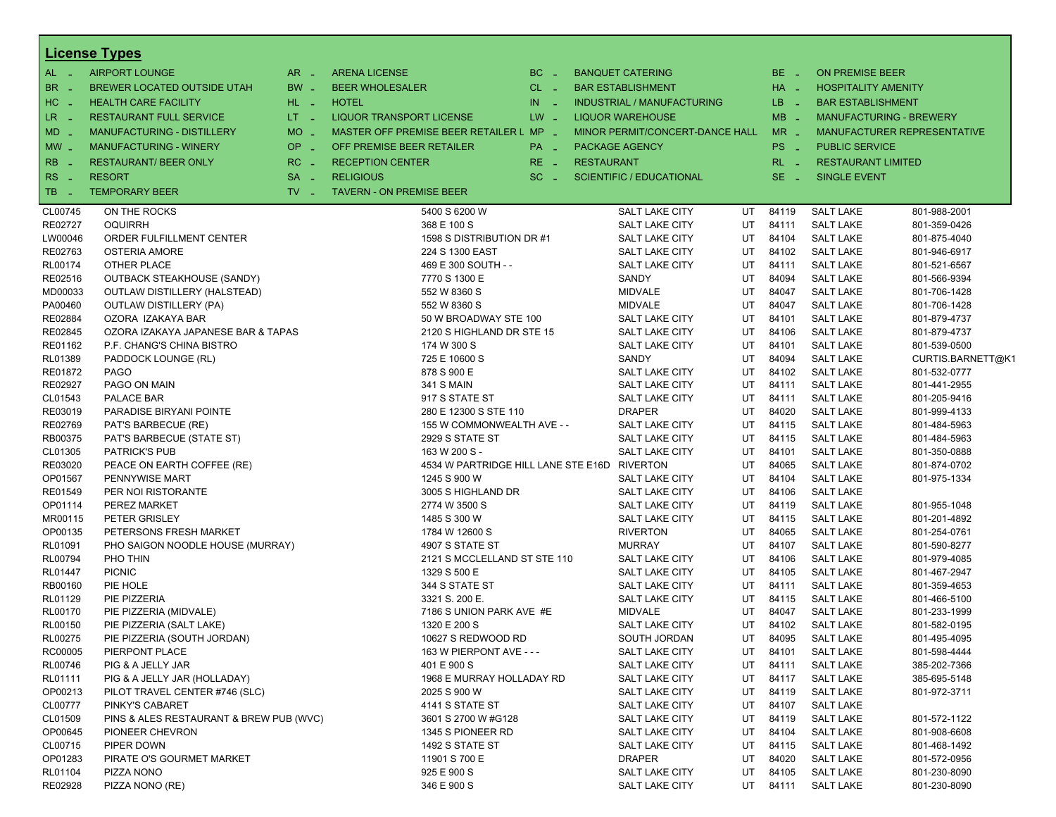## License Types

| Code | Type | Code | Type | Code | Type | Code | Type |
|---|---|---|---|---|---|---|---|
| AL - | AIRPORT LOUNGE | AR - | ARENA LICENSE | BC - | BANQUET CATERING | BE - | ON PREMISE BEER |
| BR - | BREWER LOCATED OUTSIDE UTAH | BW - | BEER WHOLESALER | CL - | BAR ESTABLISHMENT | HA - | HOSPITALITY AMENITY |
| HC - | HEALTH CARE FACILITY | HL - | HOTEL | IN - | INDUSTRIAL / MANUFACTURING | LB - | BAR ESTABLISHMENT |
| LR - | RESTAURANT FULL SERVICE | LT - | LIQUOR TRANSPORT LICENSE | LW - | LIQUOR WAREHOUSE | MB - | MANUFACTURING - BREWERY |
| MD - | MANUFACTURING - DISTILLERY | MO - | MASTER OFF PREMISE BEER RETAILER L | MP - | MINOR PERMIT/CONCERT-DANCE HALL | MR - | MANUFACTURER REPRESENTATIVE |
| MW - | MANUFACTURING - WINERY | OP - | OFF PREMISE BEER RETAILER | PA - | PACKAGE AGENCY | PS - | PUBLIC SERVICE |
| RB - | RESTAURANT/ BEER ONLY | RC - | RECEPTION CENTER | RE - | RESTAURANT | RL - | RESTAURANT LIMITED |
| RS - | RESORT | SA - | RELIGIOUS | SC - | SCIENTIFIC / EDUCATIONAL | SE - | SINGLE EVENT |
| TB - | TEMPORARY BEER | TV - | TAVERN - ON PREMISE BEER | | | | |

| License | Name | Address | City | State | Zip | County | Phone |
|---|---|---|---|---|---|---|---|
| CL00745 | ON THE ROCKS | 5400 S 6200 W | SALT LAKE CITY | UT | 84119 | SALT LAKE | 801-988-2001 |
| RE02727 | OQUIRRH | 368 E 100 S | SALT LAKE CITY | UT | 84111 | SALT LAKE | 801-359-0426 |
| LW00046 | ORDER FULFILLMENT CENTER | 1598 S DISTRIBUTION DR #1 | SALT LAKE CITY | UT | 84104 | SALT LAKE | 801-875-4040 |
| RE02763 | OSTERIA AMORE | 224 S 1300 EAST | SALT LAKE CITY | UT | 84102 | SALT LAKE | 801-946-6917 |
| RL00174 | OTHER PLACE | 469 E 300 SOUTH - - | SALT LAKE CITY | UT | 84111 | SALT LAKE | 801-521-6567 |
| RE02516 | OUTBACK STEAKHOUSE (SANDY) | 7770 S 1300 E | SANDY | UT | 84094 | SALT LAKE | 801-566-9394 |
| MD00033 | OUTLAW DISTILLERY (HALSTEAD) | 552 W 8360 S | MIDVALE | UT | 84047 | SALT LAKE | 801-706-1428 |
| PA00460 | OUTLAW DISTILLERY (PA) | 552 W 8360 S | MIDVALE | UT | 84047 | SALT LAKE | 801-706-1428 |
| RE02884 | OZORA IZAKAYA BAR | 50 W BROADWAY STE 100 | SALT LAKE CITY | UT | 84101 | SALT LAKE | 801-879-4737 |
| RE02845 | OZORA IZAKAYA JAPANESE BAR & TAPAS | 2120 S HIGHLAND DR STE 15 | SALT LAKE CITY | UT | 84106 | SALT LAKE | 801-879-4737 |
| RE01162 | P.F. CHANG'S CHINA BISTRO | 174 W 300 S | SALT LAKE CITY | UT | 84101 | SALT LAKE | 801-539-0500 |
| RL01389 | PADDOCK LOUNGE (RL) | 725 E 10600 S | SANDY | UT | 84094 | SALT LAKE | CURTIS.BARNETT@K1 |
| RE01872 | PAGO | 878 S 900 E | SALT LAKE CITY | UT | 84102 | SALT LAKE | 801-532-0777 |
| RE02927 | PAGO ON MAIN | 341 S MAIN | SALT LAKE CITY | UT | 84111 | SALT LAKE | 801-441-2955 |
| CL01543 | PALACE BAR | 917 S STATE ST | SALT LAKE CITY | UT | 84111 | SALT LAKE | 801-205-9416 |
| RE03019 | PARADISE BIRYANI POINTE | 280 E 12300 S STE 110 | DRAPER | UT | 84020 | SALT LAKE | 801-999-4133 |
| RE02769 | PAT'S BARBECUE (RE) | 155 W COMMONWEALTH AVE - - | SALT LAKE CITY | UT | 84115 | SALT LAKE | 801-484-5963 |
| RB00375 | PAT'S BARBECUE (STATE ST) | 2929 S STATE ST | SALT LAKE CITY | UT | 84115 | SALT LAKE | 801-484-5963 |
| CL01305 | PATRICK'S PUB | 163 W 200 S - | SALT LAKE CITY | UT | 84101 | SALT LAKE | 801-350-0888 |
| RE03020 | PEACE ON EARTH COFFEE (RE) | 4534 W PARTRIDGE HILL LANE STE E16D | RIVERTON | UT | 84065 | SALT LAKE | 801-874-0702 |
| OP01567 | PENNYWISE MART | 1245 S 900 W | SALT LAKE CITY | UT | 84104 | SALT LAKE | 801-975-1334 |
| RE01549 | PER NOI RISTORANTE | 3005 S HIGHLAND DR | SALT LAKE CITY | UT | 84106 | SALT LAKE | |
| OP01114 | PEREZ MARKET | 2774 W 3500 S | SALT LAKE CITY | UT | 84119 | SALT LAKE | 801-955-1048 |
| MR00115 | PETER GRISLEY | 1485 S 300 W | SALT LAKE CITY | UT | 84115 | SALT LAKE | 801-201-4892 |
| OP00135 | PETERSONS FRESH MARKET | 1784 W 12600 S | RIVERTON | UT | 84065 | SALT LAKE | 801-254-0761 |
| RL01091 | PHO SAIGON NOODLE HOUSE (MURRAY) | 4907 S STATE ST | MURRAY | UT | 84107 | SALT LAKE | 801-590-8277 |
| RL00794 | PHO THIN | 2121 S MCCLELLAND ST STE 110 | SALT LAKE CITY | UT | 84106 | SALT LAKE | 801-979-4085 |
| RL01447 | PICNIC | 1329 S 500 E | SALT LAKE CITY | UT | 84105 | SALT LAKE | 801-467-2947 |
| RB00160 | PIE HOLE | 344 S STATE ST | SALT LAKE CITY | UT | 84111 | SALT LAKE | 801-359-4653 |
| RL01129 | PIE PIZZERIA | 3321 S. 200 E. | SALT LAKE CITY | UT | 84115 | SALT LAKE | 801-466-5100 |
| RL00170 | PIE PIZZERIA (MIDVALE) | 7186 S UNION PARK AVE #E | MIDVALE | UT | 84047 | SALT LAKE | 801-233-1999 |
| RL00150 | PIE PIZZERIA (SALT LAKE) | 1320 E 200 S | SALT LAKE CITY | UT | 84102 | SALT LAKE | 801-582-0195 |
| RL00275 | PIE PIZZERIA (SOUTH JORDAN) | 10627 S REDWOOD RD | SOUTH JORDAN | UT | 84095 | SALT LAKE | 801-495-4095 |
| RC00005 | PIERPONT PLACE | 163 W PIERPONT AVE - - - | SALT LAKE CITY | UT | 84101 | SALT LAKE | 801-598-4444 |
| RL00746 | PIG & A JELLY JAR | 401 E 900 S | SALT LAKE CITY | UT | 84111 | SALT LAKE | 385-202-7366 |
| RL01111 | PIG & A JELLY JAR (HOLLADAY) | 1968 E MURRAY HOLLADAY RD | SALT LAKE CITY | UT | 84117 | SALT LAKE | 385-695-5148 |
| OP00213 | PILOT TRAVEL CENTER #746 (SLC) | 2025 S 900 W | SALT LAKE CITY | UT | 84119 | SALT LAKE | 801-972-3711 |
| CL00777 | PINKY'S CABARET | 4141 S STATE ST | SALT LAKE CITY | UT | 84107 | SALT LAKE | |
| CL01509 | PINS & ALES RESTAURANT & BREW PUB (WVC) | 3601 S 2700 W #G128 | SALT LAKE CITY | UT | 84119 | SALT LAKE | 801-572-1122 |
| OP00645 | PIONEER CHEVRON | 1345 S PIONEER RD | SALT LAKE CITY | UT | 84104 | SALT LAKE | 801-908-6608 |
| CL00715 | PIPER DOWN | 1492 S STATE ST | SALT LAKE CITY | UT | 84115 | SALT LAKE | 801-468-1492 |
| OP01283 | PIRATE O'S GOURMET MARKET | 11901 S 700 E | DRAPER | UT | 84020 | SALT LAKE | 801-572-0956 |
| RL01104 | PIZZA NONO | 925 E 900 S | SALT LAKE CITY | UT | 84105 | SALT LAKE | 801-230-8090 |
| RE02928 | PIZZA NONO (RE) | 346 E 900 S | SALT LAKE CITY | UT | 84111 | SALT LAKE | 801-230-8090 |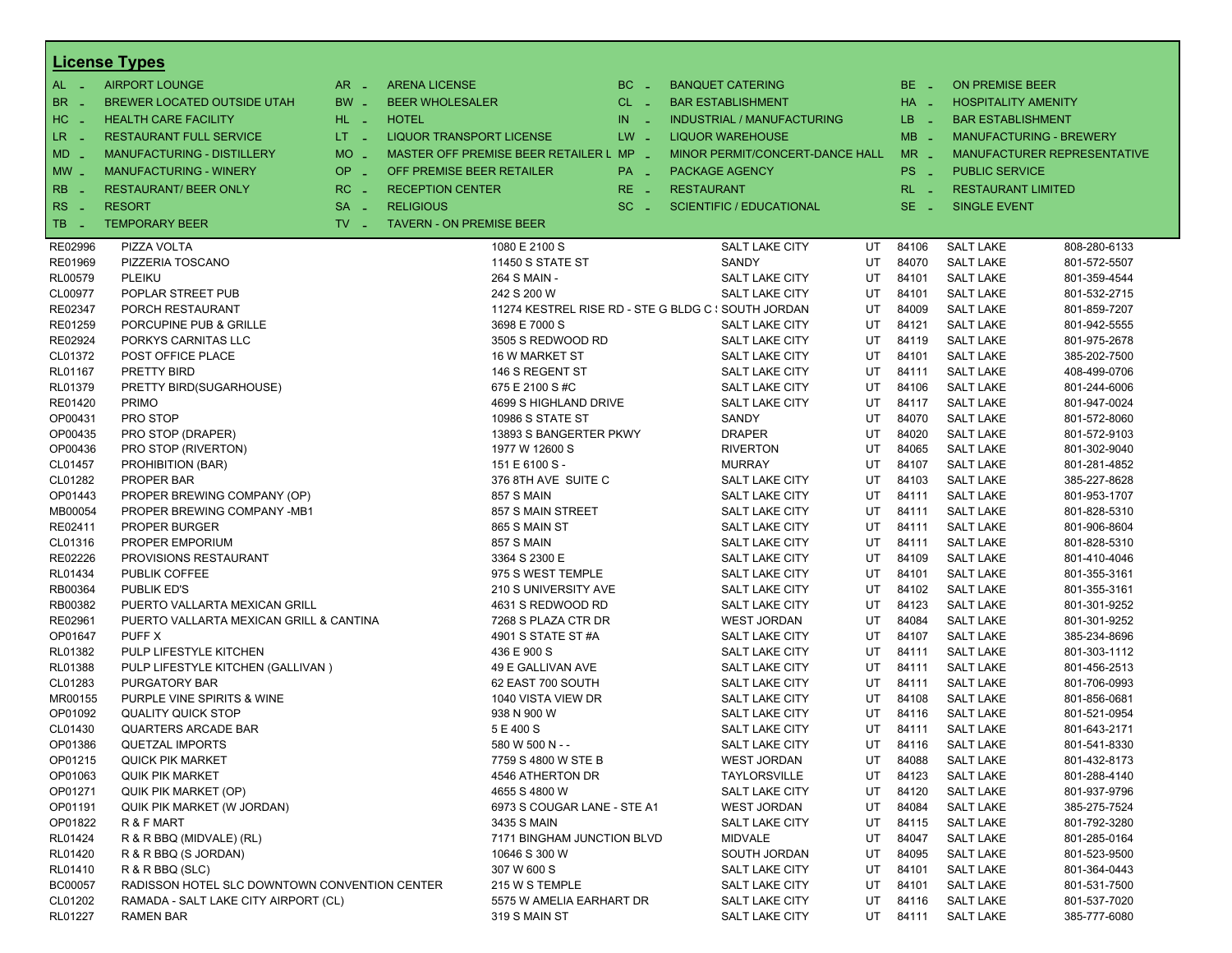## License Types

| Code | Type | Code | Type | Code | Type | Code | Type |
|---|---|---|---|---|---|---|---|
| AL - | AIRPORT LOUNGE | AR - | ARENA LICENSE | BC - | BANQUET CATERING | BE - | ON PREMISE BEER |
| BR - | BREWER LOCATED OUTSIDE UTAH | BW - | BEER WHOLESALER | CL - | BAR ESTABLISHMENT | HA - | HOSPITALITY AMENITY |
| HC - | HEALTH CARE FACILITY | HL - | HOTEL | IN - | INDUSTRIAL / MANUFACTURING | LB - | BAR ESTABLISHMENT |
| LR - | RESTAURANT FULL SERVICE | LT - | LIQUOR TRANSPORT LICENSE | LW - | LIQUOR WAREHOUSE | MB - | MANUFACTURING - BREWERY |
| MD - | MANUFACTURING - DISTILLERY | MO - | MASTER OFF PREMISE BEER RETAILER L | MP - | MINOR PERMIT/CONCERT-DANCE HALL | MR - | MANUFACTURER REPRESENTATIVE |
| MW - | MANUFACTURING - WINERY | OP - | OFF PREMISE BEER RETAILER | PA - | PACKAGE AGENCY | PS - | PUBLIC SERVICE |
| RB - | RESTAURANT/ BEER ONLY | RC - | RECEPTION CENTER | RE - | RESTAURANT | RL - | RESTAURANT LIMITED |
| RS - | RESORT | SA - | RELIGIOUS | SC - | SCIENTIFIC / EDUCATIONAL | SE - | SINGLE EVENT |
| TB - | TEMPORARY BEER | TV - | TAVERN - ON PREMISE BEER | | | | |

| License | Name | Address | City | State | Zip | County | Phone |
|---|---|---|---|---|---|---|---|
| RE02996 | PIZZA VOLTA | 1080 E 2100 S | SALT LAKE CITY | UT | 84106 | SALT LAKE | 808-280-6133 |
| RE01969 | PIZZERIA TOSCANO | 11450 S STATE ST | SANDY | UT | 84070 | SALT LAKE | 801-572-5507 |
| RL00579 | PLEIKU | 264 S MAIN - | SALT LAKE CITY | UT | 84101 | SALT LAKE | 801-359-4544 |
| CL00977 | POPLAR STREET PUB | 242 S 200 W | SALT LAKE CITY | UT | 84101 | SALT LAKE | 801-532-2715 |
| RE02347 | PORCH RESTAURANT | 11274 KESTREL RISE RD - STE G BLDG C : | SOUTH JORDAN | UT | 84009 | SALT LAKE | 801-859-7207 |
| RE01259 | PORCUPINE PUB & GRILLE | 3698 E 7000 S | SALT LAKE CITY | UT | 84121 | SALT LAKE | 801-942-5555 |
| RE02924 | PORKYS CARNITAS LLC | 3505 S REDWOOD RD | SALT LAKE CITY | UT | 84119 | SALT LAKE | 801-975-2678 |
| CL01372 | POST OFFICE PLACE | 16 W MARKET ST | SALT LAKE CITY | UT | 84101 | SALT LAKE | 385-202-7500 |
| RL01167 | PRETTY BIRD | 146 S REGENT ST | SALT LAKE CITY | UT | 84111 | SALT LAKE | 408-499-0706 |
| RL01379 | PRETTY BIRD(SUGARHOUSE) | 675 E 2100 S #C | SALT LAKE CITY | UT | 84106 | SALT LAKE | 801-244-6006 |
| RE01420 | PRIMO | 4699 S HIGHLAND DRIVE | SALT LAKE CITY | UT | 84117 | SALT LAKE | 801-947-0024 |
| OP00431 | PRO STOP | 10986 S STATE ST | SANDY | UT | 84070 | SALT LAKE | 801-572-8060 |
| OP00435 | PRO STOP (DRAPER) | 13893 S BANGERTER PKWY | DRAPER | UT | 84020 | SALT LAKE | 801-572-9103 |
| OP00436 | PRO STOP (RIVERTON) | 1977 W 12600 S | RIVERTON | UT | 84065 | SALT LAKE | 801-302-9040 |
| CL01457 | PROHIBITION (BAR) | 151 E 6100 S - | MURRAY | UT | 84107 | SALT LAKE | 801-281-4852 |
| CL01282 | PROPER BAR | 376 8TH AVE SUITE C | SALT LAKE CITY | UT | 84103 | SALT LAKE | 385-227-8628 |
| OP01443 | PROPER BREWING COMPANY (OP) | 857 S MAIN | SALT LAKE CITY | UT | 84111 | SALT LAKE | 801-953-1707 |
| MB00054 | PROPER BREWING COMPANY -MB1 | 857 S MAIN STREET | SALT LAKE CITY | UT | 84111 | SALT LAKE | 801-828-5310 |
| RE02411 | PROPER BURGER | 865 S MAIN ST | SALT LAKE CITY | UT | 84111 | SALT LAKE | 801-906-8604 |
| CL01316 | PROPER EMPORIUM | 857 S MAIN | SALT LAKE CITY | UT | 84111 | SALT LAKE | 801-828-5310 |
| RE02226 | PROVISIONS RESTAURANT | 3364 S 2300 E | SALT LAKE CITY | UT | 84109 | SALT LAKE | 801-410-4046 |
| RL01434 | PUBLIK COFFEE | 975 S WEST TEMPLE | SALT LAKE CITY | UT | 84101 | SALT LAKE | 801-355-3161 |
| RB00364 | PUBLIK ED'S | 210 S UNIVERSITY AVE | SALT LAKE CITY | UT | 84102 | SALT LAKE | 801-355-3161 |
| RB00382 | PUERTO VALLARTA MEXICAN GRILL | 4631 S REDWOOD RD | SALT LAKE CITY | UT | 84123 | SALT LAKE | 801-301-9252 |
| RE02961 | PUERTO VALLARTA MEXICAN GRILL & CANTINA | 7268 S PLAZA CTR DR | WEST JORDAN | UT | 84084 | SALT LAKE | 801-301-9252 |
| OP01647 | PUFF X | 4901 S STATE ST #A | SALT LAKE CITY | UT | 84107 | SALT LAKE | 385-234-8696 |
| RL01382 | PULP LIFESTYLE KITCHEN | 436 E 900 S | SALT LAKE CITY | UT | 84111 | SALT LAKE | 801-303-1112 |
| RL01388 | PULP LIFESTYLE KITCHEN (GALLIVAN ) | 49 E GALLIVAN AVE | SALT LAKE CITY | UT | 84111 | SALT LAKE | 801-456-2513 |
| CL01283 | PURGATORY BAR | 62 EAST 700 SOUTH | SALT LAKE CITY | UT | 84111 | SALT LAKE | 801-706-0993 |
| MR00155 | PURPLE VINE SPIRITS & WINE | 1040 VISTA VIEW DR | SALT LAKE CITY | UT | 84108 | SALT LAKE | 801-856-0681 |
| OP01092 | QUALITY QUICK STOP | 938 N 900 W | SALT LAKE CITY | UT | 84116 | SALT LAKE | 801-521-0954 |
| CL01430 | QUARTERS ARCADE BAR | 5 E 400 S | SALT LAKE CITY | UT | 84111 | SALT LAKE | 801-643-2171 |
| OP01386 | QUETZAL IMPORTS | 580 W 500 N - - | SALT LAKE CITY | UT | 84116 | SALT LAKE | 801-541-8330 |
| OP01215 | QUICK PIK MARKET | 7759 S 4800 W STE B | WEST JORDAN | UT | 84088 | SALT LAKE | 801-432-8173 |
| OP01063 | QUIK PIK MARKET | 4546 ATHERTON DR | TAYLORSVILLE | UT | 84123 | SALT LAKE | 801-288-4140 |
| OP01271 | QUIK PIK MARKET (OP) | 4655 S 4800 W | SALT LAKE CITY | UT | 84120 | SALT LAKE | 801-937-9796 |
| OP01191 | QUIK PIK MARKET (W JORDAN) | 6973 S COUGAR LANE - STE A1 | WEST JORDAN | UT | 84084 | SALT LAKE | 385-275-7524 |
| OP01822 | R & F MART | 3435 S MAIN | SALT LAKE CITY | UT | 84115 | SALT LAKE | 801-792-3280 |
| RL01424 | R & R BBQ (MIDVALE) (RL) | 7171 BINGHAM JUNCTION BLVD | MIDVALE | UT | 84047 | SALT LAKE | 801-285-0164 |
| RL01420 | R & R BBQ (S JORDAN) | 10646 S 300 W | SOUTH JORDAN | UT | 84095 | SALT LAKE | 801-523-9500 |
| RL01410 | R & R BBQ (SLC) | 307 W 600 S | SALT LAKE CITY | UT | 84101 | SALT LAKE | 801-364-0443 |
| BC00057 | RADISSON HOTEL SLC DOWNTOWN CONVENTION CENTER | 215 W S TEMPLE | SALT LAKE CITY | UT | 84101 | SALT LAKE | 801-531-7500 |
| CL01202 | RAMADA - SALT LAKE CITY AIRPORT (CL) | 5575 W AMELIA EARHART DR | SALT LAKE CITY | UT | 84116 | SALT LAKE | 801-537-7020 |
| RL01227 | RAMEN BAR | 319 S MAIN ST | SALT LAKE CITY | UT | 84111 | SALT LAKE | 385-777-6080 |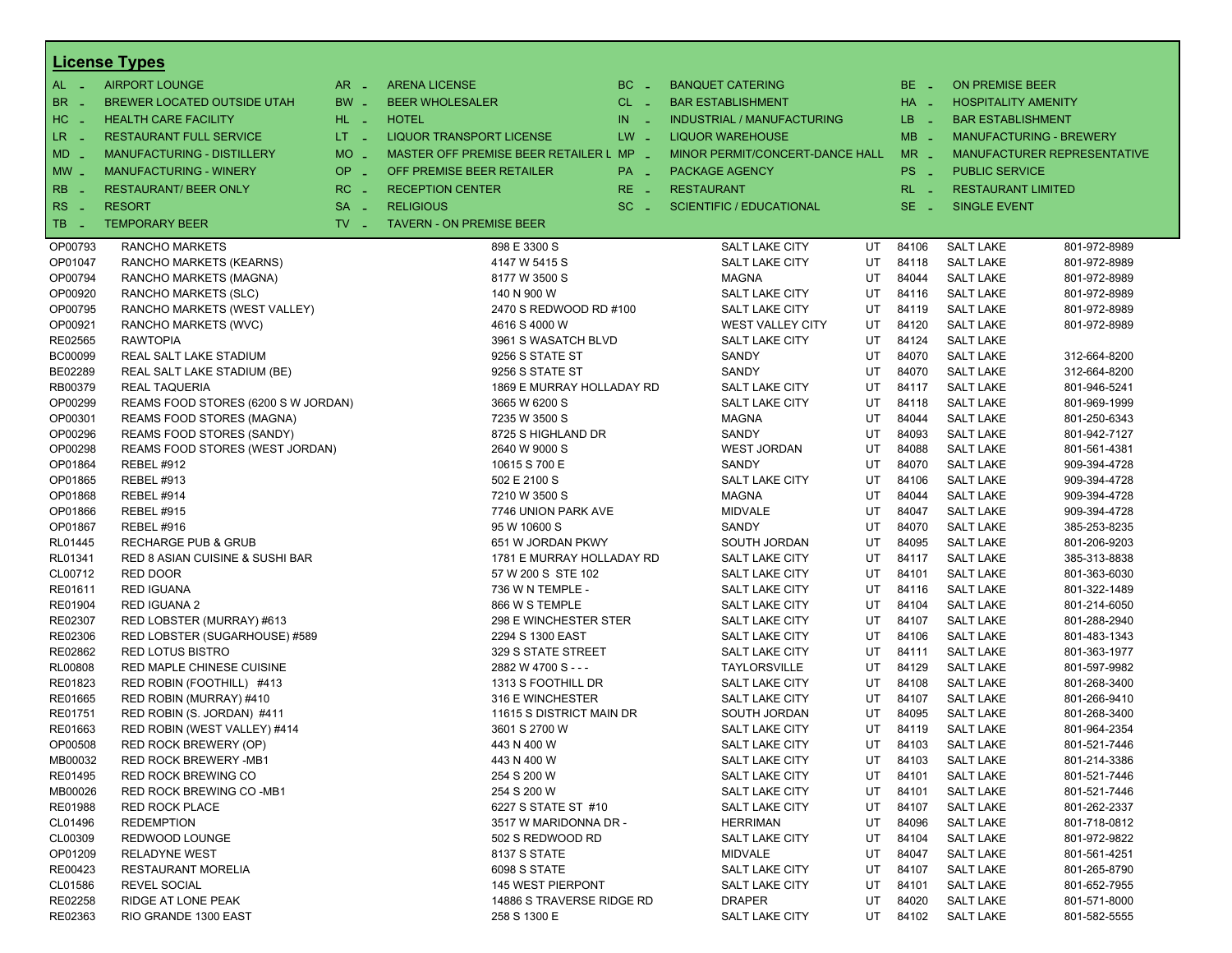## License Types

| Code | Type | Code | Type | Code | Type | Code | Type |
|---|---|---|---|---|---|---|---|
| AL - | AIRPORT LOUNGE | AR - | ARENA LICENSE | BC - | BANQUET CATERING | BE - | ON PREMISE BEER |
| BR - | BREWER LOCATED OUTSIDE UTAH | BW - | BEER WHOLESALER | CL - | BAR ESTABLISHMENT | HA - | HOSPITALITY AMENITY |
| HC - | HEALTH CARE FACILITY | HL - | HOTEL | IN - | INDUSTRIAL / MANUFACTURING | LB - | BAR ESTABLISHMENT |
| LR - | RESTAURANT FULL SERVICE | LT - | LIQUOR TRANSPORT LICENSE | LW - | LIQUOR WAREHOUSE | MB - | MANUFACTURING - BREWERY |
| MD - | MANUFACTURING - DISTILLERY | MO - | MASTER OFF PREMISE BEER RETAILER L | MP - | MINOR PERMIT/CONCERT-DANCE HALL | MR - | MANUFACTURER REPRESENTATIVE |
| MW - | MANUFACTURING - WINERY | OP - | OFF PREMISE BEER RETAILER | PA - | PACKAGE AGENCY | PS - | PUBLIC SERVICE |
| RB - | RESTAURANT/ BEER ONLY | RC - | RECEPTION CENTER | RE - | RESTAURANT | RL - | RESTAURANT LIMITED |
| RS - | RESORT | SA - | RELIGIOUS | SC - | SCIENTIFIC / EDUCATIONAL | SE - | SINGLE EVENT |
| TB - | TEMPORARY BEER | TV - | TAVERN - ON PREMISE BEER | | | | |

| License | Name | Address | City | State | Zip | County | Phone |
|---|---|---|---|---|---|---|---|
| OP00793 | RANCHO MARKETS | 898 E 3300 S | SALT LAKE CITY | UT | 84106 | SALT LAKE | 801-972-8989 |
| OP01047 | RANCHO MARKETS (KEARNS) | 4147 W 5415 S | SALT LAKE CITY | UT | 84118 | SALT LAKE | 801-972-8989 |
| OP00794 | RANCHO MARKETS (MAGNA) | 8177 W 3500 S | MAGNA | UT | 84044 | SALT LAKE | 801-972-8989 |
| OP00920 | RANCHO MARKETS (SLC) | 140 N 900 W | SALT LAKE CITY | UT | 84116 | SALT LAKE | 801-972-8989 |
| OP00795 | RANCHO MARKETS (WEST VALLEY) | 2470 S REDWOOD RD #100 | SALT LAKE CITY | UT | 84119 | SALT LAKE | 801-972-8989 |
| OP00921 | RANCHO MARKETS (WVC) | 4616 S 4000 W | WEST VALLEY CITY | UT | 84120 | SALT LAKE | 801-972-8989 |
| RE02565 | RAWTOPIA | 3961 S WASATCH BLVD | SALT LAKE CITY | UT | 84124 | SALT LAKE | |
| BC00099 | REAL SALT LAKE STADIUM | 9256 S STATE ST | SANDY | UT | 84070 | SALT LAKE | 312-664-8200 |
| BE02289 | REAL SALT LAKE STADIUM (BE) | 9256 S STATE ST | SANDY | UT | 84070 | SALT LAKE | 312-664-8200 |
| RB00379 | REAL TAQUERIA | 1869 E MURRAY HOLLADAY RD | SALT LAKE CITY | UT | 84117 | SALT LAKE | 801-946-5241 |
| OP00299 | REAMS FOOD STORES (6200 S W JORDAN) | 3665 W 6200 S | SALT LAKE CITY | UT | 84118 | SALT LAKE | 801-969-1999 |
| OP00301 | REAMS FOOD STORES (MAGNA) | 7235 W 3500 S | MAGNA | UT | 84044 | SALT LAKE | 801-250-6343 |
| OP00296 | REAMS FOOD STORES (SANDY) | 8725 S HIGHLAND DR | SANDY | UT | 84093 | SALT LAKE | 801-942-7127 |
| OP00298 | REAMS FOOD STORES (WEST JORDAN) | 2640 W 9000 S | WEST JORDAN | UT | 84088 | SALT LAKE | 801-561-4381 |
| OP01864 | REBEL #912 | 10615 S 700 E | SANDY | UT | 84070 | SALT LAKE | 909-394-4728 |
| OP01865 | REBEL #913 | 502 E 2100 S | SALT LAKE CITY | UT | 84106 | SALT LAKE | 909-394-4728 |
| OP01868 | REBEL #914 | 7210 W 3500 S | MAGNA | UT | 84044 | SALT LAKE | 909-394-4728 |
| OP01866 | REBEL #915 | 7746 UNION PARK AVE | MIDVALE | UT | 84047 | SALT LAKE | 909-394-4728 |
| OP01867 | REBEL #916 | 95 W 10600 S | SANDY | UT | 84070 | SALT LAKE | 385-253-8235 |
| RL01445 | RECHARGE PUB & GRUB | 651 W JORDAN PKWY | SOUTH JORDAN | UT | 84095 | SALT LAKE | 801-206-9203 |
| RL01341 | RED 8 ASIAN CUISINE & SUSHI BAR | 1781 E MURRAY HOLLADAY RD | SALT LAKE CITY | UT | 84117 | SALT LAKE | 385-313-8838 |
| CL00712 | RED DOOR | 57 W 200 S STE 102 | SALT LAKE CITY | UT | 84101 | SALT LAKE | 801-363-6030 |
| RE01611 | RED IGUANA | 736 W N TEMPLE - | SALT LAKE CITY | UT | 84116 | SALT LAKE | 801-322-1489 |
| RE01904 | RED IGUANA 2 | 866 W S TEMPLE | SALT LAKE CITY | UT | 84104 | SALT LAKE | 801-214-6050 |
| RE02307 | RED LOBSTER (MURRAY) #613 | 298 E WINCHESTER STER | SALT LAKE CITY | UT | 84107 | SALT LAKE | 801-288-2940 |
| RE02306 | RED LOBSTER (SUGARHOUSE) #589 | 2294 S 1300 EAST | SALT LAKE CITY | UT | 84106 | SALT LAKE | 801-483-1343 |
| RE02862 | RED LOTUS BISTRO | 329 S STATE STREET | SALT LAKE CITY | UT | 84111 | SALT LAKE | 801-363-1977 |
| RL00808 | RED MAPLE CHINESE CUISINE | 2882 W 4700 S - - - | TAYLORSVILLE | UT | 84129 | SALT LAKE | 801-597-9982 |
| RE01823 | RED ROBIN (FOOTHILL) #413 | 1313 S FOOTHILL DR | SALT LAKE CITY | UT | 84108 | SALT LAKE | 801-268-3400 |
| RE01665 | RED ROBIN (MURRAY) #410 | 316 E WINCHESTER | SALT LAKE CITY | UT | 84107 | SALT LAKE | 801-266-9410 |
| RE01751 | RED ROBIN (S. JORDAN) #411 | 11615 S DISTRICT MAIN DR | SOUTH JORDAN | UT | 84095 | SALT LAKE | 801-268-3400 |
| RE01663 | RED ROBIN (WEST VALLEY) #414 | 3601 S 2700 W | SALT LAKE CITY | UT | 84119 | SALT LAKE | 801-964-2354 |
| OP00508 | RED ROCK BREWERY (OP) | 443 N 400 W | SALT LAKE CITY | UT | 84103 | SALT LAKE | 801-521-7446 |
| MB00032 | RED ROCK BREWERY -MB1 | 443 N 400 W | SALT LAKE CITY | UT | 84103 | SALT LAKE | 801-214-3386 |
| RE01495 | RED ROCK BREWING CO | 254 S 200 W | SALT LAKE CITY | UT | 84101 | SALT LAKE | 801-521-7446 |
| MB00026 | RED ROCK BREWING CO -MB1 | 254 S 200 W | SALT LAKE CITY | UT | 84101 | SALT LAKE | 801-521-7446 |
| RE01988 | RED ROCK PLACE | 6227 S STATE ST #10 | SALT LAKE CITY | UT | 84107 | SALT LAKE | 801-262-2337 |
| CL01496 | REDEMPTION | 3517 W MARIDONNA DR - | HERRIMAN | UT | 84096 | SALT LAKE | 801-718-0812 |
| CL00309 | REDWOOD LOUNGE | 502 S REDWOOD RD | SALT LAKE CITY | UT | 84104 | SALT LAKE | 801-972-9822 |
| OP01209 | RELADYNE WEST | 8137 S STATE | MIDVALE | UT | 84047 | SALT LAKE | 801-561-4251 |
| RE00423 | RESTAURANT MORELIA | 6098 S STATE | SALT LAKE CITY | UT | 84107 | SALT LAKE | 801-265-8790 |
| CL01586 | REVEL SOCIAL | 145 WEST PIERPONT | SALT LAKE CITY | UT | 84101 | SALT LAKE | 801-652-7955 |
| RE02258 | RIDGE AT LONE PEAK | 14886 S TRAVERSE RIDGE RD | DRAPER | UT | 84020 | SALT LAKE | 801-571-8000 |
| RE02363 | RIO GRANDE 1300 EAST | 258 S 1300 E | SALT LAKE CITY | UT | 84102 | SALT LAKE | 801-582-5555 |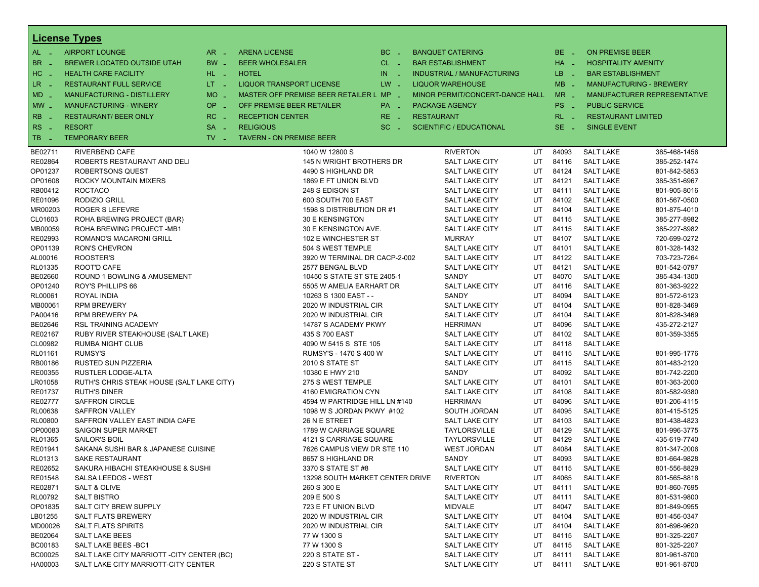## License Types

| Code | Type | Code | Type | Code | Type | Code | Type |
|---|---|---|---|---|---|---|---|
| AL - | AIRPORT LOUNGE | AR - | ARENA LICENSE | BC - | BANQUET CATERING | BE - | ON PREMISE BEER |
| BR - | BREWER LOCATED OUTSIDE UTAH | BW - | BEER WHOLESALER | CL - | BAR ESTABLISHMENT | HA - | HOSPITALITY AMENITY |
| HC - | HEALTH CARE FACILITY | HL - | HOTEL | IN - | INDUSTRIAL / MANUFACTURING | LB - | BAR ESTABLISHMENT |
| LR - | RESTAURANT FULL SERVICE | LT - | LIQUOR TRANSPORT LICENSE | LW - | LIQUOR WAREHOUSE | MB - | MANUFACTURING - BREWERY |
| MD - | MANUFACTURING - DISTILLERY | MO - | MASTER OFF PREMISE BEER RETAILER L | MP - | MINOR PERMIT/CONCERT-DANCE HALL | MR - | MANUFACTURER REPRESENTATIVE |
| MW - | MANUFACTURING - WINERY | OP - | OFF PREMISE BEER RETAILER | PA - | PACKAGE AGENCY | PS - | PUBLIC SERVICE |
| RB - | RESTAURANT/ BEER ONLY | RC - | RECEPTION CENTER | RE - | RESTAURANT | RL - | RESTAURANT LIMITED |
| RS - | RESORT | SA - | RELIGIOUS | SC - | SCIENTIFIC / EDUCATIONAL | SE - | SINGLE EVENT |
| TB - | TEMPORARY BEER | TV - | TAVERN - ON PREMISE BEER | | | | |

| License | Name | Address | City | State | Zip | County | Phone |
|---|---|---|---|---|---|---|---|
| BE02711 | RIVERBEND CAFE | 1040 W 12800 S | RIVERTON | UT | 84093 | SALT LAKE | 385-468-1456 |
| RE02864 | ROBERTS RESTAURANT AND DELI | 145 N WRIGHT BROTHERS DR | SALT LAKE CITY | UT | 84116 | SALT LAKE | 385-252-1474 |
| OP01237 | ROBERTSONS QUEST | 4490 S HIGHLAND DR | SALT LAKE CITY | UT | 84124 | SALT LAKE | 801-842-5853 |
| OP01608 | ROCKY MOUNTAIN MIXERS | 1869 E FT UNION BLVD | SALT LAKE CITY | UT | 84121 | SALT LAKE | 385-351-6967 |
| RB00412 | ROCTACO | 248 S EDISON ST | SALT LAKE CITY | UT | 84111 | SALT LAKE | 801-905-8016 |
| RE01096 | RODIZIO GRILL | 600 SOUTH 700 EAST | SALT LAKE CITY | UT | 84102 | SALT LAKE | 801-567-0500 |
| MR00203 | ROGER S LEFEVRE | 1598 S DISTRIBUTION DR #1 | SALT LAKE CITY | UT | 84104 | SALT LAKE | 801-875-4010 |
| CL01603 | ROHA BREWING PROJECT (BAR) | 30 E KENSINGTON | SALT LAKE CITY | UT | 84115 | SALT LAKE | 385-277-8982 |
| MB00059 | ROHA BREWING PROJECT -MB1 | 30 E KENSINGTON AVE. | SALT LAKE CITY | UT | 84115 | SALT LAKE | 385-227-8982 |
| RE02993 | ROMANO'S MACARONI GRILL | 102 E WINCHESTER ST | MURRAY | UT | 84107 | SALT LAKE | 720-699-0272 |
| OP01139 | RON'S CHEVRON | 504 S WEST TEMPLE | SALT LAKE CITY | UT | 84101 | SALT LAKE | 801-328-1432 |
| AL00016 | ROOSTER'S | 3920 W TERMINAL DR CACP-2-002 | SALT LAKE CITY | UT | 84122 | SALT LAKE | 703-723-7264 |
| RL01335 | ROOT'D CAFE | 2577 BENGAL BLVD | SALT LAKE CITY | UT | 84121 | SALT LAKE | 801-542-0797 |
| BE02660 | ROUND 1 BOWLING & AMUSEMENT | 10450 S STATE ST STE 2405-1 | SANDY | UT | 84070 | SALT LAKE | 385-434-1300 |
| OP01240 | ROY'S PHILLIPS 66 | 5505 W AMELIA EARHART DR | SALT LAKE CITY | UT | 84116 | SALT LAKE | 801-363-9222 |
| RL00061 | ROYAL INDIA | 10263 S 1300 EAST - - | SANDY | UT | 84094 | SALT LAKE | 801-572-6123 |
| MB00061 | RPM BREWERY | 2020 W INDUSTRIAL CIR | SALT LAKE CITY | UT | 84104 | SALT LAKE | 801-828-3469 |
| PA00416 | RPM BREWERY PA | 2020 W INDUSTRIAL CIR | SALT LAKE CITY | UT | 84104 | SALT LAKE | 801-828-3469 |
| BE02646 | RSL TRAINING ACADEMY | 14787 S ACADEMY PKWY | HERRIMAN | UT | 84096 | SALT LAKE | 435-272-2127 |
| RE02167 | RUBY RIVER STEAKHOUSE (SALT LAKE) | 435 S 700 EAST | SALT LAKE CITY | UT | 84102 | SALT LAKE | 801-359-3355 |
| CL00982 | RUMBA NIGHT CLUB | 4090 W 5415 S STE 105 | SALT LAKE CITY | UT | 84118 | SALT LAKE | |
| RL01161 | RUMSY'S | RUMSY'S - 1470 S 400 W | SALT LAKE CITY | UT | 84115 | SALT LAKE | 801-995-1776 |
| RB00186 | RUSTED SUN PIZZERIA | 2010 S STATE ST | SALT LAKE CITY | UT | 84115 | SALT LAKE | 801-483-2120 |
| RE00355 | RUSTLER LODGE-ALTA | 10380 E HWY 210 | SANDY | UT | 84092 | SALT LAKE | 801-742-2200 |
| LR01058 | RUTH'S CHRIS STEAK HOUSE (SALT LAKE CITY) | 275 S WEST TEMPLE | SALT LAKE CITY | UT | 84101 | SALT LAKE | 801-363-2000 |
| RE01737 | RUTH'S DINER | 4160 EMIGRATION CYN | SALT LAKE CITY | UT | 84108 | SALT LAKE | 801-582-9380 |
| RE02777 | SAFFRON CIRCLE | 4594 W PARTRIDGE HILL LN #140 | HERRIMAN | UT | 84096 | SALT LAKE | 801-206-4115 |
| RL00638 | SAFFRON VALLEY | 1098 W S JORDAN PKWY #102 | SOUTH JORDAN | UT | 84095 | SALT LAKE | 801-415-5125 |
| RL00800 | SAFFRON VALLEY EAST INDIA CAFE | 26 N E STREET | SALT LAKE CITY | UT | 84103 | SALT LAKE | 801-438-4823 |
| OP00083 | SAIGON SUPER MARKET | 1789 W CARRIAGE SQUARE | TAYLORSVILLE | UT | 84129 | SALT LAKE | 801-996-3775 |
| RL01365 | SAILOR'S BOIL | 4121 S CARRIAGE SQUARE | TAYLORSVILLE | UT | 84129 | SALT LAKE | 435-619-7740 |
| RE01941 | SAKANA SUSHI BAR & JAPANESE CUISINE | 7626 CAMPUS VIEW DR STE 110 | WEST JORDAN | UT | 84084 | SALT LAKE | 801-347-2006 |
| RL01313 | SAKE RESTAURANT | 8657 S HIGHLAND DR | SANDY | UT | 84093 | SALT LAKE | 801-664-9828 |
| RE02652 | SAKURA HIBACHI STEAKHOUSE & SUSHI | 3370 S STATE ST #8 | SALT LAKE CITY | UT | 84115 | SALT LAKE | 801-556-8829 |
| RE01548 | SALSA LEEDOS - WEST | 13298 SOUTH MARKET CENTER DRIVE | RIVERTON | UT | 84065 | SALT LAKE | 801-565-8818 |
| RE02871 | SALT & OLIVE | 260 S 300 E | SALT LAKE CITY | UT | 84111 | SALT LAKE | 801-860-7695 |
| RL00792 | SALT BISTRO | 209 E 500 S | SALT LAKE CITY | UT | 84111 | SALT LAKE | 801-531-9800 |
| OP01835 | SALT CITY BREW SUPPLY | 723 E FT UNION BLVD | MIDVALE | UT | 84047 | SALT LAKE | 801-849-0955 |
| LB01255 | SALT FLATS BREWERY | 2020 W INDUSTRIAL CIR | SALT LAKE CITY | UT | 84104 | SALT LAKE | 801-456-0347 |
| MD00026 | SALT FLATS SPIRITS | 2020 W INDUSTRIAL CIR | SALT LAKE CITY | UT | 84104 | SALT LAKE | 801-696-9620 |
| BE02064 | SALT LAKE BEES | 77 W 1300 S | SALT LAKE CITY | UT | 84115 | SALT LAKE | 801-325-2207 |
| BC00183 | SALT LAKE BEES -BC1 | 77 W 1300 S | SALT LAKE CITY | UT | 84115 | SALT LAKE | 801-325-2207 |
| BC00025 | SALT LAKE CITY MARRIOTT -CITY CENTER (BC) | 220 S STATE ST - | SALT LAKE CITY | UT | 84111 | SALT LAKE | 801-961-8700 |
| HA00003 | SALT LAKE CITY MARRIOTT-CITY CENTER | 220 S STATE ST | SALT LAKE CITY | UT | 84111 | SALT LAKE | 801-961-8700 |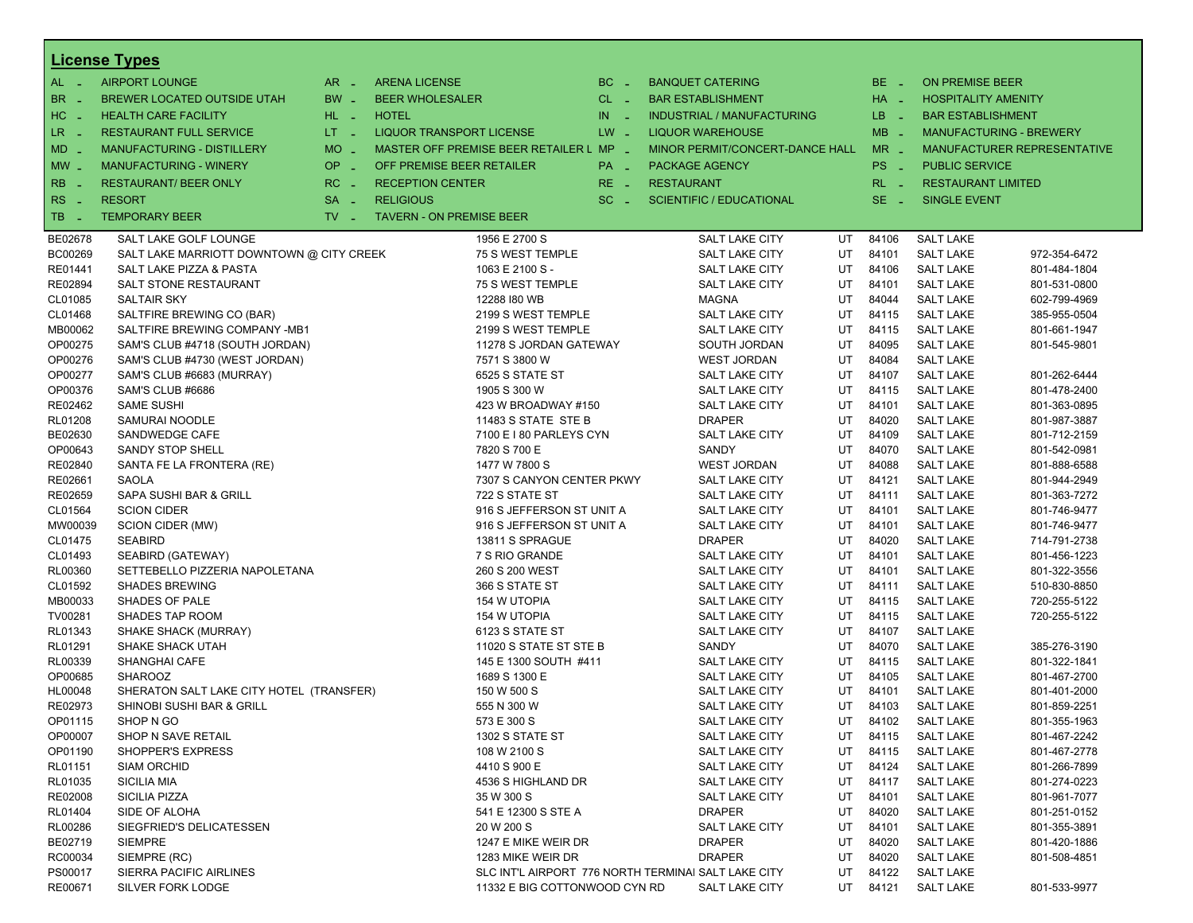## License Types

| Code | Type | Code | Type | Code | Type | Code | Type |
|---|---|---|---|---|---|---|---|
| AL - | AIRPORT LOUNGE | AR - | ARENA LICENSE | BC - | BANQUET CATERING | BE - | ON PREMISE BEER |
| BR - | BREWER LOCATED OUTSIDE UTAH | BW - | BEER WHOLESALER | CL - | BAR ESTABLISHMENT | HA - | HOSPITALITY AMENITY |
| HC - | HEALTH CARE FACILITY | HL - | HOTEL | IN - | INDUSTRIAL / MANUFACTURING | LB - | BAR ESTABLISHMENT |
| LR - | RESTAURANT FULL SERVICE | LT - | LIQUOR TRANSPORT LICENSE | LW - | LIQUOR WAREHOUSE | MB - | MANUFACTURING - BREWERY |
| MD - | MANUFACTURING - DISTILLERY | MO - | MASTER OFF PREMISE BEER RETAILER L | MP - | MINOR PERMIT/CONCERT-DANCE HALL | MR - | MANUFACTURER REPRESENTATIVE |
| MW - | MANUFACTURING - WINERY | OP - | OFF PREMISE BEER RETAILER | PA - | PACKAGE AGENCY | PS - | PUBLIC SERVICE |
| RB - | RESTAURANT/ BEER ONLY | RC - | RECEPTION CENTER | RE - | RESTAURANT | RL - | RESTAURANT LIMITED |
| RS - | RESORT | SA - | RELIGIOUS | SC - | SCIENTIFIC / EDUCATIONAL | SE - | SINGLE EVENT |
| TB - | TEMPORARY BEER | TV - | TAVERN - ON PREMISE BEER | | | | |

| License | Name | Address | City | State | Zip | County | Phone |
|---|---|---|---|---|---|---|---|
| BE02678 | SALT LAKE GOLF LOUNGE | 1956 E 2700 S | SALT LAKE CITY | UT | 84106 | SALT LAKE | |
| BC00269 | SALT LAKE MARRIOTT DOWNTOWN @ CITY CREEK | 75 S WEST TEMPLE | SALT LAKE CITY | UT | 84101 | SALT LAKE | 972-354-6472 |
| RE01441 | SALT LAKE PIZZA & PASTA | 1063 E 2100 S - | SALT LAKE CITY | UT | 84106 | SALT LAKE | 801-484-1804 |
| RE02894 | SALT STONE RESTAURANT | 75 S WEST TEMPLE | SALT LAKE CITY | UT | 84101 | SALT LAKE | 801-531-0800 |
| CL01085 | SALTAIR SKY | 12288 I80 WB | MAGNA | UT | 84044 | SALT LAKE | 602-799-4969 |
| CL01468 | SALTFIRE BREWING CO (BAR) | 2199 S WEST TEMPLE | SALT LAKE CITY | UT | 84115 | SALT LAKE | 385-955-0504 |
| MB00062 | SALTFIRE BREWING COMPANY -MB1 | 2199 S WEST TEMPLE | SALT LAKE CITY | UT | 84115 | SALT LAKE | 801-661-1947 |
| OP00275 | SAM'S CLUB #4718 (SOUTH JORDAN) | 11278 S JORDAN GATEWAY | SOUTH JORDAN | UT | 84095 | SALT LAKE | 801-545-9801 |
| OP00276 | SAM'S CLUB #4730 (WEST JORDAN) | 7571 S 3800 W | WEST JORDAN | UT | 84084 | SALT LAKE | |
| OP00277 | SAM'S CLUB #6683 (MURRAY) | 6525 S STATE ST | SALT LAKE CITY | UT | 84107 | SALT LAKE | 801-262-6444 |
| OP00376 | SAM'S CLUB #6686 | 1905 S 300 W | SALT LAKE CITY | UT | 84115 | SALT LAKE | 801-478-2400 |
| RE02462 | SAME SUSHI | 423 W BROADWAY #150 | SALT LAKE CITY | UT | 84101 | SALT LAKE | 801-363-0895 |
| RL01208 | SAMURAI NOODLE | 11483 S STATE STE B | DRAPER | UT | 84020 | SALT LAKE | 801-987-3887 |
| BE02630 | SANDWEDGE CAFE | 7100 E I 80 PARLEYS CYN | SALT LAKE CITY | UT | 84109 | SALT LAKE | 801-712-2159 |
| OP00643 | SANDY STOP SHELL | 7820 S 700 E | SANDY | UT | 84070 | SALT LAKE | 801-542-0981 |
| RE02840 | SANTA FE LA FRONTERA (RE) | 1477 W 7800 S | WEST JORDAN | UT | 84088 | SALT LAKE | 801-888-6588 |
| RE02661 | SAOLA | 7307 S CANYON CENTER PKWY | SALT LAKE CITY | UT | 84121 | SALT LAKE | 801-944-2949 |
| RE02659 | SAPA SUSHI BAR & GRILL | 722 S STATE ST | SALT LAKE CITY | UT | 84111 | SALT LAKE | 801-363-7272 |
| CL01564 | SCION CIDER | 916 S JEFFERSON ST UNIT A | SALT LAKE CITY | UT | 84101 | SALT LAKE | 801-746-9477 |
| MW00039 | SCION CIDER (MW) | 916 S JEFFERSON ST UNIT A | SALT LAKE CITY | UT | 84101 | SALT LAKE | 801-746-9477 |
| CL01475 | SEABIRD | 13811 S SPRAGUE | DRAPER | UT | 84020 | SALT LAKE | 714-791-2738 |
| CL01493 | SEABIRD (GATEWAY) | 7 S RIO GRANDE | SALT LAKE CITY | UT | 84101 | SALT LAKE | 801-456-1223 |
| RL00360 | SETTEBELLO PIZZERIA NAPOLETANA | 260 S 200 WEST | SALT LAKE CITY | UT | 84101 | SALT LAKE | 801-322-3556 |
| CL01592 | SHADES BREWING | 366 S STATE ST | SALT LAKE CITY | UT | 84111 | SALT LAKE | 510-830-8850 |
| MB00033 | SHADES OF PALE | 154 W UTOPIA | SALT LAKE CITY | UT | 84115 | SALT LAKE | 720-255-5122 |
| TV00281 | SHADES TAP ROOM | 154 W UTOPIA | SALT LAKE CITY | UT | 84115 | SALT LAKE | 720-255-5122 |
| RL01343 | SHAKE SHACK (MURRAY) | 6123 S STATE ST | SALT LAKE CITY | UT | 84107 | SALT LAKE | |
| RL01291 | SHAKE SHACK UTAH | 11020 S STATE ST STE B | SANDY | UT | 84070 | SALT LAKE | 385-276-3190 |
| RL00339 | SHANGHAI CAFE | 145 E 1300 SOUTH #411 | SALT LAKE CITY | UT | 84115 | SALT LAKE | 801-322-1841 |
| OP00685 | SHAROOZ | 1689 S 1300 E | SALT LAKE CITY | UT | 84105 | SALT LAKE | 801-467-2700 |
| HL00048 | SHERATON SALT LAKE CITY HOTEL (TRANSFER) | 150 W 500 S | SALT LAKE CITY | UT | 84101 | SALT LAKE | 801-401-2000 |
| RE02973 | SHINOBI SUSHI BAR & GRILL | 555 N 300 W | SALT LAKE CITY | UT | 84103 | SALT LAKE | 801-859-2251 |
| OP01115 | SHOP N GO | 573 E 300 S | SALT LAKE CITY | UT | 84102 | SALT LAKE | 801-355-1963 |
| OP00007 | SHOP N SAVE RETAIL | 1302 S STATE ST | SALT LAKE CITY | UT | 84115 | SALT LAKE | 801-467-2242 |
| OP01190 | SHOPPER'S EXPRESS | 108 W 2100 S | SALT LAKE CITY | UT | 84115 | SALT LAKE | 801-467-2778 |
| RL01151 | SIAM ORCHID | 4410 S 900 E | SALT LAKE CITY | UT | 84124 | SALT LAKE | 801-266-7899 |
| RL01035 | SICILIA MIA | 4536 S HIGHLAND DR | SALT LAKE CITY | UT | 84117 | SALT LAKE | 801-274-0223 |
| RE02008 | SICILIA PIZZA | 35 W 300 S | SALT LAKE CITY | UT | 84101 | SALT LAKE | 801-961-7077 |
| RL01404 | SIDE OF ALOHA | 541 E 12300 S STE A | DRAPER | UT | 84020 | SALT LAKE | 801-251-0152 |
| RL00286 | SIEGFRIED'S DELICATESSEN | 20 W 200 S | SALT LAKE CITY | UT | 84101 | SALT LAKE | 801-355-3891 |
| BE02719 | SIEMPRE | 1247 E MIKE WEIR DR | DRAPER | UT | 84020 | SALT LAKE | 801-420-1886 |
| RC00034 | SIEMPRE (RC) | 1283 MIKE WEIR DR | DRAPER | UT | 84020 | SALT LAKE | 801-508-4851 |
| PS00017 | SIERRA PACIFIC AIRLINES | SLC INT'L AIRPORT 776 NORTH TERMINAI | SALT LAKE CITY | UT | 84122 | SALT LAKE | |
| RE00671 | SILVER FORK LODGE | 11332 E BIG COTTONWOOD CYN RD | SALT LAKE CITY | UT | 84121 | SALT LAKE | 801-533-9977 |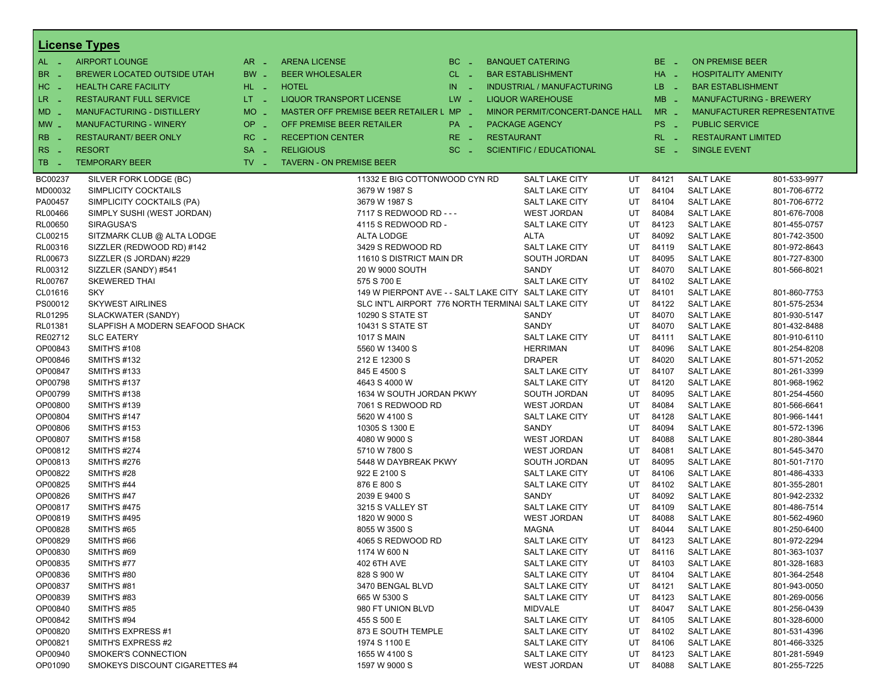## License Types

| Code | Type | Code | Type | Code | Type | Code | Type |
|---|---|---|---|---|---|---|---|
| AL - | AIRPORT LOUNGE | AR - | ARENA LICENSE | BC - | BANQUET CATERING | BE - | ON PREMISE BEER |
| BR - | BREWER LOCATED OUTSIDE UTAH | BW - | BEER WHOLESALER | CL - | BAR ESTABLISHMENT | HA - | HOSPITALITY AMENITY |
| HC - | HEALTH CARE FACILITY | HL - | HOTEL | IN - | INDUSTRIAL / MANUFACTURING | LB - | BAR ESTABLISHMENT |
| LR - | RESTAURANT FULL SERVICE | LT - | LIQUOR TRANSPORT LICENSE | LW - | LIQUOR WAREHOUSE | MB - | MANUFACTURING - BREWERY |
| MD - | MANUFACTURING - DISTILLERY | MO - | MASTER OFF PREMISE BEER RETAILER L | MP - | MINOR PERMIT/CONCERT-DANCE HALL | MR - | MANUFACTURER REPRESENTATIVE |
| MW - | MANUFACTURING - WINERY | OP - | OFF PREMISE BEER RETAILER | PA - | PACKAGE AGENCY | PS - | PUBLIC SERVICE |
| RB - | RESTAURANT/ BEER ONLY | RC - | RECEPTION CENTER | RE - | RESTAURANT | RL - | RESTAURANT LIMITED |
| RS - | RESORT | SA - | RELIGIOUS | SC - | SCIENTIFIC / EDUCATIONAL | SE - | SINGLE EVENT |
| TB - | TEMPORARY BEER | TV - | TAVERN - ON PREMISE BEER | | | | |

| License | Name | Address | City | State | Zip | County | Phone |
|---|---|---|---|---|---|---|---|
| BC00237 | SILVER FORK LODGE (BC) | 11332 E BIG COTTONWOOD CYN RD | SALT LAKE CITY | UT | 84121 | SALT LAKE | 801-533-9977 |
| MD00032 | SIMPLICITY COCKTAILS | 3679 W 1987 S | SALT LAKE CITY | UT | 84104 | SALT LAKE | 801-706-6772 |
| PA00457 | SIMPLICITY COCKTAILS (PA) | 3679 W 1987 S | SALT LAKE CITY | UT | 84104 | SALT LAKE | 801-706-6772 |
| RL00466 | SIMPLY SUSHI (WEST JORDAN) | 7117 S REDWOOD RD - - - | WEST JORDAN | UT | 84084 | SALT LAKE | 801-676-7008 |
| RL00650 | SIRAGUSA'S | 4115 S REDWOOD RD - | SALT LAKE CITY | UT | 84123 | SALT LAKE | 801-455-0757 |
| CL00215 | SITZMARK CLUB @ ALTA LODGE | ALTA LODGE | ALTA | UT | 84092 | SALT LAKE | 801-742-3500 |
| RL00316 | SIZZLER (REDWOOD RD) #142 | 3429 S REDWOOD RD | SALT LAKE CITY | UT | 84119 | SALT LAKE | 801-972-8643 |
| RL00673 | SIZZLER (S JORDAN) #229 | 11610 S DISTRICT MAIN DR | SOUTH JORDAN | UT | 84095 | SALT LAKE | 801-727-8300 |
| RL00312 | SIZZLER (SANDY) #541 | 20 W 9000 SOUTH | SANDY | UT | 84070 | SALT LAKE | 801-566-8021 |
| RL00767 | SKEWERED THAI | 575 S 700 E | SALT LAKE CITY | UT | 84102 | SALT LAKE | |
| CL01616 | SKY | 149 W PIERPONT AVE - - SALT LAKE CITY | SALT LAKE CITY | UT | 84101 | SALT LAKE | 801-860-7753 |
| PS00012 | SKYWEST AIRLINES | SLC INT'L AIRPORT 776 NORTH TERMINAL | SALT LAKE CITY | UT | 84122 | SALT LAKE | 801-575-2534 |
| RL01295 | SLACKWATER (SANDY) | 10290 S STATE ST | SANDY | UT | 84070 | SALT LAKE | 801-930-5147 |
| RL01381 | SLAPFISH A MODERN SEAFOOD SHACK | 10431 S STATE ST | SANDY | UT | 84070 | SALT LAKE | 801-432-8488 |
| RE02712 | SLC EATERY | 1017 S MAIN | SALT LAKE CITY | UT | 84111 | SALT LAKE | 801-910-6110 |
| OP00843 | SMITH'S #108 | 5560 W 13400 S | HERRIMAN | UT | 84096 | SALT LAKE | 801-254-8208 |
| OP00846 | SMITH'S #132 | 212 E 12300 S | DRAPER | UT | 84020 | SALT LAKE | 801-571-2052 |
| OP00847 | SMITH'S #133 | 845 E 4500 S | SALT LAKE CITY | UT | 84107 | SALT LAKE | 801-261-3399 |
| OP00798 | SMITH'S #137 | 4643 S 4000 W | SALT LAKE CITY | UT | 84120 | SALT LAKE | 801-968-1962 |
| OP00799 | SMITH'S #138 | 1634 W SOUTH JORDAN PKWY | SOUTH JORDAN | UT | 84095 | SALT LAKE | 801-254-4560 |
| OP00800 | SMITH'S #139 | 7061 S REDWOOD RD | WEST JORDAN | UT | 84084 | SALT LAKE | 801-566-6641 |
| OP00804 | SMITH'S #147 | 5620 W 4100 S | SALT LAKE CITY | UT | 84128 | SALT LAKE | 801-966-1441 |
| OP00806 | SMITH'S #153 | 10305 S 1300 E | SANDY | UT | 84094 | SALT LAKE | 801-572-1396 |
| OP00807 | SMITH'S #158 | 4080 W 9000 S | WEST JORDAN | UT | 84088 | SALT LAKE | 801-280-3844 |
| OP00812 | SMITH'S #274 | 5710 W 7800 S | WEST JORDAN | UT | 84081 | SALT LAKE | 801-545-3470 |
| OP00813 | SMITH'S #276 | 5448 W DAYBREAK PKWY | SOUTH JORDAN | UT | 84095 | SALT LAKE | 801-501-7170 |
| OP00822 | SMITH'S #28 | 922 E 2100 S | SALT LAKE CITY | UT | 84106 | SALT LAKE | 801-486-4333 |
| OP00825 | SMITH'S #44 | 876 E 800 S | SALT LAKE CITY | UT | 84102 | SALT LAKE | 801-355-2801 |
| OP00826 | SMITH'S #47 | 2039 E 9400 S | SANDY | UT | 84092 | SALT LAKE | 801-942-2332 |
| OP00817 | SMITH'S #475 | 3215 S VALLEY ST | SALT LAKE CITY | UT | 84109 | SALT LAKE | 801-486-7514 |
| OP00819 | SMITH'S #495 | 1820 W 9000 S | WEST JORDAN | UT | 84088 | SALT LAKE | 801-562-4960 |
| OP00828 | SMITH'S #65 | 8055 W 3500 S | MAGNA | UT | 84044 | SALT LAKE | 801-250-6400 |
| OP00829 | SMITH'S #66 | 4065 S REDWOOD RD | SALT LAKE CITY | UT | 84123 | SALT LAKE | 801-972-2294 |
| OP00830 | SMITH'S #69 | 1174 W 600 N | SALT LAKE CITY | UT | 84116 | SALT LAKE | 801-363-1037 |
| OP00835 | SMITH'S #77 | 402 6TH AVE | SALT LAKE CITY | UT | 84103 | SALT LAKE | 801-328-1683 |
| OP00836 | SMITH'S #80 | 828 S 900 W | SALT LAKE CITY | UT | 84104 | SALT LAKE | 801-364-2548 |
| OP00837 | SMITH'S #81 | 3470 BENGAL BLVD | SALT LAKE CITY | UT | 84121 | SALT LAKE | 801-943-0050 |
| OP00839 | SMITH'S #83 | 665 W 5300 S | SALT LAKE CITY | UT | 84123 | SALT LAKE | 801-269-0056 |
| OP00840 | SMITH'S #85 | 980 FT UNION BLVD | MIDVALE | UT | 84047 | SALT LAKE | 801-256-0439 |
| OP00842 | SMITH'S #94 | 455 S 500 E | SALT LAKE CITY | UT | 84105 | SALT LAKE | 801-328-6000 |
| OP00820 | SMITH'S EXPRESS #1 | 873 E SOUTH TEMPLE | SALT LAKE CITY | UT | 84102 | SALT LAKE | 801-531-4396 |
| OP00821 | SMITH'S EXPRESS #2 | 1974 S 1100 E | SALT LAKE CITY | UT | 84106 | SALT LAKE | 801-466-3325 |
| OP00940 | SMOKER'S CONNECTION | 1655 W 4100 S | SALT LAKE CITY | UT | 84123 | SALT LAKE | 801-281-5949 |
| OP01090 | SMOKEYS DISCOUNT CIGARETTES #4 | 1597 W 9000 S | WEST JORDAN | UT | 84088 | SALT LAKE | 801-255-7225 |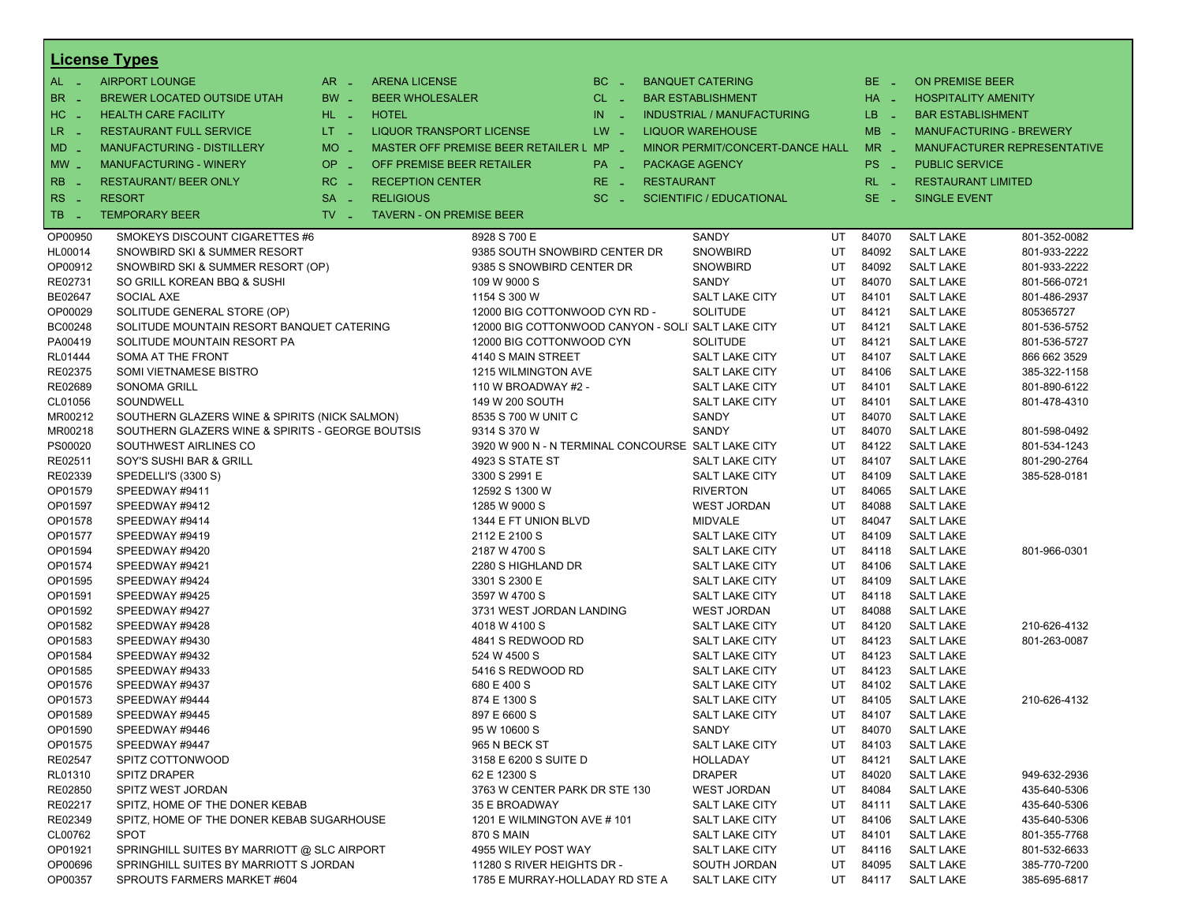## License Types

| | | | | | | | |
|---|---|---|---|---|---|---|---|
| AL - | AIRPORT LOUNGE | AR - | ARENA LICENSE | BC - | BANQUET CATERING | BE - | ON PREMISE BEER |
| BR - | BREWER LOCATED OUTSIDE UTAH | BW - | BEER WHOLESALER | CL - | BAR ESTABLISHMENT | HA - | HOSPITALITY AMENITY |
| HC - | HEALTH CARE FACILITY | HL - | HOTEL | IN - | INDUSTRIAL / MANUFACTURING | LB - | BAR ESTABLISHMENT |
| LR - | RESTAURANT FULL SERVICE | LT - | LIQUOR TRANSPORT LICENSE | LW - | LIQUOR WAREHOUSE | MB - | MANUFACTURING - BREWERY |
| MD - | MANUFACTURING - DISTILLERY | MO - | MASTER OFF PREMISE BEER RETAILER L | MP - | MINOR PERMIT/CONCERT-DANCE HALL | MR - | MANUFACTURER REPRESENTATIVE |
| MW - | MANUFACTURING - WINERY | OP - | OFF PREMISE BEER RETAILER | PA - | PACKAGE AGENCY | PS - | PUBLIC SERVICE |
| RB - | RESTAURANT/ BEER ONLY | RC - | RECEPTION CENTER | RE - | RESTAURANT | RL - | RESTAURANT LIMITED |
| RS - | RESORT | SA - | RELIGIOUS | SC - | SCIENTIFIC / EDUCATIONAL | SE - | SINGLE EVENT |
| TB - | TEMPORARY BEER | TV - | TAVERN - ON PREMISE BEER | | | | |

| License | Name | Address | City | State | Zip | County | Phone |
|---|---|---|---|---|---|---|---|
| OP00950 | SMOKEYS DISCOUNT CIGARETTES #6 | 8928 S 700 E | SANDY | UT | 84070 | SALT LAKE | 801-352-0082 |
| HL00014 | SNOWBIRD SKI & SUMMER RESORT | 9385 SOUTH SNOWBIRD CENTER DR | SNOWBIRD | UT | 84092 | SALT LAKE | 801-933-2222 |
| OP00912 | SNOWBIRD SKI & SUMMER RESORT (OP) | 9385 S SNOWBIRD CENTER DR | SNOWBIRD | UT | 84092 | SALT LAKE | 801-933-2222 |
| RE02731 | SO GRILL KOREAN BBQ & SUSHI | 109 W 9000 S | SANDY | UT | 84070 | SALT LAKE | 801-566-0721 |
| BE02647 | SOCIAL AXE | 1154 S 300 W | SALT LAKE CITY | UT | 84101 | SALT LAKE | 801-486-2937 |
| OP00029 | SOLITUDE GENERAL STORE (OP) | 12000 BIG COTTONWOOD CYN RD - | SOLITUDE | UT | 84121 | SALT LAKE | 805365727 |
| BC00248 | SOLITUDE MOUNTAIN RESORT BANQUET CATERING | 12000 BIG COTTONWOOD CANYON - SOLI | SALT LAKE CITY | UT | 84121 | SALT LAKE | 801-536-5752 |
| PA00419 | SOLITUDE MOUNTAIN RESORT PA | 12000 BIG COTTONWOOD CYN | SOLITUDE | UT | 84121 | SALT LAKE | 801-536-5727 |
| RL01444 | SOMA AT THE FRONT | 4140 S MAIN STREET | SALT LAKE CITY | UT | 84107 | SALT LAKE | 866 662 3529 |
| RE02375 | SOMI VIETNAMESE BISTRO | 1215 WILMINGTON AVE | SALT LAKE CITY | UT | 84106 | SALT LAKE | 385-322-1158 |
| RE02689 | SONOMA GRILL | 110 W BROADWAY #2 - | SALT LAKE CITY | UT | 84101 | SALT LAKE | 801-890-6122 |
| CL01056 | SOUNDWELL | 149 W 200 SOUTH | SALT LAKE CITY | UT | 84101 | SALT LAKE | 801-478-4310 |
| MR00212 | SOUTHERN GLAZERS WINE & SPIRITS (NICK SALMON) | 8535 S 700 W UNIT C | SANDY | UT | 84070 | SALT LAKE | |
| MR00218 | SOUTHERN GLAZERS WINE & SPIRITS - GEORGE BOUTSIS | 9314 S 370 W | SANDY | UT | 84070 | SALT LAKE | 801-598-0492 |
| PS00020 | SOUTHWEST AIRLINES CO | 3920 W 900 N - N TERMINAL CONCOURSE | SALT LAKE CITY | UT | 84122 | SALT LAKE | 801-534-1243 |
| RE02511 | SOY'S SUSHI BAR & GRILL | 4923 S STATE ST | SALT LAKE CITY | UT | 84107 | SALT LAKE | 801-290-2764 |
| RE02339 | SPEDELLI'S (3300 S) | 3300 S 2991 E | SALT LAKE CITY | UT | 84109 | SALT LAKE | 385-528-0181 |
| OP01579 | SPEEDWAY #9411 | 12592 S 1300 W | RIVERTON | UT | 84065 | SALT LAKE | |
| OP01597 | SPEEDWAY #9412 | 1285 W 9000 S | WEST JORDAN | UT | 84088 | SALT LAKE | |
| OP01578 | SPEEDWAY #9414 | 1344 E FT UNION BLVD | MIDVALE | UT | 84047 | SALT LAKE | |
| OP01577 | SPEEDWAY #9419 | 2112 E 2100 S | SALT LAKE CITY | UT | 84109 | SALT LAKE | |
| OP01594 | SPEEDWAY #9420 | 2187 W 4700 S | SALT LAKE CITY | UT | 84118 | SALT LAKE | 801-966-0301 |
| OP01574 | SPEEDWAY #9421 | 2280 S HIGHLAND DR | SALT LAKE CITY | UT | 84106 | SALT LAKE | |
| OP01595 | SPEEDWAY #9424 | 3301 S 2300 E | SALT LAKE CITY | UT | 84109 | SALT LAKE | |
| OP01591 | SPEEDWAY #9425 | 3597 W 4700 S | SALT LAKE CITY | UT | 84118 | SALT LAKE | |
| OP01592 | SPEEDWAY #9427 | 3731 WEST JORDAN LANDING | WEST JORDAN | UT | 84088 | SALT LAKE | |
| OP01582 | SPEEDWAY #9428 | 4018 W 4100 S | SALT LAKE CITY | UT | 84120 | SALT LAKE | 210-626-4132 |
| OP01583 | SPEEDWAY #9430 | 4841 S REDWOOD RD | SALT LAKE CITY | UT | 84123 | SALT LAKE | 801-263-0087 |
| OP01584 | SPEEDWAY #9432 | 524 W 4500 S | SALT LAKE CITY | UT | 84123 | SALT LAKE | |
| OP01585 | SPEEDWAY #9433 | 5416 S REDWOOD RD | SALT LAKE CITY | UT | 84123 | SALT LAKE | |
| OP01576 | SPEEDWAY #9437 | 680 E 400 S | SALT LAKE CITY | UT | 84102 | SALT LAKE | |
| OP01573 | SPEEDWAY #9444 | 874 E 1300 S | SALT LAKE CITY | UT | 84105 | SALT LAKE | 210-626-4132 |
| OP01589 | SPEEDWAY #9445 | 897 E 6600 S | SALT LAKE CITY | UT | 84107 | SALT LAKE | |
| OP01590 | SPEEDWAY #9446 | 95 W 10600 S | SANDY | UT | 84070 | SALT LAKE | |
| OP01575 | SPEEDWAY #9447 | 965 N BECK ST | SALT LAKE CITY | UT | 84103 | SALT LAKE | |
| RE02547 | SPITZ COTTONWOOD | 3158 E 6200 S SUITE D | HOLLADAY | UT | 84121 | SALT LAKE | |
| RL01310 | SPITZ DRAPER | 62 E 12300 S | DRAPER | UT | 84020 | SALT LAKE | 949-632-2936 |
| RE02850 | SPITZ WEST JORDAN | 3763 W CENTER PARK DR STE 130 | WEST JORDAN | UT | 84084 | SALT LAKE | 435-640-5306 |
| RE02217 | SPITZ, HOME OF THE DONER KEBAB | 35 E BROADWAY | SALT LAKE CITY | UT | 84111 | SALT LAKE | 435-640-5306 |
| RE02349 | SPITZ, HOME OF THE DONER KEBAB SUGARHOUSE | 1201 E WILMINGTON AVE # 101 | SALT LAKE CITY | UT | 84106 | SALT LAKE | 435-640-5306 |
| CL00762 | SPOT | 870 S MAIN | SALT LAKE CITY | UT | 84101 | SALT LAKE | 801-355-7768 |
| OP01921 | SPRINGHILL SUITES BY MARRIOTT @ SLC AIRPORT | 4955 WILEY POST WAY | SALT LAKE CITY | UT | 84116 | SALT LAKE | 801-532-6633 |
| OP00696 | SPRINGHILL SUITES BY MARRIOTT S JORDAN | 11280 S RIVER HEIGHTS DR - | SOUTH JORDAN | UT | 84095 | SALT LAKE | 385-770-7200 |
| OP00357 | SPROUTS FARMERS MARKET #604 | 1785 E MURRAY-HOLLADAY RD STE A | SALT LAKE CITY | UT | 84117 | SALT LAKE | 385-695-6817 |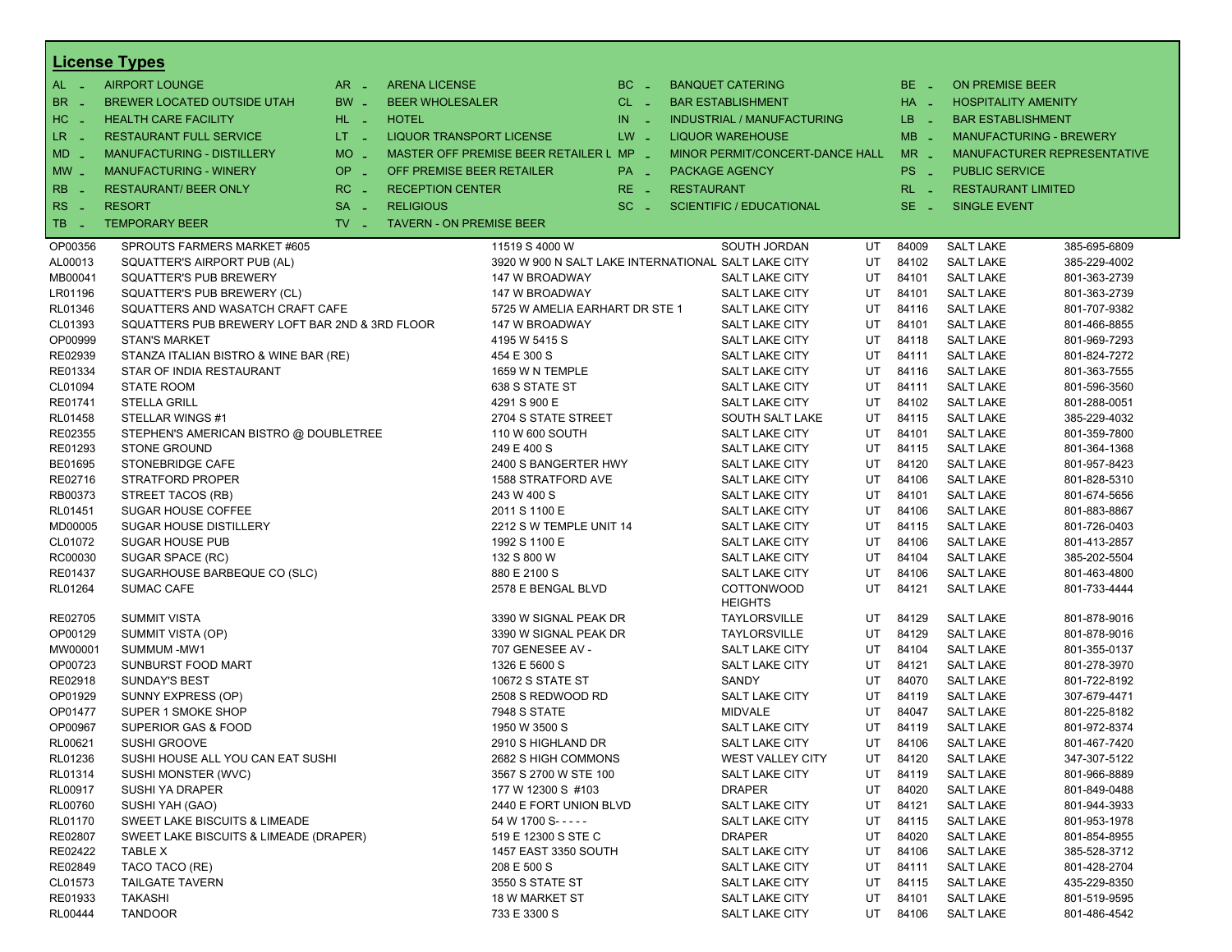## License Types

| Code | Type | Code | Type | Code | Type | Code | Type |
|---|---|---|---|---|---|---|---|
| AL - | AIRPORT LOUNGE | AR - | ARENA LICENSE | BC - | BANQUET CATERING | BE - | ON PREMISE BEER |
| BR - | BREWER LOCATED OUTSIDE UTAH | BW - | BEER WHOLESALER | CL - | BAR ESTABLISHMENT | HA - | HOSPITALITY AMENITY |
| HC - | HEALTH CARE FACILITY | HL - | HOTEL | IN - | INDUSTRIAL / MANUFACTURING | LB - | BAR ESTABLISHMENT |
| LR - | RESTAURANT FULL SERVICE | LT - | LIQUOR TRANSPORT LICENSE | LW - | LIQUOR WAREHOUSE | MB - | MANUFACTURING - BREWERY |
| MD - | MANUFACTURING - DISTILLERY | MO - | MASTER OFF PREMISE BEER RETAILER L | MP - | MINOR PERMIT/CONCERT-DANCE HALL | MR - | MANUFACTURER REPRESENTATIVE |
| MW - | MANUFACTURING - WINERY | OP - | OFF PREMISE BEER RETAILER | PA - | PACKAGE AGENCY | PS - | PUBLIC SERVICE |
| RB - | RESTAURANT/ BEER ONLY | RC - | RECEPTION CENTER | RE - | RESTAURANT | RL - | RESTAURANT LIMITED |
| RS - | RESORT | SA - | RELIGIOUS | SC - | SCIENTIFIC / EDUCATIONAL | SE - | SINGLE EVENT |
| TB - | TEMPORARY BEER | TV - | TAVERN - ON PREMISE BEER | | | | |

| License | Name | Address | City | State | Zip | County | Phone |
|---|---|---|---|---|---|---|---|
| OP00356 | SPROUTS FARMERS MARKET #605 | 11519 S 4000 W | SOUTH JORDAN | UT | 84009 | SALT LAKE | 385-695-6809 |
| AL00013 | SQUATTER'S AIRPORT PUB (AL) | 3920 W 900 N SALT LAKE INTERNATIONAL | SALT LAKE CITY | UT | 84102 | SALT LAKE | 385-229-4002 |
| MB00041 | SQUATTER'S PUB BREWERY | 147 W BROADWAY | SALT LAKE CITY | UT | 84101 | SALT LAKE | 801-363-2739 |
| LR01196 | SQUATTER'S PUB BREWERY (CL) | 147 W BROADWAY | SALT LAKE CITY | UT | 84101 | SALT LAKE | 801-363-2739 |
| RL01346 | SQUATTERS AND WASATCH CRAFT CAFE | 5725 W AMELIA EARHART DR STE 1 | SALT LAKE CITY | UT | 84116 | SALT LAKE | 801-707-9382 |
| CL01393 | SQUATTERS PUB BREWERY LOFT BAR 2ND & 3RD FLOOR | 147 W BROADWAY | SALT LAKE CITY | UT | 84101 | SALT LAKE | 801-466-8855 |
| OP00999 | STAN'S MARKET | 4195 W 5415 S | SALT LAKE CITY | UT | 84118 | SALT LAKE | 801-969-7293 |
| RE02939 | STANZA ITALIAN BISTRO & WINE BAR (RE) | 454 E 300 S | SALT LAKE CITY | UT | 84111 | SALT LAKE | 801-824-7272 |
| RE01334 | STAR OF INDIA RESTAURANT | 1659 W N TEMPLE | SALT LAKE CITY | UT | 84116 | SALT LAKE | 801-363-7555 |
| CL01094 | STATE ROOM | 638 S STATE ST | SALT LAKE CITY | UT | 84111 | SALT LAKE | 801-596-3560 |
| RE01741 | STELLA GRILL | 4291 S 900 E | SALT LAKE CITY | UT | 84102 | SALT LAKE | 801-288-0051 |
| RL01458 | STELLAR WINGS #1 | 2704 S STATE STREET | SOUTH SALT LAKE | UT | 84115 | SALT LAKE | 385-229-4032 |
| RE02355 | STEPHEN'S AMERICAN BISTRO @ DOUBLETREE | 110 W 600 SOUTH | SALT LAKE CITY | UT | 84101 | SALT LAKE | 801-359-7800 |
| RE01293 | STONE GROUND | 249 E 400 S | SALT LAKE CITY | UT | 84115 | SALT LAKE | 801-364-1368 |
| BE01695 | STONEBRIDGE CAFE | 2400 S BANGERTER HWY | SALT LAKE CITY | UT | 84120 | SALT LAKE | 801-957-8423 |
| RE02716 | STRATFORD PROPER | 1588 STRATFORD AVE | SALT LAKE CITY | UT | 84106 | SALT LAKE | 801-828-5310 |
| RB00373 | STREET TACOS (RB) | 243 W 400 S | SALT LAKE CITY | UT | 84101 | SALT LAKE | 801-674-5656 |
| RL01451 | SUGAR HOUSE COFFEE | 2011 S 1100 E | SALT LAKE CITY | UT | 84106 | SALT LAKE | 801-883-8867 |
| MD00005 | SUGAR HOUSE DISTILLERY | 2212 S W TEMPLE UNIT 14 | SALT LAKE CITY | UT | 84115 | SALT LAKE | 801-726-0403 |
| CL01072 | SUGAR HOUSE PUB | 1992 S 1100 E | SALT LAKE CITY | UT | 84106 | SALT LAKE | 801-413-2857 |
| RC00030 | SUGAR SPACE (RC) | 132 S 800 W | SALT LAKE CITY | UT | 84104 | SALT LAKE | 385-202-5504 |
| RE01437 | SUGARHOUSE BARBEQUE CO (SLC) | 880 E 2100 S | SALT LAKE CITY | UT | 84106 | SALT LAKE | 801-463-4800 |
| RL01264 | SUMAC CAFE | 2578 E BENGAL BLVD | COTTONWOOD HEIGHTS | UT | 84121 | SALT LAKE | 801-733-4444 |
| RE02705 | SUMMIT VISTA | 3390 W SIGNAL PEAK DR | TAYLORSVILLE | UT | 84129 | SALT LAKE | 801-878-9016 |
| OP00129 | SUMMIT VISTA (OP) | 3390 W SIGNAL PEAK DR | TAYLORSVILLE | UT | 84129 | SALT LAKE | 801-878-9016 |
| MW00001 | SUMMUM -MW1 | 707 GENESEE AV - | SALT LAKE CITY | UT | 84104 | SALT LAKE | 801-355-0137 |
| OP00723 | SUNBURST FOOD MART | 1326 E 5600 S | SALT LAKE CITY | UT | 84121 | SALT LAKE | 801-278-3970 |
| RE02918 | SUNDAY'S BEST | 10672 S STATE ST | SANDY | UT | 84070 | SALT LAKE | 801-722-8192 |
| OP01929 | SUNNY EXPRESS (OP) | 2508 S REDWOOD RD | SALT LAKE CITY | UT | 84119 | SALT LAKE | 307-679-4471 |
| OP01477 | SUPER 1 SMOKE SHOP | 7948 S STATE | MIDVALE | UT | 84047 | SALT LAKE | 801-225-8182 |
| OP00967 | SUPERIOR GAS & FOOD | 1950 W 3500 S | SALT LAKE CITY | UT | 84119 | SALT LAKE | 801-972-8374 |
| RL00621 | SUSHI GROOVE | 2910 S HIGHLAND DR | SALT LAKE CITY | UT | 84106 | SALT LAKE | 801-467-7420 |
| RL01236 | SUSHI HOUSE ALL YOU CAN EAT SUSHI | 2682 S HIGH COMMONS | WEST VALLEY CITY | UT | 84120 | SALT LAKE | 347-307-5122 |
| RL01314 | SUSHI MONSTER (WVC) | 3567 S 2700 W STE 100 | SALT LAKE CITY | UT | 84119 | SALT LAKE | 801-966-8889 |
| RL00917 | SUSHI YA DRAPER | 177 W 12300 S #103 | DRAPER | UT | 84020 | SALT LAKE | 801-849-0488 |
| RL00760 | SUSHI YAH (GAO) | 2440 E FORT UNION BLVD | SALT LAKE CITY | UT | 84121 | SALT LAKE | 801-944-3933 |
| RL01170 | SWEET LAKE BISCUITS & LIMEADE | 54 W 1700 S- - - - - | SALT LAKE CITY | UT | 84115 | SALT LAKE | 801-953-1978 |
| RE02807 | SWEET LAKE BISCUITS & LIMEADE (DRAPER) | 519 E 12300 S STE C | DRAPER | UT | 84020 | SALT LAKE | 801-854-8955 |
| RE02422 | TABLE X | 1457 EAST 3350 SOUTH | SALT LAKE CITY | UT | 84106 | SALT LAKE | 385-528-3712 |
| RE02849 | TACO TACO (RE) | 208 E 500 S | SALT LAKE CITY | UT | 84111 | SALT LAKE | 801-428-2704 |
| CL01573 | TAILGATE TAVERN | 3550 S STATE ST | SALT LAKE CITY | UT | 84115 | SALT LAKE | 435-229-8350 |
| RE01933 | TAKASHI | 18 W MARKET ST | SALT LAKE CITY | UT | 84101 | SALT LAKE | 801-519-9595 |
| RL00444 | TANDOOR | 733 E 3300 S | SALT LAKE CITY | UT | 84106 | SALT LAKE | 801-486-4542 |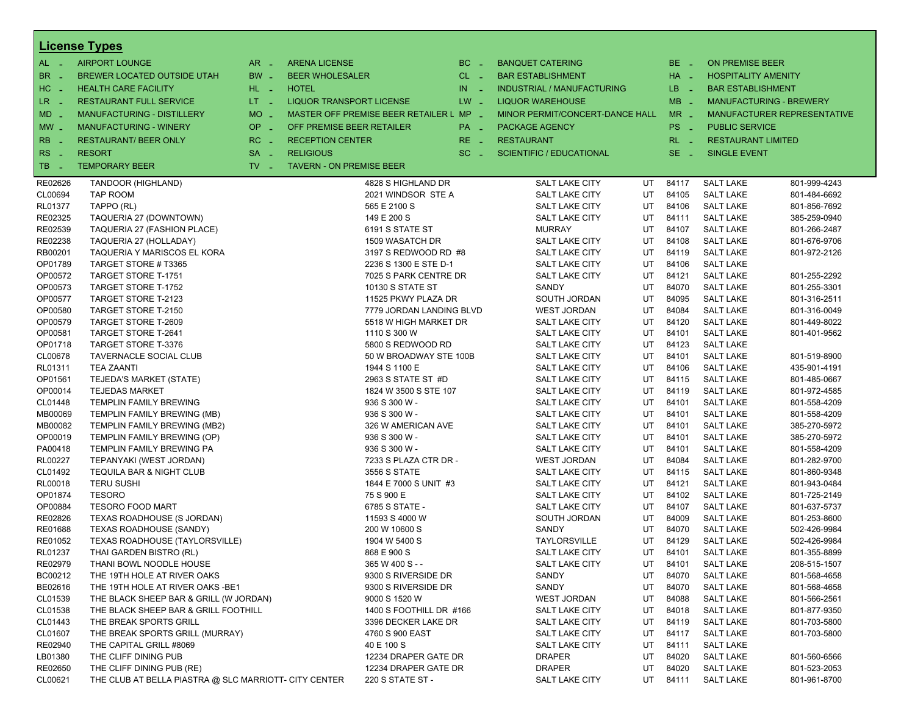## License Types

| Code | Type | Code | Type | Code | Type | Code | Type |
|---|---|---|---|---|---|---|---|
| AL - | AIRPORT LOUNGE | AR - | ARENA LICENSE | BC - | BANQUET CATERING | BE - | ON PREMISE BEER |
| BR - | BREWER LOCATED OUTSIDE UTAH | BW - | BEER WHOLESALER | CL - | BAR ESTABLISHMENT | HA - | HOSPITALITY AMENITY |
| HC - | HEALTH CARE FACILITY | HL - | HOTEL | IN - | INDUSTRIAL / MANUFACTURING | LB - | BAR ESTABLISHMENT |
| LR - | RESTAURANT FULL SERVICE | LT - | LIQUOR TRANSPORT LICENSE | LW - | LIQUOR WAREHOUSE | MB - | MANUFACTURING - BREWERY |
| MD - | MANUFACTURING - DISTILLERY | MO - | MASTER OFF PREMISE BEER RETAILER L | MP - | MINOR PERMIT/CONCERT-DANCE HALL | MR - | MANUFACTURER REPRESENTATIVE |
| MW - | MANUFACTURING - WINERY | OP - | OFF PREMISE BEER RETAILER | PA - | PACKAGE AGENCY | PS - | PUBLIC SERVICE |
| RB - | RESTAURANT/ BEER ONLY | RC - | RECEPTION CENTER | RE - | RESTAURANT | RL - | RESTAURANT LIMITED |
| RS - | RESORT | SA - | RELIGIOUS | SC - | SCIENTIFIC / EDUCATIONAL | SE - | SINGLE EVENT |
| TB - | TEMPORARY BEER | TV - | TAVERN - ON PREMISE BEER | | | | |

| License | Name | Address | City | State | Zip | County | Phone |
|---|---|---|---|---|---|---|---|
| RE02626 | TANDOOR (HIGHLAND) | 4828 S HIGHLAND DR | SALT LAKE CITY | UT | 84117 | SALT LAKE | 801-999-4243 |
| CL00694 | TAP ROOM | 2021 WINDSOR STE A | SALT LAKE CITY | UT | 84105 | SALT LAKE | 801-484-6692 |
| RL01377 | TAPPO (RL) | 565 E 2100 S | SALT LAKE CITY | UT | 84106 | SALT LAKE | 801-856-7692 |
| RE02325 | TAQUERIA 27 (DOWNTOWN) | 149 E 200 S | SALT LAKE CITY | UT | 84111 | SALT LAKE | 385-259-0940 |
| RE02539 | TAQUERIA 27 (FASHION PLACE) | 6191 S STATE ST | MURRAY | UT | 84107 | SALT LAKE | 801-266-2487 |
| RE02238 | TAQUERIA 27 (HOLLADAY) | 1509 WASATCH DR | SALT LAKE CITY | UT | 84108 | SALT LAKE | 801-676-9706 |
| RB00201 | TAQUERIA Y MARISCOS EL KORA | 3197 S REDWOOD RD #8 | SALT LAKE CITY | UT | 84119 | SALT LAKE | 801-972-2126 |
| OP01789 | TARGET STORE # T3365 | 2236 S 1300 E STE D-1 | SALT LAKE CITY | UT | 84106 | SALT LAKE | |
| OP00572 | TARGET STORE T-1751 | 7025 S PARK CENTRE DR | SALT LAKE CITY | UT | 84121 | SALT LAKE | 801-255-2292 |
| OP00573 | TARGET STORE T-1752 | 10130 S STATE ST | SANDY | UT | 84070 | SALT LAKE | 801-255-3301 |
| OP00577 | TARGET STORE T-2123 | 11525 PKWY PLAZA DR | SOUTH JORDAN | UT | 84095 | SALT LAKE | 801-316-2511 |
| OP00580 | TARGET STORE T-2150 | 7779 JORDAN LANDING BLVD | WEST JORDAN | UT | 84084 | SALT LAKE | 801-316-0049 |
| OP00579 | TARGET STORE T-2609 | 5518 W HIGH MARKET DR | SALT LAKE CITY | UT | 84120 | SALT LAKE | 801-449-8022 |
| OP00581 | TARGET STORE T-2641 | 1110 S 300 W | SALT LAKE CITY | UT | 84101 | SALT LAKE | 801-401-9562 |
| OP01718 | TARGET STORE T-3376 | 5800 S REDWOOD RD | SALT LAKE CITY | UT | 84123 | SALT LAKE | |
| CL00678 | TAVERNACLE SOCIAL CLUB | 50 W BROADWAY STE 100B | SALT LAKE CITY | UT | 84101 | SALT LAKE | 801-519-8900 |
| RL01311 | TEA ZAANTI | 1944 S 1100 E | SALT LAKE CITY | UT | 84106 | SALT LAKE | 435-901-4191 |
| OP01561 | TEJEDA'S MARKET (STATE) | 2963 S STATE ST #D | SALT LAKE CITY | UT | 84115 | SALT LAKE | 801-485-0667 |
| OP00014 | TEJEDAS MARKET | 1824 W 3500 S STE 107 | SALT LAKE CITY | UT | 84119 | SALT LAKE | 801-972-4585 |
| CL01448 | TEMPLIN FAMILY BREWING | 936 S 300 W - | SALT LAKE CITY | UT | 84101 | SALT LAKE | 801-558-4209 |
| MB00069 | TEMPLIN FAMILY BREWING (MB) | 936 S 300 W - | SALT LAKE CITY | UT | 84101 | SALT LAKE | 801-558-4209 |
| MB00082 | TEMPLIN FAMILY BREWING (MB2) | 326 W AMERICAN AVE | SALT LAKE CITY | UT | 84101 | SALT LAKE | 385-270-5972 |
| OP00019 | TEMPLIN FAMILY BREWING (OP) | 936 S 300 W - | SALT LAKE CITY | UT | 84101 | SALT LAKE | 385-270-5972 |
| PA00418 | TEMPLIN FAMILY BREWING PA | 936 S 300 W - | SALT LAKE CITY | UT | 84101 | SALT LAKE | 801-558-4209 |
| RL00227 | TEPANYAKI (WEST JORDAN) | 7233 S PLAZA CTR DR - | WEST JORDAN | UT | 84084 | SALT LAKE | 801-282-9700 |
| CL01492 | TEQUILA BAR & NIGHT CLUB | 3556 S STATE | SALT LAKE CITY | UT | 84115 | SALT LAKE | 801-860-9348 |
| RL00018 | TERU SUSHI | 1844 E 7000 S UNIT #3 | SALT LAKE CITY | UT | 84121 | SALT LAKE | 801-943-0484 |
| OP01874 | TESORO | 75 S 900 E | SALT LAKE CITY | UT | 84102 | SALT LAKE | 801-725-2149 |
| OP00884 | TESORO FOOD MART | 6785 S STATE - | SALT LAKE CITY | UT | 84107 | SALT LAKE | 801-637-5737 |
| RE02826 | TEXAS ROADHOUSE (S JORDAN) | 11593 S 4000 W | SOUTH JORDAN | UT | 84009 | SALT LAKE | 801-253-8600 |
| RE01688 | TEXAS ROADHOUSE (SANDY) | 200 W 10600 S | SANDY | UT | 84070 | SALT LAKE | 502-426-9984 |
| RE01052 | TEXAS ROADHOUSE (TAYLORSVILLE) | 1904 W 5400 S | TAYLORSVILLE | UT | 84129 | SALT LAKE | 502-426-9984 |
| RL01237 | THAI GARDEN BISTRO (RL) | 868 E 900 S | SALT LAKE CITY | UT | 84101 | SALT LAKE | 801-355-8899 |
| RE02979 | THANI BOWL NOODLE HOUSE | 365 W 400 S - - | SALT LAKE CITY | UT | 84101 | SALT LAKE | 208-515-1507 |
| BC00212 | THE 19TH HOLE AT RIVER OAKS | 9300 S RIVERSIDE DR | SANDY | UT | 84070 | SALT LAKE | 801-568-4658 |
| BE02616 | THE 19TH HOLE AT RIVER OAKS -BE1 | 9300 S RIVERSIDE DR | SANDY | UT | 84070 | SALT LAKE | 801-568-4658 |
| CL01539 | THE BLACK SHEEP BAR & GRILL (W JORDAN) | 9000 S 1520 W | WEST JORDAN | UT | 84088 | SALT LAKE | 801-566-2561 |
| CL01538 | THE BLACK SHEEP BAR & GRILL FOOTHILL | 1400 S FOOTHILL DR #166 | SALT LAKE CITY | UT | 84018 | SALT LAKE | 801-877-9350 |
| CL01443 | THE BREAK SPORTS GRILL | 3396 DECKER LAKE DR | SALT LAKE CITY | UT | 84119 | SALT LAKE | 801-703-5800 |
| CL01607 | THE BREAK SPORTS GRILL (MURRAY) | 4760 S 900 EAST | SALT LAKE CITY | UT | 84117 | SALT LAKE | 801-703-5800 |
| RE02940 | THE CAPITAL GRILL #8069 | 40 E 100 S | SALT LAKE CITY | UT | 84111 | SALT LAKE | |
| LB01380 | THE CLIFF DINING PUB | 12234 DRAPER GATE DR | DRAPER | UT | 84020 | SALT LAKE | 801-560-6566 |
| RE02650 | THE CLIFF DINING PUB (RE) | 12234 DRAPER GATE DR | DRAPER | UT | 84020 | SALT LAKE | 801-523-2053 |
| CL00621 | THE CLUB AT BELLA PIASTRA @ SLC MARRIOTT- CITY CENTER | 220 S STATE ST - | SALT LAKE CITY | UT | 84111 | SALT LAKE | 801-961-8700 |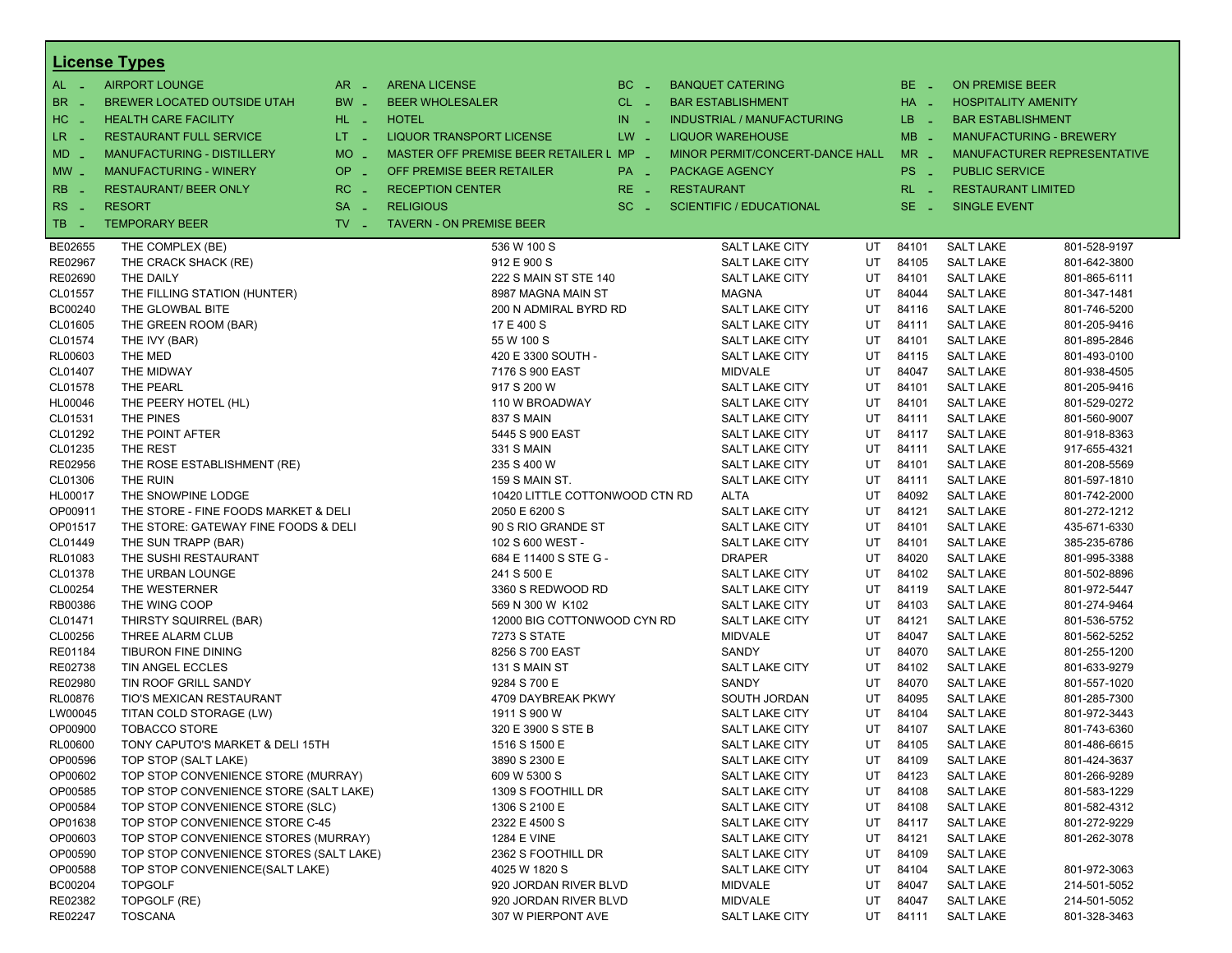## License Types

| | | | | | | | | | |
|---|---|---|---|---|---|---|---|---|---|
| AL - | AIRPORT LOUNGE | AR - | ARENA LICENSE | BC - | BANQUET CATERING | BE - | ON PREMISE BEER | | |
| BR - | BREWER LOCATED OUTSIDE UTAH | BW - | BEER WHOLESALER | CL - | BAR ESTABLISHMENT | HA - | HOSPITALITY AMENITY | | |
| HC - | HEALTH CARE FACILITY | HL - | HOTEL | IN - | INDUSTRIAL / MANUFACTURING | LB - | BAR ESTABLISHMENT | | |
| LR - | RESTAURANT FULL SERVICE | LT - | LIQUOR TRANSPORT LICENSE | LW - | LIQUOR WAREHOUSE | MB - | MANUFACTURING - BREWERY | | |
| MD - | MANUFACTURING - DISTILLERY | MO - | MASTER OFF PREMISE BEER RETAILER L | MP - | MINOR PERMIT/CONCERT-DANCE HALL | MR - | MANUFACTURER REPRESENTATIVE | | |
| MW - | MANUFACTURING - WINERY | OP - | OFF PREMISE BEER RETAILER | PA - | PACKAGE AGENCY | PS - | PUBLIC SERVICE | | |
| RB - | RESTAURANT/ BEER ONLY | RC - | RECEPTION CENTER | RE - | RESTAURANT | RL - | RESTAURANT LIMITED | | |
| RS - | RESORT | SA - | RELIGIOUS | SC - | SCIENTIFIC / EDUCATIONAL | SE - | SINGLE EVENT | | |
| TB - | TEMPORARY BEER | TV - | TAVERN - ON PREMISE BEER | | | | | | |

| License | Name | Address | City | State | Zip | County | Phone |
|---|---|---|---|---|---|---|---|
| BE02655 | THE COMPLEX (BE) | 536 W 100 S | SALT LAKE CITY | UT | 84101 | SALT LAKE | 801-528-9197 |
| RE02967 | THE CRACK SHACK (RE) | 912 E 900 S | SALT LAKE CITY | UT | 84105 | SALT LAKE | 801-642-3800 |
| RE02690 | THE DAILY | 222 S MAIN ST STE 140 | SALT LAKE CITY | UT | 84101 | SALT LAKE | 801-865-6111 |
| CL01557 | THE FILLING STATION (HUNTER) | 8987 MAGNA MAIN ST | MAGNA | UT | 84044 | SALT LAKE | 801-347-1481 |
| BC00240 | THE GLOWBAL BITE | 200 N ADMIRAL BYRD RD | SALT LAKE CITY | UT | 84116 | SALT LAKE | 801-746-5200 |
| CL01605 | THE GREEN ROOM (BAR) | 17 E 400 S | SALT LAKE CITY | UT | 84111 | SALT LAKE | 801-205-9416 |
| CL01574 | THE IVY (BAR) | 55 W 100 S | SALT LAKE CITY | UT | 84101 | SALT LAKE | 801-895-2846 |
| RL00603 | THE MED | 420 E 3300 SOUTH - | SALT LAKE CITY | UT | 84115 | SALT LAKE | 801-493-0100 |
| CL01407 | THE MIDWAY | 7176 S 900 EAST | MIDVALE | UT | 84047 | SALT LAKE | 801-938-4505 |
| CL01578 | THE PEARL | 917 S 200 W | SALT LAKE CITY | UT | 84101 | SALT LAKE | 801-205-9416 |
| HL00046 | THE PEERY HOTEL (HL) | 110 W BROADWAY | SALT LAKE CITY | UT | 84101 | SALT LAKE | 801-529-0272 |
| CL01531 | THE PINES | 837 S MAIN | SALT LAKE CITY | UT | 84111 | SALT LAKE | 801-560-9007 |
| CL01292 | THE POINT AFTER | 5445 S 900 EAST | SALT LAKE CITY | UT | 84117 | SALT LAKE | 801-918-8363 |
| CL01235 | THE REST | 331 S MAIN | SALT LAKE CITY | UT | 84111 | SALT LAKE | 917-655-4321 |
| RE02956 | THE ROSE ESTABLISHMENT (RE) | 235 S 400 W | SALT LAKE CITY | UT | 84101 | SALT LAKE | 801-208-5569 |
| CL01306 | THE RUIN | 159 S MAIN ST. | SALT LAKE CITY | UT | 84111 | SALT LAKE | 801-597-1810 |
| HL00017 | THE SNOWPINE LODGE | 10420 LITTLE COTTONWOOD CTN RD | ALTA | UT | 84092 | SALT LAKE | 801-742-2000 |
| OP00911 | THE STORE - FINE FOODS MARKET & DELI | 2050 E 6200 S | SALT LAKE CITY | UT | 84121 | SALT LAKE | 801-272-1212 |
| OP01517 | THE STORE: GATEWAY FINE FOODS & DELI | 90 S RIO GRANDE ST | SALT LAKE CITY | UT | 84101 | SALT LAKE | 435-671-6330 |
| CL01449 | THE SUN TRAPP (BAR) | 102 S 600 WEST - | SALT LAKE CITY | UT | 84101 | SALT LAKE | 385-235-6786 |
| RL01083 | THE SUSHI RESTAURANT | 684 E 11400 S STE G - | DRAPER | UT | 84020 | SALT LAKE | 801-995-3388 |
| CL01378 | THE URBAN LOUNGE | 241 S 500 E | SALT LAKE CITY | UT | 84102 | SALT LAKE | 801-502-8896 |
| CL00254 | THE WESTERNER | 3360 S REDWOOD RD | SALT LAKE CITY | UT | 84119 | SALT LAKE | 801-972-5447 |
| RB00386 | THE WING COOP | 569 N 300 W K102 | SALT LAKE CITY | UT | 84103 | SALT LAKE | 801-274-9464 |
| CL01471 | THIRSTY SQUIRREL (BAR) | 12000 BIG COTTONWOOD CYN RD | SALT LAKE CITY | UT | 84121 | SALT LAKE | 801-536-5752 |
| CL00256 | THREE ALARM CLUB | 7273 S STATE | MIDVALE | UT | 84047 | SALT LAKE | 801-562-5252 |
| RE01184 | TIBURON FINE DINING | 8256 S 700 EAST | SANDY | UT | 84070 | SALT LAKE | 801-255-1200 |
| RE02738 | TIN ANGEL ECCLES | 131 S MAIN ST | SALT LAKE CITY | UT | 84102 | SALT LAKE | 801-633-9279 |
| RE02980 | TIN ROOF GRILL SANDY | 9284 S 700 E | SANDY | UT | 84070 | SALT LAKE | 801-557-1020 |
| RL00876 | TIO'S MEXICAN RESTAURANT | 4709 DAYBREAK PKWY | SOUTH JORDAN | UT | 84095 | SALT LAKE | 801-285-7300 |
| LW00045 | TITAN COLD STORAGE (LW) | 1911 S 900 W | SALT LAKE CITY | UT | 84104 | SALT LAKE | 801-972-3443 |
| OP00900 | TOBACCO STORE | 320 E 3900 S STE B | SALT LAKE CITY | UT | 84107 | SALT LAKE | 801-743-6360 |
| RL00600 | TONY CAPUTO'S MARKET & DELI 15TH | 1516 S 1500 E | SALT LAKE CITY | UT | 84105 | SALT LAKE | 801-486-6615 |
| OP00596 | TOP STOP (SALT LAKE) | 3890 S 2300 E | SALT LAKE CITY | UT | 84109 | SALT LAKE | 801-424-3637 |
| OP00602 | TOP STOP CONVENIENCE STORE (MURRAY) | 609 W 5300 S | SALT LAKE CITY | UT | 84123 | SALT LAKE | 801-266-9289 |
| OP00585 | TOP STOP CONVENIENCE STORE (SALT LAKE) | 1309 S FOOTHILL DR | SALT LAKE CITY | UT | 84108 | SALT LAKE | 801-583-1229 |
| OP00584 | TOP STOP CONVENIENCE STORE (SLC) | 1306 S 2100 E | SALT LAKE CITY | UT | 84108 | SALT LAKE | 801-582-4312 |
| OP01638 | TOP STOP CONVENIENCE STORE C-45 | 2322 E 4500 S | SALT LAKE CITY | UT | 84117 | SALT LAKE | 801-272-9229 |
| OP00603 | TOP STOP CONVENIENCE STORES (MURRAY) | 1284 E VINE | SALT LAKE CITY | UT | 84121 | SALT LAKE | 801-262-3078 |
| OP00590 | TOP STOP CONVENIENCE STORES (SALT LAKE) | 2362 S FOOTHILL DR | SALT LAKE CITY | UT | 84109 | SALT LAKE | |
| OP00588 | TOP STOP CONVENIENCE(SALT LAKE) | 4025 W 1820 S | SALT LAKE CITY | UT | 84104 | SALT LAKE | 801-972-3063 |
| BC00204 | TOPGOLF | 920 JORDAN RIVER BLVD | MIDVALE | UT | 84047 | SALT LAKE | 214-501-5052 |
| RE02382 | TOPGOLF (RE) | 920 JORDAN RIVER BLVD | MIDVALE | UT | 84047 | SALT LAKE | 214-501-5052 |
| RE02247 | TOSCANA | 307 W PIERPONT AVE | SALT LAKE CITY | UT | 84111 | SALT LAKE | 801-328-3463 |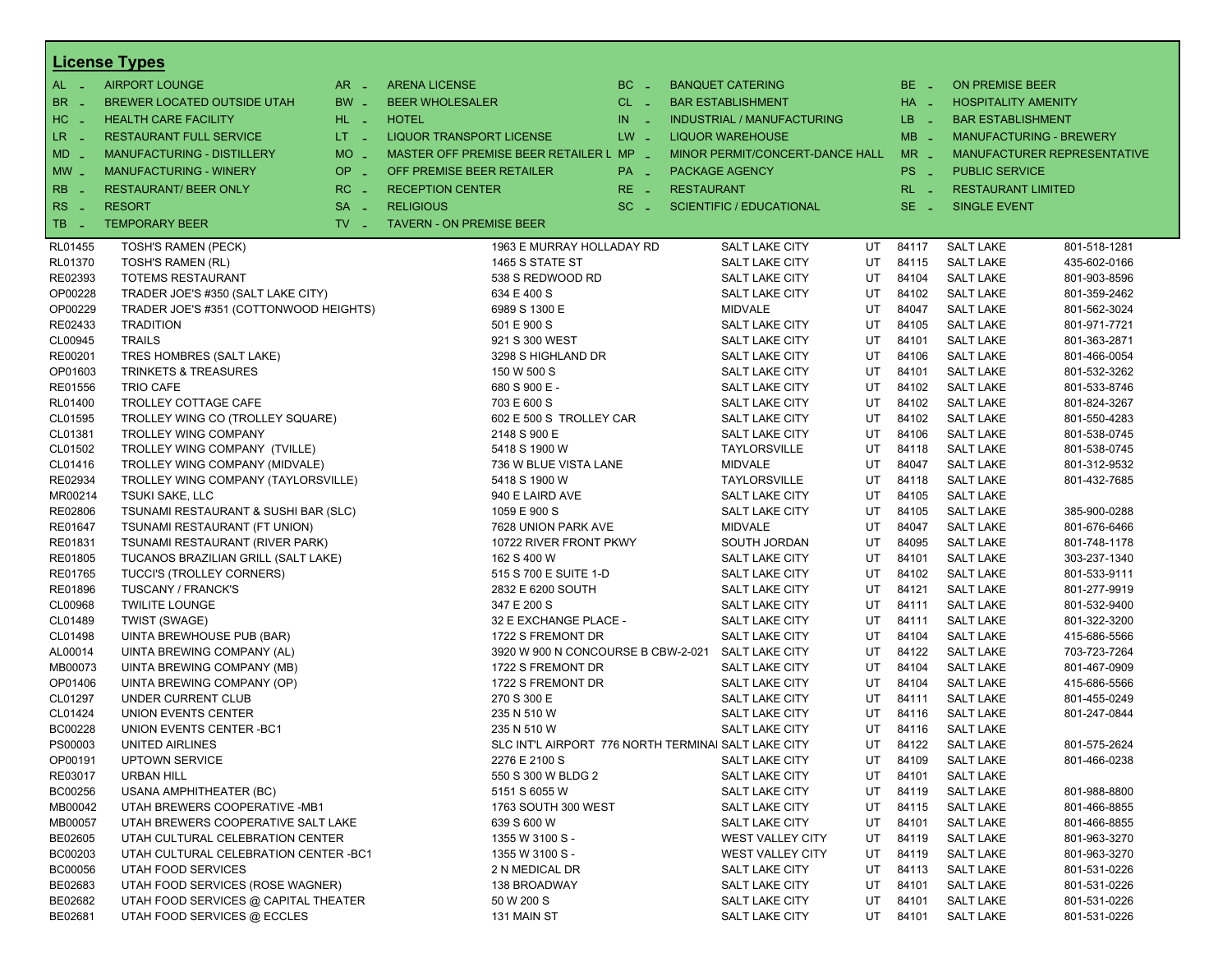## License Types

| | | | | | | | |
|---|---|---|---|---|---|---|---|
| AL - | AIRPORT LOUNGE | AR - | ARENA LICENSE | BC - | BANQUET CATERING | BE - | ON PREMISE BEER |
| BR - | BREWER LOCATED OUTSIDE UTAH | BW - | BEER WHOLESALER | CL - | BAR ESTABLISHMENT | HA - | HOSPITALITY AMENITY |
| HC - | HEALTH CARE FACILITY | HL - | HOTEL | IN - | INDUSTRIAL / MANUFACTURING | LB - | BAR ESTABLISHMENT |
| LR - | RESTAURANT FULL SERVICE | LT - | LIQUOR TRANSPORT LICENSE | LW - | LIQUOR WAREHOUSE | MB - | MANUFACTURING - BREWERY |
| MD - | MANUFACTURING - DISTILLERY | MO - | MASTER OFF PREMISE BEER RETAILER L | MP - | MINOR PERMIT/CONCERT-DANCE HALL | MR - | MANUFACTURER REPRESENTATIVE |
| MW - | MANUFACTURING - WINERY | OP - | OFF PREMISE BEER RETAILER | PA - | PACKAGE AGENCY | PS - | PUBLIC SERVICE |
| RB - | RESTAURANT/ BEER ONLY | RC - | RECEPTION CENTER | RE - | RESTAURANT | RL - | RESTAURANT LIMITED |
| RS - | RESORT | SA - | RELIGIOUS | SC - | SCIENTIFIC / EDUCATIONAL | SE - | SINGLE EVENT |
| TB - | TEMPORARY BEER | TV - | TAVERN - ON PREMISE BEER | | | | |

| | | | | | | | |
|---|---|---|---|---|---|---|---|
| RL01455 | TOSH'S RAMEN (PECK) | 1963 E MURRAY HOLLADAY RD | SALT LAKE CITY | UT | 84117 | SALT LAKE | 801-518-1281 |
| RL01370 | TOSH'S RAMEN (RL) | 1465 S STATE ST | SALT LAKE CITY | UT | 84115 | SALT LAKE | 435-602-0166 |
| RE02393 | TOTEMS RESTAURANT | 538 S REDWOOD RD | SALT LAKE CITY | UT | 84104 | SALT LAKE | 801-903-8596 |
| OP00228 | TRADER JOE'S #350 (SALT LAKE CITY) | 634 E 400 S | SALT LAKE CITY | UT | 84102 | SALT LAKE | 801-359-2462 |
| OP00229 | TRADER JOE'S #351 (COTTONWOOD HEIGHTS) | 6989 S 1300 E | MIDVALE | UT | 84047 | SALT LAKE | 801-562-3024 |
| RE02433 | TRADITION | 501 E 900 S | SALT LAKE CITY | UT | 84105 | SALT LAKE | 801-971-7721 |
| CL00945 | TRAILS | 921 S 300 WEST | SALT LAKE CITY | UT | 84101 | SALT LAKE | 801-363-2871 |
| RE00201 | TRES HOMBRES (SALT LAKE) | 3298 S HIGHLAND DR | SALT LAKE CITY | UT | 84106 | SALT LAKE | 801-466-0054 |
| OP01603 | TRINKETS & TREASURES | 150 W 500 S | SALT LAKE CITY | UT | 84101 | SALT LAKE | 801-532-3262 |
| RE01556 | TRIO CAFE | 680 S 900 E - | SALT LAKE CITY | UT | 84102 | SALT LAKE | 801-533-8746 |
| RL01400 | TROLLEY COTTAGE CAFE | 703 E 600 S | SALT LAKE CITY | UT | 84102 | SALT LAKE | 801-824-3267 |
| CL01595 | TROLLEY WING CO (TROLLEY SQUARE) | 602 E 500 S TROLLEY CAR | SALT LAKE CITY | UT | 84102 | SALT LAKE | 801-550-4283 |
| CL01381 | TROLLEY WING COMPANY | 2148 S 900 E | SALT LAKE CITY | UT | 84106 | SALT LAKE | 801-538-0745 |
| CL01502 | TROLLEY WING COMPANY (TVILLE) | 5418 S 1900 W | TAYLORSVILLE | UT | 84118 | SALT LAKE | 801-538-0745 |
| CL01416 | TROLLEY WING COMPANY (MIDVALE) | 736 W BLUE VISTA LANE | MIDVALE | UT | 84047 | SALT LAKE | 801-312-9532 |
| RE02934 | TROLLEY WING COMPANY (TAYLORSVILLE) | 5418 S 1900 W | TAYLORSVILLE | UT | 84118 | SALT LAKE | 801-432-7685 |
| MR00214 | TSUKI SAKE, LLC | 940 E LAIRD AVE | SALT LAKE CITY | UT | 84105 | SALT LAKE | |
| RE02806 | TSUNAMI RESTAURANT & SUSHI BAR (SLC) | 1059 E 900 S | SALT LAKE CITY | UT | 84105 | SALT LAKE | 385-900-0288 |
| RE01647 | TSUNAMI RESTAURANT (FT UNION) | 7628 UNION PARK AVE | MIDVALE | UT | 84047 | SALT LAKE | 801-676-6466 |
| RE01831 | TSUNAMI RESTAURANT (RIVER PARK) | 10722 RIVER FRONT PKWY | SOUTH JORDAN | UT | 84095 | SALT LAKE | 801-748-1178 |
| RE01805 | TUCANOS BRAZILIAN GRILL (SALT LAKE) | 162 S 400 W | SALT LAKE CITY | UT | 84101 | SALT LAKE | 303-237-1340 |
| RE01765 | TUCCI'S (TROLLEY CORNERS) | 515 S 700 E SUITE 1-D | SALT LAKE CITY | UT | 84102 | SALT LAKE | 801-533-9111 |
| RE01896 | TUSCANY / FRANCK'S | 2832 E 6200 SOUTH | SALT LAKE CITY | UT | 84121 | SALT LAKE | 801-277-9919 |
| CL00968 | TWILITE LOUNGE | 347 E 200 S | SALT LAKE CITY | UT | 84111 | SALT LAKE | 801-532-9400 |
| CL01489 | TWIST (SWAGE) | 32 E EXCHANGE PLACE - | SALT LAKE CITY | UT | 84111 | SALT LAKE | 801-322-3200 |
| CL01498 | UINTA BREWHOUSE PUB (BAR) | 1722 S FREMONT DR | SALT LAKE CITY | UT | 84104 | SALT LAKE | 415-686-5566 |
| AL00014 | UINTA BREWING COMPANY (AL) | 3920 W 900 N CONCOURSE B CBW-2-021 | SALT LAKE CITY | UT | 84122 | SALT LAKE | 703-723-7264 |
| MB00073 | UINTA BREWING COMPANY (MB) | 1722 S FREMONT DR | SALT LAKE CITY | UT | 84104 | SALT LAKE | 801-467-0909 |
| OP01406 | UINTA BREWING COMPANY (OP) | 1722 S FREMONT DR | SALT LAKE CITY | UT | 84104 | SALT LAKE | 415-686-5566 |
| CL01297 | UNDER CURRENT CLUB | 270 S 300 E | SALT LAKE CITY | UT | 84111 | SALT LAKE | 801-455-0249 |
| CL01424 | UNION EVENTS CENTER | 235 N 510 W | SALT LAKE CITY | UT | 84116 | SALT LAKE | 801-247-0844 |
| BC00228 | UNION EVENTS CENTER -BC1 | 235 N 510 W | SALT LAKE CITY | UT | 84116 | SALT LAKE | |
| PS00003 | UNITED AIRLINES | SLC INT'L AIRPORT 776 NORTH TERMINAI | SALT LAKE CITY | UT | 84122 | SALT LAKE | 801-575-2624 |
| OP00191 | UPTOWN SERVICE | 2276 E 2100 S | SALT LAKE CITY | UT | 84109 | SALT LAKE | 801-466-0238 |
| RE03017 | URBAN HILL | 550 S 300 W BLDG 2 | SALT LAKE CITY | UT | 84101 | SALT LAKE | |
| BC00256 | USANA AMPHITHEATER (BC) | 5151 S 6055 W | SALT LAKE CITY | UT | 84119 | SALT LAKE | 801-988-8800 |
| MB00042 | UTAH BREWERS COOPERATIVE -MB1 | 1763 SOUTH 300 WEST | SALT LAKE CITY | UT | 84115 | SALT LAKE | 801-466-8855 |
| MB00057 | UTAH BREWERS COOPERATIVE SALT LAKE | 639 S 600 W | SALT LAKE CITY | UT | 84101 | SALT LAKE | 801-466-8855 |
| BE02605 | UTAH CULTURAL CELEBRATION CENTER | 1355 W 3100 S - | WEST VALLEY CITY | UT | 84119 | SALT LAKE | 801-963-3270 |
| BC00203 | UTAH CULTURAL CELEBRATION CENTER -BC1 | 1355 W 3100 S - | WEST VALLEY CITY | UT | 84119 | SALT LAKE | 801-963-3270 |
| BC00056 | UTAH FOOD SERVICES | 2 N MEDICAL DR | SALT LAKE CITY | UT | 84113 | SALT LAKE | 801-531-0226 |
| BE02683 | UTAH FOOD SERVICES (ROSE WAGNER) | 138 BROADWAY | SALT LAKE CITY | UT | 84101 | SALT LAKE | 801-531-0226 |
| BE02682 | UTAH FOOD SERVICES @ CAPITAL THEATER | 50 W 200 S | SALT LAKE CITY | UT | 84101 | SALT LAKE | 801-531-0226 |
| BE02681 | UTAH FOOD SERVICES @ ECCLES | 131 MAIN ST | SALT LAKE CITY | UT | 84101 | SALT LAKE | 801-531-0226 |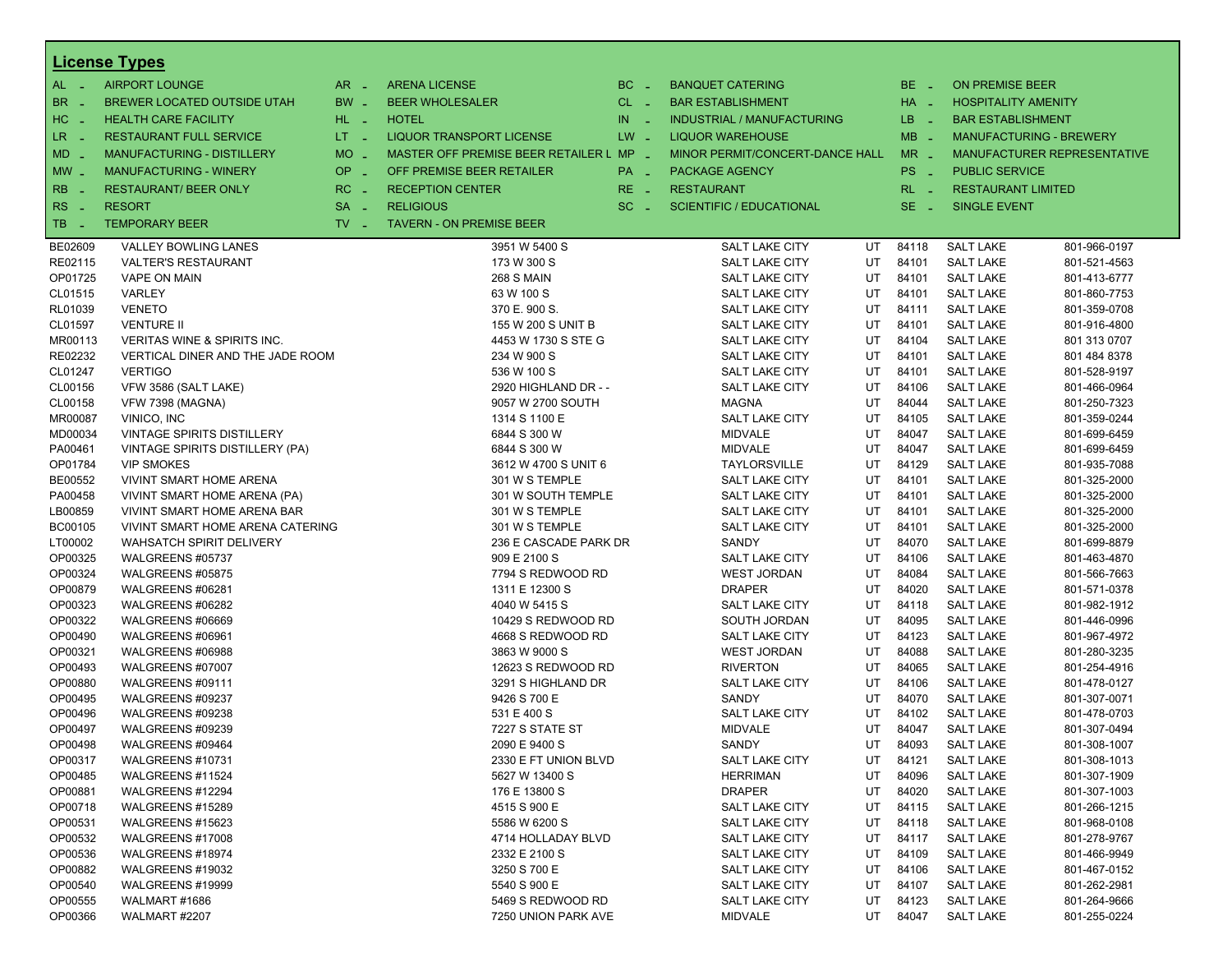## License Types

| | | | | | | | |
|---|---|---|---|---|---|---|---|
| AL - | AIRPORT LOUNGE | AR - | ARENA LICENSE | BC - | BANQUET CATERING | BE - | ON PREMISE BEER |
| BR - | BREWER LOCATED OUTSIDE UTAH | BW - | BEER WHOLESALER | CL - | BAR ESTABLISHMENT | HA - | HOSPITALITY AMENITY |
| HC - | HEALTH CARE FACILITY | HL - | HOTEL | IN - | INDUSTRIAL / MANUFACTURING | LB - | BAR ESTABLISHMENT |
| LR - | RESTAURANT FULL SERVICE | LT - | LIQUOR TRANSPORT LICENSE | LW - | LIQUOR WAREHOUSE | MB - | MANUFACTURING - BREWERY |
| MD - | MANUFACTURING - DISTILLERY | MO - | MASTER OFF PREMISE BEER RETAILER L | MP - | MINOR PERMIT/CONCERT-DANCE HALL | MR - | MANUFACTURER REPRESENTATIVE |
| MW - | MANUFACTURING - WINERY | OP - | OFF PREMISE BEER RETAILER | PA - | PACKAGE AGENCY | PS - | PUBLIC SERVICE |
| RB - | RESTAURANT/ BEER ONLY | RC - | RECEPTION CENTER | RE - | RESTAURANT | RL - | RESTAURANT LIMITED |
| RS - | RESORT | SA - | RELIGIOUS | SC - | SCIENTIFIC / EDUCATIONAL | SE - | SINGLE EVENT |
| TB - | TEMPORARY BEER | TV - | TAVERN - ON PREMISE BEER | | | | |

| | | | | | | | |
|---|---|---|---|---|---|---|---|
| BE02609 | VALLEY BOWLING LANES | 3951 W 5400 S | SALT LAKE CITY | UT | 84118 | SALT LAKE | 801-966-0197 |
| RE02115 | VALTER'S RESTAURANT | 173 W 300 S | SALT LAKE CITY | UT | 84101 | SALT LAKE | 801-521-4563 |
| OP01725 | VAPE ON MAIN | 268 S MAIN | SALT LAKE CITY | UT | 84101 | SALT LAKE | 801-413-6777 |
| CL01515 | VARLEY | 63 W 100 S | SALT LAKE CITY | UT | 84101 | SALT LAKE | 801-860-7753 |
| RL01039 | VENETO | 370 E. 900 S. | SALT LAKE CITY | UT | 84111 | SALT LAKE | 801-359-0708 |
| CL01597 | VENTURE II | 155 W 200 S UNIT B | SALT LAKE CITY | UT | 84101 | SALT LAKE | 801-916-4800 |
| MR00113 | VERITAS WINE & SPIRITS INC. | 4453 W 1730 S STE G | SALT LAKE CITY | UT | 84104 | SALT LAKE | 801 313 0707 |
| RE02232 | VERTICAL DINER AND THE JADE ROOM | 234 W 900 S | SALT LAKE CITY | UT | 84101 | SALT LAKE | 801 484 8378 |
| CL01247 | VERTIGO | 536 W 100 S | SALT LAKE CITY | UT | 84101 | SALT LAKE | 801-528-9197 |
| CL00156 | VFW 3586 (SALT LAKE) | 2920 HIGHLAND DR - - | SALT LAKE CITY | UT | 84106 | SALT LAKE | 801-466-0964 |
| CL00158 | VFW 7398 (MAGNA) | 9057 W 2700 SOUTH | MAGNA | UT | 84044 | SALT LAKE | 801-250-7323 |
| MR00087 | VINICO, INC | 1314 S 1100 E | SALT LAKE CITY | UT | 84105 | SALT LAKE | 801-359-0244 |
| MD00034 | VINTAGE SPIRITS DISTILLERY | 6844 S 300 W | MIDVALE | UT | 84047 | SALT LAKE | 801-699-6459 |
| PA00461 | VINTAGE SPIRITS DISTILLERY (PA) | 6844 S 300 W | MIDVALE | UT | 84047 | SALT LAKE | 801-699-6459 |
| OP01784 | VIP SMOKES | 3612 W 4700 S UNIT 6 | TAYLORSVILLE | UT | 84129 | SALT LAKE | 801-935-7088 |
| BE00552 | VIVINT SMART HOME ARENA | 301 W S TEMPLE | SALT LAKE CITY | UT | 84101 | SALT LAKE | 801-325-2000 |
| PA00458 | VIVINT SMART HOME ARENA (PA) | 301 W SOUTH TEMPLE | SALT LAKE CITY | UT | 84101 | SALT LAKE | 801-325-2000 |
| LB00859 | VIVINT SMART HOME ARENA BAR | 301 W S TEMPLE | SALT LAKE CITY | UT | 84101 | SALT LAKE | 801-325-2000 |
| BC00105 | VIVINT SMART HOME ARENA CATERING | 301 W S TEMPLE | SALT LAKE CITY | UT | 84101 | SALT LAKE | 801-325-2000 |
| LT00002 | WAHSATCH SPIRIT DELIVERY | 236 E CASCADE PARK DR | SANDY | UT | 84070 | SALT LAKE | 801-699-8879 |
| OP00325 | WALGREENS #05737 | 909 E 2100 S | SALT LAKE CITY | UT | 84106 | SALT LAKE | 801-463-4870 |
| OP00324 | WALGREENS #05875 | 7794 S REDWOOD RD | WEST JORDAN | UT | 84084 | SALT LAKE | 801-566-7663 |
| OP00879 | WALGREENS #06281 | 1311 E 12300 S | DRAPER | UT | 84020 | SALT LAKE | 801-571-0378 |
| OP00323 | WALGREENS #06282 | 4040 W 5415 S | SALT LAKE CITY | UT | 84118 | SALT LAKE | 801-982-1912 |
| OP00322 | WALGREENS #06669 | 10429 S REDWOOD RD | SOUTH JORDAN | UT | 84095 | SALT LAKE | 801-446-0996 |
| OP00490 | WALGREENS #06961 | 4668 S REDWOOD RD | SALT LAKE CITY | UT | 84123 | SALT LAKE | 801-967-4972 |
| OP00321 | WALGREENS #06988 | 3863 W 9000 S | WEST JORDAN | UT | 84088 | SALT LAKE | 801-280-3235 |
| OP00493 | WALGREENS #07007 | 12623 S REDWOOD RD | RIVERTON | UT | 84065 | SALT LAKE | 801-254-4916 |
| OP00880 | WALGREENS #09111 | 3291 S HIGHLAND DR | SALT LAKE CITY | UT | 84106 | SALT LAKE | 801-478-0127 |
| OP00495 | WALGREENS #09237 | 9426 S 700 E | SANDY | UT | 84070 | SALT LAKE | 801-307-0071 |
| OP00496 | WALGREENS #09238 | 531 E 400 S | SALT LAKE CITY | UT | 84102 | SALT LAKE | 801-478-0703 |
| OP00497 | WALGREENS #09239 | 7227 S STATE ST | MIDVALE | UT | 84047 | SALT LAKE | 801-307-0494 |
| OP00498 | WALGREENS #09464 | 2090 E 9400 S | SANDY | UT | 84093 | SALT LAKE | 801-308-1007 |
| OP00317 | WALGREENS #10731 | 2330 E FT UNION BLVD | SALT LAKE CITY | UT | 84121 | SALT LAKE | 801-308-1013 |
| OP00485 | WALGREENS #11524 | 5627 W 13400 S | HERRIMAN | UT | 84096 | SALT LAKE | 801-307-1909 |
| OP00881 | WALGREENS #12294 | 176 E 13800 S | DRAPER | UT | 84020 | SALT LAKE | 801-307-1003 |
| OP00718 | WALGREENS #15289 | 4515 S 900 E | SALT LAKE CITY | UT | 84115 | SALT LAKE | 801-266-1215 |
| OP00531 | WALGREENS #15623 | 5586 W 6200 S | SALT LAKE CITY | UT | 84118 | SALT LAKE | 801-968-0108 |
| OP00532 | WALGREENS #17008 | 4714 HOLLADAY BLVD | SALT LAKE CITY | UT | 84117 | SALT LAKE | 801-278-9767 |
| OP00536 | WALGREENS #18974 | 2332 E 2100 S | SALT LAKE CITY | UT | 84109 | SALT LAKE | 801-466-9949 |
| OP00882 | WALGREENS #19032 | 3250 S 700 E | SALT LAKE CITY | UT | 84106 | SALT LAKE | 801-467-0152 |
| OP00540 | WALGREENS #19999 | 5540 S 900 E | SALT LAKE CITY | UT | 84107 | SALT LAKE | 801-262-2981 |
| OP00555 | WALMART #1686 | 5469 S REDWOOD RD | SALT LAKE CITY | UT | 84123 | SALT LAKE | 801-264-9666 |
| OP00366 | WALMART #2207 | 7250 UNION PARK AVE | MIDVALE | UT | 84047 | SALT LAKE | 801-255-0224 |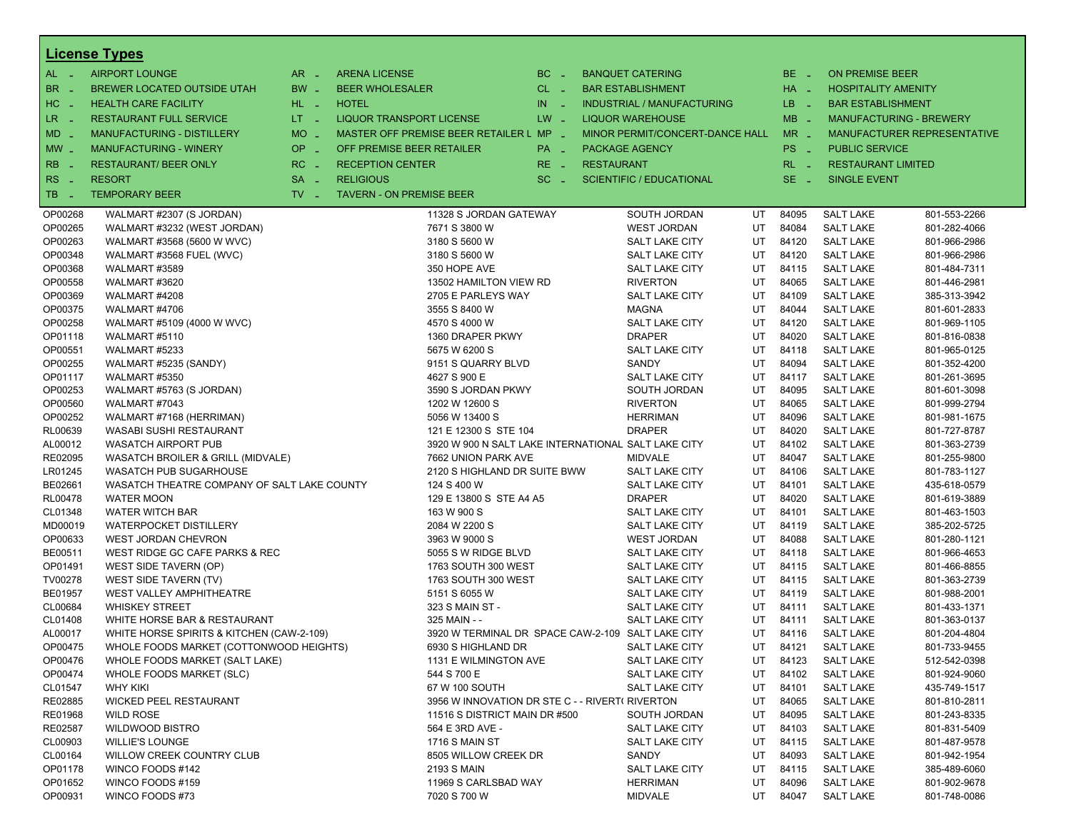## License Types

| Code | Type | Code | Type | Code | Type | Code | Type |
|---|---|---|---|---|---|---|---|
| AL - | AIRPORT LOUNGE | AR - | ARENA LICENSE | BC - | BANQUET CATERING | BE - | ON PREMISE BEER |
| BR - | BREWER LOCATED OUTSIDE UTAH | BW - | BEER WHOLESALER | CL - | BAR ESTABLISHMENT | HA - | HOSPITALITY AMENITY |
| HC - | HEALTH CARE FACILITY | HL - | HOTEL | IN - | INDUSTRIAL / MANUFACTURING | LB - | BAR ESTABLISHMENT |
| LR - | RESTAURANT FULL SERVICE | LT - | LIQUOR TRANSPORT LICENSE | LW - | LIQUOR WAREHOUSE | MB - | MANUFACTURING - BREWERY |
| MD - | MANUFACTURING - DISTILLERY | MO - | MASTER OFF PREMISE BEER RETAILER L | MP - | MINOR PERMIT/CONCERT-DANCE HALL | MR - | MANUFACTURER REPRESENTATIVE |
| MW - | MANUFACTURING - WINERY | OP - | OFF PREMISE BEER RETAILER | PA - | PACKAGE AGENCY | PS - | PUBLIC SERVICE |
| RB - | RESTAURANT/ BEER ONLY | RC - | RECEPTION CENTER | RE - | RESTAURANT | RL - | RESTAURANT LIMITED |
| RS - | RESORT | SA - | RELIGIOUS | SC - | SCIENTIFIC / EDUCATIONAL | SE - | SINGLE EVENT |
| TB - | TEMPORARY BEER | TV - | TAVERN - ON PREMISE BEER | | | | |

| License | Name | Address | City | State | Zip | County | Phone |
|---|---|---|---|---|---|---|---|
| OP00268 | WALMART #2307 (S JORDAN) | 11328 S JORDAN GATEWAY | SOUTH JORDAN | UT | 84095 | SALT LAKE | 801-553-2266 |
| OP00265 | WALMART #3232 (WEST JORDAN) | 7671 S 3800 W | WEST JORDAN | UT | 84084 | SALT LAKE | 801-282-4066 |
| OP00263 | WALMART #3568 (5600 W WVC) | 3180 S 5600 W | SALT LAKE CITY | UT | 84120 | SALT LAKE | 801-966-2986 |
| OP00348 | WALMART #3568 FUEL (WVC) | 3180 S 5600 W | SALT LAKE CITY | UT | 84120 | SALT LAKE | 801-966-2986 |
| OP00368 | WALMART #3589 | 350 HOPE AVE | SALT LAKE CITY | UT | 84115 | SALT LAKE | 801-484-7311 |
| OP00558 | WALMART #3620 | 13502 HAMILTON VIEW RD | RIVERTON | UT | 84065 | SALT LAKE | 801-446-2981 |
| OP00369 | WALMART #4208 | 2705 E PARLEYS WAY | SALT LAKE CITY | UT | 84109 | SALT LAKE | 385-313-3942 |
| OP00375 | WALMART #4706 | 3555 S 8400 W | MAGNA | UT | 84044 | SALT LAKE | 801-601-2833 |
| OP00258 | WALMART #5109 (4000 W WVC) | 4570 S 4000 W | SALT LAKE CITY | UT | 84120 | SALT LAKE | 801-969-1105 |
| OP01118 | WALMART #5110 | 1360 DRAPER PKWY | DRAPER | UT | 84020 | SALT LAKE | 801-816-0838 |
| OP00551 | WALMART #5233 | 5675 W 6200 S | SALT LAKE CITY | UT | 84118 | SALT LAKE | 801-965-0125 |
| OP00255 | WALMART #5235 (SANDY) | 9151 S QUARRY BLVD | SANDY | UT | 84094 | SALT LAKE | 801-352-4200 |
| OP01117 | WALMART #5350 | 4627 S 900 E | SALT LAKE CITY | UT | 84117 | SALT LAKE | 801-261-3695 |
| OP00253 | WALMART #5763 (S JORDAN) | 3590 S JORDAN PKWY | SOUTH JORDAN | UT | 84095 | SALT LAKE | 801-601-3098 |
| OP00560 | WALMART #7043 | 1202 W 12600 S | RIVERTON | UT | 84065 | SALT LAKE | 801-999-2794 |
| OP00252 | WALMART #7168 (HERRIMAN) | 5056 W 13400 S | HERRIMAN | UT | 84096 | SALT LAKE | 801-981-1675 |
| RL00639 | WASABI SUSHI RESTAURANT | 121 E 12300 S STE 104 | DRAPER | UT | 84020 | SALT LAKE | 801-727-8787 |
| AL00012 | WASATCH AIRPORT PUB | 3920 W 900 N SALT LAKE INTERNATIONAL | SALT LAKE CITY | UT | 84102 | SALT LAKE | 801-363-2739 |
| RE02095 | WASATCH BROILER & GRILL (MIDVALE) | 7662 UNION PARK AVE | MIDVALE | UT | 84047 | SALT LAKE | 801-255-9800 |
| LR01245 | WASATCH PUB SUGARHOUSE | 2120 S HIGHLAND DR SUITE BWW | SALT LAKE CITY | UT | 84106 | SALT LAKE | 801-783-1127 |
| BE02661 | WASATCH THEATRE COMPANY OF SALT LAKE COUNTY | 124 S 400 W | SALT LAKE CITY | UT | 84101 | SALT LAKE | 435-618-0579 |
| RL00478 | WATER MOON | 129 E 13800 S STE A4 A5 | DRAPER | UT | 84020 | SALT LAKE | 801-619-3889 |
| CL01348 | WATER WITCH BAR | 163 W 900 S | SALT LAKE CITY | UT | 84101 | SALT LAKE | 801-463-1503 |
| MD00019 | WATERPOCKET DISTILLERY | 2084 W 2200 S | SALT LAKE CITY | UT | 84119 | SALT LAKE | 385-202-5725 |
| OP00633 | WEST JORDAN CHEVRON | 3963 W 9000 S | WEST JORDAN | UT | 84088 | SALT LAKE | 801-280-1121 |
| BE00511 | WEST RIDGE GC CAFE PARKS & REC | 5055 S W RIDGE BLVD | SALT LAKE CITY | UT | 84118 | SALT LAKE | 801-966-4653 |
| OP01491 | WEST SIDE TAVERN (OP) | 1763 SOUTH 300 WEST | SALT LAKE CITY | UT | 84115 | SALT LAKE | 801-466-8855 |
| TV00278 | WEST SIDE TAVERN (TV) | 1763 SOUTH 300 WEST | SALT LAKE CITY | UT | 84115 | SALT LAKE | 801-363-2739 |
| BE01957 | WEST VALLEY AMPHITHEATRE | 5151 S 6055 W | SALT LAKE CITY | UT | 84119 | SALT LAKE | 801-988-2001 |
| CL00684 | WHISKEY STREET | 323 S MAIN ST - | SALT LAKE CITY | UT | 84111 | SALT LAKE | 801-433-1371 |
| CL01408 | WHITE HORSE BAR & RESTAURANT | 325 MAIN - - | SALT LAKE CITY | UT | 84111 | SALT LAKE | 801-363-0137 |
| AL00017 | WHITE HORSE SPIRITS & KITCHEN (CAW-2-109) | 3920 W TERMINAL DR SPACE CAW-2-109 | SALT LAKE CITY | UT | 84116 | SALT LAKE | 801-204-4804 |
| OP00475 | WHOLE FOODS MARKET (COTTONWOOD HEIGHTS) | 6930 S HIGHLAND DR | SALT LAKE CITY | UT | 84121 | SALT LAKE | 801-733-9455 |
| OP00476 | WHOLE FOODS MARKET (SALT LAKE) | 1131 E WILMINGTON AVE | SALT LAKE CITY | UT | 84123 | SALT LAKE | 512-542-0398 |
| OP00474 | WHOLE FOODS MARKET (SLC) | 544 S 700 E | SALT LAKE CITY | UT | 84102 | SALT LAKE | 801-924-9060 |
| CL01547 | WHY KIKI | 67 W 100 SOUTH | SALT LAKE CITY | UT | 84101 | SALT LAKE | 435-749-1517 |
| RE02885 | WICKED PEEL RESTAURANT | 3956 W INNOVATION DR STE C - - RIVERT( | RIVERTON | UT | 84065 | SALT LAKE | 801-810-2811 |
| RE01968 | WILD ROSE | 11516 S DISTRICT MAIN DR #500 | SOUTH JORDAN | UT | 84095 | SALT LAKE | 801-243-8335 |
| RE02587 | WILDWOOD BISTRO | 564 E 3RD AVE - | SALT LAKE CITY | UT | 84103 | SALT LAKE | 801-831-5409 |
| CL00903 | WILLIE'S LOUNGE | 1716 S MAIN ST | SALT LAKE CITY | UT | 84115 | SALT LAKE | 801-487-9578 |
| CL00164 | WILLOW CREEK COUNTRY CLUB | 8505 WILLOW CREEK DR | SANDY | UT | 84093 | SALT LAKE | 801-942-1954 |
| OP01178 | WINCO FOODS #142 | 2193 S MAIN | SALT LAKE CITY | UT | 84115 | SALT LAKE | 385-489-6060 |
| OP01652 | WINCO FOODS #159 | 11969 S CARLSBAD WAY | HERRIMAN | UT | 84096 | SALT LAKE | 801-902-9678 |
| OP00931 | WINCO FOODS #73 | 7020 S 700 W | MIDVALE | UT | 84047 | SALT LAKE | 801-748-0086 |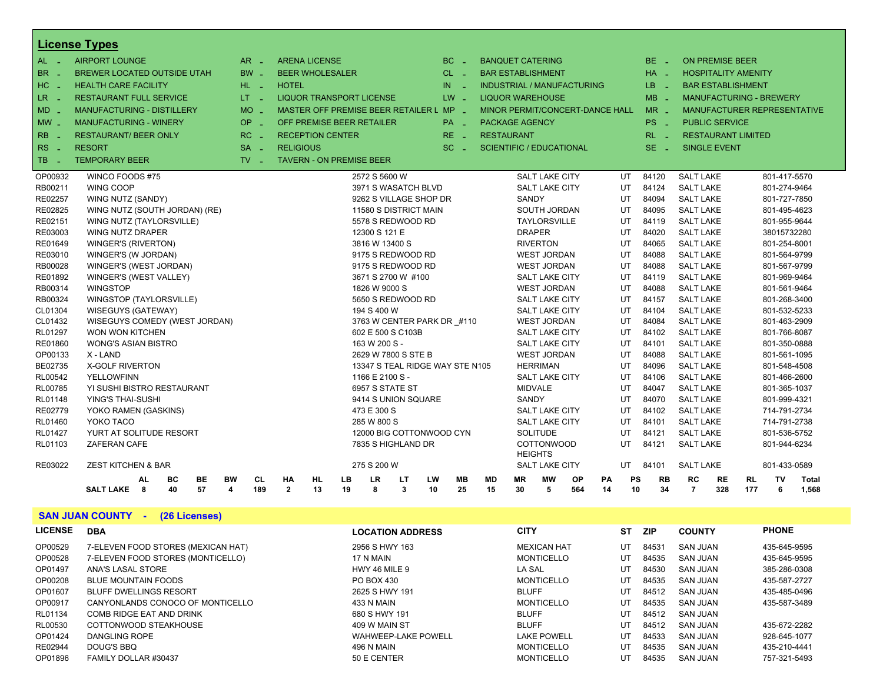## License Types

| | | | | | | | | | | | |
|---|---|---|---|---|---|---|---|---|---|---|---|
| AL - | AIRPORT LOUNGE | AR - | ARENA LICENSE | BC - | BANQUET CATERING | BE - | ON PREMISE BEER | | | | |
| BR - | BREWER LOCATED OUTSIDE UTAH | BW - | BEER WHOLESALER | CL - | BAR ESTABLISHMENT | HA - | HOSPITALITY AMENITY | | | | |
| HC - | HEALTH CARE FACILITY | HL - | HOTEL | IN - | INDUSTRIAL / MANUFACTURING | LB - | BAR ESTABLISHMENT | | | | |
| LR - | RESTAURANT FULL SERVICE | LT - | LIQUOR TRANSPORT LICENSE | LW - | LIQUOR WAREHOUSE | MB - | MANUFACTURING - BREWERY | | | | |
| MD - | MANUFACTURING - DISTILLERY | MO - | MASTER OFF PREMISE BEER RETAILER L | MP - | MINOR PERMIT/CONCERT-DANCE HALL | MR - | MANUFACTURER REPRESENTATIVE | | | | |
| MW - | MANUFACTURING - WINERY | OP - | OFF PREMISE BEER RETAILER | PA - | PACKAGE AGENCY | PS - | PUBLIC SERVICE | | | | |
| RB - | RESTAURANT/ BEER ONLY | RC - | RECEPTION CENTER | RE - | RESTAURANT | RL - | RESTAURANT LIMITED | | | | |
| RS - | RESORT | SA - | RELIGIOUS | SC - | SCIENTIFIC / EDUCATIONAL | SE - | SINGLE EVENT | | | | |
| TB - | TEMPORARY BEER | TV - | TAVERN - ON PREMISE BEER | | | | | | | | |

| LICENSE | DBA | LOCATION ADDRESS | CITY | ST | ZIP | COUNTY | PHONE |
|---|---|---|---|---|---|---|---|
| OP00932 | WINCO FOODS #75 | 2572 S 5600 W | SALT LAKE CITY | UT | 84120 | SALT LAKE | 801-417-5570 |
| RB00211 | WING COOP | 3971 S WASATCH BLVD | SALT LAKE CITY | UT | 84124 | SALT LAKE | 801-274-9464 |
| RE02257 | WING NUTZ (SANDY) | 9262 S VILLAGE SHOP DR | SANDY | UT | 84094 | SALT LAKE | 801-727-7850 |
| RE02825 | WING NUTZ (SOUTH JORDAN) (RE) | 11580 S DISTRICT MAIN | SOUTH JORDAN | UT | 84095 | SALT LAKE | 801-495-4623 |
| RE02151 | WING NUTZ (TAYLORSVILLE) | 5578 S REDWOOD RD | TAYLORSVILLE | UT | 84119 | SALT LAKE | 801-955-9644 |
| RE03003 | WING NUTZ DRAPER | 12300 S 121 E | DRAPER | UT | 84020 | SALT LAKE | 38015732280 |
| RE01649 | WINGER'S (RIVERTON) | 3816 W 13400 S | RIVERTON | UT | 84065 | SALT LAKE | 801-254-8001 |
| RE03010 | WINGER'S (W JORDAN) | 9175 S REDWOOD RD | WEST JORDAN | UT | 84088 | SALT LAKE | 801-564-9799 |
| RB00028 | WINGER'S (WEST JORDAN) | 9175 S REDWOOD RD | WEST JORDAN | UT | 84088 | SALT LAKE | 801-567-9799 |
| RE01892 | WINGER'S (WEST VALLEY) | 3671 S 2700 W #100 | SALT LAKE CITY | UT | 84119 | SALT LAKE | 801-969-9464 |
| RB00314 | WINGSTOP | 1826 W 9000 S | WEST JORDAN | UT | 84088 | SALT LAKE | 801-561-9464 |
| RB00324 | WINGSTOP (TAYLORSVILLE) | 5650 S REDWOOD RD | SALT LAKE CITY | UT | 84157 | SALT LAKE | 801-268-3400 |
| CL01304 | WISEGUYS (GATEWAY) | 194 S 400 W | SALT LAKE CITY | UT | 84104 | SALT LAKE | 801-532-5233 |
| CL01432 | WISEGUYS COMEDY (WEST JORDAN) | 3763 W CENTER PARK DR _#110 | WEST JORDAN | UT | 84084 | SALT LAKE | 801-463-2909 |
| RL01297 | WON WON KITCHEN | 602 E 500 S C103B | SALT LAKE CITY | UT | 84102 | SALT LAKE | 801-766-8087 |
| RE01860 | WONG'S ASIAN BISTRO | 163 W 200 S - | SALT LAKE CITY | UT | 84101 | SALT LAKE | 801-350-0888 |
| OP00133 | X - LAND | 2629 W 7800 S STE B | WEST JORDAN | UT | 84088 | SALT LAKE | 801-561-1095 |
| BE02735 | X-GOLF RIVERTON | 13347 S TEAL RIDGE WAY STE N105 | HERRIMAN | UT | 84096 | SALT LAKE | 801-548-4508 |
| RL00542 | YELLOWFINN | 1166 E 2100 S - | SALT LAKE CITY | UT | 84106 | SALT LAKE | 801-466-2600 |
| RL00785 | YI SUSHI BISTRO RESTAURANT | 6957 S STATE ST | MIDVALE | UT | 84047 | SALT LAKE | 801-365-1037 |
| RL01148 | YING'S THAI-SUSHI | 9414 S UNION SQUARE | SANDY | UT | 84070 | SALT LAKE | 801-999-4321 |
| RE02779 | YOKO RAMEN (GASKINS) | 473 E 300 S | SALT LAKE CITY | UT | 84102 | SALT LAKE | 714-791-2734 |
| RL01460 | YOKO TACO | 285 W 800 S | SALT LAKE CITY | UT | 84101 | SALT LAKE | 714-791-2738 |
| RL01427 | YURT AT SOLITUDE RESORT | 12000 BIG COTTONWOOD CYN | SOLITUDE | UT | 84121 | SALT LAKE | 801-536-5752 |
| RL01103 | ZAFERAN CAFE | 7835 S HIGHLAND DR | COTTONWOOD HEIGHTS | UT | 84121 | SALT LAKE | 801-944-6234 |
| RE03022 | ZEST KITCHEN & BAR | 275 S 200 W | SALT LAKE CITY | UT | 84101 | SALT LAKE | 801-433-0589 |

| | AL | BC | BE | BW | CL | HA | HL | LB | LR | LT | LW | MB | MD | MR | MW | OP | PA | PS | RB | RC | RE | RL | TV | Total |
|---|---|---|---|---|---|---|---|---|---|---|---|---|---|---|---|---|---|---|---|---|---|---|---|---|
| SALT LAKE | 8 | 40 | 57 | 4 | 189 | 2 | 13 | 19 | 8 | 3 | 10 | 25 | 15 | 30 | 5 | 564 | 14 | 10 | 34 | 7 | 328 | 177 | 6 | 1,568 |

## SAN JUAN COUNTY - (26 Licenses)

| LICENSE | DBA | LOCATION ADDRESS | CITY | ST | ZIP | COUNTY | PHONE |
|---|---|---|---|---|---|---|---|
| OP00529 | 7-ELEVEN FOOD STORES (MEXICAN HAT) | 2956 S HWY 163 | MEXICAN HAT | UT | 84531 | SAN JUAN | 435-645-9595 |
| OP00528 | 7-ELEVEN FOOD STORES (MONTICELLO) | 17 N MAIN | MONTICELLO | UT | 84535 | SAN JUAN | 435-645-9595 |
| OP01497 | ANA'S LASAL STORE | HWY 46 MILE 9 | LA SAL | UT | 84530 | SAN JUAN | 385-286-0308 |
| OP00208 | BLUE MOUNTAIN FOODS | PO BOX 430 | MONTICELLO | UT | 84535 | SAN JUAN | 435-587-2727 |
| OP01607 | BLUFF DWELLINGS RESORT | 2625 S HWY 191 | BLUFF | UT | 84512 | SAN JUAN | 435-485-0496 |
| OP00917 | CANYONLANDS CONOCO OF MONTICELLO | 433 N MAIN | MONTICELLO | UT | 84535 | SAN JUAN | 435-587-3489 |
| RL01134 | COMB RIDGE EAT AND DRINK | 680 S HWY 191 | BLUFF | UT | 84512 | SAN JUAN | |
| RL00530 | COTTONWOOD STEAKHOUSE | 409 W MAIN ST | BLUFF | UT | 84512 | SAN JUAN | 435-672-2282 |
| OP01424 | DANGLING ROPE | WAHWEEP-LAKE POWELL | LAKE POWELL | UT | 84533 | SAN JUAN | 928-645-1077 |
| RE02944 | DOUG'S BBQ | 496 N MAIN | MONTICELLO | UT | 84535 | SAN JUAN | 435-210-4441 |
| OP01896 | FAMILY DOLLAR #30437 | 50 E CENTER | MONTICELLO | UT | 84535 | SAN JUAN | 757-321-5493 |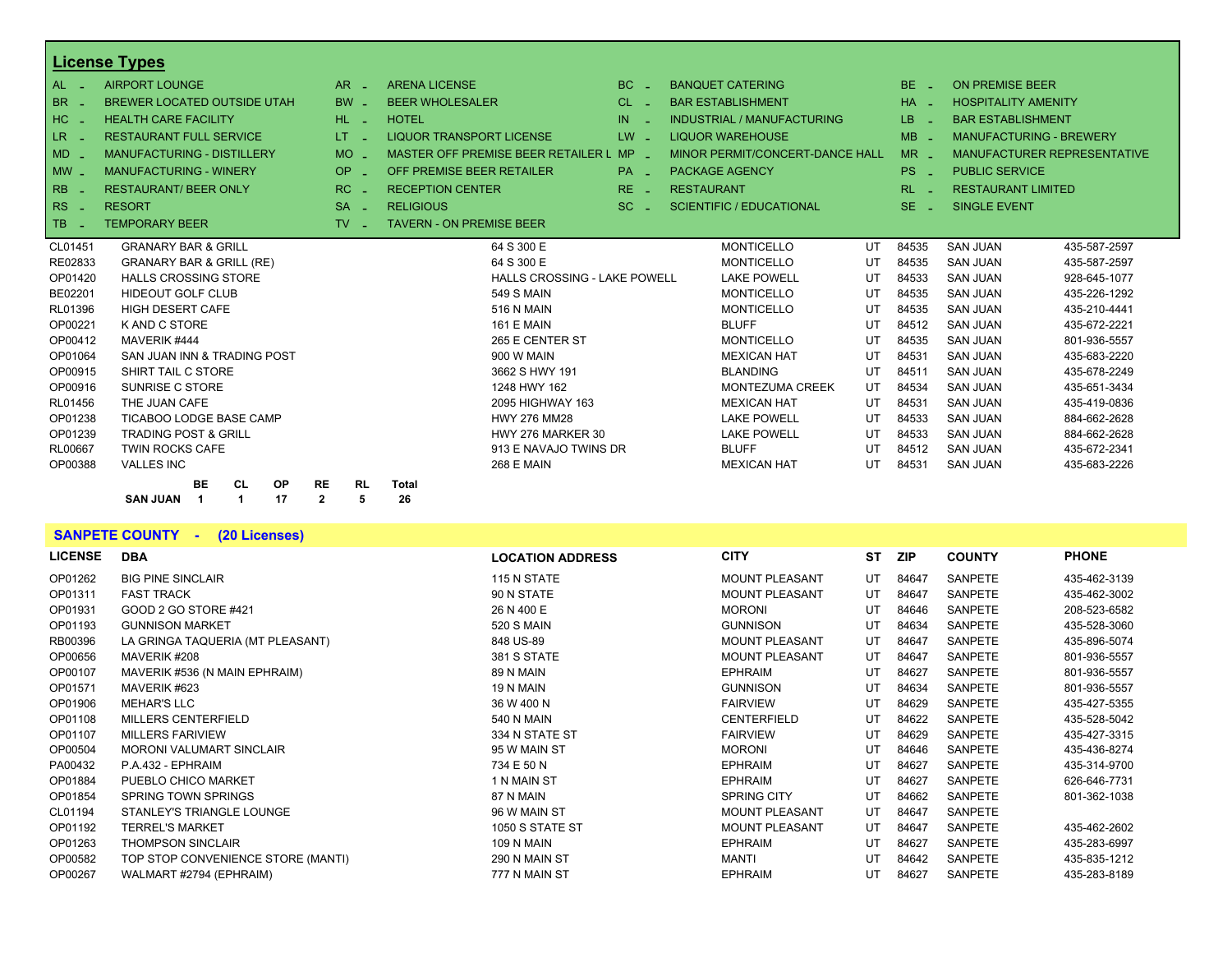## License Types

| | | | | | | | |
|---|---|---|---|---|---|---|---|
| AL - | AIRPORT LOUNGE | AR - | ARENA LICENSE | BC - | BANQUET CATERING | BE - | ON PREMISE BEER |
| BR - | BREWER LOCATED OUTSIDE UTAH | BW - | BEER WHOLESALER | CL - | BAR ESTABLISHMENT | HA - | HOSPITALITY AMENITY |
| HC - | HEALTH CARE FACILITY | HL - | HOTEL | IN - | INDUSTRIAL / MANUFACTURING | LB - | BAR ESTABLISHMENT |
| LR - | RESTAURANT FULL SERVICE | LT - | LIQUOR TRANSPORT LICENSE | LW - | LIQUOR WAREHOUSE | MB - | MANUFACTURING - BREWERY |
| MD - | MANUFACTURING - DISTILLERY | MO - | MASTER OFF PREMISE BEER RETAILER L | MP - | MINOR PERMIT/CONCERT-DANCE HALL | MR - | MANUFACTURER REPRESENTATIVE |
| MW - | MANUFACTURING - WINERY | OP - | OFF PREMISE BEER RETAILER | PA - | PACKAGE AGENCY | PS - | PUBLIC SERVICE |
| RB - | RESTAURANT/ BEER ONLY | RC - | RECEPTION CENTER | RE - | RESTAURANT | RL - | RESTAURANT LIMITED |
| RS - | RESORT | SA - | RELIGIOUS | SC - | SCIENTIFIC / EDUCATIONAL | SE - | SINGLE EVENT |
| TB - | TEMPORARY BEER | TV - | TAVERN - ON PREMISE BEER | | | | |

| LICENSE | DBA | LOCATION ADDRESS | CITY | ST | ZIP | COUNTY | PHONE |
|---|---|---|---|---|---|---|---|
| CL01451 | GRANARY BAR & GRILL | 64 S 300 E | MONTICELLO | UT | 84535 | SAN JUAN | 435-587-2597 |
| RE02833 | GRANARY BAR & GRILL (RE) | 64 S 300 E | MONTICELLO | UT | 84535 | SAN JUAN | 435-587-2597 |
| OP01420 | HALLS CROSSING STORE | HALLS CROSSING - LAKE POWELL | LAKE POWELL | UT | 84533 | SAN JUAN | 928-645-1077 |
| BE02201 | HIDEOUT GOLF CLUB | 549 S MAIN | MONTICELLO | UT | 84535 | SAN JUAN | 435-226-1292 |
| RL01396 | HIGH DESERT CAFE | 516 N MAIN | MONTICELLO | UT | 84535 | SAN JUAN | 435-210-4441 |
| OP00221 | K AND C STORE | 161 E MAIN | BLUFF | UT | 84512 | SAN JUAN | 435-672-2221 |
| OP00412 | MAVERIK #444 | 265 E CENTER ST | MONTICELLO | UT | 84535 | SAN JUAN | 801-936-5557 |
| OP01064 | SAN JUAN INN & TRADING POST | 900 W MAIN | MEXICAN HAT | UT | 84531 | SAN JUAN | 435-683-2220 |
| OP00915 | SHIRT TAIL C STORE | 3662 S HWY 191 | BLANDING | UT | 84511 | SAN JUAN | 435-678-2249 |
| OP00916 | SUNRISE C STORE | 1248 HWY 162 | MONTEZUMA CREEK | UT | 84534 | SAN JUAN | 435-651-3434 |
| RL01456 | THE JUAN CAFE | 2095 HIGHWAY 163 | MEXICAN HAT | UT | 84531 | SAN JUAN | 435-419-0836 |
| OP01238 | TICABOO LODGE BASE CAMP | HWY 276 MM28 | LAKE POWELL | UT | 84533 | SAN JUAN | 884-662-2628 |
| OP01239 | TRADING POST & GRILL | HWY 276 MARKER 30 | LAKE POWELL | UT | 84533 | SAN JUAN | 884-662-2628 |
| RL00667 | TWIN ROCKS CAFE | 913 E NAVAJO TWINS DR | BLUFF | UT | 84512 | SAN JUAN | 435-672-2341 |
| OP00388 | VALLES INC | 268 E MAIN | MEXICAN HAT | UT | 84531 | SAN JUAN | 435-683-2226 |

| | BE | CL | OP | RE | RL | Total |
|---|---|---|---|---|---|---|
| SAN JUAN | 1 | 1 | 17 | 2 | 5 | 26 |

## SANPETE COUNTY - (20 Licenses)

| LICENSE | DBA | LOCATION ADDRESS | CITY | ST | ZIP | COUNTY | PHONE |
|---|---|---|---|---|---|---|---|
| OP01262 | BIG PINE SINCLAIR | 115 N STATE | MOUNT PLEASANT | UT | 84647 | SANPETE | 435-462-3139 |
| OP01311 | FAST TRACK | 90 N STATE | MOUNT PLEASANT | UT | 84647 | SANPETE | 435-462-3002 |
| OP01931 | GOOD 2 GO STORE #421 | 26 N 400 E | MORONI | UT | 84646 | SANPETE | 208-523-6582 |
| OP01193 | GUNNISON MARKET | 520 S MAIN | GUNNISON | UT | 84634 | SANPETE | 435-528-3060 |
| RB00396 | LA GRINGA TAQUERIA (MT PLEASANT) | 848 US-89 | MOUNT PLEASANT | UT | 84647 | SANPETE | 435-896-5074 |
| OP00656 | MAVERIK #208 | 381 S STATE | MOUNT PLEASANT | UT | 84647 | SANPETE | 801-936-5557 |
| OP00107 | MAVERIK #536 (N MAIN EPHRAIM) | 89 N MAIN | EPHRAIM | UT | 84627 | SANPETE | 801-936-5557 |
| OP01571 | MAVERIK #623 | 19 N MAIN | GUNNISON | UT | 84634 | SANPETE | 801-936-5557 |
| OP01906 | MEHAR'S LLC | 36 W 400 N | FAIRVIEW | UT | 84629 | SANPETE | 435-427-5355 |
| OP01108 | MILLERS CENTERFIELD | 540 N MAIN | CENTERFIELD | UT | 84622 | SANPETE | 435-528-5042 |
| OP01107 | MILLERS FARIVIEW | 334 N STATE ST | FAIRVIEW | UT | 84629 | SANPETE | 435-427-3315 |
| OP00504 | MORONI VALUMART SINCLAIR | 95 W MAIN ST | MORONI | UT | 84646 | SANPETE | 435-436-8274 |
| PA00432 | P.A.432 - EPHRAIM | 734 E 50 N | EPHRAIM | UT | 84627 | SANPETE | 435-314-9700 |
| OP01884 | PUEBLO CHICO MARKET | 1 N MAIN ST | EPHRAIM | UT | 84627 | SANPETE | 626-646-7731 |
| OP01854 | SPRING TOWN SPRINGS | 87 N MAIN | SPRING CITY | UT | 84662 | SANPETE | 801-362-1038 |
| CL01194 | STANLEY'S TRIANGLE LOUNGE | 96 W MAIN ST | MOUNT PLEASANT | UT | 84647 | SANPETE | |
| OP01192 | TERREL'S MARKET | 1050 S STATE ST | MOUNT PLEASANT | UT | 84647 | SANPETE | 435-462-2602 |
| OP01263 | THOMPSON SINCLAIR | 109 N MAIN | EPHRAIM | UT | 84627 | SANPETE | 435-283-6997 |
| OP00582 | TOP STOP CONVENIENCE STORE (MANTI) | 290 N MAIN ST | MANTI | UT | 84642 | SANPETE | 435-835-1212 |
| OP00267 | WALMART #2794 (EPHRAIM) | 777 N MAIN ST | EPHRAIM | UT | 84627 | SANPETE | 435-283-8189 |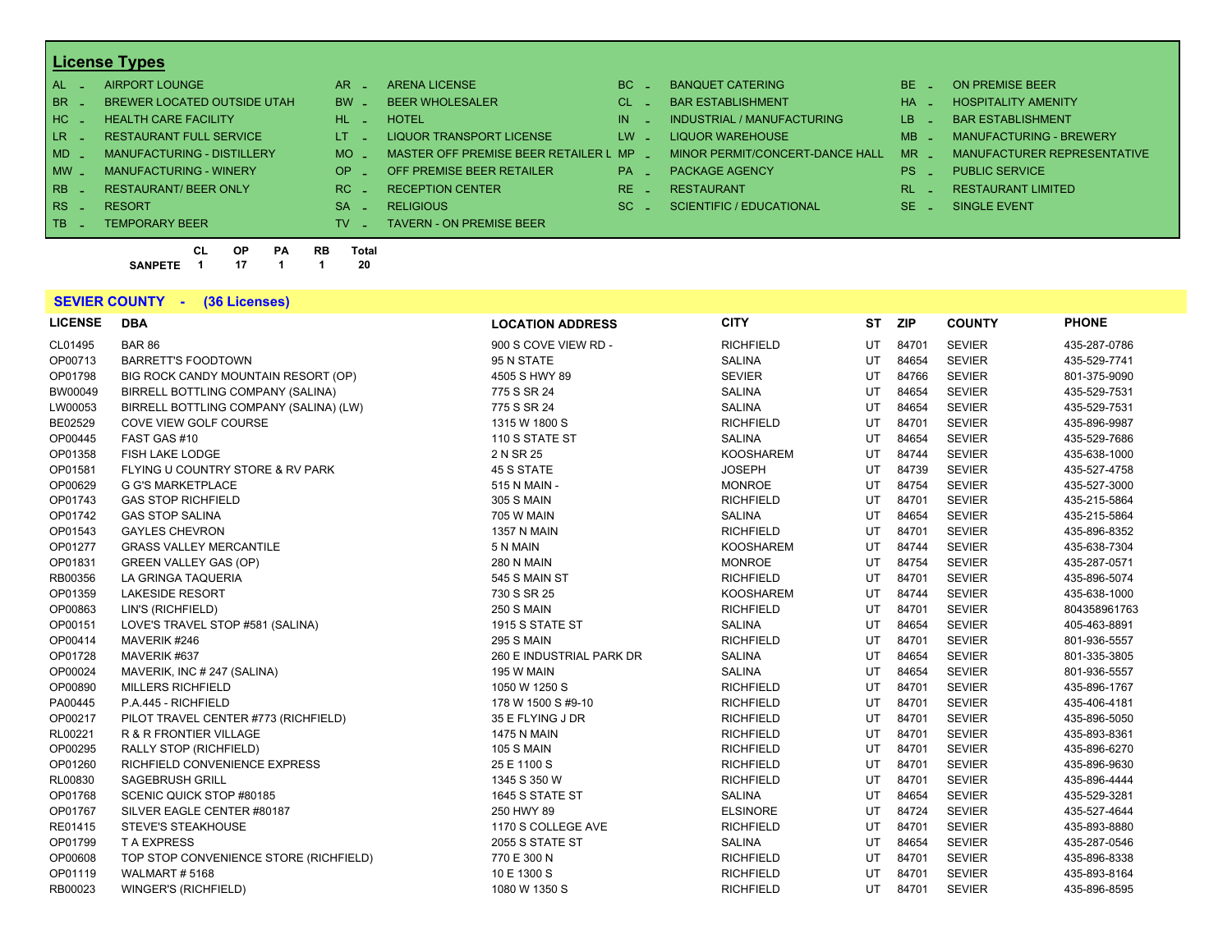## License Types

| | | | | | | | |
|---|---|---|---|---|---|---|---|
| AL - | AIRPORT LOUNGE | AR - | ARENA LICENSE | BC - | BANQUET CATERING | BE - | ON PREMISE BEER |
| BR - | BREWER LOCATED OUTSIDE UTAH | BW - | BEER WHOLESALER | CL - | BAR ESTABLISHMENT | HA - | HOSPITALITY AMENITY |
| HC - | HEALTH CARE FACILITY | HL - | HOTEL | IN - | INDUSTRIAL / MANUFACTURING | LB - | BAR ESTABLISHMENT |
| LR - | RESTAURANT FULL SERVICE | LT - | LIQUOR TRANSPORT LICENSE | LW - | LIQUOR WAREHOUSE | MB - | MANUFACTURING - BREWERY |
| MD - | MANUFACTURING - DISTILLERY | MO - | MASTER OFF PREMISE BEER RETAILER L | MP - | MINOR PERMIT/CONCERT-DANCE HALL | MR - | MANUFACTURER REPRESENTATIVE |
| MW - | MANUFACTURING - WINERY | OP - | OFF PREMISE BEER RETAILER | PA - | PACKAGE AGENCY | PS - | PUBLIC SERVICE |
| RB - | RESTAURANT/ BEER ONLY | RC - | RECEPTION CENTER | RE - | RESTAURANT | RL - | RESTAURANT LIMITED |
| RS - | RESORT | SA - | RELIGIOUS | SC - | SCIENTIFIC / EDUCATIONAL | SE - | SINGLE EVENT |
| TB - | TEMPORARY BEER | TV - | TAVERN - ON PREMISE BEER | | | | |

| | CL | OP | PA | RB | Total |
|---|---|---|---|---|---|
| SANPETE | 1 | 17 | 1 | 1 | 20 |

## SEVIER COUNTY - (36 Licenses)

| LICENSE | DBA | LOCATION ADDRESS | CITY | ST | ZIP | COUNTY | PHONE |
|---|---|---|---|---|---|---|---|
| CL01495 | BAR 86 | 900 S COVE VIEW RD - | RICHFIELD | UT | 84701 | SEVIER | 435-287-0786 |
| OP00713 | BARRETT'S FOODTOWN | 95 N STATE | SALINA | UT | 84654 | SEVIER | 435-529-7741 |
| OP01798 | BIG ROCK CANDY MOUNTAIN RESORT (OP) | 4505 S HWY 89 | SEVIER | UT | 84766 | SEVIER | 801-375-9090 |
| BW00049 | BIRRELL BOTTLING COMPANY (SALINA) | 775 S SR 24 | SALINA | UT | 84654 | SEVIER | 435-529-7531 |
| LW00053 | BIRRELL BOTTLING COMPANY (SALINA) (LW) | 775 S SR 24 | SALINA | UT | 84654 | SEVIER | 435-529-7531 |
| BE02529 | COVE VIEW GOLF COURSE | 1315 W 1800 S | RICHFIELD | UT | 84701 | SEVIER | 435-896-9987 |
| OP00445 | FAST GAS #10 | 110 S STATE ST | SALINA | UT | 84654 | SEVIER | 435-529-7686 |
| OP01358 | FISH LAKE LODGE | 2 N SR 25 | KOOSHAREM | UT | 84744 | SEVIER | 435-638-1000 |
| OP01581 | FLYING U COUNTRY STORE & RV PARK | 45 S STATE | JOSEPH | UT | 84739 | SEVIER | 435-527-4758 |
| OP00629 | G G'S MARKETPLACE | 515 N MAIN - | MONROE | UT | 84754 | SEVIER | 435-527-3000 |
| OP01743 | GAS STOP RICHFIELD | 305 S MAIN | RICHFIELD | UT | 84701 | SEVIER | 435-215-5864 |
| OP01742 | GAS STOP SALINA | 705 W MAIN | SALINA | UT | 84654 | SEVIER | 435-215-5864 |
| OP01543 | GAYLES CHEVRON | 1357 N MAIN | RICHFIELD | UT | 84701 | SEVIER | 435-896-8352 |
| OP01277 | GRASS VALLEY MERCANTILE | 5 N MAIN | KOOSHAREM | UT | 84744 | SEVIER | 435-638-7304 |
| OP01831 | GREEN VALLEY GAS (OP) | 280 N MAIN | MONROE | UT | 84754 | SEVIER | 435-287-0571 |
| RB00356 | LA GRINGA TAQUERIA | 545 S MAIN ST | RICHFIELD | UT | 84701 | SEVIER | 435-896-5074 |
| OP01359 | LAKESIDE RESORT | 730 S SR 25 | KOOSHAREM | UT | 84744 | SEVIER | 435-638-1000 |
| OP00863 | LIN'S (RICHFIELD) | 250 S MAIN | RICHFIELD | UT | 84701 | SEVIER | 804358961763 |
| OP00151 | LOVE'S TRAVEL STOP #581 (SALINA) | 1915 S STATE ST | SALINA | UT | 84654 | SEVIER | 405-463-8891 |
| OP00414 | MAVERIK #246 | 295 S MAIN | RICHFIELD | UT | 84701 | SEVIER | 801-936-5557 |
| OP01728 | MAVERIK #637 | 260 E INDUSTRIAL PARK DR | SALINA | UT | 84654 | SEVIER | 801-335-3805 |
| OP00024 | MAVERIK, INC # 247 (SALINA) | 195 W MAIN | SALINA | UT | 84654 | SEVIER | 801-936-5557 |
| OP00890 | MILLERS RICHFIELD | 1050 W 1250 S | RICHFIELD | UT | 84701 | SEVIER | 435-896-1767 |
| PA00445 | P.A.445 - RICHFIELD | 178 W 1500 S #9-10 | RICHFIELD | UT | 84701 | SEVIER | 435-406-4181 |
| OP00217 | PILOT TRAVEL CENTER #773 (RICHFIELD) | 35 E FLYING J DR | RICHFIELD | UT | 84701 | SEVIER | 435-896-5050 |
| RL00221 | R & R FRONTIER VILLAGE | 1475 N MAIN | RICHFIELD | UT | 84701 | SEVIER | 435-893-8361 |
| OP00295 | RALLY STOP (RICHFIELD) | 105 S MAIN | RICHFIELD | UT | 84701 | SEVIER | 435-896-6270 |
| OP01260 | RICHFIELD CONVENIENCE EXPRESS | 25 E 1100 S | RICHFIELD | UT | 84701 | SEVIER | 435-896-9630 |
| RL00830 | SAGEBRUSH GRILL | 1345 S 350 W | RICHFIELD | UT | 84701 | SEVIER | 435-896-4444 |
| OP01768 | SCENIC QUICK STOP #80185 | 1645 S STATE ST | SALINA | UT | 84654 | SEVIER | 435-529-3281 |
| OP01767 | SILVER EAGLE CENTER #80187 | 250 HWY 89 | ELSINORE | UT | 84724 | SEVIER | 435-527-4644 |
| RE01415 | STEVE'S STEAKHOUSE | 1170 S COLLEGE AVE | RICHFIELD | UT | 84701 | SEVIER | 435-893-8880 |
| OP01799 | T A EXPRESS | 2055 S STATE ST | SALINA | UT | 84654 | SEVIER | 435-287-0546 |
| OP00608 | TOP STOP CONVENIENCE STORE (RICHFIELD) | 770 E 300 N | RICHFIELD | UT | 84701 | SEVIER | 435-896-8338 |
| OP01119 | WALMART # 5168 | 10 E 1300 S | RICHFIELD | UT | 84701 | SEVIER | 435-893-8164 |
| RB00023 | WINGER'S (RICHFIELD) | 1080 W 1350 S | RICHFIELD | UT | 84701 | SEVIER | 435-896-8595 |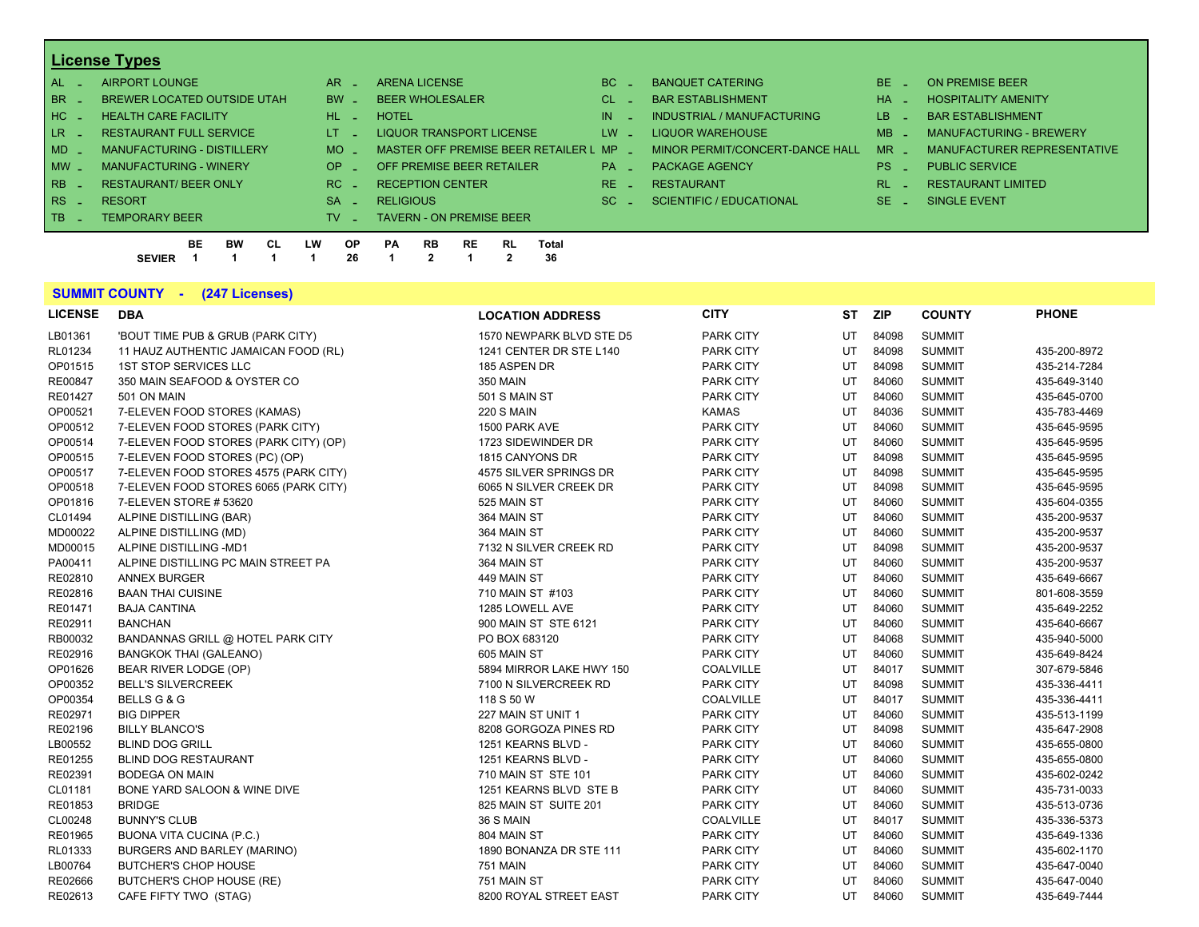## License Types

| Code | Type | Code | Type | Code | Type | Code | Type |
|---|---|---|---|---|---|---|---|
| AL | AIRPORT LOUNGE | AR | ARENA LICENSE | BC | BANQUET CATERING | BE | ON PREMISE BEER |
| BR | BREWER LOCATED OUTSIDE UTAH | BW | BEER WHOLESALER | CL | BAR ESTABLISHMENT | HA | HOSPITALITY AMENITY |
| HC | HEALTH CARE FACILITY | HL | HOTEL | IN | INDUSTRIAL / MANUFACTURING | LB | BAR ESTABLISHMENT |
| LR | RESTAURANT FULL SERVICE | LT | LIQUOR TRANSPORT LICENSE | LW | LIQUOR WAREHOUSE | MB | MANUFACTURING - BREWERY |
| MD | MANUFACTURING - DISTILLERY | MO | MASTER OFF PREMISE BEER RETAILER L | MP | MINOR PERMIT/CONCERT-DANCE HALL | MR | MANUFACTURER REPRESENTATIVE |
| MW | MANUFACTURING - WINERY | OP | OFF PREMISE BEER RETAILER | PA | PACKAGE AGENCY | PS | PUBLIC SERVICE |
| RB | RESTAURANT/ BEER ONLY | RC | RECEPTION CENTER | RE | RESTAURANT | RL | RESTAURANT LIMITED |
| RS | RESORT | SA | RELIGIOUS | SC | SCIENTIFIC / EDUCATIONAL | SE | SINGLE EVENT |
| TB | TEMPORARY BEER | TV | TAVERN - ON PREMISE BEER | | | | |

| | BE | BW | CL | LW | OP | PA | RB | RE | RL | Total |
|---|---|---|---|---|---|---|---|---|---|---|
| SEVIER | 1 | 1 | 1 | 1 | 26 | 1 | 2 | 1 | 2 | 36 |

## SUMMIT COUNTY - (247 Licenses)

| LICENSE | DBA | LOCATION ADDRESS | CITY | ST | ZIP | COUNTY | PHONE |
|---|---|---|---|---|---|---|---|
| LB01361 | 'BOUT TIME PUB & GRUB (PARK CITY) | 1570 NEWPARK BLVD STE D5 | PARK CITY | UT | 84098 | SUMMIT | |
| RL01234 | 11 HAUZ AUTHENTIC JAMAICAN FOOD (RL) | 1241 CENTER DR STE L140 | PARK CITY | UT | 84098 | SUMMIT | 435-200-8972 |
| OP01515 | 1ST STOP SERVICES LLC | 185 ASPEN DR | PARK CITY | UT | 84098 | SUMMIT | 435-214-7284 |
| RE00847 | 350 MAIN SEAFOOD & OYSTER CO | 350 MAIN | PARK CITY | UT | 84060 | SUMMIT | 435-649-3140 |
| RE01427 | 501 ON MAIN | 501 S MAIN ST | PARK CITY | UT | 84060 | SUMMIT | 435-645-0700 |
| OP00521 | 7-ELEVEN FOOD STORES (KAMAS) | 220 S MAIN | KAMAS | UT | 84036 | SUMMIT | 435-783-4469 |
| OP00512 | 7-ELEVEN FOOD STORES (PARK CITY) | 1500 PARK AVE | PARK CITY | UT | 84060 | SUMMIT | 435-645-9595 |
| OP00514 | 7-ELEVEN FOOD STORES (PARK CITY) (OP) | 1723 SIDEWINDER DR | PARK CITY | UT | 84060 | SUMMIT | 435-645-9595 |
| OP00515 | 7-ELEVEN FOOD STORES (PC) (OP) | 1815 CANYONS DR | PARK CITY | UT | 84098 | SUMMIT | 435-645-9595 |
| OP00517 | 7-ELEVEN FOOD STORES 4575 (PARK CITY) | 4575 SILVER SPRINGS DR | PARK CITY | UT | 84098 | SUMMIT | 435-645-9595 |
| OP00518 | 7-ELEVEN FOOD STORES 6065 (PARK CITY) | 6065 N SILVER CREEK DR | PARK CITY | UT | 84098 | SUMMIT | 435-645-9595 |
| OP01816 | 7-ELEVEN STORE # 53620 | 525 MAIN ST | PARK CITY | UT | 84060 | SUMMIT | 435-604-0355 |
| CL01494 | ALPINE DISTILLING (BAR) | 364 MAIN ST | PARK CITY | UT | 84060 | SUMMIT | 435-200-9537 |
| MD00022 | ALPINE DISTILLING (MD) | 364 MAIN ST | PARK CITY | UT | 84060 | SUMMIT | 435-200-9537 |
| MD00015 | ALPINE DISTILLING -MD1 | 7132 N SILVER CREEK RD | PARK CITY | UT | 84098 | SUMMIT | 435-200-9537 |
| PA00411 | ALPINE DISTILLING PC MAIN STREET PA | 364 MAIN ST | PARK CITY | UT | 84060 | SUMMIT | 435-200-9537 |
| RE02810 | ANNEX BURGER | 449 MAIN ST | PARK CITY | UT | 84060 | SUMMIT | 435-649-6667 |
| RE02816 | BAAN THAI CUISINE | 710 MAIN ST #103 | PARK CITY | UT | 84060 | SUMMIT | 801-608-3559 |
| RE01471 | BAJA CANTINA | 1285 LOWELL AVE | PARK CITY | UT | 84060 | SUMMIT | 435-649-2252 |
| RE02911 | BANCHAN | 900 MAIN ST STE 6121 | PARK CITY | UT | 84060 | SUMMIT | 435-640-6667 |
| RB00032 | BANDANNAS GRILL @ HOTEL PARK CITY | PO BOX 683120 | PARK CITY | UT | 84068 | SUMMIT | 435-940-5000 |
| RE02916 | BANGKOK THAI (GALEANO) | 605 MAIN ST | PARK CITY | UT | 84060 | SUMMIT | 435-649-8424 |
| OP01626 | BEAR RIVER LODGE (OP) | 5894 MIRROR LAKE HWY 150 | COALVILLE | UT | 84017 | SUMMIT | 307-679-5846 |
| OP00352 | BELL'S SILVERCREEK | 7100 N SILVERCREEK RD | PARK CITY | UT | 84098 | SUMMIT | 435-336-4411 |
| OP00354 | BELLS G & G | 118 S 50 W | COALVILLE | UT | 84017 | SUMMIT | 435-336-4411 |
| RE02971 | BIG DIPPER | 227 MAIN ST UNIT 1 | PARK CITY | UT | 84060 | SUMMIT | 435-513-1199 |
| RE02196 | BILLY BLANCO'S | 8208 GORGOZA PINES RD | PARK CITY | UT | 84098 | SUMMIT | 435-647-2908 |
| LB00552 | BLIND DOG GRILL | 1251 KEARNS BLVD - | PARK CITY | UT | 84060 | SUMMIT | 435-655-0800 |
| RE01255 | BLIND DOG RESTAURANT | 1251 KEARNS BLVD - | PARK CITY | UT | 84060 | SUMMIT | 435-655-0800 |
| RE02391 | BODEGA ON MAIN | 710 MAIN ST STE 101 | PARK CITY | UT | 84060 | SUMMIT | 435-602-0242 |
| CL01181 | BONE YARD SALOON & WINE DIVE | 1251 KEARNS BLVD STE B | PARK CITY | UT | 84060 | SUMMIT | 435-731-0033 |
| RE01853 | BRIDGE | 825 MAIN ST SUITE 201 | PARK CITY | UT | 84060 | SUMMIT | 435-513-0736 |
| CL00248 | BUNNY'S CLUB | 36 S MAIN | COALVILLE | UT | 84017 | SUMMIT | 435-336-5373 |
| RE01965 | BUONA VITA CUCINA (P.C.) | 804 MAIN ST | PARK CITY | UT | 84060 | SUMMIT | 435-649-1336 |
| RL01333 | BURGERS AND BARLEY (MARINO) | 1890 BONANZA DR STE 111 | PARK CITY | UT | 84060 | SUMMIT | 435-602-1170 |
| LB00764 | BUTCHER'S CHOP HOUSE | 751 MAIN | PARK CITY | UT | 84060 | SUMMIT | 435-647-0040 |
| RE02666 | BUTCHER'S CHOP HOUSE (RE) | 751 MAIN ST | PARK CITY | UT | 84060 | SUMMIT | 435-647-0040 |
| RE02613 | CAFE FIFTY TWO (STAG) | 8200 ROYAL STREET EAST | PARK CITY | UT | 84060 | SUMMIT | 435-649-7444 |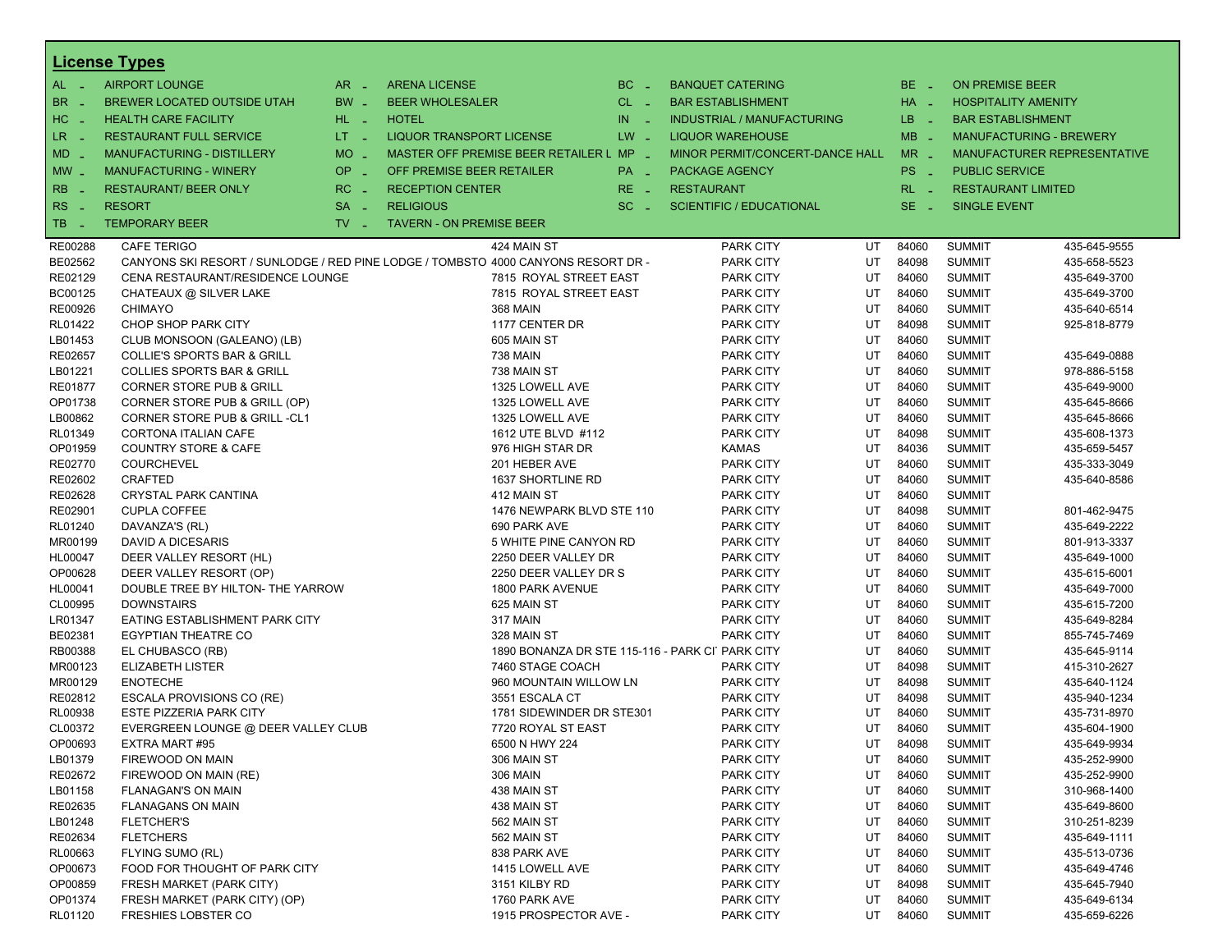## License Types

| | | | | | | | | | | |
|---|---|---|---|---|---|---|---|---|---|---|
| AL - | AIRPORT LOUNGE | AR - | ARENA LICENSE | BC - | BANQUET CATERING | BE - | ON PREMISE BEER |
| BR - | BREWER LOCATED OUTSIDE UTAH | BW - | BEER WHOLESALER | CL - | BAR ESTABLISHMENT | HA - | HOSPITALITY AMENITY |
| HC - | HEALTH CARE FACILITY | HL - | HOTEL | IN - | INDUSTRIAL / MANUFACTURING | LB - | BAR ESTABLISHMENT |
| LR - | RESTAURANT FULL SERVICE | LT - | LIQUOR TRANSPORT LICENSE | LW - | LIQUOR WAREHOUSE | MB - | MANUFACTURING - BREWERY |
| MD - | MANUFACTURING - DISTILLERY | MO - | MASTER OFF PREMISE BEER RETAILER L | MP - | MINOR PERMIT/CONCERT-DANCE HALL | MR - | MANUFACTURER REPRESENTATIVE |
| MW - | MANUFACTURING - WINERY | OP - | OFF PREMISE BEER RETAILER | PA - | PACKAGE AGENCY | PS - | PUBLIC SERVICE |
| RB - | RESTAURANT/ BEER ONLY | RC - | RECEPTION CENTER | RE - | RESTAURANT | RL - | RESTAURANT LIMITED |
| RS - | RESORT | SA - | RELIGIOUS | SC - | SCIENTIFIC / EDUCATIONAL | SE - | SINGLE EVENT |
| TB - | TEMPORARY BEER | TV - | TAVERN - ON PREMISE BEER | | | | |

| | | | | | | | |
|---|---|---|---|---|---|---|---|
| RE00288 | CAFE TERIGO | 424 MAIN ST | PARK CITY | UT | 84060 | SUMMIT | 435-645-9555 |
| BE02562 | CANYONS SKI RESORT / SUNLODGE / RED PINE LODGE / TOMBSTO | 4000 CANYONS RESORT DR - | PARK CITY | UT | 84098 | SUMMIT | 435-658-5523 |
| RE02129 | CENA RESTAURANT/RESIDENCE LOUNGE | 7815 ROYAL STREET EAST | PARK CITY | UT | 84060 | SUMMIT | 435-649-3700 |
| BC00125 | CHATEAUX @ SILVER LAKE | 7815 ROYAL STREET EAST | PARK CITY | UT | 84060 | SUMMIT | 435-649-3700 |
| RE00926 | CHIMAYO | 368 MAIN | PARK CITY | UT | 84060 | SUMMIT | 435-640-6514 |
| RL01422 | CHOP SHOP PARK CITY | 1177 CENTER DR | PARK CITY | UT | 84098 | SUMMIT | 925-818-8779 |
| LB01453 | CLUB MONSOON (GALEANO) (LB) | 605 MAIN ST | PARK CITY | UT | 84060 | SUMMIT | |
| RE02657 | COLLIE'S SPORTS BAR & GRILL | 738 MAIN | PARK CITY | UT | 84060 | SUMMIT | 435-649-0888 |
| LB01221 | COLLIES SPORTS BAR & GRILL | 738 MAIN ST | PARK CITY | UT | 84060 | SUMMIT | 978-886-5158 |
| RE01877 | CORNER STORE PUB & GRILL | 1325 LOWELL AVE | PARK CITY | UT | 84060 | SUMMIT | 435-649-9000 |
| OP01738 | CORNER STORE PUB & GRILL (OP) | 1325 LOWELL AVE | PARK CITY | UT | 84060 | SUMMIT | 435-645-8666 |
| LB00862 | CORNER STORE PUB & GRILL -CL1 | 1325 LOWELL AVE | PARK CITY | UT | 84060 | SUMMIT | 435-645-8666 |
| RL01349 | CORTONA ITALIAN CAFE | 1612 UTE BLVD #112 | PARK CITY | UT | 84098 | SUMMIT | 435-608-1373 |
| OP01959 | COUNTRY STORE & CAFE | 976 HIGH STAR DR | KAMAS | UT | 84036 | SUMMIT | 435-659-5457 |
| RE02770 | COURCHEVEL | 201 HEBER AVE | PARK CITY | UT | 84060 | SUMMIT | 435-333-3049 |
| RE02602 | CRAFTED | 1637 SHORTLINE RD | PARK CITY | UT | 84060 | SUMMIT | 435-640-8586 |
| RE02628 | CRYSTAL PARK CANTINA | 412 MAIN ST | PARK CITY | UT | 84060 | SUMMIT | |
| RE02901 | CUPLA COFFEE | 1476 NEWPARK BLVD STE 110 | PARK CITY | UT | 84098 | SUMMIT | 801-462-9475 |
| RL01240 | DAVANZA'S (RL) | 690 PARK AVE | PARK CITY | UT | 84060 | SUMMIT | 435-649-2222 |
| MR00199 | DAVID A DICESARIS | 5 WHITE PINE CANYON RD | PARK CITY | UT | 84060 | SUMMIT | 801-913-3337 |
| HL00047 | DEER VALLEY RESORT (HL) | 2250 DEER VALLEY DR | PARK CITY | UT | 84060 | SUMMIT | 435-649-1000 |
| OP00628 | DEER VALLEY RESORT (OP) | 2250 DEER VALLEY DR S | PARK CITY | UT | 84060 | SUMMIT | 435-615-6001 |
| HL00041 | DOUBLE TREE BY HILTON- THE YARROW | 1800 PARK AVENUE | PARK CITY | UT | 84060 | SUMMIT | 435-649-7000 |
| CL00995 | DOWNSTAIRS | 625 MAIN ST | PARK CITY | UT | 84060 | SUMMIT | 435-615-7200 |
| LR01347 | EATING ESTABLISHMENT PARK CITY | 317 MAIN | PARK CITY | UT | 84060 | SUMMIT | 435-649-8284 |
| BE02381 | EGYPTIAN THEATRE CO | 328 MAIN ST | PARK CITY | UT | 84060 | SUMMIT | 855-745-7469 |
| RB00388 | EL CHUBASCO (RB) | 1890 BONANZA DR STE 115-116 - PARK CI | PARK CITY | UT | 84060 | SUMMIT | 435-645-9114 |
| MR00123 | ELIZABETH LISTER | 7460 STAGE COACH | PARK CITY | UT | 84098 | SUMMIT | 415-310-2627 |
| MR00129 | ENOTECHE | 960 MOUNTAIN WILLOW LN | PARK CITY | UT | 84098 | SUMMIT | 435-640-1124 |
| RE02812 | ESCALA PROVISIONS CO (RE) | 3551 ESCALA CT | PARK CITY | UT | 84098 | SUMMIT | 435-940-1234 |
| RL00938 | ESTE PIZZERIA PARK CITY | 1781 SIDEWINDER DR STE301 | PARK CITY | UT | 84060 | SUMMIT | 435-731-8970 |
| CL00372 | EVERGREEN LOUNGE @ DEER VALLEY CLUB | 7720 ROYAL ST EAST | PARK CITY | UT | 84060 | SUMMIT | 435-604-1900 |
| OP00693 | EXTRA MART #95 | 6500 N HWY 224 | PARK CITY | UT | 84098 | SUMMIT | 435-649-9934 |
| LB01379 | FIREWOOD ON MAIN | 306 MAIN ST | PARK CITY | UT | 84060 | SUMMIT | 435-252-9900 |
| RE02672 | FIREWOOD ON MAIN (RE) | 306 MAIN | PARK CITY | UT | 84060 | SUMMIT | 435-252-9900 |
| LB01158 | FLANAGAN'S ON MAIN | 438 MAIN ST | PARK CITY | UT | 84060 | SUMMIT | 310-968-1400 |
| RE02635 | FLANAGANS ON MAIN | 438 MAIN ST | PARK CITY | UT | 84060 | SUMMIT | 435-649-8600 |
| LB01248 | FLETCHER'S | 562 MAIN ST | PARK CITY | UT | 84060 | SUMMIT | 310-251-8239 |
| RE02634 | FLETCHERS | 562 MAIN ST | PARK CITY | UT | 84060 | SUMMIT | 435-649-1111 |
| RL00663 | FLYING SUMO (RL) | 838 PARK AVE | PARK CITY | UT | 84060 | SUMMIT | 435-513-0736 |
| OP00673 | FOOD FOR THOUGHT OF PARK CITY | 1415 LOWELL AVE | PARK CITY | UT | 84060 | SUMMIT | 435-649-4746 |
| OP00859 | FRESH MARKET (PARK CITY) | 3151 KILBY RD | PARK CITY | UT | 84098 | SUMMIT | 435-645-7940 |
| OP01374 | FRESH MARKET (PARK CITY) (OP) | 1760 PARK AVE | PARK CITY | UT | 84060 | SUMMIT | 435-649-6134 |
| RL01120 | FRESHIES LOBSTER CO | 1915 PROSPECTOR AVE - | PARK CITY | UT | 84060 | SUMMIT | 435-659-6226 |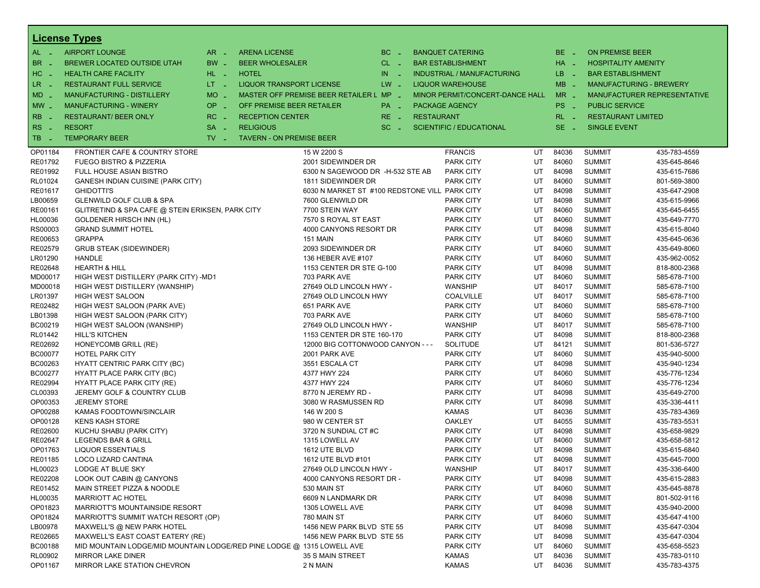## License Types

| Code | Type | Code | Type | Code | Type | Code | Type |
|---|---|---|---|---|---|---|---|
| AL - | AIRPORT LOUNGE | AR - | ARENA LICENSE | BC - | BANQUET CATERING | BE - | ON PREMISE BEER |
| BR - | BREWER LOCATED OUTSIDE UTAH | BW - | BEER WHOLESALER | CL - | BAR ESTABLISHMENT | HA - | HOSPITALITY AMENITY |
| HC - | HEALTH CARE FACILITY | HL - | HOTEL | IN - | INDUSTRIAL / MANUFACTURING | LB - | BAR ESTABLISHMENT |
| LR - | RESTAURANT FULL SERVICE | LT - | LIQUOR TRANSPORT LICENSE | LW - | LIQUOR WAREHOUSE | MB - | MANUFACTURING - BREWERY |
| MD - | MANUFACTURING - DISTILLERY | MO - | MASTER OFF PREMISE BEER RETAILER L | MP - | MINOR PERMIT/CONCERT-DANCE HALL | MR - | MANUFACTURER REPRESENTATIVE |
| MW - | MANUFACTURING - WINERY | OP - | OFF PREMISE BEER RETAILER | PA - | PACKAGE AGENCY | PS - | PUBLIC SERVICE |
| RB - | RESTAURANT/ BEER ONLY | RC - | RECEPTION CENTER | RE - | RESTAURANT | RL - | RESTAURANT LIMITED |
| RS - | RESORT | SA - | RELIGIOUS | SC - | SCIENTIFIC / EDUCATIONAL | SE - | SINGLE EVENT |
| TB - | TEMPORARY BEER | TV - | TAVERN - ON PREMISE BEER | | | | |

| License | Name | Address | City | State | Zip | County | Phone |
|---|---|---|---|---|---|---|---|
| OP01184 | FRONTIER CAFE & COUNTRY STORE | 15 W 2200 S | FRANCIS | UT | 84036 | SUMMIT | 435-783-4559 |
| RE01792 | FUEGO BISTRO & PIZZERIA | 2001 SIDEWINDER DR | PARK CITY | UT | 84060 | SUMMIT | 435-645-8646 |
| RE01992 | FULL HOUSE ASIAN BISTRO | 6300 N SAGEWOOD DR -H-532 STE AB | PARK CITY | UT | 84098 | SUMMIT | 435-615-7686 |
| RL01024 | GANESH INDIAN CUISINE (PARK CITY) | 1811 SIDEWINDER DR | PARK CITY | UT | 84060 | SUMMIT | 801-569-3800 |
| RE01617 | GHIDOTTI'S | 6030 N MARKET ST #100 REDSTONE VILL | PARK CITY | UT | 84098 | SUMMIT | 435-647-2908 |
| LB00659 | GLENWILD GOLF CLUB & SPA | 7600 GLENWILD DR | PARK CITY | UT | 84098 | SUMMIT | 435-615-9966 |
| RE00161 | GLITRETIND & SPA CAFE @ STEIN ERIKSEN, PARK CITY | 7700 STEIN WAY | PARK CITY | UT | 84060 | SUMMIT | 435-645-6455 |
| HL00036 | GOLDENER HIRSCH INN (HL) | 7570 S ROYAL ST EAST | PARK CITY | UT | 84060 | SUMMIT | 435-649-7770 |
| RS00003 | GRAND SUMMIT HOTEL | 4000 CANYONS RESORT DR | PARK CITY | UT | 84098 | SUMMIT | 435-615-8040 |
| RE00653 | GRAPPA | 151 MAIN | PARK CITY | UT | 84060 | SUMMIT | 435-645-0636 |
| RE02579 | GRUB STEAK (SIDEWINDER) | 2093 SIDEWINDER DR | PARK CITY | UT | 84060 | SUMMIT | 435-649-8060 |
| LR01290 | HANDLE | 136 HEBER AVE #107 | PARK CITY | UT | 84060 | SUMMIT | 435-962-0052 |
| RE02648 | HEARTH & HILL | 1153 CENTER DR STE G-100 | PARK CITY | UT | 84098 | SUMMIT | 818-800-2368 |
| MD00017 | HIGH WEST DISTILLERY (PARK CITY) -MD1 | 703 PARK AVE | PARK CITY | UT | 84060 | SUMMIT | 585-678-7100 |
| MD00018 | HIGH WEST DISTILLERY (WANSHIP) | 27649 OLD LINCOLN HWY - | WANSHIP | UT | 84017 | SUMMIT | 585-678-7100 |
| LR01397 | HIGH WEST SALOON | 27649 OLD LINCOLN HWY | COALVILLE | UT | 84017 | SUMMIT | 585-678-7100 |
| RE02482 | HIGH WEST SALOON (PARK AVE) | 651 PARK AVE | PARK CITY | UT | 84060 | SUMMIT | 585-678-7100 |
| LB01398 | HIGH WEST SALOON (PARK CITY) | 703 PARK AVE | PARK CITY | UT | 84060 | SUMMIT | 585-678-7100 |
| BC00219 | HIGH WEST SALOON (WANSHIP) | 27649 OLD LINCOLN HWY - | WANSHIP | UT | 84017 | SUMMIT | 585-678-7100 |
| RL01442 | HILL'S KITCHEN | 1153 CENTER DR STE 160-170 | PARK CITY | UT | 84098 | SUMMIT | 818-800-2368 |
| RE02692 | HONEYCOMB GRILL (RE) | 12000 BIG COTTONWOOD CANYON - - - | SOLITUDE | UT | 84121 | SUMMIT | 801-536-5727 |
| BC00077 | HOTEL PARK CITY | 2001 PARK AVE | PARK CITY | UT | 84060 | SUMMIT | 435-940-5000 |
| BC00263 | HYATT CENTRIC PARK CITY (BC) | 3551 ESCALA CT | PARK CITY | UT | 84098 | SUMMIT | 435-940-1234 |
| BC00277 | HYATT PLACE PARK CITY (BC) | 4377 HWY 224 | PARK CITY | UT | 84060 | SUMMIT | 435-776-1234 |
| RE02994 | HYATT PLACE PARK CITY (RE) | 4377 HWY 224 | PARK CITY | UT | 84060 | SUMMIT | 435-776-1234 |
| CL00393 | JEREMY GOLF & COUNTRY CLUB | 8770 N JEREMY RD - | PARK CITY | UT | 84098 | SUMMIT | 435-649-2700 |
| OP00353 | JEREMY STORE | 3080 W RASMUSSEN RD | PARK CITY | UT | 84098 | SUMMIT | 435-336-4411 |
| OP00288 | KAMAS FOODTOWN/SINCLAIR | 146 W 200 S | KAMAS | UT | 84036 | SUMMIT | 435-783-4369 |
| OP00128 | KENS KASH STORE | 980 W CENTER ST | OAKLEY | UT | 84055 | SUMMIT | 435-783-5531 |
| RE02600 | KUCHU SHABU (PARK CITY) | 3720 N SUNDIAL CT #C | PARK CITY | UT | 84098 | SUMMIT | 435-658-9829 |
| RE02647 | LEGENDS BAR & GRILL | 1315 LOWELL AV | PARK CITY | UT | 84060 | SUMMIT | 435-658-5812 |
| OP01763 | LIQUOR ESSENTIALS | 1612 UTE BLVD | PARK CITY | UT | 84098 | SUMMIT | 435-615-6840 |
| RE01185 | LOCO LIZARD CANTINA | 1612 UTE BLVD #101 | PARK CITY | UT | 84098 | SUMMIT | 435-645-7000 |
| HL00023 | LODGE AT BLUE SKY | 27649 OLD LINCOLN HWY - | WANSHIP | UT | 84017 | SUMMIT | 435-336-6400 |
| RE02208 | LOOK OUT CABIN @ CANYONS | 4000 CANYONS RESORT DR - | PARK CITY | UT | 84098 | SUMMIT | 435-615-2883 |
| RE01452 | MAIN STREET PIZZA & NOODLE | 530 MAIN ST | PARK CITY | UT | 84060 | SUMMIT | 435-645-8878 |
| HL00035 | MARRIOTT AC HOTEL | 6609 N LANDMARK DR | PARK CITY | UT | 84098 | SUMMIT | 801-502-9116 |
| OP01823 | MARRIOTT'S MOUNTAINSIDE RESORT | 1305 LOWELL AVE | PARK CITY | UT | 84098 | SUMMIT | 435-940-2000 |
| OP01824 | MARRIOTT'S SUMMIT WATCH RESORT (OP) | 780 MAIN ST | PARK CITY | UT | 84060 | SUMMIT | 435-647-4100 |
| LB00978 | MAXWELL'S @ NEW PARK HOTEL | 1456 NEW PARK BLVD STE 55 | PARK CITY | UT | 84098 | SUMMIT | 435-647-0304 |
| RE02665 | MAXWELL'S EAST COAST EATERY (RE) | 1456 NEW PARK BLVD STE 55 | PARK CITY | UT | 84098 | SUMMIT | 435-647-0304 |
| BC00188 | MID MOUNTAIN LODGE/MID MOUNTAIN LODGE/RED PINE LODGE @ | 1315 LOWELL AVE | PARK CITY | UT | 84060 | SUMMIT | 435-658-5523 |
| RL00902 | MIRROR LAKE DINER | 35 S MAIN STREET | KAMAS | UT | 84036 | SUMMIT | 435-783-0110 |
| OP01167 | MIRROR LAKE STATION CHEVRON | 2 N MAIN | KAMAS | UT | 84036 | SUMMIT | 435-783-4375 |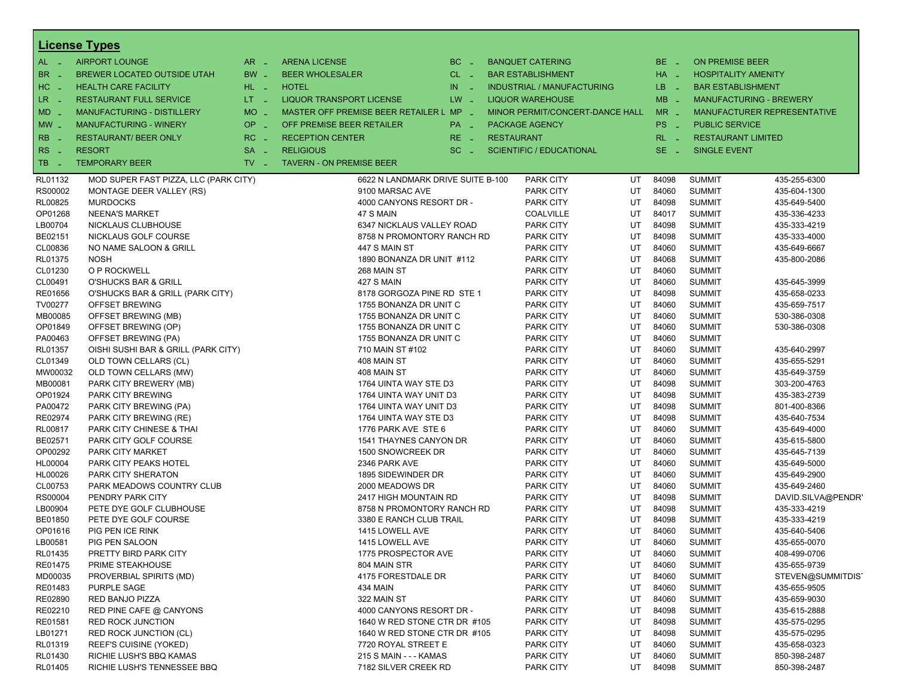## License Types

| Code | Type | Code | Type | Code | Type | Code | Type |
|---|---|---|---|---|---|---|---|
| AL - | AIRPORT LOUNGE | AR - | ARENA LICENSE | BC - | BANQUET CATERING | BE - | ON PREMISE BEER |
| BR - | BREWER LOCATED OUTSIDE UTAH | BW - | BEER WHOLESALER | CL - | BAR ESTABLISHMENT | HA - | HOSPITALITY AMENITY |
| HC - | HEALTH CARE FACILITY | HL - | HOTEL | IN - | INDUSTRIAL / MANUFACTURING | LB - | BAR ESTABLISHMENT |
| LR - | RESTAURANT FULL SERVICE | LT - | LIQUOR TRANSPORT LICENSE | LW - | LIQUOR WAREHOUSE | MB - | MANUFACTURING - BREWERY |
| MD - | MANUFACTURING - DISTILLERY | MO - | MASTER OFF PREMISE BEER RETAILER L | MP - | MINOR PERMIT/CONCERT-DANCE HALL | MR - | MANUFACTURER REPRESENTATIVE |
| MW - | MANUFACTURING - WINERY | OP - | OFF PREMISE BEER RETAILER | PA - | PACKAGE AGENCY | PS - | PUBLIC SERVICE |
| RB - | RESTAURANT/ BEER ONLY | RC - | RECEPTION CENTER | RE - | RESTAURANT | RL - | RESTAURANT LIMITED |
| RS - | RESORT | SA - | RELIGIOUS | SC - | SCIENTIFIC / EDUCATIONAL | SE - | SINGLE EVENT |
| TB - | TEMPORARY BEER | TV - | TAVERN - ON PREMISE BEER | | | | |

| License | Name | Address | City | State | Zip | County | Phone |
|---|---|---|---|---|---|---|---|
| RL01132 | MOD SUPER FAST PIZZA, LLC (PARK CITY) | 6622 N LANDMARK DRIVE SUITE B-100 | PARK CITY | UT | 84098 | SUMMIT | 435-255-6300 |
| RS00002 | MONTAGE DEER VALLEY (RS) | 9100 MARSAC AVE | PARK CITY | UT | 84060 | SUMMIT | 435-604-1300 |
| RL00825 | MURDOCKS | 4000 CANYONS RESORT DR - | PARK CITY | UT | 84098 | SUMMIT | 435-649-5400 |
| OP01268 | NEENA'S MARKET | 47 S MAIN | COALVILLE | UT | 84017 | SUMMIT | 435-336-4233 |
| LB00704 | NICKLAUS CLUBHOUSE | 6347 NICKLAUS VALLEY ROAD | PARK CITY | UT | 84098 | SUMMIT | 435-333-4219 |
| BE02151 | NICKLAUS GOLF COURSE | 8758 N PROMONTORY RANCH RD | PARK CITY | UT | 84098 | SUMMIT | 435-333-4000 |
| CL00836 | NO NAME SALOON & GRILL | 447 S MAIN ST | PARK CITY | UT | 84060 | SUMMIT | 435-649-6667 |
| RL01375 | NOSH | 1890 BONANZA DR UNIT #112 | PARK CITY | UT | 84068 | SUMMIT | 435-800-2086 |
| CL01230 | O P ROCKWELL | 268 MAIN ST | PARK CITY | UT | 84060 | SUMMIT | |
| CL00491 | O'SHUCKS BAR & GRILL | 427 S MAIN | PARK CITY | UT | 84060 | SUMMIT | 435-645-3999 |
| RE01656 | O'SHUCKS BAR & GRILL (PARK CITY) | 8178 GORGOZA PINE RD STE 1 | PARK CITY | UT | 84098 | SUMMIT | 435-658-0233 |
| TV00277 | OFFSET BREWING | 1755 BONANZA DR UNIT C | PARK CITY | UT | 84060 | SUMMIT | 435-659-7517 |
| MB00085 | OFFSET BREWING (MB) | 1755 BONANZA DR UNIT C | PARK CITY | UT | 84060 | SUMMIT | 530-386-0308 |
| OP01849 | OFFSET BREWING (OP) | 1755 BONANZA DR UNIT C | PARK CITY | UT | 84060 | SUMMIT | 530-386-0308 |
| PA00463 | OFFSET BREWING (PA) | 1755 BONANZA DR UNIT C | PARK CITY | UT | 84060 | SUMMIT | |
| RL01357 | OISHI SUSHI BAR & GRILL (PARK CITY) | 710 MAIN ST #102 | PARK CITY | UT | 84060 | SUMMIT | 435-640-2997 |
| CL01349 | OLD TOWN CELLARS (CL) | 408 MAIN ST | PARK CITY | UT | 84060 | SUMMIT | 435-655-5291 |
| MW00032 | OLD TOWN CELLARS (MW) | 408 MAIN ST | PARK CITY | UT | 84060 | SUMMIT | 435-649-3759 |
| MB00081 | PARK CITY BREWERY (MB) | 1764 UINTA WAY STE D3 | PARK CITY | UT | 84098 | SUMMIT | 303-200-4763 |
| OP01924 | PARK CITY BREWING | 1764 UINTA WAY UNIT D3 | PARK CITY | UT | 84098 | SUMMIT | 435-383-2739 |
| PA00472 | PARK CITY BREWING (PA) | 1764 UINTA WAY UNIT D3 | PARK CITY | UT | 84098 | SUMMIT | 801-400-8366 |
| RE02974 | PARK CITY BREWING (RE) | 1764 UINTA WAY STE D3 | PARK CITY | UT | 84098 | SUMMIT | 435-640-7534 |
| RL00817 | PARK CITY CHINESE & THAI | 1776 PARK AVE STE 6 | PARK CITY | UT | 84060 | SUMMIT | 435-649-4000 |
| BE02571 | PARK CITY GOLF COURSE | 1541 THAYNES CANYON DR | PARK CITY | UT | 84060 | SUMMIT | 435-615-5800 |
| OP00292 | PARK CITY MARKET | 1500 SNOWCREEK DR | PARK CITY | UT | 84060 | SUMMIT | 435-645-7139 |
| HL00004 | PARK CITY PEAKS HOTEL | 2346 PARK AVE | PARK CITY | UT | 84060 | SUMMIT | 435-649-5000 |
| HL00026 | PARK CITY SHERATON | 1895 SIDEWINDER DR | PARK CITY | UT | 84060 | SUMMIT | 435-649-2900 |
| CL00753 | PARK MEADOWS COUNTRY CLUB | 2000 MEADOWS DR | PARK CITY | UT | 84060 | SUMMIT | 435-649-2460 |
| RS00004 | PENDRY PARK CITY | 2417 HIGH MOUNTAIN RD | PARK CITY | UT | 84098 | SUMMIT | DAVID.SILVA@PENDR' |
| LB00904 | PETE DYE GOLF CLUBHOUSE | 8758 N PROMONTORY RANCH RD | PARK CITY | UT | 84098 | SUMMIT | 435-333-4219 |
| BE01850 | PETE DYE GOLF COURSE | 3380 E RANCH CLUB TRAIL | PARK CITY | UT | 84098 | SUMMIT | 435-333-4219 |
| OP01616 | PIG PEN ICE RINK | 1415 LOWELL AVE | PARK CITY | UT | 84060 | SUMMIT | 435-640-5406 |
| LB00581 | PIG PEN SALOON | 1415 LOWELL AVE | PARK CITY | UT | 84060 | SUMMIT | 435-655-0070 |
| RL01435 | PRETTY BIRD PARK CITY | 1775 PROSPECTOR AVE | PARK CITY | UT | 84060 | SUMMIT | 408-499-0706 |
| RE01475 | PRIME STEAKHOUSE | 804 MAIN STR | PARK CITY | UT | 84060 | SUMMIT | 435-655-9739 |
| MD00035 | PROVERBIAL SPIRITS (MD) | 4175 FORESTDALE DR | PARK CITY | UT | 84060 | SUMMIT | STEVEN@SUMMITDIS' |
| RE01483 | PURPLE SAGE | 434 MAIN | PARK CITY | UT | 84060 | SUMMIT | 435-655-9505 |
| RE02890 | RED BANJO PIZZA | 322 MAIN ST | PARK CITY | UT | 84060 | SUMMIT | 435-659-9030 |
| RE02210 | RED PINE CAFE @ CANYONS | 4000 CANYONS RESORT DR - | PARK CITY | UT | 84098 | SUMMIT | 435-615-2888 |
| RE01581 | RED ROCK JUNCTION | 1640 W RED STONE CTR DR #105 | PARK CITY | UT | 84098 | SUMMIT | 435-575-0295 |
| LB01271 | RED ROCK JUNCTION (CL) | 1640 W RED STONE CTR DR #105 | PARK CITY | UT | 84098 | SUMMIT | 435-575-0295 |
| RL01319 | REEF'S CUISINE (YOKED) | 7720 ROYAL STREET E | PARK CITY | UT | 84060 | SUMMIT | 435-658-0323 |
| RL01430 | RICHIE LUSH'S BBQ KAMAS | 215 S MAIN - - - KAMAS | PARK CITY | UT | 84060 | SUMMIT | 850-398-2487 |
| RL01405 | RICHIE LUSH'S TENNESSEE BBQ | 7182 SILVER CREEK RD | PARK CITY | UT | 84098 | SUMMIT | 850-398-2487 |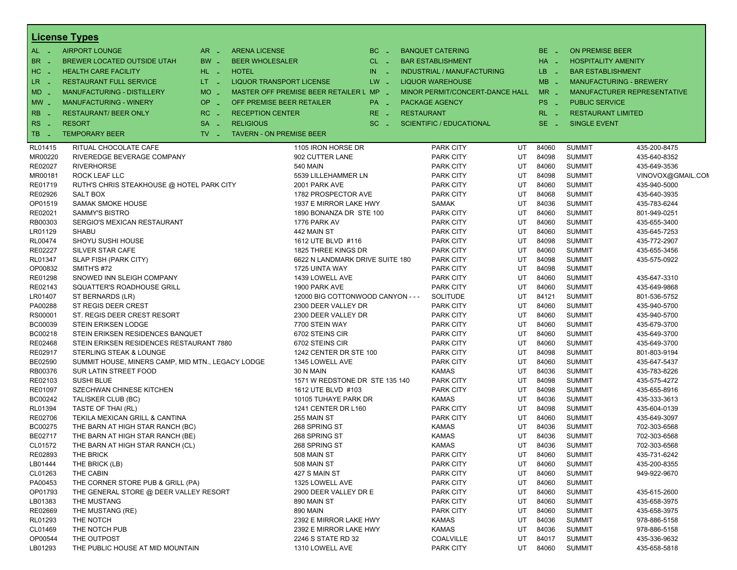## License Types

| Code | Type | Code | Type | Code | Type | Code | Type |
|---|---|---|---|---|---|---|---|
| AL - | AIRPORT LOUNGE | AR - | ARENA LICENSE | BC - | BANQUET CATERING | BE - | ON PREMISE BEER |
| BR - | BREWER LOCATED OUTSIDE UTAH | BW - | BEER WHOLESALER | CL - | BAR ESTABLISHMENT | HA - | HOSPITALITY AMENITY |
| HC - | HEALTH CARE FACILITY | HL - | HOTEL | IN - | INDUSTRIAL / MANUFACTURING | LB - | BAR ESTABLISHMENT |
| LR - | RESTAURANT FULL SERVICE | LT - | LIQUOR TRANSPORT LICENSE | LW - | LIQUOR WAREHOUSE | MB - | MANUFACTURING - BREWERY |
| MD - | MANUFACTURING - DISTILLERY | MO - | MASTER OFF PREMISE BEER RETAILER L | MP - | MINOR PERMIT/CONCERT-DANCE HALL | MR - | MANUFACTURER REPRESENTATIVE |
| MW - | MANUFACTURING - WINERY | OP - | OFF PREMISE BEER RETAILER | PA - | PACKAGE AGENCY | PS - | PUBLIC SERVICE |
| RB - | RESTAURANT/ BEER ONLY | RC - | RECEPTION CENTER | RE - | RESTAURANT | RL - | RESTAURANT LIMITED |
| RS - | RESORT | SA - | RELIGIOUS | SC - | SCIENTIFIC / EDUCATIONAL | SE - | SINGLE EVENT |
| TB - | TEMPORARY BEER | TV - | TAVERN - ON PREMISE BEER | | | | |

| License | Name | Address | City | State | Zip | County | Phone |
|---|---|---|---|---|---|---|---|
| RL01415 | RITUAL CHOCOLATE CAFE | 1105 IRON HORSE DR | PARK CITY | UT | 84060 | SUMMIT | 435-200-8475 |
| MR00220 | RIVEREDGE BEVERAGE COMPANY | 902 CUTTER LANE | PARK CITY | UT | 84098 | SUMMIT | 435-640-8352 |
| RE02027 | RIVERHORSE | 540 MAIN | PARK CITY | UT | 84060 | SUMMIT | 435-649-3536 |
| MR00181 | ROCK LEAF LLC | 5539 LILLEHAMMER LN | PARK CITY | UT | 84098 | SUMMIT | VINOVOX@GMAIL.CON |
| RE01719 | RUTH'S CHRIS STEAKHOUSE @ HOTEL PARK CITY | 2001 PARK AVE | PARK CITY | UT | 84060 | SUMMIT | 435-940-5000 |
| RE02926 | SALT BOX | 1782 PROSPECTOR AVE | PARK CITY | UT | 84068 | SUMMIT | 435-640-3935 |
| OP01519 | SAMAK SMOKE HOUSE | 1937 E MIRROR LAKE HWY | SAMAK | UT | 84036 | SUMMIT | 435-783-6244 |
| RE02021 | SAMMY'S BISTRO | 1890 BONANZA DR STE 100 | PARK CITY | UT | 84060 | SUMMIT | 801-949-0251 |
| RB00303 | SERGIO'S MEXICAN RESTAURANT | 1776 PARK AV | PARK CITY | UT | 84060 | SUMMIT | 435-655-3400 |
| LR01129 | SHABU | 442 MAIN ST | PARK CITY | UT | 84060 | SUMMIT | 435-645-7253 |
| RL00474 | SHOYU SUSHI HOUSE | 1612 UTE BLVD #116 | PARK CITY | UT | 84098 | SUMMIT | 435-772-2907 |
| RE02227 | SILVER STAR CAFE | 1825 THREE KINGS DR | PARK CITY | UT | 84060 | SUMMIT | 435-655-3456 |
| RL01347 | SLAP FISH (PARK CITY) | 6622 N LANDMARK DRIVE SUITE 180 | PARK CITY | UT | 84098 | SUMMIT | 435-575-0922 |
| OP00832 | SMITH'S #72 | 1725 UINTA WAY | PARK CITY | UT | 84098 | SUMMIT | |
| RE01298 | SNOWED INN SLEIGH COMPANY | 1439 LOWELL AVE | PARK CITY | UT | 84060 | SUMMIT | 435-647-3310 |
| RE02143 | SQUATTER'S ROADHOUSE GRILL | 1900 PARK AVE | PARK CITY | UT | 84060 | SUMMIT | 435-649-9868 |
| LR01407 | ST BERNARDS (LR) | 12000 BIG COTTONWOOD CANYON - - - | SOLITUDE | UT | 84121 | SUMMIT | 801-536-5752 |
| PA00288 | ST REGIS DEER CREST | 2300 DEER VALLEY DR | PARK CITY | UT | 84060 | SUMMIT | 435-940-5700 |
| RS00001 | ST. REGIS DEER CREST RESORT | 2300 DEER VALLEY DR | PARK CITY | UT | 84060 | SUMMIT | 435-940-5700 |
| BC00039 | STEIN ERIKSEN LODGE | 7700 STEIN WAY | PARK CITY | UT | 84060 | SUMMIT | 435-679-3700 |
| BC00218 | STEIN ERIKSEN RESIDENCES BANQUET | 6702 STEINS CIR | PARK CITY | UT | 84060 | SUMMIT | 435-649-3700 |
| RE02468 | STEIN ERIKSEN RESIDENCES RESTAURANT 7880 | 6702 STEINS CIR | PARK CITY | UT | 84060 | SUMMIT | 435-649-3700 |
| RE02917 | STERLING STEAK & LOUNGE | 1242 CENTER DR STE 100 | PARK CITY | UT | 84098 | SUMMIT | 801-803-9194 |
| BE02590 | SUMMIT HOUSE, MINERS CAMP, MID MTN., LEGACY LODGE | 1345 LOWELL AVE | PARK CITY | UT | 84060 | SUMMIT | 435-647-5437 |
| RB00376 | SUR LATIN STREET FOOD | 30 N MAIN | KAMAS | UT | 84036 | SUMMIT | 435-783-8226 |
| RE02103 | SUSHI BLUE | 1571 W REDSTONE DR STE 135 140 | PARK CITY | UT | 84098 | SUMMIT | 435-575-4272 |
| RE01097 | SZECHWAN CHINESE KITCHEN | 1612 UTE BLVD #103 | PARK CITY | UT | 84098 | SUMMIT | 435-655-8916 |
| BC00242 | TALISKER CLUB (BC) | 10105 TUHAYE PARK DR | KAMAS | UT | 84036 | SUMMIT | 435-333-3613 |
| RL01394 | TASTE OF THAI (RL) | 1241 CENTER DR L160 | PARK CITY | UT | 84098 | SUMMIT | 435-604-0139 |
| RE02706 | TEKILA MEXICAN GRILL & CANTINA | 255 MAIN ST | PARK CITY | UT | 84060 | SUMMIT | 435-649-3097 |
| BC00275 | THE BARN AT HIGH STAR RANCH (BC) | 268 SPRING ST | KAMAS | UT | 84036 | SUMMIT | 702-303-6568 |
| BE02717 | THE BARN AT HIGH STAR RANCH (BE) | 268 SPRING ST | KAMAS | UT | 84036 | SUMMIT | 702-303-6568 |
| CL01572 | THE BARN AT HIGH STAR RANCH (CL) | 268 SPRING ST | KAMAS | UT | 84036 | SUMMIT | 702-303-6568 |
| RE02893 | THE BRICK | 508 MAIN ST | PARK CITY | UT | 84060 | SUMMIT | 435-731-6242 |
| LB01444 | THE BRICK (LB) | 508 MAIN ST | PARK CITY | UT | 84060 | SUMMIT | 435-200-8355 |
| CL01263 | THE CABIN | 427 S MAIN ST | PARK CITY | UT | 84060 | SUMMIT | 949-922-9670 |
| PA00453 | THE CORNER STORE PUB & GRILL (PA) | 1325 LOWELL AVE | PARK CITY | UT | 84060 | SUMMIT | |
| OP01793 | THE GENERAL STORE @ DEER VALLEY RESORT | 2900 DEER VALLEY DR E | PARK CITY | UT | 84060 | SUMMIT | 435-615-2600 |
| LB01383 | THE MUSTANG | 890 MAIN ST | PARK CITY | UT | 84060 | SUMMIT | 435-658-3975 |
| RE02669 | THE MUSTANG (RE) | 890 MAIN | PARK CITY | UT | 84060 | SUMMIT | 435-658-3975 |
| RL01293 | THE NOTCH | 2392 E MIRROR LAKE HWY | KAMAS | UT | 84036 | SUMMIT | 978-886-5158 |
| CL01469 | THE NOTCH PUB | 2392 E MIRROR LAKE HWY | KAMAS | UT | 84036 | SUMMIT | 978-886-5158 |
| OP00544 | THE OUTPOST | 2246 S STATE RD 32 | COALVILLE | UT | 84017 | SUMMIT | 435-336-9632 |
| LB01293 | THE PUBLIC HOUSE AT MID MOUNTAIN | 1310 LOWELL AVE | PARK CITY | UT | 84060 | SUMMIT | 435-658-5818 |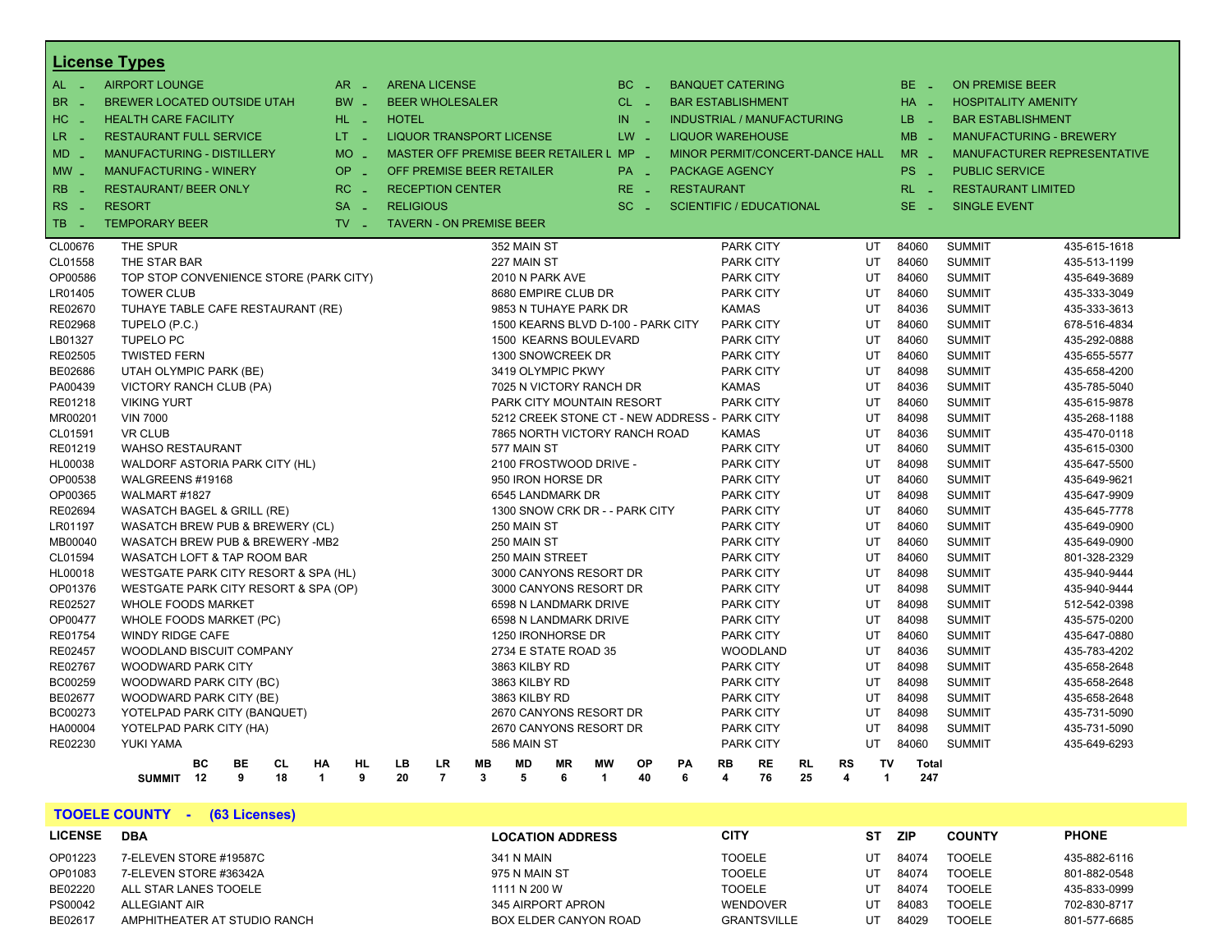## License Types

| Code | Type | Code | Type | Code | Type | Code | Type |
|---|---|---|---|---|---|---|---|
| AL - | AIRPORT LOUNGE | AR - | ARENA LICENSE | BC - | BANQUET CATERING | BE - | ON PREMISE BEER |
| BR - | BREWER LOCATED OUTSIDE UTAH | BW - | BEER WHOLESALER | CL - | BAR ESTABLISHMENT | HA - | HOSPITALITY AMENITY |
| HC - | HEALTH CARE FACILITY | HL - | HOTEL | IN - | INDUSTRIAL / MANUFACTURING | LB - | BAR ESTABLISHMENT |
| LR - | RESTAURANT FULL SERVICE | LT - | LIQUOR TRANSPORT LICENSE | LW - | LIQUOR WAREHOUSE | MB - | MANUFACTURING - BREWERY |
| MD - | MANUFACTURING - DISTILLERY | MO - | MASTER OFF PREMISE BEER RETAILER L | MP - | MINOR PERMIT/CONCERT-DANCE HALL | MR - | MANUFACTURER REPRESENTATIVE |
| MW - | MANUFACTURING - WINERY | OP - | OFF PREMISE BEER RETAILER | PA - | PACKAGE AGENCY | PS - | PUBLIC SERVICE |
| RB - | RESTAURANT/ BEER ONLY | RC - | RECEPTION CENTER | RE - | RESTAURANT | RL - | RESTAURANT LIMITED |
| RS - | RESORT | SA - | RELIGIOUS | SC - | SCIENTIFIC / EDUCATIONAL | SE - | SINGLE EVENT |
| TB - | TEMPORARY BEER | TV - | TAVERN - ON PREMISE BEER | | | | |

| LICENSE | DBA | LOCATION ADDRESS | CITY | ST | ZIP | COUNTY | PHONE |
|---|---|---|---|---|---|---|---|
| CL00676 | THE SPUR | 352 MAIN ST | PARK CITY | UT | 84060 | SUMMIT | 435-615-1618 |
| CL01558 | THE STAR BAR | 227 MAIN ST | PARK CITY | UT | 84060 | SUMMIT | 435-513-1199 |
| OP00586 | TOP STOP CONVENIENCE STORE (PARK CITY) | 2010 N PARK AVE | PARK CITY | UT | 84060 | SUMMIT | 435-649-3689 |
| LR01405 | TOWER CLUB | 8680 EMPIRE CLUB DR | PARK CITY | UT | 84060 | SUMMIT | 435-333-3049 |
| RE02670 | TUHAYE TABLE CAFE RESTAURANT (RE) | 9853 N TUHAYE PARK DR | KAMAS | UT | 84036 | SUMMIT | 435-333-3613 |
| RE02968 | TUPELO (P.C.) | 1500 KEARNS BLVD D-100 - PARK CITY | PARK CITY | UT | 84060 | SUMMIT | 678-516-4834 |
| LB01327 | TUPELO PC | 1500 KEARNS BOULEVARD | PARK CITY | UT | 84060 | SUMMIT | 435-292-0888 |
| RE02505 | TWISTED FERN | 1300 SNOWCREEK DR | PARK CITY | UT | 84060 | SUMMIT | 435-655-5577 |
| BE02686 | UTAH OLYMPIC PARK (BE) | 3419 OLYMPIC PKWY | PARK CITY | UT | 84098 | SUMMIT | 435-658-4200 |
| PA00439 | VICTORY RANCH CLUB (PA) | 7025 N VICTORY RANCH DR | KAMAS | UT | 84036 | SUMMIT | 435-785-5040 |
| RE01218 | VIKING YURT | PARK CITY MOUNTAIN RESORT | PARK CITY | UT | 84060 | SUMMIT | 435-615-9878 |
| MR00201 | VIN 7000 | 5212 CREEK STONE CT - NEW ADDRESS - | PARK CITY | UT | 84098 | SUMMIT | 435-268-1188 |
| CL01591 | VR CLUB | 7865 NORTH VICTORY RANCH ROAD | KAMAS | UT | 84036 | SUMMIT | 435-470-0118 |
| RE01219 | WAHSO RESTAURANT | 577 MAIN ST | PARK CITY | UT | 84060 | SUMMIT | 435-615-0300 |
| HL00038 | WALDORF ASTORIA PARK CITY (HL) | 2100 FROSTWOOD DRIVE - | PARK CITY | UT | 84098 | SUMMIT | 435-647-5500 |
| OP00538 | WALGREENS #19168 | 950 IRON HORSE DR | PARK CITY | UT | 84060 | SUMMIT | 435-649-9621 |
| OP00365 | WALMART #1827 | 6545 LANDMARK DR | PARK CITY | UT | 84098 | SUMMIT | 435-647-9909 |
| RE02694 | WASATCH BAGEL & GRILL (RE) | 1300 SNOW CRK DR - - PARK CITY | PARK CITY | UT | 84060 | SUMMIT | 435-645-7778 |
| LR01197 | WASATCH BREW PUB & BREWERY (CL) | 250 MAIN ST | PARK CITY | UT | 84060 | SUMMIT | 435-649-0900 |
| MB00040 | WASATCH BREW PUB & BREWERY -MB2 | 250 MAIN ST | PARK CITY | UT | 84060 | SUMMIT | 435-649-0900 |
| CL01594 | WASATCH LOFT & TAP ROOM BAR | 250 MAIN STREET | PARK CITY | UT | 84060 | SUMMIT | 801-328-2329 |
| HL00018 | WESTGATE PARK CITY RESORT & SPA (HL) | 3000 CANYONS RESORT DR | PARK CITY | UT | 84098 | SUMMIT | 435-940-9444 |
| OP01376 | WESTGATE PARK CITY RESORT & SPA (OP) | 3000 CANYONS RESORT DR | PARK CITY | UT | 84098 | SUMMIT | 435-940-9444 |
| RE02527 | WHOLE FOODS MARKET | 6598 N LANDMARK DRIVE | PARK CITY | UT | 84098 | SUMMIT | 512-542-0398 |
| OP00477 | WHOLE FOODS MARKET (PC) | 6598 N LANDMARK DRIVE | PARK CITY | UT | 84098 | SUMMIT | 435-575-0200 |
| RE01754 | WINDY RIDGE CAFE | 1250 IRONHORSE DR | PARK CITY | UT | 84060 | SUMMIT | 435-647-0880 |
| RE02457 | WOODLAND BISCUIT COMPANY | 2734 E STATE ROAD 35 | WOODLAND | UT | 84036 | SUMMIT | 435-783-4202 |
| RE02767 | WOODWARD PARK CITY | 3863 KILBY RD | PARK CITY | UT | 84098 | SUMMIT | 435-658-2648 |
| BC00259 | WOODWARD PARK CITY (BC) | 3863 KILBY RD | PARK CITY | UT | 84098 | SUMMIT | 435-658-2648 |
| BE02677 | WOODWARD PARK CITY (BE) | 3863 KILBY RD | PARK CITY | UT | 84098 | SUMMIT | 435-658-2648 |
| BC00273 | YOTELPAD PARK CITY (BANQUET) | 2670 CANYONS RESORT DR | PARK CITY | UT | 84098 | SUMMIT | 435-731-5090 |
| HA00004 | YOTELPAD PARK CITY (HA) | 2670 CANYONS RESORT DR | PARK CITY | UT | 84098 | SUMMIT | 435-731-5090 |
| RE02230 | YUKI YAMA | 586 MAIN ST | PARK CITY | UT | 84060 | SUMMIT | 435-649-6293 |

| | BC | BE | CL | HA | HL | LB | LR | MB | MD | MR | MW | OP | PA | RB | RE | RL | RS | TV | Total |
|---|---|---|---|---|---|---|---|---|---|---|---|---|---|---|---|---|---|---|---|
| SUMMIT | 12 | 9 | 18 | 1 | 9 | 20 | 7 | 3 | 5 | 6 | 1 | 40 | 6 | 4 | 76 | 25 | 4 | 1 | 247 |

## TOOELE COUNTY - (63 Licenses)

| LICENSE | DBA | LOCATION ADDRESS | CITY | ST | ZIP | COUNTY | PHONE |
|---|---|---|---|---|---|---|---|
| OP01223 | 7-ELEVEN STORE #19587C | 341 N MAIN | TOOELE | UT | 84074 | TOOELE | 435-882-6116 |
| OP01083 | 7-ELEVEN STORE #36342A | 975 N MAIN ST | TOOELE | UT | 84074 | TOOELE | 801-882-0548 |
| BE02220 | ALL STAR LANES TOOELE | 1111 N 200 W | TOOELE | UT | 84074 | TOOELE | 435-833-0999 |
| PS00042 | ALLEGIANT AIR | 345 AIRPORT APRON | WENDOVER | UT | 84083 | TOOELE | 702-830-8717 |
| BE02617 | AMPHITHEATER AT STUDIO RANCH | BOX ELDER CANYON ROAD | GRANTSVILLE | UT | 84029 | TOOELE | 801-577-6685 |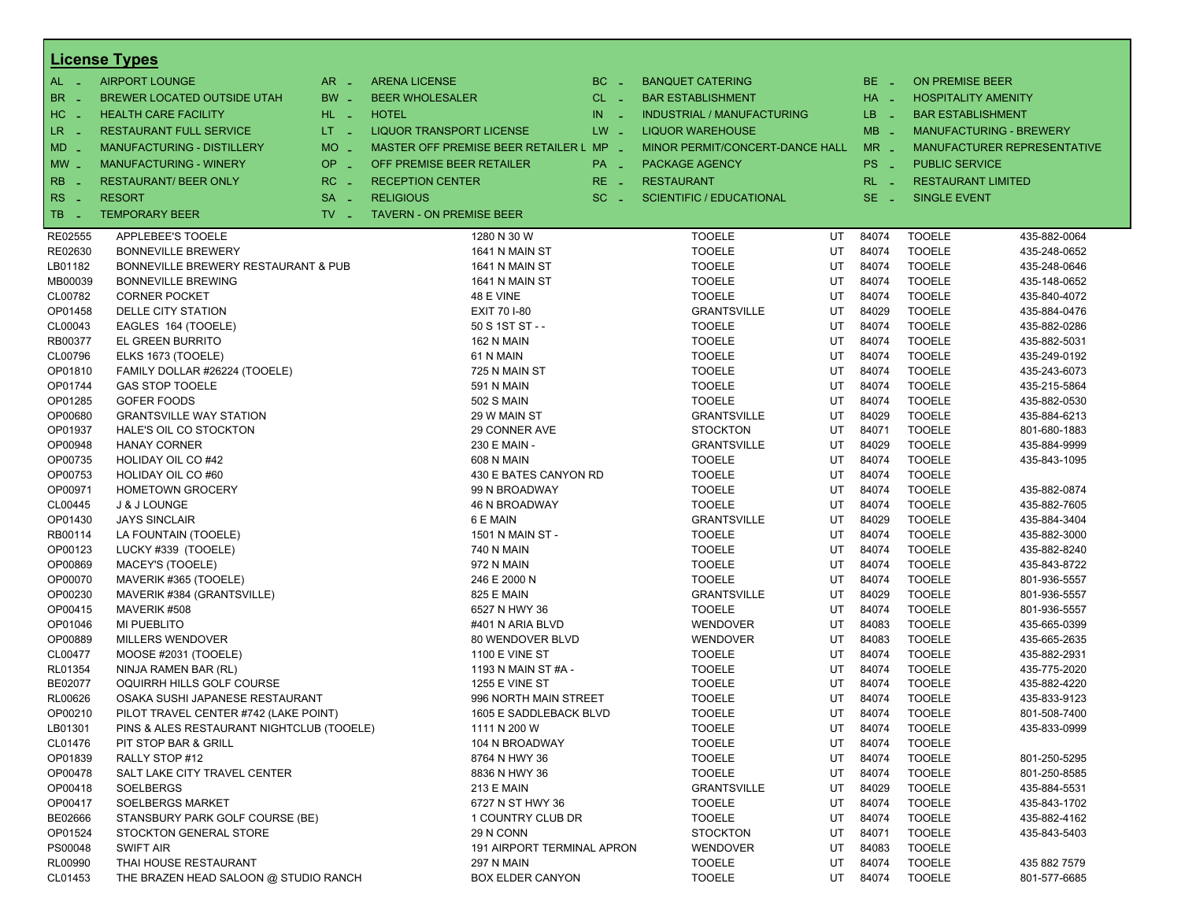## License Types

| | | | | | | | | | | |
|---|---|---|---|---|---|---|---|---|---|---|
| AL - | AIRPORT LOUNGE | AR - | ARENA LICENSE | BC - | BANQUET CATERING | BE - | ON PREMISE BEER |
| BR - | BREWER LOCATED OUTSIDE UTAH | BW - | BEER WHOLESALER | CL - | BAR ESTABLISHMENT | HA - | HOSPITALITY AMENITY |
| HC - | HEALTH CARE FACILITY | HL - | HOTEL | IN - | INDUSTRIAL / MANUFACTURING | LB - | BAR ESTABLISHMENT |
| LR - | RESTAURANT FULL SERVICE | LT - | LIQUOR TRANSPORT LICENSE | LW - | LIQUOR WAREHOUSE | MB - | MANUFACTURING - BREWERY |
| MD - | MANUFACTURING - DISTILLERY | MO - | MASTER OFF PREMISE BEER RETAILER L | MP - | MINOR PERMIT/CONCERT-DANCE HALL | MR - | MANUFACTURER REPRESENTATIVE |
| MW - | MANUFACTURING - WINERY | OP - | OFF PREMISE BEER RETAILER | PA - | PACKAGE AGENCY | PS - | PUBLIC SERVICE |
| RB - | RESTAURANT/ BEER ONLY | RC - | RECEPTION CENTER | RE - | RESTAURANT | RL - | RESTAURANT LIMITED |
| RS - | RESORT | SA - | RELIGIOUS | SC - | SCIENTIFIC / EDUCATIONAL | SE - | SINGLE EVENT |
| TB - | TEMPORARY BEER | TV - | TAVERN - ON PREMISE BEER | | | | |

| | | | | | | | |
|---|---|---|---|---|---|---|---|
| RE02555 | APPLEBEE'S TOOELE | 1280 N 30 W | TOOELE | UT | 84074 | TOOELE | 435-882-0064 |
| RE02630 | BONNEVILLE BREWERY | 1641 N MAIN ST | TOOELE | UT | 84074 | TOOELE | 435-248-0652 |
| LB01182 | BONNEVILLE BREWERY RESTAURANT & PUB | 1641 N MAIN ST | TOOELE | UT | 84074 | TOOELE | 435-248-0646 |
| MB00039 | BONNEVILLE BREWING | 1641 N MAIN ST | TOOELE | UT | 84074 | TOOELE | 435-148-0652 |
| CL00782 | CORNER POCKET | 48 E VINE | TOOELE | UT | 84074 | TOOELE | 435-840-4072 |
| OP01458 | DELLE CITY STATION | EXIT 70 I-80 | GRANTSVILLE | UT | 84029 | TOOELE | 435-884-0476 |
| CL00043 | EAGLES 164 (TOOELE) | 50 S 1ST ST - - | TOOELE | UT | 84074 | TOOELE | 435-882-0286 |
| RB00377 | EL GREEN BURRITO | 162 N MAIN | TOOELE | UT | 84074 | TOOELE | 435-882-5031 |
| CL00796 | ELKS 1673 (TOOELE) | 61 N MAIN | TOOELE | UT | 84074 | TOOELE | 435-249-0192 |
| OP01810 | FAMILY DOLLAR #26224 (TOOELE) | 725 N MAIN ST | TOOELE | UT | 84074 | TOOELE | 435-243-6073 |
| OP01744 | GAS STOP TOOELE | 591 N MAIN | TOOELE | UT | 84074 | TOOELE | 435-215-5864 |
| OP01285 | GOFER FOODS | 502 S MAIN | TOOELE | UT | 84074 | TOOELE | 435-882-0530 |
| OP00680 | GRANTSVILLE WAY STATION | 29 W MAIN ST | GRANTSVILLE | UT | 84029 | TOOELE | 435-884-6213 |
| OP01937 | HALE'S OIL CO STOCKTON | 29 CONNER AVE | STOCKTON | UT | 84071 | TOOELE | 801-680-1883 |
| OP00948 | HANAY CORNER | 230 E MAIN - | GRANTSVILLE | UT | 84029 | TOOELE | 435-884-9999 |
| OP00735 | HOLIDAY OIL CO #42 | 608 N MAIN | TOOELE | UT | 84074 | TOOELE | 435-843-1095 |
| OP00753 | HOLIDAY OIL CO #60 | 430 E BATES CANYON RD | TOOELE | UT | 84074 | TOOELE | |
| OP00971 | HOMETOWN GROCERY | 99 N BROADWAY | TOOELE | UT | 84074 | TOOELE | 435-882-0874 |
| CL00445 | J & J LOUNGE | 46 N BROADWAY | TOOELE | UT | 84074 | TOOELE | 435-882-7605 |
| OP01430 | JAYS SINCLAIR | 6 E MAIN | GRANTSVILLE | UT | 84029 | TOOELE | 435-884-3404 |
| RB00114 | LA FOUNTAIN (TOOELE) | 1501 N MAIN ST - | TOOELE | UT | 84074 | TOOELE | 435-882-3000 |
| OP00123 | LUCKY #339 (TOOELE) | 740 N MAIN | TOOELE | UT | 84074 | TOOELE | 435-882-8240 |
| OP00869 | MACEY'S (TOOELE) | 972 N MAIN | TOOELE | UT | 84074 | TOOELE | 435-843-8722 |
| OP00070 | MAVERIK #365 (TOOELE) | 246 E 2000 N | TOOELE | UT | 84074 | TOOELE | 801-936-5557 |
| OP00230 | MAVERIK #384 (GRANTSVILLE) | 825 E MAIN | GRANTSVILLE | UT | 84029 | TOOELE | 801-936-5557 |
| OP00415 | MAVERIK #508 | 6527 N HWY 36 | TOOELE | UT | 84074 | TOOELE | 801-936-5557 |
| OP01046 | MI PUEBLITO | #401 N ARIA BLVD | WENDOVER | UT | 84083 | TOOELE | 435-665-0399 |
| OP00889 | MILLERS WENDOVER | 80 WENDOVER BLVD | WENDOVER | UT | 84083 | TOOELE | 435-665-2635 |
| CL00477 | MOOSE #2031 (TOOELE) | 1100 E VINE ST | TOOELE | UT | 84074 | TOOELE | 435-882-2931 |
| RL01354 | NINJA RAMEN BAR (RL) | 1193 N MAIN ST #A - | TOOELE | UT | 84074 | TOOELE | 435-775-2020 |
| BE02077 | OQUIRRH HILLS GOLF COURSE | 1255 E VINE ST | TOOELE | UT | 84074 | TOOELE | 435-882-4220 |
| RL00626 | OSAKA SUSHI JAPANESE RESTAURANT | 996 NORTH MAIN STREET | TOOELE | UT | 84074 | TOOELE | 435-833-9123 |
| OP00210 | PILOT TRAVEL CENTER #742 (LAKE POINT) | 1605 E SADDLEBACK BLVD | TOOELE | UT | 84074 | TOOELE | 801-508-7400 |
| LB01301 | PINS & ALES RESTAURANT NIGHTCLUB (TOOELE) | 1111 N 200 W | TOOELE | UT | 84074 | TOOELE | 435-833-0999 |
| CL01476 | PIT STOP BAR & GRILL | 104 N BROADWAY | TOOELE | UT | 84074 | TOOELE | |
| OP01839 | RALLY STOP #12 | 8764 N HWY 36 | TOOELE | UT | 84074 | TOOELE | 801-250-5295 |
| OP00478 | SALT LAKE CITY TRAVEL CENTER | 8836 N HWY 36 | TOOELE | UT | 84074 | TOOELE | 801-250-8585 |
| OP00418 | SOELBERGS | 213 E MAIN | GRANTSVILLE | UT | 84029 | TOOELE | 435-884-5531 |
| OP00417 | SOELBERGS MARKET | 6727 N ST HWY 36 | TOOELE | UT | 84074 | TOOELE | 435-843-1702 |
| BE02666 | STANSBURY PARK GOLF COURSE (BE) | 1 COUNTRY CLUB DR | TOOELE | UT | 84074 | TOOELE | 435-882-4162 |
| OP01524 | STOCKTON GENERAL STORE | 29 N CONN | STOCKTON | UT | 84071 | TOOELE | 435-843-5403 |
| PS00048 | SWIFT AIR | 191 AIRPORT TERMINAL APRON | WENDOVER | UT | 84083 | TOOELE | |
| RL00990 | THAI HOUSE RESTAURANT | 297 N MAIN | TOOELE | UT | 84074 | TOOELE | 435 882 7579 |
| CL01453 | THE BRAZEN HEAD SALOON @ STUDIO RANCH | BOX ELDER CANYON | TOOELE | UT | 84074 | TOOELE | 801-577-6685 |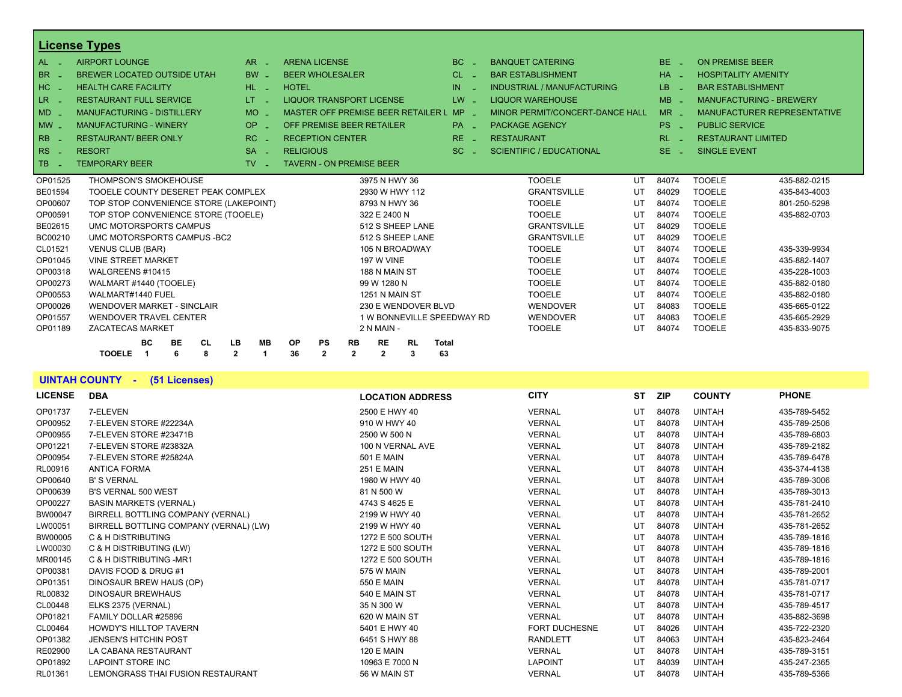## License Types

| Code | Type | Code | Type | Code | Type | Code | Type |
|---|---|---|---|---|---|---|---|
| AL - | AIRPORT LOUNGE | AR - | ARENA LICENSE | BC - | BANQUET CATERING | BE - | ON PREMISE BEER |
| BR - | BREWER LOCATED OUTSIDE UTAH | BW - | BEER WHOLESALER | CL - | BAR ESTABLISHMENT | HA - | HOSPITALITY AMENITY |
| HC - | HEALTH CARE FACILITY | HL - | HOTEL | IN - | INDUSTRIAL / MANUFACTURING | LB - | BAR ESTABLISHMENT |
| LR - | RESTAURANT FULL SERVICE | LT - | LIQUOR TRANSPORT LICENSE | LW - | LIQUOR WAREHOUSE | MB - | MANUFACTURING - BREWERY |
| MD - | MANUFACTURING - DISTILLERY | MO - | MASTER OFF PREMISE BEER RETAILER L | MP - | MINOR PERMIT/CONCERT-DANCE HALL | MR - | MANUFACTURER REPRESENTATIVE |
| MW - | MANUFACTURING - WINERY | OP - | OFF PREMISE BEER RETAILER | PA - | PACKAGE AGENCY | PS - | PUBLIC SERVICE |
| RB - | RESTAURANT/ BEER ONLY | RC - | RECEPTION CENTER | RE - | RESTAURANT | RL - | RESTAURANT LIMITED |
| RS - | RESORT | SA - | RELIGIOUS | SC - | SCIENTIFIC / EDUCATIONAL | SE - | SINGLE EVENT |
| TB - | TEMPORARY BEER | TV - | TAVERN - ON PREMISE BEER | | | | |

| LICENSE | DBA | LOCATION ADDRESS | CITY | ST | ZIP | COUNTY | PHONE |
|---|---|---|---|---|---|---|---|
| OP01525 | THOMPSON'S SMOKEHOUSE | 3975 N HWY 36 | TOOELE | UT | 84074 | TOOELE | 435-882-0215 |
| BE01594 | TOOELE COUNTY DESERET PEAK COMPLEX | 2930 W HWY 112 | GRANTSVILLE | UT | 84029 | TOOELE | 435-843-4003 |
| OP00607 | TOP STOP CONVENIENCE STORE (LAKEPOINT) | 8793 N HWY 36 | TOOELE | UT | 84074 | TOOELE | 801-250-5298 |
| OP00591 | TOP STOP CONVENIENCE STORE (TOOELE) | 322 E 2400 N | TOOELE | UT | 84074 | TOOELE | 435-882-0703 |
| BE02615 | UMC MOTORSPORTS CAMPUS | 512 S SHEEP LANE | GRANTSVILLE | UT | 84029 | TOOELE | |
| BC00210 | UMC MOTORSPORTS CAMPUS -BC2 | 512 S SHEEP LANE | GRANTSVILLE | UT | 84029 | TOOELE | |
| CL01521 | VENUS CLUB (BAR) | 105 N BROADWAY | TOOELE | UT | 84074 | TOOELE | 435-339-9934 |
| OP01045 | VINE STREET MARKET | 197 W VINE | TOOELE | UT | 84074 | TOOELE | 435-882-1407 |
| OP00318 | WALGREENS #10415 | 188 N MAIN ST | TOOELE | UT | 84074 | TOOELE | 435-228-1003 |
| OP00273 | WALMART #1440 (TOOELE) | 99 W 1280 N | TOOELE | UT | 84074 | TOOELE | 435-882-0180 |
| OP00553 | WALMART#1440 FUEL | 1251 N MAIN ST | TOOELE | UT | 84074 | TOOELE | 435-882-0180 |
| OP00026 | WENDOVER MARKET - SINCLAIR | 230 E WENDOVER BLVD | WENDOVER | UT | 84083 | TOOELE | 435-665-0122 |
| OP01557 | WENDOVER TRAVEL CENTER | 1 W BONNEVILLE SPEEDWAY RD | WENDOVER | UT | 84083 | TOOELE | 435-665-2929 |
| OP01189 | ZACATECAS MARKET | 2 N MAIN - | TOOELE | UT | 84074 | TOOELE | 435-833-9075 |

| | BC | BE | CL | LB | MB | OP | PS | RB | RE | RL | Total |
|---|---|---|---|---|---|---|---|---|---|---|---|
| **TOOELE** | 1 | 6 | 8 | 2 | 1 | 36 | 2 | 2 | 2 | 3 | 63 |

## UINTAH COUNTY - (51 Licenses)

| LICENSE | DBA | LOCATION ADDRESS | CITY | ST | ZIP | COUNTY | PHONE |
|---|---|---|---|---|---|---|---|
| OP01737 | 7-ELEVEN | 2500 E HWY 40 | VERNAL | UT | 84078 | UINTAH | 435-789-5452 |
| OP00952 | 7-ELEVEN STORE #22234A | 910 W HWY 40 | VERNAL | UT | 84078 | UINTAH | 435-789-2506 |
| OP00955 | 7-ELEVEN STORE #23471B | 2500 W 500 N | VERNAL | UT | 84078 | UINTAH | 435-789-6803 |
| OP01221 | 7-ELEVEN STORE #23832A | 100 N VERNAL AVE | VERNAL | UT | 84078 | UINTAH | 435-789-2182 |
| OP00954 | 7-ELEVEN STORE #25824A | 501 E MAIN | VERNAL | UT | 84078 | UINTAH | 435-789-6478 |
| RL00916 | ANTICA FORMA | 251 E MAIN | VERNAL | UT | 84078 | UINTAH | 435-374-4138 |
| OP00640 | B' S VERNAL | 1980 W HWY 40 | VERNAL | UT | 84078 | UINTAH | 435-789-3006 |
| OP00639 | B'S VERNAL 500 WEST | 81 N 500 W | VERNAL | UT | 84078 | UINTAH | 435-789-3013 |
| OP00227 | BASIN MARKETS (VERNAL) | 4743 S 4625 E | VERNAL | UT | 84078 | UINTAH | 435-781-2410 |
| BW00047 | BIRRELL BOTTLING COMPANY (VERNAL) | 2199 W HWY 40 | VERNAL | UT | 84078 | UINTAH | 435-781-2652 |
| LW00051 | BIRRELL BOTTLING COMPANY (VERNAL) (LW) | 2199 W HWY 40 | VERNAL | UT | 84078 | UINTAH | 435-781-2652 |
| BW00005 | C & H DISTRIBUTING | 1272 E 500 SOUTH | VERNAL | UT | 84078 | UINTAH | 435-789-1816 |
| LW00030 | C & H DISTRIBUTING (LW) | 1272 E 500 SOUTH | VERNAL | UT | 84078 | UINTAH | 435-789-1816 |
| MR00145 | C & H DISTRIBUTING -MR1 | 1272 E 500 SOUTH | VERNAL | UT | 84078 | UINTAH | 435-789-1816 |
| OP00381 | DAVIS FOOD & DRUG #1 | 575 W MAIN | VERNAL | UT | 84078 | UINTAH | 435-789-2001 |
| OP01351 | DINOSAUR BREW HAUS (OP) | 550 E MAIN | VERNAL | UT | 84078 | UINTAH | 435-781-0717 |
| RL00832 | DINOSAUR BREWHAUS | 540 E MAIN ST | VERNAL | UT | 84078 | UINTAH | 435-781-0717 |
| CL00448 | ELKS 2375 (VERNAL) | 35 N 300 W | VERNAL | UT | 84078 | UINTAH | 435-789-4517 |
| OP01821 | FAMILY DOLLAR #25896 | 620 W MAIN ST | VERNAL | UT | 84078 | UINTAH | 435-882-3698 |
| CL00464 | HOWDY'S HILLTOP TAVERN | 5401 E HWY 40 | FORT DUCHESNE | UT | 84026 | UINTAH | 435-722-2320 |
| OP01382 | JENSEN'S HITCHIN POST | 6451 S HWY 88 | RANDLETT | UT | 84063 | UINTAH | 435-823-2464 |
| RE02900 | LA CABANA RESTAURANT | 120 E MAIN | VERNAL | UT | 84078 | UINTAH | 435-789-3151 |
| OP01892 | LAPOINT STORE INC | 10963 E 7000 N | LAPOINT | UT | 84039 | UINTAH | 435-247-2365 |
| RL01361 | LEMONGRASS THAI FUSION RESTAURANT | 56 W MAIN ST | VERNAL | UT | 84078 | UINTAH | 435-789-5366 |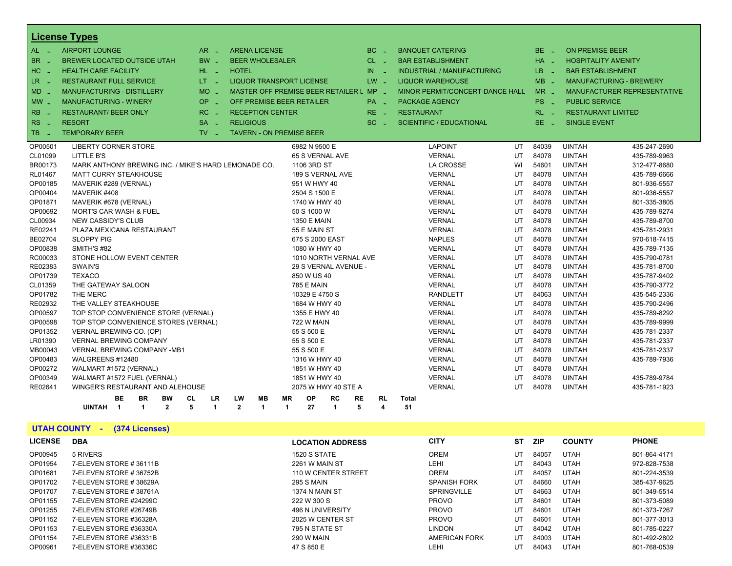## License Types

| Code | Type | Code | Type | Code | Type | Code | Type |
|---|---|---|---|---|---|---|---|
| AL | AIRPORT LOUNGE | AR | ARENA LICENSE | BC | BANQUET CATERING | BE | ON PREMISE BEER |
| BR | BREWER LOCATED OUTSIDE UTAH | BW | BEER WHOLESALER | CL | BAR ESTABLISHMENT | HA | HOSPITALITY AMENITY |
| HC | HEALTH CARE FACILITY | HL | HOTEL | IN | INDUSTRIAL / MANUFACTURING | LB | BAR ESTABLISHMENT |
| LR | RESTAURANT FULL SERVICE | LT | LIQUOR TRANSPORT LICENSE | LW | LIQUOR WAREHOUSE | MB | MANUFACTURING - BREWERY |
| MD | MANUFACTURING - DISTILLERY | MO | MASTER OFF PREMISE BEER RETAILER L | MP | MINOR PERMIT/CONCERT-DANCE HALL | MR | MANUFACTURER REPRESENTATIVE |
| MW | MANUFACTURING - WINERY | OP | OFF PREMISE BEER RETAILER | PA | PACKAGE AGENCY | PS | PUBLIC SERVICE |
| RB | RESTAURANT/ BEER ONLY | RC | RECEPTION CENTER | RE | RESTAURANT | RL | RESTAURANT LIMITED |
| RS | RESORT | SA | RELIGIOUS | SC | SCIENTIFIC / EDUCATIONAL | SE | SINGLE EVENT |
| TB | TEMPORARY BEER | TV | TAVERN - ON PREMISE BEER | | | | |

| LICENSE | DBA | LOCATION ADDRESS | CITY | ST | ZIP | COUNTY | PHONE |
|---|---|---|---|---|---|---|---|
| OP00501 | LIBERTY CORNER STORE | 6982 N 9500 E | LAPOINT | UT | 84039 | UINTAH | 435-247-2690 |
| CL01099 | LITTLE B'S | 65 S VERNAL AVE | VERNAL | UT | 84078 | UINTAH | 435-789-9963 |
| BR00173 | MARK ANTHONY BREWING INC. / MIKE'S HARD LEMONADE CO. | 1106 3RD ST | LA CROSSE | WI | 54601 | UINTAH | 312-477-8680 |
| RL01467 | MATT CURRY STEAKHOUSE | 189 S VERNAL AVE | VERNAL | UT | 84078 | UINTAH | 435-789-6666 |
| OP00185 | MAVERIK #289 (VERNAL) | 951 W HWY 40 | VERNAL | UT | 84078 | UINTAH | 801-936-5557 |
| OP00404 | MAVERIK #408 | 2504 S 1500 E | VERNAL | UT | 84078 | UINTAH | 801-936-5557 |
| OP01871 | MAVERIK #678 (VERNAL) | 1740 W HWY 40 | VERNAL | UT | 84078 | UINTAH | 801-335-3805 |
| OP00692 | MORT'S CAR WASH & FUEL | 50 S 1000 W | VERNAL | UT | 84078 | UINTAH | 435-789-9274 |
| CL00934 | NEW CASSIDY'S CLUB | 1350 E MAIN | VERNAL | UT | 84078 | UINTAH | 435-789-8700 |
| RE02241 | PLAZA MEXICANA RESTAURANT | 55 E MAIN ST | VERNAL | UT | 84078 | UINTAH | 435-781-2931 |
| BE02704 | SLOPPY PIG | 675 S 2000 EAST | NAPLES | UT | 84078 | UINTAH | 970-618-7415 |
| OP00838 | SMITH'S #82 | 1080 W HWY 40 | VERNAL | UT | 84078 | UINTAH | 435-789-7135 |
| RC00033 | STONE HOLLOW EVENT CENTER | 1010 NORTH VERNAL AVE | VERNAL | UT | 84078 | UINTAH | 435-790-0781 |
| RE02383 | SWAIN'S | 29 S VERNAL AVENUE - | VERNAL | UT | 84078 | UINTAH | 435-781-8700 |
| OP01739 | TEXACO | 850 W US 40 | VERNAL | UT | 84078 | UINTAH | 435-787-9402 |
| CL01359 | THE GATEWAY SALOON | 785 E MAIN | VERNAL | UT | 84078 | UINTAH | 435-790-3772 |
| OP01782 | THE MERC | 10329 E 4750 S | RANDLETT | UT | 84063 | UINTAH | 435-545-2336 |
| RE02932 | THE VALLEY STEAKHOUSE | 1684 W HWY 40 | VERNAL | UT | 84078 | UINTAH | 435-790-2496 |
| OP00597 | TOP STOP CONVENIENCE STORE (VERNAL) | 1355 E HWY 40 | VERNAL | UT | 84078 | UINTAH | 435-789-8292 |
| OP00598 | TOP STOP CONVENIENCE STORES (VERNAL) | 722 W MAIN | VERNAL | UT | 84078 | UINTAH | 435-789-9999 |
| OP01352 | VERNAL BREWING CO. (OP) | 55 S 500 E | VERNAL | UT | 84078 | UINTAH | 435-781-2337 |
| LR01390 | VERNAL BREWING COMPANY | 55 S 500 E | VERNAL | UT | 84078 | UINTAH | 435-781-2337 |
| MB00043 | VERNAL BREWING COMPANY -MB1 | 55 S 500 E | VERNAL | UT | 84078 | UINTAH | 435-781-2337 |
| OP00483 | WALGREENS #12480 | 1316 W HWY 40 | VERNAL | UT | 84078 | UINTAH | 435-789-7936 |
| OP00272 | WALMART #1572 (VERNAL) | 1851 W HWY 40 | VERNAL | UT | 84078 | UINTAH | |
| OP00349 | WALMART #1572 FUEL (VERNAL) | 1851 W HWY 40 | VERNAL | UT | 84078 | UINTAH | 435-789-9784 |
| RE02641 | WINGER'S RESTAURANT AND ALEHOUSE | 2075 W HWY 40 STE A | VERNAL | UT | 84078 | UINTAH | 435-781-1923 |

| | BE | BR | BW | CL | LR | LW | MB | MR | OP | RC | RE | RL | Total |
|---|---|---|---|---|---|---|---|---|---|---|---|---|---|
| **UINTAH** | **1** | **1** | **2** | **5** | **1** | **2** | **1** | **1** | **27** | **1** | **5** | **4** | **51** |

## UTAH COUNTY - (374 Licenses)

| LICENSE | DBA | LOCATION ADDRESS | CITY | ST | ZIP | COUNTY | PHONE |
|---|---|---|---|---|---|---|---|
| OP00945 | 5 RIVERS | 1520 S STATE | OREM | UT | 84057 | UTAH | 801-864-4171 |
| OP01954 | 7-ELEVEN STORE # 36111B | 2261 W MAIN ST | LEHI | UT | 84043 | UTAH | 972-828-7538 |
| OP01681 | 7-ELEVEN STORE # 36752B | 110 W CENTER STREET | OREM | UT | 84057 | UTAH | 801-224-3539 |
| OP01702 | 7-ELEVEN STORE # 38629A | 295 S MAIN | SPANISH FORK | UT | 84660 | UTAH | 385-437-9625 |
| OP01707 | 7-ELEVEN STORE # 38761A | 1374 N MAIN ST | SPRINGVILLE | UT | 84663 | UTAH | 801-349-5514 |
| OP01155 | 7-ELEVEN STORE #24299C | 222 W 300 S | PROVO | UT | 84601 | UTAH | 801-373-5089 |
| OP01255 | 7-ELEVEN STORE #26749B | 496 N UNIVERSITY | PROVO | UT | 84601 | UTAH | 801-373-7267 |
| OP01152 | 7-ELEVEN STORE #36328A | 2025 W CENTER ST | PROVO | UT | 84601 | UTAH | 801-377-3013 |
| OP01153 | 7-ELEVEN STORE #36330A | 795 N STATE ST | LINDON | UT | 84042 | UTAH | 801-785-0227 |
| OP01154 | 7-ELEVEN STORE #36331B | 290 W MAIN | AMERICAN FORK | UT | 84003 | UTAH | 801-492-2802 |
| OP00961 | 7-ELEVEN STORE #36336C | 47 S 850 E | LEHI | UT | 84043 | UTAH | 801-768-0539 |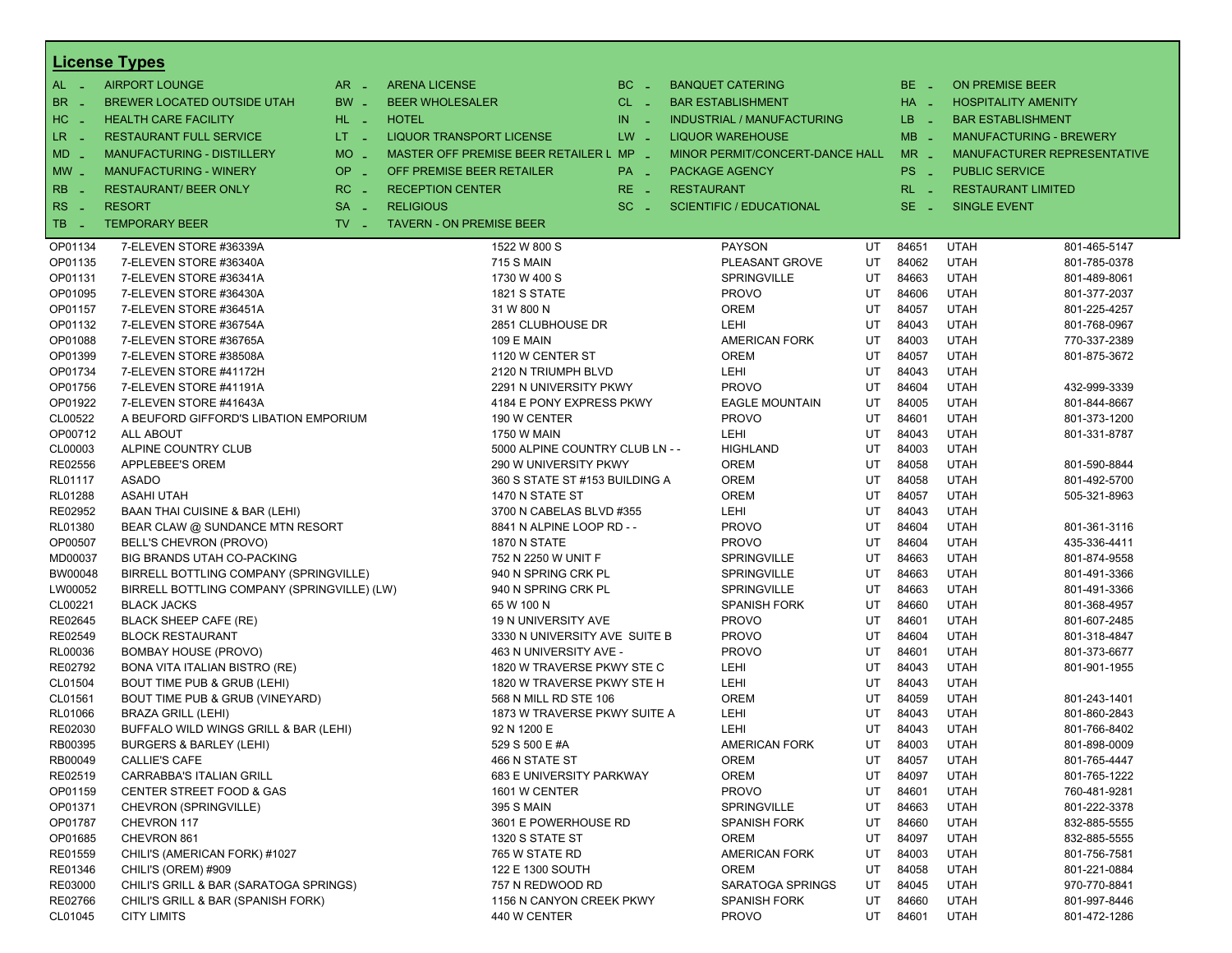## License Types

| Code | Type | Code | Type | Code | Type | Code | Type |
|---|---|---|---|---|---|---|---|
| AL - | AIRPORT LOUNGE | AR - | ARENA LICENSE | BC - | BANQUET CATERING | BE - | ON PREMISE BEER |
| BR - | BREWER LOCATED OUTSIDE UTAH | BW - | BEER WHOLESALER | CL - | BAR ESTABLISHMENT | HA - | HOSPITALITY AMENITY |
| HC - | HEALTH CARE FACILITY | HL - | HOTEL | IN - | INDUSTRIAL / MANUFACTURING | LB - | BAR ESTABLISHMENT |
| LR - | RESTAURANT FULL SERVICE | LT - | LIQUOR TRANSPORT LICENSE | LW - | LIQUOR WAREHOUSE | MB - | MANUFACTURING - BREWERY |
| MD - | MANUFACTURING - DISTILLERY | MO - | MASTER OFF PREMISE BEER RETAILER L | MP - | MINOR PERMIT/CONCERT-DANCE HALL | MR - | MANUFACTURER REPRESENTATIVE |
| MW - | MANUFACTURING - WINERY | OP - | OFF PREMISE BEER RETAILER | PA - | PACKAGE AGENCY | PS - | PUBLIC SERVICE |
| RB - | RESTAURANT/ BEER ONLY | RC - | RECEPTION CENTER | RE - | RESTAURANT | RL - | RESTAURANT LIMITED |
| RS - | RESORT | SA - | RELIGIOUS | SC - | SCIENTIFIC / EDUCATIONAL | SE - | SINGLE EVENT |
| TB - | TEMPORARY BEER | TV - | TAVERN - ON PREMISE BEER | | | | |

| License | Name | Address | City | State | Zip | County | Phone |
|---|---|---|---|---|---|---|---|
| OP01134 | 7-ELEVEN STORE #36339A | 1522 W 800 S | PAYSON | UT | 84651 | UTAH | 801-465-5147 |
| OP01135 | 7-ELEVEN STORE #36340A | 715 S MAIN | PLEASANT GROVE | UT | 84062 | UTAH | 801-785-0378 |
| OP01131 | 7-ELEVEN STORE #36341A | 1730 W 400 S | SPRINGVILLE | UT | 84663 | UTAH | 801-489-8061 |
| OP01095 | 7-ELEVEN STORE #36430A | 1821 S STATE | PROVO | UT | 84606 | UTAH | 801-377-2037 |
| OP01157 | 7-ELEVEN STORE #36451A | 31 W 800 N | OREM | UT | 84057 | UTAH | 801-225-4257 |
| OP01132 | 7-ELEVEN STORE #36754A | 2851 CLUBHOUSE DR | LEHI | UT | 84043 | UTAH | 801-768-0967 |
| OP01088 | 7-ELEVEN STORE #36765A | 109 E MAIN | AMERICAN FORK | UT | 84003 | UTAH | 770-337-2389 |
| OP01399 | 7-ELEVEN STORE #38508A | 1120 W CENTER ST | OREM | UT | 84057 | UTAH | 801-875-3672 |
| OP01734 | 7-ELEVEN STORE #41172H | 2120 N TRIUMPH BLVD | LEHI | UT | 84043 | UTAH | |
| OP01756 | 7-ELEVEN STORE #41191A | 2291 N UNIVERSITY PKWY | PROVO | UT | 84604 | UTAH | 432-999-3339 |
| OP01922 | 7-ELEVEN STORE #41643A | 4184 E PONY EXPRESS PKWY | EAGLE MOUNTAIN | UT | 84005 | UTAH | 801-844-8667 |
| CL00522 | A BEUFORD GIFFORD'S LIBATION EMPORIUM | 190 W CENTER | PROVO | UT | 84601 | UTAH | 801-373-1200 |
| OP00712 | ALL ABOUT | 1750 W MAIN | LEHI | UT | 84043 | UTAH | 801-331-8787 |
| CL00003 | ALPINE COUNTRY CLUB | 5000 ALPINE COUNTRY CLUB LN - - | HIGHLAND | UT | 84003 | UTAH | |
| RE02556 | APPLEBEE'S OREM | 290 W UNIVERSITY PKWY | OREM | UT | 84058 | UTAH | 801-590-8844 |
| RL01117 | ASADO | 360 S STATE ST #153 BUILDING A | OREM | UT | 84058 | UTAH | 801-492-5700 |
| RL01288 | ASAHI UTAH | 1470 N STATE ST | OREM | UT | 84057 | UTAH | 505-321-8963 |
| RE02952 | BAAN THAI CUISINE & BAR (LEHI) | 3700 N CABELAS BLVD #355 | LEHI | UT | 84043 | UTAH | |
| RL01380 | BEAR CLAW @ SUNDANCE MTN RESORT | 8841 N ALPINE LOOP RD - - | PROVO | UT | 84604 | UTAH | 801-361-3116 |
| OP00507 | BELL'S CHEVRON (PROVO) | 1870 N STATE | PROVO | UT | 84604 | UTAH | 435-336-4411 |
| MD00037 | BIG BRANDS UTAH CO-PACKING | 752 N 2250 W UNIT F | SPRINGVILLE | UT | 84663 | UTAH | 801-874-9558 |
| BW00048 | BIRRELL BOTTLING COMPANY (SPRINGVILLE) | 940 N SPRING CRK PL | SPRINGVILLE | UT | 84663 | UTAH | 801-491-3366 |
| LW00052 | BIRRELL BOTTLING COMPANY (SPRINGVILLE) (LW) | 940 N SPRING CRK PL | SPRINGVILLE | UT | 84663 | UTAH | 801-491-3366 |
| CL00221 | BLACK JACKS | 65 W 100 N | SPANISH FORK | UT | 84660 | UTAH | 801-368-4957 |
| RE02645 | BLACK SHEEP CAFE (RE) | 19 N UNIVERSITY AVE | PROVO | UT | 84601 | UTAH | 801-607-2485 |
| RE02549 | BLOCK RESTAURANT | 3330 N UNIVERSITY AVE SUITE B | PROVO | UT | 84604 | UTAH | 801-318-4847 |
| RL00036 | BOMBAY HOUSE (PROVO) | 463 N UNIVERSITY AVE - | PROVO | UT | 84601 | UTAH | 801-373-6677 |
| RE02792 | BONA VITA ITALIAN BISTRO (RE) | 1820 W TRAVERSE PKWY STE C | LEHI | UT | 84043 | UTAH | 801-901-1955 |
| CL01504 | BOUT TIME PUB & GRUB (LEHI) | 1820 W TRAVERSE PKWY STE H | LEHI | UT | 84043 | UTAH | |
| CL01561 | BOUT TIME PUB & GRUB (VINEYARD) | 568 N MILL RD STE 106 | OREM | UT | 84059 | UTAH | 801-243-1401 |
| RL01066 | BRAZA GRILL (LEHI) | 1873 W TRAVERSE PKWY SUITE A | LEHI | UT | 84043 | UTAH | 801-860-2843 |
| RE02030 | BUFFALO WILD WINGS GRILL & BAR (LEHI) | 92 N 1200 E | LEHI | UT | 84043 | UTAH | 801-766-8402 |
| RB00395 | BURGERS & BARLEY (LEHI) | 529 S 500 E #A | AMERICAN FORK | UT | 84003 | UTAH | 801-898-0009 |
| RB00049 | CALLIE'S CAFE | 466 N STATE ST | OREM | UT | 84057 | UTAH | 801-765-4447 |
| RE02519 | CARRABBA'S ITALIAN GRILL | 683 E UNIVERSITY PARKWAY | OREM | UT | 84097 | UTAH | 801-765-1222 |
| OP01159 | CENTER STREET FOOD & GAS | 1601 W CENTER | PROVO | UT | 84601 | UTAH | 760-481-9281 |
| OP01371 | CHEVRON (SPRINGVILLE) | 395 S MAIN | SPRINGVILLE | UT | 84663 | UTAH | 801-222-3378 |
| OP01787 | CHEVRON 117 | 3601 E POWERHOUSE RD | SPANISH FORK | UT | 84660 | UTAH | 832-885-5555 |
| OP01685 | CHEVRON 861 | 1320 S STATE ST | OREM | UT | 84097 | UTAH | 832-885-5555 |
| RE01559 | CHILI'S (AMERICAN FORK) #1027 | 765 W STATE RD | AMERICAN FORK | UT | 84003 | UTAH | 801-756-7581 |
| RE01346 | CHILI'S (OREM) #909 | 122 E 1300 SOUTH | OREM | UT | 84058 | UTAH | 801-221-0884 |
| RE03000 | CHILI'S GRILL & BAR (SARATOGA SPRINGS) | 757 N REDWOOD RD | SARATOGA SPRINGS | UT | 84045 | UTAH | 970-770-8841 |
| RE02766 | CHILI'S GRILL & BAR (SPANISH FORK) | 1156 N CANYON CREEK PKWY | SPANISH FORK | UT | 84660 | UTAH | 801-997-8446 |
| CL01045 | CITY LIMITS | 440 W CENTER | PROVO | UT | 84601 | UTAH | 801-472-1286 |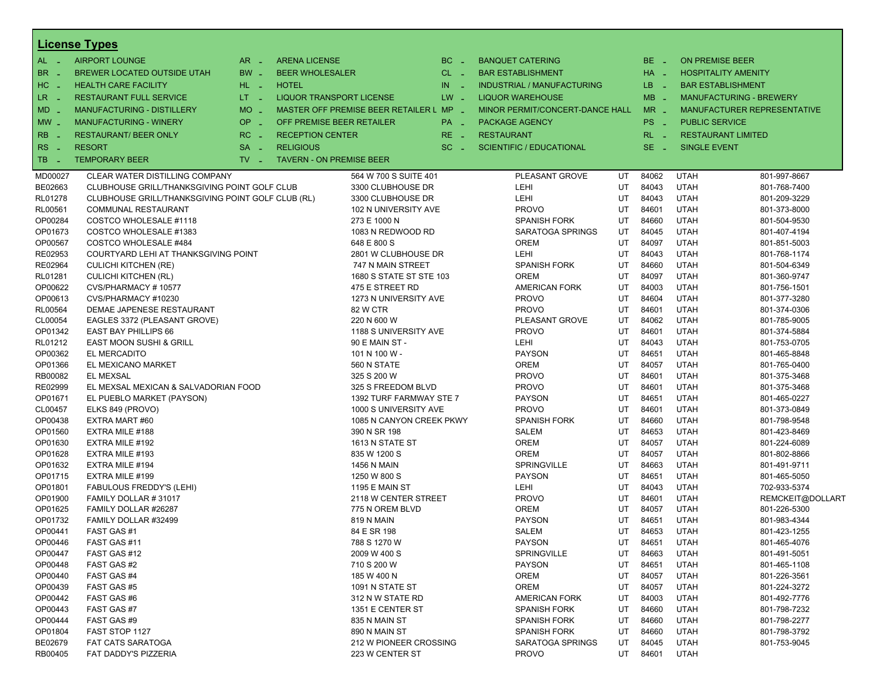## License Types

| Code | Type | Code | Type | Code | Type | Code | Type |
|---|---|---|---|---|---|---|---|
| AL - | AIRPORT LOUNGE | AR - | ARENA LICENSE | BC - | BANQUET CATERING | BE - | ON PREMISE BEER |
| BR - | BREWER LOCATED OUTSIDE UTAH | BW - | BEER WHOLESALER | CL - | BAR ESTABLISHMENT | HA - | HOSPITALITY AMENITY |
| HC - | HEALTH CARE FACILITY | HL - | HOTEL | IN - | INDUSTRIAL / MANUFACTURING | LB - | BAR ESTABLISHMENT |
| LR - | RESTAURANT FULL SERVICE | LT - | LIQUOR TRANSPORT LICENSE | LW - | LIQUOR WAREHOUSE | MB - | MANUFACTURING - BREWERY |
| MD - | MANUFACTURING - DISTILLERY | MO - | MASTER OFF PREMISE BEER RETAILER L | MP - | MINOR PERMIT/CONCERT-DANCE HALL | MR - | MANUFACTURER REPRESENTATIVE |
| MW - | MANUFACTURING - WINERY | OP - | OFF PREMISE BEER RETAILER | PA - | PACKAGE AGENCY | PS - | PUBLIC SERVICE |
| RB - | RESTAURANT/ BEER ONLY | RC - | RECEPTION CENTER | RE - | RESTAURANT | RL - | RESTAURANT LIMITED |
| RS - | RESORT | SA - | RELIGIOUS | SC - | SCIENTIFIC / EDUCATIONAL | SE - | SINGLE EVENT |
| TB - | TEMPORARY BEER | TV - | TAVERN - ON PREMISE BEER | | | | |

| License | Name | Address | City | State | Zip | County | Phone |
|---|---|---|---|---|---|---|---|
| MD00027 | CLEAR WATER DISTILLING COMPANY | 564 W 700 S SUITE 401 | PLEASANT GROVE | UT | 84062 | UTAH | 801-997-8667 |
| BE02663 | CLUBHOUSE GRILL/THANKSGIVING POINT GOLF CLUB | 3300 CLUBHOUSE DR | LEHI | UT | 84043 | UTAH | 801-768-7400 |
| RL01278 | CLUBHOUSE GRILL/THANKSGIVING POINT GOLF CLUB (RL) | 3300 CLUBHOUSE DR | LEHI | UT | 84043 | UTAH | 801-209-3229 |
| RL00561 | COMMUNAL RESTAURANT | 102 N UNIVERSITY AVE | PROVO | UT | 84601 | UTAH | 801-373-8000 |
| OP00284 | COSTCO WHOLESALE #1118 | 273 E 1000 N | SPANISH FORK | UT | 84660 | UTAH | 801-504-9530 |
| OP01673 | COSTCO WHOLESALE #1383 | 1083 N REDWOOD RD | SARATOGA SPRINGS | UT | 84045 | UTAH | 801-407-4194 |
| OP00567 | COSTCO WHOLESALE #484 | 648 E 800 S | OREM | UT | 84097 | UTAH | 801-851-5003 |
| RE02953 | COURTYARD LEHI AT THANKSGIVING POINT | 2801 W CLUBHOUSE DR | LEHI | UT | 84043 | UTAH | 801-768-1174 |
| RE02964 | CULICHI KITCHEN (RE) | 747 N MAIN STREET | SPANISH FORK | UT | 84660 | UTAH | 801-504-6349 |
| RL01281 | CULICHI KITCHEN (RL) | 1680 S STATE ST STE 103 | OREM | UT | 84097 | UTAH | 801-360-9747 |
| OP00622 | CVS/PHARMACY # 10577 | 475 E STREET RD | AMERICAN FORK | UT | 84003 | UTAH | 801-756-1501 |
| OP00613 | CVS/PHARMACY #10230 | 1273 N UNIVERSITY AVE | PROVO | UT | 84604 | UTAH | 801-377-3280 |
| RL00564 | DEMAE JAPENESE RESTAURANT | 82 W CTR | PROVO | UT | 84601 | UTAH | 801-374-0306 |
| CL00054 | EAGLES 3372 (PLEASANT GROVE) | 220 N 600 W | PLEASANT GROVE | UT | 84062 | UTAH | 801-785-9005 |
| OP01342 | EAST BAY PHILLIPS 66 | 1188 S UNIVERSITY AVE | PROVO | UT | 84601 | UTAH | 801-374-5884 |
| RL01212 | EAST MOON SUSHI & GRILL | 90 E MAIN ST - | LEHI | UT | 84043 | UTAH | 801-753-0705 |
| OP00362 | EL MERCADITO | 101 N 100 W - | PAYSON | UT | 84651 | UTAH | 801-465-8848 |
| OP01366 | EL MEXICANO MARKET | 560 N STATE | OREM | UT | 84057 | UTAH | 801-765-0400 |
| RB00082 | EL MEXSAL | 325 S 200 W | PROVO | UT | 84601 | UTAH | 801-375-3468 |
| RE02999 | EL MEXSAL MEXICAN & SALVADORIAN FOOD | 325 S FREEDOM BLVD | PROVO | UT | 84601 | UTAH | 801-375-3468 |
| OP01671 | EL PUEBLO MARKET (PAYSON) | 1392 TURF FARMWAY STE 7 | PAYSON | UT | 84651 | UTAH | 801-465-0227 |
| CL00457 | ELKS 849 (PROVO) | 1000 S UNIVERSITY AVE | PROVO | UT | 84601 | UTAH | 801-373-0849 |
| OP00438 | EXTRA MART #60 | 1085 N CANYON CREEK PKWY | SPANISH FORK | UT | 84660 | UTAH | 801-798-9548 |
| OP01560 | EXTRA MILE #188 | 390 N SR 198 | SALEM | UT | 84653 | UTAH | 801-423-8469 |
| OP01630 | EXTRA MILE #192 | 1613 N STATE ST | OREM | UT | 84057 | UTAH | 801-224-6089 |
| OP01628 | EXTRA MILE #193 | 835 W 1200 S | OREM | UT | 84057 | UTAH | 801-802-8866 |
| OP01632 | EXTRA MILE #194 | 1456 N MAIN | SPRINGVILLE | UT | 84663 | UTAH | 801-491-9711 |
| OP01715 | EXTRA MILE #199 | 1250 W 800 S | PAYSON | UT | 84651 | UTAH | 801-465-5050 |
| OP01801 | FABULOUS FREDDY'S (LEHI) | 1195 E MAIN ST | LEHI | UT | 84043 | UTAH | 702-933-5374 |
| OP01900 | FAMILY DOLLAR # 31017 | 2118 W CENTER STREET | PROVO | UT | 84601 | UTAH | REMCKEIT@DOLLART |
| OP01625 | FAMILY DOLLAR #26287 | 775 N OREM BLVD | OREM | UT | 84057 | UTAH | 801-226-5300 |
| OP01732 | FAMILY DOLLAR #32499 | 819 N MAIN | PAYSON | UT | 84651 | UTAH | 801-983-4344 |
| OP00441 | FAST GAS #1 | 84 E SR 198 | SALEM | UT | 84653 | UTAH | 801-423-1255 |
| OP00446 | FAST GAS #11 | 788 S 1270 W | PAYSON | UT | 84651 | UTAH | 801-465-4076 |
| OP00447 | FAST GAS #12 | 2009 W 400 S | SPRINGVILLE | UT | 84663 | UTAH | 801-491-5051 |
| OP00448 | FAST GAS #2 | 710 S 200 W | PAYSON | UT | 84651 | UTAH | 801-465-1108 |
| OP00440 | FAST GAS #4 | 185 W 400 N | OREM | UT | 84057 | UTAH | 801-226-3561 |
| OP00439 | FAST GAS #5 | 1091 N STATE ST | OREM | UT | 84057 | UTAH | 801-224-3272 |
| OP00442 | FAST GAS #6 | 312 N W STATE RD | AMERICAN FORK | UT | 84003 | UTAH | 801-492-7776 |
| OP00443 | FAST GAS #7 | 1351 E CENTER ST | SPANISH FORK | UT | 84660 | UTAH | 801-798-7232 |
| OP00444 | FAST GAS #9 | 835 N MAIN ST | SPANISH FORK | UT | 84660 | UTAH | 801-798-2277 |
| OP01804 | FAST STOP 1127 | 890 N MAIN ST | SPANISH FORK | UT | 84660 | UTAH | 801-798-3792 |
| BE02679 | FAT CATS SARATOGA | 212 W PIONEER CROSSING | SARATOGA SPRINGS | UT | 84045 | UTAH | 801-753-9045 |
| RB00405 | FAT DADDY'S PIZZERIA | 223 W CENTER ST | PROVO | UT | 84601 | UTAH | |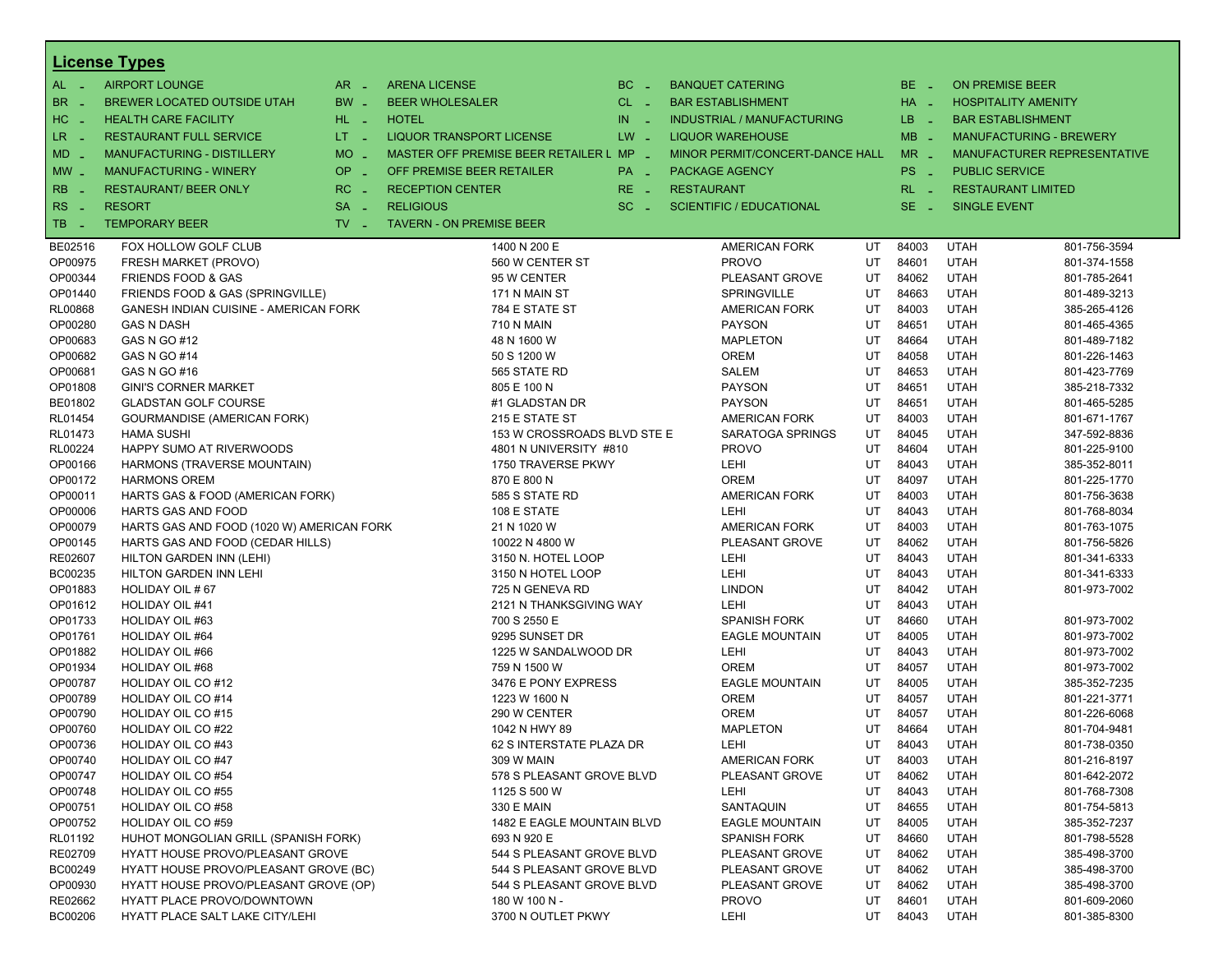## License Types

| Code | Type | Code | Type | Code | Type | Code | Type |
|---|---|---|---|---|---|---|---|
| AL - | AIRPORT LOUNGE | AR - | ARENA LICENSE | BC - | BANQUET CATERING | BE - | ON PREMISE BEER |
| BR - | BREWER LOCATED OUTSIDE UTAH | BW - | BEER WHOLESALER | CL - | BAR ESTABLISHMENT | HA - | HOSPITALITY AMENITY |
| HC - | HEALTH CARE FACILITY | HL - | HOTEL | IN - | INDUSTRIAL / MANUFACTURING | LB - | BAR ESTABLISHMENT |
| LR - | RESTAURANT FULL SERVICE | LT - | LIQUOR TRANSPORT LICENSE | LW - | LIQUOR WAREHOUSE | MB - | MANUFACTURING - BREWERY |
| MD - | MANUFACTURING - DISTILLERY | MO - | MASTER OFF PREMISE BEER RETAILER L | MP - | MINOR PERMIT/CONCERT-DANCE HALL | MR - | MANUFACTURER REPRESENTATIVE |
| MW - | MANUFACTURING - WINERY | OP - | OFF PREMISE BEER RETAILER | PA - | PACKAGE AGENCY | PS - | PUBLIC SERVICE |
| RB - | RESTAURANT/ BEER ONLY | RC - | RECEPTION CENTER | RE - | RESTAURANT | RL - | RESTAURANT LIMITED |
| RS - | RESORT | SA - | RELIGIOUS | SC - | SCIENTIFIC / EDUCATIONAL | SE - | SINGLE EVENT |
| TB - | TEMPORARY BEER | TV - | TAVERN - ON PREMISE BEER | | | | |

| License | Name | Address | City | State | Zip | County | Phone |
|---|---|---|---|---|---|---|---|
| BE02516 | FOX HOLLOW GOLF CLUB | 1400 N 200 E | AMERICAN FORK | UT | 84003 | UTAH | 801-756-3594 |
| OP00975 | FRESH MARKET (PROVO) | 560 W CENTER ST | PROVO | UT | 84601 | UTAH | 801-374-1558 |
| OP00344 | FRIENDS FOOD & GAS | 95 W CENTER | PLEASANT GROVE | UT | 84062 | UTAH | 801-785-2641 |
| OP01440 | FRIENDS FOOD & GAS (SPRINGVILLE) | 171 N MAIN ST | SPRINGVILLE | UT | 84663 | UTAH | 801-489-3213 |
| RL00868 | GANESH INDIAN CUISINE - AMERICAN FORK | 784 E STATE ST | AMERICAN FORK | UT | 84003 | UTAH | 385-265-4126 |
| OP00280 | GAS N DASH | 710 N MAIN | PAYSON | UT | 84651 | UTAH | 801-465-4365 |
| OP00683 | GAS N GO #12 | 48 N 1600 W | MAPLETON | UT | 84664 | UTAH | 801-489-7182 |
| OP00682 | GAS N GO #14 | 50 S 1200 W | OREM | UT | 84058 | UTAH | 801-226-1463 |
| OP00681 | GAS N GO #16 | 565 STATE RD | SALEM | UT | 84653 | UTAH | 801-423-7769 |
| OP01808 | GINI'S CORNER MARKET | 805 E 100 N | PAYSON | UT | 84651 | UTAH | 385-218-7332 |
| BE01802 | GLADSTAN GOLF COURSE | #1 GLADSTAN DR | PAYSON | UT | 84651 | UTAH | 801-465-5285 |
| RL01454 | GOURMANDISE (AMERICAN FORK) | 215 E STATE ST | AMERICAN FORK | UT | 84003 | UTAH | 801-671-1767 |
| RL01473 | HAMA SUSHI | 153 W CROSSROADS BLVD STE E | SARATOGA SPRINGS | UT | 84045 | UTAH | 347-592-8836 |
| RL00224 | HAPPY SUMO AT RIVERWOODS | 4801 N UNIVERSITY #810 | PROVO | UT | 84604 | UTAH | 801-225-9100 |
| OP00166 | HARMONS (TRAVERSE MOUNTAIN) | 1750 TRAVERSE PKWY | LEHI | UT | 84043 | UTAH | 385-352-8011 |
| OP00172 | HARMONS OREM | 870 E 800 N | OREM | UT | 84097 | UTAH | 801-225-1770 |
| OP00011 | HARTS GAS & FOOD (AMERICAN FORK) | 585 S STATE RD | AMERICAN FORK | UT | 84003 | UTAH | 801-756-3638 |
| OP00006 | HARTS GAS AND FOOD | 108 E STATE | LEHI | UT | 84043 | UTAH | 801-768-8034 |
| OP00079 | HARTS GAS AND FOOD (1020 W) AMERICAN FORK | 21 N 1020 W | AMERICAN FORK | UT | 84003 | UTAH | 801-763-1075 |
| OP00145 | HARTS GAS AND FOOD (CEDAR HILLS) | 10022 N 4800 W | PLEASANT GROVE | UT | 84062 | UTAH | 801-756-5826 |
| RE02607 | HILTON GARDEN INN (LEHI) | 3150 N. HOTEL LOOP | LEHI | UT | 84043 | UTAH | 801-341-6333 |
| BC00235 | HILTON GARDEN INN LEHI | 3150 N HOTEL LOOP | LEHI | UT | 84043 | UTAH | 801-341-6333 |
| OP01883 | HOLIDAY OIL # 67 | 725 N GENEVA RD | LINDON | UT | 84042 | UTAH | 801-973-7002 |
| OP01612 | HOLIDAY OIL #41 | 2121 N THANKSGIVING WAY | LEHI | UT | 84043 | UTAH | |
| OP01733 | HOLIDAY OIL #63 | 700 S 2550 E | SPANISH FORK | UT | 84660 | UTAH | 801-973-7002 |
| OP01761 | HOLIDAY OIL #64 | 9295 SUNSET DR | EAGLE MOUNTAIN | UT | 84005 | UTAH | 801-973-7002 |
| OP01882 | HOLIDAY OIL #66 | 1225 W SANDALWOOD DR | LEHI | UT | 84043 | UTAH | 801-973-7002 |
| OP01934 | HOLIDAY OIL #68 | 759 N 1500 W | OREM | UT | 84057 | UTAH | 801-973-7002 |
| OP00787 | HOLIDAY OIL CO #12 | 3476 E PONY EXPRESS | EAGLE MOUNTAIN | UT | 84005 | UTAH | 385-352-7235 |
| OP00789 | HOLIDAY OIL CO #14 | 1223 W 1600 N | OREM | UT | 84057 | UTAH | 801-221-3771 |
| OP00790 | HOLIDAY OIL CO #15 | 290 W CENTER | OREM | UT | 84057 | UTAH | 801-226-6068 |
| OP00760 | HOLIDAY OIL CO #22 | 1042 N HWY 89 | MAPLETON | UT | 84664 | UTAH | 801-704-9481 |
| OP00736 | HOLIDAY OIL CO #43 | 62 S INTERSTATE PLAZA DR | LEHI | UT | 84043 | UTAH | 801-738-0350 |
| OP00740 | HOLIDAY OIL CO #47 | 309 W MAIN | AMERICAN FORK | UT | 84003 | UTAH | 801-216-8197 |
| OP00747 | HOLIDAY OIL CO #54 | 578 S PLEASANT GROVE BLVD | PLEASANT GROVE | UT | 84062 | UTAH | 801-642-2072 |
| OP00748 | HOLIDAY OIL CO #55 | 1125 S 500 W | LEHI | UT | 84043 | UTAH | 801-768-7308 |
| OP00751 | HOLIDAY OIL CO #58 | 330 E MAIN | SANTAQUIN | UT | 84655 | UTAH | 801-754-5813 |
| OP00752 | HOLIDAY OIL CO #59 | 1482 E EAGLE MOUNTAIN BLVD | EAGLE MOUNTAIN | UT | 84005 | UTAH | 385-352-7237 |
| RL01192 | HUHOT MONGOLIAN GRILL (SPANISH FORK) | 693 N 920 E | SPANISH FORK | UT | 84660 | UTAH | 801-798-5528 |
| RE02709 | HYATT HOUSE PROVO/PLEASANT GROVE | 544 S PLEASANT GROVE BLVD | PLEASANT GROVE | UT | 84062 | UTAH | 385-498-3700 |
| BC00249 | HYATT HOUSE PROVO/PLEASANT GROVE (BC) | 544 S PLEASANT GROVE BLVD | PLEASANT GROVE | UT | 84062 | UTAH | 385-498-3700 |
| OP00930 | HYATT HOUSE PROVO/PLEASANT GROVE (OP) | 544 S PLEASANT GROVE BLVD | PLEASANT GROVE | UT | 84062 | UTAH | 385-498-3700 |
| RE02662 | HYATT PLACE PROVO/DOWNTOWN | 180 W 100 N - | PROVO | UT | 84601 | UTAH | 801-609-2060 |
| BC00206 | HYATT PLACE SALT LAKE CITY/LEHI | 3700 N OUTLET PKWY | LEHI | UT | 84043 | UTAH | 801-385-8300 |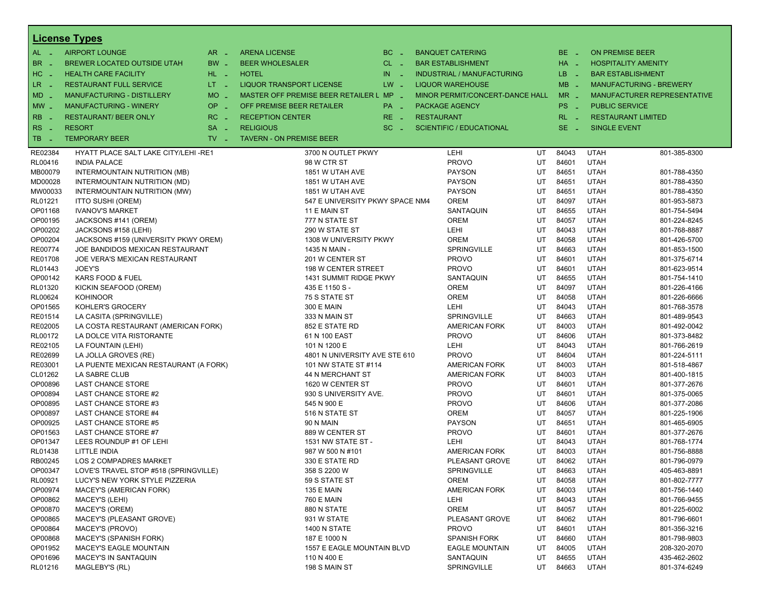## License Types

| Code | Type | Code | Type | Code | Type | Code | Type |
|---|---|---|---|---|---|---|---|
| AL - | AIRPORT LOUNGE | AR - | ARENA LICENSE | BC - | BANQUET CATERING | BE - | ON PREMISE BEER |
| BR - | BREWER LOCATED OUTSIDE UTAH | BW - | BEER WHOLESALER | CL - | BAR ESTABLISHMENT | HA - | HOSPITALITY AMENITY |
| HC - | HEALTH CARE FACILITY | HL - | HOTEL | IN - | INDUSTRIAL / MANUFACTURING | LB - | BAR ESTABLISHMENT |
| LR - | RESTAURANT FULL SERVICE | LT - | LIQUOR TRANSPORT LICENSE | LW - | LIQUOR WAREHOUSE | MB - | MANUFACTURING - BREWERY |
| MD - | MANUFACTURING - DISTILLERY | MO - | MASTER OFF PREMISE BEER RETAILER L | MP - | MINOR PERMIT/CONCERT-DANCE HALL | MR - | MANUFACTURER REPRESENTATIVE |
| MW - | MANUFACTURING - WINERY | OP - | OFF PREMISE BEER RETAILER | PA - | PACKAGE AGENCY | PS - | PUBLIC SERVICE |
| RB - | RESTAURANT/ BEER ONLY | RC - | RECEPTION CENTER | RE - | RESTAURANT | RL - | RESTAURANT LIMITED |
| RS - | RESORT | SA - | RELIGIOUS | SC - | SCIENTIFIC / EDUCATIONAL | SE - | SINGLE EVENT |
| TB - | TEMPORARY BEER | TV - | TAVERN - ON PREMISE BEER | | | | |

| License | Name | Address | City | State | Zip | County | Phone |
|---|---|---|---|---|---|---|---|
| RE02384 | HYATT PLACE SALT LAKE CITY/LEHI -RE1 | 3700 N OUTLET PKWY | LEHI | UT | 84043 | UTAH | 801-385-8300 |
| RL00416 | INDIA PALACE | 98 W CTR ST | PROVO | UT | 84601 | UTAH | |
| MB00079 | INTERMOUNTAIN NUTRITION (MB) | 1851 W UTAH AVE | PAYSON | UT | 84651 | UTAH | 801-788-4350 |
| MD00028 | INTERMOUNTAIN NUTRITION (MD) | 1851 W UTAH AVE | PAYSON | UT | 84651 | UTAH | 801-788-4350 |
| MW00033 | INTERMOUNTAIN NUTRITION (MW) | 1851 W UTAH AVE | PAYSON | UT | 84651 | UTAH | 801-788-4350 |
| RL01221 | ITTO SUSHI (OREM) | 547 E UNIVERSITY PKWY SPACE NM4 | OREM | UT | 84097 | UTAH | 801-953-5873 |
| OP01168 | IVANOV'S MARKET | 11 E MAIN ST | SANTAQUIN | UT | 84655 | UTAH | 801-754-5494 |
| OP00195 | JACKSONS #141 (OREM) | 777 N STATE ST | OREM | UT | 84057 | UTAH | 801-224-8245 |
| OP00202 | JACKSONS #158 (LEHI) | 290 W STATE ST | LEHI | UT | 84043 | UTAH | 801-768-8887 |
| OP00204 | JACKSONS #159 (UNIVERSITY PKWY OREM) | 1308 W UNIVERSITY PKWY | OREM | UT | 84058 | UTAH | 801-426-5700 |
| RE00774 | JOE BANDIDOS MEXICAN RESTAURANT | 1435 N MAIN - | SPRINGVILLE | UT | 84663 | UTAH | 801-853-1500 |
| RE01708 | JOE VERA'S MEXICAN RESTAURANT | 201 W CENTER ST | PROVO | UT | 84601 | UTAH | 801-375-6714 |
| RL01443 | JOEY'S | 198 W CENTER STREET | PROVO | UT | 84601 | UTAH | 801-623-9514 |
| OP00142 | KARS FOOD & FUEL | 1431 SUMMIT RIDGE PKWY | SANTAQUIN | UT | 84655 | UTAH | 801-754-1410 |
| RL01320 | KICKIN SEAFOOD (OREM) | 435 E 1150 S - | OREM | UT | 84097 | UTAH | 801-226-4166 |
| RL00624 | KOHINOOR | 75 S STATE ST | OREM | UT | 84058 | UTAH | 801-226-6666 |
| OP01565 | KOHLER'S GROCERY | 300 E MAIN | LEHI | UT | 84043 | UTAH | 801-768-3578 |
| RE01514 | LA CASITA (SPRINGVILLE) | 333 N MAIN ST | SPRINGVILLE | UT | 84663 | UTAH | 801-489-9543 |
| RE02005 | LA COSTA RESTAURANT (AMERICAN FORK) | 852 E STATE RD | AMERICAN FORK | UT | 84003 | UTAH | 801-492-0042 |
| RL00172 | LA DOLCE VITA RISTORANTE | 61 N 100 EAST | PROVO | UT | 84606 | UTAH | 801-373-8482 |
| RE02105 | LA FOUNTAIN (LEHI) | 101 N 1200 E | LEHI | UT | 84043 | UTAH | 801-766-2619 |
| RE02699 | LA JOLLA GROVES (RE) | 4801 N UNIVERSITY AVE STE 610 | PROVO | UT | 84604 | UTAH | 801-224-5111 |
| RE03001 | LA PUENTE MEXICAN RESTAURANT (A FORK) | 101 NW STATE ST #114 | AMERICAN FORK | UT | 84003 | UTAH | 801-518-4867 |
| CL01262 | LA SABRE CLUB | 44 N MERCHANT ST | AMERICAN FORK | UT | 84003 | UTAH | 801-400-1815 |
| OP00896 | LAST CHANCE STORE | 1620 W CENTER ST | PROVO | UT | 84601 | UTAH | 801-377-2676 |
| OP00894 | LAST CHANCE STORE #2 | 930 S UNIVERSITY AVE. | PROVO | UT | 84601 | UTAH | 801-375-0065 |
| OP00895 | LAST CHANCE STORE #3 | 545 N 900 E | PROVO | UT | 84606 | UTAH | 801-377-2086 |
| OP00897 | LAST CHANCE STORE #4 | 516 N STATE ST | OREM | UT | 84057 | UTAH | 801-225-1906 |
| OP00925 | LAST CHANCE STORE #5 | 90 N MAIN | PAYSON | UT | 84651 | UTAH | 801-465-6905 |
| OP01563 | LAST CHANCE STORE #7 | 889 W CENTER ST | PROVO | UT | 84601 | UTAH | 801-377-2676 |
| OP01347 | LEES ROUNDUP #1 OF LEHI | 1531 NW STATE ST - | LEHI | UT | 84043 | UTAH | 801-768-1774 |
| RL01438 | LITTLE INDIA | 987 W 500 N #101 | AMERICAN FORK | UT | 84003 | UTAH | 801-756-8888 |
| RB00245 | LOS 2 COMPADRES MARKET | 330 E STATE RD | PLEASANT GROVE | UT | 84062 | UTAH | 801-796-0979 |
| OP00347 | LOVE'S TRAVEL STOP #518 (SPRINGVILLE) | 358 S 2200 W | SPRINGVILLE | UT | 84663 | UTAH | 405-463-8891 |
| RL00921 | LUCY'S NEW YORK STYLE PIZZERIA | 59 S STATE ST | OREM | UT | 84058 | UTAH | 801-802-7777 |
| OP00974 | MACEY'S (AMERICAN FORK) | 135 E MAIN | AMERICAN FORK | UT | 84003 | UTAH | 801-756-1440 |
| OP00862 | MACEY'S (LEHI) | 760 E MAIN | LEHI | UT | 84043 | UTAH | 801-766-9455 |
| OP00870 | MACEY'S (OREM) | 880 N STATE | OREM | UT | 84057 | UTAH | 801-225-6002 |
| OP00865 | MACEY'S (PLEASANT GROVE) | 931 W STATE | PLEASANT GROVE | UT | 84062 | UTAH | 801-796-6601 |
| OP00864 | MACEY'S (PROVO) | 1400 N STATE | PROVO | UT | 84601 | UTAH | 801-356-3216 |
| OP00868 | MACEY'S (SPANISH FORK) | 187 E 1000 N | SPANISH FORK | UT | 84660 | UTAH | 801-798-9803 |
| OP01952 | MACEY'S EAGLE MOUNTAIN | 1557 E EAGLE MOUNTAIN BLVD | EAGLE MOUNTAIN | UT | 84005 | UTAH | 208-320-2070 |
| OP01696 | MACEY'S IN SANTAQUIN | 110 N 400 E | SANTAQUIN | UT | 84655 | UTAH | 435-462-2602 |
| RL01216 | MAGLEBY'S (RL) | 198 S MAIN ST | SPRINGVILLE | UT | 84663 | UTAH | 801-374-6249 |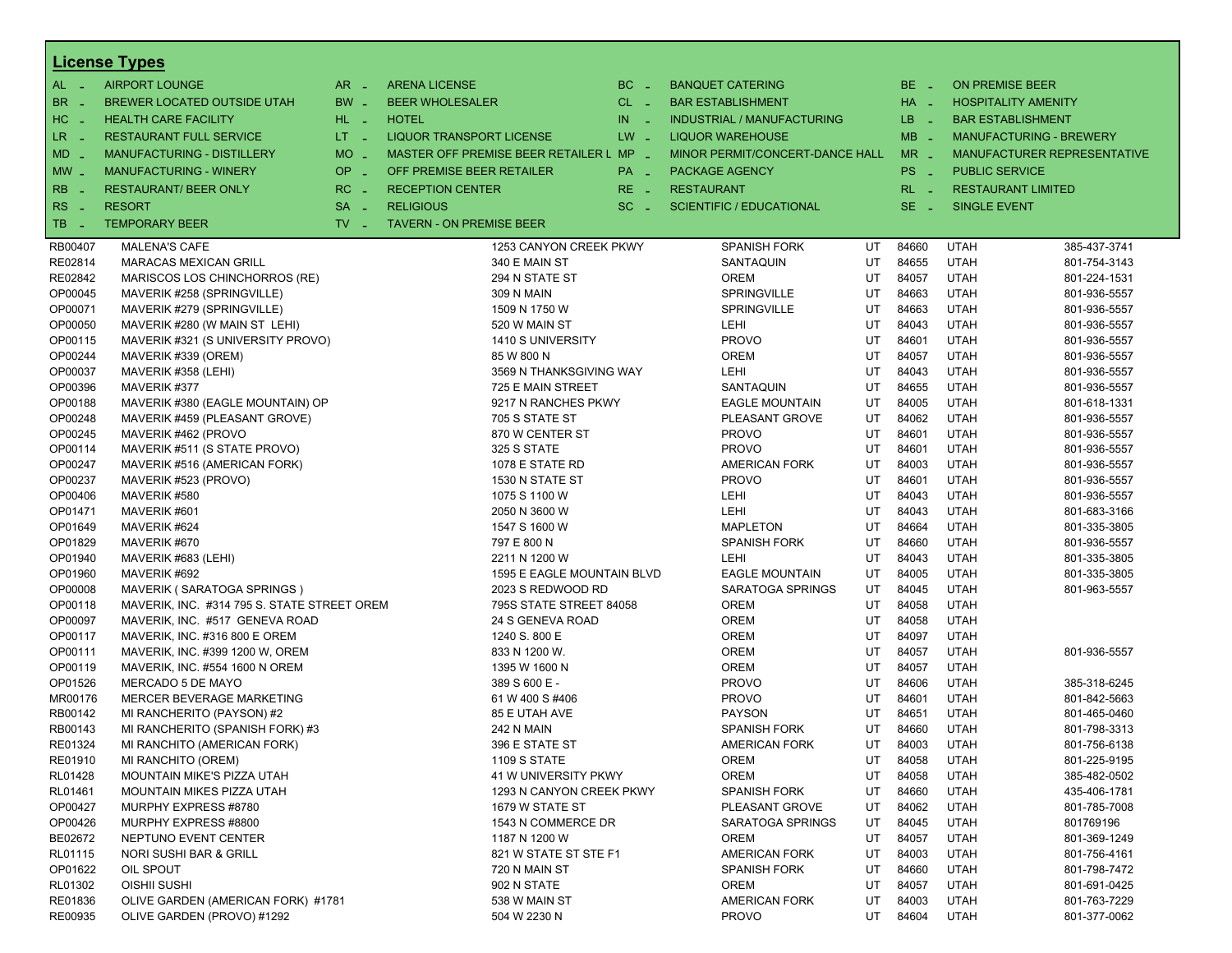## License Types

| Code | Type | Code | Type | Code | Type | Code | Type |
|---|---|---|---|---|---|---|---|
| AL - | AIRPORT LOUNGE | AR - | ARENA LICENSE | BC - | BANQUET CATERING | BE - | ON PREMISE BEER |
| BR - | BREWER LOCATED OUTSIDE UTAH | BW - | BEER WHOLESALER | CL - | BAR ESTABLISHMENT | HA - | HOSPITALITY AMENITY |
| HC - | HEALTH CARE FACILITY | HL - | HOTEL | IN - | INDUSTRIAL / MANUFACTURING | LB - | BAR ESTABLISHMENT |
| LR - | RESTAURANT FULL SERVICE | LT - | LIQUOR TRANSPORT LICENSE | LW - | LIQUOR WAREHOUSE | MB - | MANUFACTURING - BREWERY |
| MD - | MANUFACTURING - DISTILLERY | MO - | MASTER OFF PREMISE BEER RETAILER L | MP - | MINOR PERMIT/CONCERT-DANCE HALL | MR - | MANUFACTURER REPRESENTATIVE |
| MW - | MANUFACTURING - WINERY | OP - | OFF PREMISE BEER RETAILER | PA - | PACKAGE AGENCY | PS - | PUBLIC SERVICE |
| RB - | RESTAURANT/ BEER ONLY | RC - | RECEPTION CENTER | RE - | RESTAURANT | RL - | RESTAURANT LIMITED |
| RS - | RESORT | SA - | RELIGIOUS | SC - | SCIENTIFIC / EDUCATIONAL | SE - | SINGLE EVENT |
| TB - | TEMPORARY BEER | TV - | TAVERN - ON PREMISE BEER | | | | |

| License | Name | Address | City | State | Zip | County | Phone |
|---|---|---|---|---|---|---|---|
| RB00407 | MALENA'S CAFE | 1253 CANYON CREEK PKWY | SPANISH FORK | UT | 84660 | UTAH | 385-437-3741 |
| RE02814 | MARACAS MEXICAN GRILL | 340 E MAIN ST | SANTAQUIN | UT | 84655 | UTAH | 801-754-3143 |
| RE02842 | MARISCOS LOS CHINCHORROS (RE) | 294 N STATE ST | OREM | UT | 84057 | UTAH | 801-224-1531 |
| OP00045 | MAVERIK #258 (SPRINGVILLE) | 309 N MAIN | SPRINGVILLE | UT | 84663 | UTAH | 801-936-5557 |
| OP00071 | MAVERIK #279 (SPRINGVILLE) | 1509 N 1750 W | SPRINGVILLE | UT | 84663 | UTAH | 801-936-5557 |
| OP00050 | MAVERIK #280 (W MAIN ST LEHI) | 520 W MAIN ST | LEHI | UT | 84043 | UTAH | 801-936-5557 |
| OP00115 | MAVERIK #321 (S UNIVERSITY PROVO) | 1410 S UNIVERSITY | PROVO | UT | 84601 | UTAH | 801-936-5557 |
| OP00244 | MAVERIK #339 (OREM) | 85 W 800 N | OREM | UT | 84057 | UTAH | 801-936-5557 |
| OP00037 | MAVERIK #358 (LEHI) | 3569 N THANKSGIVING WAY | LEHI | UT | 84043 | UTAH | 801-936-5557 |
| OP00396 | MAVERIK #377 | 725 E MAIN STREET | SANTAQUIN | UT | 84655 | UTAH | 801-936-5557 |
| OP00188 | MAVERIK #380 (EAGLE MOUNTAIN) OP | 9217 N RANCHES PKWY | EAGLE MOUNTAIN | UT | 84005 | UTAH | 801-618-1331 |
| OP00248 | MAVERIK #459 (PLEASANT GROVE) | 705 S STATE ST | PLEASANT GROVE | UT | 84062 | UTAH | 801-936-5557 |
| OP00245 | MAVERIK #462 (PROVO | 870 W CENTER ST | PROVO | UT | 84601 | UTAH | 801-936-5557 |
| OP00114 | MAVERIK #511 (S STATE PROVO) | 325 S STATE | PROVO | UT | 84601 | UTAH | 801-936-5557 |
| OP00247 | MAVERIK #516 (AMERICAN FORK) | 1078 E STATE RD | AMERICAN FORK | UT | 84003 | UTAH | 801-936-5557 |
| OP00237 | MAVERIK #523 (PROVO) | 1530 N STATE ST | PROVO | UT | 84601 | UTAH | 801-936-5557 |
| OP00406 | MAVERIK #580 | 1075 S 1100 W | LEHI | UT | 84043 | UTAH | 801-936-5557 |
| OP01471 | MAVERIK #601 | 2050 N 3600 W | LEHI | UT | 84043 | UTAH | 801-683-3166 |
| OP01649 | MAVERIK #624 | 1547 S 1600 W | MAPLETON | UT | 84664 | UTAH | 801-335-3805 |
| OP01829 | MAVERIK #670 | 797 E 800 N | SPANISH FORK | UT | 84660 | UTAH | 801-936-5557 |
| OP01940 | MAVERIK #683 (LEHI) | 2211 N 1200 W | LEHI | UT | 84043 | UTAH | 801-335-3805 |
| OP01960 | MAVERIK #692 | 1595 E EAGLE MOUNTAIN BLVD | EAGLE MOUNTAIN | UT | 84005 | UTAH | 801-335-3805 |
| OP00008 | MAVERIK ( SARATOGA SPRINGS ) | 2023 S REDWOOD RD | SARATOGA SPRINGS | UT | 84045 | UTAH | 801-963-5557 |
| OP00118 | MAVERIK, INC. #314 795 S. STATE STREET OREM | 795S STATE STREET 84058 | OREM | UT | 84058 | UTAH | |
| OP00097 | MAVERIK, INC. #517 GENEVA ROAD | 24 S GENEVA ROAD | OREM | UT | 84058 | UTAH | |
| OP00117 | MAVERIK, INC. #316 800 E OREM | 1240 S. 800 E | OREM | UT | 84097 | UTAH | |
| OP00111 | MAVERIK, INC. #399 1200 W, OREM | 833 N 1200 W. | OREM | UT | 84057 | UTAH | 801-936-5557 |
| OP00119 | MAVERIK, INC. #554 1600 N OREM | 1395 W 1600 N | OREM | UT | 84057 | UTAH | |
| OP01526 | MERCADO 5 DE MAYO | 389 S 600 E - | PROVO | UT | 84606 | UTAH | 385-318-6245 |
| MR00176 | MERCER BEVERAGE MARKETING | 61 W 400 S #406 | PROVO | UT | 84601 | UTAH | 801-842-5663 |
| RB00142 | MI RANCHERITO (PAYSON) #2 | 85 E UTAH AVE | PAYSON | UT | 84651 | UTAH | 801-465-0460 |
| RB00143 | MI RANCHERITO (SPANISH FORK) #3 | 242 N MAIN | SPANISH FORK | UT | 84660 | UTAH | 801-798-3313 |
| RE01324 | MI RANCHITO (AMERICAN FORK) | 396 E STATE ST | AMERICAN FORK | UT | 84003 | UTAH | 801-756-6138 |
| RE01910 | MI RANCHITO (OREM) | 1109 S STATE | OREM | UT | 84058 | UTAH | 801-225-9195 |
| RL01428 | MOUNTAIN MIKE'S PIZZA UTAH | 41 W UNIVERSITY PKWY | OREM | UT | 84058 | UTAH | 385-482-0502 |
| RL01461 | MOUNTAIN MIKES PIZZA UTAH | 1293 N CANYON CREEK PKWY | SPANISH FORK | UT | 84660 | UTAH | 435-406-1781 |
| OP00427 | MURPHY EXPRESS #8780 | 1679 W STATE ST | PLEASANT GROVE | UT | 84062 | UTAH | 801-785-7008 |
| OP00426 | MURPHY EXPRESS #8800 | 1543 N COMMERCE DR | SARATOGA SPRINGS | UT | 84045 | UTAH | 801769196 |
| BE02672 | NEPTUNO EVENT CENTER | 1187 N 1200 W | OREM | UT | 84057 | UTAH | 801-369-1249 |
| RL01115 | NORI SUSHI BAR & GRILL | 821 W STATE ST STE F1 | AMERICAN FORK | UT | 84003 | UTAH | 801-756-4161 |
| OP01622 | OIL SPOUT | 720 N MAIN ST | SPANISH FORK | UT | 84660 | UTAH | 801-798-7472 |
| RL01302 | OISHII SUSHI | 902 N STATE | OREM | UT | 84057 | UTAH | 801-691-0425 |
| RE01836 | OLIVE GARDEN (AMERICAN FORK) #1781 | 538 W MAIN ST | AMERICAN FORK | UT | 84003 | UTAH | 801-763-7229 |
| RE00935 | OLIVE GARDEN (PROVO) #1292 | 504 W 2230 N | PROVO | UT | 84604 | UTAH | 801-377-0062 |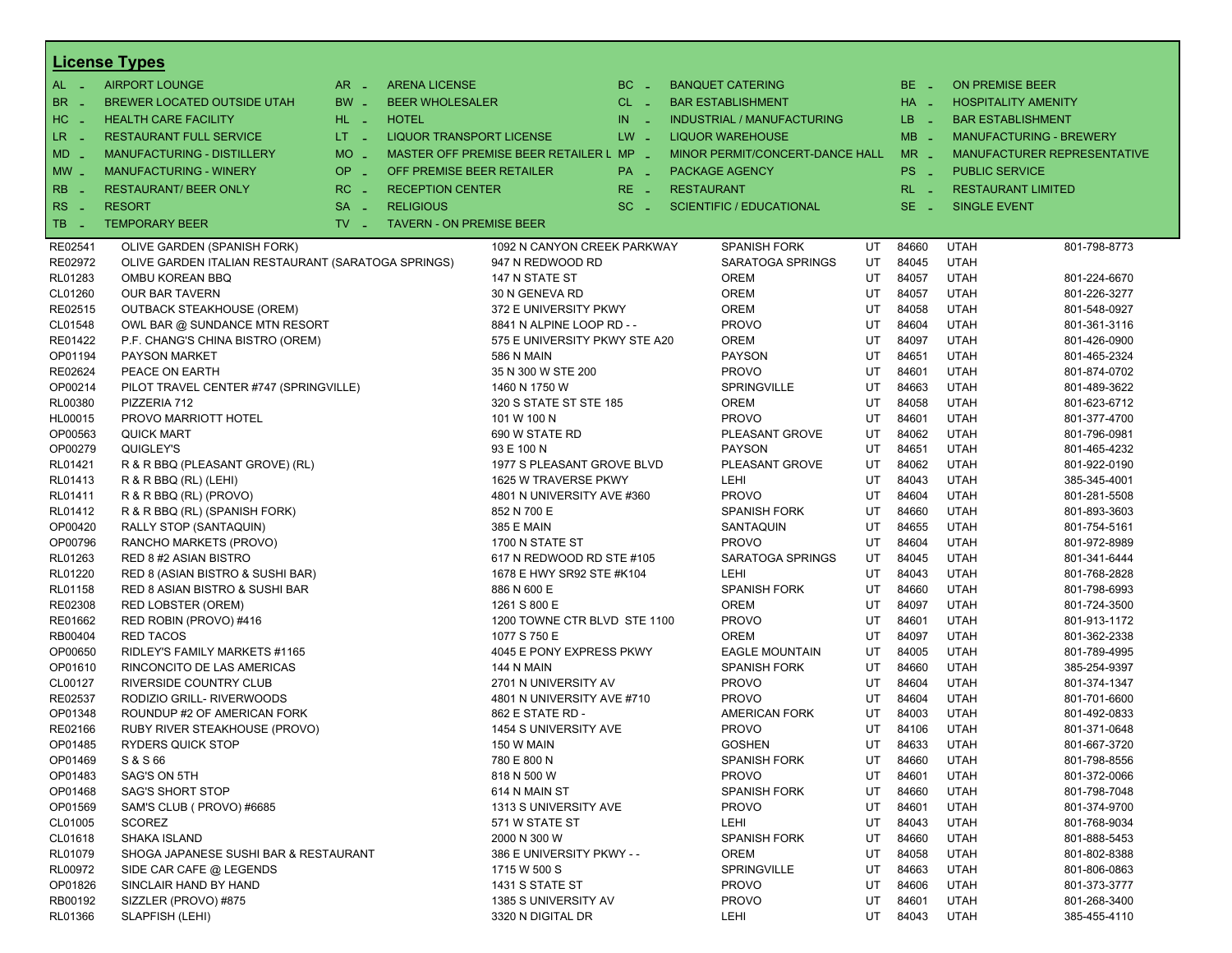## License Types

| | | | | | | | | | |
|---|---|---|---|---|---|---|---|---|---|
| AL - | AIRPORT LOUNGE | AR - | ARENA LICENSE | BC - | BANQUET CATERING | BE - | ON PREMISE BEER | | |
| BR - | BREWER LOCATED OUTSIDE UTAH | BW - | BEER WHOLESALER | CL - | BAR ESTABLISHMENT | HA - | HOSPITALITY AMENITY | | |
| HC - | HEALTH CARE FACILITY | HL - | HOTEL | IN - | INDUSTRIAL / MANUFACTURING | LB - | BAR ESTABLISHMENT | | |
| LR - | RESTAURANT FULL SERVICE | LT - | LIQUOR TRANSPORT LICENSE | LW - | LIQUOR WAREHOUSE | MB - | MANUFACTURING - BREWERY | | |
| MD - | MANUFACTURING - DISTILLERY | MO - | MASTER OFF PREMISE BEER RETAILER L | MP - | MINOR PERMIT/CONCERT-DANCE HALL | MR - | MANUFACTURER REPRESENTATIVE | | |
| MW - | MANUFACTURING - WINERY | OP - | OFF PREMISE BEER RETAILER | PA - | PACKAGE AGENCY | PS - | PUBLIC SERVICE | | |
| RB - | RESTAURANT/ BEER ONLY | RC - | RECEPTION CENTER | RE - | RESTAURANT | RL - | RESTAURANT LIMITED | | |
| RS - | RESORT | SA - | RELIGIOUS | SC - | SCIENTIFIC / EDUCATIONAL | SE - | SINGLE EVENT | | |
| TB - | TEMPORARY BEER | TV - | TAVERN - ON PREMISE BEER | | | | | | |

| | | | | | | | |
|---|---|---|---|---|---|---|---|
| RE02541 | OLIVE GARDEN (SPANISH FORK) | 1092 N CANYON CREEK PARKWAY | SPANISH FORK | UT | 84660 | UTAH | 801-798-8773 |
| RE02972 | OLIVE GARDEN ITALIAN RESTAURANT (SARATOGA SPRINGS) | 947 N REDWOOD RD | SARATOGA SPRINGS | UT | 84045 | UTAH | |
| RL01283 | OMBU KOREAN BBQ | 147 N STATE ST | OREM | UT | 84057 | UTAH | 801-224-6670 |
| CL01260 | OUR BAR TAVERN | 30 N GENEVA RD | OREM | UT | 84057 | UTAH | 801-226-3277 |
| RE02515 | OUTBACK STEAKHOUSE (OREM) | 372 E UNIVERSITY PKWY | OREM | UT | 84058 | UTAH | 801-548-0927 |
| CL01548 | OWL BAR @ SUNDANCE MTN RESORT | 8841 N ALPINE LOOP RD - - | PROVO | UT | 84604 | UTAH | 801-361-3116 |
| RE01422 | P.F. CHANG'S CHINA BISTRO (OREM) | 575 E UNIVERSITY PKWY STE A20 | OREM | UT | 84097 | UTAH | 801-426-0900 |
| OP01194 | PAYSON MARKET | 586 N MAIN | PAYSON | UT | 84651 | UTAH | 801-465-2324 |
| RE02624 | PEACE ON EARTH | 35 N 300 W STE 200 | PROVO | UT | 84601 | UTAH | 801-874-0702 |
| OP00214 | PILOT TRAVEL CENTER #747 (SPRINGVILLE) | 1460 N 1750 W | SPRINGVILLE | UT | 84663 | UTAH | 801-489-3622 |
| RL00380 | PIZZERIA 712 | 320 S STATE ST STE 185 | OREM | UT | 84058 | UTAH | 801-623-6712 |
| HL00015 | PROVO MARRIOTT HOTEL | 101 W 100 N | PROVO | UT | 84601 | UTAH | 801-377-4700 |
| OP00563 | QUICK MART | 690 W STATE RD | PLEASANT GROVE | UT | 84062 | UTAH | 801-796-0981 |
| OP00279 | QUIGLEY'S | 93 E 100 N | PAYSON | UT | 84651 | UTAH | 801-465-4232 |
| RL01421 | R & R BBQ (PLEASANT GROVE) (RL) | 1977 S PLEASANT GROVE BLVD | PLEASANT GROVE | UT | 84062 | UTAH | 801-922-0190 |
| RL01413 | R & R BBQ (RL) (LEHI) | 1625 W TRAVERSE PKWY | LEHI | UT | 84043 | UTAH | 385-345-4001 |
| RL01411 | R & R BBQ (RL) (PROVO) | 4801 N UNIVERSITY AVE #360 | PROVO | UT | 84604 | UTAH | 801-281-5508 |
| RL01412 | R & R BBQ (RL) (SPANISH FORK) | 852 N 700 E | SPANISH FORK | UT | 84660 | UTAH | 801-893-3603 |
| OP00420 | RALLY STOP (SANTAQUIN) | 385 E MAIN | SANTAQUIN | UT | 84655 | UTAH | 801-754-5161 |
| OP00796 | RANCHO MARKETS (PROVO) | 1700 N STATE ST | PROVO | UT | 84604 | UTAH | 801-972-8989 |
| RL01263 | RED 8 #2 ASIAN BISTRO | 617 N REDWOOD RD STE #105 | SARATOGA SPRINGS | UT | 84045 | UTAH | 801-341-6444 |
| RL01220 | RED 8 (ASIAN BISTRO & SUSHI BAR) | 1678 E HWY SR92 STE #K104 | LEHI | UT | 84043 | UTAH | 801-768-2828 |
| RL01158 | RED 8 ASIAN BISTRO & SUSHI BAR | 886 N 600 E | SPANISH FORK | UT | 84660 | UTAH | 801-798-6993 |
| RE02308 | RED LOBSTER (OREM) | 1261 S 800 E | OREM | UT | 84097 | UTAH | 801-724-3500 |
| RE01662 | RED ROBIN (PROVO) #416 | 1200 TOWNE CTR BLVD STE 1100 | PROVO | UT | 84601 | UTAH | 801-913-1172 |
| RB00404 | RED TACOS | 1077 S 750 E | OREM | UT | 84097 | UTAH | 801-362-2338 |
| OP00650 | RIDLEY'S FAMILY MARKETS #1165 | 4045 E PONY EXPRESS PKWY | EAGLE MOUNTAIN | UT | 84005 | UTAH | 801-789-4995 |
| OP01610 | RINCONCITO DE LAS AMERICAS | 144 N MAIN | SPANISH FORK | UT | 84660 | UTAH | 385-254-9397 |
| CL00127 | RIVERSIDE COUNTRY CLUB | 2701 N UNIVERSITY AV | PROVO | UT | 84604 | UTAH | 801-374-1347 |
| RE02537 | RODIZIO GRILL- RIVERWOODS | 4801 N UNIVERSITY AVE #710 | PROVO | UT | 84604 | UTAH | 801-701-6600 |
| OP01348 | ROUNDUP #2 OF AMERICAN FORK | 862 E STATE RD - | AMERICAN FORK | UT | 84003 | UTAH | 801-492-0833 |
| RE02166 | RUBY RIVER STEAKHOUSE (PROVO) | 1454 S UNIVERSITY AVE | PROVO | UT | 84106 | UTAH | 801-371-0648 |
| OP01485 | RYDERS QUICK STOP | 150 W MAIN | GOSHEN | UT | 84633 | UTAH | 801-667-3720 |
| OP01469 | S & S 66 | 780 E 800 N | SPANISH FORK | UT | 84660 | UTAH | 801-798-8556 |
| OP01483 | SAG'S ON 5TH | 818 N 500 W | PROVO | UT | 84601 | UTAH | 801-372-0066 |
| OP01468 | SAG'S SHORT STOP | 614 N MAIN ST | SPANISH FORK | UT | 84660 | UTAH | 801-798-7048 |
| OP01569 | SAM'S CLUB ( PROVO) #6685 | 1313 S UNIVERSITY AVE | PROVO | UT | 84601 | UTAH | 801-374-9700 |
| CL01005 | SCOREZ | 571 W STATE ST | LEHI | UT | 84043 | UTAH | 801-768-9034 |
| CL01618 | SHAKA ISLAND | 2000 N 300 W | SPANISH FORK | UT | 84660 | UTAH | 801-888-5453 |
| RL01079 | SHOGA JAPANESE SUSHI BAR & RESTAURANT | 386 E UNIVERSITY PKWY - - | OREM | UT | 84058 | UTAH | 801-802-8388 |
| RL00972 | SIDE CAR CAFE @ LEGENDS | 1715 W 500 S | SPRINGVILLE | UT | 84663 | UTAH | 801-806-0863 |
| OP01826 | SINCLAIR HAND BY HAND | 1431 S STATE ST | PROVO | UT | 84606 | UTAH | 801-373-3777 |
| RB00192 | SIZZLER (PROVO) #875 | 1385 S UNIVERSITY AV | PROVO | UT | 84601 | UTAH | 801-268-3400 |
| RL01366 | SLAPFISH (LEHI) | 3320 N DIGITAL DR | LEHI | UT | 84043 | UTAH | 385-455-4110 |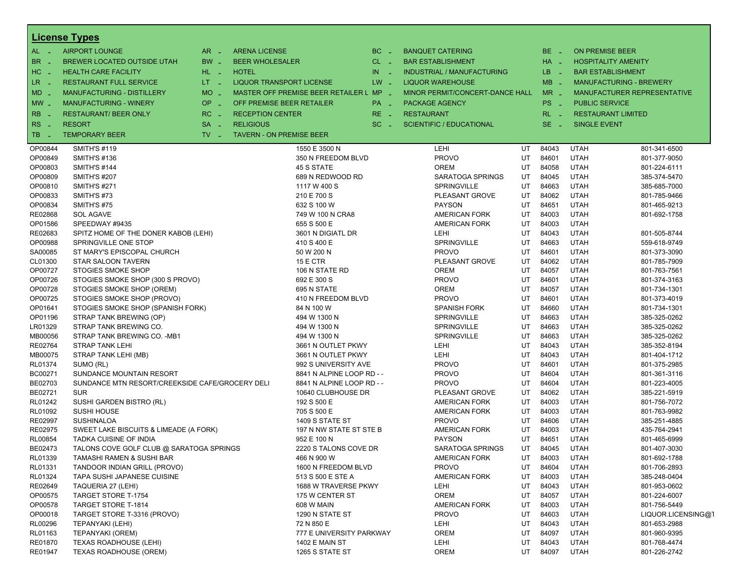## License Types

| | | | | | | | |
|---|---|---|---|---|---|---|---|
| AL - | AIRPORT LOUNGE | AR - | ARENA LICENSE | BC - | BANQUET CATERING | BE - | ON PREMISE BEER |
| BR - | BREWER LOCATED OUTSIDE UTAH | BW - | BEER WHOLESALER | CL - | BAR ESTABLISHMENT | HA - | HOSPITALITY AMENITY |
| HC - | HEALTH CARE FACILITY | HL - | HOTEL | IN - | INDUSTRIAL / MANUFACTURING | LB - | BAR ESTABLISHMENT |
| LR - | RESTAURANT FULL SERVICE | LT - | LIQUOR TRANSPORT LICENSE | LW - | LIQUOR WAREHOUSE | MB - | MANUFACTURING - BREWERY |
| MD - | MANUFACTURING - DISTILLERY | MO - | MASTER OFF PREMISE BEER RETAILER L | MP - | MINOR PERMIT/CONCERT-DANCE HALL | MR - | MANUFACTURER REPRESENTATIVE |
| MW - | MANUFACTURING - WINERY | OP - | OFF PREMISE BEER RETAILER | PA - | PACKAGE AGENCY | PS - | PUBLIC SERVICE |
| RB - | RESTAURANT/ BEER ONLY | RC - | RECEPTION CENTER | RE - | RESTAURANT | RL - | RESTAURANT LIMITED |
| RS - | RESORT | SA - | RELIGIOUS | SC - | SCIENTIFIC / EDUCATIONAL | SE - | SINGLE EVENT |
| TB - | TEMPORARY BEER | TV - | TAVERN - ON PREMISE BEER | | | | |

| | | | | | | | |
|---|---|---|---|---|---|---|---|
| OP00844 | SMITH'S #119 | 1550 E 3500 N | LEHI | UT | 84043 | UTAH | 801-341-6500 |
| OP00849 | SMITH'S #136 | 350 N FREEDOM BLVD | PROVO | UT | 84601 | UTAH | 801-377-9050 |
| OP00803 | SMITH'S #144 | 45 S STATE | OREM | UT | 84058 | UTAH | 801-224-6111 |
| OP00809 | SMITH'S #207 | 689 N REDWOOD RD | SARATOGA SPRINGS | UT | 84045 | UTAH | 385-374-5470 |
| OP00810 | SMITH'S #271 | 1117 W 400 S | SPRINGVILLE | UT | 84663 | UTAH | 385-685-7000 |
| OP00833 | SMITH'S #73 | 210 E 700 S | PLEASANT GROVE | UT | 84062 | UTAH | 801-785-9466 |
| OP00834 | SMITH'S #75 | 632 S 100 W | PAYSON | UT | 84651 | UTAH | 801-465-9213 |
| RE02868 | SOL AGAVE | 749 W 100 N CRA8 | AMERICAN FORK | UT | 84003 | UTAH | 801-692-1758 |
| OP01586 | SPEEDWAY #9435 | 655 S 500 E | AMERICAN FORK | UT | 84003 | UTAH | |
| RE02683 | SPITZ HOME OF THE DONER KABOB (LEHI) | 3601 N DIGIATL DR | LEHI | UT | 84043 | UTAH | 801-505-8744 |
| OP00988 | SPRINGVILLE ONE STOP | 410 S 400 E | SPRINGVILLE | UT | 84663 | UTAH | 559-618-9749 |
| SA00085 | ST MARY'S EPISCOPAL CHURCH | 50 W 200 N | PROVO | UT | 84601 | UTAH | 801-373-3090 |
| CL01300 | STAR SALOON TAVERN | 15 E CTR | PLEASANT GROVE | UT | 84062 | UTAH | 801-785-7909 |
| OP00727 | STOGIES SMOKE SHOP | 106 N STATE RD | OREM | UT | 84057 | UTAH | 801-763-7561 |
| OP00726 | STOGIES SMOKE SHOP (300 S PROVO) | 692 E 300 S | PROVO | UT | 84601 | UTAH | 801-374-3163 |
| OP00728 | STOGIES SMOKE SHOP (OREM) | 695 N STATE | OREM | UT | 84057 | UTAH | 801-734-1301 |
| OP00725 | STOGIES SMOKE SHOP (PROVO) | 410 N FREEDOM BLVD | PROVO | UT | 84601 | UTAH | 801-373-4019 |
| OP01641 | STOGIES SMOKE SHOP (SPANISH FORK) | 84 N 100 W | SPANISH FORK | UT | 84660 | UTAH | 801-734-1301 |
| OP01196 | STRAP TANK BREWING (OP) | 494 W 1300 N | SPRINGVILLE | UT | 84663 | UTAH | 385-325-0262 |
| LR01329 | STRAP TANK BREWING CO. | 494 W 1300 N | SPRINGVILLE | UT | 84663 | UTAH | 385-325-0262 |
| MB00056 | STRAP TANK BREWING CO. -MB1 | 494 W 1300 N | SPRINGVILLE | UT | 84663 | UTAH | 385-325-0262 |
| RE02764 | STRAP TANK LEHI | 3661 N OUTLET PKWY | LEHI | UT | 84043 | UTAH | 385-352-8194 |
| MB00075 | STRAP TANK LEHI (MB) | 3661 N OUTLET PKWY | LEHI | UT | 84043 | UTAH | 801-404-1712 |
| RL01374 | SUMO (RL) | 992 S UNIVERSITY AVE | PROVO | UT | 84601 | UTAH | 801-375-2985 |
| BC00271 | SUNDANCE MOUNTAIN RESORT | 8841 N ALPINE LOOP RD - - | PROVO | UT | 84604 | UTAH | 801-361-3116 |
| BE02703 | SUNDANCE MTN RESORT/CREEKSIDE CAFE/GROCERY DELI | 8841 N ALPINE LOOP RD - - | PROVO | UT | 84604 | UTAH | 801-223-4005 |
| BE02721 | SUR | 10640 CLUBHOUSE DR | PLEASANT GROVE | UT | 84062 | UTAH | 385-221-5919 |
| RL01242 | SUSHI GARDEN BISTRO (RL) | 192 S 500 E | AMERICAN FORK | UT | 84003 | UTAH | 801-756-7072 |
| RL01092 | SUSHI HOUSE | 705 S 500 E | AMERICAN FORK | UT | 84003 | UTAH | 801-763-9982 |
| RE02997 | SUSHINALOA | 1409 S STATE ST | PROVO | UT | 84606 | UTAH | 385-251-4885 |
| RE02975 | SWEET LAKE BISCUITS & LIMEADE (A FORK) | 197 N NW STATE ST STE B | AMERICAN FORK | UT | 84003 | UTAH | 435-764-2941 |
| RL00854 | TADKA CUISINE OF INDIA | 952 E 100 N | PAYSON | UT | 84651 | UTAH | 801-465-6999 |
| BE02473 | TALONS COVE GOLF CLUB @ SARATOGA SPRINGS | 2220 S TALONS COVE DR | SARATOGA SPRINGS | UT | 84045 | UTAH | 801-407-3030 |
| RL01339 | TAMASHI RAMEN & SUSHI BAR | 466 N 900 W | AMERICAN FORK | UT | 84003 | UTAH | 801-692-1788 |
| RL01331 | TANDOOR INDIAN GRILL (PROVO) | 1600 N FREEDOM BLVD | PROVO | UT | 84604 | UTAH | 801-706-2893 |
| RL01324 | TAPA SUSHI JAPANESE CUISINE | 513 S 500 E STE A | AMERICAN FORK | UT | 84003 | UTAH | 385-248-0404 |
| RE02649 | TAQUERIA 27 (LEHI) | 1688 W TRAVERSE PKWY | LEHI | UT | 84043 | UTAH | 801-953-0602 |
| OP00575 | TARGET STORE T-1754 | 175 W CENTER ST | OREM | UT | 84057 | UTAH | 801-224-6007 |
| OP00578 | TARGET STORE T-1814 | 608 W MAIN | AMERICAN FORK | UT | 84003 | UTAH | 801-756-5449 |
| OP00018 | TARGET STORE T-3316 (PROVO) | 1290 N STATE ST | PROVO | UT | 84603 | UTAH | LIQUOR.LICENSING@T |
| RL00296 | TEPANYAKI (LEHI) | 72 N 850 E | LEHI | UT | 84043 | UTAH | 801-653-2988 |
| RL01163 | TEPANYAKI (OREM) | 777 E UNIVERSITY PARKWAY | OREM | UT | 84097 | UTAH | 801-960-9395 |
| RE01870 | TEXAS ROADHOUSE (LEHI) | 1402 E MAIN ST | LEHI | UT | 84043 | UTAH | 801-768-4474 |
| RE01947 | TEXAS ROADHOUSE (OREM) | 1265 S STATE ST | OREM | UT | 84097 | UTAH | 801-226-2742 |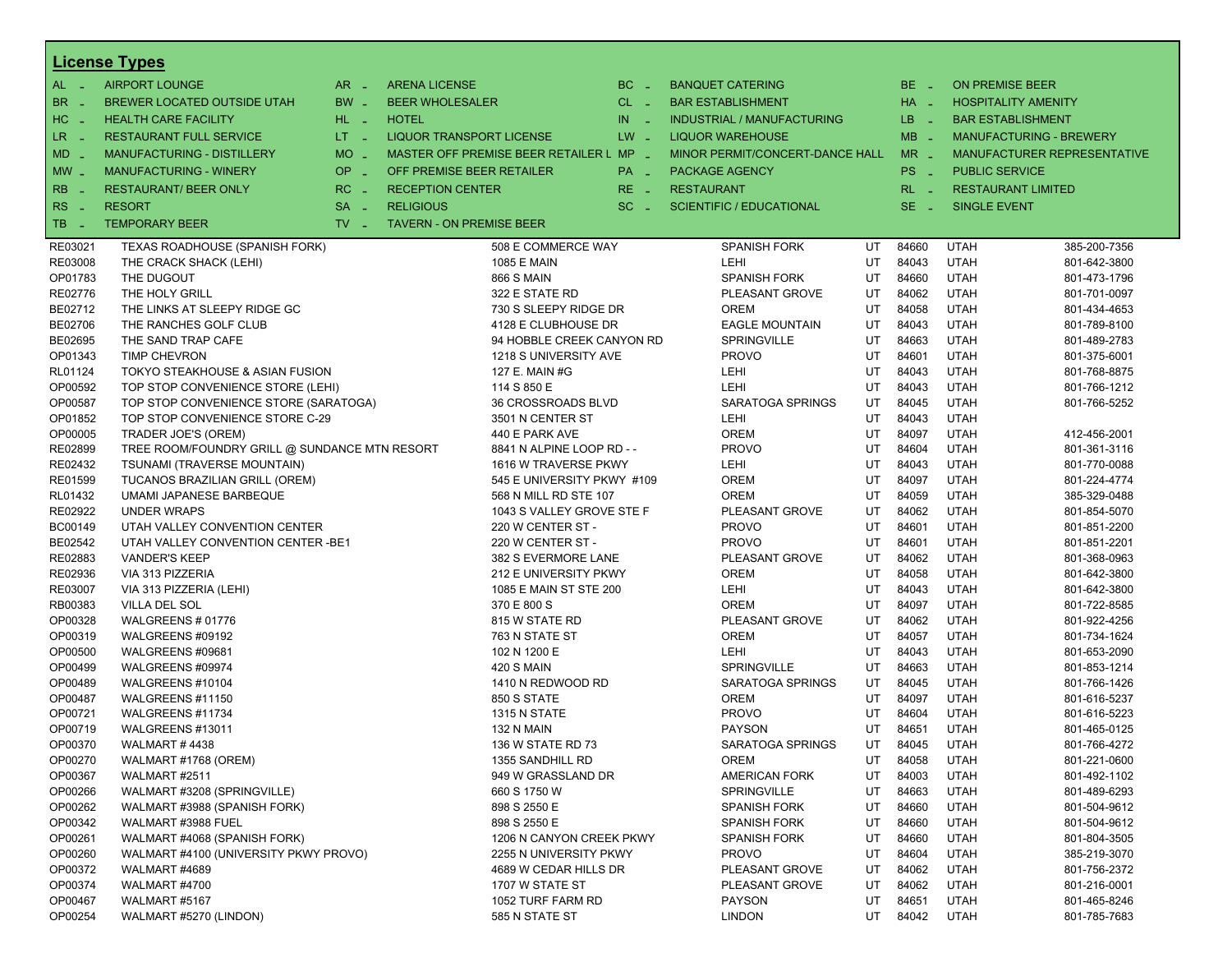## License Types

| Code | Type | Code | Type | Code | Type | Code | Type |
|---|---|---|---|---|---|---|---|
| AL - | AIRPORT LOUNGE | AR - | ARENA LICENSE | BC - | BANQUET CATERING | BE - | ON PREMISE BEER |
| BR - | BREWER LOCATED OUTSIDE UTAH | BW - | BEER WHOLESALER | CL - | BAR ESTABLISHMENT | HA - | HOSPITALITY AMENITY |
| HC - | HEALTH CARE FACILITY | HL - | HOTEL | IN - | INDUSTRIAL / MANUFACTURING | LB - | BAR ESTABLISHMENT |
| LR - | RESTAURANT FULL SERVICE | LT - | LIQUOR TRANSPORT LICENSE | LW - | LIQUOR WAREHOUSE | MB - | MANUFACTURING - BREWERY |
| MD - | MANUFACTURING - DISTILLERY | MO - | MASTER OFF PREMISE BEER RETAILER L | MP - | MINOR PERMIT/CONCERT-DANCE HALL | MR - | MANUFACTURER REPRESENTATIVE |
| MW - | MANUFACTURING - WINERY | OP - | OFF PREMISE BEER RETAILER | PA - | PACKAGE AGENCY | PS - | PUBLIC SERVICE |
| RB - | RESTAURANT/ BEER ONLY | RC - | RECEPTION CENTER | RE - | RESTAURANT | RL - | RESTAURANT LIMITED |
| RS - | RESORT | SA - | RELIGIOUS | SC - | SCIENTIFIC / EDUCATIONAL | SE - | SINGLE EVENT |
| TB - | TEMPORARY BEER | TV - | TAVERN - ON PREMISE BEER | | | | |

| License | Name | Address | City | State | Zip | County | Phone |
|---|---|---|---|---|---|---|---|
| RE03021 | TEXAS ROADHOUSE (SPANISH FORK) | 508 E COMMERCE WAY | SPANISH FORK | UT | 84660 | UTAH | 385-200-7356 |
| RE03008 | THE CRACK SHACK (LEHI) | 1085 E MAIN | LEHI | UT | 84043 | UTAH | 801-642-3800 |
| OP01783 | THE DUGOUT | 866 S MAIN | SPANISH FORK | UT | 84660 | UTAH | 801-473-1796 |
| RE02776 | THE HOLY GRILL | 322 E STATE RD | PLEASANT GROVE | UT | 84062 | UTAH | 801-701-0097 |
| BE02712 | THE LINKS AT SLEEPY RIDGE GC | 730 S SLEEPY RIDGE DR | OREM | UT | 84058 | UTAH | 801-434-4653 |
| BE02706 | THE RANCHES GOLF CLUB | 4128 E CLUBHOUSE DR | EAGLE MOUNTAIN | UT | 84043 | UTAH | 801-789-8100 |
| BE02695 | THE SAND TRAP CAFE | 94 HOBBLE CREEK CANYON RD | SPRINGVILLE | UT | 84663 | UTAH | 801-489-2783 |
| OP01343 | TIMP CHEVRON | 1218 S UNIVERSITY AVE | PROVO | UT | 84601 | UTAH | 801-375-6001 |
| RL01124 | TOKYO STEAKHOUSE & ASIAN FUSION | 127 E. MAIN #G | LEHI | UT | 84043 | UTAH | 801-768-8875 |
| OP00592 | TOP STOP CONVENIENCE STORE (LEHI) | 114 S 850 E | LEHI | UT | 84043 | UTAH | 801-766-1212 |
| OP00587 | TOP STOP CONVENIENCE STORE (SARATOGA) | 36 CROSSROADS BLVD | SARATOGA SPRINGS | UT | 84045 | UTAH | 801-766-5252 |
| OP01852 | TOP STOP CONVENIENCE STORE C-29 | 3501 N CENTER ST | LEHI | UT | 84043 | UTAH | |
| OP00005 | TRADER JOE'S (OREM) | 440 E PARK AVE | OREM | UT | 84097 | UTAH | 412-456-2001 |
| RE02899 | TREE ROOM/FOUNDRY GRILL @ SUNDANCE MTN RESORT | 8841 N ALPINE LOOP RD - - | PROVO | UT | 84604 | UTAH | 801-361-3116 |
| RE02432 | TSUNAMI (TRAVERSE MOUNTAIN) | 1616 W TRAVERSE PKWY | LEHI | UT | 84043 | UTAH | 801-770-0088 |
| RE01599 | TUCANOS BRAZILIAN GRILL (OREM) | 545 E UNIVERSITY PKWY #109 | OREM | UT | 84097 | UTAH | 801-224-4774 |
| RL01432 | UMAMI JAPANESE BARBEQUE | 568 N MILL RD STE 107 | OREM | UT | 84059 | UTAH | 385-329-0488 |
| RE02922 | UNDER WRAPS | 1043 S VALLEY GROVE STE F | PLEASANT GROVE | UT | 84062 | UTAH | 801-854-5070 |
| BC00149 | UTAH VALLEY CONVENTION CENTER | 220 W CENTER ST - | PROVO | UT | 84601 | UTAH | 801-851-2200 |
| BE02542 | UTAH VALLEY CONVENTION CENTER -BE1 | 220 W CENTER ST - | PROVO | UT | 84601 | UTAH | 801-851-2201 |
| RE02883 | VANDER'S KEEP | 382 S EVERMORE LANE | PLEASANT GROVE | UT | 84062 | UTAH | 801-368-0963 |
| RE02936 | VIA 313 PIZZERIA | 212 E UNIVERSITY PKWY | OREM | UT | 84058 | UTAH | 801-642-3800 |
| RE03007 | VIA 313 PIZZERIA (LEHI) | 1085 E MAIN ST STE 200 | LEHI | UT | 84043 | UTAH | 801-642-3800 |
| RB00383 | VILLA DEL SOL | 370 E 800 S | OREM | UT | 84097 | UTAH | 801-722-8585 |
| OP00328 | WALGREENS # 01776 | 815 W STATE RD | PLEASANT GROVE | UT | 84062 | UTAH | 801-922-4256 |
| OP00319 | WALGREENS #09192 | 763 N STATE ST | OREM | UT | 84057 | UTAH | 801-734-1624 |
| OP00500 | WALGREENS #09681 | 102 N 1200 E | LEHI | UT | 84043 | UTAH | 801-653-2090 |
| OP00499 | WALGREENS #09974 | 420 S MAIN | SPRINGVILLE | UT | 84663 | UTAH | 801-853-1214 |
| OP00489 | WALGREENS #10104 | 1410 N REDWOOD RD | SARATOGA SPRINGS | UT | 84045 | UTAH | 801-766-1426 |
| OP00487 | WALGREENS #11150 | 850 S STATE | OREM | UT | 84097 | UTAH | 801-616-5237 |
| OP00721 | WALGREENS #11734 | 1315 N STATE | PROVO | UT | 84604 | UTAH | 801-616-5223 |
| OP00719 | WALGREENS #13011 | 132 N MAIN | PAYSON | UT | 84651 | UTAH | 801-465-0125 |
| OP00370 | WALMART # 4438 | 136 W STATE RD 73 | SARATOGA SPRINGS | UT | 84045 | UTAH | 801-766-4272 |
| OP00270 | WALMART #1768 (OREM) | 1355 SANDHILL RD | OREM | UT | 84058 | UTAH | 801-221-0600 |
| OP00367 | WALMART #2511 | 949 W GRASSLAND DR | AMERICAN FORK | UT | 84003 | UTAH | 801-492-1102 |
| OP00266 | WALMART #3208 (SPRINGVILLE) | 660 S 1750 W | SPRINGVILLE | UT | 84663 | UTAH | 801-489-6293 |
| OP00262 | WALMART #3988 (SPANISH FORK) | 898 S 2550 E | SPANISH FORK | UT | 84660 | UTAH | 801-504-9612 |
| OP00342 | WALMART #3988 FUEL | 898 S 2550 E | SPANISH FORK | UT | 84660 | UTAH | 801-504-9612 |
| OP00261 | WALMART #4068 (SPANISH FORK) | 1206 N CANYON CREEK PKWY | SPANISH FORK | UT | 84660 | UTAH | 801-804-3505 |
| OP00260 | WALMART #4100 (UNIVERSITY PKWY PROVO) | 2255 N UNIVERSITY PKWY | PROVO | UT | 84604 | UTAH | 385-219-3070 |
| OP00372 | WALMART #4689 | 4689 W CEDAR HILLS DR | PLEASANT GROVE | UT | 84062 | UTAH | 801-756-2372 |
| OP00374 | WALMART #4700 | 1707 W STATE ST | PLEASANT GROVE | UT | 84062 | UTAH | 801-216-0001 |
| OP00467 | WALMART #5167 | 1052 TURF FARM RD | PAYSON | UT | 84651 | UTAH | 801-465-8246 |
| OP00254 | WALMART #5270 (LINDON) | 585 N STATE ST | LINDON | UT | 84042 | UTAH | 801-785-7683 |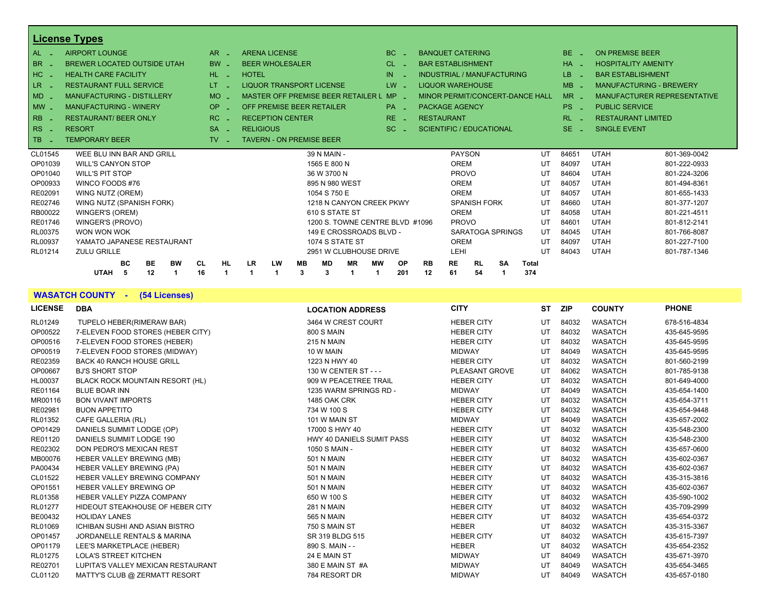## License Types

| Code | Type | Code | Type | Code | Type | Code | Type |
|---|---|---|---|---|---|---|---|
| AL - | AIRPORT LOUNGE | AR - | ARENA LICENSE | BC - | BANQUET CATERING | BE - | ON PREMISE BEER |
| BR - | BREWER LOCATED OUTSIDE UTAH | BW - | BEER WHOLESALER | CL - | BAR ESTABLISHMENT | HA - | HOSPITALITY AMENITY |
| HC - | HEALTH CARE FACILITY | HL - | HOTEL | IN - | INDUSTRIAL / MANUFACTURING | LB - | BAR ESTABLISHMENT |
| LR - | RESTAURANT FULL SERVICE | LT - | LIQUOR TRANSPORT LICENSE | LW - | LIQUOR WAREHOUSE | MB - | MANUFACTURING - BREWERY |
| MD - | MANUFACTURING - DISTILLERY | MO - | MASTER OFF PREMISE BEER RETAILER L | MP - | MINOR PERMIT/CONCERT-DANCE HALL | MR - | MANUFACTURER REPRESENTATIVE |
| MW - | MANUFACTURING - WINERY | OP - | OFF PREMISE BEER RETAILER | PA - | PACKAGE AGENCY | PS - | PUBLIC SERVICE |
| RB - | RESTAURANT/ BEER ONLY | RC - | RECEPTION CENTER | RE - | RESTAURANT | RL - | RESTAURANT LIMITED |
| RS - | RESORT | SA - | RELIGIOUS | SC - | SCIENTIFIC / EDUCATIONAL | SE - | SINGLE EVENT |
| TB - | TEMPORARY BEER | TV - | TAVERN - ON PREMISE BEER | | | | |

| LICENSE | DBA | LOCATION ADDRESS | CITY | ST | ZIP | COUNTY | PHONE |
|---|---|---|---|---|---|---|---|
| CL01545 | WEE BLU INN BAR AND GRILL | 39 N MAIN - | PAYSON | UT | 84651 | UTAH | 801-369-0042 |
| OP01039 | WILL'S CANYON STOP | 1565 E 800 N | OREM | UT | 84097 | UTAH | 801-222-0933 |
| OP01040 | WILL'S PIT STOP | 36 W 3700 N | PROVO | UT | 84604 | UTAH | 801-224-3206 |
| OP00933 | WINCO FOODS #76 | 895 N 980 WEST | OREM | UT | 84057 | UTAH | 801-494-8361 |
| RE02091 | WING NUTZ (OREM) | 1054 S 750 E | OREM | UT | 84057 | UTAH | 801-655-1433 |
| RE02746 | WING NUTZ (SPANISH FORK) | 1218 N CANYON CREEK PKWY | SPANISH FORK | UT | 84660 | UTAH | 801-377-1207 |
| RB00022 | WINGER'S (OREM) | 610 S STATE ST | OREM | UT | 84058 | UTAH | 801-221-4511 |
| RE01746 | WINGER'S (PROVO) | 1200 S. TOWNE CENTRE BLVD #1096 | PROVO | UT | 84601 | UTAH | 801-812-2141 |
| RL00375 | WON WON WOK | 149 E CROSSROADS BLVD - | SARATOGA SPRINGS | UT | 84045 | UTAH | 801-766-8087 |
| RL00937 | YAMATO JAPANESE RESTAURANT | 1074 S STATE ST | OREM | UT | 84097 | UTAH | 801-227-7100 |
| RL01214 | ZULU GRILLE | 2951 W CLUBHOUSE DRIVE | LEHI | UT | 84043 | UTAH | 801-787-1346 |

| | BC | BE | BW | CL | HL | LR | LW | MB | MD | MR | MW | OP | RB | RE | RL | SA | Total |
|---|---|---|---|---|---|---|---|---|---|---|---|---|---|---|---|---|---|
| UTAH | 5 | 12 | 1 | 16 | 1 | 1 | 1 | 3 | 3 | 1 | 1 | 201 | 12 | 61 | 54 | 1 | 374 |

## WASATCH COUNTY - (54 Licenses)

| LICENSE | DBA | LOCATION ADDRESS | CITY | ST | ZIP | COUNTY | PHONE |
|---|---|---|---|---|---|---|---|
| RL01249 | TUPELO HEBER(RIMERAW BAR) | 3464 W CREST COURT | HEBER CITY | UT | 84032 | WASATCH | 678-516-4834 |
| OP00522 | 7-ELEVEN FOOD STORES (HEBER CITY) | 800 S MAIN | HEBER CITY | UT | 84032 | WASATCH | 435-645-9595 |
| OP00516 | 7-ELEVEN FOOD STORES (HEBER) | 215 N MAIN | HEBER CITY | UT | 84032 | WASATCH | 435-645-9595 |
| OP00519 | 7-ELEVEN FOOD STORES (MIDWAY) | 10 W MAIN | MIDWAY | UT | 84049 | WASATCH | 435-645-9595 |
| RE02359 | BACK 40 RANCH HOUSE GRILL | 1223 N HWY 40 | HEBER CITY | UT | 84032 | WASATCH | 801-560-2199 |
| OP00667 | BJ'S SHORT STOP | 130 W CENTER ST - - - | PLEASANT GROVE | UT | 84062 | WASATCH | 801-785-9138 |
| HL00037 | BLACK ROCK MOUNTAIN RESORT (HL) | 909 W PEACETREE TRAIL | HEBER CITY | UT | 84032 | WASATCH | 801-649-4000 |
| RE01164 | BLUE BOAR INN | 1235 WARM SPRINGS RD - | MIDWAY | UT | 84049 | WASATCH | 435-654-1400 |
| MR00116 | BON VIVANT IMPORTS | 1485 OAK CRK | HEBER CITY | UT | 84032 | WASATCH | 435-654-3711 |
| RE02981 | BUON APPETITO | 734 W 100 S | HEBER CITY | UT | 84032 | WASATCH | 435-654-9448 |
| RL01352 | CAFE GALLERIA (RL) | 101 W MAIN ST | MIDWAY | UT | 84049 | WASATCH | 435-657-2002 |
| OP01429 | DANIELS SUMMIT LODGE (OP) | 17000 S HWY 40 | HEBER CITY | UT | 84032 | WASATCH | 435-548-2300 |
| RE01120 | DANIELS SUMMIT LODGE 190 | HWY 40 DANIELS SUMIT PASS | HEBER CITY | UT | 84032 | WASATCH | 435-548-2300 |
| RE02302 | DON PEDRO'S MEXICAN REST | 1050 S MAIN - | HEBER CITY | UT | 84032 | WASATCH | 435-657-0600 |
| MB00076 | HEBER VALLEY BREWING (MB) | 501 N MAIN | HEBER CITY | UT | 84032 | WASATCH | 435-602-0367 |
| PA00434 | HEBER VALLEY BREWING (PA) | 501 N MAIN | HEBER CITY | UT | 84032 | WASATCH | 435-602-0367 |
| CL01522 | HEBER VALLEY BREWING COMPANY | 501 N MAIN | HEBER CITY | UT | 84032 | WASATCH | 435-315-3816 |
| OP01551 | HEBER VALLEY BREWING OP | 501 N MAIN | HEBER CITY | UT | 84032 | WASATCH | 435-602-0367 |
| RL01358 | HEBER VALLEY PIZZA COMPANY | 650 W 100 S | HEBER CITY | UT | 84032 | WASATCH | 435-590-1002 |
| RL01277 | HIDEOUT STEAKHOUSE OF HEBER CITY | 281 N MAIN | HEBER CITY | UT | 84032 | WASATCH | 435-709-2999 |
| BE00432 | HOLIDAY LANES | 565 N MAIN | HEBER CITY | UT | 84032 | WASATCH | 435-654-0372 |
| RL01069 | ICHIBAN SUSHI AND ASIAN BISTRO | 750 S MAIN ST | HEBER | UT | 84032 | WASATCH | 435-315-3367 |
| OP01457 | JORDANELLE RENTALS & MARINA | SR 319 BLDG 515 | HEBER CITY | UT | 84032 | WASATCH | 435-615-7397 |
| OP01179 | LEE'S MARKETPLACE (HEBER) | 890 S. MAIN - - | HEBER | UT | 84032 | WASATCH | 435-654-2352 |
| RL01275 | LOLA'S STREET KITCHEN | 24 E MAIN ST | MIDWAY | UT | 84049 | WASATCH | 435-671-3970 |
| RE02701 | LUPITA'S VALLEY MEXICAN RESTAURANT | 380 E MAIN ST #A | MIDWAY | UT | 84049 | WASATCH | 435-654-3465 |
| CL01120 | MATTY'S CLUB @ ZERMATT RESORT | 784 RESORT DR | MIDWAY | UT | 84049 | WASATCH | 435-657-0180 |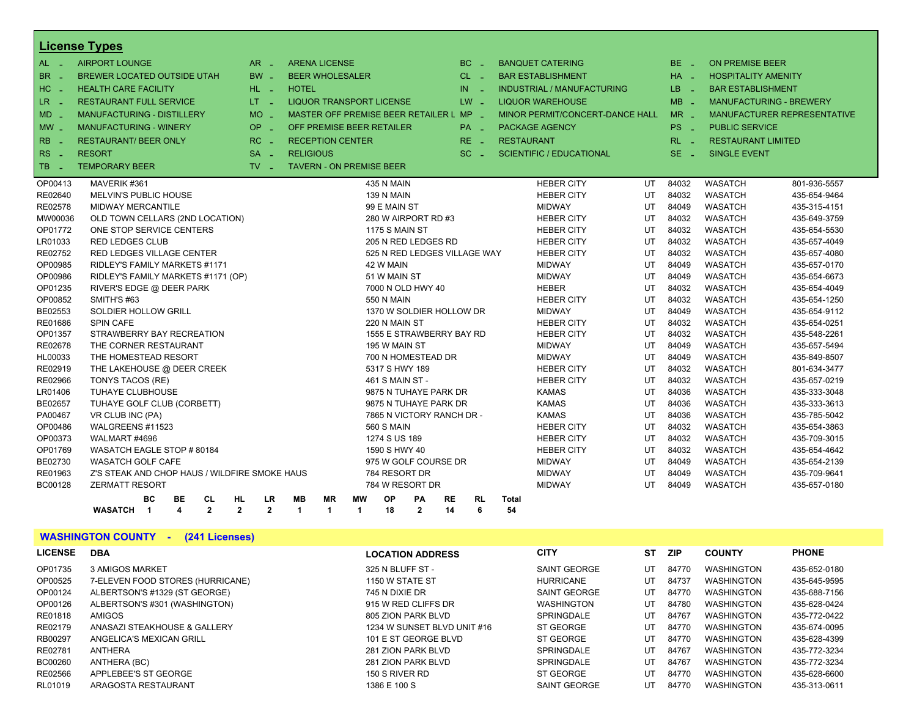## License Types

| | | | | | | | |
|---|---|---|---|---|---|---|---|
| AL - | AIRPORT LOUNGE | AR - | ARENA LICENSE | BC - | BANQUET CATERING | BE - | ON PREMISE BEER |
| BR - | BREWER LOCATED OUTSIDE UTAH | BW - | BEER WHOLESALER | CL - | BAR ESTABLISHMENT | HA - | HOSPITALITY AMENITY |
| HC - | HEALTH CARE FACILITY | HL - | HOTEL | IN - | INDUSTRIAL / MANUFACTURING | LB - | BAR ESTABLISHMENT |
| LR - | RESTAURANT FULL SERVICE | LT - | LIQUOR TRANSPORT LICENSE | LW - | LIQUOR WAREHOUSE | MB - | MANUFACTURING - BREWERY |
| MD - | MANUFACTURING - DISTILLERY | MO - | MASTER OFF PREMISE BEER RETAILER L | MP - | MINOR PERMIT/CONCERT-DANCE HALL | MR - | MANUFACTURER REPRESENTATIVE |
| MW - | MANUFACTURING - WINERY | OP - | OFF PREMISE BEER RETAILER | PA - | PACKAGE AGENCY | PS - | PUBLIC SERVICE |
| RB - | RESTAURANT/ BEER ONLY | RC - | RECEPTION CENTER | RE - | RESTAURANT | RL - | RESTAURANT LIMITED |
| RS - | RESORT | SA - | RELIGIOUS | SC - | SCIENTIFIC / EDUCATIONAL | SE - | SINGLE EVENT |
| TB - | TEMPORARY BEER | TV - | TAVERN - ON PREMISE BEER | | | | |

| LICENSE | DBA | LOCATION ADDRESS | CITY | ST | ZIP | COUNTY | PHONE |
|---|---|---|---|---|---|---|---|
| OP00413 | MAVERIK #361 | 435 N MAIN | HEBER CITY | UT | 84032 | WASATCH | 801-936-5557 |
| RE02640 | MELVIN'S PUBLIC HOUSE | 139 N MAIN | HEBER CITY | UT | 84032 | WASATCH | 435-654-9464 |
| RE02578 | MIDWAY MERCANTILE | 99 E MAIN ST | MIDWAY | UT | 84049 | WASATCH | 435-315-4151 |
| MW00036 | OLD TOWN CELLARS (2ND LOCATION) | 280 W AIRPORT RD #3 | HEBER CITY | UT | 84032 | WASATCH | 435-649-3759 |
| OP01772 | ONE STOP SERVICE CENTERS | 1175 S MAIN ST | HEBER CITY | UT | 84032 | WASATCH | 435-654-5530 |
| LR01033 | RED LEDGES CLUB | 205 N RED LEDGES RD | HEBER CITY | UT | 84032 | WASATCH | 435-657-4049 |
| RE02752 | RED LEDGES VILLAGE CENTER | 525 N RED LEDGES VILLAGE WAY | HEBER CITY | UT | 84032 | WASATCH | 435-657-4080 |
| OP00985 | RIDLEY'S FAMILY MARKETS #1171 | 42 W MAIN | MIDWAY | UT | 84049 | WASATCH | 435-657-0170 |
| OP00986 | RIDLEY'S FAMILY MARKETS #1171 (OP) | 51 W MAIN ST | MIDWAY | UT | 84049 | WASATCH | 435-654-6673 |
| OP01235 | RIVER'S EDGE @ DEER PARK | 7000 N OLD HWY 40 | HEBER | UT | 84032 | WASATCH | 435-654-4049 |
| OP00852 | SMITH'S #63 | 550 N MAIN | HEBER CITY | UT | 84032 | WASATCH | 435-654-1250 |
| BE02553 | SOLDIER HOLLOW GRILL | 1370 W SOLDIER HOLLOW DR | MIDWAY | UT | 84049 | WASATCH | 435-654-9112 |
| RE01686 | SPIN CAFE | 220 N MAIN ST | HEBER CITY | UT | 84032 | WASATCH | 435-654-0251 |
| OP01357 | STRAWBERRY BAY RECREATION | 1555 E STRAWBERRY BAY RD | HEBER CITY | UT | 84032 | WASATCH | 435-548-2261 |
| RE02678 | THE CORNER RESTAURANT | 195 W MAIN ST | MIDWAY | UT | 84049 | WASATCH | 435-657-5494 |
| HL00033 | THE HOMESTEAD RESORT | 700 N HOMESTEAD DR | MIDWAY | UT | 84049 | WASATCH | 435-849-8507 |
| RE02919 | THE LAKEHOUSE @ DEER CREEK | 5317 S HWY 189 | HEBER CITY | UT | 84032 | WASATCH | 801-634-3477 |
| RE02966 | TONYS TACOS (RE) | 461 S MAIN ST - | HEBER CITY | UT | 84032 | WASATCH | 435-657-0219 |
| LR01406 | TUHAYE CLUBHOUSE | 9875 N TUHAYE PARK DR | KAMAS | UT | 84036 | WASATCH | 435-333-3048 |
| BE02657 | TUHAYE GOLF CLUB (CORBETT) | 9875 N TUHAYE PARK DR | KAMAS | UT | 84036 | WASATCH | 435-333-3613 |
| PA00467 | VR CLUB INC (PA) | 7865 N VICTORY RANCH DR - | KAMAS | UT | 84036 | WASATCH | 435-785-5042 |
| OP00486 | WALGREENS #11523 | 560 S MAIN | HEBER CITY | UT | 84032 | WASATCH | 435-654-3863 |
| OP00373 | WALMART #4696 | 1274 S US 189 | HEBER CITY | UT | 84032 | WASATCH | 435-709-3015 |
| OP01769 | WASATCH EAGLE STOP # 80184 | 1590 S HWY 40 | HEBER CITY | UT | 84032 | WASATCH | 435-654-4642 |
| BE02730 | WASATCH GOLF CAFE | 975 W GOLF COURSE DR | MIDWAY | UT | 84049 | WASATCH | 435-654-2139 |
| RE01963 | Z'S STEAK AND CHOP HAUS / WILDFIRE SMOKE HAUS | 784 RESORT DR | MIDWAY | UT | 84049 | WASATCH | 435-709-9641 |
| BC00128 | ZERMATT RESORT | 784 W RESORT DR | MIDWAY | UT | 84049 | WASATCH | 435-657-0180 |

| | BC | BE | CL | HL | LR | MB | MR | MW | OP | PA | RE | RL | Total |
|---|---|---|---|---|---|---|---|---|---|---|---|---|---|
| **WASATCH** | **1** | **4** | **2** | **2** | **2** | **1** | **1** | **1** | **18** | **2** | **14** | **6** | **54** |

## WASHINGTON COUNTY - (241 Licenses)

| LICENSE | DBA | LOCATION ADDRESS | CITY | ST | ZIP | COUNTY | PHONE |
|---|---|---|---|---|---|---|---|
| OP01735 | 3 AMIGOS MARKET | 325 N BLUFF ST - | SAINT GEORGE | UT | 84770 | WASHINGTON | 435-652-0180 |
| OP00525 | 7-ELEVEN FOOD STORES (HURRICANE) | 1150 W STATE ST | HURRICANE | UT | 84737 | WASHINGTON | 435-645-9595 |
| OP00124 | ALBERTSON'S #1329 (ST GEORGE) | 745 N DIXIE DR | SAINT GEORGE | UT | 84770 | WASHINGTON | 435-688-7156 |
| OP00126 | ALBERTSON'S #301 (WASHINGTON) | 915 W RED CLIFFS DR | WASHINGTON | UT | 84780 | WASHINGTON | 435-628-0424 |
| RE01818 | AMIGOS | 805 ZION PARK BLVD | SPRINGDALE | UT | 84767 | WASHINGTON | 435-772-0422 |
| RE02179 | ANASAZI STEAKHOUSE & GALLERY | 1234 W SUNSET BLVD UNIT #16 | ST GEORGE | UT | 84770 | WASHINGTON | 435-674-0095 |
| RB00297 | ANGELICA'S MEXICAN GRILL | 101 E ST GEORGE BLVD | ST GEORGE | UT | 84770 | WASHINGTON | 435-628-4399 |
| RE02781 | ANTHERA | 281 ZION PARK BLVD | SPRINGDALE | UT | 84767 | WASHINGTON | 435-772-3234 |
| BC00260 | ANTHERA (BC) | 281 ZION PARK BLVD | SPRINGDALE | UT | 84767 | WASHINGTON | 435-772-3234 |
| RE02566 | APPLEBEE'S ST GEORGE | 150 S RIVER RD | ST GEORGE | UT | 84770 | WASHINGTON | 435-628-6600 |
| RL01019 | ARAGOSTA RESTAURANT | 1386 E 100 S | SAINT GEORGE | UT | 84770 | WASHINGTON | 435-313-0611 |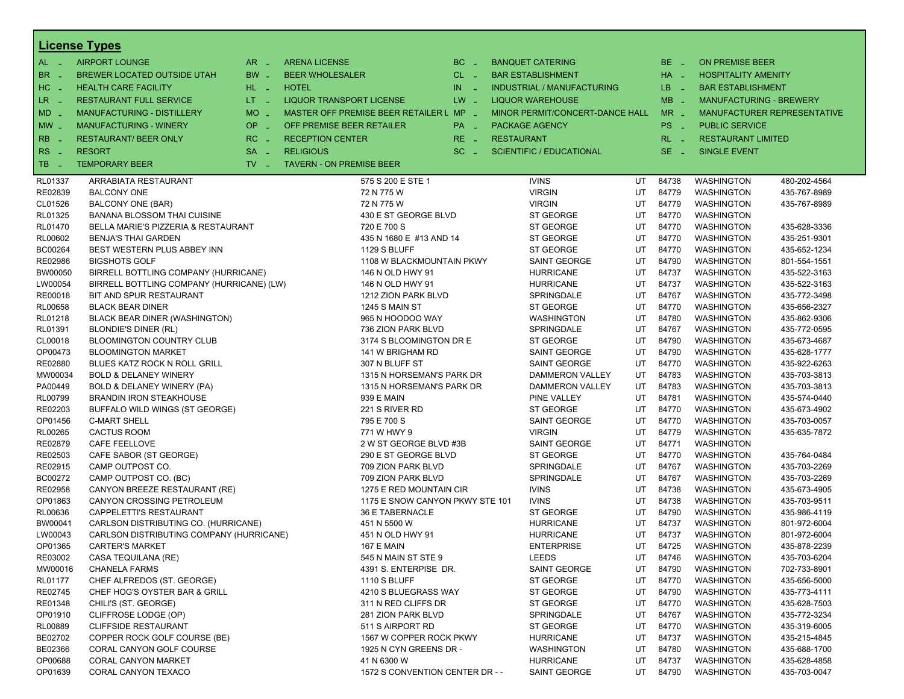## License Types

| Code | Type | Code | Type | Code | Type | Code | Type |
|---|---|---|---|---|---|---|---|
| AL - | AIRPORT LOUNGE | AR - | ARENA LICENSE | BC - | BANQUET CATERING | BE - | ON PREMISE BEER |
| BR - | BREWER LOCATED OUTSIDE UTAH | BW - | BEER WHOLESALER | CL - | BAR ESTABLISHMENT | HA - | HOSPITALITY AMENITY |
| HC - | HEALTH CARE FACILITY | HL - | HOTEL | IN - | INDUSTRIAL / MANUFACTURING | LB - | BAR ESTABLISHMENT |
| LR - | RESTAURANT FULL SERVICE | LT - | LIQUOR TRANSPORT LICENSE | LW - | LIQUOR WAREHOUSE | MB - | MANUFACTURING - BREWERY |
| MD - | MANUFACTURING - DISTILLERY | MO - | MASTER OFF PREMISE BEER RETAILER L | MP - | MINOR PERMIT/CONCERT-DANCE HALL | MR - | MANUFACTURER REPRESENTATIVE |
| MW - | MANUFACTURING - WINERY | OP - | OFF PREMISE BEER RETAILER | PA - | PACKAGE AGENCY | PS - | PUBLIC SERVICE |
| RB - | RESTAURANT/ BEER ONLY | RC - | RECEPTION CENTER | RE - | RESTAURANT | RL - | RESTAURANT LIMITED |
| RS - | RESORT | SA - | RELIGIOUS | SC - | SCIENTIFIC / EDUCATIONAL | SE - | SINGLE EVENT |
| TB - | TEMPORARY BEER | TV - | TAVERN - ON PREMISE BEER | | | | |

| License | Name | Address | City | State | Zip | County | Phone |
|---|---|---|---|---|---|---|---|
| RL01337 | ARRABIATA RESTAURANT | 575 S 200 E STE 1 | IVINS | UT | 84738 | WASHINGTON | 480-202-4564 |
| RE02839 | BALCONY ONE | 72 N 775 W | VIRGIN | UT | 84779 | WASHINGTON | 435-767-8989 |
| CL01526 | BALCONY ONE (BAR) | 72 N 775 W | VIRGIN | UT | 84779 | WASHINGTON | 435-767-8989 |
| RL01325 | BANANA BLOSSOM THAI CUISINE | 430 E ST GEORGE BLVD | ST GEORGE | UT | 84770 | WASHINGTON | |
| RL01470 | BELLA MARIE'S PIZZERIA & RESTAURANT | 720 E 700 S | ST GEORGE | UT | 84770 | WASHINGTON | 435-628-3336 |
| RL00602 | BENJA'S THAI GARDEN | 435 N 1680 E #13 AND 14 | ST GEORGE | UT | 84770 | WASHINGTON | 435-251-9301 |
| BC00264 | BEST WESTERN PLUS ABBEY INN | 1129 S BLUFF | ST GEORGE | UT | 84770 | WASHINGTON | 435-652-1234 |
| RE02986 | BIGSHOTS GOLF | 1108 W BLACKMOUNTAIN PKWY | SAINT GEORGE | UT | 84790 | WASHINGTON | 801-554-1551 |
| BW00050 | BIRRELL BOTTLING COMPANY (HURRICANE) | 146 N OLD HWY 91 | HURRICANE | UT | 84737 | WASHINGTON | 435-522-3163 |
| LW00054 | BIRRELL BOTTLING COMPANY (HURRICANE) (LW) | 146 N OLD HWY 91 | HURRICANE | UT | 84737 | WASHINGTON | 435-522-3163 |
| RE00018 | BIT AND SPUR RESTAURANT | 1212 ZION PARK BLVD | SPRINGDALE | UT | 84767 | WASHINGTON | 435-772-3498 |
| RL00658 | BLACK BEAR DINER | 1245 S MAIN ST | ST GEORGE | UT | 84770 | WASHINGTON | 435-656-2327 |
| RL01218 | BLACK BEAR DINER (WASHINGTON) | 965 N HOODOO WAY | WASHINGTON | UT | 84780 | WASHINGTON | 435-862-9306 |
| RL01391 | BLONDIE'S DINER (RL) | 736 ZION PARK BLVD | SPRINGDALE | UT | 84767 | WASHINGTON | 435-772-0595 |
| CL00018 | BLOOMINGTON COUNTRY CLUB | 3174 S BLOOMINGTON DR E | ST GEORGE | UT | 84790 | WASHINGTON | 435-673-4687 |
| OP00473 | BLOOMINGTON MARKET | 141 W BRIGHAM RD | SAINT GEORGE | UT | 84790 | WASHINGTON | 435-628-1777 |
| RE02880 | BLUES KATZ ROCK N ROLL GRILL | 307 N BLUFF ST | SAINT GEORGE | UT | 84770 | WASHINGTON | 435-922-6263 |
| MW00034 | BOLD & DELANEY WINERY | 1315 N HORSEMAN'S PARK DR | DAMMERON VALLEY | UT | 84783 | WASHINGTON | 435-703-3813 |
| PA00449 | BOLD & DELANEY WINERY (PA) | 1315 N HORSEMAN'S PARK DR | DAMMERON VALLEY | UT | 84783 | WASHINGTON | 435-703-3813 |
| RL00799 | BRANDIN IRON STEAKHOUSE | 939 E MAIN | PINE VALLEY | UT | 84781 | WASHINGTON | 435-574-0440 |
| RE02203 | BUFFALO WILD WINGS (ST GEORGE) | 221 S RIVER RD | ST GEORGE | UT | 84770 | WASHINGTON | 435-673-4902 |
| OP01456 | C-MART SHELL | 795 E 700 S | SAINT GEORGE | UT | 84770 | WASHINGTON | 435-703-0057 |
| RL00265 | CACTUS ROOM | 771 W HWY 9 | VIRGIN | UT | 84779 | WASHINGTON | 435-635-7872 |
| RE02879 | CAFE FEELLOVE | 2 W ST GEORGE BLVD #3B | SAINT GEORGE | UT | 84771 | WASHINGTON | |
| RE02503 | CAFE SABOR (ST GEORGE) | 290 E ST GEORGE BLVD | ST GEORGE | UT | 84770 | WASHINGTON | 435-764-0484 |
| RE02915 | CAMP OUTPOST CO. | 709 ZION PARK BLVD | SPRINGDALE | UT | 84767 | WASHINGTON | 435-703-2269 |
| BC00272 | CAMP OUTPOST CO. (BC) | 709 ZION PARK BLVD | SPRINGDALE | UT | 84767 | WASHINGTON | 435-703-2269 |
| RE02958 | CANYON BREEZE RESTAURANT (RE) | 1275 E RED MOUNTAIN CIR | IVINS | UT | 84738 | WASHINGTON | 435-673-4905 |
| OP01863 | CANYON CROSSING PETROLEUM | 1175 E SNOW CANYON PKWY STE 101 | IVINS | UT | 84738 | WASHINGTON | 435-703-9511 |
| RL00636 | CAPPELETTI'S RESTAURANT | 36 E TABERNACLE | ST GEORGE | UT | 84790 | WASHINGTON | 435-986-4119 |
| BW00041 | CARLSON DISTRIBUTING CO. (HURRICANE) | 451 N 5500 W | HURRICANE | UT | 84737 | WASHINGTON | 801-972-6004 |
| LW00043 | CARLSON DISTRIBUTING COMPANY (HURRICANE) | 451 N OLD HWY 91 | HURRICANE | UT | 84737 | WASHINGTON | 801-972-6004 |
| OP01365 | CARTER'S MARKET | 167 E MAIN | ENTERPRISE | UT | 84725 | WASHINGTON | 435-878-2239 |
| RE03002 | CASA TEQUILANA (RE) | 545 N MAIN ST STE 9 | LEEDS | UT | 84746 | WASHINGTON | 435-703-6204 |
| MW00016 | CHANELA FARMS | 4391 S. ENTERPISE DR. | SAINT GEORGE | UT | 84790 | WASHINGTON | 702-733-8901 |
| RL01177 | CHEF ALFREDOS (ST. GEORGE) | 1110 S BLUFF | ST GEORGE | UT | 84770 | WASHINGTON | 435-656-5000 |
| RE02745 | CHEF HOG'S OYSTER BAR & GRILL | 4210 S BLUEGRASS WAY | ST GEORGE | UT | 84790 | WASHINGTON | 435-773-4111 |
| RE01348 | CHILI'S (ST. GEORGE) | 311 N RED CLIFFS DR | ST GEORGE | UT | 84770 | WASHINGTON | 435-628-7503 |
| OP01910 | CLIFFROSE LODGE (OP) | 281 ZION PARK BLVD | SPRINGDALE | UT | 84767 | WASHINGTON | 435-772-3234 |
| RL00889 | CLIFFSIDE RESTAURANT | 511 S AIRPORT RD | ST GEORGE | UT | 84770 | WASHINGTON | 435-319-6005 |
| BE02702 | COPPER ROCK GOLF COURSE (BE) | 1567 W COPPER ROCK PKWY | HURRICANE | UT | 84737 | WASHINGTON | 435-215-4845 |
| BE02366 | CORAL CANYON GOLF COURSE | 1925 N CYN GREENS DR - | WASHINGTON | UT | 84780 | WASHINGTON | 435-688-1700 |
| OP00688 | CORAL CANYON MARKET | 41 N 6300 W | HURRICANE | UT | 84737 | WASHINGTON | 435-628-4858 |
| OP01639 | CORAL CANYON TEXACO | 1572 S CONVENTION CENTER DR - - | SAINT GEORGE | UT | 84790 | WASHINGTON | 435-703-0047 |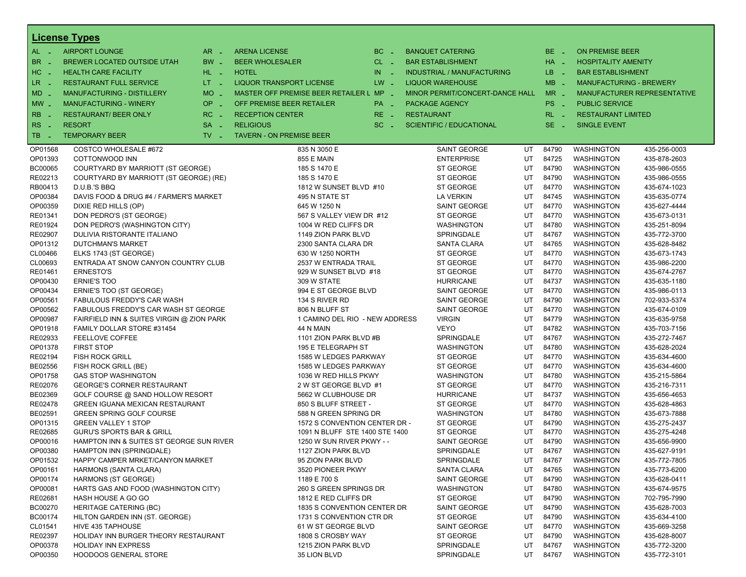## License Types

| | | | | | | | | | | |
|---|---|---|---|---|---|---|---|---|---|---|
| AL - | AIRPORT LOUNGE | AR - | ARENA LICENSE | BC - | BANQUET CATERING | BE - | ON PREMISE BEER |
| BR - | BREWER LOCATED OUTSIDE UTAH | BW - | BEER WHOLESALER | CL - | BAR ESTABLISHMENT | HA - | HOSPITALITY AMENITY |
| HC - | HEALTH CARE FACILITY | HL - | HOTEL | IN - | INDUSTRIAL / MANUFACTURING | LB - | BAR ESTABLISHMENT |
| LR - | RESTAURANT FULL SERVICE | LT - | LIQUOR TRANSPORT LICENSE | LW - | LIQUOR WAREHOUSE | MB - | MANUFACTURING - BREWERY |
| MD - | MANUFACTURING - DISTILLERY | MO - | MASTER OFF PREMISE BEER RETAILER L | MP - | MINOR PERMIT/CONCERT-DANCE HALL | MR - | MANUFACTURER REPRESENTATIVE |
| MW - | MANUFACTURING - WINERY | OP - | OFF PREMISE BEER RETAILER | PA - | PACKAGE AGENCY | PS - | PUBLIC SERVICE |
| RB - | RESTAURANT/ BEER ONLY | RC - | RECEPTION CENTER | RE - | RESTAURANT | RL - | RESTAURANT LIMITED |
| RS - | RESORT | SA - | RELIGIOUS | SC - | SCIENTIFIC / EDUCATIONAL | SE - | SINGLE EVENT |
| TB - | TEMPORARY BEER | TV - | TAVERN - ON PREMISE BEER | | | | |

| | | | | | | | |
|---|---|---|---|---|---|---|---|
| OP01568 | COSTCO WHOLESALE #672 | 835 N 3050 E | SAINT GEORGE | UT | 84790 | WASHINGTON | 435-256-0003 |
| OP01393 | COTTONWOOD INN | 855 E MAIN | ENTERPRISE | UT | 84725 | WASHINGTON | 435-878-2603 |
| BC00065 | COURTYARD BY MARRIOTT (ST GEORGE) | 185 S 1470 E | ST GEORGE | UT | 84790 | WASHINGTON | 435-986-0555 |
| RE02213 | COURTYARD BY MARRIOTT (ST GEORGE) (RE) | 185 S 1470 E | ST GEORGE | UT | 84790 | WASHINGTON | 435-986-0555 |
| RB00413 | D.U.B.'S BBQ | 1812 W SUNSET BLVD #10 | ST GEORGE | UT | 84770 | WASHINGTON | 435-674-1023 |
| OP00384 | DAVIS FOOD & DRUG #4 / FARMER'S MARKET | 495 N STATE ST | LA VERKIN | UT | 84745 | WASHINGTON | 435-635-0774 |
| OP00359 | DIXIE RED HILLS (OP) | 645 W 1250 N | SAINT GEORGE | UT | 84770 | WASHINGTON | 435-627-4444 |
| RE01341 | DON PEDRO'S (ST GEORGE) | 567 S VALLEY VIEW DR #12 | ST GEORGE | UT | 84770 | WASHINGTON | 435-673-0131 |
| RE01924 | DON PEDRO'S (WASHINGTON CITY) | 1004 W RED CLIFFS DR | WASHINGTON | UT | 84780 | WASHINGTON | 435-251-8094 |
| RE02907 | DULIVIA RISTORANTE ITALIANO | 1149 ZION PARK BLVD | SPRINGDALE | UT | 84767 | WASHINGTON | 435-772-3700 |
| OP01312 | DUTCHMAN'S MARKET | 2300 SANTA CLARA DR | SANTA CLARA | UT | 84765 | WASHINGTON | 435-628-8482 |
| CL00466 | ELKS 1743 (ST GEORGE) | 630 W 1250 NORTH | ST GEORGE | UT | 84770 | WASHINGTON | 435-673-1743 |
| CL00693 | ENTRADA AT SNOW CANYON COUNTRY CLUB | 2537 W ENTRADA TRAIL | ST GEORGE | UT | 84770 | WASHINGTON | 435-986-2200 |
| RE01461 | ERNESTO'S | 929 W SUNSET BLVD #18 | ST GEORGE | UT | 84770 | WASHINGTON | 435-674-2767 |
| OP00430 | ERNIE'S TOO | 309 W STATE | HURRICANE | UT | 84737 | WASHINGTON | 435-635-1180 |
| OP00434 | ERNIE'S TOO (ST GEORGE) | 994 E ST GEORGE BLVD | SAINT GEORGE | UT | 84770 | WASHINGTON | 435-986-0113 |
| OP00561 | FABULOUS FREDDY'S CAR WASH | 134 S RIVER RD | SAINT GEORGE | UT | 84790 | WASHINGTON | 702-933-5374 |
| OP00562 | FABULOUS FREDDY'S CAR WASH ST GEORGE | 806 N BLUFF ST | SAINT GEORGE | UT | 84770 | WASHINGTON | 435-674-0109 |
| OP00987 | FAIRFIELD INN & SUITES VIRGIN @ ZION PARK | 1 CAMINO DEL RIO - NEW ADDRESS | VIRGIN | UT | 84779 | WASHINGTON | 435-635-9758 |
| OP01918 | FAMILY DOLLAR STORE #31454 | 44 N MAIN | VEYO | UT | 84782 | WASHINGTON | 435-703-7156 |
| RE02933 | FEELLOVE COFFEE | 1101 ZION PARK BLVD #B | SPRINGDALE | UT | 84767 | WASHINGTON | 435-272-7467 |
| OP01378 | FIRST STOP | 195 E TELEGRAPH ST | WASHINGTON | UT | 84780 | WASHINGTON | 435-628-2024 |
| RE02194 | FISH ROCK GRILL | 1585 W LEDGES PARKWAY | ST GEORGE | UT | 84770 | WASHINGTON | 435-634-4600 |
| BE02556 | FISH ROCK GRILL (BE) | 1585 W LEDGES PARKWAY | ST GEORGE | UT | 84770 | WASHINGTON | 435-634-4600 |
| OP01758 | GAS STOP WASHINGTON | 1036 W RED HILLS PKWY | WASHINGTON | UT | 84780 | WASHINGTON | 435-215-5864 |
| RE02076 | GEORGE'S CORNER RESTAURANT | 2 W ST GEORGE BLVD #1 | ST GEORGE | UT | 84770 | WASHINGTON | 435-216-7311 |
| BE02369 | GOLF COURSE @ SAND HOLLOW RESORT | 5662 W CLUBHOUSE DR | HURRICANE | UT | 84737 | WASHINGTON | 435-656-4653 |
| RE02478 | GREEN IGUANA MEXICAN RESTAURANT | 850 S BLUFF STREET - | ST GEORGE | UT | 84770 | WASHINGTON | 435-628-4863 |
| BE02591 | GREEN SPRING GOLF COURSE | 588 N GREEN SPRING DR | WASHINGTON | UT | 84780 | WASHINGTON | 435-673-7888 |
| OP01315 | GREEN VALLEY 1 STOP | 1572 S CONVENTION CENTER DR - | ST GEORGE | UT | 84790 | WASHINGTON | 435-275-2437 |
| RE02685 | GURU'S SPORTS BAR & GRILL | 1091 N BLUFF STE 1400 STE 1400 | ST GEORGE | UT | 84770 | WASHINGTON | 435-275-4248 |
| OP00016 | HAMPTON INN & SUITES ST GEORGE SUN RIVER | 1250 W SUN RIVER PKWY - - | SAINT GEORGE | UT | 84790 | WASHINGTON | 435-656-9900 |
| OP00380 | HAMPTON INN (SPRINGDALE) | 1127 ZION PARK BLVD | SPRINGDALE | UT | 84767 | WASHINGTON | 435-627-9191 |
| OP01532 | HAPPY CAMPER MRKET/CANYON MARKET | 95 ZION PARK BLVD | SPRINGDALE | UT | 84767 | WASHINGTON | 435-772-7805 |
| OP00161 | HARMONS (SANTA CLARA) | 3520 PIONEER PKWY | SANTA CLARA | UT | 84765 | WASHINGTON | 435-773-6200 |
| OP00174 | HARMONS (ST GEORGE) | 1189 E 700 S | SAINT GEORGE | UT | 84790 | WASHINGTON | 435-628-0411 |
| OP00081 | HARTS GAS AND FOOD (WASHINGTON CITY) | 260 S GREEN SPRINGS DR | WASHINGTON | UT | 84780 | WASHINGTON | 435-674-9575 |
| RE02681 | HASH HOUSE A GO GO | 1812 E RED CLIFFS DR | ST GEORGE | UT | 84790 | WASHINGTON | 702-795-7990 |
| BC00270 | HERITAGE CATERING (BC) | 1835 S CONVENTION CENTER DR | SAINT GEORGE | UT | 84790 | WASHINGTON | 435-628-7003 |
| BC00174 | HILTON GARDEN INN (ST. GEORGE) | 1731 S CONVENTION CTR DR | ST GEORGE | UT | 84790 | WASHINGTON | 435-634-4100 |
| CL01541 | HIVE 435 TAPHOUSE | 61 W ST GEORGE BLVD | SAINT GEORGE | UT | 84770 | WASHINGTON | 435-669-3258 |
| RE02397 | HOLIDAY INN BURGER THEORY RESTAURANT | 1808 S CROSBY WAY | ST GEORGE | UT | 84790 | WASHINGTON | 435-628-8007 |
| OP00378 | HOLIDAY INN EXPRESS | 1215 ZION PARK BLVD | SPRINGDALE | UT | 84767 | WASHINGTON | 435-772-3200 |
| OP00350 | HOODOOS GENERAL STORE | 35 LION BLVD | SPRINGDALE | UT | 84767 | WASHINGTON | 435-772-3101 |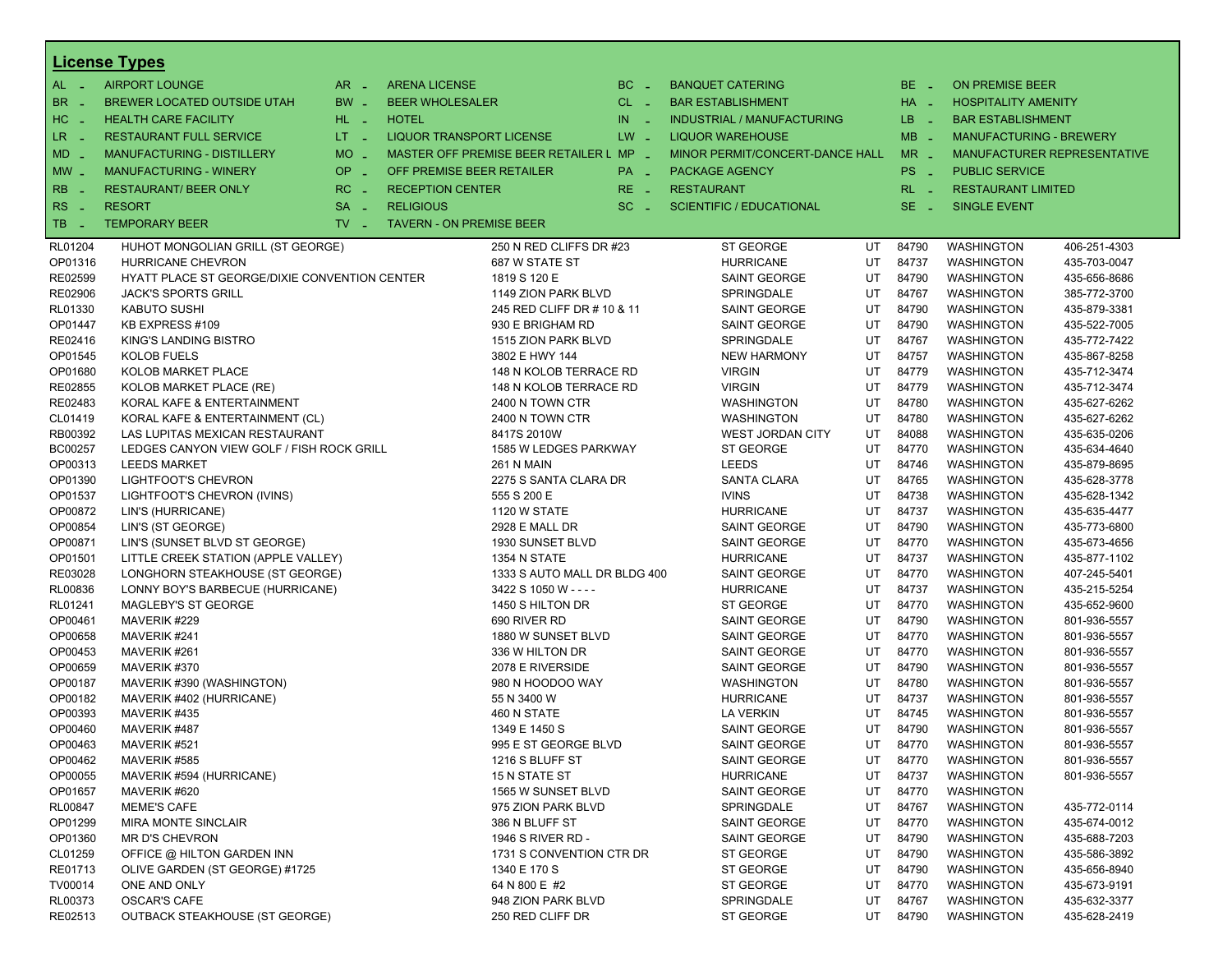## License Types

| | | | | | | | |
|---|---|---|---|---|---|---|---|
| AL - | AIRPORT LOUNGE | AR - | ARENA LICENSE | BC - | BANQUET CATERING | BE - | ON PREMISE BEER |
| BR - | BREWER LOCATED OUTSIDE UTAH | BW - | BEER WHOLESALER | CL - | BAR ESTABLISHMENT | HA - | HOSPITALITY AMENITY |
| HC - | HEALTH CARE FACILITY | HL - | HOTEL | IN - | INDUSTRIAL / MANUFACTURING | LB - | BAR ESTABLISHMENT |
| LR - | RESTAURANT FULL SERVICE | LT - | LIQUOR TRANSPORT LICENSE | LW - | LIQUOR WAREHOUSE | MB - | MANUFACTURING - BREWERY |
| MD - | MANUFACTURING - DISTILLERY | MO - | MASTER OFF PREMISE BEER RETAILER L | MP - | MINOR PERMIT/CONCERT-DANCE HALL | MR - | MANUFACTURER REPRESENTATIVE |
| MW - | MANUFACTURING - WINERY | OP - | OFF PREMISE BEER RETAILER | PA - | PACKAGE AGENCY | PS - | PUBLIC SERVICE |
| RB - | RESTAURANT/ BEER ONLY | RC - | RECEPTION CENTER | RE - | RESTAURANT | RL - | RESTAURANT LIMITED |
| RS - | RESORT | SA - | RELIGIOUS | SC - | SCIENTIFIC / EDUCATIONAL | SE - | SINGLE EVENT |
| TB - | TEMPORARY BEER | TV - | TAVERN - ON PREMISE BEER | | | | |

| License | Name | Address | City | State | Zip | County | Phone |
|---|---|---|---|---|---|---|---|
| RL01204 | HUHOT MONGOLIAN GRILL (ST GEORGE) | 250 N RED CLIFFS DR #23 | ST GEORGE | UT | 84790 | WASHINGTON | 406-251-4303 |
| OP01316 | HURRICANE CHEVRON | 687 W STATE ST | HURRICANE | UT | 84737 | WASHINGTON | 435-703-0047 |
| RE02599 | HYATT PLACE ST GEORGE/DIXIE CONVENTION CENTER | 1819 S 120 E | SAINT GEORGE | UT | 84790 | WASHINGTON | 435-656-8686 |
| RE02906 | JACK'S SPORTS GRILL | 1149 ZION PARK BLVD | SPRINGDALE | UT | 84767 | WASHINGTON | 385-772-3700 |
| RL01330 | KABUTO SUSHI | 245 RED CLIFF DR # 10 & 11 | SAINT GEORGE | UT | 84790 | WASHINGTON | 435-879-3381 |
| OP01447 | KB EXPRESS #109 | 930 E BRIGHAM RD | SAINT GEORGE | UT | 84790 | WASHINGTON | 435-522-7005 |
| RE02416 | KING'S LANDING BISTRO | 1515 ZION PARK BLVD | SPRINGDALE | UT | 84767 | WASHINGTON | 435-772-7422 |
| OP01545 | KOLOB FUELS | 3802 E HWY 144 | NEW HARMONY | UT | 84757 | WASHINGTON | 435-867-8258 |
| OP01680 | KOLOB MARKET PLACE | 148 N KOLOB TERRACE RD | VIRGIN | UT | 84779 | WASHINGTON | 435-712-3474 |
| RE02855 | KOLOB MARKET PLACE (RE) | 148 N KOLOB TERRACE RD | VIRGIN | UT | 84779 | WASHINGTON | 435-712-3474 |
| RE02483 | KORAL KAFE & ENTERTAINMENT | 2400 N TOWN CTR | WASHINGTON | UT | 84780 | WASHINGTON | 435-627-6262 |
| CL01419 | KORAL KAFE & ENTERTAINMENT (CL) | 2400 N TOWN CTR | WASHINGTON | UT | 84780 | WASHINGTON | 435-627-6262 |
| RB00392 | LAS LUPITAS MEXICAN RESTAURANT | 8417S 2010W | WEST JORDAN CITY | UT | 84088 | WASHINGTON | 435-635-0206 |
| BC00257 | LEDGES CANYON VIEW GOLF / FISH ROCK GRILL | 1585 W LEDGES PARKWAY | ST GEORGE | UT | 84770 | WASHINGTON | 435-634-4640 |
| OP00313 | LEEDS MARKET | 261 N MAIN | LEEDS | UT | 84746 | WASHINGTON | 435-879-8695 |
| OP01390 | LIGHTFOOT'S CHEVRON | 2275 S SANTA CLARA DR | SANTA CLARA | UT | 84765 | WASHINGTON | 435-628-3778 |
| OP01537 | LIGHTFOOT'S CHEVRON (IVINS) | 555 S 200 E | IVINS | UT | 84738 | WASHINGTON | 435-628-1342 |
| OP00872 | LIN'S (HURRICANE) | 1120 W STATE | HURRICANE | UT | 84737 | WASHINGTON | 435-635-4477 |
| OP00854 | LIN'S (ST GEORGE) | 2928 E MALL DR | SAINT GEORGE | UT | 84790 | WASHINGTON | 435-773-6800 |
| OP00871 | LIN'S (SUNSET BLVD ST GEORGE) | 1930 SUNSET BLVD | SAINT GEORGE | UT | 84770 | WASHINGTON | 435-673-4656 |
| OP01501 | LITTLE CREEK STATION (APPLE VALLEY) | 1354 N STATE | HURRICANE | UT | 84737 | WASHINGTON | 435-877-1102 |
| RE03028 | LONGHORN STEAKHOUSE (ST GEORGE) | 1333 S AUTO MALL DR BLDG 400 | SAINT GEORGE | UT | 84770 | WASHINGTON | 407-245-5401 |
| RL00836 | LONNY BOY'S BARBECUE (HURRICANE) | 3422 S 1050 W - - - - | HURRICANE | UT | 84737 | WASHINGTON | 435-215-5254 |
| RL01241 | MAGLEBY'S ST GEORGE | 1450 S HILTON DR | ST GEORGE | UT | 84770 | WASHINGTON | 435-652-9600 |
| OP00461 | MAVERIK #229 | 690 RIVER RD | SAINT GEORGE | UT | 84790 | WASHINGTON | 801-936-5557 |
| OP00658 | MAVERIK #241 | 1880 W SUNSET BLVD | SAINT GEORGE | UT | 84770 | WASHINGTON | 801-936-5557 |
| OP00453 | MAVERIK #261 | 336 W HILTON DR | SAINT GEORGE | UT | 84770 | WASHINGTON | 801-936-5557 |
| OP00659 | MAVERIK #370 | 2078 E RIVERSIDE | SAINT GEORGE | UT | 84790 | WASHINGTON | 801-936-5557 |
| OP00187 | MAVERIK #390 (WASHINGTON) | 980 N HOODOO WAY | WASHINGTON | UT | 84780 | WASHINGTON | 801-936-5557 |
| OP00182 | MAVERIK #402 (HURRICANE) | 55 N 3400 W | HURRICANE | UT | 84737 | WASHINGTON | 801-936-5557 |
| OP00393 | MAVERIK #435 | 460 N STATE | LA VERKIN | UT | 84745 | WASHINGTON | 801-936-5557 |
| OP00460 | MAVERIK #487 | 1349 E 1450 S | SAINT GEORGE | UT | 84790 | WASHINGTON | 801-936-5557 |
| OP00463 | MAVERIK #521 | 995 E ST GEORGE BLVD | SAINT GEORGE | UT | 84770 | WASHINGTON | 801-936-5557 |
| OP00462 | MAVERIK #585 | 1216 S BLUFF ST | SAINT GEORGE | UT | 84770 | WASHINGTON | 801-936-5557 |
| OP00055 | MAVERIK #594 (HURRICANE) | 15 N STATE ST | HURRICANE | UT | 84737 | WASHINGTON | 801-936-5557 |
| OP01657 | MAVERIK #620 | 1565 W SUNSET BLVD | SAINT GEORGE | UT | 84770 | WASHINGTON | |
| RL00847 | MEME'S CAFE | 975 ZION PARK BLVD | SPRINGDALE | UT | 84767 | WASHINGTON | 435-772-0114 |
| OP01299 | MIRA MONTE SINCLAIR | 386 N BLUFF ST | SAINT GEORGE | UT | 84770 | WASHINGTON | 435-674-0012 |
| OP01360 | MR D'S CHEVRON | 1946 S RIVER RD - | SAINT GEORGE | UT | 84790 | WASHINGTON | 435-688-7203 |
| CL01259 | OFFICE @ HILTON GARDEN INN | 1731 S CONVENTION CTR DR | ST GEORGE | UT | 84790 | WASHINGTON | 435-586-3892 |
| RE01713 | OLIVE GARDEN (ST GEORGE) #1725 | 1340 E 170 S | ST GEORGE | UT | 84790 | WASHINGTON | 435-656-8940 |
| TV00014 | ONE AND ONLY | 64 N 800 E #2 | ST GEORGE | UT | 84770 | WASHINGTON | 435-673-9191 |
| RL00373 | OSCAR'S CAFE | 948 ZION PARK BLVD | SPRINGDALE | UT | 84767 | WASHINGTON | 435-632-3377 |
| RE02513 | OUTBACK STEAKHOUSE (ST GEORGE) | 250 RED CLIFF DR | ST GEORGE | UT | 84790 | WASHINGTON | 435-628-2419 |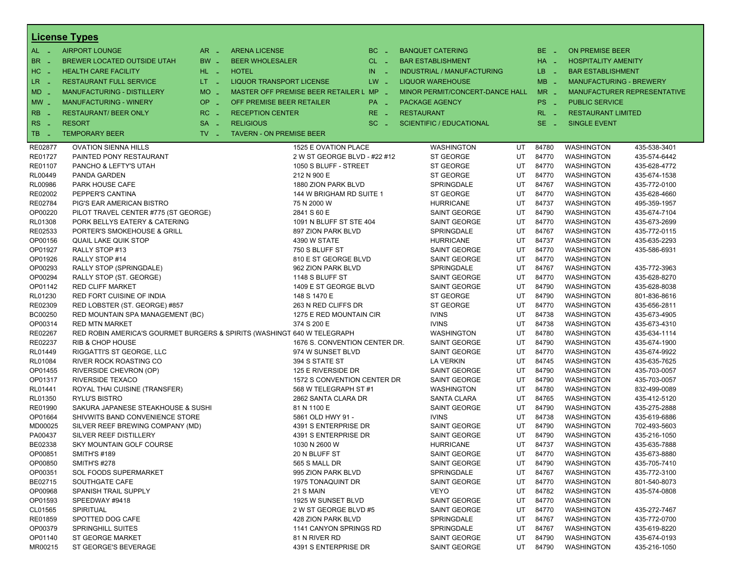## License Types

| | | | | | | | |
|---|---|---|---|---|---|---|---|
| AL - | AIRPORT LOUNGE | AR - | ARENA LICENSE | BC - | BANQUET CATERING | BE - | ON PREMISE BEER |
| BR - | BREWER LOCATED OUTSIDE UTAH | BW - | BEER WHOLESALER | CL - | BAR ESTABLISHMENT | HA - | HOSPITALITY AMENITY |
| HC - | HEALTH CARE FACILITY | HL - | HOTEL | IN - | INDUSTRIAL / MANUFACTURING | LB - | BAR ESTABLISHMENT |
| LR - | RESTAURANT FULL SERVICE | LT - | LIQUOR TRANSPORT LICENSE | LW - | LIQUOR WAREHOUSE | MB - | MANUFACTURING - BREWERY |
| MD - | MANUFACTURING - DISTILLERY | MO - | MASTER OFF PREMISE BEER RETAILER L | MP - | MINOR PERMIT/CONCERT-DANCE HALL | MR - | MANUFACTURER REPRESENTATIVE |
| MW - | MANUFACTURING - WINERY | OP - | OFF PREMISE BEER RETAILER | PA - | PACKAGE AGENCY | PS - | PUBLIC SERVICE |
| RB - | RESTAURANT/ BEER ONLY | RC - | RECEPTION CENTER | RE - | RESTAURANT | RL - | RESTAURANT LIMITED |
| RS - | RESORT | SA - | RELIGIOUS | SC - | SCIENTIFIC / EDUCATIONAL | SE - | SINGLE EVENT |
| TB - | TEMPORARY BEER | TV - | TAVERN - ON PREMISE BEER | | | | |

| License | Name | Address | City | State | Zip | County | Phone |
|---|---|---|---|---|---|---|---|
| RE02877 | OVATION SIENNA HILLS | 1525 E OVATION PLACE | WASHINGTON | UT | 84780 | WASHINGTON | 435-538-3401 |
| RE01727 | PAINTED PONY RESTAURANT | 2 W ST GEORGE BLVD - #22 #12 | ST GEORGE | UT | 84770 | WASHINGTON | 435-574-6442 |
| RE01107 | PANCHO & LEFTY'S UTAH | 1050 S BLUFF - STREET | ST GEORGE | UT | 84770 | WASHINGTON | 435-628-4772 |
| RL00449 | PANDA GARDEN | 212 N 900 E | ST GEORGE | UT | 84770 | WASHINGTON | 435-674-1538 |
| RL00986 | PARK HOUSE CAFE | 1880 ZION PARK BLVD | SPRINGDALE | UT | 84767 | WASHINGTON | 435-772-0100 |
| RE02002 | PEPPER'S CANTINA | 144 W BRIGHAM RD SUITE 1 | ST GEORGE | UT | 84770 | WASHINGTON | 435-628-4660 |
| RE02784 | PIG'S EAR AMERICAN BISTRO | 75 N 2000 W | HURRICANE | UT | 84737 | WASHINGTON | 495-359-1957 |
| OP00220 | PILOT TRAVEL CENTER #775 (ST GEORGE) | 2841 S 60 E | SAINT GEORGE | UT | 84790 | WASHINGTON | 435-674-7104 |
| RL01308 | PORK BELLYS EATERY & CATERING | 1091 N BLUFF ST STE 404 | SAINT GEORGE | UT | 84770 | WASHINGTON | 435-673-2699 |
| RE02533 | PORTER'S SMOKEHOUSE & GRILL | 897 ZION PARK BLVD | SPRINGDALE | UT | 84767 | WASHINGTON | 435-772-0115 |
| OP00156 | QUAIL LAKE QUIK STOP | 4390 W STATE | HURRICANE | UT | 84737 | WASHINGTON | 435-635-2293 |
| OP01927 | RALLY STOP #13 | 750 S BLUFF ST | SAINT GEORGE | UT | 84770 | WASHINGTON | 435-586-6931 |
| OP01926 | RALLY STOP #14 | 810 E ST GEORGE BLVD | SAINT GEORGE | UT | 84770 | WASHINGTON | |
| OP00293 | RALLY STOP (SPRINGDALE) | 962 ZION PARK BLVD | SPRINGDALE | UT | 84767 | WASHINGTON | 435-772-3963 |
| OP00294 | RALLY STOP (ST. GEORGE) | 1148 S BLUFF ST | SAINT GEORGE | UT | 84770 | WASHINGTON | 435-628-8270 |
| OP01142 | RED CLIFF MARKET | 1409 E ST GEORGE BLVD | SAINT GEORGE | UT | 84790 | WASHINGTON | 435-628-8038 |
| RL01230 | RED FORT CUISINE OF INDIA | 148 S 1470 E | ST GEORGE | UT | 84790 | WASHINGTON | 801-836-8616 |
| RE02309 | RED LOBSTER (ST. GEORGE) #857 | 263 N RED CLIFFS DR | ST GEORGE | UT | 84770 | WASHINGTON | 435-656-2811 |
| BC00250 | RED MOUNTAIN SPA MANAGEMENT (BC) | 1275 E RED MOUNTAIN CIR | IVINS | UT | 84738 | WASHINGTON | 435-673-4905 |
| OP00314 | RED MTN MARKET | 374 S 200 E | IVINS | UT | 84738 | WASHINGTON | 435-673-4310 |
| RE02267 | RED ROBIN AMERICA'S GOURMET BURGERS & SPIRITS (WASHINGT | 640 W TELEGRAPH | WASHINGTON | UT | 84780 | WASHINGTON | 435-634-1114 |
| RE02237 | RIB & CHOP HOUSE | 1676 S. CONVENTION CENTER DR. | SAINT GEORGE | UT | 84790 | WASHINGTON | 435-674-1900 |
| RL01449 | RIGGATTI'S ST GEORGE, LLC | 974 W SUNSET BLVD | SAINT GEORGE | UT | 84770 | WASHINGTON | 435-674-9922 |
| RL01084 | RIVER ROCK ROASTING CO | 394 S STATE ST | LA VERKIN | UT | 84745 | WASHINGTON | 435-635-7625 |
| OP01455 | RIVERSIDE CHEVRON (OP) | 125 E RIVERSIDE DR | SAINT GEORGE | UT | 84790 | WASHINGTON | 435-703-0057 |
| OP01317 | RIVERSIDE TEXACO | 1572 S CONVENTION CENTER DR | SAINT GEORGE | UT | 84790 | WASHINGTON | 435-703-0057 |
| RL01441 | ROYAL THAI CUISINE (TRANSFER) | 568 W TELEGRAPH ST #1 | WASHINGTON | UT | 84780 | WASHINGTON | 832-499-0089 |
| RL01350 | RYLU'S BISTRO | 2862 SANTA CLARA DR | SANTA CLARA | UT | 84765 | WASHINGTON | 435-412-5120 |
| RE01990 | SAKURA JAPANESE STEAKHOUSE & SUSHI | 81 N 1100 E | SAINT GEORGE | UT | 84790 | WASHINGTON | 435-275-2888 |
| OP01664 | SHIVWITS BAND CONVENIENCE STORE | 5861 OLD HWY 91 - | IVINS | UT | 84738 | WASHINGTON | 435-619-6886 |
| MD00025 | SILVER REEF BREWING COMPANY (MD) | 4391 S ENTERPRISE DR | SAINT GEORGE | UT | 84790 | WASHINGTON | 702-493-5603 |
| PA00437 | SILVER REEF DISTILLERY | 4391 S ENTERPRISE DR | SAINT GEORGE | UT | 84790 | WASHINGTON | 435-216-1050 |
| BE02338 | SKY MOUNTAIN GOLF COURSE | 1030 N 2600 W | HURRICANE | UT | 84737 | WASHINGTON | 435-635-7888 |
| OP00851 | SMITH'S #189 | 20 N BLUFF ST | SAINT GEORGE | UT | 84770 | WASHINGTON | 435-673-8880 |
| OP00850 | SMITH'S #278 | 565 S MALL DR | SAINT GEORGE | UT | 84790 | WASHINGTON | 435-705-7410 |
| OP00351 | SOL FOODS SUPERMARKET | 995 ZION PARK BLVD | SPRINGDALE | UT | 84767 | WASHINGTON | 435-772-3100 |
| BE02715 | SOUTHGATE CAFE | 1975 TONAQUINT DR | SAINT GEORGE | UT | 84770 | WASHINGTON | 801-540-8073 |
| OP00968 | SPANISH TRAIL SUPPLY | 21 S MAIN | VEYO | UT | 84782 | WASHINGTON | 435-574-0808 |
| OP01593 | SPEEDWAY #9418 | 1925 W SUNSET BLVD | SAINT GEORGE | UT | 84770 | WASHINGTON | |
| CL01565 | SPIRITUAL | 2 W ST GEORGE BLVD #5 | SAINT GEORGE | UT | 84770 | WASHINGTON | 435-272-7467 |
| RE01859 | SPOTTED DOG CAFE | 428 ZION PARK BLVD | SPRINGDALE | UT | 84767 | WASHINGTON | 435-772-0700 |
| OP00379 | SPRINGHILL SUITES | 1141 CANYON SPRINGS RD | SPRINGDALE | UT | 84767 | WASHINGTON | 435-619-8220 |
| OP01140 | ST GEORGE MARKET | 81 N RIVER RD | SAINT GEORGE | UT | 84790 | WASHINGTON | 435-674-0193 |
| MR00215 | ST GEORGE'S BEVERAGE | 4391 S ENTERPRISE DR | SAINT GEORGE | UT | 84790 | WASHINGTON | 435-216-1050 |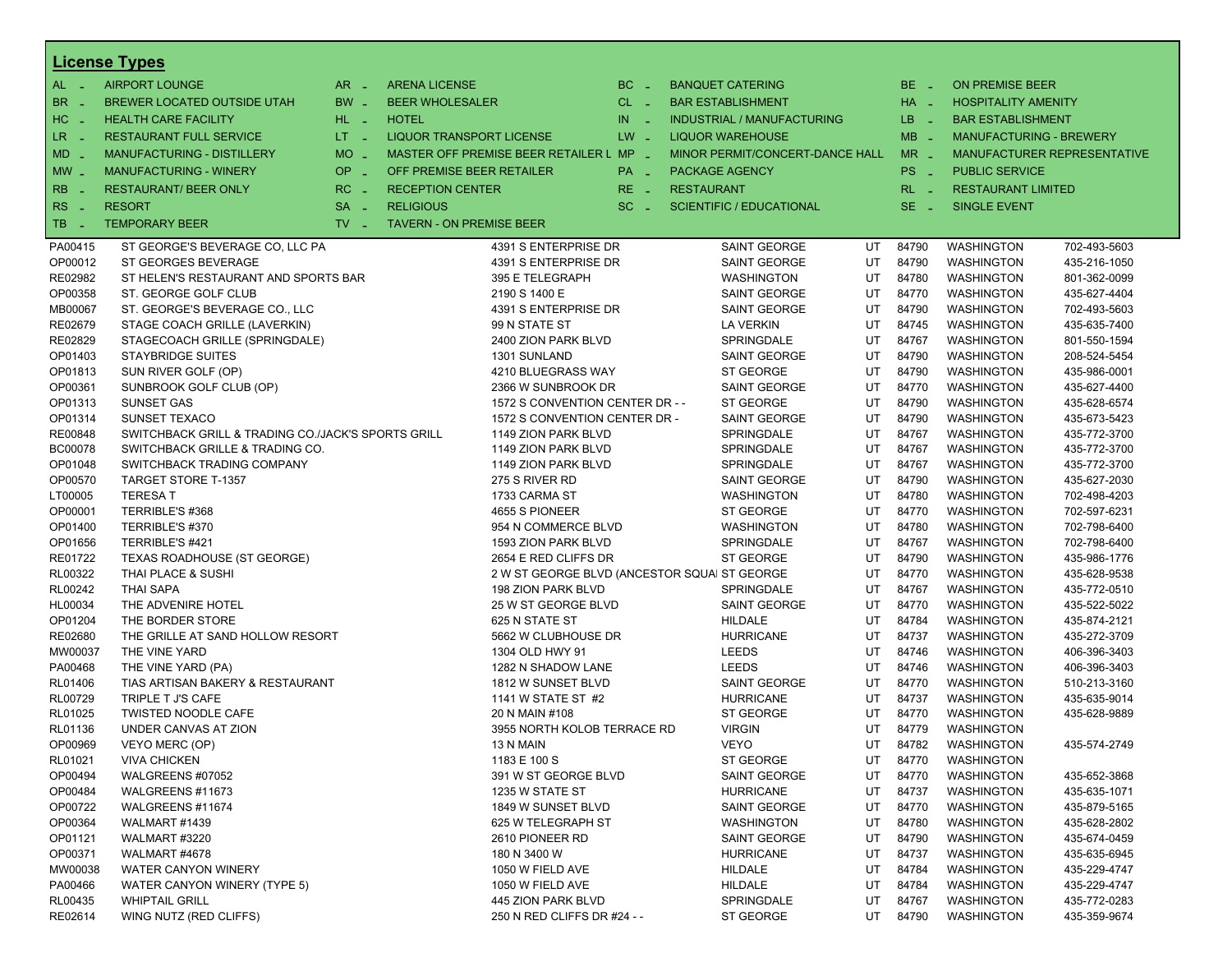## License Types

| Code | Type | Code | Type | Code | Type | Code | Type |
|---|---|---|---|---|---|---|---|
| AL - | AIRPORT LOUNGE | AR - | ARENA LICENSE | BC - | BANQUET CATERING | BE - | ON PREMISE BEER |
| BR - | BREWER LOCATED OUTSIDE UTAH | BW - | BEER WHOLESALER | CL - | BAR ESTABLISHMENT | HA - | HOSPITALITY AMENITY |
| HC - | HEALTH CARE FACILITY | HL - | HOTEL | IN - | INDUSTRIAL / MANUFACTURING | LB - | BAR ESTABLISHMENT |
| LR - | RESTAURANT FULL SERVICE | LT - | LIQUOR TRANSPORT LICENSE | LW - | LIQUOR WAREHOUSE | MB - | MANUFACTURING - BREWERY |
| MD - | MANUFACTURING - DISTILLERY | MO - | MASTER OFF PREMISE BEER RETAILER L | MP - | MINOR PERMIT/CONCERT-DANCE HALL | MR - | MANUFACTURER REPRESENTATIVE |
| MW - | MANUFACTURING - WINERY | OP - | OFF PREMISE BEER RETAILER | PA - | PACKAGE AGENCY | PS - | PUBLIC SERVICE |
| RB - | RESTAURANT/ BEER ONLY | RC - | RECEPTION CENTER | RE - | RESTAURANT | RL - | RESTAURANT LIMITED |
| RS - | RESORT | SA - | RELIGIOUS | SC - | SCIENTIFIC / EDUCATIONAL | SE - | SINGLE EVENT |
| TB - | TEMPORARY BEER | TV - | TAVERN - ON PREMISE BEER | | | | |

| License | Name | Address | City | State | Zip | County | Phone |
|---|---|---|---|---|---|---|---|
| PA00415 | ST GEORGE'S BEVERAGE CO, LLC PA | 4391 S ENTERPRISE DR | SAINT GEORGE | UT | 84790 | WASHINGTON | 702-493-5603 |
| OP00012 | ST GEORGES BEVERAGE | 4391 S ENTERPRISE DR | SAINT GEORGE | UT | 84790 | WASHINGTON | 435-216-1050 |
| RE02982 | ST HELEN'S RESTAURANT AND SPORTS BAR | 395 E TELEGRAPH | WASHINGTON | UT | 84780 | WASHINGTON | 801-362-0099 |
| OP00358 | ST. GEORGE GOLF CLUB | 2190 S 1400 E | SAINT GEORGE | UT | 84770 | WASHINGTON | 435-627-4404 |
| MB00067 | ST. GEORGE'S BEVERAGE CO., LLC | 4391 S ENTERPRISE DR | SAINT GEORGE | UT | 84790 | WASHINGTON | 702-493-5603 |
| RE02679 | STAGE COACH GRILLE (LAVERKIN) | 99 N STATE ST | LA VERKIN | UT | 84745 | WASHINGTON | 435-635-7400 |
| RE02829 | STAGECOACH GRILLE (SPRINGDALE) | 2400 ZION PARK BLVD | SPRINGDALE | UT | 84767 | WASHINGTON | 801-550-1594 |
| OP01403 | STAYBRIDGE SUITES | 1301 SUNLAND | SAINT GEORGE | UT | 84790 | WASHINGTON | 208-524-5454 |
| OP01813 | SUN RIVER GOLF (OP) | 4210 BLUEGRASS WAY | ST GEORGE | UT | 84790 | WASHINGTON | 435-986-0001 |
| OP00361 | SUNBROOK GOLF CLUB (OP) | 2366 W SUNBROOK DR | SAINT GEORGE | UT | 84770 | WASHINGTON | 435-627-4400 |
| OP01313 | SUNSET GAS | 1572 S CONVENTION CENTER DR - - | ST GEORGE | UT | 84790 | WASHINGTON | 435-628-6574 |
| OP01314 | SUNSET TEXACO | 1572 S CONVENTION CENTER DR - | SAINT GEORGE | UT | 84790 | WASHINGTON | 435-673-5423 |
| RE00848 | SWITCHBACK GRILL & TRADING CO./JACK'S SPORTS GRILL | 1149 ZION PARK BLVD | SPRINGDALE | UT | 84767 | WASHINGTON | 435-772-3700 |
| BC00078 | SWITCHBACK GRILLE & TRADING CO. | 1149 ZION PARK BLVD | SPRINGDALE | UT | 84767 | WASHINGTON | 435-772-3700 |
| OP01048 | SWITCHBACK TRADING COMPANY | 1149 ZION PARK BLVD | SPRINGDALE | UT | 84767 | WASHINGTON | 435-772-3700 |
| OP00570 | TARGET STORE T-1357 | 275 S RIVER RD | SAINT GEORGE | UT | 84790 | WASHINGTON | 435-627-2030 |
| LT00005 | TERESA T | 1733 CARMA ST | WASHINGTON | UT | 84780 | WASHINGTON | 702-498-4203 |
| OP00001 | TERRIBLE'S #368 | 4655 S PIONEER | ST GEORGE | UT | 84770 | WASHINGTON | 702-597-6231 |
| OP01400 | TERRIBLE'S #370 | 954 N COMMERCE BLVD | WASHINGTON | UT | 84780 | WASHINGTON | 702-798-6400 |
| OP01656 | TERRIBLE'S #421 | 1593 ZION PARK BLVD | SPRINGDALE | UT | 84767 | WASHINGTON | 702-798-6400 |
| RE01722 | TEXAS ROADHOUSE (ST GEORGE) | 2654 E RED CLIFFS DR | ST GEORGE | UT | 84790 | WASHINGTON | 435-986-1776 |
| RL00322 | THAI PLACE & SUSHI | 2 W ST GEORGE BLVD (ANCESTOR SQUAI | ST GEORGE | UT | 84770 | WASHINGTON | 435-628-9538 |
| RL00242 | THAI SAPA | 198 ZION PARK BLVD | SPRINGDALE | UT | 84767 | WASHINGTON | 435-772-0510 |
| HL00034 | THE ADVENIRE HOTEL | 25 W ST GEORGE BLVD | SAINT GEORGE | UT | 84770 | WASHINGTON | 435-522-5022 |
| OP01204 | THE BORDER STORE | 625 N STATE ST | HILDALE | UT | 84784 | WASHINGTON | 435-874-2121 |
| RE02680 | THE GRILLE AT SAND HOLLOW RESORT | 5662 W CLUBHOUSE DR | HURRICANE | UT | 84737 | WASHINGTON | 435-272-3709 |
| MW00037 | THE VINE YARD | 1304 OLD HWY 91 | LEEDS | UT | 84746 | WASHINGTON | 406-396-3403 |
| PA00468 | THE VINE YARD (PA) | 1282 N SHADOW LANE | LEEDS | UT | 84746 | WASHINGTON | 406-396-3403 |
| RL01406 | TIAS ARTISAN BAKERY & RESTAURANT | 1812 W SUNSET BLVD | SAINT GEORGE | UT | 84770 | WASHINGTON | 510-213-3160 |
| RL00729 | TRIPLE T J'S CAFE | 1141 W STATE ST #2 | HURRICANE | UT | 84737 | WASHINGTON | 435-635-9014 |
| RL01025 | TWISTED NOODLE CAFE | 20 N MAIN #108 | ST GEORGE | UT | 84770 | WASHINGTON | 435-628-9889 |
| RL01136 | UNDER CANVAS AT ZION | 3955 NORTH KOLOB TERRACE RD | VIRGIN | UT | 84779 | WASHINGTON | |
| OP00969 | VEYO MERC (OP) | 13 N MAIN | VEYO | UT | 84782 | WASHINGTON | 435-574-2749 |
| RL01021 | VIVA CHICKEN | 1183 E 100 S | ST GEORGE | UT | 84770 | WASHINGTON | |
| OP00494 | WALGREENS #07052 | 391 W ST GEORGE BLVD | SAINT GEORGE | UT | 84770 | WASHINGTON | 435-652-3868 |
| OP00484 | WALGREENS #11673 | 1235 W STATE ST | HURRICANE | UT | 84737 | WASHINGTON | 435-635-1071 |
| OP00722 | WALGREENS #11674 | 1849 W SUNSET BLVD | SAINT GEORGE | UT | 84770 | WASHINGTON | 435-879-5165 |
| OP00364 | WALMART #1439 | 625 W TELEGRAPH ST | WASHINGTON | UT | 84780 | WASHINGTON | 435-628-2802 |
| OP01121 | WALMART #3220 | 2610 PIONEER RD | SAINT GEORGE | UT | 84790 | WASHINGTON | 435-674-0459 |
| OP00371 | WALMART #4678 | 180 N 3400 W | HURRICANE | UT | 84737 | WASHINGTON | 435-635-6945 |
| MW00038 | WATER CANYON WINERY | 1050 W FIELD AVE | HILDALE | UT | 84784 | WASHINGTON | 435-229-4747 |
| PA00466 | WATER CANYON WINERY (TYPE 5) | 1050 W FIELD AVE | HILDALE | UT | 84784 | WASHINGTON | 435-229-4747 |
| RL00435 | WHIPTAIL GRILL | 445 ZION PARK BLVD | SPRINGDALE | UT | 84767 | WASHINGTON | 435-772-0283 |
| RE02614 | WING NUTZ (RED CLIFFS) | 250 N RED CLIFFS DR #24 - - | ST GEORGE | UT | 84790 | WASHINGTON | 435-359-9674 |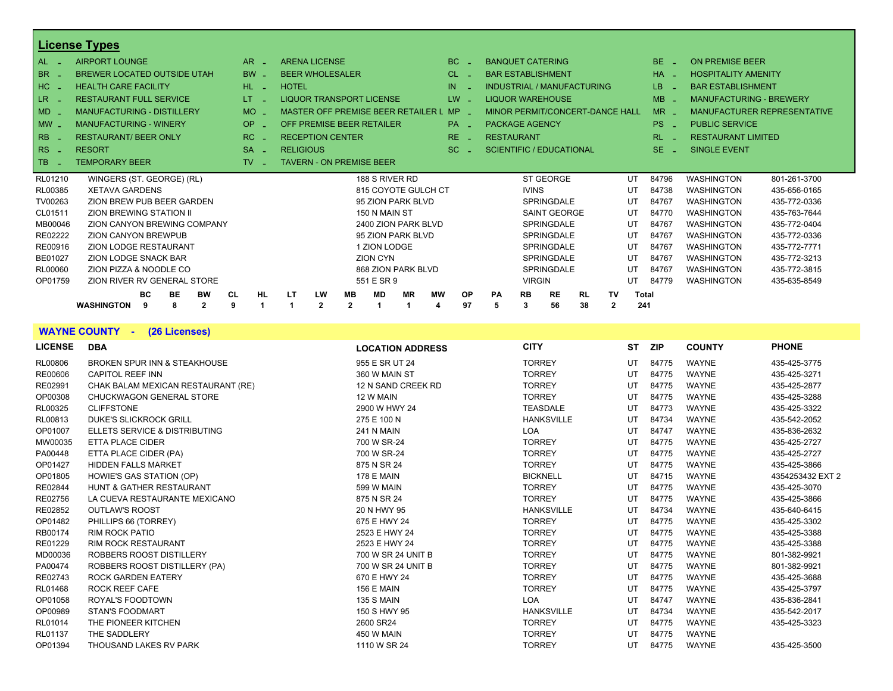## License Types

| Code | Type | Code | Type | Code | Type | Code | Type |
|---|---|---|---|---|---|---|---|
| AL | AIRPORT LOUNGE | AR | ARENA LICENSE | BC | BANQUET CATERING | BE | ON PREMISE BEER |
| BR | BREWER LOCATED OUTSIDE UTAH | BW | BEER WHOLESALER | CL | BAR ESTABLISHMENT | HA | HOSPITALITY AMENITY |
| HC | HEALTH CARE FACILITY | HL | HOTEL | IN | INDUSTRIAL / MANUFACTURING | LB | BAR ESTABLISHMENT |
| LR | RESTAURANT FULL SERVICE | LT | LIQUOR TRANSPORT LICENSE | LW | LIQUOR WAREHOUSE | MB | MANUFACTURING - BREWERY |
| MD | MANUFACTURING - DISTILLERY | MO | MASTER OFF PREMISE BEER RETAILER L | MP | MINOR PERMIT/CONCERT-DANCE HALL | MR | MANUFACTURER REPRESENTATIVE |
| MW | MANUFACTURING - WINERY | OP | OFF PREMISE BEER RETAILER | PA | PACKAGE AGENCY | PS | PUBLIC SERVICE |
| RB | RESTAURANT/ BEER ONLY | RC | RECEPTION CENTER | RE | RESTAURANT | RL | RESTAURANT LIMITED |
| RS | RESORT | SA | RELIGIOUS | SC | SCIENTIFIC / EDUCATIONAL | SE | SINGLE EVENT |
| TB | TEMPORARY BEER | TV | TAVERN - ON PREMISE BEER | | | | |

| LICENSE | DBA | LOCATION ADDRESS | CITY | ST | ZIP | COUNTY | PHONE |
|---|---|---|---|---|---|---|---|
| RL01210 | WINGERS (ST. GEORGE) (RL) | 188 S RIVER RD | ST GEORGE | UT | 84796 | WASHINGTON | 801-261-3700 |
| RL00385 | XETAVA GARDENS | 815 COYOTE GULCH CT | IVINS | UT | 84738 | WASHINGTON | 435-656-0165 |
| TV00263 | ZION BREW PUB BEER GARDEN | 95 ZION PARK BLVD | SPRINGDALE | UT | 84767 | WASHINGTON | 435-772-0336 |
| CL01511 | ZION BREWING STATION II | 150 N MAIN ST | SAINT GEORGE | UT | 84770 | WASHINGTON | 435-763-7644 |
| MB00046 | ZION CANYON BREWING COMPANY | 2400 ZION PARK BLVD | SPRINGDALE | UT | 84767 | WASHINGTON | 435-772-0404 |
| RE02222 | ZION CANYON BREWPUB | 95 ZION PARK BLVD | SPRINGDALE | UT | 84767 | WASHINGTON | 435-772-0336 |
| RE00916 | ZION LODGE RESTAURANT | 1 ZION LODGE | SPRINGDALE | UT | 84767 | WASHINGTON | 435-772-7771 |
| BE01027 | ZION LODGE SNACK BAR | ZION CYN | SPRINGDALE | UT | 84767 | WASHINGTON | 435-772-3213 |
| RL00060 | ZION PIZZA & NOODLE CO | 868 ZION PARK BLVD | SPRINGDALE | UT | 84767 | WASHINGTON | 435-772-3815 |
| OP01759 | ZION RIVER RV GENERAL STORE | 551 E SR 9 | VIRGIN | UT | 84779 | WASHINGTON | 435-635-8549 |

| | BC | BE | BW | CL | HL | LT | LW | MB | MD | MR | MW | OP | PA | RB | RE | RL | TV | Total |
|---|---|---|---|---|---|---|---|---|---|---|---|---|---|---|---|---|---|---|
| WASHINGTON | 9 | 8 | 2 | 9 | 1 | 1 | 2 | 2 | 1 | 1 | 4 | 97 | 5 | 3 | 56 | 38 | 2 | 241 |

## WAYNE COUNTY - (26 Licenses)

| LICENSE | DBA | LOCATION ADDRESS | CITY | ST | ZIP | COUNTY | PHONE |
|---|---|---|---|---|---|---|---|
| RL00806 | BROKEN SPUR INN & STEAKHOUSE | 955 E SR UT 24 | TORREY | UT | 84775 | WAYNE | 435-425-3775 |
| RE00606 | CAPITOL REEF INN | 360 W MAIN ST | TORREY | UT | 84775 | WAYNE | 435-425-3271 |
| RE02991 | CHAK BALAM MEXICAN RESTAURANT (RE) | 12 N SAND CREEK RD | TORREY | UT | 84775 | WAYNE | 435-425-2877 |
| OP00308 | CHUCKWAGON GENERAL STORE | 12 W MAIN | TORREY | UT | 84775 | WAYNE | 435-425-3288 |
| RL00325 | CLIFFSTONE | 2900 W HWY 24 | TEASDALE | UT | 84773 | WAYNE | 435-425-3322 |
| RL00813 | DUKE'S SLICKROCK GRILL | 275 E 100 N | HANKSVILLE | UT | 84734 | WAYNE | 435-542-2052 |
| OP01007 | ELLETS SERVICE & DISTRIBUTING | 241 N MAIN | LOA | UT | 84747 | WAYNE | 435-836-2632 |
| MW00035 | ETTA PLACE CIDER | 700 W SR-24 | TORREY | UT | 84775 | WAYNE | 435-425-2727 |
| PA00448 | ETTA PLACE CIDER (PA) | 700 W SR-24 | TORREY | UT | 84775 | WAYNE | 435-425-2727 |
| OP01427 | HIDDEN FALLS MARKET | 875 N SR 24 | TORREY | UT | 84775 | WAYNE | 435-425-3866 |
| OP01805 | HOWIE'S GAS STATION (OP) | 178 E MAIN | BICKNELL | UT | 84715 | WAYNE | 4354253432 EXT 2 |
| RE02844 | HUNT & GATHER RESTAURANT | 599 W MAIN | TORREY | UT | 84775 | WAYNE | 435-425-3070 |
| RE02756 | LA CUEVA RESTAURANTE MEXICANO | 875 N SR 24 | TORREY | UT | 84775 | WAYNE | 435-425-3866 |
| RE02852 | OUTLAW'S ROOST | 20 N HWY 95 | HANKSVILLE | UT | 84734 | WAYNE | 435-640-6415 |
| OP01482 | PHILLIPS 66 (TORREY) | 675 E HWY 24 | TORREY | UT | 84775 | WAYNE | 435-425-3302 |
| RB00174 | RIM ROCK PATIO | 2523 E HWY 24 | TORREY | UT | 84775 | WAYNE | 435-425-3388 |
| RE01229 | RIM ROCK RESTAURANT | 2523 E HWY 24 | TORREY | UT | 84775 | WAYNE | 435-425-3388 |
| MD00036 | ROBBERS ROOST DISTILLERY | 700 W SR 24 UNIT B | TORREY | UT | 84775 | WAYNE | 801-382-9921 |
| PA00474 | ROBBERS ROOST DISTILLERY (PA) | 700 W SR 24 UNIT B | TORREY | UT | 84775 | WAYNE | 801-382-9921 |
| RE02743 | ROCK GARDEN EATERY | 670 E HWY 24 | TORREY | UT | 84775 | WAYNE | 435-425-3688 |
| RL01468 | ROCK REEF CAFE | 156 E MAIN | TORREY | UT | 84775 | WAYNE | 435-425-3797 |
| OP01058 | ROYAL'S FOODTOWN | 135 S MAIN | LOA | UT | 84747 | WAYNE | 435-836-2841 |
| OP00989 | STAN'S FOODMART | 150 S HWY 95 | HANKSVILLE | UT | 84734 | WAYNE | 435-542-2017 |
| RL01014 | THE PIONEER KITCHEN | 2600 SR24 | TORREY | UT | 84775 | WAYNE | 435-425-3323 |
| RL01137 | THE SADDLERY | 450 W MAIN | TORREY | UT | 84775 | WAYNE | |
| OP01394 | THOUSAND LAKES RV PARK | 1110 W SR 24 | TORREY | UT | 84775 | WAYNE | 435-425-3500 |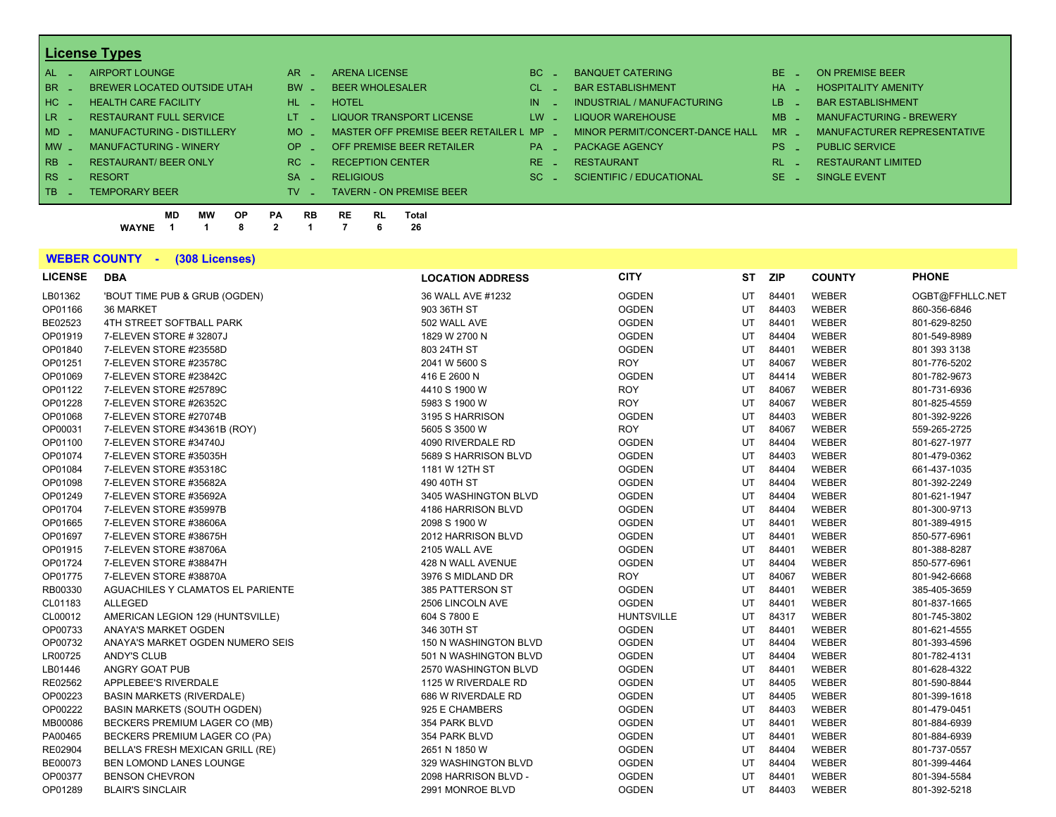## License Types

| | | | | | | | |
|---|---|---|---|---|---|---|---|
| AL - | AIRPORT LOUNGE | AR - | ARENA LICENSE | BC - | BANQUET CATERING | BE - | ON PREMISE BEER |
| BR - | BREWER LOCATED OUTSIDE UTAH | BW - | BEER WHOLESALER | CL - | BAR ESTABLISHMENT | HA - | HOSPITALITY AMENITY |
| HC - | HEALTH CARE FACILITY | HL - | HOTEL | IN - | INDUSTRIAL / MANUFACTURING | LB - | BAR ESTABLISHMENT |
| LR - | RESTAURANT FULL SERVICE | LT - | LIQUOR TRANSPORT LICENSE | LW - | LIQUOR WAREHOUSE | MB - | MANUFACTURING - BREWERY |
| MD - | MANUFACTURING - DISTILLERY | MO - | MASTER OFF PREMISE BEER RETAILER L | MP - | MINOR PERMIT/CONCERT-DANCE HALL | MR - | MANUFACTURER REPRESENTATIVE |
| MW - | MANUFACTURING - WINERY | OP - | OFF PREMISE BEER RETAILER | PA - | PACKAGE AGENCY | PS - | PUBLIC SERVICE |
| RB - | RESTAURANT/ BEER ONLY | RC - | RECEPTION CENTER | RE - | RESTAURANT | RL - | RESTAURANT LIMITED |
| RS - | RESORT | SA - | RELIGIOUS | SC - | SCIENTIFIC / EDUCATIONAL | SE - | SINGLE EVENT |
| TB - | TEMPORARY BEER | TV - | TAVERN - ON PREMISE BEER | | | | |

| | MD | MW | OP | PA | RB | RE | RL | Total |
|---|---|---|---|---|---|---|---|---|
| WAYNE | 1 | 1 | 8 | 2 | 1 | 7 | 6 | 26 |

## WEBER COUNTY - (308 Licenses)

| LICENSE | DBA | LOCATION ADDRESS | CITY | ST | ZIP | COUNTY | PHONE |
|---|---|---|---|---|---|---|---|
| LB01362 | 'BOUT TIME PUB & GRUB (OGDEN) | 36 WALL AVE #1232 | OGDEN | UT | 84401 | WEBER | OGBT@FFHLLC.NET |
| OP01166 | 36 MARKET | 903 36TH ST | OGDEN | UT | 84403 | WEBER | 860-356-6846 |
| BE02523 | 4TH STREET SOFTBALL PARK | 502 WALL AVE | OGDEN | UT | 84401 | WEBER | 801-629-8250 |
| OP01919 | 7-ELEVEN STORE # 32807J | 1829 W 2700 N | OGDEN | UT | 84404 | WEBER | 801-549-8989 |
| OP01840 | 7-ELEVEN STORE #23558D | 803 24TH ST | OGDEN | UT | 84401 | WEBER | 801 393 3138 |
| OP01251 | 7-ELEVEN STORE #23578C | 2041 W 5600 S | ROY | UT | 84067 | WEBER | 801-776-5202 |
| OP01069 | 7-ELEVEN STORE #23842C | 416 E 2600 N | OGDEN | UT | 84414 | WEBER | 801-782-9673 |
| OP01122 | 7-ELEVEN STORE #25789C | 4410 S 1900 W | ROY | UT | 84067 | WEBER | 801-731-6936 |
| OP01228 | 7-ELEVEN STORE #26352C | 5983 S 1900 W | ROY | UT | 84067 | WEBER | 801-825-4559 |
| OP01068 | 7-ELEVEN STORE #27074B | 3195 S HARRISON | OGDEN | UT | 84403 | WEBER | 801-392-9226 |
| OP00031 | 7-ELEVEN STORE #34361B (ROY) | 5605 S 3500 W | ROY | UT | 84067 | WEBER | 559-265-2725 |
| OP01100 | 7-ELEVEN STORE #34740J | 4090 RIVERDALE RD | OGDEN | UT | 84404 | WEBER | 801-627-1977 |
| OP01074 | 7-ELEVEN STORE #35035H | 5689 S HARRISON BLVD | OGDEN | UT | 84403 | WEBER | 801-479-0362 |
| OP01084 | 7-ELEVEN STORE #35318C | 1181 W 12TH ST | OGDEN | UT | 84404 | WEBER | 661-437-1035 |
| OP01098 | 7-ELEVEN STORE #35682A | 490 40TH ST | OGDEN | UT | 84404 | WEBER | 801-392-2249 |
| OP01249 | 7-ELEVEN STORE #35692A | 3405 WASHINGTON BLVD | OGDEN | UT | 84404 | WEBER | 801-621-1947 |
| OP01704 | 7-ELEVEN STORE #35997B | 4186 HARRISON BLVD | OGDEN | UT | 84404 | WEBER | 801-300-9713 |
| OP01665 | 7-ELEVEN STORE #38606A | 2098 S 1900 W | OGDEN | UT | 84401 | WEBER | 801-389-4915 |
| OP01697 | 7-ELEVEN STORE #38675H | 2012 HARRISON BLVD | OGDEN | UT | 84401 | WEBER | 850-577-6961 |
| OP01915 | 7-ELEVEN STORE #38706A | 2105 WALL AVE | OGDEN | UT | 84401 | WEBER | 801-388-8287 |
| OP01724 | 7-ELEVEN STORE #38847H | 428 N WALL AVENUE | OGDEN | UT | 84404 | WEBER | 850-577-6961 |
| OP01775 | 7-ELEVEN STORE #38870A | 3976 S MIDLAND DR | ROY | UT | 84067 | WEBER | 801-942-6668 |
| RB00330 | AGUACHILES Y CLAMATOS EL PARIENTE | 385 PATTERSON ST | OGDEN | UT | 84401 | WEBER | 385-405-3659 |
| CL01183 | ALLEGED | 2506 LINCOLN AVE | OGDEN | UT | 84401 | WEBER | 801-837-1665 |
| CL00012 | AMERICAN LEGION 129 (HUNTSVILLE) | 604 S 7800 E | HUNTSVILLE | UT | 84317 | WEBER | 801-745-3802 |
| OP00733 | ANAYA'S MARKET OGDEN | 346 30TH ST | OGDEN | UT | 84401 | WEBER | 801-621-4555 |
| OP00732 | ANAYA'S MARKET OGDEN NUMERO SEIS | 150 N WASHINGTON BLVD | OGDEN | UT | 84404 | WEBER | 801-393-4596 |
| LR00725 | ANDY'S CLUB | 501 N WASHINGTON BLVD | OGDEN | UT | 84404 | WEBER | 801-782-4131 |
| LB01446 | ANGRY GOAT PUB | 2570 WASHINGTON BLVD | OGDEN | UT | 84401 | WEBER | 801-628-4322 |
| RE02562 | APPLEBEE'S RIVERDALE | 1125 W RIVERDALE RD | OGDEN | UT | 84405 | WEBER | 801-590-8844 |
| OP00223 | BASIN MARKETS (RIVERDALE) | 686 W RIVERDALE RD | OGDEN | UT | 84405 | WEBER | 801-399-1618 |
| OP00222 | BASIN MARKETS (SOUTH OGDEN) | 925 E CHAMBERS | OGDEN | UT | 84403 | WEBER | 801-479-0451 |
| MB00086 | BECKERS PREMIUM LAGER CO (MB) | 354 PARK BLVD | OGDEN | UT | 84401 | WEBER | 801-884-6939 |
| PA00465 | BECKERS PREMIUM LAGER CO (PA) | 354 PARK BLVD | OGDEN | UT | 84401 | WEBER | 801-884-6939 |
| RE02904 | BELLA'S FRESH MEXICAN GRILL (RE) | 2651 N 1850 W | OGDEN | UT | 84404 | WEBER | 801-737-0557 |
| BE00073 | BEN LOMOND LANES LOUNGE | 329 WASHINGTON BLVD | OGDEN | UT | 84404 | WEBER | 801-399-4464 |
| OP00377 | BENSON CHEVRON | 2098 HARRISON BLVD - | OGDEN | UT | 84401 | WEBER | 801-394-5584 |
| OP01289 | BLAIR'S SINCLAIR | 2991 MONROE BLVD | OGDEN | UT | 84403 | WEBER | 801-392-5218 |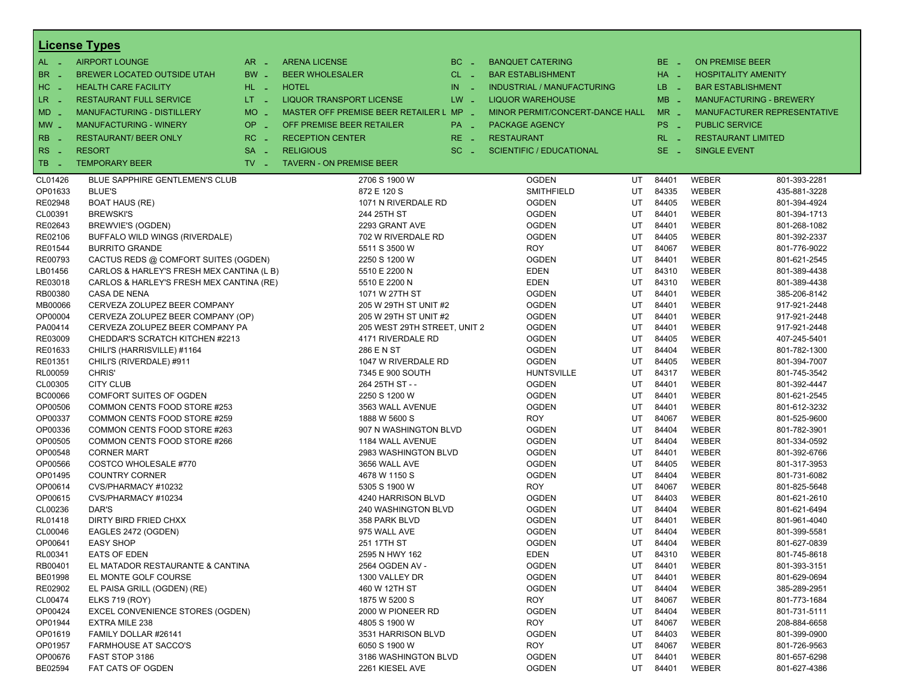## License Types

| | | | | | | | |
|---|---|---|---|---|---|---|---|
| AL - | AIRPORT LOUNGE | AR - | ARENA LICENSE | BC - | BANQUET CATERING | BE - | ON PREMISE BEER |
| BR - | BREWER LOCATED OUTSIDE UTAH | BW - | BEER WHOLESALER | CL - | BAR ESTABLISHMENT | HA - | HOSPITALITY AMENITY |
| HC - | HEALTH CARE FACILITY | HL - | HOTEL | IN - | INDUSTRIAL / MANUFACTURING | LB - | BAR ESTABLISHMENT |
| LR - | RESTAURANT FULL SERVICE | LT - | LIQUOR TRANSPORT LICENSE | LW - | LIQUOR WAREHOUSE | MB - | MANUFACTURING - BREWERY |
| MD - | MANUFACTURING - DISTILLERY | MO - | MASTER OFF PREMISE BEER RETAILER L | MP - | MINOR PERMIT/CONCERT-DANCE HALL | MR - | MANUFACTURER REPRESENTATIVE |
| MW - | MANUFACTURING - WINERY | OP - | OFF PREMISE BEER RETAILER | PA - | PACKAGE AGENCY | PS - | PUBLIC SERVICE |
| RB - | RESTAURANT/ BEER ONLY | RC - | RECEPTION CENTER | RE - | RESTAURANT | RL - | RESTAURANT LIMITED |
| RS - | RESORT | SA - | RELIGIOUS | SC - | SCIENTIFIC / EDUCATIONAL | SE - | SINGLE EVENT |
| TB - | TEMPORARY BEER | TV - | TAVERN - ON PREMISE BEER | | | | |

| | | | | | | | |
|---|---|---|---|---|---|---|---|
| CL01426 | BLUE SAPPHIRE GENTLEMEN'S CLUB | 2706 S 1900 W | OGDEN | UT | 84401 | WEBER | 801-393-2281 |
| OP01633 | BLUE'S | 872 E 120 S | SMITHFIELD | UT | 84335 | WEBER | 435-881-3228 |
| RE02948 | BOAT HAUS (RE) | 1071 N RIVERDALE RD | OGDEN | UT | 84405 | WEBER | 801-394-4924 |
| CL00391 | BREWSKI'S | 244 25TH ST | OGDEN | UT | 84401 | WEBER | 801-394-1713 |
| RE02643 | BREWVIE'S (OGDEN) | 2293 GRANT AVE | OGDEN | UT | 84401 | WEBER | 801-268-1082 |
| RE02106 | BUFFALO WILD WINGS (RIVERDALE) | 702 W RIVERDALE RD | OGDEN | UT | 84405 | WEBER | 801-392-2337 |
| RE01544 | BURRITO GRANDE | 5511 S 3500 W | ROY | UT | 84067 | WEBER | 801-776-9022 |
| RE00793 | CACTUS REDS @ COMFORT SUITES (OGDEN) | 2250 S 1200 W | OGDEN | UT | 84401 | WEBER | 801-621-2545 |
| LB01456 | CARLOS & HARLEY'S FRESH MEX CANTINA (L B) | 5510 E 2200 N | EDEN | UT | 84310 | WEBER | 801-389-4438 |
| RE03018 | CARLOS & HARLEY'S FRESH MEX CANTINA (RE) | 5510 E 2200 N | EDEN | UT | 84310 | WEBER | 801-389-4438 |
| RB00380 | CASA DE NENA | 1071 W 27TH ST | OGDEN | UT | 84401 | WEBER | 385-206-8142 |
| MB00066 | CERVEZA ZOLUPEZ BEER COMPANY | 205 W 29TH ST UNIT #2 | OGDEN | UT | 84401 | WEBER | 917-921-2448 |
| OP00004 | CERVEZA ZOLUPEZ BEER COMPANY (OP) | 205 W 29TH ST UNIT #2 | OGDEN | UT | 84401 | WEBER | 917-921-2448 |
| PA00414 | CERVEZA ZOLUPEZ BEER COMPANY PA | 205 WEST 29TH STREET, UNIT 2 | OGDEN | UT | 84401 | WEBER | 917-921-2448 |
| RE03009 | CHEDDAR'S SCRATCH KITCHEN #2213 | 4171 RIVERDALE RD | OGDEN | UT | 84405 | WEBER | 407-245-5401 |
| RE01633 | CHILI'S (HARRISVILLE) #1164 | 286 E N ST | OGDEN | UT | 84404 | WEBER | 801-782-1300 |
| RE01351 | CHILI'S (RIVERDALE) #911 | 1047 W RIVERDALE RD | OGDEN | UT | 84405 | WEBER | 801-394-7007 |
| RL00059 | CHRIS' | 7345 E 900 SOUTH | HUNTSVILLE | UT | 84317 | WEBER | 801-745-3542 |
| CL00305 | CITY CLUB | 264 25TH ST - - | OGDEN | UT | 84401 | WEBER | 801-392-4447 |
| BC00066 | COMFORT SUITES OF OGDEN | 2250 S 1200 W | OGDEN | UT | 84401 | WEBER | 801-621-2545 |
| OP00506 | COMMON CENTS FOOD STORE #253 | 3563 WALL AVENUE | OGDEN | UT | 84401 | WEBER | 801-612-3232 |
| OP00337 | COMMON CENTS FOOD STORE #259 | 1888 W 5600 S | ROY | UT | 84067 | WEBER | 801-525-9600 |
| OP00336 | COMMON CENTS FOOD STORE #263 | 907 N WASHINGTON BLVD | OGDEN | UT | 84404 | WEBER | 801-782-3901 |
| OP00505 | COMMON CENTS FOOD STORE #266 | 1184 WALL AVENUE | OGDEN | UT | 84404 | WEBER | 801-334-0592 |
| OP00548 | CORNER MART | 2983 WASHINGTON BLVD | OGDEN | UT | 84401 | WEBER | 801-392-6766 |
| OP00566 | COSTCO WHOLESALE #770 | 3656 WALL AVE | OGDEN | UT | 84405 | WEBER | 801-317-3953 |
| OP01495 | COUNTRY CORNER | 4678 W 1150 S | OGDEN | UT | 84404 | WEBER | 801-731-6082 |
| OP00614 | CVS/PHARMACY #10232 | 5305 S 1900 W | ROY | UT | 84067 | WEBER | 801-825-5648 |
| OP00615 | CVS/PHARMACY #10234 | 4240 HARRISON BLVD | OGDEN | UT | 84403 | WEBER | 801-621-2610 |
| CL00236 | DAR'S | 240 WASHINGTON BLVD | OGDEN | UT | 84404 | WEBER | 801-621-6494 |
| RL01418 | DIRTY BIRD FRIED CHXX | 358 PARK BLVD | OGDEN | UT | 84401 | WEBER | 801-961-4040 |
| CL00046 | EAGLES 2472 (OGDEN) | 975 WALL AVE | OGDEN | UT | 84404 | WEBER | 801-399-5581 |
| OP00641 | EASY SHOP | 251 17TH ST | OGDEN | UT | 84404 | WEBER | 801-627-0839 |
| RL00341 | EATS OF EDEN | 2595 N HWY 162 | EDEN | UT | 84310 | WEBER | 801-745-8618 |
| RB00401 | EL MATADOR RESTAURANTE & CANTINA | 2564 OGDEN AV - | OGDEN | UT | 84401 | WEBER | 801-393-3151 |
| BE01998 | EL MONTE GOLF COURSE | 1300 VALLEY DR | OGDEN | UT | 84401 | WEBER | 801-629-0694 |
| RE02902 | EL PAISA GRILL (OGDEN) (RE) | 460 W 12TH ST | OGDEN | UT | 84404 | WEBER | 385-289-2951 |
| CL00474 | ELKS 719 (ROY) | 1875 W 5200 S | ROY | UT | 84067 | WEBER | 801-773-1684 |
| OP00424 | EXCEL CONVENIENCE STORES (OGDEN) | 2000 W PIONEER RD | OGDEN | UT | 84404 | WEBER | 801-731-5111 |
| OP01944 | EXTRA MILE 238 | 4805 S 1900 W | ROY | UT | 84067 | WEBER | 208-884-6658 |
| OP01619 | FAMILY DOLLAR #26141 | 3531 HARRISON BLVD | OGDEN | UT | 84403 | WEBER | 801-399-0900 |
| OP01957 | FARMHOUSE AT SACCO'S | 6050 S 1900 W | ROY | UT | 84067 | WEBER | 801-726-9563 |
| OP00676 | FAST STOP 3186 | 3186 WASHINGTON BLVD | OGDEN | UT | 84401 | WEBER | 801-657-6298 |
| BE02594 | FAT CATS OF OGDEN | 2261 KIESEL AVE | OGDEN | UT | 84401 | WEBER | 801-627-4386 |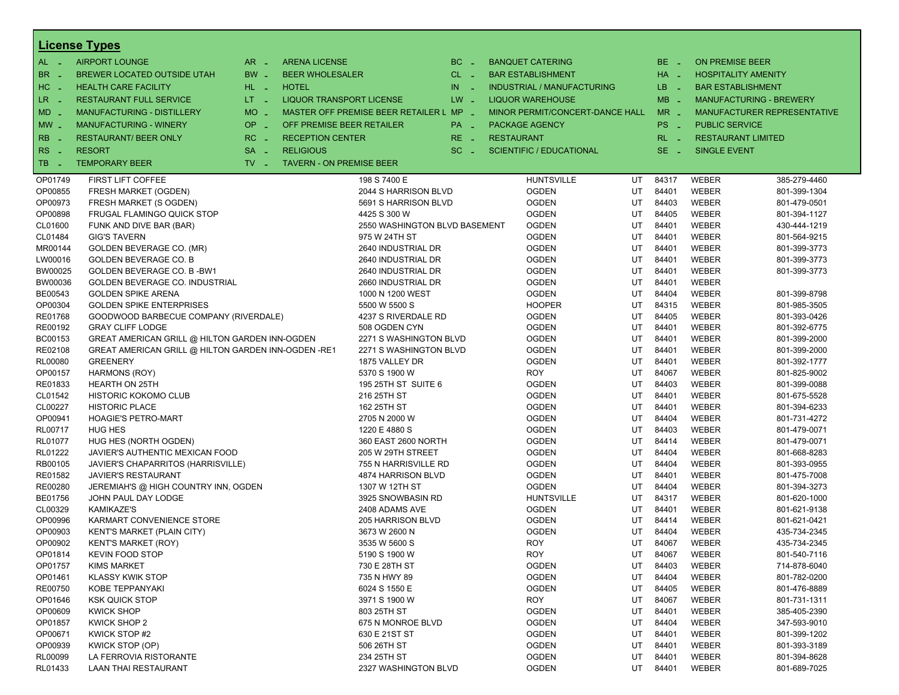## License Types

| Code | Type | Code | Type | Code | Type | Code | Type |
|---|---|---|---|---|---|---|---|
| AL - | AIRPORT LOUNGE | AR - | ARENA LICENSE | BC - | BANQUET CATERING | BE - | ON PREMISE BEER |
| BR - | BREWER LOCATED OUTSIDE UTAH | BW - | BEER WHOLESALER | CL - | BAR ESTABLISHMENT | HA - | HOSPITALITY AMENITY |
| HC - | HEALTH CARE FACILITY | HL - | HOTEL | IN - | INDUSTRIAL / MANUFACTURING | LB - | BAR ESTABLISHMENT |
| LR - | RESTAURANT FULL SERVICE | LT - | LIQUOR TRANSPORT LICENSE | LW - | LIQUOR WAREHOUSE | MB - | MANUFACTURING - BREWERY |
| MD - | MANUFACTURING - DISTILLERY | MO - | MASTER OFF PREMISE BEER RETAILER L | MP - | MINOR PERMIT/CONCERT-DANCE HALL | MR - | MANUFACTURER REPRESENTATIVE |
| MW - | MANUFACTURING - WINERY | OP - | OFF PREMISE BEER RETAILER | PA - | PACKAGE AGENCY | PS - | PUBLIC SERVICE |
| RB - | RESTAURANT/ BEER ONLY | RC - | RECEPTION CENTER | RE - | RESTAURANT | RL - | RESTAURANT LIMITED |
| RS - | RESORT | SA - | RELIGIOUS | SC - | SCIENTIFIC / EDUCATIONAL | SE - | SINGLE EVENT |
| TB - | TEMPORARY BEER | TV - | TAVERN - ON PREMISE BEER | | | | |

| License | Name | Address | City | State | Zip | County | Phone |
|---|---|---|---|---|---|---|---|
| OP01749 | FIRST LIFT COFFEE | 198 S 7400 E | HUNTSVILLE | UT | 84317 | WEBER | 385-279-4460 |
| OP00855 | FRESH MARKET (OGDEN) | 2044 S HARRISON BLVD | OGDEN | UT | 84401 | WEBER | 801-399-1304 |
| OP00973 | FRESH MARKET (S OGDEN) | 5691 S HARRISON BLVD | OGDEN | UT | 84403 | WEBER | 801-479-0501 |
| OP00898 | FRUGAL FLAMINGO QUICK STOP | 4425 S 300 W | OGDEN | UT | 84405 | WEBER | 801-394-1127 |
| CL01600 | FUNK AND DIVE BAR (BAR) | 2550 WASHINGTON BLVD BASEMENT | OGDEN | UT | 84401 | WEBER | 430-444-1219 |
| CL01484 | GIG'S TAVERN | 975 W 24TH ST | OGDEN | UT | 84401 | WEBER | 801-564-9215 |
| MR00144 | GOLDEN BEVERAGE CO. (MR) | 2640 INDUSTRIAL DR | OGDEN | UT | 84401 | WEBER | 801-399-3773 |
| LW00016 | GOLDEN BEVERAGE CO. B | 2640 INDUSTRIAL DR | OGDEN | UT | 84401 | WEBER | 801-399-3773 |
| BW00025 | GOLDEN BEVERAGE CO. B -BW1 | 2640 INDUSTRIAL DR | OGDEN | UT | 84401 | WEBER | 801-399-3773 |
| BW00036 | GOLDEN BEVERAGE CO. INDUSTRIAL | 2660 INDUSTRIAL DR | OGDEN | UT | 84401 | WEBER | |
| BE00543 | GOLDEN SPIKE ARENA | 1000 N 1200 WEST | OGDEN | UT | 84404 | WEBER | 801-399-8798 |
| OP00304 | GOLDEN SPIKE ENTERPRISES | 5500 W 5500 S | HOOPER | UT | 84315 | WEBER | 801-985-3505 |
| RE01768 | GOODWOOD BARBECUE COMPANY (RIVERDALE) | 4237 S RIVERDALE RD | OGDEN | UT | 84405 | WEBER | 801-393-0426 |
| RE00192 | GRAY CLIFF LODGE | 508 OGDEN CYN | OGDEN | UT | 84401 | WEBER | 801-392-6775 |
| BC00153 | GREAT AMERICAN GRILL @ HILTON GARDEN INN-OGDEN | 2271 S WASHINGTON BLVD | OGDEN | UT | 84401 | WEBER | 801-399-2000 |
| RE02108 | GREAT AMERICAN GRILL @ HILTON GARDEN INN-OGDEN -RE1 | 2271 S WASHINGTON BLVD | OGDEN | UT | 84401 | WEBER | 801-399-2000 |
| RL00080 | GREENERY | 1875 VALLEY DR | OGDEN | UT | 84401 | WEBER | 801-392-1777 |
| OP00157 | HARMONS (ROY) | 5370 S 1900 W | ROY | UT | 84067 | WEBER | 801-825-9002 |
| RE01833 | HEARTH ON 25TH | 195 25TH ST SUITE 6 | OGDEN | UT | 84403 | WEBER | 801-399-0088 |
| CL01542 | HISTORIC KOKOMO CLUB | 216 25TH ST | OGDEN | UT | 84401 | WEBER | 801-675-5528 |
| CL00227 | HISTORIC PLACE | 162 25TH ST | OGDEN | UT | 84401 | WEBER | 801-394-6233 |
| OP00941 | HOAGIE'S PETRO-MART | 2705 N 2000 W | OGDEN | UT | 84404 | WEBER | 801-731-4272 |
| RL00717 | HUG HES | 1220 E 4880 S | OGDEN | UT | 84403 | WEBER | 801-479-0071 |
| RL01077 | HUG HES (NORTH OGDEN) | 360 EAST 2600 NORTH | OGDEN | UT | 84414 | WEBER | 801-479-0071 |
| RL01222 | JAVIER'S AUTHENTIC MEXICAN FOOD | 205 W 29TH STREET | OGDEN | UT | 84404 | WEBER | 801-668-8283 |
| RB00105 | JAVIER'S CHAPARRITOS (HARRISVILLE) | 755 N HARRISVILLE RD | OGDEN | UT | 84404 | WEBER | 801-393-0955 |
| RE01582 | JAVIER'S RESTAURANT | 4874 HARRISON BLVD | OGDEN | UT | 84401 | WEBER | 801-475-7008 |
| RE00280 | JEREMIAH'S @ HIGH COUNTRY INN, OGDEN | 1307 W 12TH ST | OGDEN | UT | 84404 | WEBER | 801-394-3273 |
| BE01756 | JOHN PAUL DAY LODGE | 3925 SNOWBASIN RD | HUNTSVILLE | UT | 84317 | WEBER | 801-620-1000 |
| CL00329 | KAMIKAZE'S | 2408 ADAMS AVE | OGDEN | UT | 84401 | WEBER | 801-621-9138 |
| OP00996 | KARMART CONVENIENCE STORE | 205 HARRISON BLVD | OGDEN | UT | 84414 | WEBER | 801-621-0421 |
| OP00903 | KENT'S MARKET (PLAIN CITY) | 3673 W 2600 N | OGDEN | UT | 84404 | WEBER | 435-734-2345 |
| OP00902 | KENT'S MARKET (ROY) | 3535 W 5600 S | ROY | UT | 84067 | WEBER | 435-734-2345 |
| OP01814 | KEVIN FOOD STOP | 5190 S 1900 W | ROY | UT | 84067 | WEBER | 801-540-7116 |
| OP01757 | KIMS MARKET | 730 E 28TH ST | OGDEN | UT | 84403 | WEBER | 714-878-6040 |
| OP01461 | KLASSY KWIK STOP | 735 N HWY 89 | OGDEN | UT | 84404 | WEBER | 801-782-0200 |
| RE00750 | KOBE TEPPANYAKI | 6024 S 1550 E | OGDEN | UT | 84405 | WEBER | 801-476-8889 |
| OP01646 | KSK QUICK STOP | 3971 S 1900 W | ROY | UT | 84067 | WEBER | 801-731-1311 |
| OP00609 | KWICK SHOP | 803 25TH ST | OGDEN | UT | 84401 | WEBER | 385-405-2390 |
| OP01857 | KWICK SHOP 2 | 675 N MONROE BLVD | OGDEN | UT | 84404 | WEBER | 347-593-9010 |
| OP00671 | KWICK STOP #2 | 630 E 21ST ST | OGDEN | UT | 84401 | WEBER | 801-399-1202 |
| OP00939 | KWICK STOP (OP) | 506 26TH ST | OGDEN | UT | 84401 | WEBER | 801-393-3189 |
| RL00099 | LA FERROVIA RISTORANTE | 234 25TH ST | OGDEN | UT | 84401 | WEBER | 801-394-8628 |
| RL01433 | LAAN THAI RESTAURANT | 2327 WASHINGTON BLVD | OGDEN | UT | 84401 | WEBER | 801-689-7025 |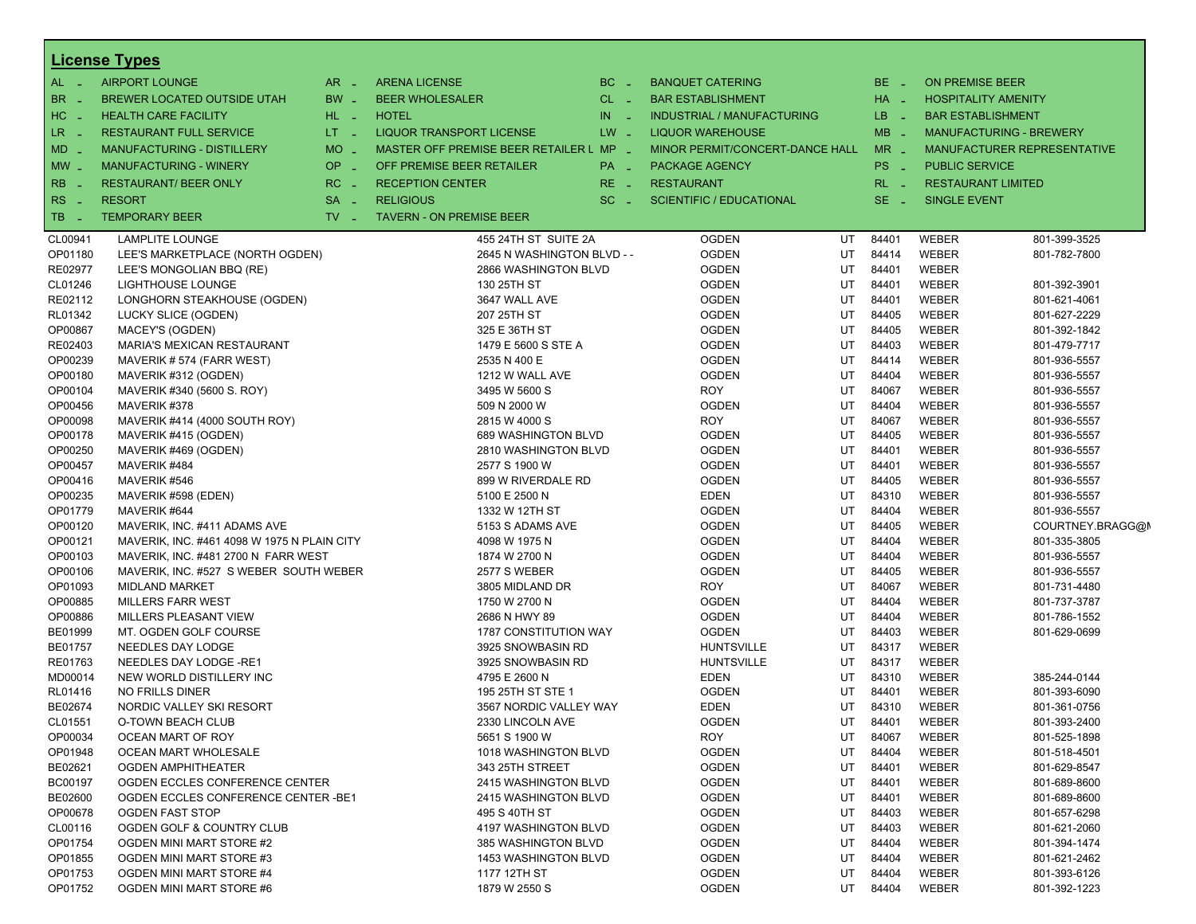## License Types

| Code | Type | Code | Type | Code | Type | Code | Type |
|---|---|---|---|---|---|---|---|
| AL - | AIRPORT LOUNGE | AR - | ARENA LICENSE | BC - | BANQUET CATERING | BE - | ON PREMISE BEER |
| BR - | BREWER LOCATED OUTSIDE UTAH | BW - | BEER WHOLESALER | CL - | BAR ESTABLISHMENT | HA - | HOSPITALITY AMENITY |
| HC - | HEALTH CARE FACILITY | HL - | HOTEL | IN - | INDUSTRIAL / MANUFACTURING | LB - | BAR ESTABLISHMENT |
| LR - | RESTAURANT FULL SERVICE | LT - | LIQUOR TRANSPORT LICENSE | LW - | LIQUOR WAREHOUSE | MB - | MANUFACTURING - BREWERY |
| MD - | MANUFACTURING - DISTILLERY | MO - | MASTER OFF PREMISE BEER RETAILER L | MP - | MINOR PERMIT/CONCERT-DANCE HALL | MR - | MANUFACTURER REPRESENTATIVE |
| MW - | MANUFACTURING - WINERY | OP - | OFF PREMISE BEER RETAILER | PA - | PACKAGE AGENCY | PS - | PUBLIC SERVICE |
| RB - | RESTAURANT/ BEER ONLY | RC - | RECEPTION CENTER | RE - | RESTAURANT | RL - | RESTAURANT LIMITED |
| RS - | RESORT | SA - | RELIGIOUS | SC - | SCIENTIFIC / EDUCATIONAL | SE - | SINGLE EVENT |
| TB - | TEMPORARY BEER | TV - | TAVERN - ON PREMISE BEER | | | | |

| License | Name | Address | City | State | Zip | County | Phone |
|---|---|---|---|---|---|---|---|
| CL00941 | LAMPLITE LOUNGE | 455 24TH ST SUITE 2A | OGDEN | UT | 84401 | WEBER | 801-399-3525 |
| OP01180 | LEE'S MARKETPLACE (NORTH OGDEN) | 2645 N WASHINGTON BLVD - - | OGDEN | UT | 84414 | WEBER | 801-782-7800 |
| RE02977 | LEE'S MONGOLIAN BBQ (RE) | 2866 WASHINGTON BLVD | OGDEN | UT | 84401 | WEBER | |
| CL01246 | LIGHTHOUSE LOUNGE | 130 25TH ST | OGDEN | UT | 84401 | WEBER | 801-392-3901 |
| RE02112 | LONGHORN STEAKHOUSE (OGDEN) | 3647 WALL AVE | OGDEN | UT | 84401 | WEBER | 801-621-4061 |
| RL01342 | LUCKY SLICE (OGDEN) | 207 25TH ST | OGDEN | UT | 84405 | WEBER | 801-627-2229 |
| OP00867 | MACEY'S (OGDEN) | 325 E 36TH ST | OGDEN | UT | 84405 | WEBER | 801-392-1842 |
| RE02403 | MARIA'S MEXICAN RESTAURANT | 1479 E 5600 S STE A | OGDEN | UT | 84403 | WEBER | 801-479-7717 |
| OP00239 | MAVERIK # 574 (FARR WEST) | 2535 N 400 E | OGDEN | UT | 84414 | WEBER | 801-936-5557 |
| OP00180 | MAVERIK #312 (OGDEN) | 1212 W WALL AVE | OGDEN | UT | 84404 | WEBER | 801-936-5557 |
| OP00104 | MAVERIK #340 (5600 S. ROY) | 3495 W 5600 S | ROY | UT | 84067 | WEBER | 801-936-5557 |
| OP00456 | MAVERIK #378 | 509 N 2000 W | OGDEN | UT | 84404 | WEBER | 801-936-5557 |
| OP00098 | MAVERIK #414 (4000 SOUTH ROY) | 2815 W 4000 S | ROY | UT | 84067 | WEBER | 801-936-5557 |
| OP00178 | MAVERIK #415 (OGDEN) | 689 WASHINGTON BLVD | OGDEN | UT | 84405 | WEBER | 801-936-5557 |
| OP00250 | MAVERIK #469 (OGDEN) | 2810 WASHINGTON BLVD | OGDEN | UT | 84401 | WEBER | 801-936-5557 |
| OP00457 | MAVERIK #484 | 2577 S 1900 W | OGDEN | UT | 84401 | WEBER | 801-936-5557 |
| OP00416 | MAVERIK #546 | 899 W RIVERDALE RD | OGDEN | UT | 84405 | WEBER | 801-936-5557 |
| OP00235 | MAVERIK #598 (EDEN) | 5100 E 2500 N | EDEN | UT | 84310 | WEBER | 801-936-5557 |
| OP01779 | MAVERIK #644 | 1332 W 12TH ST | OGDEN | UT | 84404 | WEBER | 801-936-5557 |
| OP00120 | MAVERIK, INC. #411 ADAMS AVE | 5153 S ADAMS AVE | OGDEN | UT | 84405 | WEBER | COURTNEY.BRAGG@I |
| OP00121 | MAVERIK, INC. #461 4098 W 1975 N PLAIN CITY | 4098 W 1975 N | OGDEN | UT | 84404 | WEBER | 801-335-3805 |
| OP00103 | MAVERIK, INC. #481 2700 N FARR WEST | 1874 W 2700 N | OGDEN | UT | 84404 | WEBER | 801-936-5557 |
| OP00106 | MAVERIK, INC. #527 S WEBER SOUTH WEBER | 2577 S WEBER | OGDEN | UT | 84405 | WEBER | 801-936-5557 |
| OP01093 | MIDLAND MARKET | 3805 MIDLAND DR | ROY | UT | 84067 | WEBER | 801-731-4480 |
| OP00885 | MILLERS FARR WEST | 1750 W 2700 N | OGDEN | UT | 84404 | WEBER | 801-737-3787 |
| OP00886 | MILLERS PLEASANT VIEW | 2686 N HWY 89 | OGDEN | UT | 84404 | WEBER | 801-786-1552 |
| BE01999 | MT. OGDEN GOLF COURSE | 1787 CONSTITUTION WAY | OGDEN | UT | 84403 | WEBER | 801-629-0699 |
| BE01757 | NEEDLES DAY LODGE | 3925 SNOWBASIN RD | HUNTSVILLE | UT | 84317 | WEBER | |
| RE01763 | NEEDLES DAY LODGE -RE1 | 3925 SNOWBASIN RD | HUNTSVILLE | UT | 84317 | WEBER | |
| MD00014 | NEW WORLD DISTILLERY INC | 4795 E 2600 N | EDEN | UT | 84310 | WEBER | 385-244-0144 |
| RL01416 | NO FRILLS DINER | 195 25TH ST STE 1 | OGDEN | UT | 84401 | WEBER | 801-393-6090 |
| BE02674 | NORDIC VALLEY SKI RESORT | 3567 NORDIC VALLEY WAY | EDEN | UT | 84310 | WEBER | 801-361-0756 |
| CL01551 | O-TOWN BEACH CLUB | 2330 LINCOLN AVE | OGDEN | UT | 84401 | WEBER | 801-393-2400 |
| OP00034 | OCEAN MART OF ROY | 5651 S 1900 W | ROY | UT | 84067 | WEBER | 801-525-1898 |
| OP01948 | OCEAN MART WHOLESALE | 1018 WASHINGTON BLVD | OGDEN | UT | 84404 | WEBER | 801-518-4501 |
| BE02621 | OGDEN AMPHITHEATER | 343 25TH STREET | OGDEN | UT | 84401 | WEBER | 801-629-8547 |
| BC00197 | OGDEN ECCLES CONFERENCE CENTER | 2415 WASHINGTON BLVD | OGDEN | UT | 84401 | WEBER | 801-689-8600 |
| BE02600 | OGDEN ECCLES CONFERENCE CENTER -BE1 | 2415 WASHINGTON BLVD | OGDEN | UT | 84401 | WEBER | 801-689-8600 |
| OP00678 | OGDEN FAST STOP | 495 S 40TH ST | OGDEN | UT | 84403 | WEBER | 801-657-6298 |
| CL00116 | OGDEN GOLF & COUNTRY CLUB | 4197 WASHINGTON BLVD | OGDEN | UT | 84403 | WEBER | 801-621-2060 |
| OP01754 | OGDEN MINI MART STORE #2 | 385 WASHINGTON BLVD | OGDEN | UT | 84404 | WEBER | 801-394-1474 |
| OP01855 | OGDEN MINI MART STORE #3 | 1453 WASHINGTON BLVD | OGDEN | UT | 84404 | WEBER | 801-621-2462 |
| OP01753 | OGDEN MINI MART STORE #4 | 1177 12TH ST | OGDEN | UT | 84404 | WEBER | 801-393-6126 |
| OP01752 | OGDEN MINI MART STORE #6 | 1879 W 2550 S | OGDEN | UT | 84404 | WEBER | 801-392-1223 |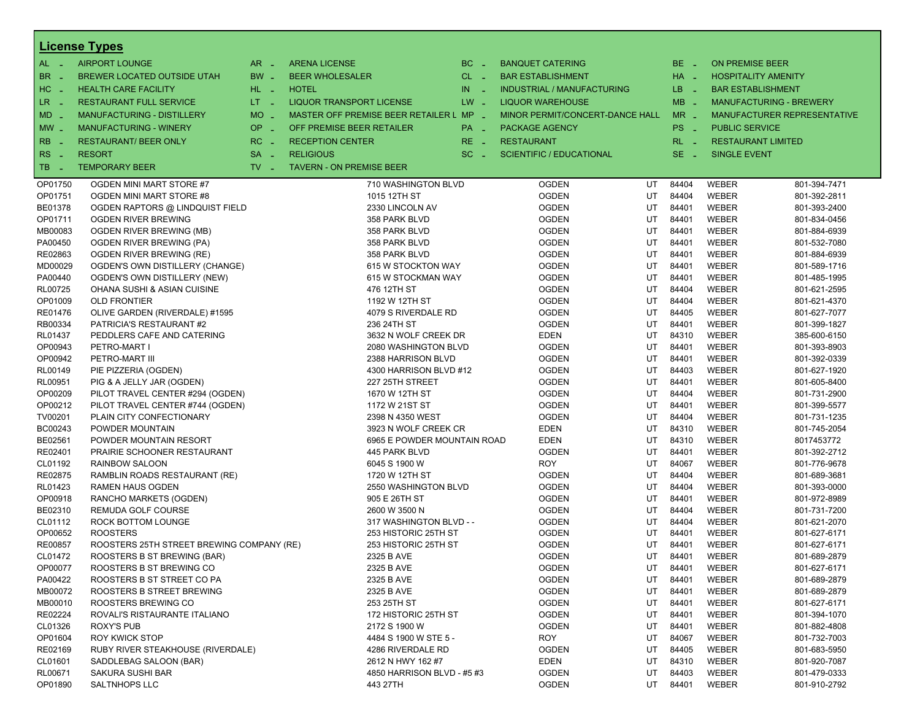## License Types

| Code | Type | Code | Type | Code | Type | Code | Type |
|---|---|---|---|---|---|---|---|
| AL | AIRPORT LOUNGE | AR | ARENA LICENSE | BC | BANQUET CATERING | BE | ON PREMISE BEER |
| BR | BREWER LOCATED OUTSIDE UTAH | BW | BEER WHOLESALER | CL | BAR ESTABLISHMENT | HA | HOSPITALITY AMENITY |
| HC | HEALTH CARE FACILITY | HL | HOTEL | IN | INDUSTRIAL / MANUFACTURING | LB | BAR ESTABLISHMENT |
| LR | RESTAURANT FULL SERVICE | LT | LIQUOR TRANSPORT LICENSE | LW | LIQUOR WAREHOUSE | MB | MANUFACTURING - BREWERY |
| MD | MANUFACTURING - DISTILLERY | MO | MASTER OFF PREMISE BEER RETAILER L | MP | MINOR PERMIT/CONCERT-DANCE HALL | MR | MANUFACTURER REPRESENTATIVE |
| MW | MANUFACTURING - WINERY | OP | OFF PREMISE BEER RETAILER | PA | PACKAGE AGENCY | PS | PUBLIC SERVICE |
| RB | RESTAURANT/ BEER ONLY | RC | RECEPTION CENTER | RE | RESTAURANT | RL | RESTAURANT LIMITED |
| RS | RESORT | SA | RELIGIOUS | SC | SCIENTIFIC / EDUCATIONAL | SE | SINGLE EVENT |
| TB | TEMPORARY BEER | TV | TAVERN - ON PREMISE BEER | | | | |

| License | Name | Address | City | State | Zip | County | Phone |
|---|---|---|---|---|---|---|---|
| OP01750 | OGDEN MINI MART STORE #7 | 710 WASHINGTON BLVD | OGDEN | UT | 84404 | WEBER | 801-394-7471 |
| OP01751 | OGDEN MINI MART STORE #8 | 1015 12TH ST | OGDEN | UT | 84404 | WEBER | 801-392-2811 |
| BE01378 | OGDEN RAPTORS @ LINDQUIST FIELD | 2330 LINCOLN AV | OGDEN | UT | 84401 | WEBER | 801-393-2400 |
| OP01711 | OGDEN RIVER BREWING | 358 PARK BLVD | OGDEN | UT | 84401 | WEBER | 801-834-0456 |
| MB00083 | OGDEN RIVER BREWING (MB) | 358 PARK BLVD | OGDEN | UT | 84401 | WEBER | 801-884-6939 |
| PA00450 | OGDEN RIVER BREWING (PA) | 358 PARK BLVD | OGDEN | UT | 84401 | WEBER | 801-532-7080 |
| RE02863 | OGDEN RIVER BREWING (RE) | 358 PARK BLVD | OGDEN | UT | 84401 | WEBER | 801-884-6939 |
| MD00029 | OGDEN'S OWN DISTILLERY (CHANGE) | 615 W STOCKTON WAY | OGDEN | UT | 84401 | WEBER | 801-589-1716 |
| PA00440 | OGDEN'S OWN DISTILLERY (NEW) | 615 W STOCKMAN WAY | OGDEN | UT | 84401 | WEBER | 801-485-1995 |
| RL00725 | OHANA SUSHI & ASIAN CUISINE | 476 12TH ST | OGDEN | UT | 84404 | WEBER | 801-621-2595 |
| OP01009 | OLD FRONTIER | 1192 W 12TH ST | OGDEN | UT | 84404 | WEBER | 801-621-4370 |
| RE01476 | OLIVE GARDEN (RIVERDALE) #1595 | 4079 S RIVERDALE RD | OGDEN | UT | 84405 | WEBER | 801-627-7077 |
| RB00334 | PATRICIA'S RESTAURANT #2 | 236 24TH ST | OGDEN | UT | 84401 | WEBER | 801-399-1827 |
| RL01437 | PEDDLERS CAFE AND CATERING | 3632 N WOLF CREEK DR | EDEN | UT | 84310 | WEBER | 385-600-6150 |
| OP00943 | PETRO-MART I | 2080 WASHINGTON BLVD | OGDEN | UT | 84401 | WEBER | 801-393-8903 |
| OP00942 | PETRO-MART III | 2388 HARRISON BLVD | OGDEN | UT | 84401 | WEBER | 801-392-0339 |
| RL00149 | PIE PIZZERIA (OGDEN) | 4300 HARRISON BLVD #12 | OGDEN | UT | 84403 | WEBER | 801-627-1920 |
| RL00951 | PIG & A JELLY JAR (OGDEN) | 227 25TH STREET | OGDEN | UT | 84401 | WEBER | 801-605-8400 |
| OP00209 | PILOT TRAVEL CENTER #294 (OGDEN) | 1670 W 12TH ST | OGDEN | UT | 84404 | WEBER | 801-731-2900 |
| OP00212 | PILOT TRAVEL CENTER #744 (OGDEN) | 1172 W 21ST ST | OGDEN | UT | 84401 | WEBER | 801-399-5577 |
| TV00201 | PLAIN CITY CONFECTIONARY | 2398 N 4350 WEST | OGDEN | UT | 84404 | WEBER | 801-731-1235 |
| BC00243 | POWDER MOUNTAIN | 3923 N WOLF CREEK CR | EDEN | UT | 84310 | WEBER | 801-745-2054 |
| BE02561 | POWDER MOUNTAIN RESORT | 6965 E POWDER MOUNTAIN ROAD | EDEN | UT | 84310 | WEBER | 8017453772 |
| RE02401 | PRAIRIE SCHOONER RESTAURANT | 445 PARK BLVD | OGDEN | UT | 84401 | WEBER | 801-392-2712 |
| CL01192 | RAINBOW SALOON | 6045 S 1900 W | ROY | UT | 84067 | WEBER | 801-776-9678 |
| RE02875 | RAMBLIN ROADS RESTAURANT (RE) | 1720 W 12TH ST | OGDEN | UT | 84404 | WEBER | 801-689-3681 |
| RL01423 | RAMEN HAUS OGDEN | 2550 WASHINGTON BLVD | OGDEN | UT | 84404 | WEBER | 801-393-0000 |
| OP00918 | RANCHO MARKETS (OGDEN) | 905 E 26TH ST | OGDEN | UT | 84401 | WEBER | 801-972-8989 |
| BE02310 | REMUDA GOLF COURSE | 2600 W 3500 N | OGDEN | UT | 84404 | WEBER | 801-731-7200 |
| CL01112 | ROCK BOTTOM LOUNGE | 317 WASHINGTON BLVD - - | OGDEN | UT | 84404 | WEBER | 801-621-2070 |
| OP00652 | ROOSTERS | 253 HISTORIC 25TH ST | OGDEN | UT | 84401 | WEBER | 801-627-6171 |
| RE00857 | ROOSTERS 25TH STREET BREWING COMPANY (RE) | 253 HISTORIC 25TH ST | OGDEN | UT | 84401 | WEBER | 801-627-6171 |
| CL01472 | ROOSTERS B ST BREWING (BAR) | 2325 B AVE | OGDEN | UT | 84401 | WEBER | 801-689-2879 |
| OP00077 | ROOSTERS B ST BREWING CO | 2325 B AVE | OGDEN | UT | 84401 | WEBER | 801-627-6171 |
| PA00422 | ROOSTERS B ST STREET CO PA | 2325 B AVE | OGDEN | UT | 84401 | WEBER | 801-689-2879 |
| MB00072 | ROOSTERS B STREET BREWING | 2325 B AVE | OGDEN | UT | 84401 | WEBER | 801-689-2879 |
| MB00010 | ROOSTERS BREWING CO | 253 25TH ST | OGDEN | UT | 84401 | WEBER | 801-627-6171 |
| RE02224 | ROVALI'S RISTAURANTE ITALIANO | 172 HISTORIC 25TH ST | OGDEN | UT | 84401 | WEBER | 801-394-1070 |
| CL01326 | ROXY'S PUB | 2172 S 1900 W | OGDEN | UT | 84401 | WEBER | 801-882-4808 |
| OP01604 | ROY KWICK STOP | 4484 S 1900 W STE 5 - | ROY | UT | 84067 | WEBER | 801-732-7003 |
| RE02169 | RUBY RIVER STEAKHOUSE (RIVERDALE) | 4286 RIVERDALE RD | OGDEN | UT | 84405 | WEBER | 801-683-5950 |
| CL01601 | SADDLEBAG SALOON (BAR) | 2612 N HWY 162 #7 | EDEN | UT | 84310 | WEBER | 801-920-7087 |
| RL00671 | SAKURA SUSHI BAR | 4850 HARRISON BLVD - #5 #3 | OGDEN | UT | 84403 | WEBER | 801-479-0333 |
| OP01890 | SALTNHOPS LLC | 443 27TH | OGDEN | UT | 84401 | WEBER | 801-910-2792 |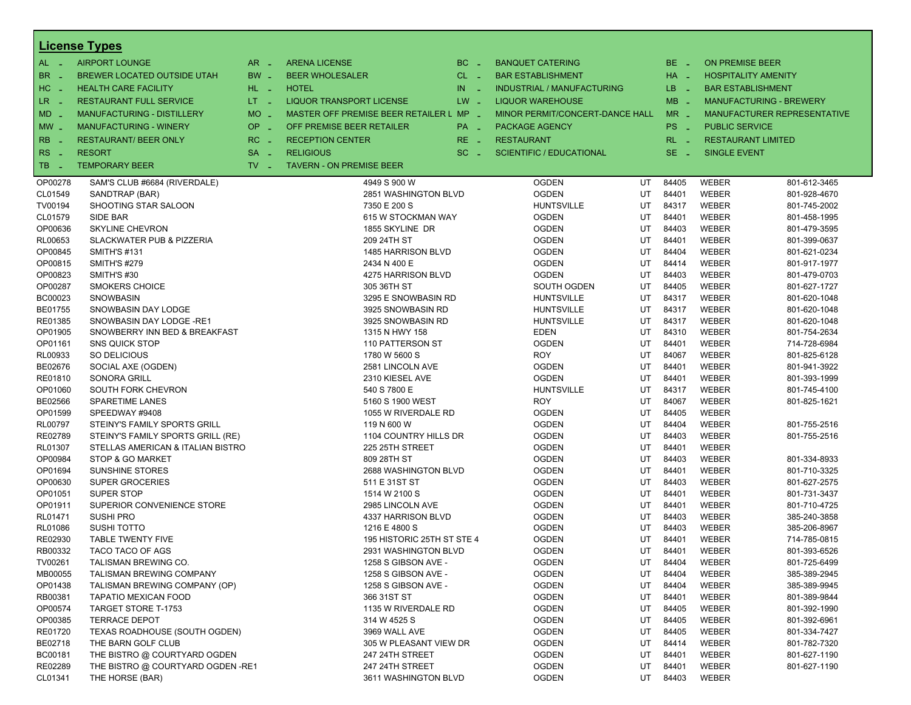## License Types

| | | | | | | | |
|---|---|---|---|---|---|---|---|
| AL - | AIRPORT LOUNGE | AR - | ARENA LICENSE | BC - | BANQUET CATERING | BE - | ON PREMISE BEER |
| BR - | BREWER LOCATED OUTSIDE UTAH | BW - | BEER WHOLESALER | CL - | BAR ESTABLISHMENT | HA - | HOSPITALITY AMENITY |
| HC - | HEALTH CARE FACILITY | HL - | HOTEL | IN - | INDUSTRIAL / MANUFACTURING | LB - | BAR ESTABLISHMENT |
| LR - | RESTAURANT FULL SERVICE | LT - | LIQUOR TRANSPORT LICENSE | LW - | LIQUOR WAREHOUSE | MB - | MANUFACTURING - BREWERY |
| MD - | MANUFACTURING - DISTILLERY | MO - | MASTER OFF PREMISE BEER RETAILER L | MP - | MINOR PERMIT/CONCERT-DANCE HALL | MR - | MANUFACTURER REPRESENTATIVE |
| MW - | MANUFACTURING - WINERY | OP - | OFF PREMISE BEER RETAILER | PA - | PACKAGE AGENCY | PS - | PUBLIC SERVICE |
| RB - | RESTAURANT/ BEER ONLY | RC - | RECEPTION CENTER | RE - | RESTAURANT | RL - | RESTAURANT LIMITED |
| RS - | RESORT | SA - | RELIGIOUS | SC - | SCIENTIFIC / EDUCATIONAL | SE - | SINGLE EVENT |
| TB - | TEMPORARY BEER | TV - | TAVERN - ON PREMISE BEER | | | | |

| | | | | | | | |
|---|---|---|---|---|---|---|---|
| OP00278 | SAM'S CLUB #6684 (RIVERDALE) | 4949 S 900 W | OGDEN | UT | 84405 | WEBER | 801-612-3465 |
| CL01549 | SANDTRAP (BAR) | 2851 WASHINGTON BLVD | OGDEN | UT | 84401 | WEBER | 801-928-4670 |
| TV00194 | SHOOTING STAR SALOON | 7350 E 200 S | HUNTSVILLE | UT | 84317 | WEBER | 801-745-2002 |
| CL01579 | SIDE BAR | 615 W STOCKMAN WAY | OGDEN | UT | 84401 | WEBER | 801-458-1995 |
| OP00636 | SKYLINE CHEVRON | 1855 SKYLINE DR | OGDEN | UT | 84403 | WEBER | 801-479-3595 |
| RL00653 | SLACKWATER PUB & PIZZERIA | 209 24TH ST | OGDEN | UT | 84401 | WEBER | 801-399-0637 |
| OP00845 | SMITH'S #131 | 1485 HARRISON BLVD | OGDEN | UT | 84404 | WEBER | 801-621-0234 |
| OP00815 | SMITH'S #279 | 2434 N 400 E | OGDEN | UT | 84414 | WEBER | 801-917-1977 |
| OP00823 | SMITH'S #30 | 4275 HARRISON BLVD | OGDEN | UT | 84403 | WEBER | 801-479-0703 |
| OP00287 | SMOKERS CHOICE | 305 36TH ST | SOUTH OGDEN | UT | 84405 | WEBER | 801-627-1727 |
| BC00023 | SNOWBASIN | 3295 E SNOWBASIN RD | HUNTSVILLE | UT | 84317 | WEBER | 801-620-1048 |
| BE01755 | SNOWBASIN DAY LODGE | 3925 SNOWBASIN RD | HUNTSVILLE | UT | 84317 | WEBER | 801-620-1048 |
| RE01385 | SNOWBASIN DAY LODGE -RE1 | 3925 SNOWBASIN RD | HUNTSVILLE | UT | 84317 | WEBER | 801-620-1048 |
| OP01905 | SNOWBERRY INN BED & BREAKFAST | 1315 N HWY 158 | EDEN | UT | 84310 | WEBER | 801-754-2634 |
| OP01161 | SNS QUICK STOP | 110 PATTERSON ST | OGDEN | UT | 84401 | WEBER | 714-728-6984 |
| RL00933 | SO DELICIOUS | 1780 W 5600 S | ROY | UT | 84067 | WEBER | 801-825-6128 |
| BE02676 | SOCIAL AXE (OGDEN) | 2581 LINCOLN AVE | OGDEN | UT | 84401 | WEBER | 801-941-3922 |
| RE01810 | SONORA GRILL | 2310 KIESEL AVE | OGDEN | UT | 84401 | WEBER | 801-393-1999 |
| OP01060 | SOUTH FORK CHEVRON | 540 S 7800 E | HUNTSVILLE | UT | 84317 | WEBER | 801-745-4100 |
| BE02566 | SPARETIME LANES | 5160 S 1900 WEST | ROY | UT | 84067 | WEBER | 801-825-1621 |
| OP01599 | SPEEDWAY #9408 | 1055 W RIVERDALE RD | OGDEN | UT | 84405 | WEBER | |
| RL00797 | STEINY'S FAMILY SPORTS GRILL | 119 N 600 W | OGDEN | UT | 84404 | WEBER | 801-755-2516 |
| RE02789 | STEINY'S FAMILY SPORTS GRILL (RE) | 1104 COUNTRY HILLS DR | OGDEN | UT | 84403 | WEBER | 801-755-2516 |
| RL01307 | STELLAS AMERICAN & ITALIAN BISTRO | 225 25TH STREET | OGDEN | UT | 84401 | WEBER | |
| OP00984 | STOP & GO MARKET | 809 28TH ST | OGDEN | UT | 84403 | WEBER | 801-334-8933 |
| OP01694 | SUNSHINE STORES | 2688 WASHINGTON BLVD | OGDEN | UT | 84401 | WEBER | 801-710-3325 |
| OP00630 | SUPER GROCERIES | 511 E 31ST ST | OGDEN | UT | 84403 | WEBER | 801-627-2575 |
| OP01051 | SUPER STOP | 1514 W 2100 S | OGDEN | UT | 84401 | WEBER | 801-731-3437 |
| OP01911 | SUPERIOR CONVENIENCE STORE | 2985 LINCOLN AVE | OGDEN | UT | 84401 | WEBER | 801-710-4725 |
| RL01471 | SUSHI PRO | 4337 HARRISON BLVD | OGDEN | UT | 84403 | WEBER | 385-240-3858 |
| RL01086 | SUSHI TOTTO | 1216 E 4800 S | OGDEN | UT | 84403 | WEBER | 385-206-8967 |
| RE02930 | TABLE TWENTY FIVE | 195 HISTORIC 25TH ST STE 4 | OGDEN | UT | 84401 | WEBER | 714-785-0815 |
| RB00332 | TACO TACO OF AGS | 2931 WASHINGTON BLVD | OGDEN | UT | 84401 | WEBER | 801-393-6526 |
| TV00261 | TALISMAN BREWING CO. | 1258 S GIBSON AVE - | OGDEN | UT | 84404 | WEBER | 801-725-6499 |
| MB00055 | TALISMAN BREWING COMPANY | 1258 S GIBSON AVE - | OGDEN | UT | 84404 | WEBER | 385-389-2945 |
| OP01438 | TALISMAN BREWING COMPANY (OP) | 1258 S GIBSON AVE - | OGDEN | UT | 84404 | WEBER | 385-389-9945 |
| RB00381 | TAPATIO MEXICAN FOOD | 366 31ST ST | OGDEN | UT | 84401 | WEBER | 801-389-9844 |
| OP00574 | TARGET STORE T-1753 | 1135 W RIVERDALE RD | OGDEN | UT | 84405 | WEBER | 801-392-1990 |
| OP00385 | TERRACE DEPOT | 314 W 4525 S | OGDEN | UT | 84405 | WEBER | 801-392-6961 |
| RE01720 | TEXAS ROADHOUSE (SOUTH OGDEN) | 3969 WALL AVE | OGDEN | UT | 84405 | WEBER | 801-334-7427 |
| BE02718 | THE BARN GOLF CLUB | 305 W PLEASANT VIEW DR | OGDEN | UT | 84414 | WEBER | 801-782-7320 |
| BC00181 | THE BISTRO @ COURTYARD OGDEN | 247 24TH STREET | OGDEN | UT | 84401 | WEBER | 801-627-1190 |
| RE02289 | THE BISTRO @ COURTYARD OGDEN -RE1 | 247 24TH STREET | OGDEN | UT | 84401 | WEBER | 801-627-1190 |
| CL01341 | THE HORSE (BAR) | 3611 WASHINGTON BLVD | OGDEN | UT | 84403 | WEBER | |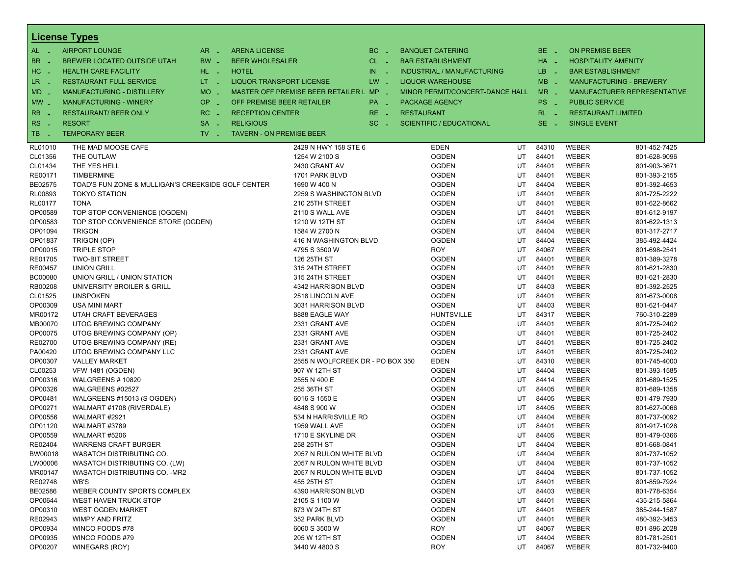## License Types

| | | | | | | | |
|---|---|---|---|---|---|---|---|
| AL - | AIRPORT LOUNGE | AR - | ARENA LICENSE | BC - | BANQUET CATERING | BE - | ON PREMISE BEER |
| BR - | BREWER LOCATED OUTSIDE UTAH | BW - | BEER WHOLESALER | CL - | BAR ESTABLISHMENT | HA - | HOSPITALITY AMENITY |
| HC - | HEALTH CARE FACILITY | HL - | HOTEL | IN - | INDUSTRIAL / MANUFACTURING | LB - | BAR ESTABLISHMENT |
| LR - | RESTAURANT FULL SERVICE | LT - | LIQUOR TRANSPORT LICENSE | LW - | LIQUOR WAREHOUSE | MB - | MANUFACTURING - BREWERY |
| MD - | MANUFACTURING - DISTILLERY | MO - | MASTER OFF PREMISE BEER RETAILER L | MP - | MINOR PERMIT/CONCERT-DANCE HALL | MR - | MANUFACTURER REPRESENTATIVE |
| MW - | MANUFACTURING - WINERY | OP - | OFF PREMISE BEER RETAILER | PA - | PACKAGE AGENCY | PS - | PUBLIC SERVICE |
| RB - | RESTAURANT/ BEER ONLY | RC - | RECEPTION CENTER | RE - | RESTAURANT | RL - | RESTAURANT LIMITED |
| RS - | RESORT | SA - | RELIGIOUS | SC - | SCIENTIFIC / EDUCATIONAL | SE - | SINGLE EVENT |
| TB - | TEMPORARY BEER | TV - | TAVERN - ON PREMISE BEER | | | | |

| | | | | | | | | |
|---|---|---|---|---|---|---|---|---|
| RL01010 | THE MAD MOOSE CAFE | 2429 N HWY 158 STE 6 | EDEN | UT | 84310 | WEBER | 801-452-7425 |
| CL01356 | THE OUTLAW | 1254 W 2100 S | OGDEN | UT | 84401 | WEBER | 801-628-9096 |
| CL01434 | THE YES HELL | 2430 GRANT AV | OGDEN | UT | 84401 | WEBER | 801-903-3671 |
| RE00171 | TIMBERMINE | 1701 PARK BLVD | OGDEN | UT | 84401 | WEBER | 801-393-2155 |
| BE02575 | TOAD'S FUN ZONE & MULLIGAN'S CREEKSIDE GOLF CENTER | 1690 W 400 N | OGDEN | UT | 84404 | WEBER | 801-392-4653 |
| RL00893 | TOKYO STATION | 2259 S WASHINGTON BLVD | OGDEN | UT | 84401 | WEBER | 801-725-2222 |
| RL00177 | TONA | 210 25TH STREET | OGDEN | UT | 84401 | WEBER | 801-622-8662 |
| OP00589 | TOP STOP CONVENIENCE (OGDEN) | 2110 S WALL AVE | OGDEN | UT | 84401 | WEBER | 801-612-9197 |
| OP00583 | TOP STOP CONVENIENCE STORE (OGDEN) | 1210 W 12TH ST | OGDEN | UT | 84404 | WEBER | 801-622-1313 |
| OP01094 | TRIGON | 1584 W 2700 N | OGDEN | UT | 84404 | WEBER | 801-317-2717 |
| OP01837 | TRIGON (OP) | 416 N WASHINGTON BLVD | OGDEN | UT | 84404 | WEBER | 385-492-4424 |
| OP00015 | TRIPLE STOP | 4795 S 3500 W | ROY | UT | 84067 | WEBER | 801-698-2541 |
| RE01705 | TWO-BIT STREET | 126 25TH ST | OGDEN | UT | 84401 | WEBER | 801-389-3278 |
| RE00457 | UNION GRILL | 315 24TH STREET | OGDEN | UT | 84401 | WEBER | 801-621-2830 |
| BC00080 | UNION GRILL / UNION STATION | 315 24TH STREET | OGDEN | UT | 84401 | WEBER | 801-621-2830 |
| RB00208 | UNIVERSITY BROILER & GRILL | 4342 HARRISON BLVD | OGDEN | UT | 84403 | WEBER | 801-392-2525 |
| CL01525 | UNSPOKEN | 2518 LINCOLN AVE | OGDEN | UT | 84401 | WEBER | 801-673-0008 |
| OP00309 | USA MINI MART | 3031 HARRISON BLVD | OGDEN | UT | 84403 | WEBER | 801-621-0447 |
| MR00172 | UTAH CRAFT BEVERAGES | 8888 EAGLE WAY | HUNTSVILLE | UT | 84317 | WEBER | 760-310-2289 |
| MB00070 | UTOG BREWING COMPANY | 2331 GRANT AVE | OGDEN | UT | 84401 | WEBER | 801-725-2402 |
| OP00075 | UTOG BREWING COMPANY (OP) | 2331 GRANT AVE | OGDEN | UT | 84401 | WEBER | 801-725-2402 |
| RE02700 | UTOG BREWING COMPANY (RE) | 2331 GRANT AVE | OGDEN | UT | 84401 | WEBER | 801-725-2402 |
| PA00420 | UTOG BREWING COMPANY LLC | 2331 GRANT AVE | OGDEN | UT | 84401 | WEBER | 801-725-2402 |
| OP00307 | VALLEY MARKET | 2555 N WOLFCREEK DR - PO BOX 350 | EDEN | UT | 84310 | WEBER | 801-745-4000 |
| CL00253 | VFW 1481 (OGDEN) | 907 W 12TH ST | OGDEN | UT | 84404 | WEBER | 801-393-1585 |
| OP00316 | WALGREENS # 10820 | 2555 N 400 E | OGDEN | UT | 84414 | WEBER | 801-689-1525 |
| OP00326 | WALGREENS #02527 | 255 36TH ST | OGDEN | UT | 84405 | WEBER | 801-689-1358 |
| OP00481 | WALGREENS #15013 (S OGDEN) | 6016 S 1550 E | OGDEN | UT | 84405 | WEBER | 801-479-7930 |
| OP00271 | WALMART #1708 (RIVERDALE) | 4848 S 900 W | OGDEN | UT | 84405 | WEBER | 801-627-0066 |
| OP00556 | WALMART #2921 | 534 N HARRISVILLE RD | OGDEN | UT | 84404 | WEBER | 801-737-0092 |
| OP01120 | WALMART #3789 | 1959 WALL AVE | OGDEN | UT | 84401 | WEBER | 801-917-1026 |
| OP00559 | WALMART #5206 | 1710 E SKYLINE DR | OGDEN | UT | 84405 | WEBER | 801-479-0366 |
| RE02404 | WARRENS CRAFT BURGER | 258 25TH ST | OGDEN | UT | 84404 | WEBER | 801-668-0841 |
| BW00018 | WASATCH DISTRIBUTING CO. | 2057 N RULON WHITE BLVD | OGDEN | UT | 84404 | WEBER | 801-737-1052 |
| LW00006 | WASATCH DISTRIBUTING CO. (LW) | 2057 N RULON WHITE BLVD | OGDEN | UT | 84404 | WEBER | 801-737-1052 |
| MR00147 | WASATCH DISTRIBUTING CO. -MR2 | 2057 N RULON WHITE BLVD | OGDEN | UT | 84404 | WEBER | 801-737-1052 |
| RE02748 | WB'S | 455 25TH ST | OGDEN | UT | 84401 | WEBER | 801-859-7924 |
| BE02586 | WEBER COUNTY SPORTS COMPLEX | 4390 HARRISON BLVD | OGDEN | UT | 84403 | WEBER | 801-778-6354 |
| OP00644 | WEST HAVEN TRUCK STOP | 2105 S 1100 W | OGDEN | UT | 84401 | WEBER | 435-215-5864 |
| OP00310 | WEST OGDEN MARKET | 873 W 24TH ST | OGDEN | UT | 84401 | WEBER | 385-244-1587 |
| RE02943 | WIMPY AND FRITZ | 352 PARK BLVD | OGDEN | UT | 84401 | WEBER | 480-392-3453 |
| OP00934 | WINCO FOODS #78 | 6060 S 3500 W | ROY | UT | 84067 | WEBER | 801-896-2028 |
| OP00935 | WINCO FOODS #79 | 205 W 12TH ST | OGDEN | UT | 84404 | WEBER | 801-781-2501 |
| OP00207 | WINEGARS (ROY) | 3440 W 4800 S | ROY | UT | 84067 | WEBER | 801-732-9400 |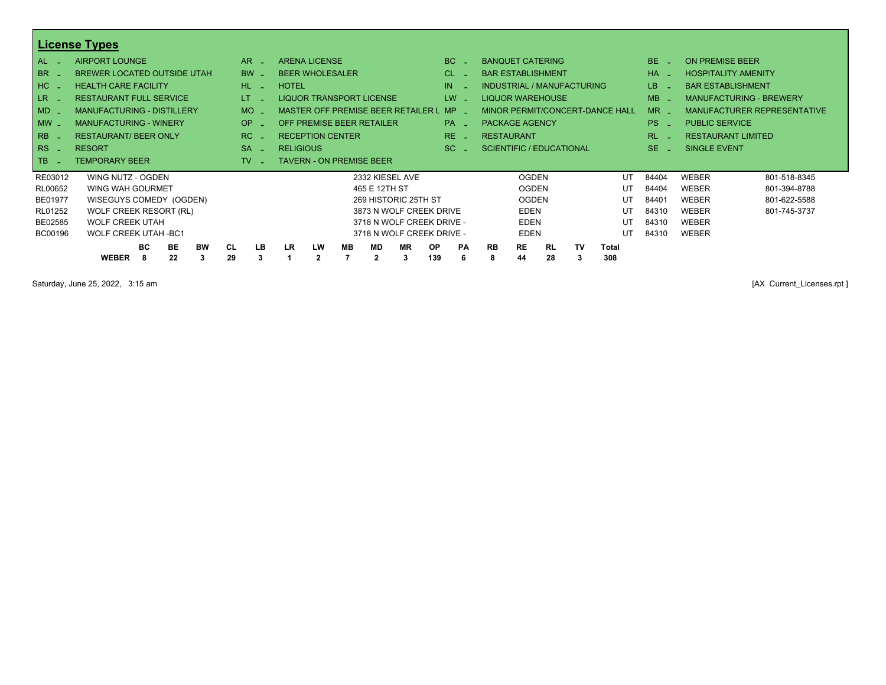## License Types

| | | | | | | | |
|---|---|---|---|---|---|---|---|
| AL - | AIRPORT LOUNGE | AR - | ARENA LICENSE | BC - | BANQUET CATERING | BE - | ON PREMISE BEER |
| BR - | BREWER LOCATED OUTSIDE UTAH | BW - | BEER WHOLESALER | CL - | BAR ESTABLISHMENT | HA - | HOSPITALITY AMENITY |
| HC - | HEALTH CARE FACILITY | HL - | HOTEL | IN - | INDUSTRIAL / MANUFACTURING | LB - | BAR ESTABLISHMENT |
| LR - | RESTAURANT FULL SERVICE | LT - | LIQUOR TRANSPORT LICENSE | LW - | LIQUOR WAREHOUSE | MB - | MANUFACTURING - BREWERY |
| MD - | MANUFACTURING - DISTILLERY | MO - | MASTER OFF PREMISE BEER RETAILER L | MP - | MINOR PERMIT/CONCERT-DANCE HALL | MR - | MANUFACTURER REPRESENTATIVE |
| MW - | MANUFACTURING - WINERY | OP - | OFF PREMISE BEER RETAILER | PA - | PACKAGE AGENCY | PS - | PUBLIC SERVICE |
| RB - | RESTAURANT/ BEER ONLY | RC - | RECEPTION CENTER | RE - | RESTAURANT | RL - | RESTAURANT LIMITED |
| RS - | RESORT | SA - | RELIGIOUS | SC - | SCIENTIFIC / EDUCATIONAL | SE - | SINGLE EVENT |
| TB - | TEMPORARY BEER | TV - | TAVERN - ON PREMISE BEER | | | | |

| | | | | | | | |
|---|---|---|---|---|---|---|---|
| RE03012 | WING NUTZ - OGDEN | 2332 KIESEL AVE | OGDEN | UT | 84404 | WEBER | 801-518-8345 |
| RL00652 | WING WAH GOURMET | 465 E 12TH ST | OGDEN | UT | 84404 | WEBER | 801-394-8788 |
| BE01977 | WISEGUYS COMEDY (OGDEN) | 269 HISTORIC 25TH ST | OGDEN | UT | 84401 | WEBER | 801-622-5588 |
| RL01252 | WOLF CREEK RESORT (RL) | 3873 N WOLF CREEK DRIVE | EDEN | UT | 84310 | WEBER | 801-745-3737 |
| BE02585 | WOLF CREEK UTAH | 3718 N WOLF CREEK DRIVE - | EDEN | UT | 84310 | WEBER | |
| BC00196 | WOLF CREEK UTAH -BC1 | 3718 N WOLF CREEK DRIVE - | EDEN | UT | 84310 | WEBER | |

| | BC | BE | BW | CL | LB | LR | LW | MB | MD | MR | OP | PA | RB | RE | RL | TV | Total |
|---|---|---|---|---|---|---|---|---|---|---|---|---|---|---|---|---|---|
| **WEBER** | **8** | **22** | **3** | **29** | **3** | **1** | **2** | **7** | **2** | **3** | **139** | **6** | **8** | **44** | **28** | **3** | **308** |

Saturday, June 25, 2022, 3:15 am

[AX Current_Licenses.rpt ]